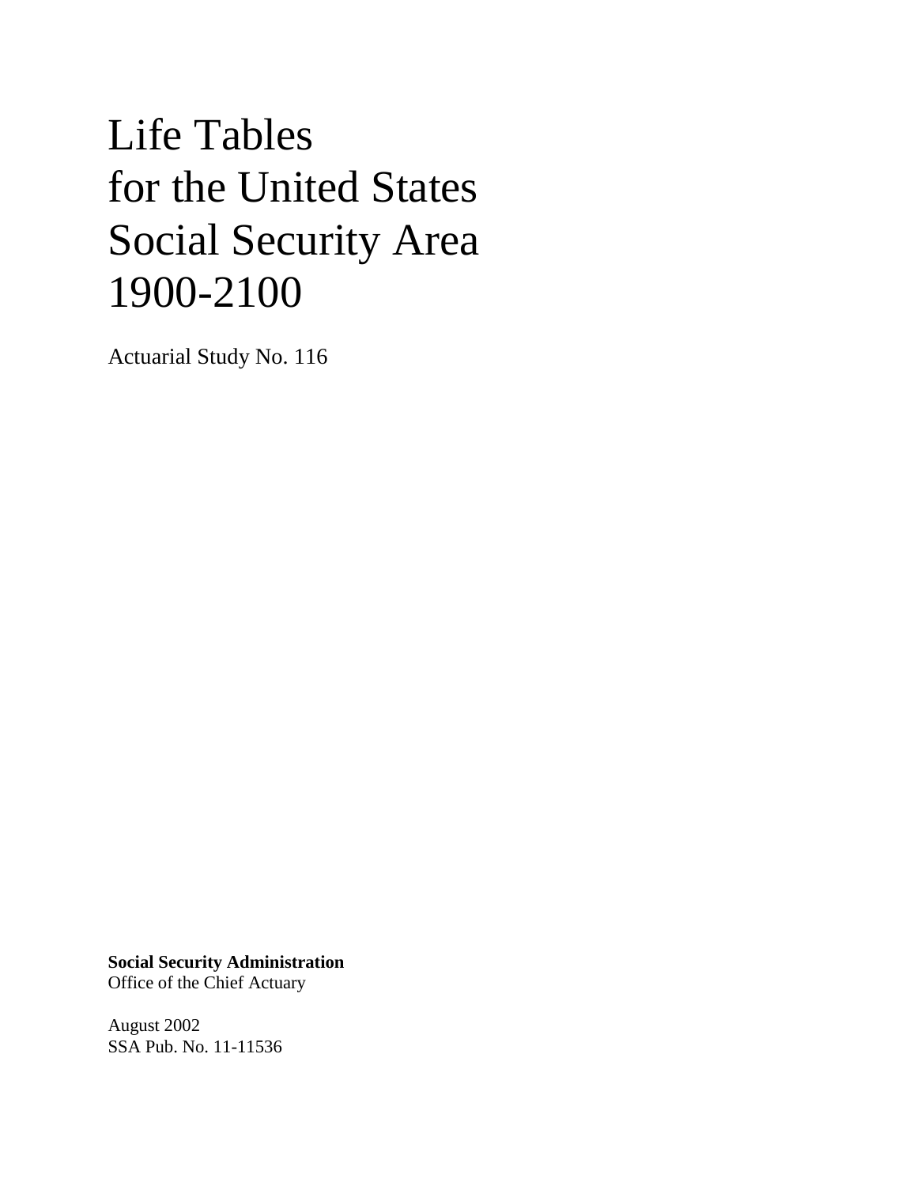# Life Tables for the United States Social Security Area 1900-2100

Actuarial Study No. 116

**Social Security Administration**
Office of the Chief Actuary

August 2002
SSA Pub. No. 11-11536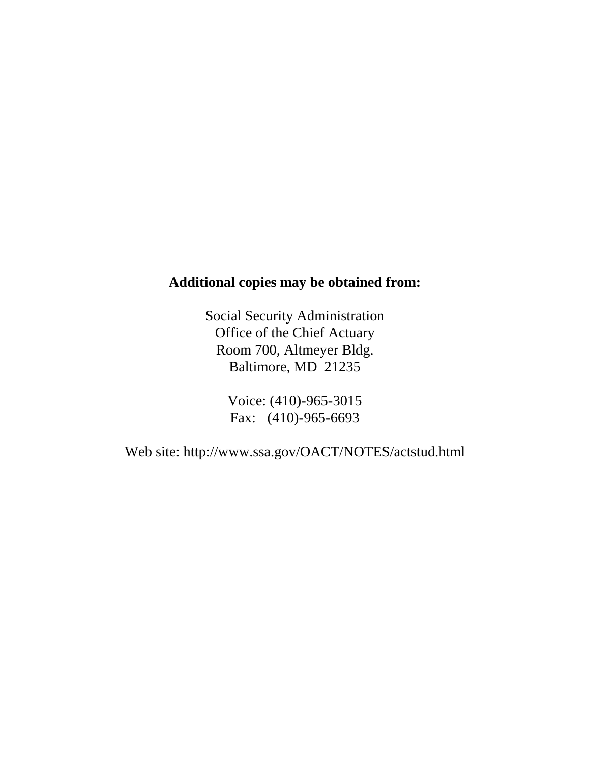**Additional copies may be obtained from:**

Social Security Administration
Office of the Chief Actuary
Room 700, Altmeyer Bldg.
Baltimore, MD 21235

Voice: (410)-965-3015
Fax: (410)-965-6693

Web site: http://www.ssa.gov/OACT/NOTES/actstud.html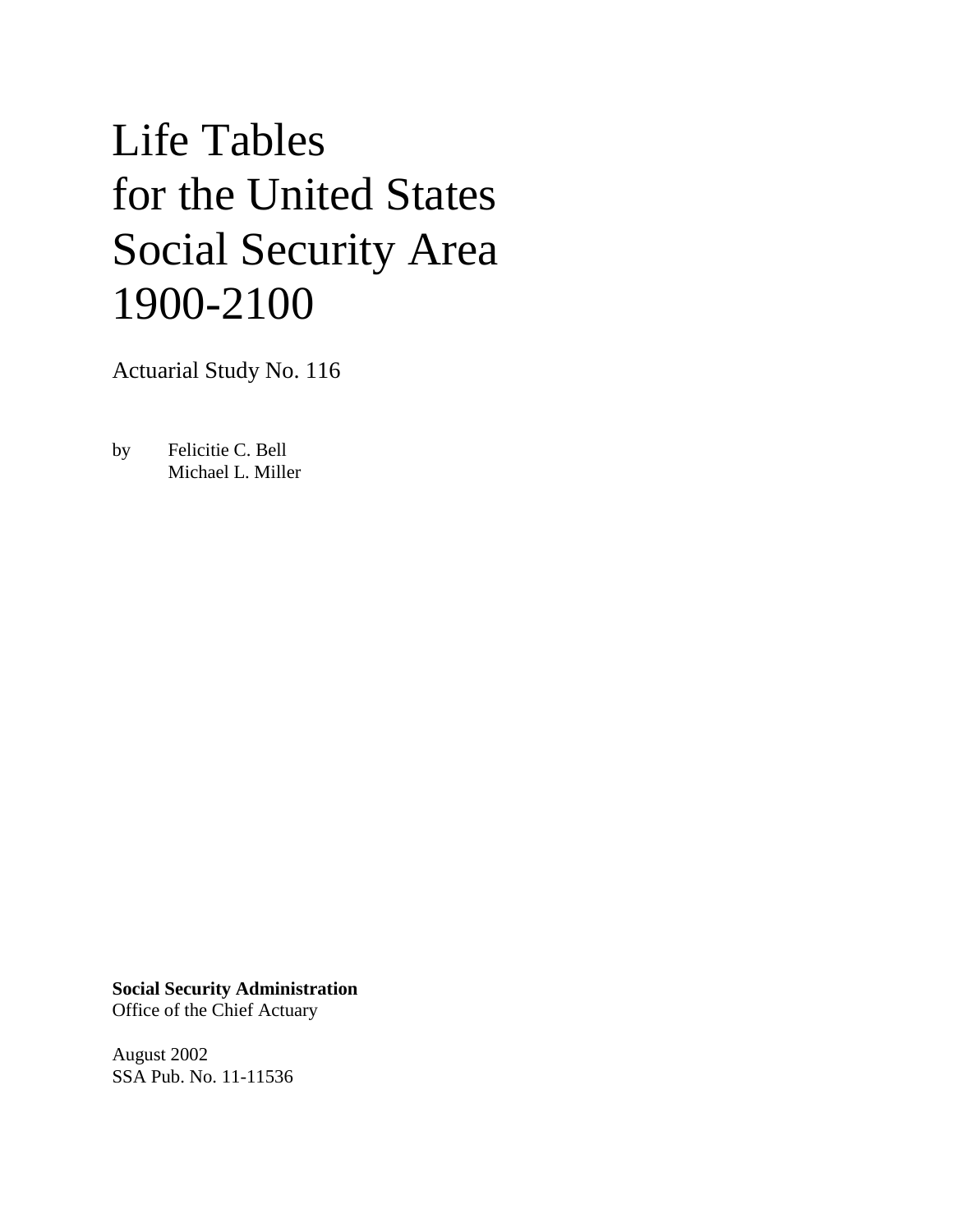# Life Tables for the United States Social Security Area 1900-2100

Actuarial Study No. 116

by Felicitie C. Bell
Michael L. Miller

**Social Security Administration**
Office of the Chief Actuary

August 2002
SSA Pub. No. 11-11536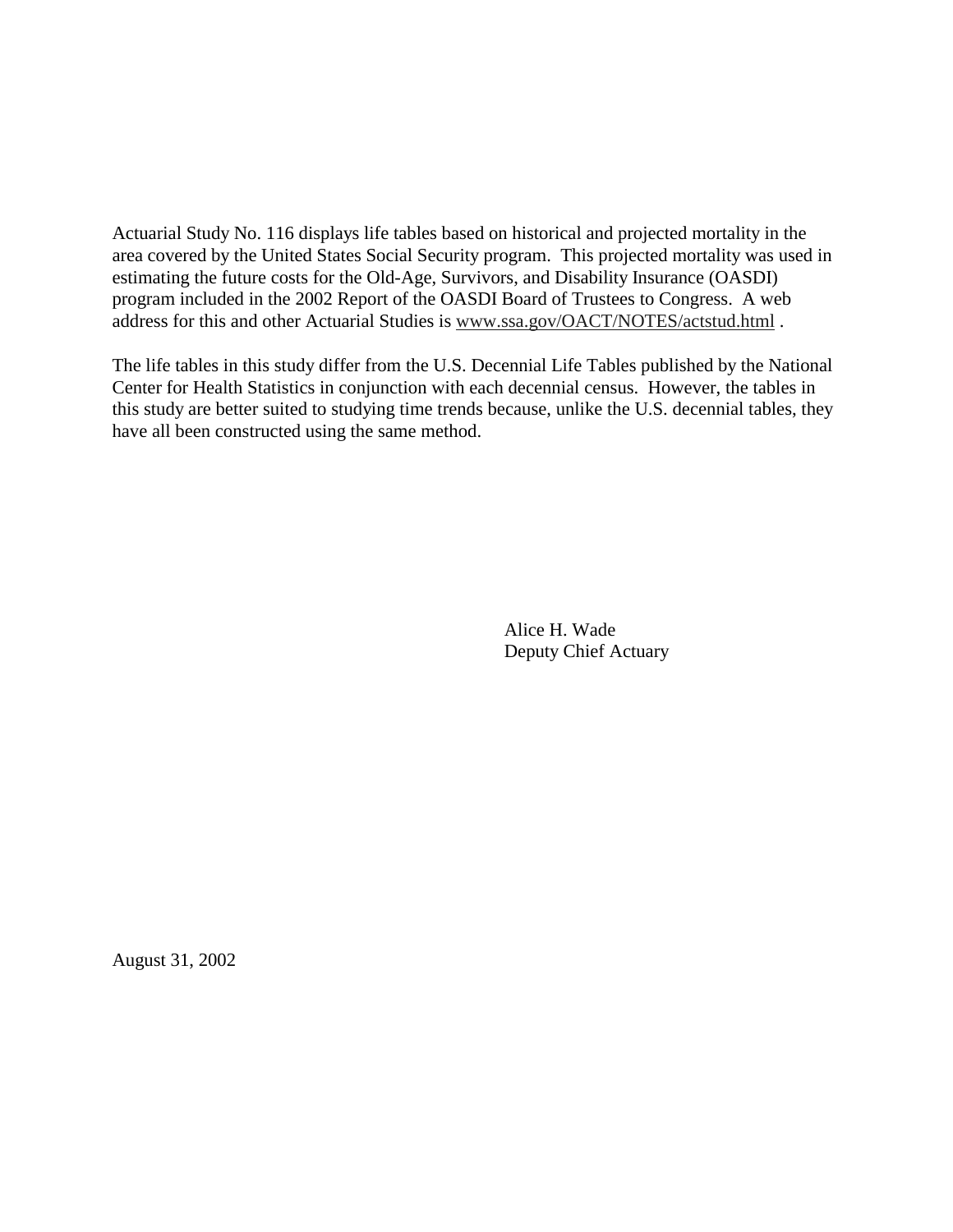Actuarial Study No. 116 displays life tables based on historical and projected mortality in the area covered by the United States Social Security program. This projected mortality was used in estimating the future costs for the Old-Age, Survivors, and Disability Insurance (OASDI) program included in the 2002 Report of the OASDI Board of Trustees to Congress. A web address for this and other Actuarial Studies is www.ssa.gov/OACT/NOTES/actstud.html .

The life tables in this study differ from the U.S. Decennial Life Tables published by the National Center for Health Statistics in conjunction with each decennial census. However, the tables in this study are better suited to studying time trends because, unlike the U.S. decennial tables, they have all been constructed using the same method.

Alice H. Wade
Deputy Chief Actuary

August 31, 2002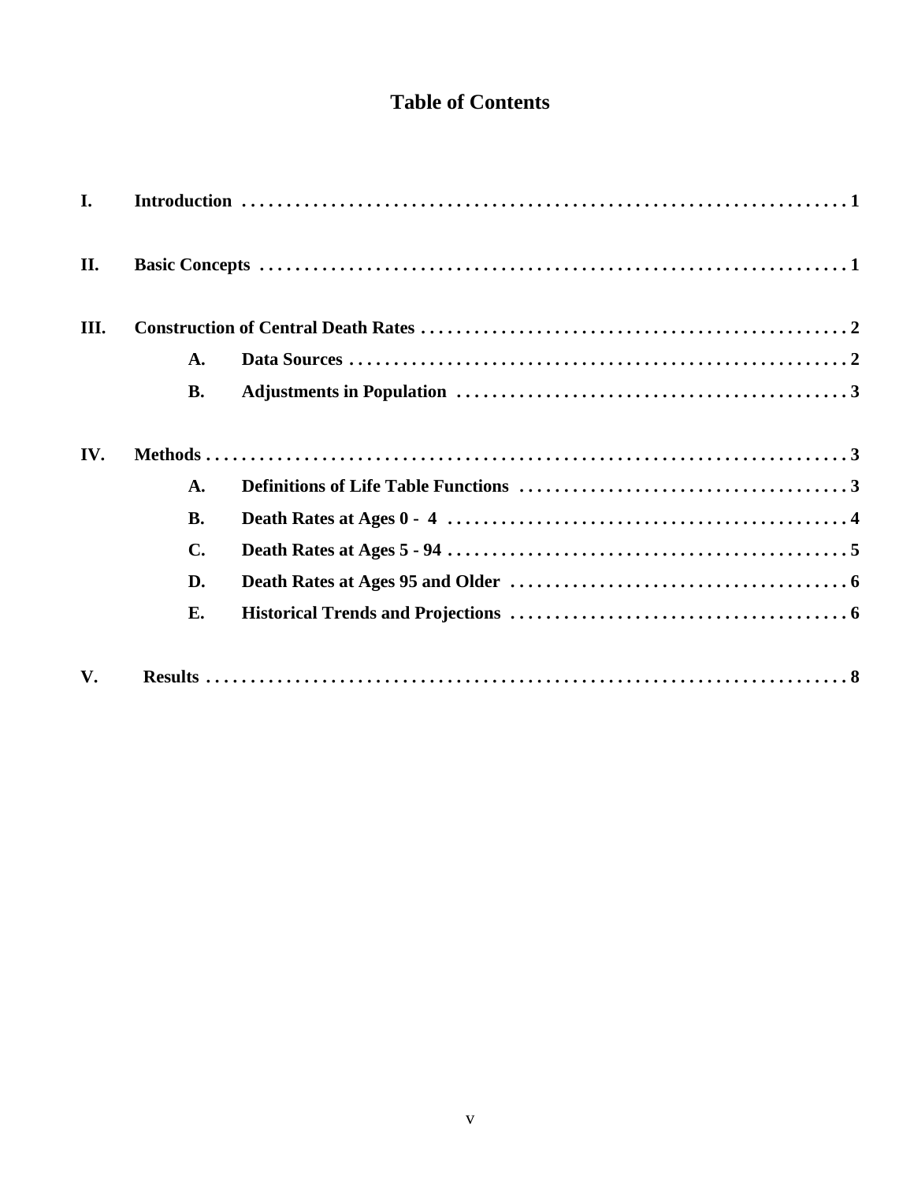# Table of Contents

**I. Introduction** . . . . . . . . . . . . . . . . . . . . . . . . . . . . . . . . . . . . . . . . . . . . . . . . . . . . . . . . . . . . . . . . . . . 1

**II. Basic Concepts** . . . . . . . . . . . . . . . . . . . . . . . . . . . . . . . . . . . . . . . . . . . . . . . . . . . . . . . . . . . . . . . . . 1

**III. Construction of Central Death Rates** . . . . . . . . . . . . . . . . . . . . . . . . . . . . . . . . . . . . . . . . . . . . . . . . . 2

- **A. Data Sources** . . . . . . . . . . . . . . . . . . . . . . . . . . . . . . . . . . . . . . . . . . . . . . . . . . . . . . . . . 2
- **B. Adjustments in Population** . . . . . . . . . . . . . . . . . . . . . . . . . . . . . . . . . . . . . . . . . . . . . 3

**IV. Methods** . . . . . . . . . . . . . . . . . . . . . . . . . . . . . . . . . . . . . . . . . . . . . . . . . . . . . . . . . . . . . . . . . . . . . . . 3

- **A. Definitions of Life Table Functions** . . . . . . . . . . . . . . . . . . . . . . . . . . . . . . . . . . . . . 3
- **B. Death Rates at Ages 0 - 4** . . . . . . . . . . . . . . . . . . . . . . . . . . . . . . . . . . . . . . . . . . . . . 4
- **C. Death Rates at Ages 5 - 94** . . . . . . . . . . . . . . . . . . . . . . . . . . . . . . . . . . . . . . . . . . . . 5
- **D. Death Rates at Ages 95 and Older** . . . . . . . . . . . . . . . . . . . . . . . . . . . . . . . . . . . . . . 6
- **E. Historical Trends and Projections** . . . . . . . . . . . . . . . . . . . . . . . . . . . . . . . . . . . . . . 6

**V. Results** . . . . . . . . . . . . . . . . . . . . . . . . . . . . . . . . . . . . . . . . . . . . . . . . . . . . . . . . . . . . . . . . . . . . . . . 8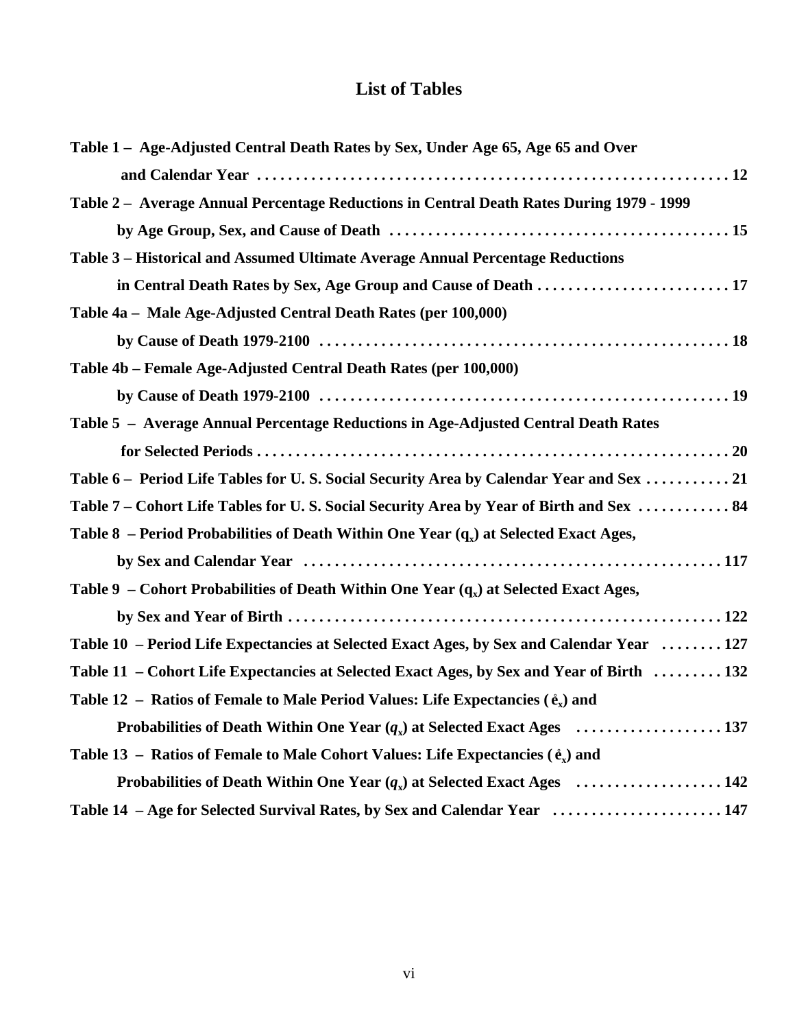# List of Tables

**Table 1 – Age-Adjusted Central Death Rates by Sex, Under Age 65, Age 65 and Over and Calendar Year . . . . . . . . . . . . . . . . . . . . . . . . . . . . . . . . . . . . . . . . . . . . . . . . . . . . . . . . . . . . . 12**

**Table 2 – Average Annual Percentage Reductions in Central Death Rates During 1979 - 1999 by Age Group, Sex, and Cause of Death . . . . . . . . . . . . . . . . . . . . . . . . . . . . . . . . . . . . . . . . . . . . 15**

**Table 3 – Historical and Assumed Ultimate Average Annual Percentage Reductions in Central Death Rates by Sex, Age Group and Cause of Death . . . . . . . . . . . . . . . . . . . . . . . . . 17**

**Table 4a – Male Age-Adjusted Central Death Rates (per 100,000) by Cause of Death 1979-2100 . . . . . . . . . . . . . . . . . . . . . . . . . . . . . . . . . . . . . . . . . . . . . . . . . . . . 18**

**Table 4b – Female Age-Adjusted Central Death Rates (per 100,000) by Cause of Death 1979-2100 . . . . . . . . . . . . . . . . . . . . . . . . . . . . . . . . . . . . . . . . . . . . . . . . . . . . 19**

**Table 5 – Average Annual Percentage Reductions in Age-Adjusted Central Death Rates for Selected Periods . . . . . . . . . . . . . . . . . . . . . . . . . . . . . . . . . . . . . . . . . . . . . . . . . . . . . . . . . . . . . 20**

**Table 6 – Period Life Tables for U. S. Social Security Area by Calendar Year and Sex . . . . . . . . . . . 21**

**Table 7 – Cohort Life Tables for U. S. Social Security Area by Year of Birth and Sex . . . . . . . . . . . . 84**

**Table 8 – Period Probabilities of Death Within One Year ($q_x$) at Selected Exact Ages, by Sex and Calendar Year . . . . . . . . . . . . . . . . . . . . . . . . . . . . . . . . . . . . . . . . . . . . . . . . . . . . . 117**

**Table 9 – Cohort Probabilities of Death Within One Year ($q_x$) at Selected Exact Ages, by Sex and Year of Birth . . . . . . . . . . . . . . . . . . . . . . . . . . . . . . . . . . . . . . . . . . . . . . . . . . . . . . 122**

**Table 10 – Period Life Expectancies at Selected Exact Ages, by Sex and Calendar Year . . . . . . . . 127**

**Table 11 – Cohort Life Expectancies at Selected Exact Ages, by Sex and Year of Birth . . . . . . . . . 132**

**Table 12 – Ratios of Female to Male Period Values: Life Expectancies ($\mathring{e}_x$) and Probabilities of Death Within One Year ($q_x$) at Selected Exact Ages . . . . . . . . . . . . . . . . . . . 137**

**Table 13 – Ratios of Female to Male Cohort Values: Life Expectancies ($\mathring{e}_x$) and Probabilities of Death Within One Year ($q_x$) at Selected Exact Ages . . . . . . . . . . . . . . . . . . . 142**

**Table 14 – Age for Selected Survival Rates, by Sex and Calendar Year . . . . . . . . . . . . . . . . . . . . . . 147**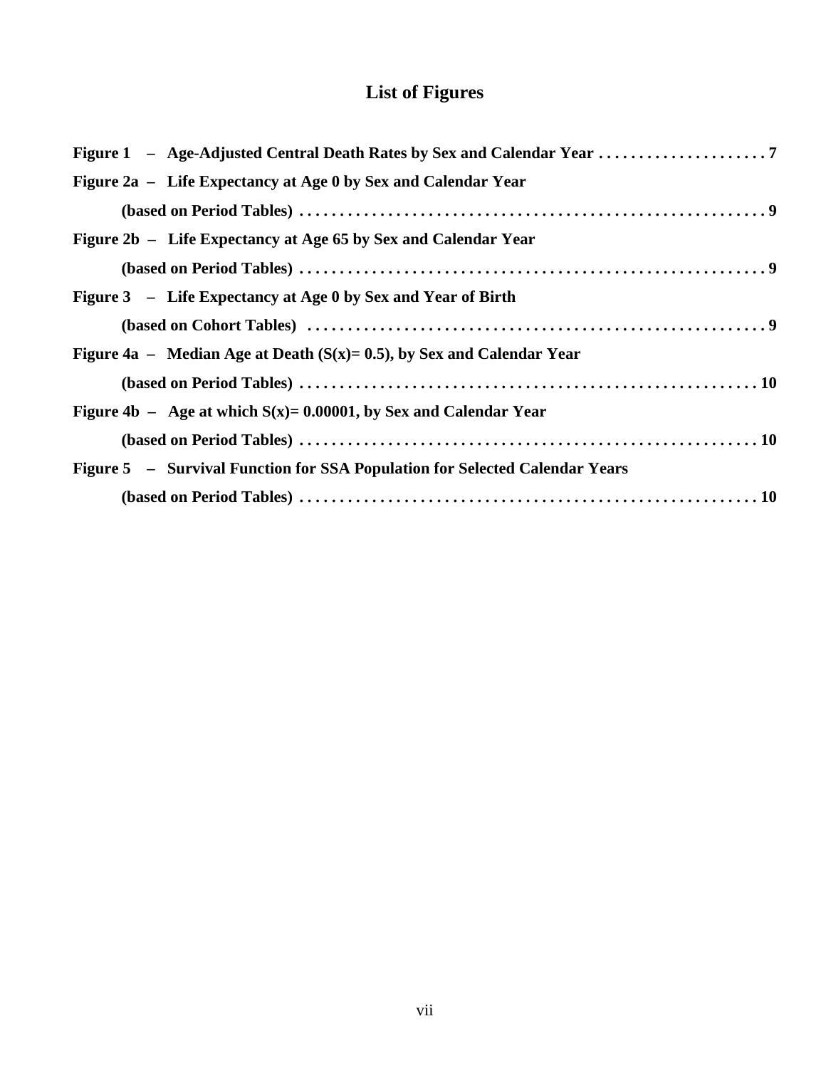# List of Figures

**Figure 1 – Age-Adjusted Central Death Rates by Sex and Calendar Year . . . . . . . . . . . . . . . . . . . . . 7**

**Figure 2a – Life Expectancy at Age 0 by Sex and Calendar Year (based on Period Tables) . . . . . . . . . . . . . . . . . . . . . . . . . . . . . . . . . . . . . . . . . . . . . . . . . . . . . . . . . 9**

**Figure 2b – Life Expectancy at Age 65 by Sex and Calendar Year (based on Period Tables) . . . . . . . . . . . . . . . . . . . . . . . . . . . . . . . . . . . . . . . . . . . . . . . . . . . . . . . . . 9**

**Figure 3 – Life Expectancy at Age 0 by Sex and Year of Birth (based on Cohort Tables) . . . . . . . . . . . . . . . . . . . . . . . . . . . . . . . . . . . . . . . . . . . . . . . . . . . . . . . . 9**

**Figure 4a – Median Age at Death (S(x)= 0.5), by Sex and Calendar Year (based on Period Tables) . . . . . . . . . . . . . . . . . . . . . . . . . . . . . . . . . . . . . . . . . . . . . . . . . . . . . . . 10**

**Figure 4b – Age at which S(x)= 0.00001, by Sex and Calendar Year (based on Period Tables) . . . . . . . . . . . . . . . . . . . . . . . . . . . . . . . . . . . . . . . . . . . . . . . . . . . . . . . 10**

**Figure 5 – Survival Function for SSA Population for Selected Calendar Years (based on Period Tables) . . . . . . . . . . . . . . . . . . . . . . . . . . . . . . . . . . . . . . . . . . . . . . . . . . . . . . . 10**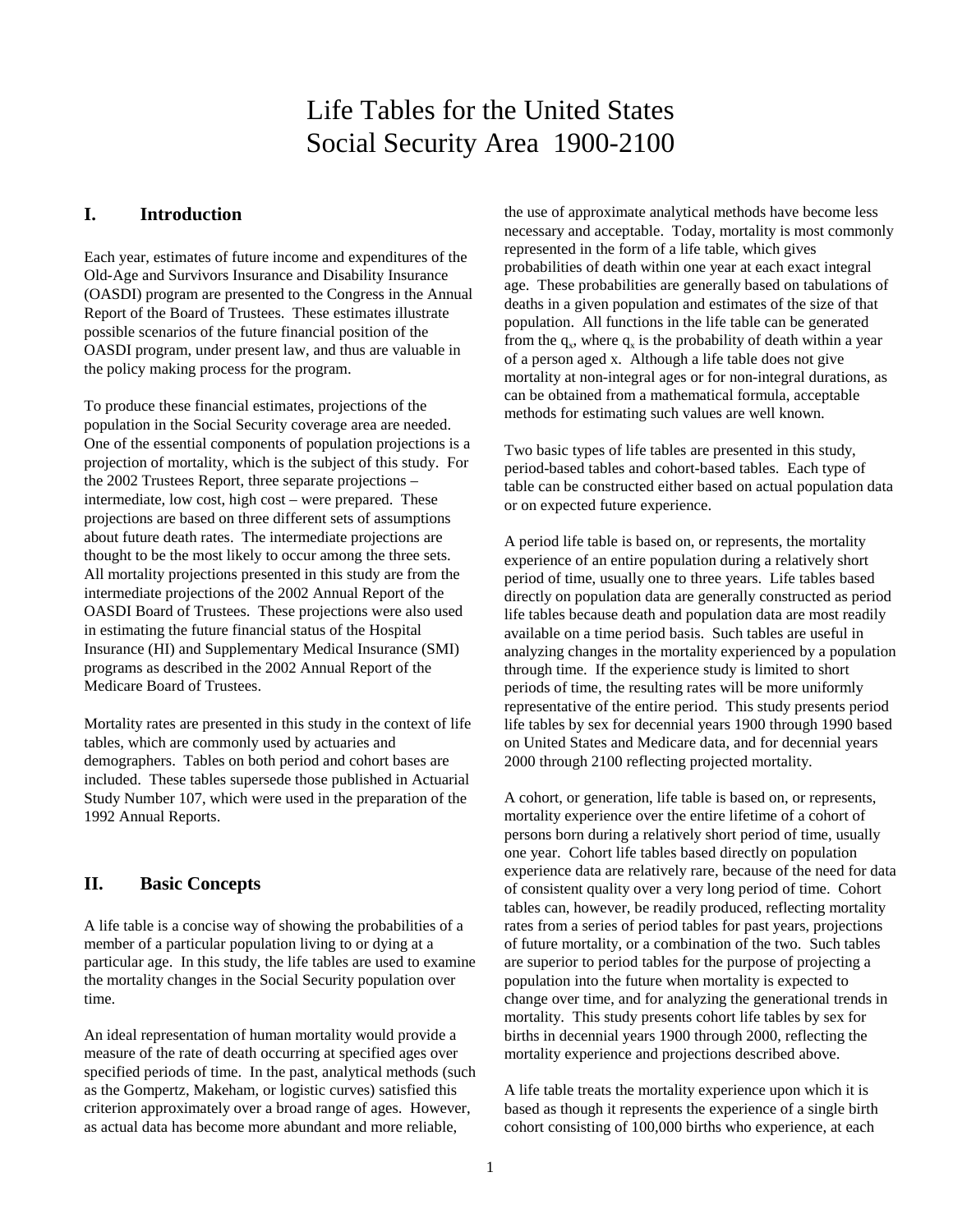# Life Tables for the United States Social Security Area 1900-2100

## I. Introduction

Each year, estimates of future income and expenditures of the Old-Age and Survivors Insurance and Disability Insurance (OASDI) program are presented to the Congress in the Annual Report of the Board of Trustees. These estimates illustrate possible scenarios of the future financial position of the OASDI program, under present law, and thus are valuable in the policy making process for the program.

To produce these financial estimates, projections of the population in the Social Security coverage area are needed. One of the essential components of population projections is a projection of mortality, which is the subject of this study. For the 2002 Trustees Report, three separate projections – intermediate, low cost, high cost – were prepared. These projections are based on three different sets of assumptions about future death rates. The intermediate projections are thought to be the most likely to occur among the three sets. All mortality projections presented in this study are from the intermediate projections of the 2002 Annual Report of the OASDI Board of Trustees. These projections were also used in estimating the future financial status of the Hospital Insurance (HI) and Supplementary Medical Insurance (SMI) programs as described in the 2002 Annual Report of the Medicare Board of Trustees.

Mortality rates are presented in this study in the context of life tables, which are commonly used by actuaries and demographers. Tables on both period and cohort bases are included. These tables supersede those published in Actuarial Study Number 107, which were used in the preparation of the 1992 Annual Reports.

## II. Basic Concepts

A life table is a concise way of showing the probabilities of a member of a particular population living to or dying at a particular age. In this study, the life tables are used to examine the mortality changes in the Social Security population over time.

An ideal representation of human mortality would provide a measure of the rate of death occurring at specified ages over specified periods of time. In the past, analytical methods (such as the Gompertz, Makeham, or logistic curves) satisfied this criterion approximately over a broad range of ages. However, as actual data has become more abundant and more reliable, the use of approximate analytical methods have become less necessary and acceptable. Today, mortality is most commonly represented in the form of a life table, which gives probabilities of death within one year at each exact integral age. These probabilities are generally based on tabulations of deaths in a given population and estimates of the size of that population. All functions in the life table can be generated from the $q_x$, where $q_x$ is the probability of death within a year of a person aged x. Although a life table does not give mortality at non-integral ages or for non-integral durations, as can be obtained from a mathematical formula, acceptable methods for estimating such values are well known.

Two basic types of life tables are presented in this study, period-based tables and cohort-based tables. Each type of table can be constructed either based on actual population data or on expected future experience.

A period life table is based on, or represents, the mortality experience of an entire population during a relatively short period of time, usually one to three years. Life tables based directly on population data are generally constructed as period life tables because death and population data are most readily available on a time period basis. Such tables are useful in analyzing changes in the mortality experienced by a population through time. If the experience study is limited to short periods of time, the resulting rates will be more uniformly representative of the entire period. This study presents period life tables by sex for decennial years 1900 through 1990 based on United States and Medicare data, and for decennial years 2000 through 2100 reflecting projected mortality.

A cohort, or generation, life table is based on, or represents, mortality experience over the entire lifetime of a cohort of persons born during a relatively short period of time, usually one year. Cohort life tables based directly on population experience data are relatively rare, because of the need for data of consistent quality over a very long period of time. Cohort tables can, however, be readily produced, reflecting mortality rates from a series of period tables for past years, projections of future mortality, or a combination of the two. Such tables are superior to period tables for the purpose of projecting a population into the future when mortality is expected to change over time, and for analyzing the generational trends in mortality. This study presents cohort life tables by sex for births in decennial years 1900 through 2000, reflecting the mortality experience and projections described above.

A life table treats the mortality experience upon which it is based as though it represents the experience of a single birth cohort consisting of 100,000 births who experience, at each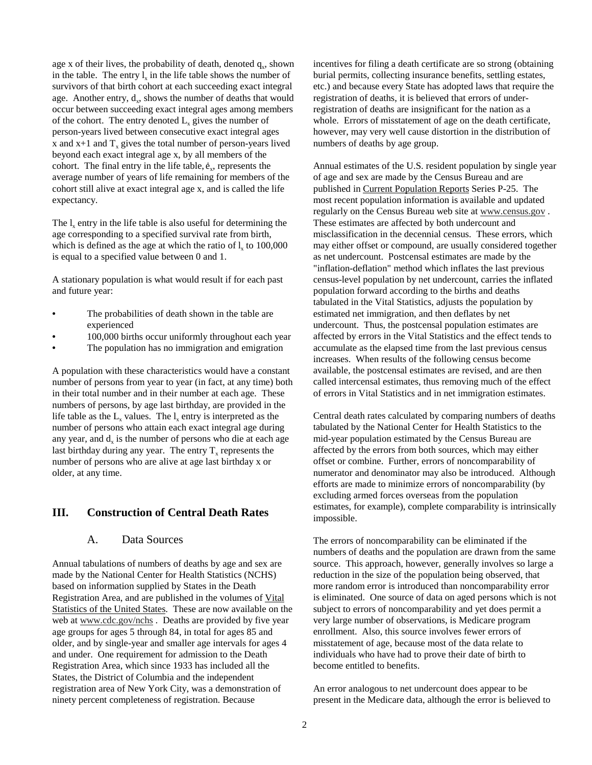age x of their lives, the probability of death, denoted $q_x$, shown in the table. The entry $l_x$ in the life table shows the number of survivors of that birth cohort at each succeeding exact integral age. Another entry, $d_x$, shows the number of deaths that would occur between succeeding exact integral ages among members of the cohort. The entry denoted $L_x$ gives the number of person-years lived between consecutive exact integral ages x and x+1 and $T_x$ gives the total number of person-years lived beyond each exact integral age x, by all members of the cohort. The final entry in the life table, $\mathring{e}_x$, represents the average number of years of life remaining for members of the cohort still alive at exact integral age x, and is called the life expectancy.

The $l_x$ entry in the life table is also useful for determining the age corresponding to a specified survival rate from birth, which is defined as the age at which the ratio of $l_x$ to 100,000 is equal to a specified value between 0 and 1.

A stationary population is what would result if for each past and future year:

- The probabilities of death shown in the table are experienced
- 100,000 births occur uniformly throughout each year
- The population has no immigration and emigration

A population with these characteristics would have a constant number of persons from year to year (in fact, at any time) both in their total number and in their number at each age. These numbers of persons, by age last birthday, are provided in the life table as the $L_x$ values. The $l_x$ entry is interpreted as the number of persons who attain each exact integral age during any year, and $d_x$ is the number of persons who die at each age last birthday during any year. The entry $T_x$ represents the number of persons who are alive at age last birthday x or older, at any time.

## III. Construction of Central Death Rates

### A. Data Sources

Annual tabulations of numbers of deaths by age and sex are made by the National Center for Health Statistics (NCHS) based on information supplied by States in the Death Registration Area, and are published in the volumes of Vital Statistics of the United States. These are now available on the web at www.cdc.gov/nchs . Deaths are provided by five year age groups for ages 5 through 84, in total for ages 85 and older, and by single-year and smaller age intervals for ages 4 and under. One requirement for admission to the Death Registration Area, which since 1933 has included all the States, the District of Columbia and the independent registration area of New York City, was a demonstration of ninety percent completeness of registration. Because incentives for filing a death certificate are so strong (obtaining burial permits, collecting insurance benefits, settling estates, etc.) and because every State has adopted laws that require the registration of deaths, it is believed that errors of under-registration of deaths are insignificant for the nation as a whole. Errors of misstatement of age on the death certificate, however, may very well cause distortion in the distribution of numbers of deaths by age group.

Annual estimates of the U.S. resident population by single year of age and sex are made by the Census Bureau and are published in Current Population Reports Series P-25. The most recent population information is available and updated regularly on the Census Bureau web site at www.census.gov . These estimates are affected by both undercount and misclassification in the decennial census. These errors, which may either offset or compound, are usually considered together as net undercount. Postcensal estimates are made by the "inflation-deflation" method which inflates the last previous census-level population by net undercount, carries the inflated population forward according to the births and deaths tabulated in the Vital Statistics, adjusts the population by estimated net immigration, and then deflates by net undercount. Thus, the postcensal population estimates are affected by errors in the Vital Statistics and the effect tends to accumulate as the elapsed time from the last previous census increases. When results of the following census become available, the postcensal estimates are revised, and are then called intercensal estimates, thus removing much of the effect of errors in Vital Statistics and in net immigration estimates.

Central death rates calculated by comparing numbers of deaths tabulated by the National Center for Health Statistics to the mid-year population estimated by the Census Bureau are affected by the errors from both sources, which may either offset or combine. Further, errors of noncomparability of numerator and denominator may also be introduced. Although efforts are made to minimize errors of noncomparability (by excluding armed forces overseas from the population estimates, for example), complete comparability is intrinsically impossible.

The errors of noncomparability can be eliminated if the numbers of deaths and the population are drawn from the same source. This approach, however, generally involves so large a reduction in the size of the population being observed, that more random error is introduced than noncomparability error is eliminated. One source of data on aged persons which is not subject to errors of noncomparability and yet does permit a very large number of observations, is Medicare program enrollment. Also, this source involves fewer errors of misstatement of age, because most of the data relate to individuals who have had to prove their date of birth to become entitled to benefits.

An error analogous to net undercount does appear to be present in the Medicare data, although the error is believed to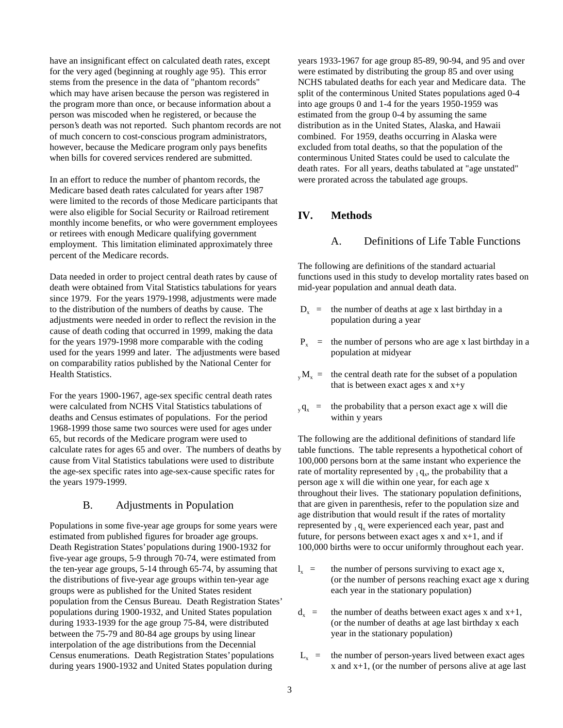have an insignificant effect on calculated death rates, except for the very aged (beginning at roughly age 95). This error stems from the presence in the data of "phantom records" which may have arisen because the person was registered in the program more than once, or because information about a person was miscoded when he registered, or because the person's death was not reported. Such phantom records are not of much concern to cost-conscious program administrators, however, because the Medicare program only pays benefits when bills for covered services rendered are submitted.

In an effort to reduce the number of phantom records, the Medicare based death rates calculated for years after 1987 were limited to the records of those Medicare participants that were also eligible for Social Security or Railroad retirement monthly income benefits, or who were government employees or retirees with enough Medicare qualifying government employment. This limitation eliminated approximately three percent of the Medicare records.

Data needed in order to project central death rates by cause of death were obtained from Vital Statistics tabulations for years since 1979. For the years 1979-1998, adjustments were made to the distribution of the numbers of deaths by cause. The adjustments were needed in order to reflect the revision in the cause of death coding that occurred in 1999, making the data for the years 1979-1998 more comparable with the coding used for the years 1999 and later. The adjustments were based on comparability ratios published by the National Center for Health Statistics.

For the years 1900-1967, age-sex specific central death rates were calculated from NCHS Vital Statistics tabulations of deaths and Census estimates of populations. For the period 1968-1999 those same two sources were used for ages under 65, but records of the Medicare program were used to calculate rates for ages 65 and over. The numbers of deaths by cause from Vital Statistics tabulations were used to distribute the age-sex specific rates into age-sex-cause specific rates for the years 1979-1999.

### B. Adjustments in Population

Populations in some five-year age groups for some years were estimated from published figures for broader age groups. Death Registration States' populations during 1900-1932 for five-year age groups, 5-9 through 70-74, were estimated from the ten-year age groups, 5-14 through 65-74, by assuming that the distributions of five-year age groups within ten-year age groups were as published for the United States resident population from the Census Bureau. Death Registration States' populations during 1900-1932, and United States population during 1933-1939 for the age group 75-84, were distributed between the 75-79 and 80-84 age groups by using linear interpolation of the age distributions from the Decennial Census enumerations. Death Registration States' populations during years 1900-1932 and United States population during years 1933-1967 for age group 85-89, 90-94, and 95 and over were estimated by distributing the group 85 and over using NCHS tabulated deaths for each year and Medicare data. The split of the conterminous United States populations aged 0-4 into age groups 0 and 1-4 for the years 1950-1959 was estimated from the group 0-4 by assuming the same distribution as in the United States, Alaska, and Hawaii combined. For 1959, deaths occurring in Alaska were excluded from total deaths, so that the population of the conterminous United States could be used to calculate the death rates. For all years, deaths tabulated at "age unstated" were prorated across the tabulated age groups.

## IV. Methods

### A. Definitions of Life Table Functions

The following are definitions of the standard actuarial functions used in this study to develop mortality rates based on mid-year population and annual death data.

- $D_x$ = the number of deaths at age x last birthday in a population during a year
- $P_x$ = the number of persons who are age x last birthday in a population at midyear
- ${}_yM_x$ = the central death rate for the subset of a population that is between exact ages x and x+y
- ${}_yq_x$ = the probability that a person exact age x will die within y years

The following are the additional definitions of standard life table functions. The table represents a hypothetical cohort of 100,000 persons born at the same instant who experience the rate of mortality represented by ${}_1q_x$, the probability that a person age x will die within one year, for each age x throughout their lives. The stationary population definitions, that are given in parenthesis, refer to the population size and age distribution that would result if the rates of mortality represented by ${}_1q_x$ were experienced each year, past and future, for persons between exact ages x and x+1, and if 100,000 births were to occur uniformly throughout each year.

- $l_x$ = the number of persons surviving to exact age x, (or the number of persons reaching exact age x during each year in the stationary population)
- $d_x$ = the number of deaths between exact ages x and x+1, (or the number of deaths at age last birthday x each year in the stationary population)
- $L_x$ = the number of person-years lived between exact ages x and x+1, (or the number of persons alive at age last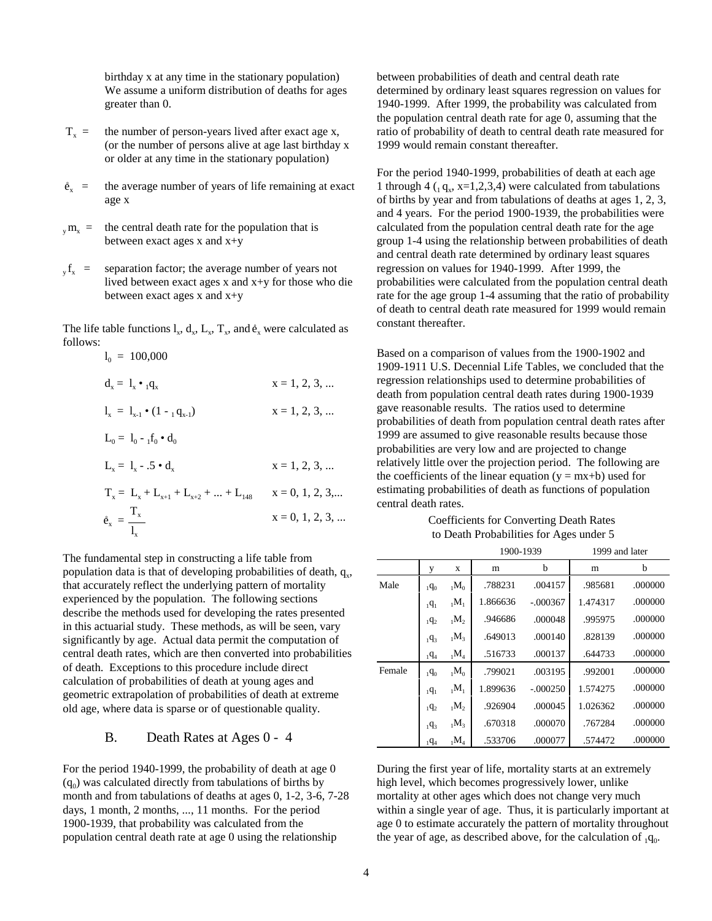birthday x at any time in the stationary population) We assume a uniform distribution of deaths for ages greater than 0.

$T_x$ = the number of person-years lived after exact age x, (or the number of persons alive at age last birthday x or older at any time in the stationary population)

$\mathring{e}_x$ = the average number of years of life remaining at exact age x

${}_ym_x$ = the central death rate for the population that is between exact ages x and x+y

${}_yf_x$ = separation factor; the average number of years not lived between exact ages x and x+y for those who die between exact ages x and x+y

The life table functions $l_x$, $d_x$, $L_x$, $T_x$, and $\mathring{e}_x$ were calculated as follows:

$$l_0 = 100{,}000$$

$$d_x = l_x \cdot {}_1q_x \qquad x = 1, 2, 3, ...$$

$$l_x = l_{x-1} \cdot (1 - {}_1q_{x-1}) \qquad x = 1, 2, 3, ...$$

$$L_0 = l_0 - {}_1f_0 \cdot d_0$$

$$L_x = l_x - .5 \cdot d_x \qquad x = 1, 2, 3, ...$$

$$T_x = L_x + L_{x+1} + L_{x+2} + ... + L_{148} \qquad x = 0, 1, 2, 3, ...$$

$$\mathring{e}_x = \frac{T_x}{l_x} \qquad x = 0, 1, 2, 3, ...$$

The fundamental step in constructing a life table from population data is that of developing probabilities of death, $q_x$, that accurately reflect the underlying pattern of mortality experienced by the population. The following sections describe the methods used for developing the rates presented in this actuarial study. These methods, as will be seen, vary significantly by age. Actual data permit the computation of central death rates, which are then converted into probabilities of death. Exceptions to this procedure include direct calculation of probabilities of death at young ages and geometric extrapolation of probabilities of death at extreme old age, where data is sparse or of questionable quality.

## B. Death Rates at Ages 0 - 4

For the period 1940-1999, the probability of death at age 0 ($q_0$) was calculated directly from tabulations of births by month and from tabulations of deaths at ages 0, 1-2, 3-6, 7-28 days, 1 month, 2 months, ..., 11 months. For the period 1900-1939, that probability was calculated from the population central death rate at age 0 using the relationship between probabilities of death and central death rate determined by ordinary least squares regression on values for 1940-1999. After 1999, the probability was calculated from the population central death rate for age 0, assuming that the ratio of probability of death to central death rate measured for 1999 would remain constant thereafter.

For the period 1940-1999, probabilities of death at each age 1 through 4 (${}_1q_x$, x=1,2,3,4) were calculated from tabulations of births by year and from tabulations of deaths at ages 1, 2, 3, and 4 years. For the period 1900-1939, the probabilities were calculated from the population central death rate for the age group 1-4 using the relationship between probabilities of death and central death rate determined by ordinary least squares regression on values for 1940-1999. After 1999, the probabilities were calculated from the population central death rate for the age group 1-4 assuming that the ratio of probability of death to central death rate measured for 1999 would remain constant thereafter.

Based on a comparison of values from the 1900-1902 and 1909-1911 U.S. Decennial Life Tables, we concluded that the regression relationships used to determine probabilities of death from population central death rates during 1900-1939 gave reasonable results. The ratios used to determine probabilities of death from population central death rates after 1999 are assumed to give reasonable results because those probabilities are very low and are projected to change relatively little over the projection period. The following are the coefficients of the linear equation (y = mx+b) used for estimating probabilities of death as functions of population central death rates.

Coefficients for Converting Death Rates to Death Probabilities for Ages under 5

| | | | 1900-1939 | | 1999 and later | |
|---|---|---|---|---|---|---|
| | y | x | m | b | m | b |
| Male | ${}_1q_0$ | ${}_1M_0$ | .788231 | .004157 | .985681 | .000000 |
| | ${}_1q_1$ | ${}_1M_1$ | 1.866636 | -.000367 | 1.474317 | .000000 |
| | ${}_1q_2$ | ${}_1M_2$ | .946686 | .000048 | .995975 | .000000 |
| | ${}_1q_3$ | ${}_1M_3$ | .649013 | .000140 | .828139 | .000000 |
| | ${}_1q_4$ | ${}_1M_4$ | .516733 | .000137 | .644733 | .000000 |
| Female | ${}_1q_0$ | ${}_1M_0$ | .799021 | .003195 | .992001 | .000000 |
| | ${}_1q_1$ | ${}_1M_1$ | 1.899636 | -.000250 | 1.574275 | .000000 |
| | ${}_1q_2$ | ${}_1M_2$ | .926904 | .000045 | 1.026362 | .000000 |
| | ${}_1q_3$ | ${}_1M_3$ | .670318 | .000070 | .767284 | .000000 |
| | ${}_1q_4$ | ${}_1M_4$ | .533706 | .000077 | .574472 | .000000 |

During the first year of life, mortality starts at an extremely high level, which becomes progressively lower, unlike mortality at other ages which does not change very much within a single year of age. Thus, it is particularly important at age 0 to estimate accurately the pattern of mortality throughout the year of age, as described above, for the calculation of ${}_1q_0$.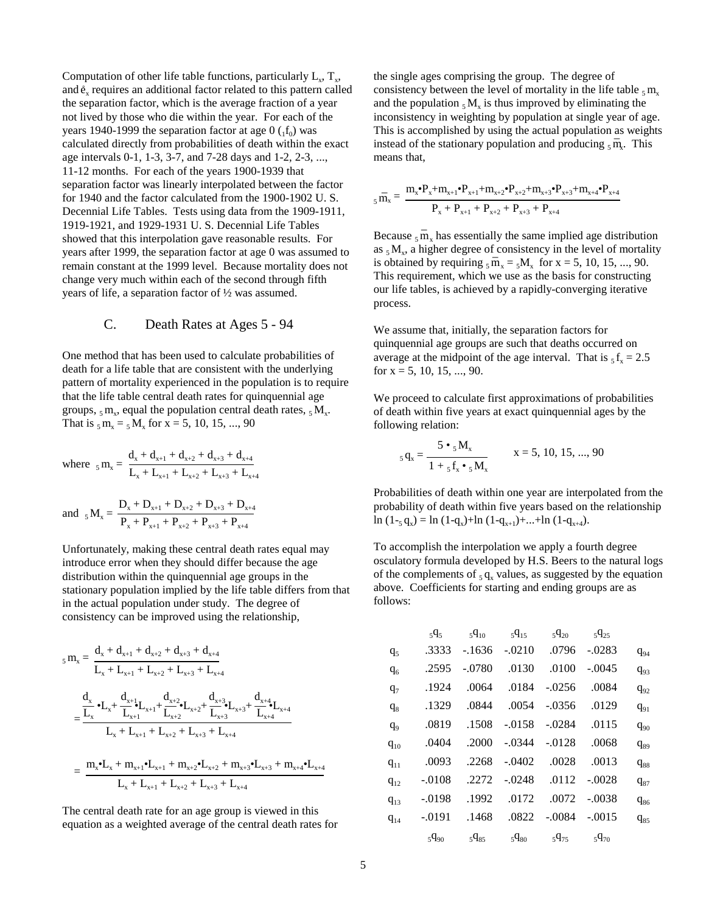Computation of other life table functions, particularly $L_x$, $T_x$, and $\mathring{e}_x$ requires an additional factor related to this pattern called the separation factor, which is the average fraction of a year not lived by those who die within the year. For each of the years 1940-1999 the separation factor at age 0 (${}_1f_0$) was calculated directly from probabilities of death within the exact age intervals 0-1, 1-3, 3-7, and 7-28 days and 1-2, 2-3, ..., 11-12 months. For each of the years 1900-1939 that separation factor was linearly interpolated between the factor for 1940 and the factor calculated from the 1900-1902 U. S. Decennial Life Tables. Tests using data from the 1909-1911, 1919-1921, and 1929-1931 U. S. Decennial Life Tables showed that this interpolation gave reasonable results. For years after 1999, the separation factor at age 0 was assumed to remain constant at the 1999 level. Because mortality does not change very much within each of the second through fifth years of life, a separation factor of ½ was assumed.

## C. Death Rates at Ages 5 - 94

One method that has been used to calculate probabilities of death for a life table that are consistent with the underlying pattern of mortality experienced in the population is to require that the life table central death rates for quinquennial age groups, ${}_5m_x$, equal the population central death rates, ${}_5M_x$. That is ${}_5m_x = {}_5M_x$ for x = 5, 10, 15, ..., 90

$$\text{where } {}_5m_x = \frac{d_x + d_{x+1} + d_{x+2} + d_{x+3} + d_{x+4}}{L_x + L_{x+1} + L_{x+2} + L_{x+3} + L_{x+4}}$$

$$\text{and } {}_5M_x = \frac{D_x + D_{x+1} + D_{x+2} + D_{x+3} + D_{x+4}}{P_x + P_{x+1} + P_{x+2} + P_{x+3} + P_{x+4}}$$

Unfortunately, making these central death rates equal may introduce error when they should differ because the age distribution within the quinquennial age groups in the stationary population implied by the life table differs from that in the actual population under study. The degree of consistency can be improved using the relationship,

$$
\begin{aligned}
{}_5m_x &= \frac{d_x + d_{x+1} + d_{x+2} + d_{x+3} + d_{x+4}}{L_x + L_{x+1} + L_{x+2} + L_{x+3} + L_{x+4}} \\
&= \frac{\frac{d_x}{L_x}\cdot L_x + \frac{d_{x+1}}{L_{x+1}}\cdot L_{x+1} + \frac{d_{x+2}}{L_{x+2}}\cdot L_{x+2} + \frac{d_{x+3}}{L_{x+3}}\cdot L_{x+3} + \frac{d_{x+4}}{L_{x+4}}\cdot L_{x+4}}{L_x + L_{x+1} + L_{x+2} + L_{x+3} + L_{x+4}} \\
&= \frac{m_x\cdot L_x + m_{x+1}\cdot L_{x+1} + m_{x+2}\cdot L_{x+2} + m_{x+3}\cdot L_{x+3} + m_{x+4}\cdot L_{x+4}}{L_x + L_{x+1} + L_{x+2} + L_{x+3} + L_{x+4}}
\end{aligned}
$$

The central death rate for an age group is viewed in this equation as a weighted average of the central death rates for the single ages comprising the group. The degree of consistency between the level of mortality in the life table ${}_5m_x$ and the population ${}_5M_x$ is thus improved by eliminating the inconsistency in weighting by population at single year of age. This is accomplished by using the actual population as weights instead of the stationary population and producing ${}_5\bar{m}_x$. This means that,

$${}_5\bar{m}_x = \frac{m_x\cdot P_x + m_{x+1}\cdot P_{x+1} + m_{x+2}\cdot P_{x+2} + m_{x+3}\cdot P_{x+3} + m_{x+4}\cdot P_{x+4}}{P_x + P_{x+1} + P_{x+2} + P_{x+3} + P_{x+4}}$$

Because ${}_5\bar{m}_x$ has essentially the same implied age distribution as ${}_5M_x$, a higher degree of consistency in the level of mortality is obtained by requiring ${}_5\bar{m}_x = {}_5M_x$ for x = 5, 10, 15, ..., 90. This requirement, which we use as the basis for constructing our life tables, is achieved by a rapidly-converging iterative process.

We assume that, initially, the separation factors for quinquennial age groups are such that deaths occurred on average at the midpoint of the age interval. That is ${}_5f_x = 2.5$ for x = 5, 10, 15, ..., 90.

We proceed to calculate first approximations of probabilities of death within five years at exact quinquennial ages by the following relation:

$${}_5q_x = \frac{5 \cdot {}_5M_x}{1 + {}_5f_x \cdot {}_5M_x} \qquad x = 5, 10, 15, ..., 90$$

Probabilities of death within one year are interpolated from the probability of death within five years based on the relationship $\ln(1-{}_5q_x) = \ln(1-q_x) + \ln(1-q_{x+1}) + ... + \ln(1-q_{x+4})$.

To accomplish the interpolation we apply a fourth degree osculatory formula developed by H.S. Beers to the natural logs of the complements of ${}_5q_x$ values, as suggested by the equation above. Coefficients for starting and ending groups are as follows:

| | ${}_5q_5$ | ${}_5q_{10}$ | ${}_5q_{15}$ | ${}_5q_{20}$ | ${}_5q_{25}$ | |
|---|---|---|---|---|---|---|
| $q_5$ | .3333 | -.1636 | -.0210 | .0796 | -.0283 | $q_{94}$ |
| $q_6$ | .2595 | -.0780 | .0130 | .0100 | -.0045 | $q_{93}$ |
| $q_7$ | .1924 | .0064 | .0184 | -.0256 | .0084 | $q_{92}$ |
| $q_8$ | .1329 | .0844 | .0054 | -.0356 | .0129 | $q_{91}$ |
| $q_9$ | .0819 | .1508 | -.0158 | -.0284 | .0115 | $q_{90}$ |
| $q_{10}$ | .0404 | .2000 | -.0344 | -.0128 | .0068 | $q_{89}$ |
| $q_{11}$ | .0093 | .2268 | -.0402 | .0028 | .0013 | $q_{88}$ |
| $q_{12}$ | -.0108 | .2272 | -.0248 | .0112 | -.0028 | $q_{87}$ |
| $q_{13}$ | -.0198 | .1992 | .0172 | .0072 | -.0038 | $q_{86}$ |
| $q_{14}$ | -.0191 | .1468 | .0822 | -.0084 | -.0015 | $q_{85}$ |
| | ${}_5q_{90}$ | ${}_5q_{85}$ | ${}_5q_{80}$ | ${}_5q_{75}$ | ${}_5q_{70}$ | |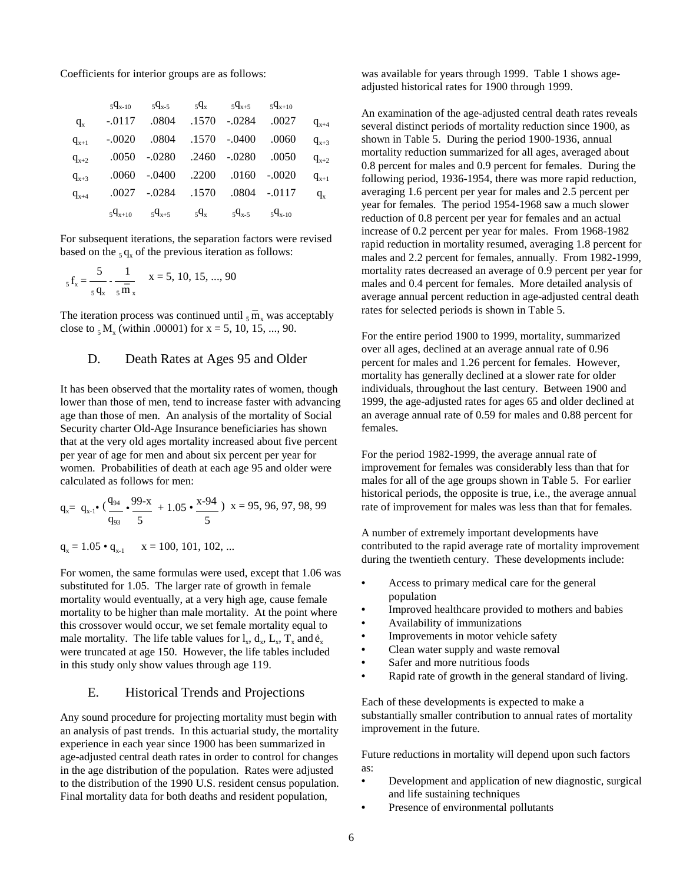Coefficients for interior groups are as follows:

| | $_5q_{x-10}$ | $_5q_{x-5}$ | $_5q_x$ | $_5q_{x+5}$ | $_5q_{x+10}$ | |
|---|---|---|---|---|---|---|
| $q_x$ | -.0117 | .0804 | .1570 | -.0284 | .0027 | $q_{x+4}$ |
| $q_{x+1}$ | -.0020 | .0804 | .1570 | -.0400 | .0060 | $q_{x+3}$ |
| $q_{x+2}$ | .0050 | -.0280 | .2460 | -.0280 | .0050 | $q_{x+2}$ |
| $q_{x+3}$ | .0060 | -.0400 | .2200 | .0160 | -.0020 | $q_{x+1}$ |
| $q_{x+4}$ | .0027 | -.0284 | .1570 | .0804 | -.0117 | $q_x$ |
| | $_5q_{x+10}$ | $_5q_{x+5}$ | $_5q_x$ | $_5q_{x-5}$ | $_5q_{x-10}$ | |

For subsequent iterations, the separation factors were revised based on the $_5q_x$ of the previous iteration as follows:

$$_5f_x = \frac{5}{_5q_x} - \frac{1}{_5\bar{m}_x} \qquad x = 5, 10, 15, ..., 90$$

The iteration process was continued until $_5\bar{m}_x$ was acceptably close to $_5M_x$ (within .00001) for x = 5, 10, 15, ..., 90.

## D. Death Rates at Ages 95 and Older

It has been observed that the mortality rates of women, though lower than those of men, tend to increase faster with advancing age than those of men. An analysis of the mortality of Social Security charter Old-Age Insurance beneficiaries has shown that at the very old ages mortality increased about five percent per year of age for men and about six percent per year for women. Probabilities of death at each age 95 and older were calculated as follows for men:

$$q_x = q_{x-1} \cdot \left(\frac{q_{94}}{q_{93}} \cdot \frac{99-x}{5} + 1.05 \cdot \frac{x-94}{5}\right) \quad x = 95, 96, 97, 98, 99$$

$$q_x = 1.05 \cdot q_{x-1} \qquad x = 100, 101, 102, ...$$

For women, the same formulas were used, except that 1.06 was substituted for 1.05. The larger rate of growth in female mortality would eventually, at a very high age, cause female mortality to be higher than male mortality. At the point where this crossover would occur, we set female mortality equal to male mortality. The life table values for $l_x$, $d_x$, $L_x$, $T_x$ and $\mathring{e}_x$ were truncated at age 150. However, the life tables included in this study only show values through age 119.

## E. Historical Trends and Projections

Any sound procedure for projecting mortality must begin with an analysis of past trends. In this actuarial study, the mortality experience in each year since 1900 has been summarized in age-adjusted central death rates in order to control for changes in the age distribution of the population. Rates were adjusted to the distribution of the 1990 U.S. resident census population. Final mortality data for both deaths and resident population, was available for years through 1999. Table 1 shows age-adjusted historical rates for 1900 through 1999.

An examination of the age-adjusted central death rates reveals several distinct periods of mortality reduction since 1900, as shown in Table 5. During the period 1900-1936, annual mortality reduction summarized for all ages, averaged about 0.8 percent for males and 0.9 percent for females. During the following period, 1936-1954, there was more rapid reduction, averaging 1.6 percent per year for males and 2.5 percent per year for females. The period 1954-1968 saw a much slower reduction of 0.8 percent per year for females and an actual increase of 0.2 percent per year for males. From 1968-1982 rapid reduction in mortality resumed, averaging 1.8 percent for males and 2.2 percent for females, annually. From 1982-1999, mortality rates decreased an average of 0.9 percent per year for males and 0.4 percent for females. More detailed analysis of average annual percent reduction in age-adjusted central death rates for selected periods is shown in Table 5.

For the entire period 1900 to 1999, mortality, summarized over all ages, declined at an average annual rate of 0.96 percent for males and 1.26 percent for females. However, mortality has generally declined at a slower rate for older individuals, throughout the last century. Between 1900 and 1999, the age-adjusted rates for ages 65 and older declined at an average annual rate of 0.59 for males and 0.88 percent for females.

For the period 1982-1999, the average annual rate of improvement for females was considerably less than that for males for all of the age groups shown in Table 5. For earlier historical periods, the opposite is true, i.e., the average annual rate of improvement for males was less than that for females.

A number of extremely important developments have contributed to the rapid average rate of mortality improvement during the twentieth century. These developments include:

- Access to primary medical care for the general population
- Improved healthcare provided to mothers and babies
- Availability of immunizations
- Improvements in motor vehicle safety
- Clean water supply and waste removal
- Safer and more nutritious foods
- Rapid rate of growth in the general standard of living.

Each of these developments is expected to make a substantially smaller contribution to annual rates of mortality improvement in the future.

Future reductions in mortality will depend upon such factors as:

- Development and application of new diagnostic, surgical and life sustaining techniques
- Presence of environmental pollutants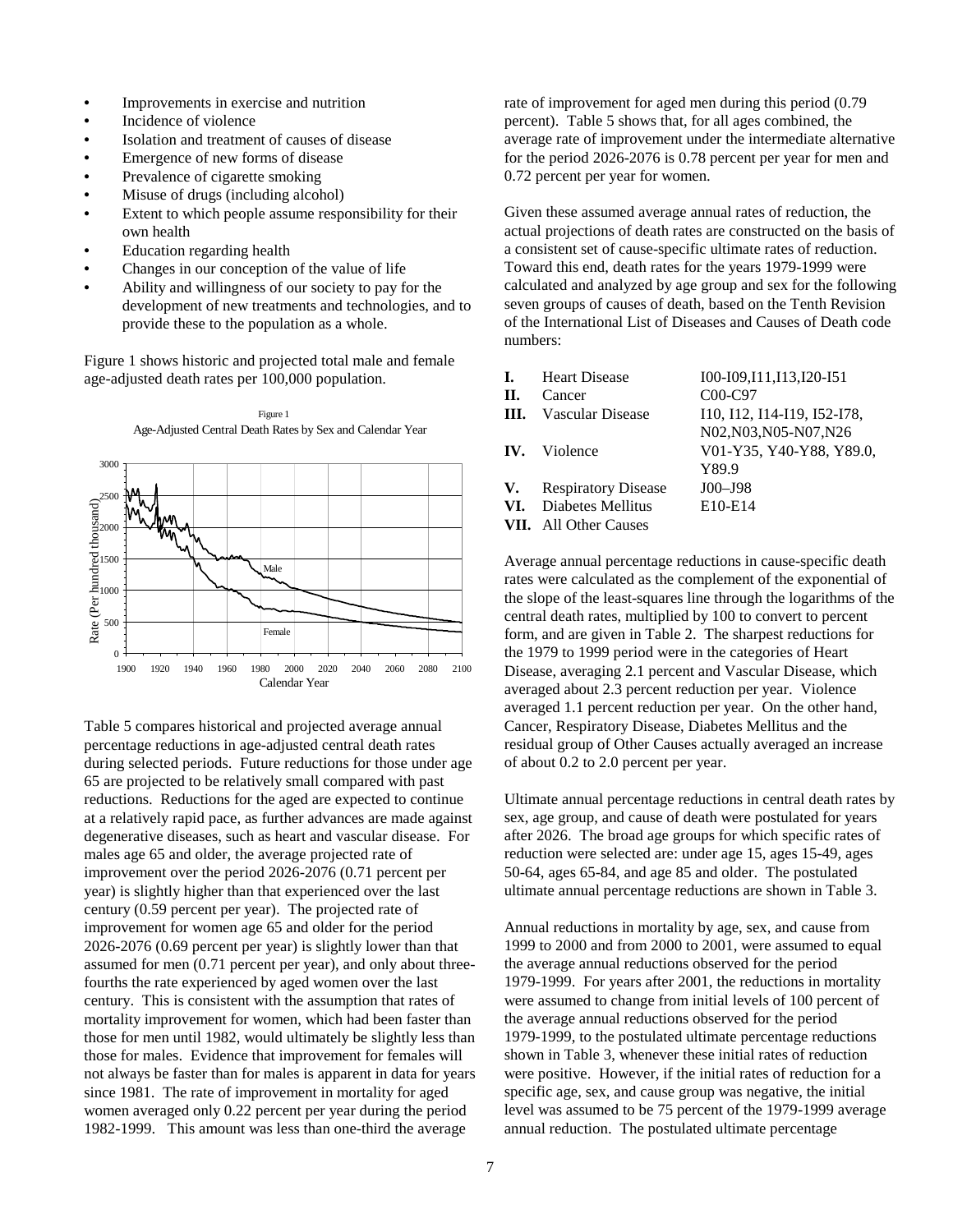- Improvements in exercise and nutrition
- Incidence of violence
- Isolation and treatment of causes of disease
- Emergence of new forms of disease
- Prevalence of cigarette smoking
- Misuse of drugs (including alcohol)
- Extent to which people assume responsibility for their own health
- Education regarding health
- Changes in our conception of the value of life
- Ability and willingness of our society to pay for the development of new treatments and technologies, and to provide these to the population as a whole.

Figure 1 shows historic and projected total male and female age-adjusted death rates per 100,000 population.

Figure 1
Age-Adjusted Central Death Rates by Sex and Calendar Year

Table 5 compares historical and projected average annual percentage reductions in age-adjusted central death rates during selected periods. Future reductions for those under age 65 are projected to be relatively small compared with past reductions. Reductions for the aged are expected to continue at a relatively rapid pace, as further advances are made against degenerative diseases, such as heart and vascular disease. For males age 65 and older, the average projected rate of improvement over the period 2026-2076 (0.71 percent per year) is slightly higher than that experienced over the last century (0.59 percent per year). The projected rate of improvement for women age 65 and older for the period 2026-2076 (0.69 percent per year) is slightly lower than that assumed for men (0.71 percent per year), and only about three-fourths the rate experienced by aged women over the last century. This is consistent with the assumption that rates of mortality improvement for women, which had been faster than those for men until 1982, would ultimately be slightly less than those for males. Evidence that improvement for females will not always be faster than for males is apparent in data for years since 1981. The rate of improvement in mortality for aged women averaged only 0.22 percent per year during the period 1982-1999. This amount was less than one-third the average rate of improvement for aged men during this period (0.79 percent). Table 5 shows that, for all ages combined, the average rate of improvement under the intermediate alternative for the period 2026-2076 is 0.78 percent per year for men and 0.72 percent per year for women.

Given these assumed average annual rates of reduction, the actual projections of death rates are constructed on the basis of a consistent set of cause-specific ultimate rates of reduction. Toward this end, death rates for the years 1979-1999 were calculated and analyzed by age group and sex for the following seven groups of causes of death, based on the Tenth Revision of the International List of Diseases and Causes of Death code numbers:

| | | |
|---|---|---|
| **I.** | Heart Disease | I00-I09,I11,I13,I20-I51 |
| **II.** | Cancer | C00-C97 |
| **III.** | Vascular Disease | I10, I12, I14-I19, I52-I78, N02,N03,N05-N07,N26 |
| **IV.** | Violence | V01-Y35, Y40-Y88, Y89.0, Y89.9 |
| **V.** | Respiratory Disease | J00–J98 |
| **VI.** | Diabetes Mellitus | E10-E14 |
| **VII.** | All Other Causes | |

Average annual percentage reductions in cause-specific death rates were calculated as the complement of the exponential of the slope of the least-squares line through the logarithms of the central death rates, multiplied by 100 to convert to percent form, and are given in Table 2. The sharpest reductions for the 1979 to 1999 period were in the categories of Heart Disease, averaging 2.1 percent and Vascular Disease, which averaged about 2.3 percent reduction per year. Violence averaged 1.1 percent reduction per year. On the other hand, Cancer, Respiratory Disease, Diabetes Mellitus and the residual group of Other Causes actually averaged an increase of about 0.2 to 2.0 percent per year.

Ultimate annual percentage reductions in central death rates by sex, age group, and cause of death were postulated for years after 2026. The broad age groups for which specific rates of reduction were selected are: under age 15, ages 15-49, ages 50-64, ages 65-84, and age 85 and older. The postulated ultimate annual percentage reductions are shown in Table 3.

Annual reductions in mortality by age, sex, and cause from 1999 to 2000 and from 2000 to 2001, were assumed to equal the average annual reductions observed for the period 1979-1999. For years after 2001, the reductions in mortality were assumed to change from initial levels of 100 percent of the average annual reductions observed for the period 1979-1999, to the postulated ultimate percentage reductions shown in Table 3, whenever these initial rates of reduction were positive. However, if the initial rates of reduction for a specific age, sex, and cause group was negative, the initial level was assumed to be 75 percent of the 1979-1999 average annual reduction. The postulated ultimate percentage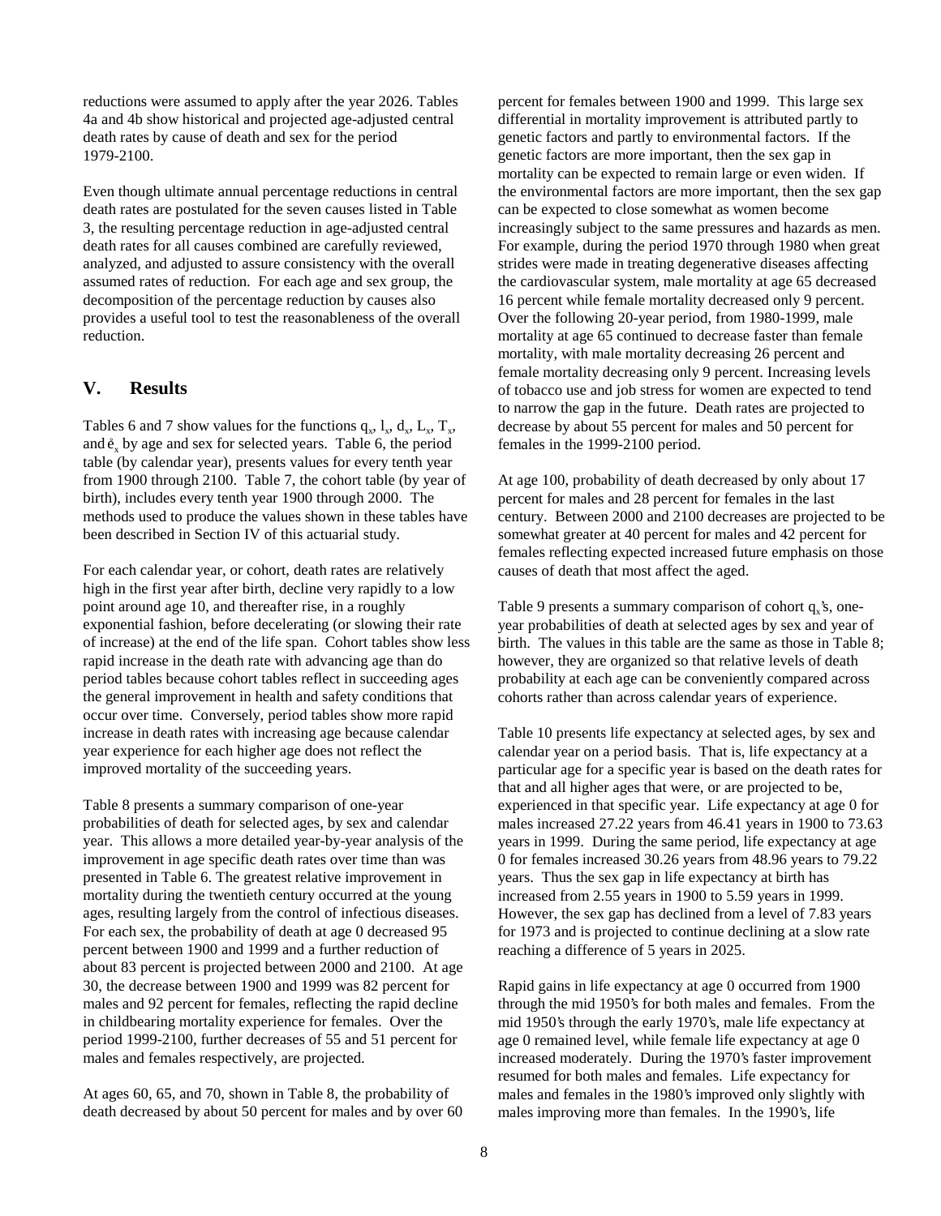reductions were assumed to apply after the year 2026. Tables 4a and 4b show historical and projected age-adjusted central death rates by cause of death and sex for the period 1979-2100.

Even though ultimate annual percentage reductions in central death rates are postulated for the seven causes listed in Table 3, the resulting percentage reduction in age-adjusted central death rates for all causes combined are carefully reviewed, analyzed, and adjusted to assure consistency with the overall assumed rates of reduction. For each age and sex group, the decomposition of the percentage reduction by causes also provides a useful tool to test the reasonableness of the overall reduction.

## V. Results

Tables 6 and 7 show values for the functions $q_x$, $l_x$, $d_x$, $L_x$, $T_x$, and $\mathring{e}_x$ by age and sex for selected years. Table 6, the period table (by calendar year), presents values for every tenth year from 1900 through 2100. Table 7, the cohort table (by year of birth), includes every tenth year 1900 through 2000. The methods used to produce the values shown in these tables have been described in Section IV of this actuarial study.

For each calendar year, or cohort, death rates are relatively high in the first year after birth, decline very rapidly to a low point around age 10, and thereafter rise, in a roughly exponential fashion, before decelerating (or slowing their rate of increase) at the end of the life span. Cohort tables show less rapid increase in the death rate with advancing age than do period tables because cohort tables reflect in succeeding ages the general improvement in health and safety conditions that occur over time. Conversely, period tables show more rapid increase in death rates with increasing age because calendar year experience for each higher age does not reflect the improved mortality of the succeeding years.

Table 8 presents a summary comparison of one-year probabilities of death for selected ages, by sex and calendar year. This allows a more detailed year-by-year analysis of the improvement in age specific death rates over time than was presented in Table 6. The greatest relative improvement in mortality during the twentieth century occurred at the young ages, resulting largely from the control of infectious diseases. For each sex, the probability of death at age 0 decreased 95 percent between 1900 and 1999 and a further reduction of about 83 percent is projected between 2000 and 2100. At age 30, the decrease between 1900 and 1999 was 82 percent for males and 92 percent for females, reflecting the rapid decline in childbearing mortality experience for females. Over the period 1999-2100, further decreases of 55 and 51 percent for males and females respectively, are projected.

At ages 60, 65, and 70, shown in Table 8, the probability of death decreased by about 50 percent for males and by over 60 percent for females between 1900 and 1999. This large sex differential in mortality improvement is attributed partly to genetic factors and partly to environmental factors. If the genetic factors are more important, then the sex gap in mortality can be expected to remain large or even widen. If the environmental factors are more important, then the sex gap can be expected to close somewhat as women become increasingly subject to the same pressures and hazards as men. For example, during the period 1970 through 1980 when great strides were made in treating degenerative diseases affecting the cardiovascular system, male mortality at age 65 decreased 16 percent while female mortality decreased only 9 percent. Over the following 20-year period, from 1980-1999, male mortality at age 65 continued to decrease faster than female mortality, with male mortality decreasing 26 percent and female mortality decreasing only 9 percent. Increasing levels of tobacco use and job stress for women are expected to tend to narrow the gap in the future. Death rates are projected to decrease by about 55 percent for males and 50 percent for females in the 1999-2100 period.

At age 100, probability of death decreased by only about 17 percent for males and 28 percent for females in the last century. Between 2000 and 2100 decreases are projected to be somewhat greater at 40 percent for males and 42 percent for females reflecting expected increased future emphasis on those causes of death that most affect the aged.

Table 9 presents a summary comparison of cohort $q_x$'s, one-year probabilities of death at selected ages by sex and year of birth. The values in this table are the same as those in Table 8; however, they are organized so that relative levels of death probability at each age can be conveniently compared across cohorts rather than across calendar years of experience.

Table 10 presents life expectancy at selected ages, by sex and calendar year on a period basis. That is, life expectancy at a particular age for a specific year is based on the death rates for that and all higher ages that were, or are projected to be, experienced in that specific year. Life expectancy at age 0 for males increased 27.22 years from 46.41 years in 1900 to 73.63 years in 1999. During the same period, life expectancy at age 0 for females increased 30.26 years from 48.96 years to 79.22 years. Thus the sex gap in life expectancy at birth has increased from 2.55 years in 1900 to 5.59 years in 1999. However, the sex gap has declined from a level of 7.83 years for 1973 and is projected to continue declining at a slow rate reaching a difference of 5 years in 2025.

Rapid gains in life expectancy at age 0 occurred from 1900 through the mid 1950's for both males and females. From the mid 1950's through the early 1970's, male life expectancy at age 0 remained level, while female life expectancy at age 0 increased moderately. During the 1970's faster improvement resumed for both males and females. Life expectancy for males and females in the 1980's improved only slightly with males improving more than females. In the 1990's, life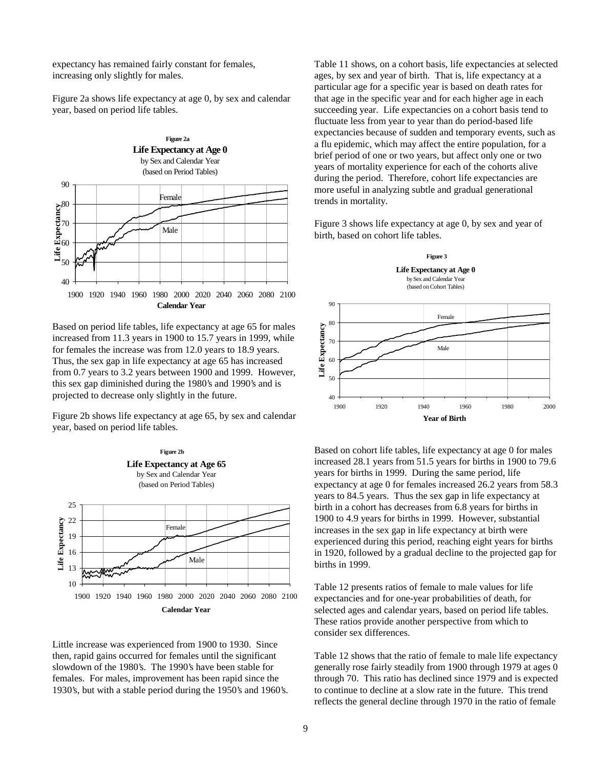expectancy has remained fairly constant for females, increasing only slightly for males.

Figure 2a shows life expectancy at age 0, by sex and calendar year, based on period life tables.

**Figure 2a**
**Life Expectancy at Age 0**
by Sex and Calendar Year
(based on Period Tables)

Based on period life tables, life expectancy at age 65 for males increased from 11.3 years in 1900 to 15.7 years in 1999, while for females the increase was from 12.0 years to 18.9 years. Thus, the sex gap in life expectancy at age 65 has increased from 0.7 years to 3.2 years between 1900 and 1999. However, this sex gap diminished during the 1980's and 1990's and is projected to decrease only slightly in the future.

Figure 2b shows life expectancy at age 65, by sex and calendar year, based on period life tables.

**Figure 2b**
**Life Expectancy at Age 65**
by Sex and Calendar Year
(based on Period Tables)

Little increase was experienced from 1900 to 1930. Since then, rapid gains occurred for females until the significant slowdown of the 1980's. The 1990's have been stable for females. For males, improvement has been rapid since the 1930's, but with a stable period during the 1950's and 1960's.

Table 11 shows, on a cohort basis, life expectancies at selected ages, by sex and year of birth. That is, life expectancy at a particular age for a specific year is based on death rates for that age in the specific year and for each higher age in each succeeding year. Life expectancies on a cohort basis tend to fluctuate less from year to year than do period-based life expectancies because of sudden and temporary events, such as a flu epidemic, which may affect the entire population, for a brief period of one or two years, but affect only one or two years of mortality experience for each of the cohorts alive during the period. Therefore, cohort life expectancies are more useful in analyzing subtle and gradual generational trends in mortality.

Figure 3 shows life expectancy at age 0, by sex and year of birth, based on cohort life tables.

**Figure 3**
**Life Expectancy at Age 0**
by Sex and Calendar Year
(based on Cohort Tables)

Based on cohort life tables, life expectancy at age 0 for males increased 28.1 years from 51.5 years for births in 1900 to 79.6 years for births in 1999. During the same period, life expectancy at age 0 for females increased 26.2 years from 58.3 years to 84.5 years. Thus the sex gap in life expectancy at birth in a cohort has decreases from 6.8 years for births in 1900 to 4.9 years for births in 1999. However, substantial increases in the sex gap in life expectancy at birth were experienced during this period, reaching eight years for births in 1920, followed by a gradual decline to the projected gap for births in 1999.

Table 12 presents ratios of female to male values for life expectancies and for one-year probabilities of death, for selected ages and calendar years, based on period life tables. These ratios provide another perspective from which to consider sex differences.

Table 12 shows that the ratio of female to male life expectancy generally rose fairly steadily from 1900 through 1979 at ages 0 through 70. This ratio has declined since 1979 and is expected to continue to decline at a slow rate in the future. This trend reflects the general decline through 1970 in the ratio of female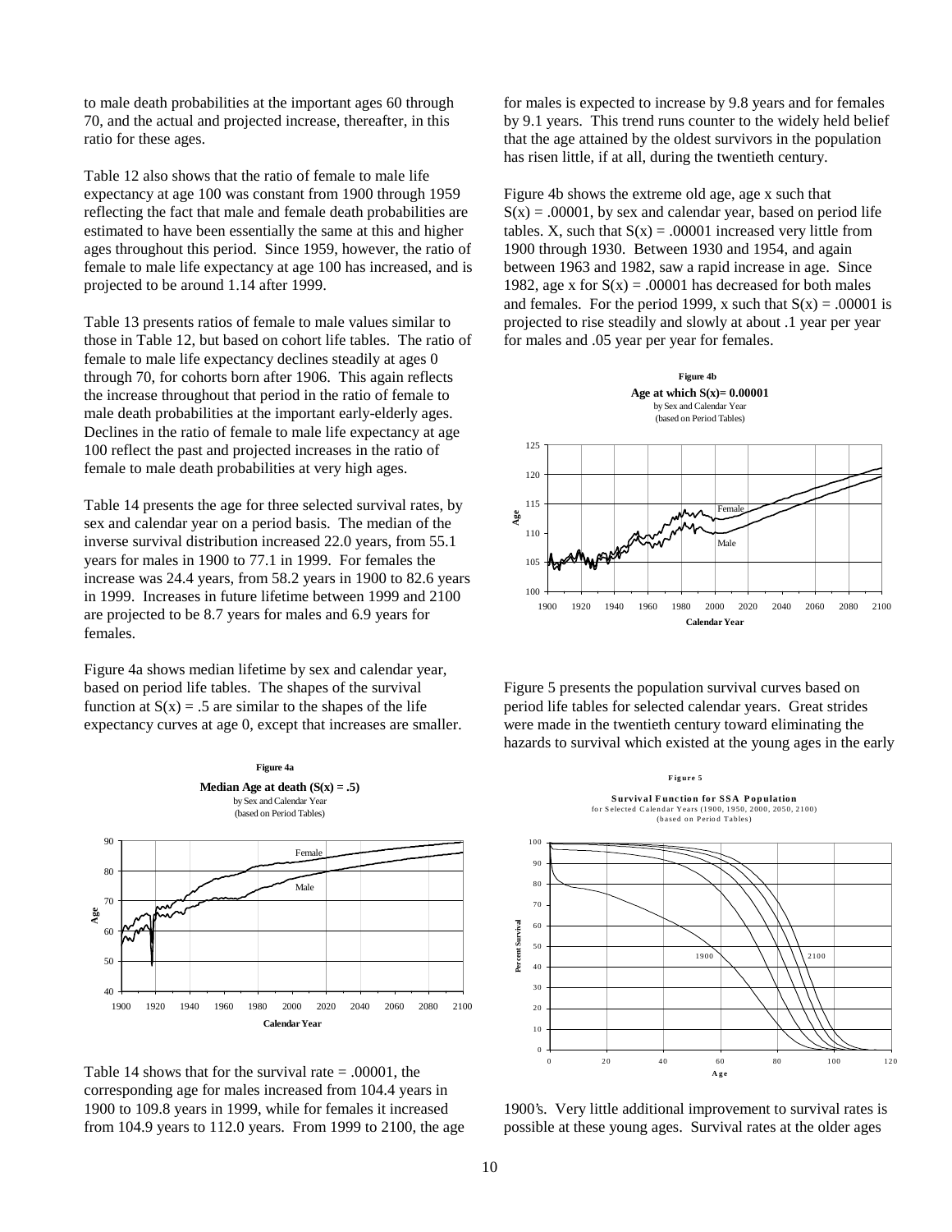to male death probabilities at the important ages 60 through 70, and the actual and projected increase, thereafter, in this ratio for these ages.

Table 12 also shows that the ratio of female to male life expectancy at age 100 was constant from 1900 through 1959 reflecting the fact that male and female death probabilities are estimated to have been essentially the same at this and higher ages throughout this period. Since 1959, however, the ratio of female to male life expectancy at age 100 has increased, and is projected to be around 1.14 after 1999.

Table 13 presents ratios of female to male values similar to those in Table 12, but based on cohort life tables. The ratio of female to male life expectancy declines steadily at ages 0 through 70, for cohorts born after 1906. This again reflects the increase throughout that period in the ratio of female to male death probabilities at the important early-elderly ages. Declines in the ratio of female to male life expectancy at age 100 reflect the past and projected increases in the ratio of female to male death probabilities at very high ages.

Table 14 presents the age for three selected survival rates, by sex and calendar year on a period basis. The median of the inverse survival distribution increased 22.0 years, from 55.1 years for males in 1900 to 77.1 in 1999. For females the increase was 24.4 years, from 58.2 years in 1900 to 82.6 years in 1999. Increases in future lifetime between 1999 and 2100 are projected to be 8.7 years for males and 6.9 years for females.

Figure 4a shows median lifetime by sex and calendar year, based on period life tables. The shapes of the survival function at $S(x) = .5$ are similar to the shapes of the life expectancy curves at age 0, except that increases are smaller.

**Figure 4a**

**Median Age at death ($S(x) = .5$)**
by Sex and Calendar Year
(based on Period Tables)

Table 14 shows that for the survival rate = .00001, the corresponding age for males increased from 104.4 years in 1900 to 109.8 years in 1999, while for females it increased from 104.9 years to 112.0 years. From 1999 to 2100, the age for males is expected to increase by 9.8 years and for females by 9.1 years. This trend runs counter to the widely held belief that the age attained by the oldest survivors in the population has risen little, if at all, during the twentieth century.

Figure 4b shows the extreme old age, age x such that $S(x) = .00001$, by sex and calendar year, based on period life tables. X, such that $S(x) = .00001$ increased very little from 1900 through 1930. Between 1930 and 1954, and again between 1963 and 1982, saw a rapid increase in age. Since 1982, age x for $S(x) = .00001$ has decreased for both males and females. For the period 1999, x such that $S(x) = .00001$ is projected to rise steadily and slowly at about .1 year per year for males and .05 year per year for females.

**Figure 4b**

**Age at which $S(x)= 0.00001$**
by Sex and Calendar Year
(based on Period Tables)

Figure 5 presents the population survival curves based on period life tables for selected calendar years. Great strides were made in the twentieth century toward eliminating the hazards to survival which existed at the young ages in the early 1900's. Very little additional improvement to survival rates is possible at these young ages. Survival rates at the older ages

**Figure 5**

**Survival Function for SSA Population**
for Selected Calendar Years (1900, 1950, 2000, 2050, 2100)
(based on Period Tables)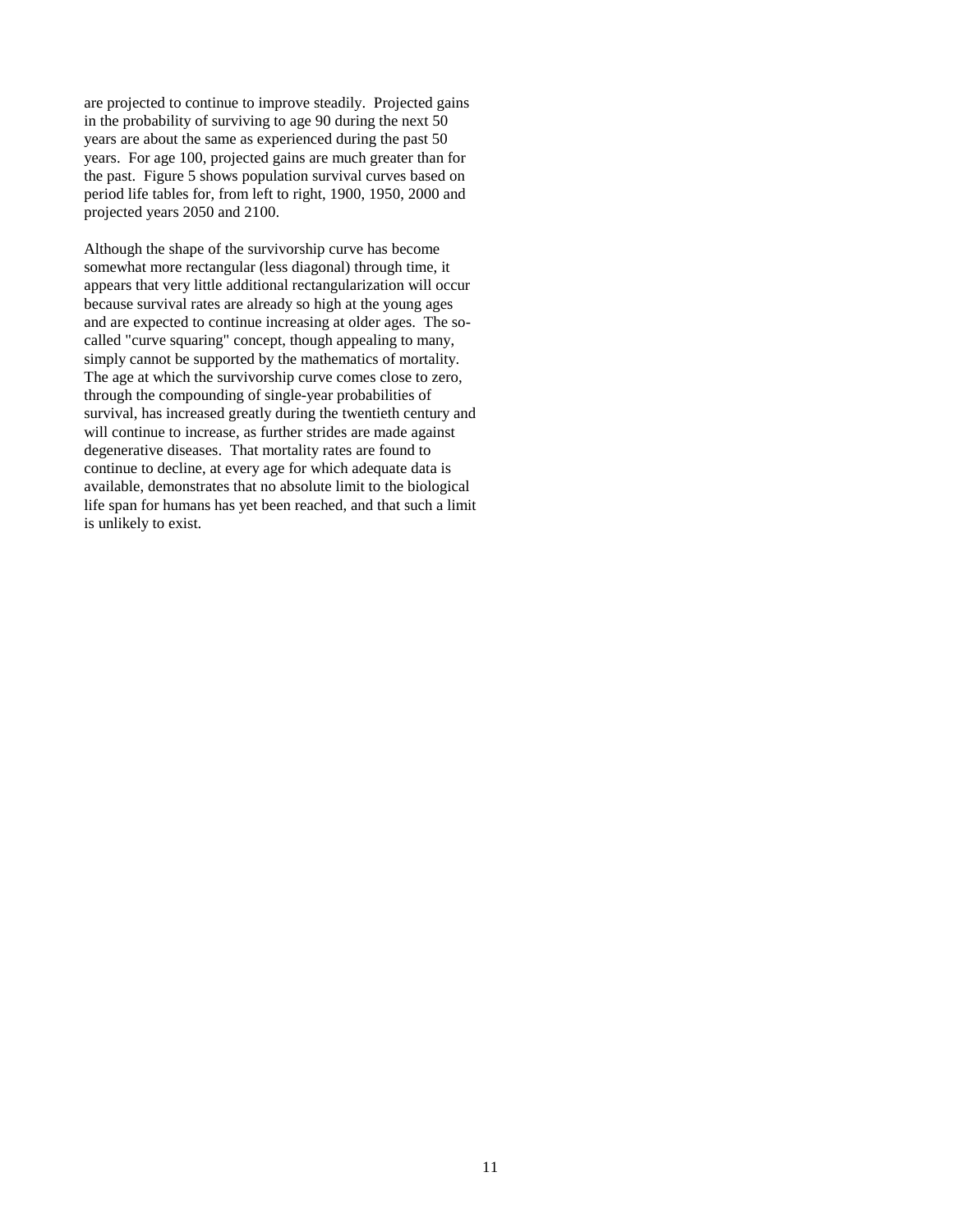are projected to continue to improve steadily. Projected gains in the probability of surviving to age 90 during the next 50 years are about the same as experienced during the past 50 years. For age 100, projected gains are much greater than for the past. Figure 5 shows population survival curves based on period life tables for, from left to right, 1900, 1950, 2000 and projected years 2050 and 2100.

Although the shape of the survivorship curve has become somewhat more rectangular (less diagonal) through time, it appears that very little additional rectangularization will occur because survival rates are already so high at the young ages and are expected to continue increasing at older ages. The so-called "curve squaring" concept, though appealing to many, simply cannot be supported by the mathematics of mortality. The age at which the survivorship curve comes close to zero, through the compounding of single-year probabilities of survival, has increased greatly during the twentieth century and will continue to increase, as further strides are made against degenerative diseases. That mortality rates are found to continue to decline, at every age for which adequate data is available, demonstrates that no absolute limit to the biological life span for humans has yet been reached, and that such a limit is unlikely to exist.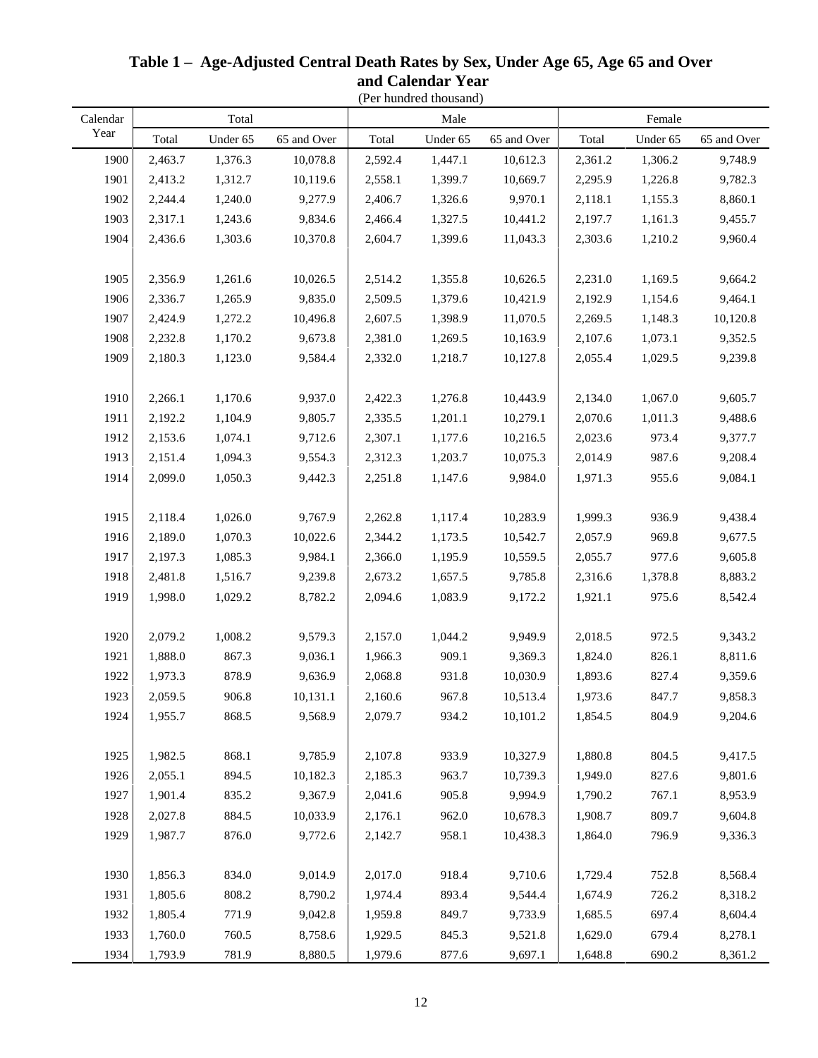# Table 1 – Age-Adjusted Central Death Rates by Sex, Under Age 65, Age 65 and Over and Calendar Year

(Per hundred thousand)

| Calendar Year | Total | | | Male | | | Female | | |
|---|---|---|---|---|---|---|---|---|---|
| | Total | Under 65 | 65 and Over | Total | Under 65 | 65 and Over | Total | Under 65 | 65 and Over |
| 1900 | 2,463.7 | 1,376.3 | 10,078.8 | 2,592.4 | 1,447.1 | 10,612.3 | 2,361.2 | 1,306.2 | 9,748.9 |
| 1901 | 2,413.2 | 1,312.7 | 10,119.6 | 2,558.1 | 1,399.7 | 10,669.7 | 2,295.9 | 1,226.8 | 9,782.3 |
| 1902 | 2,244.4 | 1,240.0 | 9,277.9 | 2,406.7 | 1,326.6 | 9,970.1 | 2,118.1 | 1,155.3 | 8,860.1 |
| 1903 | 2,317.1 | 1,243.6 | 9,834.6 | 2,466.4 | 1,327.5 | 10,441.2 | 2,197.7 | 1,161.3 | 9,455.7 |
| 1904 | 2,436.6 | 1,303.6 | 10,370.8 | 2,604.7 | 1,399.6 | 11,043.3 | 2,303.6 | 1,210.2 | 9,960.4 |
| 1905 | 2,356.9 | 1,261.6 | 10,026.5 | 2,514.2 | 1,355.8 | 10,626.5 | 2,231.0 | 1,169.5 | 9,664.2 |
| 1906 | 2,336.7 | 1,265.9 | 9,835.0 | 2,509.5 | 1,379.6 | 10,421.9 | 2,192.9 | 1,154.6 | 9,464.1 |
| 1907 | 2,424.9 | 1,272.2 | 10,496.8 | 2,607.5 | 1,398.9 | 11,070.5 | 2,269.5 | 1,148.3 | 10,120.8 |
| 1908 | 2,232.8 | 1,170.2 | 9,673.8 | 2,381.0 | 1,269.5 | 10,163.9 | 2,107.6 | 1,073.1 | 9,352.5 |
| 1909 | 2,180.3 | 1,123.0 | 9,584.4 | 2,332.0 | 1,218.7 | 10,127.8 | 2,055.4 | 1,029.5 | 9,239.8 |
| 1910 | 2,266.1 | 1,170.6 | 9,937.0 | 2,422.3 | 1,276.8 | 10,443.9 | 2,134.0 | 1,067.0 | 9,605.7 |
| 1911 | 2,192.2 | 1,104.9 | 9,805.7 | 2,335.5 | 1,201.1 | 10,279.1 | 2,070.6 | 1,011.3 | 9,488.6 |
| 1912 | 2,153.6 | 1,074.1 | 9,712.6 | 2,307.1 | 1,177.6 | 10,216.5 | 2,023.6 | 973.4 | 9,377.7 |
| 1913 | 2,151.4 | 1,094.3 | 9,554.3 | 2,312.3 | 1,203.7 | 10,075.3 | 2,014.9 | 987.6 | 9,208.4 |
| 1914 | 2,099.0 | 1,050.3 | 9,442.3 | 2,251.8 | 1,147.6 | 9,984.0 | 1,971.3 | 955.6 | 9,084.1 |
| 1915 | 2,118.4 | 1,026.0 | 9,767.9 | 2,262.8 | 1,117.4 | 10,283.9 | 1,999.3 | 936.9 | 9,438.4 |
| 1916 | 2,189.0 | 1,070.3 | 10,022.6 | 2,344.2 | 1,173.5 | 10,542.7 | 2,057.9 | 969.8 | 9,677.5 |
| 1917 | 2,197.3 | 1,085.3 | 9,984.1 | 2,366.0 | 1,195.9 | 10,559.5 | 2,055.7 | 977.6 | 9,605.8 |
| 1918 | 2,481.8 | 1,516.7 | 9,239.8 | 2,673.2 | 1,657.5 | 9,785.8 | 2,316.6 | 1,378.8 | 8,883.2 |
| 1919 | 1,998.0 | 1,029.2 | 8,782.2 | 2,094.6 | 1,083.9 | 9,172.2 | 1,921.1 | 975.6 | 8,542.4 |
| 1920 | 2,079.2 | 1,008.2 | 9,579.3 | 2,157.0 | 1,044.2 | 9,949.9 | 2,018.5 | 972.5 | 9,343.2 |
| 1921 | 1,888.0 | 867.3 | 9,036.1 | 1,966.3 | 909.1 | 9,369.3 | 1,824.0 | 826.1 | 8,811.6 |
| 1922 | 1,973.3 | 878.9 | 9,636.9 | 2,068.8 | 931.8 | 10,030.9 | 1,893.6 | 827.4 | 9,359.6 |
| 1923 | 2,059.5 | 906.8 | 10,131.1 | 2,160.6 | 967.8 | 10,513.4 | 1,973.6 | 847.7 | 9,858.3 |
| 1924 | 1,955.7 | 868.5 | 9,568.9 | 2,079.7 | 934.2 | 10,101.2 | 1,854.5 | 804.9 | 9,204.6 |
| 1925 | 1,982.5 | 868.1 | 9,785.9 | 2,107.8 | 933.9 | 10,327.9 | 1,880.8 | 804.5 | 9,417.5 |
| 1926 | 2,055.1 | 894.5 | 10,182.3 | 2,185.3 | 963.7 | 10,739.3 | 1,949.0 | 827.6 | 9,801.6 |
| 1927 | 1,901.4 | 835.2 | 9,367.9 | 2,041.6 | 905.8 | 9,994.9 | 1,790.2 | 767.1 | 8,953.9 |
| 1928 | 2,027.8 | 884.5 | 10,033.9 | 2,176.1 | 962.0 | 10,678.3 | 1,908.7 | 809.7 | 9,604.8 |
| 1929 | 1,987.7 | 876.0 | 9,772.6 | 2,142.7 | 958.1 | 10,438.3 | 1,864.0 | 796.9 | 9,336.3 |
| 1930 | 1,856.3 | 834.0 | 9,014.9 | 2,017.0 | 918.4 | 9,710.6 | 1,729.4 | 752.8 | 8,568.4 |
| 1931 | 1,805.6 | 808.2 | 8,790.2 | 1,974.4 | 893.4 | 9,544.4 | 1,674.9 | 726.2 | 8,318.2 |
| 1932 | 1,805.4 | 771.9 | 9,042.8 | 1,959.8 | 849.7 | 9,733.9 | 1,685.5 | 697.4 | 8,604.4 |
| 1933 | 1,760.0 | 760.5 | 8,758.6 | 1,929.5 | 845.3 | 9,521.8 | 1,629.0 | 679.4 | 8,278.1 |
| 1934 | 1,793.9 | 781.9 | 8,880.5 | 1,979.6 | 877.6 | 9,697.1 | 1,648.8 | 690.2 | 8,361.2 |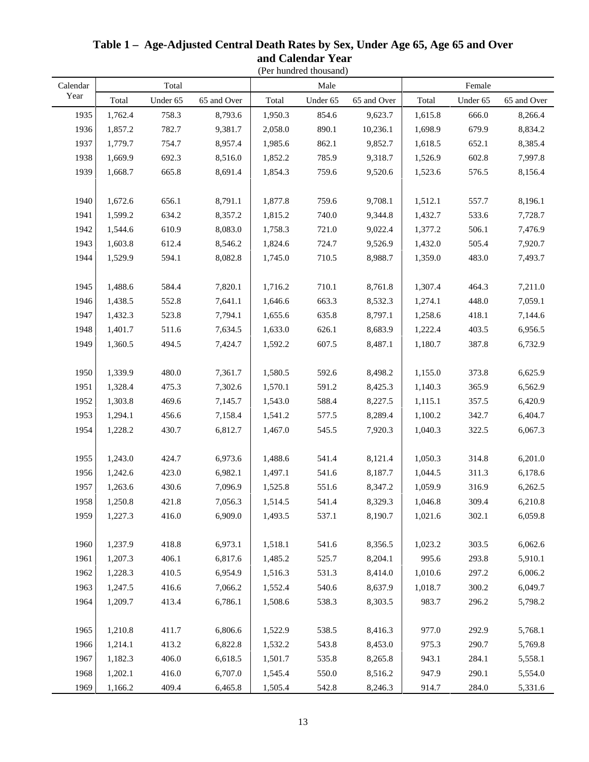# Table 1 – Age-Adjusted Central Death Rates by Sex, Under Age 65, Age 65 and Over and Calendar Year

(Per hundred thousand)

| Calendar Year | Total | | | Male | | | Female | | |
|---|---|---|---|---|---|---|---|---|---|
| | Total | Under 65 | 65 and Over | Total | Under 65 | 65 and Over | Total | Under 65 | 65 and Over |
| 1935 | 1,762.4 | 758.3 | 8,793.6 | 1,950.3 | 854.6 | 9,623.7 | 1,615.8 | 666.0 | 8,266.4 |
| 1936 | 1,857.2 | 782.7 | 9,381.7 | 2,058.0 | 890.1 | 10,236.1 | 1,698.9 | 679.9 | 8,834.2 |
| 1937 | 1,779.7 | 754.7 | 8,957.4 | 1,985.6 | 862.1 | 9,852.7 | 1,618.5 | 652.1 | 8,385.4 |
| 1938 | 1,669.9 | 692.3 | 8,516.0 | 1,852.2 | 785.9 | 9,318.7 | 1,526.9 | 602.8 | 7,997.8 |
| 1939 | 1,668.7 | 665.8 | 8,691.4 | 1,854.3 | 759.6 | 9,520.6 | 1,523.6 | 576.5 | 8,156.4 |
| 1940 | 1,672.6 | 656.1 | 8,791.1 | 1,877.8 | 759.6 | 9,708.1 | 1,512.1 | 557.7 | 8,196.1 |
| 1941 | 1,599.2 | 634.2 | 8,357.2 | 1,815.2 | 740.0 | 9,344.8 | 1,432.7 | 533.6 | 7,728.7 |
| 1942 | 1,544.6 | 610.9 | 8,083.0 | 1,758.3 | 721.0 | 9,022.4 | 1,377.2 | 506.1 | 7,476.9 |
| 1943 | 1,603.8 | 612.4 | 8,546.2 | 1,824.6 | 724.7 | 9,526.9 | 1,432.0 | 505.4 | 7,920.7 |
| 1944 | 1,529.9 | 594.1 | 8,082.8 | 1,745.0 | 710.5 | 8,988.7 | 1,359.0 | 483.0 | 7,493.7 |
| 1945 | 1,488.6 | 584.4 | 7,820.1 | 1,716.2 | 710.1 | 8,761.8 | 1,307.4 | 464.3 | 7,211.0 |
| 1946 | 1,438.5 | 552.8 | 7,641.1 | 1,646.6 | 663.3 | 8,532.3 | 1,274.1 | 448.0 | 7,059.1 |
| 1947 | 1,432.3 | 523.8 | 7,794.1 | 1,655.6 | 635.8 | 8,797.1 | 1,258.6 | 418.1 | 7,144.6 |
| 1948 | 1,401.7 | 511.6 | 7,634.5 | 1,633.0 | 626.1 | 8,683.9 | 1,222.4 | 403.5 | 6,956.5 |
| 1949 | 1,360.5 | 494.5 | 7,424.7 | 1,592.2 | 607.5 | 8,487.1 | 1,180.7 | 387.8 | 6,732.9 |
| 1950 | 1,339.9 | 480.0 | 7,361.7 | 1,580.5 | 592.6 | 8,498.2 | 1,155.0 | 373.8 | 6,625.9 |
| 1951 | 1,328.4 | 475.3 | 7,302.6 | 1,570.1 | 591.2 | 8,425.3 | 1,140.3 | 365.9 | 6,562.9 |
| 1952 | 1,303.8 | 469.6 | 7,145.7 | 1,543.0 | 588.4 | 8,227.5 | 1,115.1 | 357.5 | 6,420.9 |
| 1953 | 1,294.1 | 456.6 | 7,158.4 | 1,541.2 | 577.5 | 8,289.4 | 1,100.2 | 342.7 | 6,404.7 |
| 1954 | 1,228.2 | 430.7 | 6,812.7 | 1,467.0 | 545.5 | 7,920.3 | 1,040.3 | 322.5 | 6,067.3 |
| 1955 | 1,243.0 | 424.7 | 6,973.6 | 1,488.6 | 541.4 | 8,121.4 | 1,050.3 | 314.8 | 6,201.0 |
| 1956 | 1,242.6 | 423.0 | 6,982.1 | 1,497.1 | 541.6 | 8,187.7 | 1,044.5 | 311.3 | 6,178.6 |
| 1957 | 1,263.6 | 430.6 | 7,096.9 | 1,525.8 | 551.6 | 8,347.2 | 1,059.9 | 316.9 | 6,262.5 |
| 1958 | 1,250.8 | 421.8 | 7,056.3 | 1,514.5 | 541.4 | 8,329.3 | 1,046.8 | 309.4 | 6,210.8 |
| 1959 | 1,227.3 | 416.0 | 6,909.0 | 1,493.5 | 537.1 | 8,190.7 | 1,021.6 | 302.1 | 6,059.8 |
| 1960 | 1,237.9 | 418.8 | 6,973.1 | 1,518.1 | 541.6 | 8,356.5 | 1,023.2 | 303.5 | 6,062.6 |
| 1961 | 1,207.3 | 406.1 | 6,817.6 | 1,485.2 | 525.7 | 8,204.1 | 995.6 | 293.8 | 5,910.1 |
| 1962 | 1,228.3 | 410.5 | 6,954.9 | 1,516.3 | 531.3 | 8,414.0 | 1,010.6 | 297.2 | 6,006.2 |
| 1963 | 1,247.5 | 416.6 | 7,066.2 | 1,552.4 | 540.6 | 8,637.9 | 1,018.7 | 300.2 | 6,049.7 |
| 1964 | 1,209.7 | 413.4 | 6,786.1 | 1,508.6 | 538.3 | 8,303.5 | 983.7 | 296.2 | 5,798.2 |
| 1965 | 1,210.8 | 411.7 | 6,806.6 | 1,522.9 | 538.5 | 8,416.3 | 977.0 | 292.9 | 5,768.1 |
| 1966 | 1,214.1 | 413.2 | 6,822.8 | 1,532.2 | 543.8 | 8,453.0 | 975.3 | 290.7 | 5,769.8 |
| 1967 | 1,182.3 | 406.0 | 6,618.5 | 1,501.7 | 535.8 | 8,265.8 | 943.1 | 284.1 | 5,558.1 |
| 1968 | 1,202.1 | 416.0 | 6,707.0 | 1,545.4 | 550.0 | 8,516.2 | 947.9 | 290.1 | 5,554.0 |
| 1969 | 1,166.2 | 409.4 | 6,465.8 | 1,505.4 | 542.8 | 8,246.3 | 914.7 | 284.0 | 5,331.6 |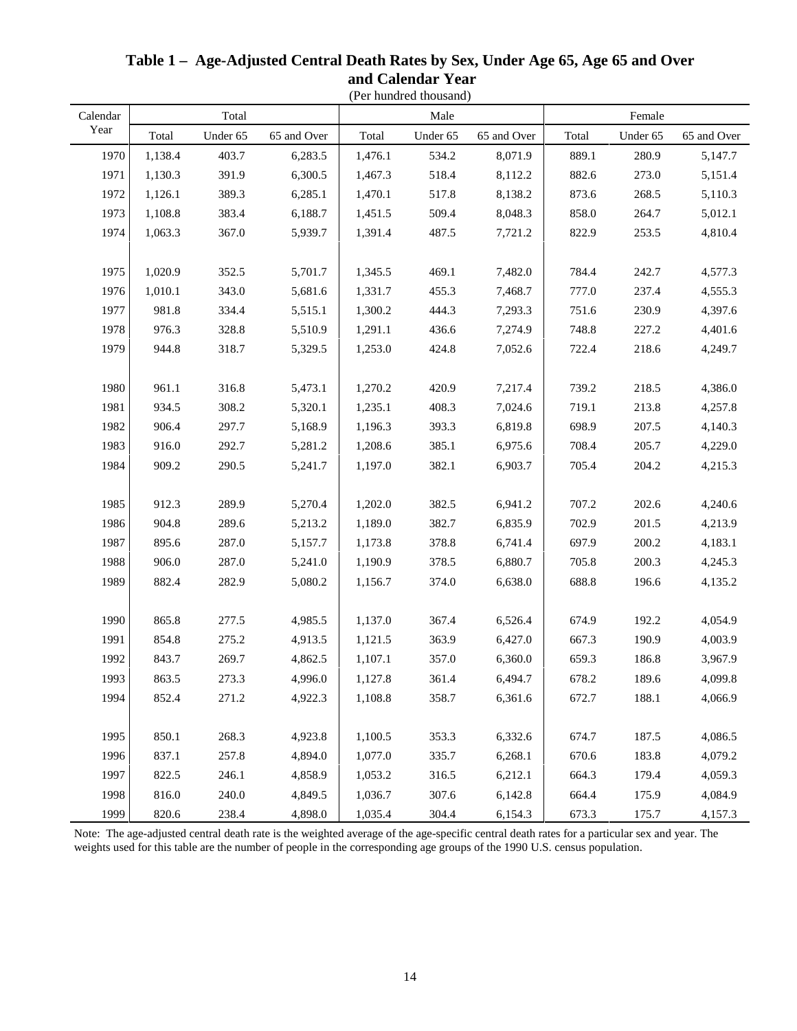# Table 1 – Age-Adjusted Central Death Rates by Sex, Under Age 65, Age 65 and Over and Calendar Year

(Per hundred thousand)

| Calendar Year | Total | | | Male | | | Female | | |
|---|---|---|---|---|---|---|---|---|---|
| | Total | Under 65 | 65 and Over | Total | Under 65 | 65 and Over | Total | Under 65 | 65 and Over |
| 1970 | 1,138.4 | 403.7 | 6,283.5 | 1,476.1 | 534.2 | 8,071.9 | 889.1 | 280.9 | 5,147.7 |
| 1971 | 1,130.3 | 391.9 | 6,300.5 | 1,467.3 | 518.4 | 8,112.2 | 882.6 | 273.0 | 5,151.4 |
| 1972 | 1,126.1 | 389.3 | 6,285.1 | 1,470.1 | 517.8 | 8,138.2 | 873.6 | 268.5 | 5,110.3 |
| 1973 | 1,108.8 | 383.4 | 6,188.7 | 1,451.5 | 509.4 | 8,048.3 | 858.0 | 264.7 | 5,012.1 |
| 1974 | 1,063.3 | 367.0 | 5,939.7 | 1,391.4 | 487.5 | 7,721.2 | 822.9 | 253.5 | 4,810.4 |
| 1975 | 1,020.9 | 352.5 | 5,701.7 | 1,345.5 | 469.1 | 7,482.0 | 784.4 | 242.7 | 4,577.3 |
| 1976 | 1,010.1 | 343.0 | 5,681.6 | 1,331.7 | 455.3 | 7,468.7 | 777.0 | 237.4 | 4,555.3 |
| 1977 | 981.8 | 334.4 | 5,515.1 | 1,300.2 | 444.3 | 7,293.3 | 751.6 | 230.9 | 4,397.6 |
| 1978 | 976.3 | 328.8 | 5,510.9 | 1,291.1 | 436.6 | 7,274.9 | 748.8 | 227.2 | 4,401.6 |
| 1979 | 944.8 | 318.7 | 5,329.5 | 1,253.0 | 424.8 | 7,052.6 | 722.4 | 218.6 | 4,249.7 |
| 1980 | 961.1 | 316.8 | 5,473.1 | 1,270.2 | 420.9 | 7,217.4 | 739.2 | 218.5 | 4,386.0 |
| 1981 | 934.5 | 308.2 | 5,320.1 | 1,235.1 | 408.3 | 7,024.6 | 719.1 | 213.8 | 4,257.8 |
| 1982 | 906.4 | 297.7 | 5,168.9 | 1,196.3 | 393.3 | 6,819.8 | 698.9 | 207.5 | 4,140.3 |
| 1983 | 916.0 | 292.7 | 5,281.2 | 1,208.6 | 385.1 | 6,975.6 | 708.4 | 205.7 | 4,229.0 |
| 1984 | 909.2 | 290.5 | 5,241.7 | 1,197.0 | 382.1 | 6,903.7 | 705.4 | 204.2 | 4,215.3 |
| 1985 | 912.3 | 289.9 | 5,270.4 | 1,202.0 | 382.5 | 6,941.2 | 707.2 | 202.6 | 4,240.6 |
| 1986 | 904.8 | 289.6 | 5,213.2 | 1,189.0 | 382.7 | 6,835.9 | 702.9 | 201.5 | 4,213.9 |
| 1987 | 895.6 | 287.0 | 5,157.7 | 1,173.8 | 378.8 | 6,741.4 | 697.9 | 200.2 | 4,183.1 |
| 1988 | 906.0 | 287.0 | 5,241.0 | 1,190.9 | 378.5 | 6,880.7 | 705.8 | 200.3 | 4,245.3 |
| 1989 | 882.4 | 282.9 | 5,080.2 | 1,156.7 | 374.0 | 6,638.0 | 688.8 | 196.6 | 4,135.2 |
| 1990 | 865.8 | 277.5 | 4,985.5 | 1,137.0 | 367.4 | 6,526.4 | 674.9 | 192.2 | 4,054.9 |
| 1991 | 854.8 | 275.2 | 4,913.5 | 1,121.5 | 363.9 | 6,427.0 | 667.3 | 190.9 | 4,003.9 |
| 1992 | 843.7 | 269.7 | 4,862.5 | 1,107.1 | 357.0 | 6,360.0 | 659.3 | 186.8 | 3,967.9 |
| 1993 | 863.5 | 273.3 | 4,996.0 | 1,127.8 | 361.4 | 6,494.7 | 678.2 | 189.6 | 4,099.8 |
| 1994 | 852.4 | 271.2 | 4,922.3 | 1,108.8 | 358.7 | 6,361.6 | 672.7 | 188.1 | 4,066.9 |
| 1995 | 850.1 | 268.3 | 4,923.8 | 1,100.5 | 353.3 | 6,332.6 | 674.7 | 187.5 | 4,086.5 |
| 1996 | 837.1 | 257.8 | 4,894.0 | 1,077.0 | 335.7 | 6,268.1 | 670.6 | 183.8 | 4,079.2 |
| 1997 | 822.5 | 246.1 | 4,858.9 | 1,053.2 | 316.5 | 6,212.1 | 664.3 | 179.4 | 4,059.3 |
| 1998 | 816.0 | 240.0 | 4,849.5 | 1,036.7 | 307.6 | 6,142.8 | 664.4 | 175.9 | 4,084.9 |
| 1999 | 820.6 | 238.4 | 4,898.0 | 1,035.4 | 304.4 | 6,154.3 | 673.3 | 175.7 | 4,157.3 |

Note: The age-adjusted central death rate is the weighted average of the age-specific central death rates for a particular sex and year. The weights used for this table are the number of people in the corresponding age groups of the 1990 U.S. census population.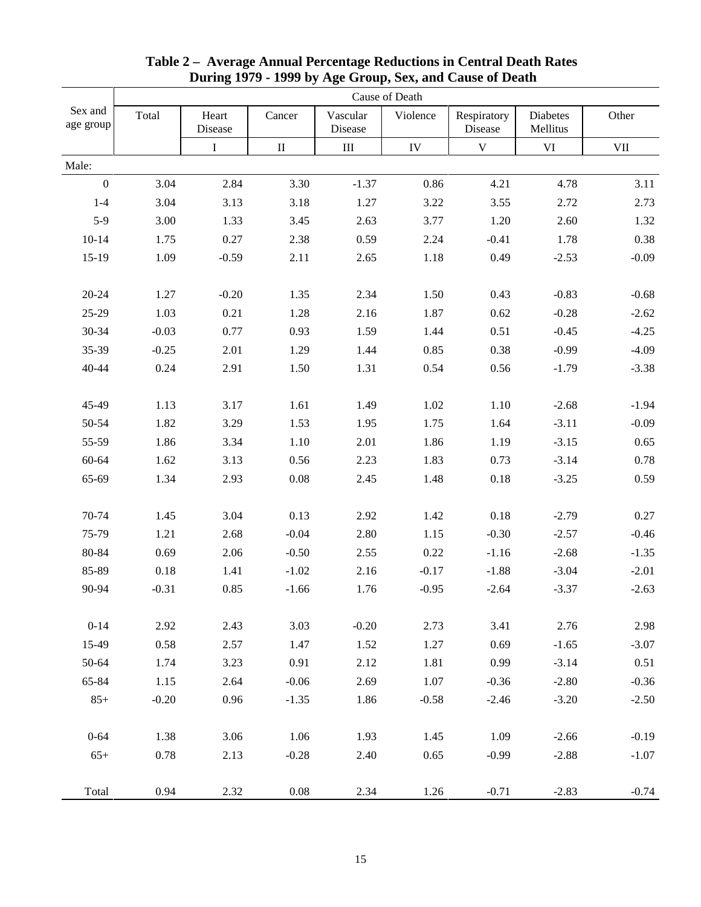**Table 2 – Average Annual Percentage Reductions in Central Death Rates During 1979 - 1999 by Age Group, Sex, and Cause of Death**

| Sex and age group | Total | Heart Disease | Cancer | Vascular Disease | Violence | Respiratory Disease | Diabetes Mellitus | Other |
|---|---|---|---|---|---|---|---|---|
| | | I | II | III | IV | V | VI | VII |
| Male: | | | | | | | | |
| 0 | 3.04 | 2.84 | 3.30 | -1.37 | 0.86 | 4.21 | 4.78 | 3.11 |
| 1-4 | 3.04 | 3.13 | 3.18 | 1.27 | 3.22 | 3.55 | 2.72 | 2.73 |
| 5-9 | 3.00 | 1.33 | 3.45 | 2.63 | 3.77 | 1.20 | 2.60 | 1.32 |
| 10-14 | 1.75 | 0.27 | 2.38 | 0.59 | 2.24 | -0.41 | 1.78 | 0.38 |
| 15-19 | 1.09 | -0.59 | 2.11 | 2.65 | 1.18 | 0.49 | -2.53 | -0.09 |
| 20-24 | 1.27 | -0.20 | 1.35 | 2.34 | 1.50 | 0.43 | -0.83 | -0.68 |
| 25-29 | 1.03 | 0.21 | 1.28 | 2.16 | 1.87 | 0.62 | -0.28 | -2.62 |
| 30-34 | -0.03 | 0.77 | 0.93 | 1.59 | 1.44 | 0.51 | -0.45 | -4.25 |
| 35-39 | -0.25 | 2.01 | 1.29 | 1.44 | 0.85 | 0.38 | -0.99 | -4.09 |
| 40-44 | 0.24 | 2.91 | 1.50 | 1.31 | 0.54 | 0.56 | -1.79 | -3.38 |
| 45-49 | 1.13 | 3.17 | 1.61 | 1.49 | 1.02 | 1.10 | -2.68 | -1.94 |
| 50-54 | 1.82 | 3.29 | 1.53 | 1.95 | 1.75 | 1.64 | -3.11 | -0.09 |
| 55-59 | 1.86 | 3.34 | 1.10 | 2.01 | 1.86 | 1.19 | -3.15 | 0.65 |
| 60-64 | 1.62 | 3.13 | 0.56 | 2.23 | 1.83 | 0.73 | -3.14 | 0.78 |
| 65-69 | 1.34 | 2.93 | 0.08 | 2.45 | 1.48 | 0.18 | -3.25 | 0.59 |
| 70-74 | 1.45 | 3.04 | 0.13 | 2.92 | 1.42 | 0.18 | -2.79 | 0.27 |
| 75-79 | 1.21 | 2.68 | -0.04 | 2.80 | 1.15 | -0.30 | -2.57 | -0.46 |
| 80-84 | 0.69 | 2.06 | -0.50 | 2.55 | 0.22 | -1.16 | -2.68 | -1.35 |
| 85-89 | 0.18 | 1.41 | -1.02 | 2.16 | -0.17 | -1.88 | -3.04 | -2.01 |
| 90-94 | -0.31 | 0.85 | -1.66 | 1.76 | -0.95 | -2.64 | -3.37 | -2.63 |
| 0-14 | 2.92 | 2.43 | 3.03 | -0.20 | 2.73 | 3.41 | 2.76 | 2.98 |
| 15-49 | 0.58 | 2.57 | 1.47 | 1.52 | 1.27 | 0.69 | -1.65 | -3.07 |
| 50-64 | 1.74 | 3.23 | 0.91 | 2.12 | 1.81 | 0.99 | -3.14 | 0.51 |
| 65-84 | 1.15 | 2.64 | -0.06 | 2.69 | 1.07 | -0.36 | -2.80 | -0.36 |
| 85+ | -0.20 | 0.96 | -1.35 | 1.86 | -0.58 | -2.46 | -3.20 | -2.50 |
| 0-64 | 1.38 | 3.06 | 1.06 | 1.93 | 1.45 | 1.09 | -2.66 | -0.19 |
| 65+ | 0.78 | 2.13 | -0.28 | 2.40 | 0.65 | -0.99 | -2.88 | -1.07 |
| Total | 0.94 | 2.32 | 0.08 | 2.34 | 1.26 | -0.71 | -2.83 | -0.74 |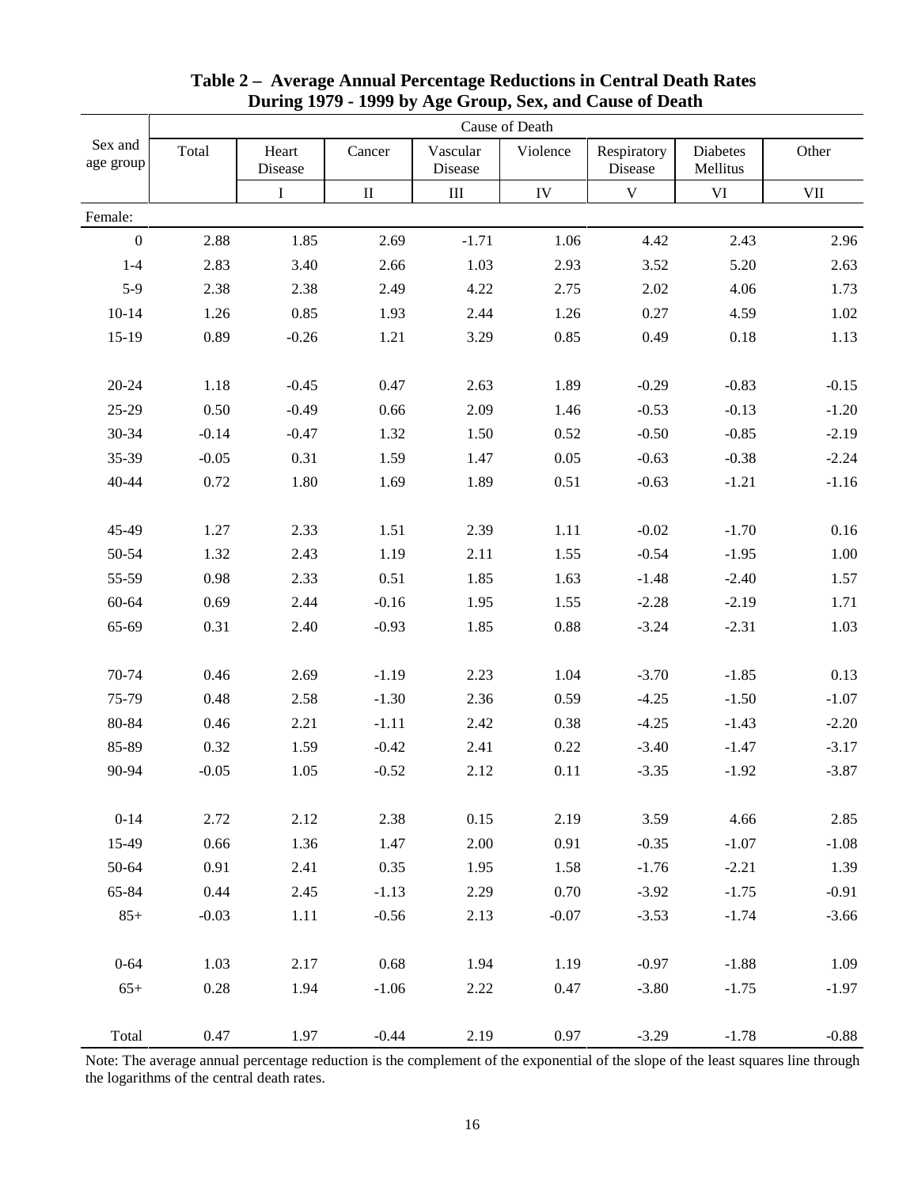**Table 2 – Average Annual Percentage Reductions in Central Death Rates During 1979 - 1999 by Age Group, Sex, and Cause of Death**

| Sex and age group | Total | Cause of Death | | | | | | |
|---|---|---|---|---|---|---|---|---|
| | | Heart Disease | Cancer | Vascular Disease | Violence | Respiratory Disease | Diabetes Mellitus | Other |
| | | I | II | III | IV | V | VI | VII |
| Female: | | | | | | | | |
| 0 | 2.88 | 1.85 | 2.69 | -1.71 | 1.06 | 4.42 | 2.43 | 2.96 |
| 1-4 | 2.83 | 3.40 | 2.66 | 1.03 | 2.93 | 3.52 | 5.20 | 2.63 |
| 5-9 | 2.38 | 2.38 | 2.49 | 4.22 | 2.75 | 2.02 | 4.06 | 1.73 |
| 10-14 | 1.26 | 0.85 | 1.93 | 2.44 | 1.26 | 0.27 | 4.59 | 1.02 |
| 15-19 | 0.89 | -0.26 | 1.21 | 3.29 | 0.85 | 0.49 | 0.18 | 1.13 |
| 20-24 | 1.18 | -0.45 | 0.47 | 2.63 | 1.89 | -0.29 | -0.83 | -0.15 |
| 25-29 | 0.50 | -0.49 | 0.66 | 2.09 | 1.46 | -0.53 | -0.13 | -1.20 |
| 30-34 | -0.14 | -0.47 | 1.32 | 1.50 | 0.52 | -0.50 | -0.85 | -2.19 |
| 35-39 | -0.05 | 0.31 | 1.59 | 1.47 | 0.05 | -0.63 | -0.38 | -2.24 |
| 40-44 | 0.72 | 1.80 | 1.69 | 1.89 | 0.51 | -0.63 | -1.21 | -1.16 |
| 45-49 | 1.27 | 2.33 | 1.51 | 2.39 | 1.11 | -0.02 | -1.70 | 0.16 |
| 50-54 | 1.32 | 2.43 | 1.19 | 2.11 | 1.55 | -0.54 | -1.95 | 1.00 |
| 55-59 | 0.98 | 2.33 | 0.51 | 1.85 | 1.63 | -1.48 | -2.40 | 1.57 |
| 60-64 | 0.69 | 2.44 | -0.16 | 1.95 | 1.55 | -2.28 | -2.19 | 1.71 |
| 65-69 | 0.31 | 2.40 | -0.93 | 1.85 | 0.88 | -3.24 | -2.31 | 1.03 |
| 70-74 | 0.46 | 2.69 | -1.19 | 2.23 | 1.04 | -3.70 | -1.85 | 0.13 |
| 75-79 | 0.48 | 2.58 | -1.30 | 2.36 | 0.59 | -4.25 | -1.50 | -1.07 |
| 80-84 | 0.46 | 2.21 | -1.11 | 2.42 | 0.38 | -4.25 | -1.43 | -2.20 |
| 85-89 | 0.32 | 1.59 | -0.42 | 2.41 | 0.22 | -3.40 | -1.47 | -3.17 |
| 90-94 | -0.05 | 1.05 | -0.52 | 2.12 | 0.11 | -3.35 | -1.92 | -3.87 |
| 0-14 | 2.72 | 2.12 | 2.38 | 0.15 | 2.19 | 3.59 | 4.66 | 2.85 |
| 15-49 | 0.66 | 1.36 | 1.47 | 2.00 | 0.91 | -0.35 | -1.07 | -1.08 |
| 50-64 | 0.91 | 2.41 | 0.35 | 1.95 | 1.58 | -1.76 | -2.21 | 1.39 |
| 65-84 | 0.44 | 2.45 | -1.13 | 2.29 | 0.70 | -3.92 | -1.75 | -0.91 |
| 85+ | -0.03 | 1.11 | -0.56 | 2.13 | -0.07 | -3.53 | -1.74 | -3.66 |
| 0-64 | 1.03 | 2.17 | 0.68 | 1.94 | 1.19 | -0.97 | -1.88 | 1.09 |
| 65+ | 0.28 | 1.94 | -1.06 | 2.22 | 0.47 | -3.80 | -1.75 | -1.97 |
| Total | 0.47 | 1.97 | -0.44 | 2.19 | 0.97 | -3.29 | -1.78 | -0.88 |

Note: The average annual percentage reduction is the complement of the exponential of the slope of the least squares line through the logarithms of the central death rates.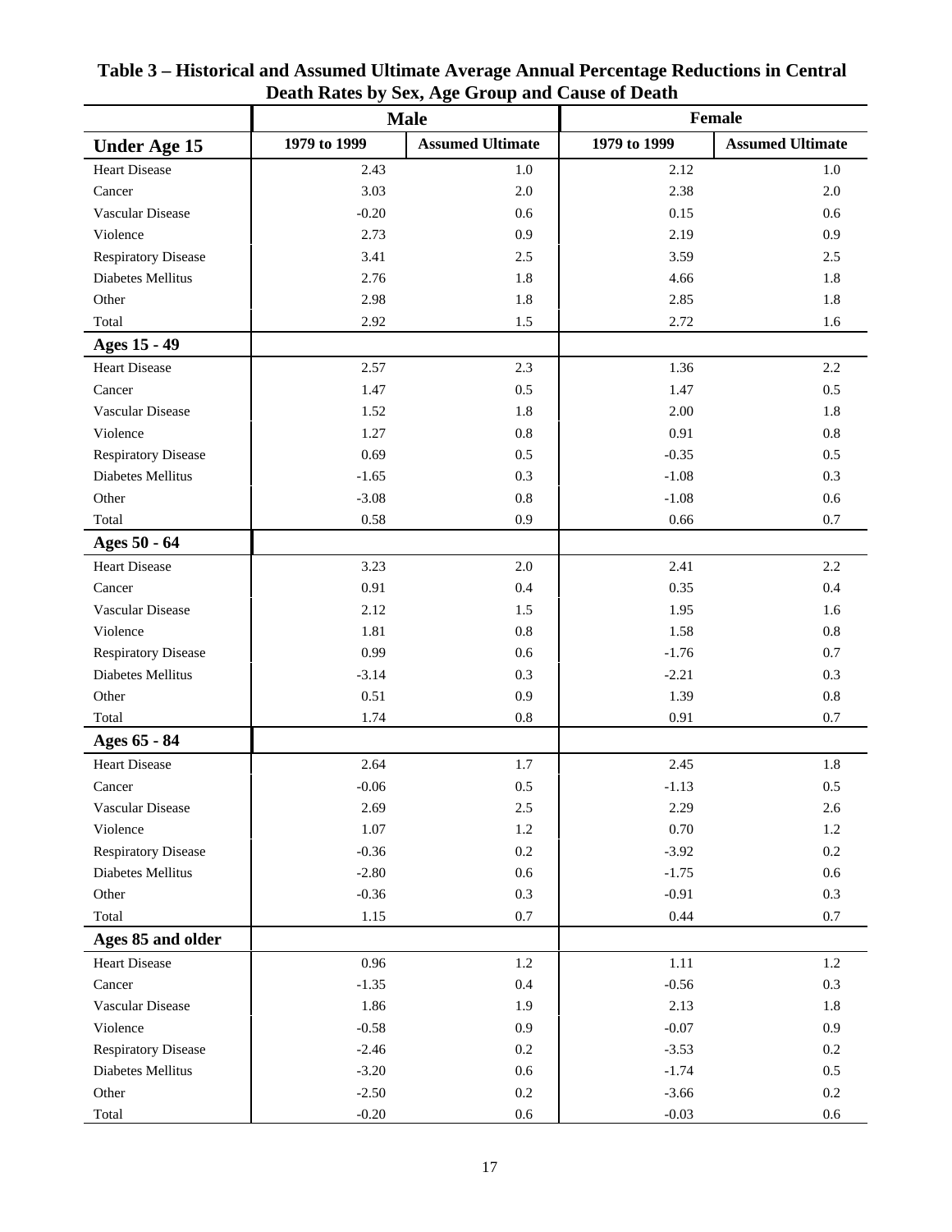**Table 3 – Historical and Assumed Ultimate Average Annual Percentage Reductions in Central Death Rates by Sex, Age Group and Cause of Death**

| | Male | | Female | |
|---|---|---|---|---|
| **Under Age 15** | **1979 to 1999** | **Assumed Ultimate** | **1979 to 1999** | **Assumed Ultimate** |
| Heart Disease | 2.43 | 1.0 | 2.12 | 1.0 |
| Cancer | 3.03 | 2.0 | 2.38 | 2.0 |
| Vascular Disease | -0.20 | 0.6 | 0.15 | 0.6 |
| Violence | 2.73 | 0.9 | 2.19 | 0.9 |
| Respiratory Disease | 3.41 | 2.5 | 3.59 | 2.5 |
| Diabetes Mellitus | 2.76 | 1.8 | 4.66 | 1.8 |
| Other | 2.98 | 1.8 | 2.85 | 1.8 |
| Total | 2.92 | 1.5 | 2.72 | 1.6 |
| **Ages 15 - 49** | | | | |
| Heart Disease | 2.57 | 2.3 | 1.36 | 2.2 |
| Cancer | 1.47 | 0.5 | 1.47 | 0.5 |
| Vascular Disease | 1.52 | 1.8 | 2.00 | 1.8 |
| Violence | 1.27 | 0.8 | 0.91 | 0.8 |
| Respiratory Disease | 0.69 | 0.5 | -0.35 | 0.5 |
| Diabetes Mellitus | -1.65 | 0.3 | -1.08 | 0.3 |
| Other | -3.08 | 0.8 | -1.08 | 0.6 |
| Total | 0.58 | 0.9 | 0.66 | 0.7 |
| **Ages 50 - 64** | | | | |
| Heart Disease | 3.23 | 2.0 | 2.41 | 2.2 |
| Cancer | 0.91 | 0.4 | 0.35 | 0.4 |
| Vascular Disease | 2.12 | 1.5 | 1.95 | 1.6 |
| Violence | 1.81 | 0.8 | 1.58 | 0.8 |
| Respiratory Disease | 0.99 | 0.6 | -1.76 | 0.7 |
| Diabetes Mellitus | -3.14 | 0.3 | -2.21 | 0.3 |
| Other | 0.51 | 0.9 | 1.39 | 0.8 |
| Total | 1.74 | 0.8 | 0.91 | 0.7 |
| **Ages 65 - 84** | | | | |
| Heart Disease | 2.64 | 1.7 | 2.45 | 1.8 |
| Cancer | -0.06 | 0.5 | -1.13 | 0.5 |
| Vascular Disease | 2.69 | 2.5 | 2.29 | 2.6 |
| Violence | 1.07 | 1.2 | 0.70 | 1.2 |
| Respiratory Disease | -0.36 | 0.2 | -3.92 | 0.2 |
| Diabetes Mellitus | -2.80 | 0.6 | -1.75 | 0.6 |
| Other | -0.36 | 0.3 | -0.91 | 0.3 |
| Total | 1.15 | 0.7 | 0.44 | 0.7 |
| **Ages 85 and older** | | | | |
| Heart Disease | 0.96 | 1.2 | 1.11 | 1.2 |
| Cancer | -1.35 | 0.4 | -0.56 | 0.3 |
| Vascular Disease | 1.86 | 1.9 | 2.13 | 1.8 |
| Violence | -0.58 | 0.9 | -0.07 | 0.9 |
| Respiratory Disease | -2.46 | 0.2 | -3.53 | 0.2 |
| Diabetes Mellitus | -3.20 | 0.6 | -1.74 | 0.5 |
| Other | -2.50 | 0.2 | -3.66 | 0.2 |
| Total | -0.20 | 0.6 | -0.03 | 0.6 |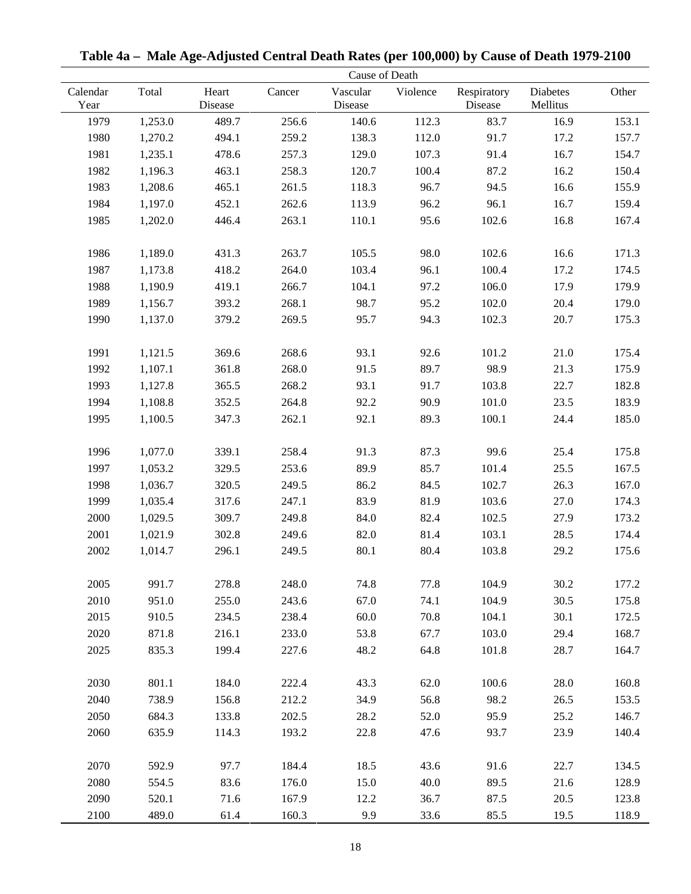**Table 4a – Male Age-Adjusted Central Death Rates (per 100,000) by Cause of Death 1979-2100**

| | | Cause of Death | | | | | | |
|---|---|---|---|---|---|---|---|---|
| Calendar Year | Total | Heart Disease | Cancer | Vascular Disease | Violence | Respiratory Disease | Diabetes Mellitus | Other |
| 1979 | 1,253.0 | 489.7 | 256.6 | 140.6 | 112.3 | 83.7 | 16.9 | 153.1 |
| 1980 | 1,270.2 | 494.1 | 259.2 | 138.3 | 112.0 | 91.7 | 17.2 | 157.7 |
| 1981 | 1,235.1 | 478.6 | 257.3 | 129.0 | 107.3 | 91.4 | 16.7 | 154.7 |
| 1982 | 1,196.3 | 463.1 | 258.3 | 120.7 | 100.4 | 87.2 | 16.2 | 150.4 |
| 1983 | 1,208.6 | 465.1 | 261.5 | 118.3 | 96.7 | 94.5 | 16.6 | 155.9 |
| 1984 | 1,197.0 | 452.1 | 262.6 | 113.9 | 96.2 | 96.1 | 16.7 | 159.4 |
| 1985 | 1,202.0 | 446.4 | 263.1 | 110.1 | 95.6 | 102.6 | 16.8 | 167.4 |
| 1986 | 1,189.0 | 431.3 | 263.7 | 105.5 | 98.0 | 102.6 | 16.6 | 171.3 |
| 1987 | 1,173.8 | 418.2 | 264.0 | 103.4 | 96.1 | 100.4 | 17.2 | 174.5 |
| 1988 | 1,190.9 | 419.1 | 266.7 | 104.1 | 97.2 | 106.0 | 17.9 | 179.9 |
| 1989 | 1,156.7 | 393.2 | 268.1 | 98.7 | 95.2 | 102.0 | 20.4 | 179.0 |
| 1990 | 1,137.0 | 379.2 | 269.5 | 95.7 | 94.3 | 102.3 | 20.7 | 175.3 |
| 1991 | 1,121.5 | 369.6 | 268.6 | 93.1 | 92.6 | 101.2 | 21.0 | 175.4 |
| 1992 | 1,107.1 | 361.8 | 268.0 | 91.5 | 89.7 | 98.9 | 21.3 | 175.9 |
| 1993 | 1,127.8 | 365.5 | 268.2 | 93.1 | 91.7 | 103.8 | 22.7 | 182.8 |
| 1994 | 1,108.8 | 352.5 | 264.8 | 92.2 | 90.9 | 101.0 | 23.5 | 183.9 |
| 1995 | 1,100.5 | 347.3 | 262.1 | 92.1 | 89.3 | 100.1 | 24.4 | 185.0 |
| 1996 | 1,077.0 | 339.1 | 258.4 | 91.3 | 87.3 | 99.6 | 25.4 | 175.8 |
| 1997 | 1,053.2 | 329.5 | 253.6 | 89.9 | 85.7 | 101.4 | 25.5 | 167.5 |
| 1998 | 1,036.7 | 320.5 | 249.5 | 86.2 | 84.5 | 102.7 | 26.3 | 167.0 |
| 1999 | 1,035.4 | 317.6 | 247.1 | 83.9 | 81.9 | 103.6 | 27.0 | 174.3 |
| 2000 | 1,029.5 | 309.7 | 249.8 | 84.0 | 82.4 | 102.5 | 27.9 | 173.2 |
| 2001 | 1,021.9 | 302.8 | 249.6 | 82.0 | 81.4 | 103.1 | 28.5 | 174.4 |
| 2002 | 1,014.7 | 296.1 | 249.5 | 80.1 | 80.4 | 103.8 | 29.2 | 175.6 |
| 2005 | 991.7 | 278.8 | 248.0 | 74.8 | 77.8 | 104.9 | 30.2 | 177.2 |
| 2010 | 951.0 | 255.0 | 243.6 | 67.0 | 74.1 | 104.9 | 30.5 | 175.8 |
| 2015 | 910.5 | 234.5 | 238.4 | 60.0 | 70.8 | 104.1 | 30.1 | 172.5 |
| 2020 | 871.8 | 216.1 | 233.0 | 53.8 | 67.7 | 103.0 | 29.4 | 168.7 |
| 2025 | 835.3 | 199.4 | 227.6 | 48.2 | 64.8 | 101.8 | 28.7 | 164.7 |
| 2030 | 801.1 | 184.0 | 222.4 | 43.3 | 62.0 | 100.6 | 28.0 | 160.8 |
| 2040 | 738.9 | 156.8 | 212.2 | 34.9 | 56.8 | 98.2 | 26.5 | 153.5 |
| 2050 | 684.3 | 133.8 | 202.5 | 28.2 | 52.0 | 95.9 | 25.2 | 146.7 |
| 2060 | 635.9 | 114.3 | 193.2 | 22.8 | 47.6 | 93.7 | 23.9 | 140.4 |
| 2070 | 592.9 | 97.7 | 184.4 | 18.5 | 43.6 | 91.6 | 22.7 | 134.5 |
| 2080 | 554.5 | 83.6 | 176.0 | 15.0 | 40.0 | 89.5 | 21.6 | 128.9 |
| 2090 | 520.1 | 71.6 | 167.9 | 12.2 | 36.7 | 87.5 | 20.5 | 123.8 |
| 2100 | 489.0 | 61.4 | 160.3 | 9.9 | 33.6 | 85.5 | 19.5 | 118.9 |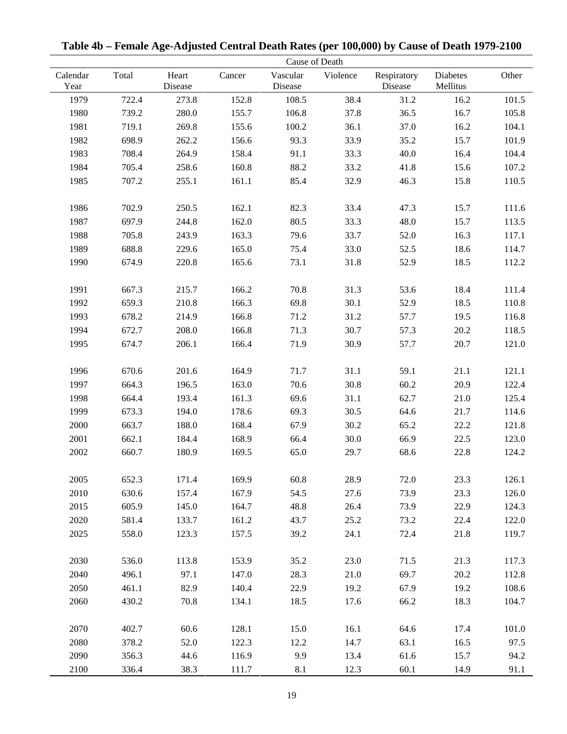**Table 4b – Female Age-Adjusted Central Death Rates (per 100,000) by Cause of Death 1979-2100**

| | | Cause of Death | | | | | | |
|---|---|---|---|---|---|---|---|---|
| Calendar Year | Total | Heart Disease | Cancer | Vascular Disease | Violence | Respiratory Disease | Diabetes Mellitus | Other |
| 1979 | 722.4 | 273.8 | 152.8 | 108.5 | 38.4 | 31.2 | 16.2 | 101.5 |
| 1980 | 739.2 | 280.0 | 155.7 | 106.8 | 37.8 | 36.5 | 16.7 | 105.8 |
| 1981 | 719.1 | 269.8 | 155.6 | 100.2 | 36.1 | 37.0 | 16.2 | 104.1 |
| 1982 | 698.9 | 262.2 | 156.6 | 93.3 | 33.9 | 35.2 | 15.7 | 101.9 |
| 1983 | 708.4 | 264.9 | 158.4 | 91.1 | 33.3 | 40.0 | 16.4 | 104.4 |
| 1984 | 705.4 | 258.6 | 160.8 | 88.2 | 33.2 | 41.8 | 15.6 | 107.2 |
| 1985 | 707.2 | 255.1 | 161.1 | 85.4 | 32.9 | 46.3 | 15.8 | 110.5 |
| 1986 | 702.9 | 250.5 | 162.1 | 82.3 | 33.4 | 47.3 | 15.7 | 111.6 |
| 1987 | 697.9 | 244.8 | 162.0 | 80.5 | 33.3 | 48.0 | 15.7 | 113.5 |
| 1988 | 705.8 | 243.9 | 163.3 | 79.6 | 33.7 | 52.0 | 16.3 | 117.1 |
| 1989 | 688.8 | 229.6 | 165.0 | 75.4 | 33.0 | 52.5 | 18.6 | 114.7 |
| 1990 | 674.9 | 220.8 | 165.6 | 73.1 | 31.8 | 52.9 | 18.5 | 112.2 |
| 1991 | 667.3 | 215.7 | 166.2 | 70.8 | 31.3 | 53.6 | 18.4 | 111.4 |
| 1992 | 659.3 | 210.8 | 166.3 | 69.8 | 30.1 | 52.9 | 18.5 | 110.8 |
| 1993 | 678.2 | 214.9 | 166.8 | 71.2 | 31.2 | 57.7 | 19.5 | 116.8 |
| 1994 | 672.7 | 208.0 | 166.8 | 71.3 | 30.7 | 57.3 | 20.2 | 118.5 |
| 1995 | 674.7 | 206.1 | 166.4 | 71.9 | 30.9 | 57.7 | 20.7 | 121.0 |
| 1996 | 670.6 | 201.6 | 164.9 | 71.7 | 31.1 | 59.1 | 21.1 | 121.1 |
| 1997 | 664.3 | 196.5 | 163.0 | 70.6 | 30.8 | 60.2 | 20.9 | 122.4 |
| 1998 | 664.4 | 193.4 | 161.3 | 69.6 | 31.1 | 62.7 | 21.0 | 125.4 |
| 1999 | 673.3 | 194.0 | 178.6 | 69.3 | 30.5 | 64.6 | 21.7 | 114.6 |
| 2000 | 663.7 | 188.0 | 168.4 | 67.9 | 30.2 | 65.2 | 22.2 | 121.8 |
| 2001 | 662.1 | 184.4 | 168.9 | 66.4 | 30.0 | 66.9 | 22.5 | 123.0 |
| 2002 | 660.7 | 180.9 | 169.5 | 65.0 | 29.7 | 68.6 | 22.8 | 124.2 |
| 2005 | 652.3 | 171.4 | 169.9 | 60.8 | 28.9 | 72.0 | 23.3 | 126.1 |
| 2010 | 630.6 | 157.4 | 167.9 | 54.5 | 27.6 | 73.9 | 23.3 | 126.0 |
| 2015 | 605.9 | 145.0 | 164.7 | 48.8 | 26.4 | 73.9 | 22.9 | 124.3 |
| 2020 | 581.4 | 133.7 | 161.2 | 43.7 | 25.2 | 73.2 | 22.4 | 122.0 |
| 2025 | 558.0 | 123.3 | 157.5 | 39.2 | 24.1 | 72.4 | 21.8 | 119.7 |
| 2030 | 536.0 | 113.8 | 153.9 | 35.2 | 23.0 | 71.5 | 21.3 | 117.3 |
| 2040 | 496.1 | 97.1 | 147.0 | 28.3 | 21.0 | 69.7 | 20.2 | 112.8 |
| 2050 | 461.1 | 82.9 | 140.4 | 22.9 | 19.2 | 67.9 | 19.2 | 108.6 |
| 2060 | 430.2 | 70.8 | 134.1 | 18.5 | 17.6 | 66.2 | 18.3 | 104.7 |
| 2070 | 402.7 | 60.6 | 128.1 | 15.0 | 16.1 | 64.6 | 17.4 | 101.0 |
| 2080 | 378.2 | 52.0 | 122.3 | 12.2 | 14.7 | 63.1 | 16.5 | 97.5 |
| 2090 | 356.3 | 44.6 | 116.9 | 9.9 | 13.4 | 61.6 | 15.7 | 94.2 |
| 2100 | 336.4 | 38.3 | 111.7 | 8.1 | 12.3 | 60.1 | 14.9 | 91.1 |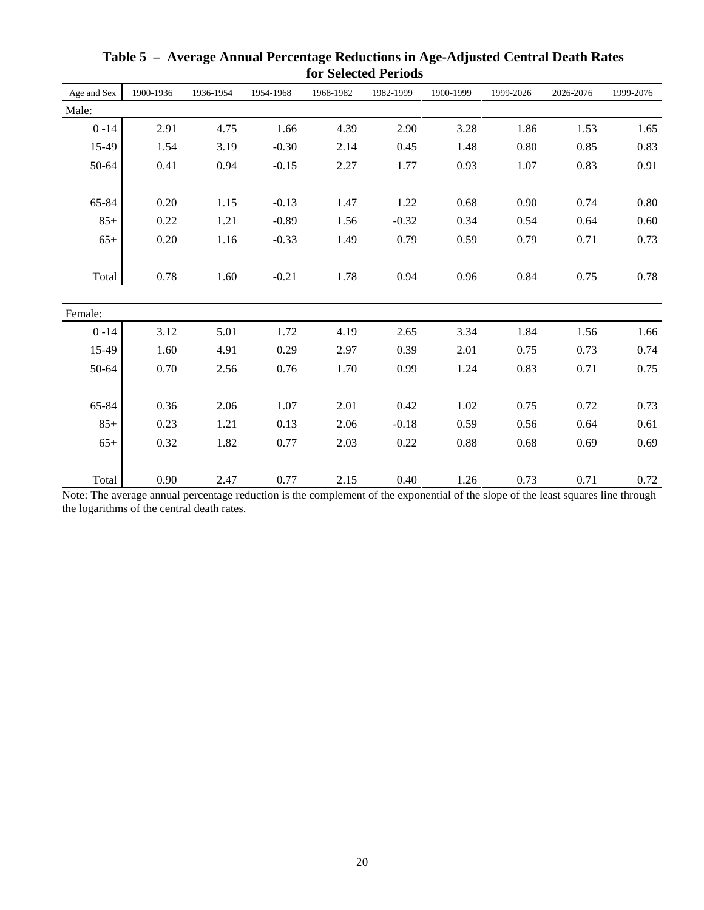**Table 5 – Average Annual Percentage Reductions in Age-Adjusted Central Death Rates for Selected Periods**

| Age and Sex | 1900-1936 | 1936-1954 | 1954-1968 | 1968-1982 | 1982-1999 | 1900-1999 | 1999-2026 | 2026-2076 | 1999-2076 |
|---|---|---|---|---|---|---|---|---|---|
| Male: | | | | | | | | | |
| 0 -14 | 2.91 | 4.75 | 1.66 | 4.39 | 2.90 | 3.28 | 1.86 | 1.53 | 1.65 |
| 15-49 | 1.54 | 3.19 | -0.30 | 2.14 | 0.45 | 1.48 | 0.80 | 0.85 | 0.83 |
| 50-64 | 0.41 | 0.94 | -0.15 | 2.27 | 1.77 | 0.93 | 1.07 | 0.83 | 0.91 |
| 65-84 | 0.20 | 1.15 | -0.13 | 1.47 | 1.22 | 0.68 | 0.90 | 0.74 | 0.80 |
| 85+ | 0.22 | 1.21 | -0.89 | 1.56 | -0.32 | 0.34 | 0.54 | 0.64 | 0.60 |
| 65+ | 0.20 | 1.16 | -0.33 | 1.49 | 0.79 | 0.59 | 0.79 | 0.71 | 0.73 |
| Total | 0.78 | 1.60 | -0.21 | 1.78 | 0.94 | 0.96 | 0.84 | 0.75 | 0.78 |
| Female: | | | | | | | | | |
| 0 -14 | 3.12 | 5.01 | 1.72 | 4.19 | 2.65 | 3.34 | 1.84 | 1.56 | 1.66 |
| 15-49 | 1.60 | 4.91 | 0.29 | 2.97 | 0.39 | 2.01 | 0.75 | 0.73 | 0.74 |
| 50-64 | 0.70 | 2.56 | 0.76 | 1.70 | 0.99 | 1.24 | 0.83 | 0.71 | 0.75 |
| 65-84 | 0.36 | 2.06 | 1.07 | 2.01 | 0.42 | 1.02 | 0.75 | 0.72 | 0.73 |
| 85+ | 0.23 | 1.21 | 0.13 | 2.06 | -0.18 | 0.59 | 0.56 | 0.64 | 0.61 |
| 65+ | 0.32 | 1.82 | 0.77 | 2.03 | 0.22 | 0.88 | 0.68 | 0.69 | 0.69 |
| Total | 0.90 | 2.47 | 0.77 | 2.15 | 0.40 | 1.26 | 0.73 | 0.71 | 0.72 |

Note: The average annual percentage reduction is the complement of the exponential of the slope of the least squares line through the logarithms of the central death rates.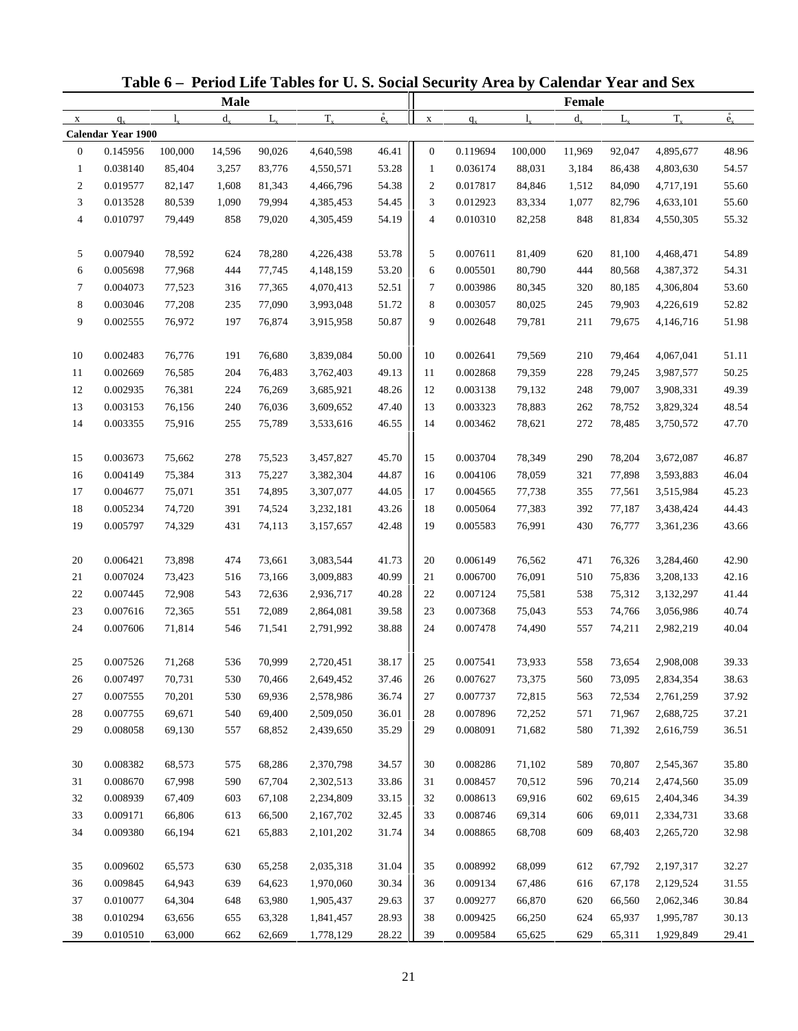# Table 6 – Period Life Tables for U. S. Social Security Area by Calendar Year and Sex

| Male | | | | | | | Female | | | | | | |
|---|---|---|---|---|---|---|---|---|---|---|---|---|---|
| x | $q_x$ | $l_x$ | $d_x$ | $L_x$ | $T_x$ | $\mathring{e}_x$ | x | $q_x$ | $l_x$ | $d_x$ | $L_x$ | $T_x$ | $\mathring{e}_x$ |
| **Calendar Year 1900** | | | | | | | | | | | | | |
| 0 | 0.145956 | 100,000 | 14,596 | 90,026 | 4,640,598 | 46.41 | 0 | 0.119694 | 100,000 | 11,969 | 92,047 | 4,895,677 | 48.96 |
| 1 | 0.038140 | 85,404 | 3,257 | 83,776 | 4,550,571 | 53.28 | 1 | 0.036174 | 88,031 | 3,184 | 86,438 | 4,803,630 | 54.57 |
| 2 | 0.019577 | 82,147 | 1,608 | 81,343 | 4,466,796 | 54.38 | 2 | 0.017817 | 84,846 | 1,512 | 84,090 | 4,717,191 | 55.60 |
| 3 | 0.013528 | 80,539 | 1,090 | 79,994 | 4,385,453 | 54.45 | 3 | 0.012923 | 83,334 | 1,077 | 82,796 | 4,633,101 | 55.60 |
| 4 | 0.010797 | 79,449 | 858 | 79,020 | 4,305,459 | 54.19 | 4 | 0.010310 | 82,258 | 848 | 81,834 | 4,550,305 | 55.32 |
| 5 | 0.007940 | 78,592 | 624 | 78,280 | 4,226,438 | 53.78 | 5 | 0.007611 | 81,409 | 620 | 81,100 | 4,468,471 | 54.89 |
| 6 | 0.005698 | 77,968 | 444 | 77,745 | 4,148,159 | 53.20 | 6 | 0.005501 | 80,790 | 444 | 80,568 | 4,387,372 | 54.31 |
| 7 | 0.004073 | 77,523 | 316 | 77,365 | 4,070,413 | 52.51 | 7 | 0.003986 | 80,345 | 320 | 80,185 | 4,306,804 | 53.60 |
| 8 | 0.003046 | 77,208 | 235 | 77,090 | 3,993,048 | 51.72 | 8 | 0.003057 | 80,025 | 245 | 79,903 | 4,226,619 | 52.82 |
| 9 | 0.002555 | 76,972 | 197 | 76,874 | 3,915,958 | 50.87 | 9 | 0.002648 | 79,781 | 211 | 79,675 | 4,146,716 | 51.98 |
| 10 | 0.002483 | 76,776 | 191 | 76,680 | 3,839,084 | 50.00 | 10 | 0.002641 | 79,569 | 210 | 79,464 | 4,067,041 | 51.11 |
| 11 | 0.002669 | 76,585 | 204 | 76,483 | 3,762,403 | 49.13 | 11 | 0.002868 | 79,359 | 228 | 79,245 | 3,987,577 | 50.25 |
| 12 | 0.002935 | 76,381 | 224 | 76,269 | 3,685,921 | 48.26 | 12 | 0.003138 | 79,132 | 248 | 79,007 | 3,908,331 | 49.39 |
| 13 | 0.003153 | 76,156 | 240 | 76,036 | 3,609,652 | 47.40 | 13 | 0.003323 | 78,883 | 262 | 78,752 | 3,829,324 | 48.54 |
| 14 | 0.003355 | 75,916 | 255 | 75,789 | 3,533,616 | 46.55 | 14 | 0.003462 | 78,621 | 272 | 78,485 | 3,750,572 | 47.70 |
| 15 | 0.003673 | 75,662 | 278 | 75,523 | 3,457,827 | 45.70 | 15 | 0.003704 | 78,349 | 290 | 78,204 | 3,672,087 | 46.87 |
| 16 | 0.004149 | 75,384 | 313 | 75,227 | 3,382,304 | 44.87 | 16 | 0.004106 | 78,059 | 321 | 77,898 | 3,593,883 | 46.04 |
| 17 | 0.004677 | 75,071 | 351 | 74,895 | 3,307,077 | 44.05 | 17 | 0.004565 | 77,738 | 355 | 77,561 | 3,515,984 | 45.23 |
| 18 | 0.005234 | 74,720 | 391 | 74,524 | 3,232,181 | 43.26 | 18 | 0.005064 | 77,383 | 392 | 77,187 | 3,438,424 | 44.43 |
| 19 | 0.005797 | 74,329 | 431 | 74,113 | 3,157,657 | 42.48 | 19 | 0.005583 | 76,991 | 430 | 76,777 | 3,361,236 | 43.66 |
| 20 | 0.006421 | 73,898 | 474 | 73,661 | 3,083,544 | 41.73 | 20 | 0.006149 | 76,562 | 471 | 76,326 | 3,284,460 | 42.90 |
| 21 | 0.007024 | 73,423 | 516 | 73,166 | 3,009,883 | 40.99 | 21 | 0.006700 | 76,091 | 510 | 75,836 | 3,208,133 | 42.16 |
| 22 | 0.007445 | 72,908 | 543 | 72,636 | 2,936,717 | 40.28 | 22 | 0.007124 | 75,581 | 538 | 75,312 | 3,132,297 | 41.44 |
| 23 | 0.007616 | 72,365 | 551 | 72,089 | 2,864,081 | 39.58 | 23 | 0.007368 | 75,043 | 553 | 74,766 | 3,056,986 | 40.74 |
| 24 | 0.007606 | 71,814 | 546 | 71,541 | 2,791,992 | 38.88 | 24 | 0.007478 | 74,490 | 557 | 74,211 | 2,982,219 | 40.04 |
| 25 | 0.007526 | 71,268 | 536 | 70,999 | 2,720,451 | 38.17 | 25 | 0.007541 | 73,933 | 558 | 73,654 | 2,908,008 | 39.33 |
| 26 | 0.007497 | 70,731 | 530 | 70,466 | 2,649,452 | 37.46 | 26 | 0.007627 | 73,375 | 560 | 73,095 | 2,834,354 | 38.63 |
| 27 | 0.007555 | 70,201 | 530 | 69,936 | 2,578,986 | 36.74 | 27 | 0.007737 | 72,815 | 563 | 72,534 | 2,761,259 | 37.92 |
| 28 | 0.007755 | 69,671 | 540 | 69,400 | 2,509,050 | 36.01 | 28 | 0.007896 | 72,252 | 571 | 71,967 | 2,688,725 | 37.21 |
| 29 | 0.008058 | 69,130 | 557 | 68,852 | 2,439,650 | 35.29 | 29 | 0.008091 | 71,682 | 580 | 71,392 | 2,616,759 | 36.51 |
| 30 | 0.008382 | 68,573 | 575 | 68,286 | 2,370,798 | 34.57 | 30 | 0.008286 | 71,102 | 589 | 70,807 | 2,545,367 | 35.80 |
| 31 | 0.008670 | 67,998 | 590 | 67,704 | 2,302,513 | 33.86 | 31 | 0.008457 | 70,512 | 596 | 70,214 | 2,474,560 | 35.09 |
| 32 | 0.008939 | 67,409 | 603 | 67,108 | 2,234,809 | 33.15 | 32 | 0.008613 | 69,916 | 602 | 69,615 | 2,404,346 | 34.39 |
| 33 | 0.009171 | 66,806 | 613 | 66,500 | 2,167,702 | 32.45 | 33 | 0.008746 | 69,314 | 606 | 69,011 | 2,334,731 | 33.68 |
| 34 | 0.009380 | 66,194 | 621 | 65,883 | 2,101,202 | 31.74 | 34 | 0.008865 | 68,708 | 609 | 68,403 | 2,265,720 | 32.98 |
| 35 | 0.009602 | 65,573 | 630 | 65,258 | 2,035,318 | 31.04 | 35 | 0.008992 | 68,099 | 612 | 67,792 | 2,197,317 | 32.27 |
| 36 | 0.009845 | 64,943 | 639 | 64,623 | 1,970,060 | 30.34 | 36 | 0.009134 | 67,486 | 616 | 67,178 | 2,129,524 | 31.55 |
| 37 | 0.010077 | 64,304 | 648 | 63,980 | 1,905,437 | 29.63 | 37 | 0.009277 | 66,870 | 620 | 66,560 | 2,062,346 | 30.84 |
| 38 | 0.010294 | 63,656 | 655 | 63,328 | 1,841,457 | 28.93 | 38 | 0.009425 | 66,250 | 624 | 65,937 | 1,995,787 | 30.13 |
| 39 | 0.010510 | 63,000 | 662 | 62,669 | 1,778,129 | 28.22 | 39 | 0.009584 | 65,625 | 629 | 65,311 | 1,929,849 | 29.41 |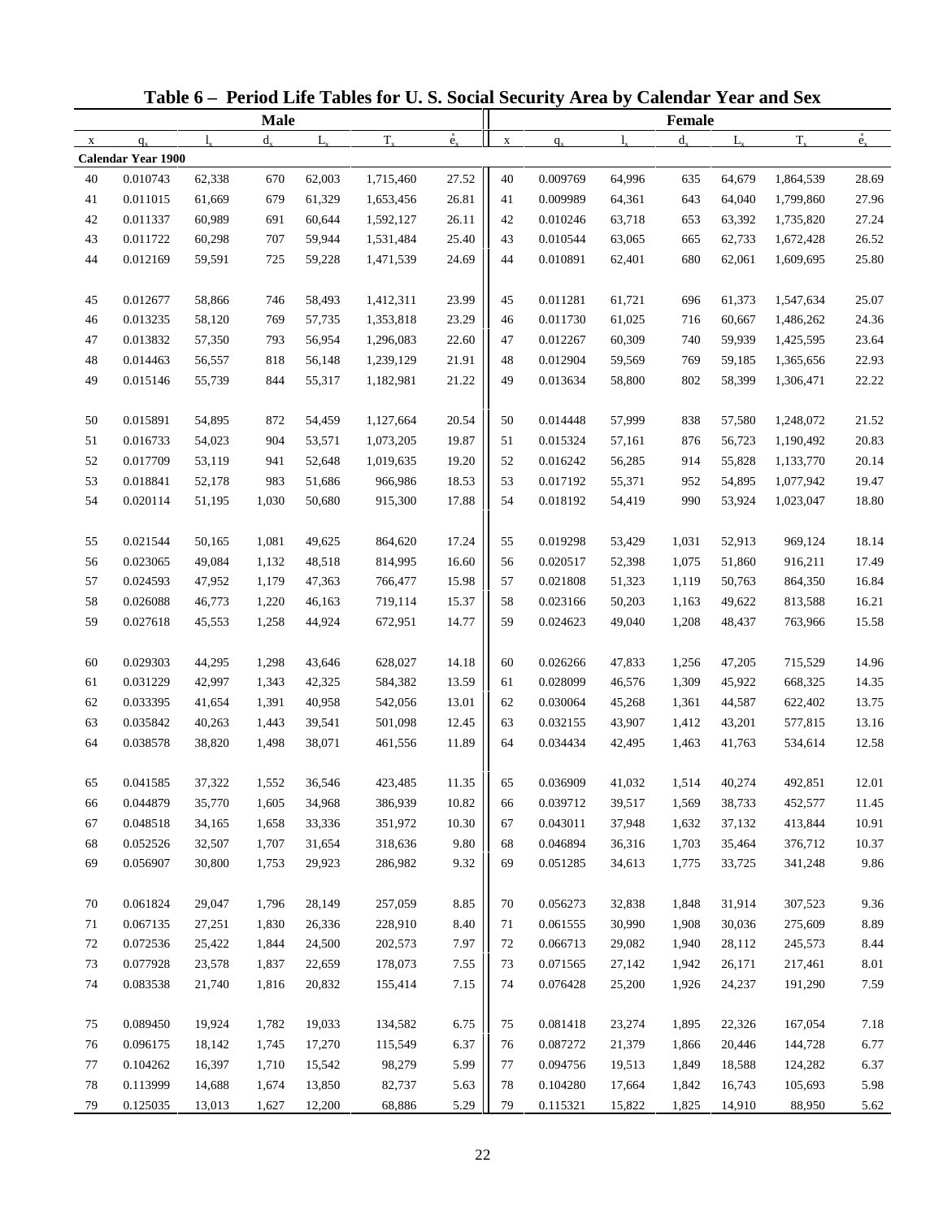# Table 6 – Period Life Tables for U. S. Social Security Area by Calendar Year and Sex

| Male | | | | | | | Female | | | | | | |
|---|---|---|---|---|---|---|---|---|---|---|---|---|---|
| x | $q_x$ | $l_x$ | $d_x$ | $L_x$ | $T_x$ | $\mathring{e}_x$ | x | $q_x$ | $l_x$ | $d_x$ | $L_x$ | $T_x$ | $\mathring{e}_x$ |
| **Calendar Year 1900** | | | | | | | | | | | | | |
| 40 | 0.010743 | 62,338 | 670 | 62,003 | 1,715,460 | 27.52 | 40 | 0.009769 | 64,996 | 635 | 64,679 | 1,864,539 | 28.69 |
| 41 | 0.011015 | 61,669 | 679 | 61,329 | 1,653,456 | 26.81 | 41 | 0.009989 | 64,361 | 643 | 64,040 | 1,799,860 | 27.96 |
| 42 | 0.011337 | 60,989 | 691 | 60,644 | 1,592,127 | 26.11 | 42 | 0.010246 | 63,718 | 653 | 63,392 | 1,735,820 | 27.24 |
| 43 | 0.011722 | 60,298 | 707 | 59,944 | 1,531,484 | 25.40 | 43 | 0.010544 | 63,065 | 665 | 62,733 | 1,672,428 | 26.52 |
| 44 | 0.012169 | 59,591 | 725 | 59,228 | 1,471,539 | 24.69 | 44 | 0.010891 | 62,401 | 680 | 62,061 | 1,609,695 | 25.80 |
| 45 | 0.012677 | 58,866 | 746 | 58,493 | 1,412,311 | 23.99 | 45 | 0.011281 | 61,721 | 696 | 61,373 | 1,547,634 | 25.07 |
| 46 | 0.013235 | 58,120 | 769 | 57,735 | 1,353,818 | 23.29 | 46 | 0.011730 | 61,025 | 716 | 60,667 | 1,486,262 | 24.36 |
| 47 | 0.013832 | 57,350 | 793 | 56,954 | 1,296,083 | 22.60 | 47 | 0.012267 | 60,309 | 740 | 59,939 | 1,425,595 | 23.64 |
| 48 | 0.014463 | 56,557 | 818 | 56,148 | 1,239,129 | 21.91 | 48 | 0.012904 | 59,569 | 769 | 59,185 | 1,365,656 | 22.93 |
| 49 | 0.015146 | 55,739 | 844 | 55,317 | 1,182,981 | 21.22 | 49 | 0.013634 | 58,800 | 802 | 58,399 | 1,306,471 | 22.22 |
| 50 | 0.015891 | 54,895 | 872 | 54,459 | 1,127,664 | 20.54 | 50 | 0.014448 | 57,999 | 838 | 57,580 | 1,248,072 | 21.52 |
| 51 | 0.016733 | 54,023 | 904 | 53,571 | 1,073,205 | 19.87 | 51 | 0.015324 | 57,161 | 876 | 56,723 | 1,190,492 | 20.83 |
| 52 | 0.017709 | 53,119 | 941 | 52,648 | 1,019,635 | 19.20 | 52 | 0.016242 | 56,285 | 914 | 55,828 | 1,133,770 | 20.14 |
| 53 | 0.018841 | 52,178 | 983 | 51,686 | 966,986 | 18.53 | 53 | 0.017192 | 55,371 | 952 | 54,895 | 1,077,942 | 19.47 |
| 54 | 0.020114 | 51,195 | 1,030 | 50,680 | 915,300 | 17.88 | 54 | 0.018192 | 54,419 | 990 | 53,924 | 1,023,047 | 18.80 |
| 55 | 0.021544 | 50,165 | 1,081 | 49,625 | 864,620 | 17.24 | 55 | 0.019298 | 53,429 | 1,031 | 52,913 | 969,124 | 18.14 |
| 56 | 0.023065 | 49,084 | 1,132 | 48,518 | 814,995 | 16.60 | 56 | 0.020517 | 52,398 | 1,075 | 51,860 | 916,211 | 17.49 |
| 57 | 0.024593 | 47,952 | 1,179 | 47,363 | 766,477 | 15.98 | 57 | 0.021808 | 51,323 | 1,119 | 50,763 | 864,350 | 16.84 |
| 58 | 0.026088 | 46,773 | 1,220 | 46,163 | 719,114 | 15.37 | 58 | 0.023166 | 50,203 | 1,163 | 49,622 | 813,588 | 16.21 |
| 59 | 0.027618 | 45,553 | 1,258 | 44,924 | 672,951 | 14.77 | 59 | 0.024623 | 49,040 | 1,208 | 48,437 | 763,966 | 15.58 |
| 60 | 0.029303 | 44,295 | 1,298 | 43,646 | 628,027 | 14.18 | 60 | 0.026266 | 47,833 | 1,256 | 47,205 | 715,529 | 14.96 |
| 61 | 0.031229 | 42,997 | 1,343 | 42,325 | 584,382 | 13.59 | 61 | 0.028099 | 46,576 | 1,309 | 45,922 | 668,325 | 14.35 |
| 62 | 0.033395 | 41,654 | 1,391 | 40,958 | 542,056 | 13.01 | 62 | 0.030064 | 45,268 | 1,361 | 44,587 | 622,402 | 13.75 |
| 63 | 0.035842 | 40,263 | 1,443 | 39,541 | 501,098 | 12.45 | 63 | 0.032155 | 43,907 | 1,412 | 43,201 | 577,815 | 13.16 |
| 64 | 0.038578 | 38,820 | 1,498 | 38,071 | 461,556 | 11.89 | 64 | 0.034434 | 42,495 | 1,463 | 41,763 | 534,614 | 12.58 |
| 65 | 0.041585 | 37,322 | 1,552 | 36,546 | 423,485 | 11.35 | 65 | 0.036909 | 41,032 | 1,514 | 40,274 | 492,851 | 12.01 |
| 66 | 0.044879 | 35,770 | 1,605 | 34,968 | 386,939 | 10.82 | 66 | 0.039712 | 39,517 | 1,569 | 38,733 | 452,577 | 11.45 |
| 67 | 0.048518 | 34,165 | 1,658 | 33,336 | 351,972 | 10.30 | 67 | 0.043011 | 37,948 | 1,632 | 37,132 | 413,844 | 10.91 |
| 68 | 0.052526 | 32,507 | 1,707 | 31,654 | 318,636 | 9.80 | 68 | 0.046894 | 36,316 | 1,703 | 35,464 | 376,712 | 10.37 |
| 69 | 0.056907 | 30,800 | 1,753 | 29,923 | 286,982 | 9.32 | 69 | 0.051285 | 34,613 | 1,775 | 33,725 | 341,248 | 9.86 |
| 70 | 0.061824 | 29,047 | 1,796 | 28,149 | 257,059 | 8.85 | 70 | 0.056273 | 32,838 | 1,848 | 31,914 | 307,523 | 9.36 |
| 71 | 0.067135 | 27,251 | 1,830 | 26,336 | 228,910 | 8.40 | 71 | 0.061555 | 30,990 | 1,908 | 30,036 | 275,609 | 8.89 |
| 72 | 0.072536 | 25,422 | 1,844 | 24,500 | 202,573 | 7.97 | 72 | 0.066713 | 29,082 | 1,940 | 28,112 | 245,573 | 8.44 |
| 73 | 0.077928 | 23,578 | 1,837 | 22,659 | 178,073 | 7.55 | 73 | 0.071565 | 27,142 | 1,942 | 26,171 | 217,461 | 8.01 |
| 74 | 0.083538 | 21,740 | 1,816 | 20,832 | 155,414 | 7.15 | 74 | 0.076428 | 25,200 | 1,926 | 24,237 | 191,290 | 7.59 |
| 75 | 0.089450 | 19,924 | 1,782 | 19,033 | 134,582 | 6.75 | 75 | 0.081418 | 23,274 | 1,895 | 22,326 | 167,054 | 7.18 |
| 76 | 0.096175 | 18,142 | 1,745 | 17,270 | 115,549 | 6.37 | 76 | 0.087272 | 21,379 | 1,866 | 20,446 | 144,728 | 6.77 |
| 77 | 0.104262 | 16,397 | 1,710 | 15,542 | 98,279 | 5.99 | 77 | 0.094756 | 19,513 | 1,849 | 18,588 | 124,282 | 6.37 |
| 78 | 0.113999 | 14,688 | 1,674 | 13,850 | 82,737 | 5.63 | 78 | 0.104280 | 17,664 | 1,842 | 16,743 | 105,693 | 5.98 |
| 79 | 0.125035 | 13,013 | 1,627 | 12,200 | 68,886 | 5.29 | 79 | 0.115321 | 15,822 | 1,825 | 14,910 | 88,950 | 5.62 |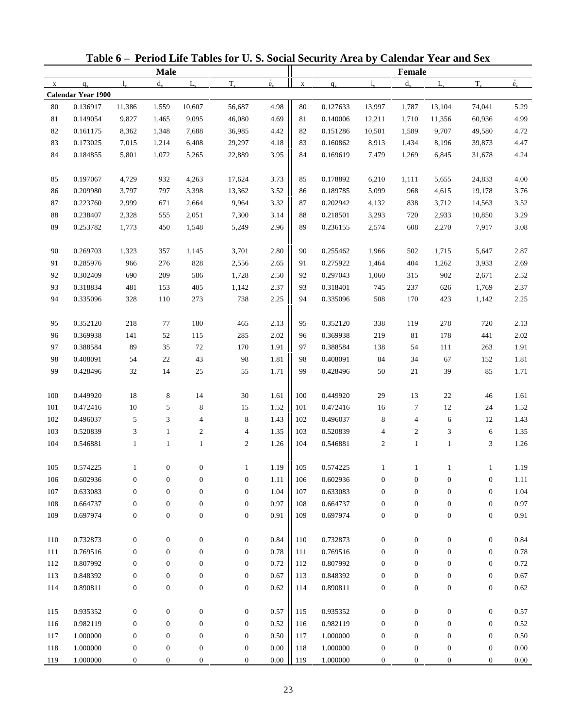# Table 6 – Period Life Tables for U. S. Social Security Area by Calendar Year and Sex

| Male | | | | | | | Female | | | | | | |
|---|---|---|---|---|---|---|---|---|---|---|---|---|---|
| x | $q_x$ | $l_x$ | $d_x$ | $L_x$ | $T_x$ | $\mathring{e}_x$ | x | $q_x$ | $l_x$ | $d_x$ | $L_x$ | $T_x$ | $\mathring{e}_x$ |
| **Calendar Year 1900** | | | | | | | | | | | | | |
| 80 | 0.136917 | 11,386 | 1,559 | 10,607 | 56,687 | 4.98 | 80 | 0.127633 | 13,997 | 1,787 | 13,104 | 74,041 | 5.29 |
| 81 | 0.149054 | 9,827 | 1,465 | 9,095 | 46,080 | 4.69 | 81 | 0.140006 | 12,211 | 1,710 | 11,356 | 60,936 | 4.99 |
| 82 | 0.161175 | 8,362 | 1,348 | 7,688 | 36,985 | 4.42 | 82 | 0.151286 | 10,501 | 1,589 | 9,707 | 49,580 | 4.72 |
| 83 | 0.173025 | 7,015 | 1,214 | 6,408 | 29,297 | 4.18 | 83 | 0.160862 | 8,913 | 1,434 | 8,196 | 39,873 | 4.47 |
| 84 | 0.184855 | 5,801 | 1,072 | 5,265 | 22,889 | 3.95 | 84 | 0.169619 | 7,479 | 1,269 | 6,845 | 31,678 | 4.24 |
| 85 | 0.197067 | 4,729 | 932 | 4,263 | 17,624 | 3.73 | 85 | 0.178892 | 6,210 | 1,111 | 5,655 | 24,833 | 4.00 |
| 86 | 0.209980 | 3,797 | 797 | 3,398 | 13,362 | 3.52 | 86 | 0.189785 | 5,099 | 968 | 4,615 | 19,178 | 3.76 |
| 87 | 0.223760 | 2,999 | 671 | 2,664 | 9,964 | 3.32 | 87 | 0.202942 | 4,132 | 838 | 3,712 | 14,563 | 3.52 |
| 88 | 0.238407 | 2,328 | 555 | 2,051 | 7,300 | 3.14 | 88 | 0.218501 | 3,293 | 720 | 2,933 | 10,850 | 3.29 |
| 89 | 0.253782 | 1,773 | 450 | 1,548 | 5,249 | 2.96 | 89 | 0.236155 | 2,574 | 608 | 2,270 | 7,917 | 3.08 |
| 90 | 0.269703 | 1,323 | 357 | 1,145 | 3,701 | 2.80 | 90 | 0.255462 | 1,966 | 502 | 1,715 | 5,647 | 2.87 |
| 91 | 0.285976 | 966 | 276 | 828 | 2,556 | 2.65 | 91 | 0.275922 | 1,464 | 404 | 1,262 | 3,933 | 2.69 |
| 92 | 0.302409 | 690 | 209 | 586 | 1,728 | 2.50 | 92 | 0.297043 | 1,060 | 315 | 902 | 2,671 | 2.52 |
| 93 | 0.318834 | 481 | 153 | 405 | 1,142 | 2.37 | 93 | 0.318401 | 745 | 237 | 626 | 1,769 | 2.37 |
| 94 | 0.335096 | 328 | 110 | 273 | 738 | 2.25 | 94 | 0.335096 | 508 | 170 | 423 | 1,142 | 2.25 |
| 95 | 0.352120 | 218 | 77 | 180 | 465 | 2.13 | 95 | 0.352120 | 338 | 119 | 278 | 720 | 2.13 |
| 96 | 0.369938 | 141 | 52 | 115 | 285 | 2.02 | 96 | 0.369938 | 219 | 81 | 178 | 441 | 2.02 |
| 97 | 0.388584 | 89 | 35 | 72 | 170 | 1.91 | 97 | 0.388584 | 138 | 54 | 111 | 263 | 1.91 |
| 98 | 0.408091 | 54 | 22 | 43 | 98 | 1.81 | 98 | 0.408091 | 84 | 34 | 67 | 152 | 1.81 |
| 99 | 0.428496 | 32 | 14 | 25 | 55 | 1.71 | 99 | 0.428496 | 50 | 21 | 39 | 85 | 1.71 |
| 100 | 0.449920 | 18 | 8 | 14 | 30 | 1.61 | 100 | 0.449920 | 29 | 13 | 22 | 46 | 1.61 |
| 101 | 0.472416 | 10 | 5 | 8 | 15 | 1.52 | 101 | 0.472416 | 16 | 7 | 12 | 24 | 1.52 |
| 102 | 0.496037 | 5 | 3 | 4 | 8 | 1.43 | 102 | 0.496037 | 8 | 4 | 6 | 12 | 1.43 |
| 103 | 0.520839 | 3 | 1 | 2 | 4 | 1.35 | 103 | 0.520839 | 4 | 2 | 3 | 6 | 1.35 |
| 104 | 0.546881 | 1 | 1 | 1 | 2 | 1.26 | 104 | 0.546881 | 2 | 1 | 1 | 3 | 1.26 |
| 105 | 0.574225 | 1 | 0 | 0 | 1 | 1.19 | 105 | 0.574225 | 1 | 1 | 1 | 1 | 1.19 |
| 106 | 0.602936 | 0 | 0 | 0 | 0 | 1.11 | 106 | 0.602936 | 0 | 0 | 0 | 0 | 1.11 |
| 107 | 0.633083 | 0 | 0 | 0 | 0 | 1.04 | 107 | 0.633083 | 0 | 0 | 0 | 0 | 1.04 |
| 108 | 0.664737 | 0 | 0 | 0 | 0 | 0.97 | 108 | 0.664737 | 0 | 0 | 0 | 0 | 0.97 |
| 109 | 0.697974 | 0 | 0 | 0 | 0 | 0.91 | 109 | 0.697974 | 0 | 0 | 0 | 0 | 0.91 |
| 110 | 0.732873 | 0 | 0 | 0 | 0 | 0.84 | 110 | 0.732873 | 0 | 0 | 0 | 0 | 0.84 |
| 111 | 0.769516 | 0 | 0 | 0 | 0 | 0.78 | 111 | 0.769516 | 0 | 0 | 0 | 0 | 0.78 |
| 112 | 0.807992 | 0 | 0 | 0 | 0 | 0.72 | 112 | 0.807992 | 0 | 0 | 0 | 0 | 0.72 |
| 113 | 0.848392 | 0 | 0 | 0 | 0 | 0.67 | 113 | 0.848392 | 0 | 0 | 0 | 0 | 0.67 |
| 114 | 0.890811 | 0 | 0 | 0 | 0 | 0.62 | 114 | 0.890811 | 0 | 0 | 0 | 0 | 0.62 |
| 115 | 0.935352 | 0 | 0 | 0 | 0 | 0.57 | 115 | 0.935352 | 0 | 0 | 0 | 0 | 0.57 |
| 116 | 0.982119 | 0 | 0 | 0 | 0 | 0.52 | 116 | 0.982119 | 0 | 0 | 0 | 0 | 0.52 |
| 117 | 1.000000 | 0 | 0 | 0 | 0 | 0.50 | 117 | 1.000000 | 0 | 0 | 0 | 0 | 0.50 |
| 118 | 1.000000 | 0 | 0 | 0 | 0 | 0.00 | 118 | 1.000000 | 0 | 0 | 0 | 0 | 0.00 |
| 119 | 1.000000 | 0 | 0 | 0 | 0 | 0.00 | 119 | 1.000000 | 0 | 0 | 0 | 0 | 0.00 |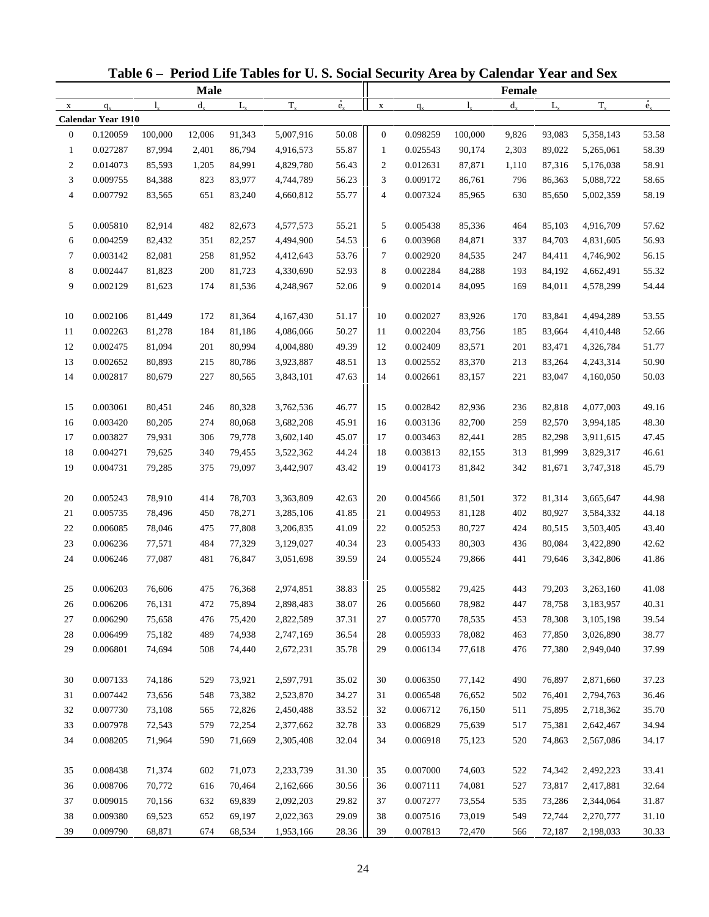# Table 6 – Period Life Tables for U. S. Social Security Area by Calendar Year and Sex

| Male | | | | | | | Female | | | | | | |
|---|---|---|---|---|---|---|---|---|---|---|---|---|---|
| x | $q_x$ | $l_x$ | $d_x$ | $L_x$ | $T_x$ | $\mathring{e}_x$ | x | $q_x$ | $l_x$ | $d_x$ | $L_x$ | $T_x$ | $\mathring{e}_x$ |
| **Calendar Year 1910** | | | | | | | | | | | | | |
| 0 | 0.120059 | 100,000 | 12,006 | 91,343 | 5,007,916 | 50.08 | 0 | 0.098259 | 100,000 | 9,826 | 93,083 | 5,358,143 | 53.58 |
| 1 | 0.027287 | 87,994 | 2,401 | 86,794 | 4,916,573 | 55.87 | 1 | 0.025543 | 90,174 | 2,303 | 89,022 | 5,265,061 | 58.39 |
| 2 | 0.014073 | 85,593 | 1,205 | 84,991 | 4,829,780 | 56.43 | 2 | 0.012631 | 87,871 | 1,110 | 87,316 | 5,176,038 | 58.91 |
| 3 | 0.009755 | 84,388 | 823 | 83,977 | 4,744,789 | 56.23 | 3 | 0.009172 | 86,761 | 796 | 86,363 | 5,088,722 | 58.65 |
| 4 | 0.007792 | 83,565 | 651 | 83,240 | 4,660,812 | 55.77 | 4 | 0.007324 | 85,965 | 630 | 85,650 | 5,002,359 | 58.19 |
| 5 | 0.005810 | 82,914 | 482 | 82,673 | 4,577,573 | 55.21 | 5 | 0.005438 | 85,336 | 464 | 85,103 | 4,916,709 | 57.62 |
| 6 | 0.004259 | 82,432 | 351 | 82,257 | 4,494,900 | 54.53 | 6 | 0.003968 | 84,871 | 337 | 84,703 | 4,831,605 | 56.93 |
| 7 | 0.003142 | 82,081 | 258 | 81,952 | 4,412,643 | 53.76 | 7 | 0.002920 | 84,535 | 247 | 84,411 | 4,746,902 | 56.15 |
| 8 | 0.002447 | 81,823 | 200 | 81,723 | 4,330,690 | 52.93 | 8 | 0.002284 | 84,288 | 193 | 84,192 | 4,662,491 | 55.32 |
| 9 | 0.002129 | 81,623 | 174 | 81,536 | 4,248,967 | 52.06 | 9 | 0.002014 | 84,095 | 169 | 84,011 | 4,578,299 | 54.44 |
| 10 | 0.002106 | 81,449 | 172 | 81,364 | 4,167,430 | 51.17 | 10 | 0.002027 | 83,926 | 170 | 83,841 | 4,494,289 | 53.55 |
| 11 | 0.002263 | 81,278 | 184 | 81,186 | 4,086,066 | 50.27 | 11 | 0.002204 | 83,756 | 185 | 83,664 | 4,410,448 | 52.66 |
| 12 | 0.002475 | 81,094 | 201 | 80,994 | 4,004,880 | 49.39 | 12 | 0.002409 | 83,571 | 201 | 83,471 | 4,326,784 | 51.77 |
| 13 | 0.002652 | 80,893 | 215 | 80,786 | 3,923,887 | 48.51 | 13 | 0.002552 | 83,370 | 213 | 83,264 | 4,243,314 | 50.90 |
| 14 | 0.002817 | 80,679 | 227 | 80,565 | 3,843,101 | 47.63 | 14 | 0.002661 | 83,157 | 221 | 83,047 | 4,160,050 | 50.03 |
| 15 | 0.003061 | 80,451 | 246 | 80,328 | 3,762,536 | 46.77 | 15 | 0.002842 | 82,936 | 236 | 82,818 | 4,077,003 | 49.16 |
| 16 | 0.003420 | 80,205 | 274 | 80,068 | 3,682,208 | 45.91 | 16 | 0.003136 | 82,700 | 259 | 82,570 | 3,994,185 | 48.30 |
| 17 | 0.003827 | 79,931 | 306 | 79,778 | 3,602,140 | 45.07 | 17 | 0.003463 | 82,441 | 285 | 82,298 | 3,911,615 | 47.45 |
| 18 | 0.004271 | 79,625 | 340 | 79,455 | 3,522,362 | 44.24 | 18 | 0.003813 | 82,155 | 313 | 81,999 | 3,829,317 | 46.61 |
| 19 | 0.004731 | 79,285 | 375 | 79,097 | 3,442,907 | 43.42 | 19 | 0.004173 | 81,842 | 342 | 81,671 | 3,747,318 | 45.79 |
| 20 | 0.005243 | 78,910 | 414 | 78,703 | 3,363,809 | 42.63 | 20 | 0.004566 | 81,501 | 372 | 81,314 | 3,665,647 | 44.98 |
| 21 | 0.005735 | 78,496 | 450 | 78,271 | 3,285,106 | 41.85 | 21 | 0.004953 | 81,128 | 402 | 80,927 | 3,584,332 | 44.18 |
| 22 | 0.006085 | 78,046 | 475 | 77,808 | 3,206,835 | 41.09 | 22 | 0.005253 | 80,727 | 424 | 80,515 | 3,503,405 | 43.40 |
| 23 | 0.006236 | 77,571 | 484 | 77,329 | 3,129,027 | 40.34 | 23 | 0.005433 | 80,303 | 436 | 80,084 | 3,422,890 | 42.62 |
| 24 | 0.006246 | 77,087 | 481 | 76,847 | 3,051,698 | 39.59 | 24 | 0.005524 | 79,866 | 441 | 79,646 | 3,342,806 | 41.86 |
| 25 | 0.006203 | 76,606 | 475 | 76,368 | 2,974,851 | 38.83 | 25 | 0.005582 | 79,425 | 443 | 79,203 | 3,263,160 | 41.08 |
| 26 | 0.006206 | 76,131 | 472 | 75,894 | 2,898,483 | 38.07 | 26 | 0.005660 | 78,982 | 447 | 78,758 | 3,183,957 | 40.31 |
| 27 | 0.006290 | 75,658 | 476 | 75,420 | 2,822,589 | 37.31 | 27 | 0.005770 | 78,535 | 453 | 78,308 | 3,105,198 | 39.54 |
| 28 | 0.006499 | 75,182 | 489 | 74,938 | 2,747,169 | 36.54 | 28 | 0.005933 | 78,082 | 463 | 77,850 | 3,026,890 | 38.77 |
| 29 | 0.006801 | 74,694 | 508 | 74,440 | 2,672,231 | 35.78 | 29 | 0.006134 | 77,618 | 476 | 77,380 | 2,949,040 | 37.99 |
| 30 | 0.007133 | 74,186 | 529 | 73,921 | 2,597,791 | 35.02 | 30 | 0.006350 | 77,142 | 490 | 76,897 | 2,871,660 | 37.23 |
| 31 | 0.007442 | 73,656 | 548 | 73,382 | 2,523,870 | 34.27 | 31 | 0.006548 | 76,652 | 502 | 76,401 | 2,794,763 | 36.46 |
| 32 | 0.007730 | 73,108 | 565 | 72,826 | 2,450,488 | 33.52 | 32 | 0.006712 | 76,150 | 511 | 75,895 | 2,718,362 | 35.70 |
| 33 | 0.007978 | 72,543 | 579 | 72,254 | 2,377,662 | 32.78 | 33 | 0.006829 | 75,639 | 517 | 75,381 | 2,642,467 | 34.94 |
| 34 | 0.008205 | 71,964 | 590 | 71,669 | 2,305,408 | 32.04 | 34 | 0.006918 | 75,123 | 520 | 74,863 | 2,567,086 | 34.17 |
| 35 | 0.008438 | 71,374 | 602 | 71,073 | 2,233,739 | 31.30 | 35 | 0.007000 | 74,603 | 522 | 74,342 | 2,492,223 | 33.41 |
| 36 | 0.008706 | 70,772 | 616 | 70,464 | 2,162,666 | 30.56 | 36 | 0.007111 | 74,081 | 527 | 73,817 | 2,417,881 | 32.64 |
| 37 | 0.009015 | 70,156 | 632 | 69,839 | 2,092,203 | 29.82 | 37 | 0.007277 | 73,554 | 535 | 73,286 | 2,344,064 | 31.87 |
| 38 | 0.009380 | 69,523 | 652 | 69,197 | 2,022,363 | 29.09 | 38 | 0.007516 | 73,019 | 549 | 72,744 | 2,270,777 | 31.10 |
| 39 | 0.009790 | 68,871 | 674 | 68,534 | 1,953,166 | 28.36 | 39 | 0.007813 | 72,470 | 566 | 72,187 | 2,198,033 | 30.33 |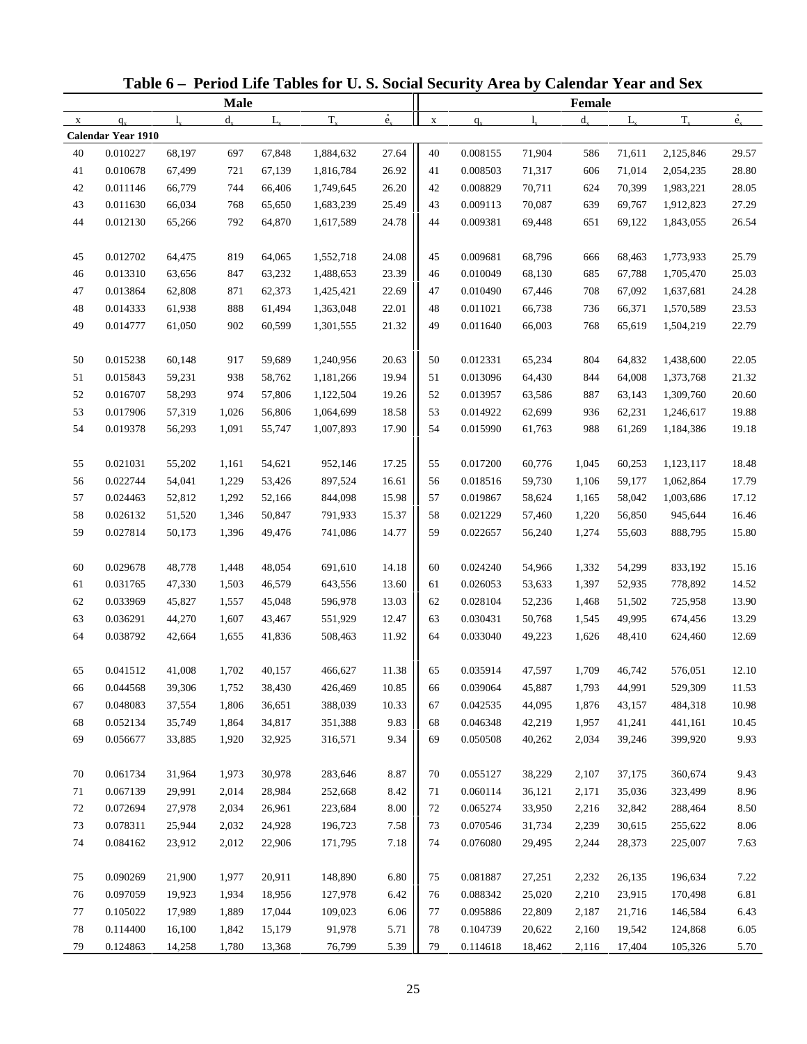# Table 6 – Period Life Tables for U. S. Social Security Area by Calendar Year and Sex

| Male | | | | | | | Female | | | | | | |
|---|---|---|---|---|---|---|---|---|---|---|---|---|---|
| x | $q_x$ | $l_x$ | $d_x$ | $L_x$ | $T_x$ | $\mathring{e}_x$ | x | $q_x$ | $l_x$ | $d_x$ | $L_x$ | $T_x$ | $\mathring{e}_x$ |
| **Calendar Year 1910** | | | | | | | | | | | | | |
| 40 | 0.010227 | 68,197 | 697 | 67,848 | 1,884,632 | 27.64 | 40 | 0.008155 | 71,904 | 586 | 71,611 | 2,125,846 | 29.57 |
| 41 | 0.010678 | 67,499 | 721 | 67,139 | 1,816,784 | 26.92 | 41 | 0.008503 | 71,317 | 606 | 71,014 | 2,054,235 | 28.80 |
| 42 | 0.011146 | 66,779 | 744 | 66,406 | 1,749,645 | 26.20 | 42 | 0.008829 | 70,711 | 624 | 70,399 | 1,983,221 | 28.05 |
| 43 | 0.011630 | 66,034 | 768 | 65,650 | 1,683,239 | 25.49 | 43 | 0.009113 | 70,087 | 639 | 69,767 | 1,912,823 | 27.29 |
| 44 | 0.012130 | 65,266 | 792 | 64,870 | 1,617,589 | 24.78 | 44 | 0.009381 | 69,448 | 651 | 69,122 | 1,843,055 | 26.54 |
| 45 | 0.012702 | 64,475 | 819 | 64,065 | 1,552,718 | 24.08 | 45 | 0.009681 | 68,796 | 666 | 68,463 | 1,773,933 | 25.79 |
| 46 | 0.013310 | 63,656 | 847 | 63,232 | 1,488,653 | 23.39 | 46 | 0.010049 | 68,130 | 685 | 67,788 | 1,705,470 | 25.03 |
| 47 | 0.013864 | 62,808 | 871 | 62,373 | 1,425,421 | 22.69 | 47 | 0.010490 | 67,446 | 708 | 67,092 | 1,637,681 | 24.28 |
| 48 | 0.014333 | 61,938 | 888 | 61,494 | 1,363,048 | 22.01 | 48 | 0.011021 | 66,738 | 736 | 66,371 | 1,570,589 | 23.53 |
| 49 | 0.014777 | 61,050 | 902 | 60,599 | 1,301,555 | 21.32 | 49 | 0.011640 | 66,003 | 768 | 65,619 | 1,504,219 | 22.79 |
| 50 | 0.015238 | 60,148 | 917 | 59,689 | 1,240,956 | 20.63 | 50 | 0.012331 | 65,234 | 804 | 64,832 | 1,438,600 | 22.05 |
| 51 | 0.015843 | 59,231 | 938 | 58,762 | 1,181,266 | 19.94 | 51 | 0.013096 | 64,430 | 844 | 64,008 | 1,373,768 | 21.32 |
| 52 | 0.016707 | 58,293 | 974 | 57,806 | 1,122,504 | 19.26 | 52 | 0.013957 | 63,586 | 887 | 63,143 | 1,309,760 | 20.60 |
| 53 | 0.017906 | 57,319 | 1,026 | 56,806 | 1,064,699 | 18.58 | 53 | 0.014922 | 62,699 | 936 | 62,231 | 1,246,617 | 19.88 |
| 54 | 0.019378 | 56,293 | 1,091 | 55,747 | 1,007,893 | 17.90 | 54 | 0.015990 | 61,763 | 988 | 61,269 | 1,184,386 | 19.18 |
| 55 | 0.021031 | 55,202 | 1,161 | 54,621 | 952,146 | 17.25 | 55 | 0.017200 | 60,776 | 1,045 | 60,253 | 1,123,117 | 18.48 |
| 56 | 0.022744 | 54,041 | 1,229 | 53,426 | 897,524 | 16.61 | 56 | 0.018516 | 59,730 | 1,106 | 59,177 | 1,062,864 | 17.79 |
| 57 | 0.024463 | 52,812 | 1,292 | 52,166 | 844,098 | 15.98 | 57 | 0.019867 | 58,624 | 1,165 | 58,042 | 1,003,686 | 17.12 |
| 58 | 0.026132 | 51,520 | 1,346 | 50,847 | 791,933 | 15.37 | 58 | 0.021229 | 57,460 | 1,220 | 56,850 | 945,644 | 16.46 |
| 59 | 0.027814 | 50,173 | 1,396 | 49,476 | 741,086 | 14.77 | 59 | 0.022657 | 56,240 | 1,274 | 55,603 | 888,795 | 15.80 |
| 60 | 0.029678 | 48,778 | 1,448 | 48,054 | 691,610 | 14.18 | 60 | 0.024240 | 54,966 | 1,332 | 54,299 | 833,192 | 15.16 |
| 61 | 0.031765 | 47,330 | 1,503 | 46,579 | 643,556 | 13.60 | 61 | 0.026053 | 53,633 | 1,397 | 52,935 | 778,892 | 14.52 |
| 62 | 0.033969 | 45,827 | 1,557 | 45,048 | 596,978 | 13.03 | 62 | 0.028104 | 52,236 | 1,468 | 51,502 | 725,958 | 13.90 |
| 63 | 0.036291 | 44,270 | 1,607 | 43,467 | 551,929 | 12.47 | 63 | 0.030431 | 50,768 | 1,545 | 49,995 | 674,456 | 13.29 |
| 64 | 0.038792 | 42,664 | 1,655 | 41,836 | 508,463 | 11.92 | 64 | 0.033040 | 49,223 | 1,626 | 48,410 | 624,460 | 12.69 |
| 65 | 0.041512 | 41,008 | 1,702 | 40,157 | 466,627 | 11.38 | 65 | 0.035914 | 47,597 | 1,709 | 46,742 | 576,051 | 12.10 |
| 66 | 0.044568 | 39,306 | 1,752 | 38,430 | 426,469 | 10.85 | 66 | 0.039064 | 45,887 | 1,793 | 44,991 | 529,309 | 11.53 |
| 67 | 0.048083 | 37,554 | 1,806 | 36,651 | 388,039 | 10.33 | 67 | 0.042535 | 44,095 | 1,876 | 43,157 | 484,318 | 10.98 |
| 68 | 0.052134 | 35,749 | 1,864 | 34,817 | 351,388 | 9.83 | 68 | 0.046348 | 42,219 | 1,957 | 41,241 | 441,161 | 10.45 |
| 69 | 0.056677 | 33,885 | 1,920 | 32,925 | 316,571 | 9.34 | 69 | 0.050508 | 40,262 | 2,034 | 39,246 | 399,920 | 9.93 |
| 70 | 0.061734 | 31,964 | 1,973 | 30,978 | 283,646 | 8.87 | 70 | 0.055127 | 38,229 | 2,107 | 37,175 | 360,674 | 9.43 |
| 71 | 0.067139 | 29,991 | 2,014 | 28,984 | 252,668 | 8.42 | 71 | 0.060114 | 36,121 | 2,171 | 35,036 | 323,499 | 8.96 |
| 72 | 0.072694 | 27,978 | 2,034 | 26,961 | 223,684 | 8.00 | 72 | 0.065274 | 33,950 | 2,216 | 32,842 | 288,464 | 8.50 |
| 73 | 0.078311 | 25,944 | 2,032 | 24,928 | 196,723 | 7.58 | 73 | 0.070546 | 31,734 | 2,239 | 30,615 | 255,622 | 8.06 |
| 74 | 0.084162 | 23,912 | 2,012 | 22,906 | 171,795 | 7.18 | 74 | 0.076080 | 29,495 | 2,244 | 28,373 | 225,007 | 7.63 |
| 75 | 0.090269 | 21,900 | 1,977 | 20,911 | 148,890 | 6.80 | 75 | 0.081887 | 27,251 | 2,232 | 26,135 | 196,634 | 7.22 |
| 76 | 0.097059 | 19,923 | 1,934 | 18,956 | 127,978 | 6.42 | 76 | 0.088342 | 25,020 | 2,210 | 23,915 | 170,498 | 6.81 |
| 77 | 0.105022 | 17,989 | 1,889 | 17,044 | 109,023 | 6.06 | 77 | 0.095886 | 22,809 | 2,187 | 21,716 | 146,584 | 6.43 |
| 78 | 0.114400 | 16,100 | 1,842 | 15,179 | 91,978 | 5.71 | 78 | 0.104739 | 20,622 | 2,160 | 19,542 | 124,868 | 6.05 |
| 79 | 0.124863 | 14,258 | 1,780 | 13,368 | 76,799 | 5.39 | 79 | 0.114618 | 18,462 | 2,116 | 17,404 | 105,326 | 5.70 |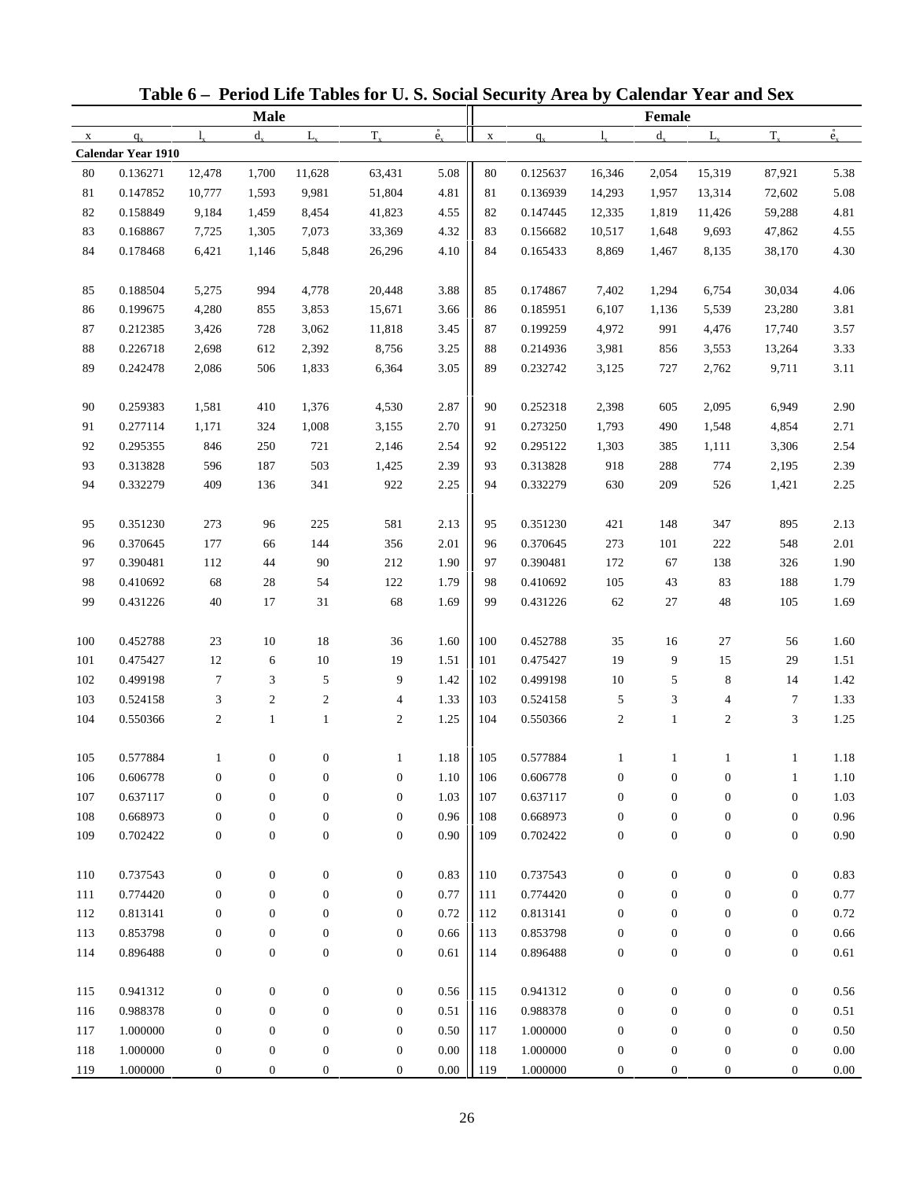# Table 6 – Period Life Tables for U. S. Social Security Area by Calendar Year and Sex

| Male | | | | | | | Female | | | | | | |
|---|---|---|---|---|---|---|---|---|---|---|---|---|---|
| x | $q_x$ | $l_x$ | $d_x$ | $L_x$ | $T_x$ | $\mathring{e}_x$ | x | $q_x$ | $l_x$ | $d_x$ | $L_x$ | $T_x$ | $\mathring{e}_x$ |
| **Calendar Year 1910** | | | | | | | | | | | | | |
| 80 | 0.136271 | 12,478 | 1,700 | 11,628 | 63,431 | 5.08 | 80 | 0.125637 | 16,346 | 2,054 | 15,319 | 87,921 | 5.38 |
| 81 | 0.147852 | 10,777 | 1,593 | 9,981 | 51,804 | 4.81 | 81 | 0.136939 | 14,293 | 1,957 | 13,314 | 72,602 | 5.08 |
| 82 | 0.158849 | 9,184 | 1,459 | 8,454 | 41,823 | 4.55 | 82 | 0.147445 | 12,335 | 1,819 | 11,426 | 59,288 | 4.81 |
| 83 | 0.168867 | 7,725 | 1,305 | 7,073 | 33,369 | 4.32 | 83 | 0.156682 | 10,517 | 1,648 | 9,693 | 47,862 | 4.55 |
| 84 | 0.178468 | 6,421 | 1,146 | 5,848 | 26,296 | 4.10 | 84 | 0.165433 | 8,869 | 1,467 | 8,135 | 38,170 | 4.30 |
| 85 | 0.188504 | 5,275 | 994 | 4,778 | 20,448 | 3.88 | 85 | 0.174867 | 7,402 | 1,294 | 6,754 | 30,034 | 4.06 |
| 86 | 0.199675 | 4,280 | 855 | 3,853 | 15,671 | 3.66 | 86 | 0.185951 | 6,107 | 1,136 | 5,539 | 23,280 | 3.81 |
| 87 | 0.212385 | 3,426 | 728 | 3,062 | 11,818 | 3.45 | 87 | 0.199259 | 4,972 | 991 | 4,476 | 17,740 | 3.57 |
| 88 | 0.226718 | 2,698 | 612 | 2,392 | 8,756 | 3.25 | 88 | 0.214936 | 3,981 | 856 | 3,553 | 13,264 | 3.33 |
| 89 | 0.242478 | 2,086 | 506 | 1,833 | 6,364 | 3.05 | 89 | 0.232742 | 3,125 | 727 | 2,762 | 9,711 | 3.11 |
| 90 | 0.259383 | 1,581 | 410 | 1,376 | 4,530 | 2.87 | 90 | 0.252318 | 2,398 | 605 | 2,095 | 6,949 | 2.90 |
| 91 | 0.277114 | 1,171 | 324 | 1,008 | 3,155 | 2.70 | 91 | 0.273250 | 1,793 | 490 | 1,548 | 4,854 | 2.71 |
| 92 | 0.295355 | 846 | 250 | 721 | 2,146 | 2.54 | 92 | 0.295122 | 1,303 | 385 | 1,111 | 3,306 | 2.54 |
| 93 | 0.313828 | 596 | 187 | 503 | 1,425 | 2.39 | 93 | 0.313828 | 918 | 288 | 774 | 2,195 | 2.39 |
| 94 | 0.332279 | 409 | 136 | 341 | 922 | 2.25 | 94 | 0.332279 | 630 | 209 | 526 | 1,421 | 2.25 |
| 95 | 0.351230 | 273 | 96 | 225 | 581 | 2.13 | 95 | 0.351230 | 421 | 148 | 347 | 895 | 2.13 |
| 96 | 0.370645 | 177 | 66 | 144 | 356 | 2.01 | 96 | 0.370645 | 273 | 101 | 222 | 548 | 2.01 |
| 97 | 0.390481 | 112 | 44 | 90 | 212 | 1.90 | 97 | 0.390481 | 172 | 67 | 138 | 326 | 1.90 |
| 98 | 0.410692 | 68 | 28 | 54 | 122 | 1.79 | 98 | 0.410692 | 105 | 43 | 83 | 188 | 1.79 |
| 99 | 0.431226 | 40 | 17 | 31 | 68 | 1.69 | 99 | 0.431226 | 62 | 27 | 48 | 105 | 1.69 |
| 100 | 0.452788 | 23 | 10 | 18 | 36 | 1.60 | 100 | 0.452788 | 35 | 16 | 27 | 56 | 1.60 |
| 101 | 0.475427 | 12 | 6 | 10 | 19 | 1.51 | 101 | 0.475427 | 19 | 9 | 15 | 29 | 1.51 |
| 102 | 0.499198 | 7 | 3 | 5 | 9 | 1.42 | 102 | 0.499198 | 10 | 5 | 8 | 14 | 1.42 |
| 103 | 0.524158 | 3 | 2 | 2 | 4 | 1.33 | 103 | 0.524158 | 5 | 3 | 4 | 7 | 1.33 |
| 104 | 0.550366 | 2 | 1 | 1 | 2 | 1.25 | 104 | 0.550366 | 2 | 1 | 2 | 3 | 1.25 |
| 105 | 0.577884 | 1 | 0 | 0 | 1 | 1.18 | 105 | 0.577884 | 1 | 1 | 1 | 1 | 1.18 |
| 106 | 0.606778 | 0 | 0 | 0 | 0 | 1.10 | 106 | 0.606778 | 0 | 0 | 0 | 1 | 1.10 |
| 107 | 0.637117 | 0 | 0 | 0 | 0 | 1.03 | 107 | 0.637117 | 0 | 0 | 0 | 0 | 1.03 |
| 108 | 0.668973 | 0 | 0 | 0 | 0 | 0.96 | 108 | 0.668973 | 0 | 0 | 0 | 0 | 0.96 |
| 109 | 0.702422 | 0 | 0 | 0 | 0 | 0.90 | 109 | 0.702422 | 0 | 0 | 0 | 0 | 0.90 |
| 110 | 0.737543 | 0 | 0 | 0 | 0 | 0.83 | 110 | 0.737543 | 0 | 0 | 0 | 0 | 0.83 |
| 111 | 0.774420 | 0 | 0 | 0 | 0 | 0.77 | 111 | 0.774420 | 0 | 0 | 0 | 0 | 0.77 |
| 112 | 0.813141 | 0 | 0 | 0 | 0 | 0.72 | 112 | 0.813141 | 0 | 0 | 0 | 0 | 0.72 |
| 113 | 0.853798 | 0 | 0 | 0 | 0 | 0.66 | 113 | 0.853798 | 0 | 0 | 0 | 0 | 0.66 |
| 114 | 0.896488 | 0 | 0 | 0 | 0 | 0.61 | 114 | 0.896488 | 0 | 0 | 0 | 0 | 0.61 |
| 115 | 0.941312 | 0 | 0 | 0 | 0 | 0.56 | 115 | 0.941312 | 0 | 0 | 0 | 0 | 0.56 |
| 116 | 0.988378 | 0 | 0 | 0 | 0 | 0.51 | 116 | 0.988378 | 0 | 0 | 0 | 0 | 0.51 |
| 117 | 1.000000 | 0 | 0 | 0 | 0 | 0.50 | 117 | 1.000000 | 0 | 0 | 0 | 0 | 0.50 |
| 118 | 1.000000 | 0 | 0 | 0 | 0 | 0.00 | 118 | 1.000000 | 0 | 0 | 0 | 0 | 0.00 |
| 119 | 1.000000 | 0 | 0 | 0 | 0 | 0.00 | 119 | 1.000000 | 0 | 0 | 0 | 0 | 0.00 |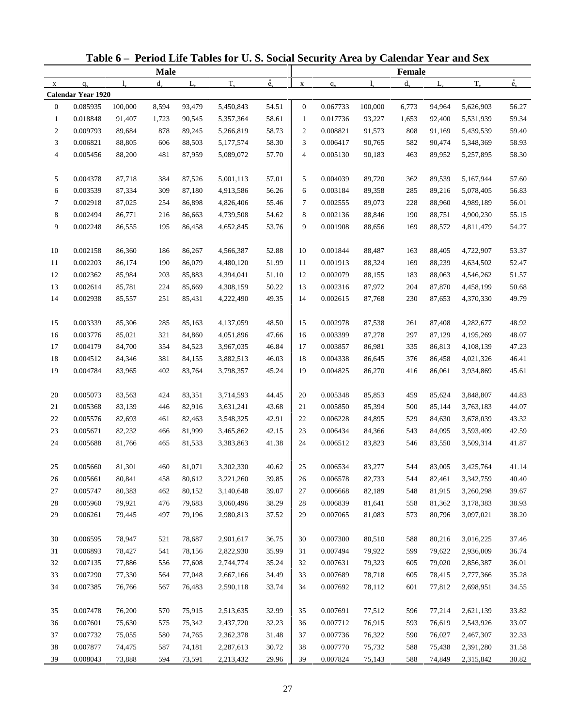# Table 6 – Period Life Tables for U. S. Social Security Area by Calendar Year and Sex

| Male | | | | | | | Female | | | | | | |
|---|---|---|---|---|---|---|---|---|---|---|---|---|---|
| x | $q_x$ | $l_x$ | $d_x$ | $L_x$ | $T_x$ | $\mathring{e}_x$ | x | $q_x$ | $l_x$ | $d_x$ | $L_x$ | $T_x$ | $\mathring{e}_x$ |
| **Calendar Year 1920** | | | | | | | | | | | | | |
| 0 | 0.085935 | 100,000 | 8,594 | 93,479 | 5,450,843 | 54.51 | 0 | 0.067733 | 100,000 | 6,773 | 94,964 | 5,626,903 | 56.27 |
| 1 | 0.018848 | 91,407 | 1,723 | 90,545 | 5,357,364 | 58.61 | 1 | 0.017736 | 93,227 | 1,653 | 92,400 | 5,531,939 | 59.34 |
| 2 | 0.009793 | 89,684 | 878 | 89,245 | 5,266,819 | 58.73 | 2 | 0.008821 | 91,573 | 808 | 91,169 | 5,439,539 | 59.40 |
| 3 | 0.006821 | 88,805 | 606 | 88,503 | 5,177,574 | 58.30 | 3 | 0.006417 | 90,765 | 582 | 90,474 | 5,348,369 | 58.93 |
| 4 | 0.005456 | 88,200 | 481 | 87,959 | 5,089,072 | 57.70 | 4 | 0.005130 | 90,183 | 463 | 89,952 | 5,257,895 | 58.30 |
| 5 | 0.004378 | 87,718 | 384 | 87,526 | 5,001,113 | 57.01 | 5 | 0.004039 | 89,720 | 362 | 89,539 | 5,167,944 | 57.60 |
| 6 | 0.003539 | 87,334 | 309 | 87,180 | 4,913,586 | 56.26 | 6 | 0.003184 | 89,358 | 285 | 89,216 | 5,078,405 | 56.83 |
| 7 | 0.002918 | 87,025 | 254 | 86,898 | 4,826,406 | 55.46 | 7 | 0.002555 | 89,073 | 228 | 88,960 | 4,989,189 | 56.01 |
| 8 | 0.002494 | 86,771 | 216 | 86,663 | 4,739,508 | 54.62 | 8 | 0.002136 | 88,846 | 190 | 88,751 | 4,900,230 | 55.15 |
| 9 | 0.002248 | 86,555 | 195 | 86,458 | 4,652,845 | 53.76 | 9 | 0.001908 | 88,656 | 169 | 88,572 | 4,811,479 | 54.27 |
| 10 | 0.002158 | 86,360 | 186 | 86,267 | 4,566,387 | 52.88 | 10 | 0.001844 | 88,487 | 163 | 88,405 | 4,722,907 | 53.37 |
| 11 | 0.002203 | 86,174 | 190 | 86,079 | 4,480,120 | 51.99 | 11 | 0.001913 | 88,324 | 169 | 88,239 | 4,634,502 | 52.47 |
| 12 | 0.002362 | 85,984 | 203 | 85,883 | 4,394,041 | 51.10 | 12 | 0.002079 | 88,155 | 183 | 88,063 | 4,546,262 | 51.57 |
| 13 | 0.002614 | 85,781 | 224 | 85,669 | 4,308,159 | 50.22 | 13 | 0.002316 | 87,972 | 204 | 87,870 | 4,458,199 | 50.68 |
| 14 | 0.002938 | 85,557 | 251 | 85,431 | 4,222,490 | 49.35 | 14 | 0.002615 | 87,768 | 230 | 87,653 | 4,370,330 | 49.79 |
| 15 | 0.003339 | 85,306 | 285 | 85,163 | 4,137,059 | 48.50 | 15 | 0.002978 | 87,538 | 261 | 87,408 | 4,282,677 | 48.92 |
| 16 | 0.003776 | 85,021 | 321 | 84,860 | 4,051,896 | 47.66 | 16 | 0.003399 | 87,278 | 297 | 87,129 | 4,195,269 | 48.07 |
| 17 | 0.004179 | 84,700 | 354 | 84,523 | 3,967,035 | 46.84 | 17 | 0.003857 | 86,981 | 335 | 86,813 | 4,108,139 | 47.23 |
| 18 | 0.004512 | 84,346 | 381 | 84,155 | 3,882,513 | 46.03 | 18 | 0.004338 | 86,645 | 376 | 86,458 | 4,021,326 | 46.41 |
| 19 | 0.004784 | 83,965 | 402 | 83,764 | 3,798,357 | 45.24 | 19 | 0.004825 | 86,270 | 416 | 86,061 | 3,934,869 | 45.61 |
| 20 | 0.005073 | 83,563 | 424 | 83,351 | 3,714,593 | 44.45 | 20 | 0.005348 | 85,853 | 459 | 85,624 | 3,848,807 | 44.83 |
| 21 | 0.005368 | 83,139 | 446 | 82,916 | 3,631,241 | 43.68 | 21 | 0.005850 | 85,394 | 500 | 85,144 | 3,763,183 | 44.07 |
| 22 | 0.005576 | 82,693 | 461 | 82,463 | 3,548,325 | 42.91 | 22 | 0.006228 | 84,895 | 529 | 84,630 | 3,678,039 | 43.32 |
| 23 | 0.005671 | 82,232 | 466 | 81,999 | 3,465,862 | 42.15 | 23 | 0.006434 | 84,366 | 543 | 84,095 | 3,593,409 | 42.59 |
| 24 | 0.005688 | 81,766 | 465 | 81,533 | 3,383,863 | 41.38 | 24 | 0.006512 | 83,823 | 546 | 83,550 | 3,509,314 | 41.87 |
| 25 | 0.005660 | 81,301 | 460 | 81,071 | 3,302,330 | 40.62 | 25 | 0.006534 | 83,277 | 544 | 83,005 | 3,425,764 | 41.14 |
| 26 | 0.005661 | 80,841 | 458 | 80,612 | 3,221,260 | 39.85 | 26 | 0.006578 | 82,733 | 544 | 82,461 | 3,342,759 | 40.40 |
| 27 | 0.005747 | 80,383 | 462 | 80,152 | 3,140,648 | 39.07 | 27 | 0.006668 | 82,189 | 548 | 81,915 | 3,260,298 | 39.67 |
| 28 | 0.005960 | 79,921 | 476 | 79,683 | 3,060,496 | 38.29 | 28 | 0.006839 | 81,641 | 558 | 81,362 | 3,178,383 | 38.93 |
| 29 | 0.006261 | 79,445 | 497 | 79,196 | 2,980,813 | 37.52 | 29 | 0.007065 | 81,083 | 573 | 80,796 | 3,097,021 | 38.20 |
| 30 | 0.006595 | 78,947 | 521 | 78,687 | 2,901,617 | 36.75 | 30 | 0.007300 | 80,510 | 588 | 80,216 | 3,016,225 | 37.46 |
| 31 | 0.006893 | 78,427 | 541 | 78,156 | 2,822,930 | 35.99 | 31 | 0.007494 | 79,922 | 599 | 79,622 | 2,936,009 | 36.74 |
| 32 | 0.007135 | 77,886 | 556 | 77,608 | 2,744,774 | 35.24 | 32 | 0.007631 | 79,323 | 605 | 79,020 | 2,856,387 | 36.01 |
| 33 | 0.007290 | 77,330 | 564 | 77,048 | 2,667,166 | 34.49 | 33 | 0.007689 | 78,718 | 605 | 78,415 | 2,777,366 | 35.28 |
| 34 | 0.007385 | 76,766 | 567 | 76,483 | 2,590,118 | 33.74 | 34 | 0.007692 | 78,112 | 601 | 77,812 | 2,698,951 | 34.55 |
| 35 | 0.007478 | 76,200 | 570 | 75,915 | 2,513,635 | 32.99 | 35 | 0.007691 | 77,512 | 596 | 77,214 | 2,621,139 | 33.82 |
| 36 | 0.007601 | 75,630 | 575 | 75,342 | 2,437,720 | 32.23 | 36 | 0.007712 | 76,915 | 593 | 76,619 | 2,543,926 | 33.07 |
| 37 | 0.007732 | 75,055 | 580 | 74,765 | 2,362,378 | 31.48 | 37 | 0.007736 | 76,322 | 590 | 76,027 | 2,467,307 | 32.33 |
| 38 | 0.007877 | 74,475 | 587 | 74,181 | 2,287,613 | 30.72 | 38 | 0.007770 | 75,732 | 588 | 75,438 | 2,391,280 | 31.58 |
| 39 | 0.008043 | 73,888 | 594 | 73,591 | 2,213,432 | 29.96 | 39 | 0.007824 | 75,143 | 588 | 74,849 | 2,315,842 | 30.82 |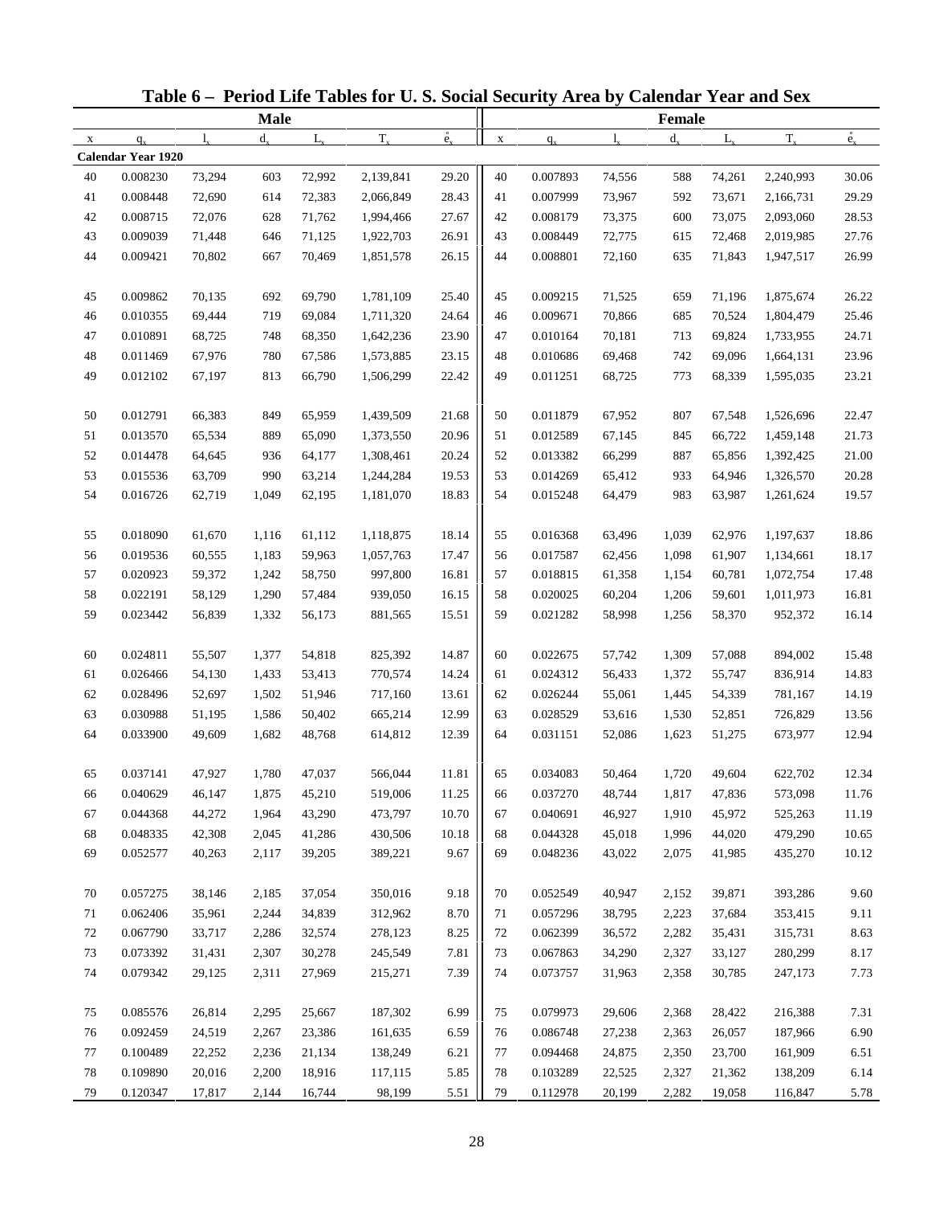# Table 6 – Period Life Tables for U. S. Social Security Area by Calendar Year and Sex

| Male | | | | | | | Female | | | | | | |
|---|---|---|---|---|---|---|---|---|---|---|---|---|---|
| x | $q_x$ | $l_x$ | $d_x$ | $L_x$ | $T_x$ | $\mathring{e}_x$ | x | $q_x$ | $l_x$ | $d_x$ | $L_x$ | $T_x$ | $\mathring{e}_x$ |
| **Calendar Year 1920** | | | | | | | | | | | | | |
| 40 | 0.008230 | 73,294 | 603 | 72,992 | 2,139,841 | 29.20 | 40 | 0.007893 | 74,556 | 588 | 74,261 | 2,240,993 | 30.06 |
| 41 | 0.008448 | 72,690 | 614 | 72,383 | 2,066,849 | 28.43 | 41 | 0.007999 | 73,967 | 592 | 73,671 | 2,166,731 | 29.29 |
| 42 | 0.008715 | 72,076 | 628 | 71,762 | 1,994,466 | 27.67 | 42 | 0.008179 | 73,375 | 600 | 73,075 | 2,093,060 | 28.53 |
| 43 | 0.009039 | 71,448 | 646 | 71,125 | 1,922,703 | 26.91 | 43 | 0.008449 | 72,775 | 615 | 72,468 | 2,019,985 | 27.76 |
| 44 | 0.009421 | 70,802 | 667 | 70,469 | 1,851,578 | 26.15 | 44 | 0.008801 | 72,160 | 635 | 71,843 | 1,947,517 | 26.99 |
| 45 | 0.009862 | 70,135 | 692 | 69,790 | 1,781,109 | 25.40 | 45 | 0.009215 | 71,525 | 659 | 71,196 | 1,875,674 | 26.22 |
| 46 | 0.010355 | 69,444 | 719 | 69,084 | 1,711,320 | 24.64 | 46 | 0.009671 | 70,866 | 685 | 70,524 | 1,804,479 | 25.46 |
| 47 | 0.010891 | 68,725 | 748 | 68,350 | 1,642,236 | 23.90 | 47 | 0.010164 | 70,181 | 713 | 69,824 | 1,733,955 | 24.71 |
| 48 | 0.011469 | 67,976 | 780 | 67,586 | 1,573,885 | 23.15 | 48 | 0.010686 | 69,468 | 742 | 69,096 | 1,664,131 | 23.96 |
| 49 | 0.012102 | 67,197 | 813 | 66,790 | 1,506,299 | 22.42 | 49 | 0.011251 | 68,725 | 773 | 68,339 | 1,595,035 | 23.21 |
| 50 | 0.012791 | 66,383 | 849 | 65,959 | 1,439,509 | 21.68 | 50 | 0.011879 | 67,952 | 807 | 67,548 | 1,526,696 | 22.47 |
| 51 | 0.013570 | 65,534 | 889 | 65,090 | 1,373,550 | 20.96 | 51 | 0.012589 | 67,145 | 845 | 66,722 | 1,459,148 | 21.73 |
| 52 | 0.014478 | 64,645 | 936 | 64,177 | 1,308,461 | 20.24 | 52 | 0.013382 | 66,299 | 887 | 65,856 | 1,392,425 | 21.00 |
| 53 | 0.015536 | 63,709 | 990 | 63,214 | 1,244,284 | 19.53 | 53 | 0.014269 | 65,412 | 933 | 64,946 | 1,326,570 | 20.28 |
| 54 | 0.016726 | 62,719 | 1,049 | 62,195 | 1,181,070 | 18.83 | 54 | 0.015248 | 64,479 | 983 | 63,987 | 1,261,624 | 19.57 |
| 55 | 0.018090 | 61,670 | 1,116 | 61,112 | 1,118,875 | 18.14 | 55 | 0.016368 | 63,496 | 1,039 | 62,976 | 1,197,637 | 18.86 |
| 56 | 0.019536 | 60,555 | 1,183 | 59,963 | 1,057,763 | 17.47 | 56 | 0.017587 | 62,456 | 1,098 | 61,907 | 1,134,661 | 18.17 |
| 57 | 0.020923 | 59,372 | 1,242 | 58,750 | 997,800 | 16.81 | 57 | 0.018815 | 61,358 | 1,154 | 60,781 | 1,072,754 | 17.48 |
| 58 | 0.022191 | 58,129 | 1,290 | 57,484 | 939,050 | 16.15 | 58 | 0.020025 | 60,204 | 1,206 | 59,601 | 1,011,973 | 16.81 |
| 59 | 0.023442 | 56,839 | 1,332 | 56,173 | 881,565 | 15.51 | 59 | 0.021282 | 58,998 | 1,256 | 58,370 | 952,372 | 16.14 |
| 60 | 0.024811 | 55,507 | 1,377 | 54,818 | 825,392 | 14.87 | 60 | 0.022675 | 57,742 | 1,309 | 57,088 | 894,002 | 15.48 |
| 61 | 0.026466 | 54,130 | 1,433 | 53,413 | 770,574 | 14.24 | 61 | 0.024312 | 56,433 | 1,372 | 55,747 | 836,914 | 14.83 |
| 62 | 0.028496 | 52,697 | 1,502 | 51,946 | 717,160 | 13.61 | 62 | 0.026244 | 55,061 | 1,445 | 54,339 | 781,167 | 14.19 |
| 63 | 0.030988 | 51,195 | 1,586 | 50,402 | 665,214 | 12.99 | 63 | 0.028529 | 53,616 | 1,530 | 52,851 | 726,829 | 13.56 |
| 64 | 0.033900 | 49,609 | 1,682 | 48,768 | 614,812 | 12.39 | 64 | 0.031151 | 52,086 | 1,623 | 51,275 | 673,977 | 12.94 |
| 65 | 0.037141 | 47,927 | 1,780 | 47,037 | 566,044 | 11.81 | 65 | 0.034083 | 50,464 | 1,720 | 49,604 | 622,702 | 12.34 |
| 66 | 0.040629 | 46,147 | 1,875 | 45,210 | 519,006 | 11.25 | 66 | 0.037270 | 48,744 | 1,817 | 47,836 | 573,098 | 11.76 |
| 67 | 0.044368 | 44,272 | 1,964 | 43,290 | 473,797 | 10.70 | 67 | 0.040691 | 46,927 | 1,910 | 45,972 | 525,263 | 11.19 |
| 68 | 0.048335 | 42,308 | 2,045 | 41,286 | 430,506 | 10.18 | 68 | 0.044328 | 45,018 | 1,996 | 44,020 | 479,290 | 10.65 |
| 69 | 0.052577 | 40,263 | 2,117 | 39,205 | 389,221 | 9.67 | 69 | 0.048236 | 43,022 | 2,075 | 41,985 | 435,270 | 10.12 |
| 70 | 0.057275 | 38,146 | 2,185 | 37,054 | 350,016 | 9.18 | 70 | 0.052549 | 40,947 | 2,152 | 39,871 | 393,286 | 9.60 |
| 71 | 0.062406 | 35,961 | 2,244 | 34,839 | 312,962 | 8.70 | 71 | 0.057296 | 38,795 | 2,223 | 37,684 | 353,415 | 9.11 |
| 72 | 0.067790 | 33,717 | 2,286 | 32,574 | 278,123 | 8.25 | 72 | 0.062399 | 36,572 | 2,282 | 35,431 | 315,731 | 8.63 |
| 73 | 0.073392 | 31,431 | 2,307 | 30,278 | 245,549 | 7.81 | 73 | 0.067863 | 34,290 | 2,327 | 33,127 | 280,299 | 8.17 |
| 74 | 0.079342 | 29,125 | 2,311 | 27,969 | 215,271 | 7.39 | 74 | 0.073757 | 31,963 | 2,358 | 30,785 | 247,173 | 7.73 |
| 75 | 0.085576 | 26,814 | 2,295 | 25,667 | 187,302 | 6.99 | 75 | 0.079973 | 29,606 | 2,368 | 28,422 | 216,388 | 7.31 |
| 76 | 0.092459 | 24,519 | 2,267 | 23,386 | 161,635 | 6.59 | 76 | 0.086748 | 27,238 | 2,363 | 26,057 | 187,966 | 6.90 |
| 77 | 0.100489 | 22,252 | 2,236 | 21,134 | 138,249 | 6.21 | 77 | 0.094468 | 24,875 | 2,350 | 23,700 | 161,909 | 6.51 |
| 78 | 0.109890 | 20,016 | 2,200 | 18,916 | 117,115 | 5.85 | 78 | 0.103289 | 22,525 | 2,327 | 21,362 | 138,209 | 6.14 |
| 79 | 0.120347 | 17,817 | 2,144 | 16,744 | 98,199 | 5.51 | 79 | 0.112978 | 20,199 | 2,282 | 19,058 | 116,847 | 5.78 |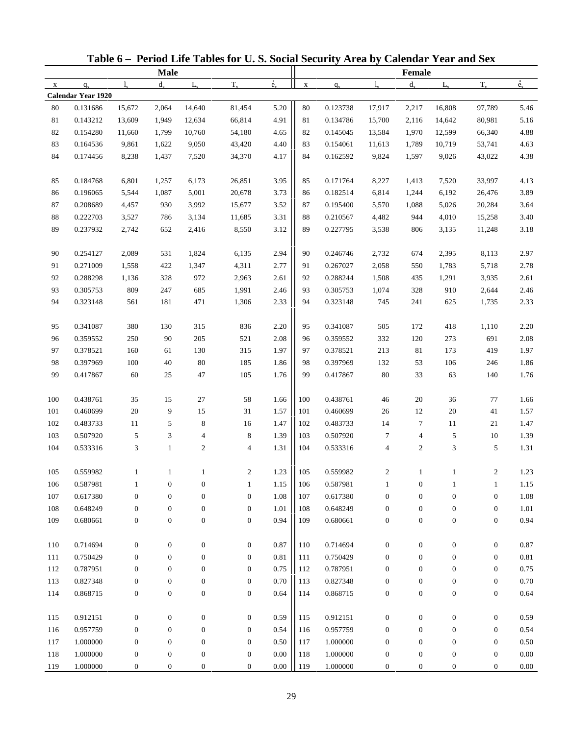# Table 6 – Period Life Tables for U. S. Social Security Area by Calendar Year and Sex

| Male | | | | | | | Female | | | | | | |
|---|---|---|---|---|---|---|---|---|---|---|---|---|---|
| x | $q_x$ | $l_x$ | $d_x$ | $L_x$ | $T_x$ | $\mathring{e}_x$ | x | $q_x$ | $l_x$ | $d_x$ | $L_x$ | $T_x$ | $\mathring{e}_x$ |
| **Calendar Year 1920** | | | | | | | | | | | | | |
| 80 | 0.131686 | 15,672 | 2,064 | 14,640 | 81,454 | 5.20 | 80 | 0.123738 | 17,917 | 2,217 | 16,808 | 97,789 | 5.46 |
| 81 | 0.143212 | 13,609 | 1,949 | 12,634 | 66,814 | 4.91 | 81 | 0.134786 | 15,700 | 2,116 | 14,642 | 80,981 | 5.16 |
| 82 | 0.154280 | 11,660 | 1,799 | 10,760 | 54,180 | 4.65 | 82 | 0.145045 | 13,584 | 1,970 | 12,599 | 66,340 | 4.88 |
| 83 | 0.164536 | 9,861 | 1,622 | 9,050 | 43,420 | 4.40 | 83 | 0.154061 | 11,613 | 1,789 | 10,719 | 53,741 | 4.63 |
| 84 | 0.174456 | 8,238 | 1,437 | 7,520 | 34,370 | 4.17 | 84 | 0.162592 | 9,824 | 1,597 | 9,026 | 43,022 | 4.38 |
| 85 | 0.184768 | 6,801 | 1,257 | 6,173 | 26,851 | 3.95 | 85 | 0.171764 | 8,227 | 1,413 | 7,520 | 33,997 | 4.13 |
| 86 | 0.196065 | 5,544 | 1,087 | 5,001 | 20,678 | 3.73 | 86 | 0.182514 | 6,814 | 1,244 | 6,192 | 26,476 | 3.89 |
| 87 | 0.208689 | 4,457 | 930 | 3,992 | 15,677 | 3.52 | 87 | 0.195400 | 5,570 | 1,088 | 5,026 | 20,284 | 3.64 |
| 88 | 0.222703 | 3,527 | 786 | 3,134 | 11,685 | 3.31 | 88 | 0.210567 | 4,482 | 944 | 4,010 | 15,258 | 3.40 |
| 89 | 0.237932 | 2,742 | 652 | 2,416 | 8,550 | 3.12 | 89 | 0.227795 | 3,538 | 806 | 3,135 | 11,248 | 3.18 |
| 90 | 0.254127 | 2,089 | 531 | 1,824 | 6,135 | 2.94 | 90 | 0.246746 | 2,732 | 674 | 2,395 | 8,113 | 2.97 |
| 91 | 0.271009 | 1,558 | 422 | 1,347 | 4,311 | 2.77 | 91 | 0.267027 | 2,058 | 550 | 1,783 | 5,718 | 2.78 |
| 92 | 0.288298 | 1,136 | 328 | 972 | 2,963 | 2.61 | 92 | 0.288244 | 1,508 | 435 | 1,291 | 3,935 | 2.61 |
| 93 | 0.305753 | 809 | 247 | 685 | 1,991 | 2.46 | 93 | 0.305753 | 1,074 | 328 | 910 | 2,644 | 2.46 |
| 94 | 0.323148 | 561 | 181 | 471 | 1,306 | 2.33 | 94 | 0.323148 | 745 | 241 | 625 | 1,735 | 2.33 |
| 95 | 0.341087 | 380 | 130 | 315 | 836 | 2.20 | 95 | 0.341087 | 505 | 172 | 418 | 1,110 | 2.20 |
| 96 | 0.359552 | 250 | 90 | 205 | 521 | 2.08 | 96 | 0.359552 | 332 | 120 | 273 | 691 | 2.08 |
| 97 | 0.378521 | 160 | 61 | 130 | 315 | 1.97 | 97 | 0.378521 | 213 | 81 | 173 | 419 | 1.97 |
| 98 | 0.397969 | 100 | 40 | 80 | 185 | 1.86 | 98 | 0.397969 | 132 | 53 | 106 | 246 | 1.86 |
| 99 | 0.417867 | 60 | 25 | 47 | 105 | 1.76 | 99 | 0.417867 | 80 | 33 | 63 | 140 | 1.76 |
| 100 | 0.438761 | 35 | 15 | 27 | 58 | 1.66 | 100 | 0.438761 | 46 | 20 | 36 | 77 | 1.66 |
| 101 | 0.460699 | 20 | 9 | 15 | 31 | 1.57 | 101 | 0.460699 | 26 | 12 | 20 | 41 | 1.57 |
| 102 | 0.483733 | 11 | 5 | 8 | 16 | 1.47 | 102 | 0.483733 | 14 | 7 | 11 | 21 | 1.47 |
| 103 | 0.507920 | 5 | 3 | 4 | 8 | 1.39 | 103 | 0.507920 | 7 | 4 | 5 | 10 | 1.39 |
| 104 | 0.533316 | 3 | 1 | 2 | 4 | 1.31 | 104 | 0.533316 | 4 | 2 | 3 | 5 | 1.31 |
| 105 | 0.559982 | 1 | 1 | 1 | 2 | 1.23 | 105 | 0.559982 | 2 | 1 | 1 | 2 | 1.23 |
| 106 | 0.587981 | 1 | 0 | 0 | 1 | 1.15 | 106 | 0.587981 | 1 | 0 | 1 | 1 | 1.15 |
| 107 | 0.617380 | 0 | 0 | 0 | 0 | 1.08 | 107 | 0.617380 | 0 | 0 | 0 | 0 | 1.08 |
| 108 | 0.648249 | 0 | 0 | 0 | 0 | 1.01 | 108 | 0.648249 | 0 | 0 | 0 | 0 | 1.01 |
| 109 | 0.680661 | 0 | 0 | 0 | 0 | 0.94 | 109 | 0.680661 | 0 | 0 | 0 | 0 | 0.94 |
| 110 | 0.714694 | 0 | 0 | 0 | 0 | 0.87 | 110 | 0.714694 | 0 | 0 | 0 | 0 | 0.87 |
| 111 | 0.750429 | 0 | 0 | 0 | 0 | 0.81 | 111 | 0.750429 | 0 | 0 | 0 | 0 | 0.81 |
| 112 | 0.787951 | 0 | 0 | 0 | 0 | 0.75 | 112 | 0.787951 | 0 | 0 | 0 | 0 | 0.75 |
| 113 | 0.827348 | 0 | 0 | 0 | 0 | 0.70 | 113 | 0.827348 | 0 | 0 | 0 | 0 | 0.70 |
| 114 | 0.868715 | 0 | 0 | 0 | 0 | 0.64 | 114 | 0.868715 | 0 | 0 | 0 | 0 | 0.64 |
| 115 | 0.912151 | 0 | 0 | 0 | 0 | 0.59 | 115 | 0.912151 | 0 | 0 | 0 | 0 | 0.59 |
| 116 | 0.957759 | 0 | 0 | 0 | 0 | 0.54 | 116 | 0.957759 | 0 | 0 | 0 | 0 | 0.54 |
| 117 | 1.000000 | 0 | 0 | 0 | 0 | 0.50 | 117 | 1.000000 | 0 | 0 | 0 | 0 | 0.50 |
| 118 | 1.000000 | 0 | 0 | 0 | 0 | 0.00 | 118 | 1.000000 | 0 | 0 | 0 | 0 | 0.00 |
| 119 | 1.000000 | 0 | 0 | 0 | 0 | 0.00 | 119 | 1.000000 | 0 | 0 | 0 | 0 | 0.00 |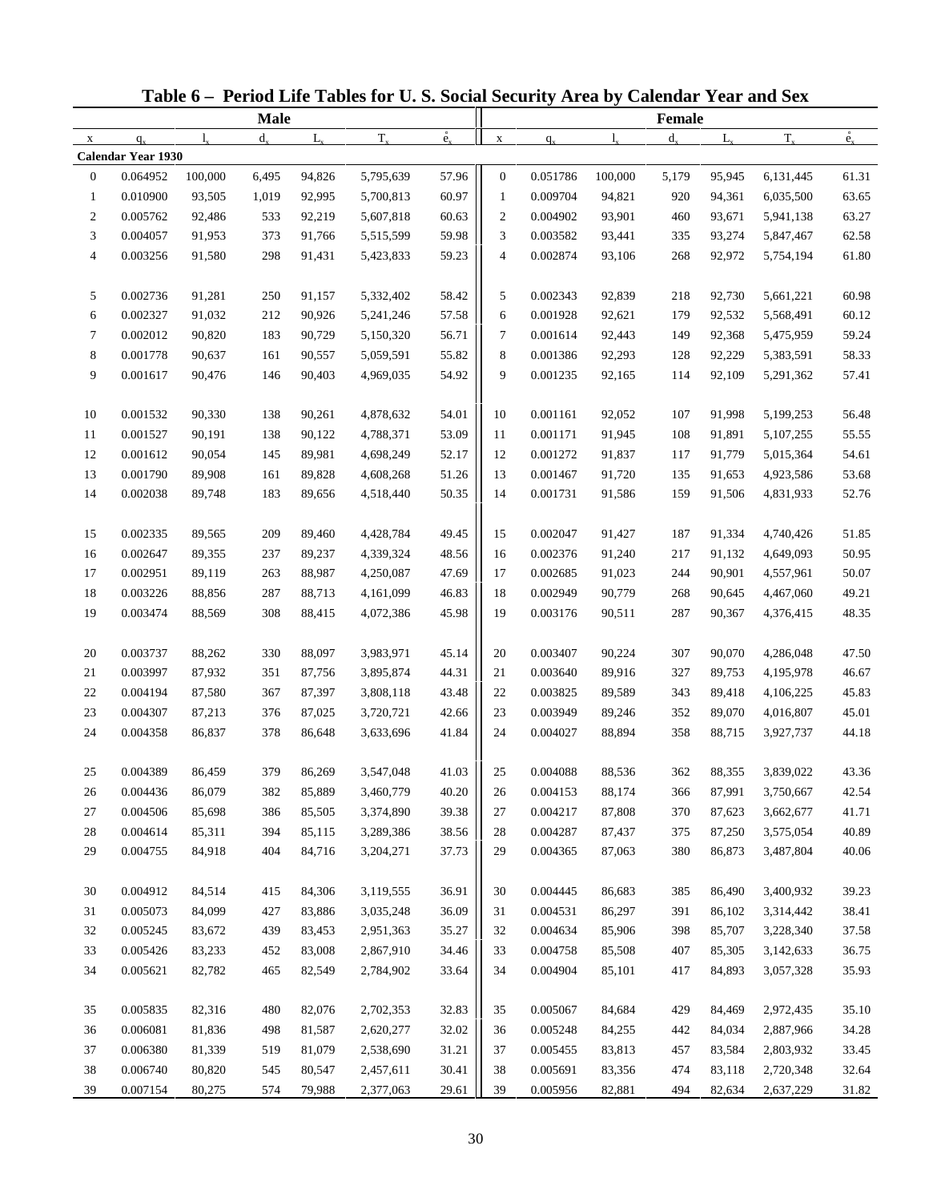# Table 6 – Period Life Tables for U. S. Social Security Area by Calendar Year and Sex

| | | | Male | | | | | | | | Female | | | |
|---|---|---|---|---|---|---|---|---|---|---|---|---|---|---|
| x | $q_x$ | $l_x$ | $d_x$ | $L_x$ | $T_x$ | $\mathring{e}_x$ | | x | $q_x$ | $l_x$ | $d_x$ | $L_x$ | $T_x$ | $\mathring{e}_x$ |
| **Calendar Year 1930** | | | | | | | | | | | | | | |
| 0 | 0.064952 | 100,000 | 6,495 | 94,826 | 5,795,639 | 57.96 | | 0 | 0.051786 | 100,000 | 5,179 | 95,945 | 6,131,445 | 61.31 |
| 1 | 0.010900 | 93,505 | 1,019 | 92,995 | 5,700,813 | 60.97 | | 1 | 0.009704 | 94,821 | 920 | 94,361 | 6,035,500 | 63.65 |
| 2 | 0.005762 | 92,486 | 533 | 92,219 | 5,607,818 | 60.63 | | 2 | 0.004902 | 93,901 | 460 | 93,671 | 5,941,138 | 63.27 |
| 3 | 0.004057 | 91,953 | 373 | 91,766 | 5,515,599 | 59.98 | | 3 | 0.003582 | 93,441 | 335 | 93,274 | 5,847,467 | 62.58 |
| 4 | 0.003256 | 91,580 | 298 | 91,431 | 5,423,833 | 59.23 | | 4 | 0.002874 | 93,106 | 268 | 92,972 | 5,754,194 | 61.80 |
| 5 | 0.002736 | 91,281 | 250 | 91,157 | 5,332,402 | 58.42 | | 5 | 0.002343 | 92,839 | 218 | 92,730 | 5,661,221 | 60.98 |
| 6 | 0.002327 | 91,032 | 212 | 90,926 | 5,241,246 | 57.58 | | 6 | 0.001928 | 92,621 | 179 | 92,532 | 5,568,491 | 60.12 |
| 7 | 0.002012 | 90,820 | 183 | 90,729 | 5,150,320 | 56.71 | | 7 | 0.001614 | 92,443 | 149 | 92,368 | 5,475,959 | 59.24 |
| 8 | 0.001778 | 90,637 | 161 | 90,557 | 5,059,591 | 55.82 | | 8 | 0.001386 | 92,293 | 128 | 92,229 | 5,383,591 | 58.33 |
| 9 | 0.001617 | 90,476 | 146 | 90,403 | 4,969,035 | 54.92 | | 9 | 0.001235 | 92,165 | 114 | 92,109 | 5,291,362 | 57.41 |
| 10 | 0.001532 | 90,330 | 138 | 90,261 | 4,878,632 | 54.01 | | 10 | 0.001161 | 92,052 | 107 | 91,998 | 5,199,253 | 56.48 |
| 11 | 0.001527 | 90,191 | 138 | 90,122 | 4,788,371 | 53.09 | | 11 | 0.001171 | 91,945 | 108 | 91,891 | 5,107,255 | 55.55 |
| 12 | 0.001612 | 90,054 | 145 | 89,981 | 4,698,249 | 52.17 | | 12 | 0.001272 | 91,837 | 117 | 91,779 | 5,015,364 | 54.61 |
| 13 | 0.001790 | 89,908 | 161 | 89,828 | 4,608,268 | 51.26 | | 13 | 0.001467 | 91,720 | 135 | 91,653 | 4,923,586 | 53.68 |
| 14 | 0.002038 | 89,748 | 183 | 89,656 | 4,518,440 | 50.35 | | 14 | 0.001731 | 91,586 | 159 | 91,506 | 4,831,933 | 52.76 |
| 15 | 0.002335 | 89,565 | 209 | 89,460 | 4,428,784 | 49.45 | | 15 | 0.002047 | 91,427 | 187 | 91,334 | 4,740,426 | 51.85 |
| 16 | 0.002647 | 89,355 | 237 | 89,237 | 4,339,324 | 48.56 | | 16 | 0.002376 | 91,240 | 217 | 91,132 | 4,649,093 | 50.95 |
| 17 | 0.002951 | 89,119 | 263 | 88,987 | 4,250,087 | 47.69 | | 17 | 0.002685 | 91,023 | 244 | 90,901 | 4,557,961 | 50.07 |
| 18 | 0.003226 | 88,856 | 287 | 88,713 | 4,161,099 | 46.83 | | 18 | 0.002949 | 90,779 | 268 | 90,645 | 4,467,060 | 49.21 |
| 19 | 0.003474 | 88,569 | 308 | 88,415 | 4,072,386 | 45.98 | | 19 | 0.003176 | 90,511 | 287 | 90,367 | 4,376,415 | 48.35 |
| 20 | 0.003737 | 88,262 | 330 | 88,097 | 3,983,971 | 45.14 | | 20 | 0.003407 | 90,224 | 307 | 90,070 | 4,286,048 | 47.50 |
| 21 | 0.003997 | 87,932 | 351 | 87,756 | 3,895,874 | 44.31 | | 21 | 0.003640 | 89,916 | 327 | 89,753 | 4,195,978 | 46.67 |
| 22 | 0.004194 | 87,580 | 367 | 87,397 | 3,808,118 | 43.48 | | 22 | 0.003825 | 89,589 | 343 | 89,418 | 4,106,225 | 45.83 |
| 23 | 0.004307 | 87,213 | 376 | 87,025 | 3,720,721 | 42.66 | | 23 | 0.003949 | 89,246 | 352 | 89,070 | 4,016,807 | 45.01 |
| 24 | 0.004358 | 86,837 | 378 | 86,648 | 3,633,696 | 41.84 | | 24 | 0.004027 | 88,894 | 358 | 88,715 | 3,927,737 | 44.18 |
| 25 | 0.004389 | 86,459 | 379 | 86,269 | 3,547,048 | 41.03 | | 25 | 0.004088 | 88,536 | 362 | 88,355 | 3,839,022 | 43.36 |
| 26 | 0.004436 | 86,079 | 382 | 85,889 | 3,460,779 | 40.20 | | 26 | 0.004153 | 88,174 | 366 | 87,991 | 3,750,667 | 42.54 |
| 27 | 0.004506 | 85,698 | 386 | 85,505 | 3,374,890 | 39.38 | | 27 | 0.004217 | 87,808 | 370 | 87,623 | 3,662,677 | 41.71 |
| 28 | 0.004614 | 85,311 | 394 | 85,115 | 3,289,386 | 38.56 | | 28 | 0.004287 | 87,437 | 375 | 87,250 | 3,575,054 | 40.89 |
| 29 | 0.004755 | 84,918 | 404 | 84,716 | 3,204,271 | 37.73 | | 29 | 0.004365 | 87,063 | 380 | 86,873 | 3,487,804 | 40.06 |
| 30 | 0.004912 | 84,514 | 415 | 84,306 | 3,119,555 | 36.91 | | 30 | 0.004445 | 86,683 | 385 | 86,490 | 3,400,932 | 39.23 |
| 31 | 0.005073 | 84,099 | 427 | 83,886 | 3,035,248 | 36.09 | | 31 | 0.004531 | 86,297 | 391 | 86,102 | 3,314,442 | 38.41 |
| 32 | 0.005245 | 83,672 | 439 | 83,453 | 2,951,363 | 35.27 | | 32 | 0.004634 | 85,906 | 398 | 85,707 | 3,228,340 | 37.58 |
| 33 | 0.005426 | 83,233 | 452 | 83,008 | 2,867,910 | 34.46 | | 33 | 0.004758 | 85,508 | 407 | 85,305 | 3,142,633 | 36.75 |
| 34 | 0.005621 | 82,782 | 465 | 82,549 | 2,784,902 | 33.64 | | 34 | 0.004904 | 85,101 | 417 | 84,893 | 3,057,328 | 35.93 |
| 35 | 0.005835 | 82,316 | 480 | 82,076 | 2,702,353 | 32.83 | | 35 | 0.005067 | 84,684 | 429 | 84,469 | 2,972,435 | 35.10 |
| 36 | 0.006081 | 81,836 | 498 | 81,587 | 2,620,277 | 32.02 | | 36 | 0.005248 | 84,255 | 442 | 84,034 | 2,887,966 | 34.28 |
| 37 | 0.006380 | 81,339 | 519 | 81,079 | 2,538,690 | 31.21 | | 37 | 0.005455 | 83,813 | 457 | 83,584 | 2,803,932 | 33.45 |
| 38 | 0.006740 | 80,820 | 545 | 80,547 | 2,457,611 | 30.41 | | 38 | 0.005691 | 83,356 | 474 | 83,118 | 2,720,348 | 32.64 |
| 39 | 0.007154 | 80,275 | 574 | 79,988 | 2,377,063 | 29.61 | | 39 | 0.005956 | 82,881 | 494 | 82,634 | 2,637,229 | 31.82 |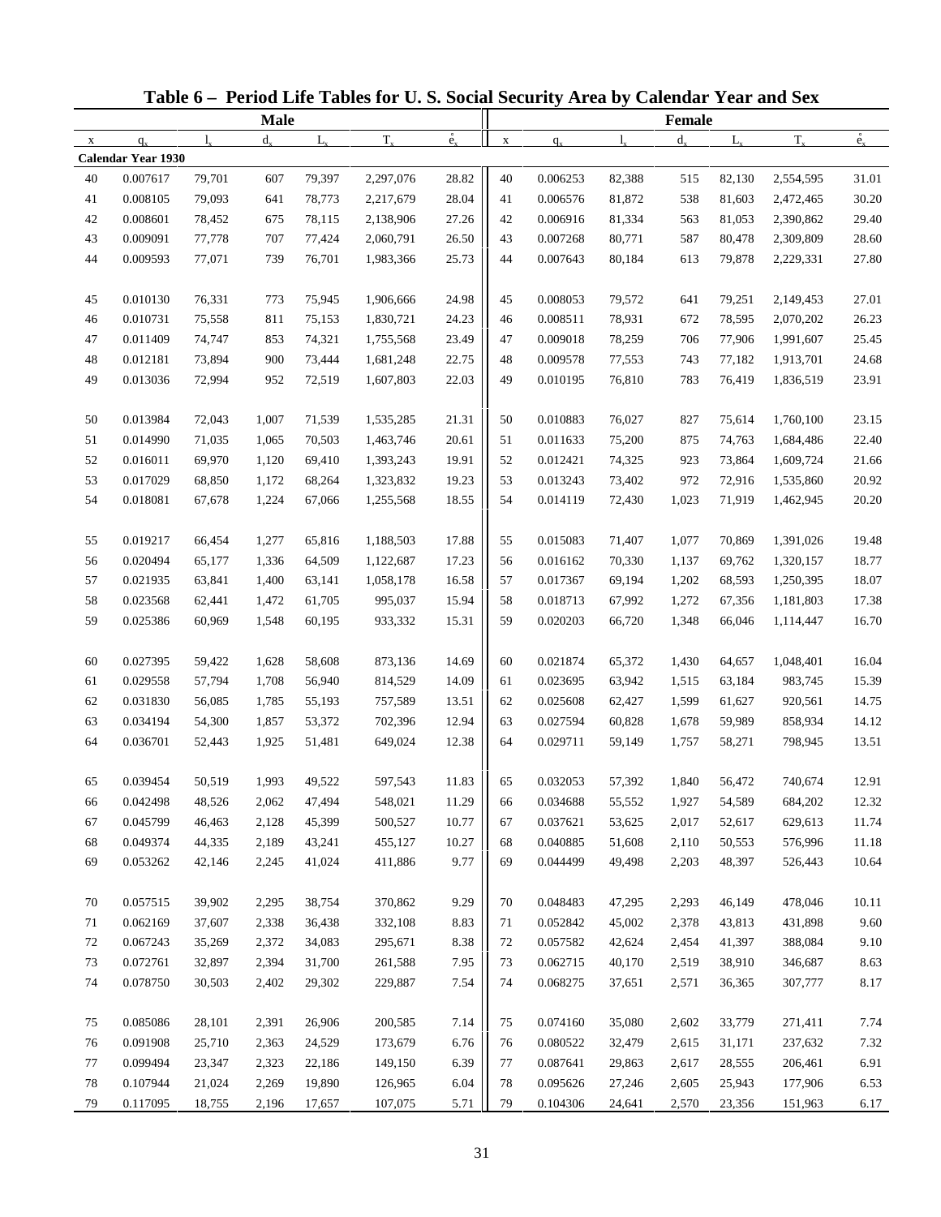# Table 6 – Period Life Tables for U. S. Social Security Area by Calendar Year and Sex

| Male | | | | | | | Female | | | | | | |
|---|---|---|---|---|---|---|---|---|---|---|---|---|---|
| x | $q_x$ | $l_x$ | $d_x$ | $L_x$ | $T_x$ | $\mathring{e}_x$ | x | $q_x$ | $l_x$ | $d_x$ | $L_x$ | $T_x$ | $\mathring{e}_x$ |
| **Calendar Year 1930** | | | | | | | | | | | | | |
| 40 | 0.007617 | 79,701 | 607 | 79,397 | 2,297,076 | 28.82 | 40 | 0.006253 | 82,388 | 515 | 82,130 | 2,554,595 | 31.01 |
| 41 | 0.008105 | 79,093 | 641 | 78,773 | 2,217,679 | 28.04 | 41 | 0.006576 | 81,872 | 538 | 81,603 | 2,472,465 | 30.20 |
| 42 | 0.008601 | 78,452 | 675 | 78,115 | 2,138,906 | 27.26 | 42 | 0.006916 | 81,334 | 563 | 81,053 | 2,390,862 | 29.40 |
| 43 | 0.009091 | 77,778 | 707 | 77,424 | 2,060,791 | 26.50 | 43 | 0.007268 | 80,771 | 587 | 80,478 | 2,309,809 | 28.60 |
| 44 | 0.009593 | 77,071 | 739 | 76,701 | 1,983,366 | 25.73 | 44 | 0.007643 | 80,184 | 613 | 79,878 | 2,229,331 | 27.80 |
| 45 | 0.010130 | 76,331 | 773 | 75,945 | 1,906,666 | 24.98 | 45 | 0.008053 | 79,572 | 641 | 79,251 | 2,149,453 | 27.01 |
| 46 | 0.010731 | 75,558 | 811 | 75,153 | 1,830,721 | 24.23 | 46 | 0.008511 | 78,931 | 672 | 78,595 | 2,070,202 | 26.23 |
| 47 | 0.011409 | 74,747 | 853 | 74,321 | 1,755,568 | 23.49 | 47 | 0.009018 | 78,259 | 706 | 77,906 | 1,991,607 | 25.45 |
| 48 | 0.012181 | 73,894 | 900 | 73,444 | 1,681,248 | 22.75 | 48 | 0.009578 | 77,553 | 743 | 77,182 | 1,913,701 | 24.68 |
| 49 | 0.013036 | 72,994 | 952 | 72,519 | 1,607,803 | 22.03 | 49 | 0.010195 | 76,810 | 783 | 76,419 | 1,836,519 | 23.91 |
| 50 | 0.013984 | 72,043 | 1,007 | 71,539 | 1,535,285 | 21.31 | 50 | 0.010883 | 76,027 | 827 | 75,614 | 1,760,100 | 23.15 |
| 51 | 0.014990 | 71,035 | 1,065 | 70,503 | 1,463,746 | 20.61 | 51 | 0.011633 | 75,200 | 875 | 74,763 | 1,684,486 | 22.40 |
| 52 | 0.016011 | 69,970 | 1,120 | 69,410 | 1,393,243 | 19.91 | 52 | 0.012421 | 74,325 | 923 | 73,864 | 1,609,724 | 21.66 |
| 53 | 0.017029 | 68,850 | 1,172 | 68,264 | 1,323,832 | 19.23 | 53 | 0.013243 | 73,402 | 972 | 72,916 | 1,535,860 | 20.92 |
| 54 | 0.018081 | 67,678 | 1,224 | 67,066 | 1,255,568 | 18.55 | 54 | 0.014119 | 72,430 | 1,023 | 71,919 | 1,462,945 | 20.20 |
| 55 | 0.019217 | 66,454 | 1,277 | 65,816 | 1,188,503 | 17.88 | 55 | 0.015083 | 71,407 | 1,077 | 70,869 | 1,391,026 | 19.48 |
| 56 | 0.020494 | 65,177 | 1,336 | 64,509 | 1,122,687 | 17.23 | 56 | 0.016162 | 70,330 | 1,137 | 69,762 | 1,320,157 | 18.77 |
| 57 | 0.021935 | 63,841 | 1,400 | 63,141 | 1,058,178 | 16.58 | 57 | 0.017367 | 69,194 | 1,202 | 68,593 | 1,250,395 | 18.07 |
| 58 | 0.023568 | 62,441 | 1,472 | 61,705 | 995,037 | 15.94 | 58 | 0.018713 | 67,992 | 1,272 | 67,356 | 1,181,803 | 17.38 |
| 59 | 0.025386 | 60,969 | 1,548 | 60,195 | 933,332 | 15.31 | 59 | 0.020203 | 66,720 | 1,348 | 66,046 | 1,114,447 | 16.70 |
| 60 | 0.027395 | 59,422 | 1,628 | 58,608 | 873,136 | 14.69 | 60 | 0.021874 | 65,372 | 1,430 | 64,657 | 1,048,401 | 16.04 |
| 61 | 0.029558 | 57,794 | 1,708 | 56,940 | 814,529 | 14.09 | 61 | 0.023695 | 63,942 | 1,515 | 63,184 | 983,745 | 15.39 |
| 62 | 0.031830 | 56,085 | 1,785 | 55,193 | 757,589 | 13.51 | 62 | 0.025608 | 62,427 | 1,599 | 61,627 | 920,561 | 14.75 |
| 63 | 0.034194 | 54,300 | 1,857 | 53,372 | 702,396 | 12.94 | 63 | 0.027594 | 60,828 | 1,678 | 59,989 | 858,934 | 14.12 |
| 64 | 0.036701 | 52,443 | 1,925 | 51,481 | 649,024 | 12.38 | 64 | 0.029711 | 59,149 | 1,757 | 58,271 | 798,945 | 13.51 |
| 65 | 0.039454 | 50,519 | 1,993 | 49,522 | 597,543 | 11.83 | 65 | 0.032053 | 57,392 | 1,840 | 56,472 | 740,674 | 12.91 |
| 66 | 0.042498 | 48,526 | 2,062 | 47,494 | 548,021 | 11.29 | 66 | 0.034688 | 55,552 | 1,927 | 54,589 | 684,202 | 12.32 |
| 67 | 0.045799 | 46,463 | 2,128 | 45,399 | 500,527 | 10.77 | 67 | 0.037621 | 53,625 | 2,017 | 52,617 | 629,613 | 11.74 |
| 68 | 0.049374 | 44,335 | 2,189 | 43,241 | 455,127 | 10.27 | 68 | 0.040885 | 51,608 | 2,110 | 50,553 | 576,996 | 11.18 |
| 69 | 0.053262 | 42,146 | 2,245 | 41,024 | 411,886 | 9.77 | 69 | 0.044499 | 49,498 | 2,203 | 48,397 | 526,443 | 10.64 |
| 70 | 0.057515 | 39,902 | 2,295 | 38,754 | 370,862 | 9.29 | 70 | 0.048483 | 47,295 | 2,293 | 46,149 | 478,046 | 10.11 |
| 71 | 0.062169 | 37,607 | 2,338 | 36,438 | 332,108 | 8.83 | 71 | 0.052842 | 45,002 | 2,378 | 43,813 | 431,898 | 9.60 |
| 72 | 0.067243 | 35,269 | 2,372 | 34,083 | 295,671 | 8.38 | 72 | 0.057582 | 42,624 | 2,454 | 41,397 | 388,084 | 9.10 |
| 73 | 0.072761 | 32,897 | 2,394 | 31,700 | 261,588 | 7.95 | 73 | 0.062715 | 40,170 | 2,519 | 38,910 | 346,687 | 8.63 |
| 74 | 0.078750 | 30,503 | 2,402 | 29,302 | 229,887 | 7.54 | 74 | 0.068275 | 37,651 | 2,571 | 36,365 | 307,777 | 8.17 |
| 75 | 0.085086 | 28,101 | 2,391 | 26,906 | 200,585 | 7.14 | 75 | 0.074160 | 35,080 | 2,602 | 33,779 | 271,411 | 7.74 |
| 76 | 0.091908 | 25,710 | 2,363 | 24,529 | 173,679 | 6.76 | 76 | 0.080522 | 32,479 | 2,615 | 31,171 | 237,632 | 7.32 |
| 77 | 0.099494 | 23,347 | 2,323 | 22,186 | 149,150 | 6.39 | 77 | 0.087641 | 29,863 | 2,617 | 28,555 | 206,461 | 6.91 |
| 78 | 0.107944 | 21,024 | 2,269 | 19,890 | 126,965 | 6.04 | 78 | 0.095626 | 27,246 | 2,605 | 25,943 | 177,906 | 6.53 |
| 79 | 0.117095 | 18,755 | 2,196 | 17,657 | 107,075 | 5.71 | 79 | 0.104306 | 24,641 | 2,570 | 23,356 | 151,963 | 6.17 |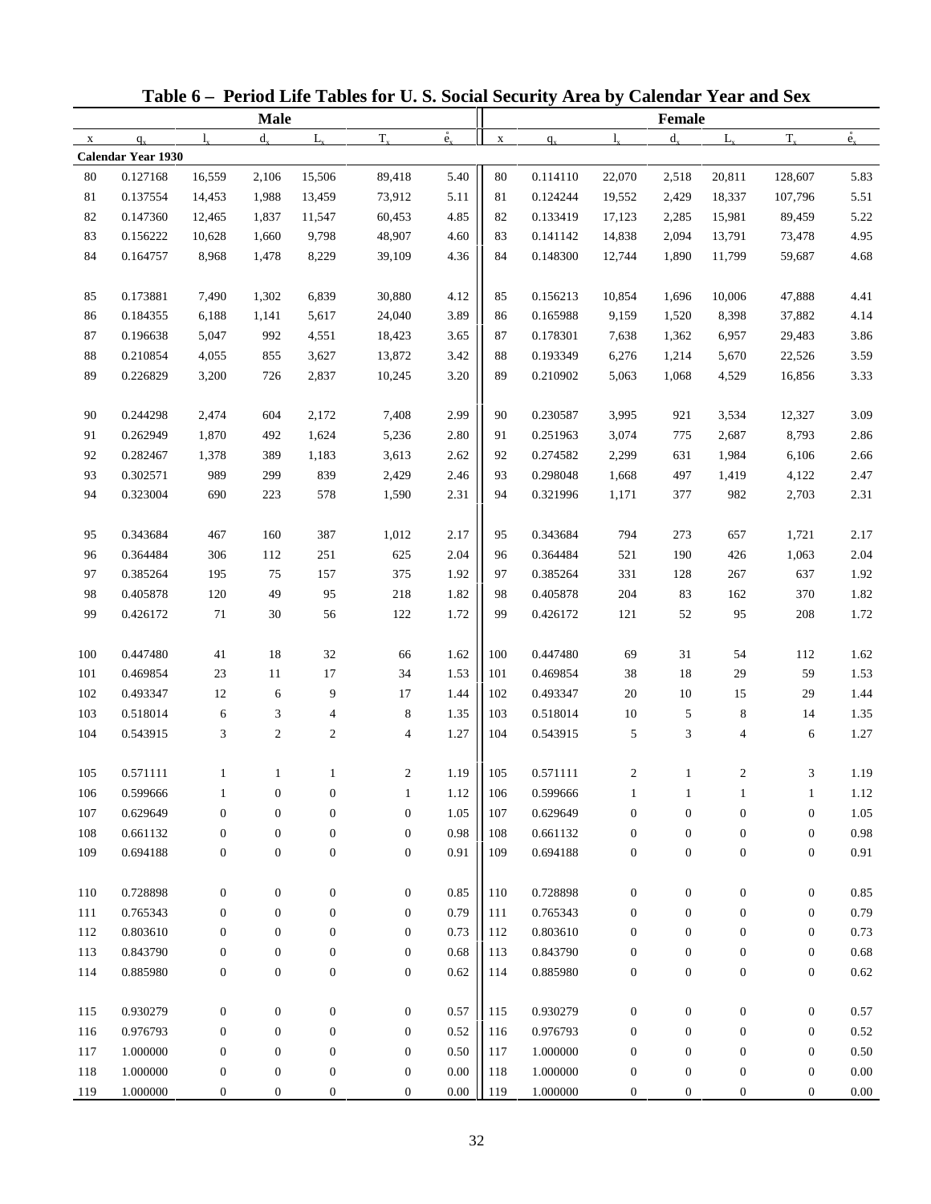# Table 6 – Period Life Tables for U. S. Social Security Area by Calendar Year and Sex

| Male | | | | | | | Female | | | | | | |
|---|---|---|---|---|---|---|---|---|---|---|---|---|---|
| x | $q_x$ | $l_x$ | $d_x$ | $L_x$ | $T_x$ | $\mathring{e}_x$ | x | $q_x$ | $l_x$ | $d_x$ | $L_x$ | $T_x$ | $\mathring{e}_x$ |
| **Calendar Year 1930** | | | | | | | | | | | | | |
| 80 | 0.127168 | 16,559 | 2,106 | 15,506 | 89,418 | 5.40 | 80 | 0.114110 | 22,070 | 2,518 | 20,811 | 128,607 | 5.83 |
| 81 | 0.137554 | 14,453 | 1,988 | 13,459 | 73,912 | 5.11 | 81 | 0.124244 | 19,552 | 2,429 | 18,337 | 107,796 | 5.51 |
| 82 | 0.147360 | 12,465 | 1,837 | 11,547 | 60,453 | 4.85 | 82 | 0.133419 | 17,123 | 2,285 | 15,981 | 89,459 | 5.22 |
| 83 | 0.156222 | 10,628 | 1,660 | 9,798 | 48,907 | 4.60 | 83 | 0.141142 | 14,838 | 2,094 | 13,791 | 73,478 | 4.95 |
| 84 | 0.164757 | 8,968 | 1,478 | 8,229 | 39,109 | 4.36 | 84 | 0.148300 | 12,744 | 1,890 | 11,799 | 59,687 | 4.68 |
| 85 | 0.173881 | 7,490 | 1,302 | 6,839 | 30,880 | 4.12 | 85 | 0.156213 | 10,854 | 1,696 | 10,006 | 47,888 | 4.41 |
| 86 | 0.184355 | 6,188 | 1,141 | 5,617 | 24,040 | 3.89 | 86 | 0.165988 | 9,159 | 1,520 | 8,398 | 37,882 | 4.14 |
| 87 | 0.196638 | 5,047 | 992 | 4,551 | 18,423 | 3.65 | 87 | 0.178301 | 7,638 | 1,362 | 6,957 | 29,483 | 3.86 |
| 88 | 0.210854 | 4,055 | 855 | 3,627 | 13,872 | 3.42 | 88 | 0.193349 | 6,276 | 1,214 | 5,670 | 22,526 | 3.59 |
| 89 | 0.226829 | 3,200 | 726 | 2,837 | 10,245 | 3.20 | 89 | 0.210902 | 5,063 | 1,068 | 4,529 | 16,856 | 3.33 |
| 90 | 0.244298 | 2,474 | 604 | 2,172 | 7,408 | 2.99 | 90 | 0.230587 | 3,995 | 921 | 3,534 | 12,327 | 3.09 |
| 91 | 0.262949 | 1,870 | 492 | 1,624 | 5,236 | 2.80 | 91 | 0.251963 | 3,074 | 775 | 2,687 | 8,793 | 2.86 |
| 92 | 0.282467 | 1,378 | 389 | 1,183 | 3,613 | 2.62 | 92 | 0.274582 | 2,299 | 631 | 1,984 | 6,106 | 2.66 |
| 93 | 0.302571 | 989 | 299 | 839 | 2,429 | 2.46 | 93 | 0.298048 | 1,668 | 497 | 1,419 | 4,122 | 2.47 |
| 94 | 0.323004 | 690 | 223 | 578 | 1,590 | 2.31 | 94 | 0.321996 | 1,171 | 377 | 982 | 2,703 | 2.31 |
| 95 | 0.343684 | 467 | 160 | 387 | 1,012 | 2.17 | 95 | 0.343684 | 794 | 273 | 657 | 1,721 | 2.17 |
| 96 | 0.364484 | 306 | 112 | 251 | 625 | 2.04 | 96 | 0.364484 | 521 | 190 | 426 | 1,063 | 2.04 |
| 97 | 0.385264 | 195 | 75 | 157 | 375 | 1.92 | 97 | 0.385264 | 331 | 128 | 267 | 637 | 1.92 |
| 98 | 0.405878 | 120 | 49 | 95 | 218 | 1.82 | 98 | 0.405878 | 204 | 83 | 162 | 370 | 1.82 |
| 99 | 0.426172 | 71 | 30 | 56 | 122 | 1.72 | 99 | 0.426172 | 121 | 52 | 95 | 208 | 1.72 |
| 100 | 0.447480 | 41 | 18 | 32 | 66 | 1.62 | 100 | 0.447480 | 69 | 31 | 54 | 112 | 1.62 |
| 101 | 0.469854 | 23 | 11 | 17 | 34 | 1.53 | 101 | 0.469854 | 38 | 18 | 29 | 59 | 1.53 |
| 102 | 0.493347 | 12 | 6 | 9 | 17 | 1.44 | 102 | 0.493347 | 20 | 10 | 15 | 29 | 1.44 |
| 103 | 0.518014 | 6 | 3 | 4 | 8 | 1.35 | 103 | 0.518014 | 10 | 5 | 8 | 14 | 1.35 |
| 104 | 0.543915 | 3 | 2 | 2 | 4 | 1.27 | 104 | 0.543915 | 5 | 3 | 4 | 6 | 1.27 |
| 105 | 0.571111 | 1 | 1 | 1 | 2 | 1.19 | 105 | 0.571111 | 2 | 1 | 2 | 3 | 1.19 |
| 106 | 0.599666 | 1 | 0 | 0 | 1 | 1.12 | 106 | 0.599666 | 1 | 1 | 1 | 1 | 1.12 |
| 107 | 0.629649 | 0 | 0 | 0 | 0 | 1.05 | 107 | 0.629649 | 0 | 0 | 0 | 0 | 1.05 |
| 108 | 0.661132 | 0 | 0 | 0 | 0 | 0.98 | 108 | 0.661132 | 0 | 0 | 0 | 0 | 0.98 |
| 109 | 0.694188 | 0 | 0 | 0 | 0 | 0.91 | 109 | 0.694188 | 0 | 0 | 0 | 0 | 0.91 |
| 110 | 0.728898 | 0 | 0 | 0 | 0 | 0.85 | 110 | 0.728898 | 0 | 0 | 0 | 0 | 0.85 |
| 111 | 0.765343 | 0 | 0 | 0 | 0 | 0.79 | 111 | 0.765343 | 0 | 0 | 0 | 0 | 0.79 |
| 112 | 0.803610 | 0 | 0 | 0 | 0 | 0.73 | 112 | 0.803610 | 0 | 0 | 0 | 0 | 0.73 |
| 113 | 0.843790 | 0 | 0 | 0 | 0 | 0.68 | 113 | 0.843790 | 0 | 0 | 0 | 0 | 0.68 |
| 114 | 0.885980 | 0 | 0 | 0 | 0 | 0.62 | 114 | 0.885980 | 0 | 0 | 0 | 0 | 0.62 |
| 115 | 0.930279 | 0 | 0 | 0 | 0 | 0.57 | 115 | 0.930279 | 0 | 0 | 0 | 0 | 0.57 |
| 116 | 0.976793 | 0 | 0 | 0 | 0 | 0.52 | 116 | 0.976793 | 0 | 0 | 0 | 0 | 0.52 |
| 117 | 1.000000 | 0 | 0 | 0 | 0 | 0.50 | 117 | 1.000000 | 0 | 0 | 0 | 0 | 0.50 |
| 118 | 1.000000 | 0 | 0 | 0 | 0 | 0.00 | 118 | 1.000000 | 0 | 0 | 0 | 0 | 0.00 |
| 119 | 1.000000 | 0 | 0 | 0 | 0 | 0.00 | 119 | 1.000000 | 0 | 0 | 0 | 0 | 0.00 |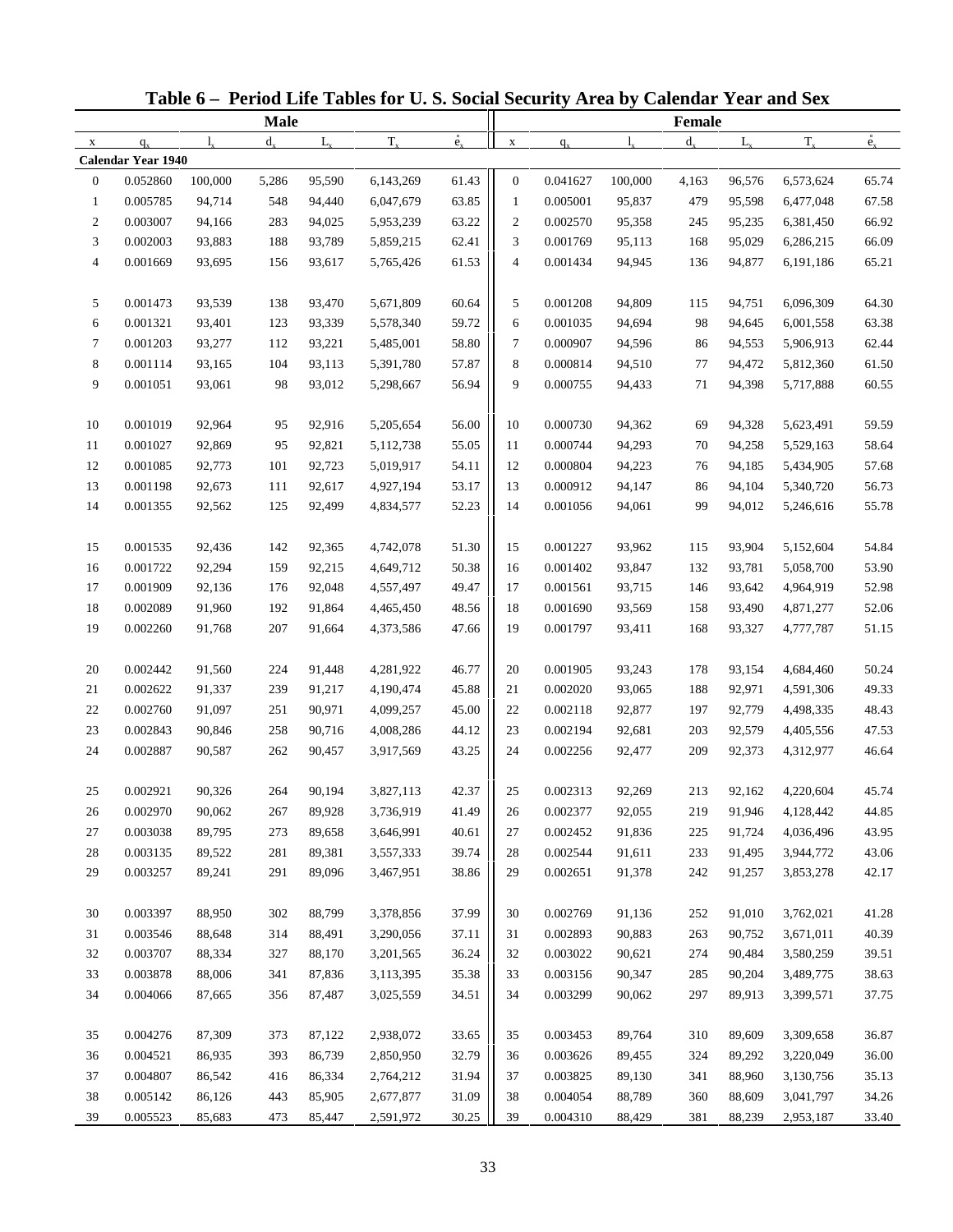# Table 6 – Period Life Tables for U. S. Social Security Area by Calendar Year and Sex

| Male | | | | | | | Female | | | | | | |
|---|---|---|---|---|---|---|---|---|---|---|---|---|---|
| x | $q_x$ | $l_x$ | $d_x$ | $L_x$ | $T_x$ | $\mathring{e}_x$ | x | $q_x$ | $l_x$ | $d_x$ | $L_x$ | $T_x$ | $\mathring{e}_x$ |
| **Calendar Year 1940** | | | | | | | | | | | | | |
| 0 | 0.052860 | 100,000 | 5,286 | 95,590 | 6,143,269 | 61.43 | 0 | 0.041627 | 100,000 | 4,163 | 96,576 | 6,573,624 | 65.74 |
| 1 | 0.005785 | 94,714 | 548 | 94,440 | 6,047,679 | 63.85 | 1 | 0.005001 | 95,837 | 479 | 95,598 | 6,477,048 | 67.58 |
| 2 | 0.003007 | 94,166 | 283 | 94,025 | 5,953,239 | 63.22 | 2 | 0.002570 | 95,358 | 245 | 95,235 | 6,381,450 | 66.92 |
| 3 | 0.002003 | 93,883 | 188 | 93,789 | 5,859,215 | 62.41 | 3 | 0.001769 | 95,113 | 168 | 95,029 | 6,286,215 | 66.09 |
| 4 | 0.001669 | 93,695 | 156 | 93,617 | 5,765,426 | 61.53 | 4 | 0.001434 | 94,945 | 136 | 94,877 | 6,191,186 | 65.21 |
| 5 | 0.001473 | 93,539 | 138 | 93,470 | 5,671,809 | 60.64 | 5 | 0.001208 | 94,809 | 115 | 94,751 | 6,096,309 | 64.30 |
| 6 | 0.001321 | 93,401 | 123 | 93,339 | 5,578,340 | 59.72 | 6 | 0.001035 | 94,694 | 98 | 94,645 | 6,001,558 | 63.38 |
| 7 | 0.001203 | 93,277 | 112 | 93,221 | 5,485,001 | 58.80 | 7 | 0.000907 | 94,596 | 86 | 94,553 | 5,906,913 | 62.44 |
| 8 | 0.001114 | 93,165 | 104 | 93,113 | 5,391,780 | 57.87 | 8 | 0.000814 | 94,510 | 77 | 94,472 | 5,812,360 | 61.50 |
| 9 | 0.001051 | 93,061 | 98 | 93,012 | 5,298,667 | 56.94 | 9 | 0.000755 | 94,433 | 71 | 94,398 | 5,717,888 | 60.55 |
| 10 | 0.001019 | 92,964 | 95 | 92,916 | 5,205,654 | 56.00 | 10 | 0.000730 | 94,362 | 69 | 94,328 | 5,623,491 | 59.59 |
| 11 | 0.001027 | 92,869 | 95 | 92,821 | 5,112,738 | 55.05 | 11 | 0.000744 | 94,293 | 70 | 94,258 | 5,529,163 | 58.64 |
| 12 | 0.001085 | 92,773 | 101 | 92,723 | 5,019,917 | 54.11 | 12 | 0.000804 | 94,223 | 76 | 94,185 | 5,434,905 | 57.68 |
| 13 | 0.001198 | 92,673 | 111 | 92,617 | 4,927,194 | 53.17 | 13 | 0.000912 | 94,147 | 86 | 94,104 | 5,340,720 | 56.73 |
| 14 | 0.001355 | 92,562 | 125 | 92,499 | 4,834,577 | 52.23 | 14 | 0.001056 | 94,061 | 99 | 94,012 | 5,246,616 | 55.78 |
| 15 | 0.001535 | 92,436 | 142 | 92,365 | 4,742,078 | 51.30 | 15 | 0.001227 | 93,962 | 115 | 93,904 | 5,152,604 | 54.84 |
| 16 | 0.001722 | 92,294 | 159 | 92,215 | 4,649,712 | 50.38 | 16 | 0.001402 | 93,847 | 132 | 93,781 | 5,058,700 | 53.90 |
| 17 | 0.001909 | 92,136 | 176 | 92,048 | 4,557,497 | 49.47 | 17 | 0.001561 | 93,715 | 146 | 93,642 | 4,964,919 | 52.98 |
| 18 | 0.002089 | 91,960 | 192 | 91,864 | 4,465,450 | 48.56 | 18 | 0.001690 | 93,569 | 158 | 93,490 | 4,871,277 | 52.06 |
| 19 | 0.002260 | 91,768 | 207 | 91,664 | 4,373,586 | 47.66 | 19 | 0.001797 | 93,411 | 168 | 93,327 | 4,777,787 | 51.15 |
| 20 | 0.002442 | 91,560 | 224 | 91,448 | 4,281,922 | 46.77 | 20 | 0.001905 | 93,243 | 178 | 93,154 | 4,684,460 | 50.24 |
| 21 | 0.002622 | 91,337 | 239 | 91,217 | 4,190,474 | 45.88 | 21 | 0.002020 | 93,065 | 188 | 92,971 | 4,591,306 | 49.33 |
| 22 | 0.002760 | 91,097 | 251 | 90,971 | 4,099,257 | 45.00 | 22 | 0.002118 | 92,877 | 197 | 92,779 | 4,498,335 | 48.43 |
| 23 | 0.002843 | 90,846 | 258 | 90,716 | 4,008,286 | 44.12 | 23 | 0.002194 | 92,681 | 203 | 92,579 | 4,405,556 | 47.53 |
| 24 | 0.002887 | 90,587 | 262 | 90,457 | 3,917,569 | 43.25 | 24 | 0.002256 | 92,477 | 209 | 92,373 | 4,312,977 | 46.64 |
| 25 | 0.002921 | 90,326 | 264 | 90,194 | 3,827,113 | 42.37 | 25 | 0.002313 | 92,269 | 213 | 92,162 | 4,220,604 | 45.74 |
| 26 | 0.002970 | 90,062 | 267 | 89,928 | 3,736,919 | 41.49 | 26 | 0.002377 | 92,055 | 219 | 91,946 | 4,128,442 | 44.85 |
| 27 | 0.003038 | 89,795 | 273 | 89,658 | 3,646,991 | 40.61 | 27 | 0.002452 | 91,836 | 225 | 91,724 | 4,036,496 | 43.95 |
| 28 | 0.003135 | 89,522 | 281 | 89,381 | 3,557,333 | 39.74 | 28 | 0.002544 | 91,611 | 233 | 91,495 | 3,944,772 | 43.06 |
| 29 | 0.003257 | 89,241 | 291 | 89,096 | 3,467,951 | 38.86 | 29 | 0.002651 | 91,378 | 242 | 91,257 | 3,853,278 | 42.17 |
| 30 | 0.003397 | 88,950 | 302 | 88,799 | 3,378,856 | 37.99 | 30 | 0.002769 | 91,136 | 252 | 91,010 | 3,762,021 | 41.28 |
| 31 | 0.003546 | 88,648 | 314 | 88,491 | 3,290,056 | 37.11 | 31 | 0.002893 | 90,883 | 263 | 90,752 | 3,671,011 | 40.39 |
| 32 | 0.003707 | 88,334 | 327 | 88,170 | 3,201,565 | 36.24 | 32 | 0.003022 | 90,621 | 274 | 90,484 | 3,580,259 | 39.51 |
| 33 | 0.003878 | 88,006 | 341 | 87,836 | 3,113,395 | 35.38 | 33 | 0.003156 | 90,347 | 285 | 90,204 | 3,489,775 | 38.63 |
| 34 | 0.004066 | 87,665 | 356 | 87,487 | 3,025,559 | 34.51 | 34 | 0.003299 | 90,062 | 297 | 89,913 | 3,399,571 | 37.75 |
| 35 | 0.004276 | 87,309 | 373 | 87,122 | 2,938,072 | 33.65 | 35 | 0.003453 | 89,764 | 310 | 89,609 | 3,309,658 | 36.87 |
| 36 | 0.004521 | 86,935 | 393 | 86,739 | 2,850,950 | 32.79 | 36 | 0.003626 | 89,455 | 324 | 89,292 | 3,220,049 | 36.00 |
| 37 | 0.004807 | 86,542 | 416 | 86,334 | 2,764,212 | 31.94 | 37 | 0.003825 | 89,130 | 341 | 88,960 | 3,130,756 | 35.13 |
| 38 | 0.005142 | 86,126 | 443 | 85,905 | 2,677,877 | 31.09 | 38 | 0.004054 | 88,789 | 360 | 88,609 | 3,041,797 | 34.26 |
| 39 | 0.005523 | 85,683 | 473 | 85,447 | 2,591,972 | 30.25 | 39 | 0.004310 | 88,429 | 381 | 88,239 | 2,953,187 | 33.40 |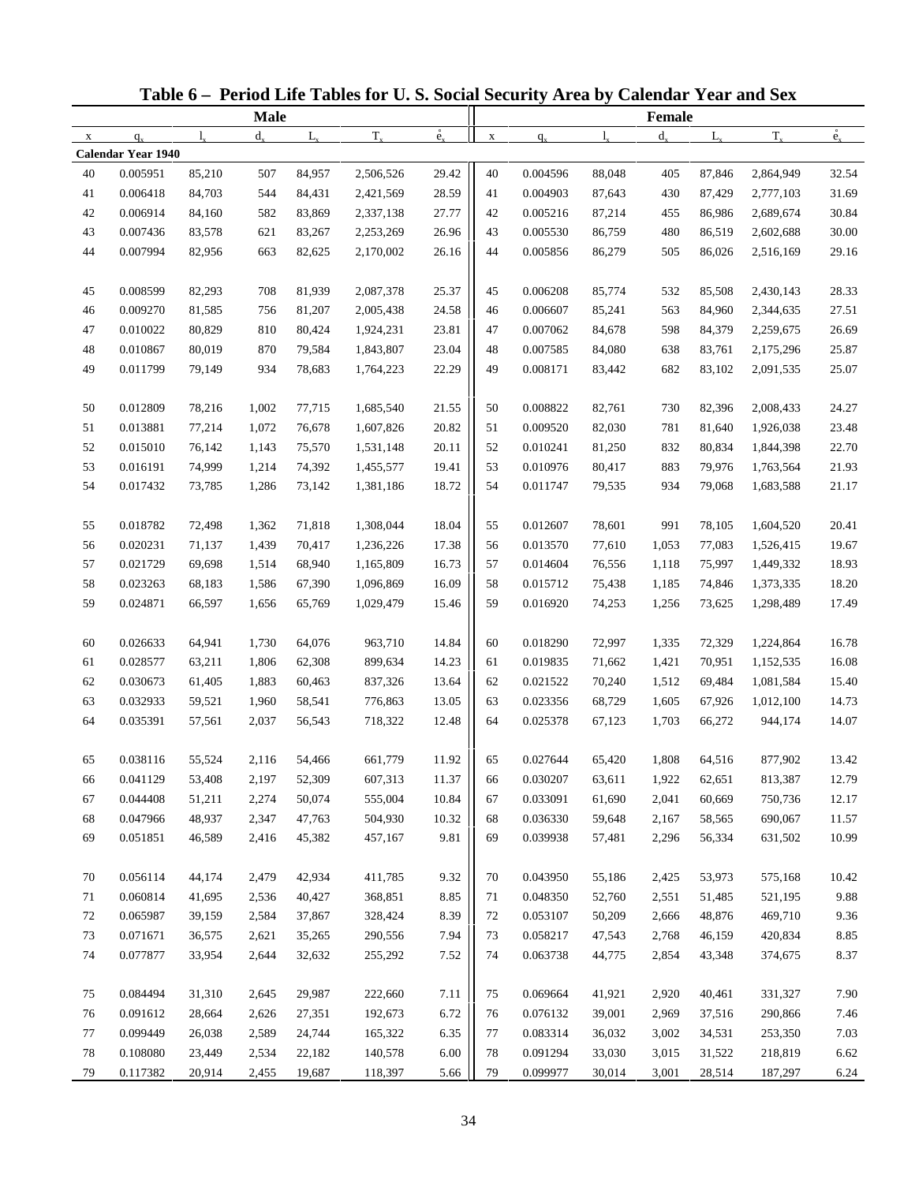# Table 6 – Period Life Tables for U. S. Social Security Area by Calendar Year and Sex

| Male | | | | | | | Female | | | | | | |
|---|---|---|---|---|---|---|---|---|---|---|---|---|---|
| x | $q_x$ | $l_x$ | $d_x$ | $L_x$ | $T_x$ | $\mathring{e}_x$ | x | $q_x$ | $l_x$ | $d_x$ | $L_x$ | $T_x$ | $\mathring{e}_x$ |
| **Calendar Year 1940** | | | | | | | | | | | | | |
| 40 | 0.005951 | 85,210 | 507 | 84,957 | 2,506,526 | 29.42 | 40 | 0.004596 | 88,048 | 405 | 87,846 | 2,864,949 | 32.54 |
| 41 | 0.006418 | 84,703 | 544 | 84,431 | 2,421,569 | 28.59 | 41 | 0.004903 | 87,643 | 430 | 87,429 | 2,777,103 | 31.69 |
| 42 | 0.006914 | 84,160 | 582 | 83,869 | 2,337,138 | 27.77 | 42 | 0.005216 | 87,214 | 455 | 86,986 | 2,689,674 | 30.84 |
| 43 | 0.007436 | 83,578 | 621 | 83,267 | 2,253,269 | 26.96 | 43 | 0.005530 | 86,759 | 480 | 86,519 | 2,602,688 | 30.00 |
| 44 | 0.007994 | 82,956 | 663 | 82,625 | 2,170,002 | 26.16 | 44 | 0.005856 | 86,279 | 505 | 86,026 | 2,516,169 | 29.16 |
| 45 | 0.008599 | 82,293 | 708 | 81,939 | 2,087,378 | 25.37 | 45 | 0.006208 | 85,774 | 532 | 85,508 | 2,430,143 | 28.33 |
| 46 | 0.009270 | 81,585 | 756 | 81,207 | 2,005,438 | 24.58 | 46 | 0.006607 | 85,241 | 563 | 84,960 | 2,344,635 | 27.51 |
| 47 | 0.010022 | 80,829 | 810 | 80,424 | 1,924,231 | 23.81 | 47 | 0.007062 | 84,678 | 598 | 84,379 | 2,259,675 | 26.69 |
| 48 | 0.010867 | 80,019 | 870 | 79,584 | 1,843,807 | 23.04 | 48 | 0.007585 | 84,080 | 638 | 83,761 | 2,175,296 | 25.87 |
| 49 | 0.011799 | 79,149 | 934 | 78,683 | 1,764,223 | 22.29 | 49 | 0.008171 | 83,442 | 682 | 83,102 | 2,091,535 | 25.07 |
| 50 | 0.012809 | 78,216 | 1,002 | 77,715 | 1,685,540 | 21.55 | 50 | 0.008822 | 82,761 | 730 | 82,396 | 2,008,433 | 24.27 |
| 51 | 0.013881 | 77,214 | 1,072 | 76,678 | 1,607,826 | 20.82 | 51 | 0.009520 | 82,030 | 781 | 81,640 | 1,926,038 | 23.48 |
| 52 | 0.015010 | 76,142 | 1,143 | 75,570 | 1,531,148 | 20.11 | 52 | 0.010241 | 81,250 | 832 | 80,834 | 1,844,398 | 22.70 |
| 53 | 0.016191 | 74,999 | 1,214 | 74,392 | 1,455,577 | 19.41 | 53 | 0.010976 | 80,417 | 883 | 79,976 | 1,763,564 | 21.93 |
| 54 | 0.017432 | 73,785 | 1,286 | 73,142 | 1,381,186 | 18.72 | 54 | 0.011747 | 79,535 | 934 | 79,068 | 1,683,588 | 21.17 |
| 55 | 0.018782 | 72,498 | 1,362 | 71,818 | 1,308,044 | 18.04 | 55 | 0.012607 | 78,601 | 991 | 78,105 | 1,604,520 | 20.41 |
| 56 | 0.020231 | 71,137 | 1,439 | 70,417 | 1,236,226 | 17.38 | 56 | 0.013570 | 77,610 | 1,053 | 77,083 | 1,526,415 | 19.67 |
| 57 | 0.021729 | 69,698 | 1,514 | 68,940 | 1,165,809 | 16.73 | 57 | 0.014604 | 76,556 | 1,118 | 75,997 | 1,449,332 | 18.93 |
| 58 | 0.023263 | 68,183 | 1,586 | 67,390 | 1,096,869 | 16.09 | 58 | 0.015712 | 75,438 | 1,185 | 74,846 | 1,373,335 | 18.20 |
| 59 | 0.024871 | 66,597 | 1,656 | 65,769 | 1,029,479 | 15.46 | 59 | 0.016920 | 74,253 | 1,256 | 73,625 | 1,298,489 | 17.49 |
| 60 | 0.026633 | 64,941 | 1,730 | 64,076 | 963,710 | 14.84 | 60 | 0.018290 | 72,997 | 1,335 | 72,329 | 1,224,864 | 16.78 |
| 61 | 0.028577 | 63,211 | 1,806 | 62,308 | 899,634 | 14.23 | 61 | 0.019835 | 71,662 | 1,421 | 70,951 | 1,152,535 | 16.08 |
| 62 | 0.030673 | 61,405 | 1,883 | 60,463 | 837,326 | 13.64 | 62 | 0.021522 | 70,240 | 1,512 | 69,484 | 1,081,584 | 15.40 |
| 63 | 0.032933 | 59,521 | 1,960 | 58,541 | 776,863 | 13.05 | 63 | 0.023356 | 68,729 | 1,605 | 67,926 | 1,012,100 | 14.73 |
| 64 | 0.035391 | 57,561 | 2,037 | 56,543 | 718,322 | 12.48 | 64 | 0.025378 | 67,123 | 1,703 | 66,272 | 944,174 | 14.07 |
| 65 | 0.038116 | 55,524 | 2,116 | 54,466 | 661,779 | 11.92 | 65 | 0.027644 | 65,420 | 1,808 | 64,516 | 877,902 | 13.42 |
| 66 | 0.041129 | 53,408 | 2,197 | 52,309 | 607,313 | 11.37 | 66 | 0.030207 | 63,611 | 1,922 | 62,651 | 813,387 | 12.79 |
| 67 | 0.044408 | 51,211 | 2,274 | 50,074 | 555,004 | 10.84 | 67 | 0.033091 | 61,690 | 2,041 | 60,669 | 750,736 | 12.17 |
| 68 | 0.047966 | 48,937 | 2,347 | 47,763 | 504,930 | 10.32 | 68 | 0.036330 | 59,648 | 2,167 | 58,565 | 690,067 | 11.57 |
| 69 | 0.051851 | 46,589 | 2,416 | 45,382 | 457,167 | 9.81 | 69 | 0.039938 | 57,481 | 2,296 | 56,334 | 631,502 | 10.99 |
| 70 | 0.056114 | 44,174 | 2,479 | 42,934 | 411,785 | 9.32 | 70 | 0.043950 | 55,186 | 2,425 | 53,973 | 575,168 | 10.42 |
| 71 | 0.060814 | 41,695 | 2,536 | 40,427 | 368,851 | 8.85 | 71 | 0.048350 | 52,760 | 2,551 | 51,485 | 521,195 | 9.88 |
| 72 | 0.065987 | 39,159 | 2,584 | 37,867 | 328,424 | 8.39 | 72 | 0.053107 | 50,209 | 2,666 | 48,876 | 469,710 | 9.36 |
| 73 | 0.071671 | 36,575 | 2,621 | 35,265 | 290,556 | 7.94 | 73 | 0.058217 | 47,543 | 2,768 | 46,159 | 420,834 | 8.85 |
| 74 | 0.077877 | 33,954 | 2,644 | 32,632 | 255,292 | 7.52 | 74 | 0.063738 | 44,775 | 2,854 | 43,348 | 374,675 | 8.37 |
| 75 | 0.084494 | 31,310 | 2,645 | 29,987 | 222,660 | 7.11 | 75 | 0.069664 | 41,921 | 2,920 | 40,461 | 331,327 | 7.90 |
| 76 | 0.091612 | 28,664 | 2,626 | 27,351 | 192,673 | 6.72 | 76 | 0.076132 | 39,001 | 2,969 | 37,516 | 290,866 | 7.46 |
| 77 | 0.099449 | 26,038 | 2,589 | 24,744 | 165,322 | 6.35 | 77 | 0.083314 | 36,032 | 3,002 | 34,531 | 253,350 | 7.03 |
| 78 | 0.108080 | 23,449 | 2,534 | 22,182 | 140,578 | 6.00 | 78 | 0.091294 | 33,030 | 3,015 | 31,522 | 218,819 | 6.62 |
| 79 | 0.117382 | 20,914 | 2,455 | 19,687 | 118,397 | 5.66 | 79 | 0.099977 | 30,014 | 3,001 | 28,514 | 187,297 | 6.24 |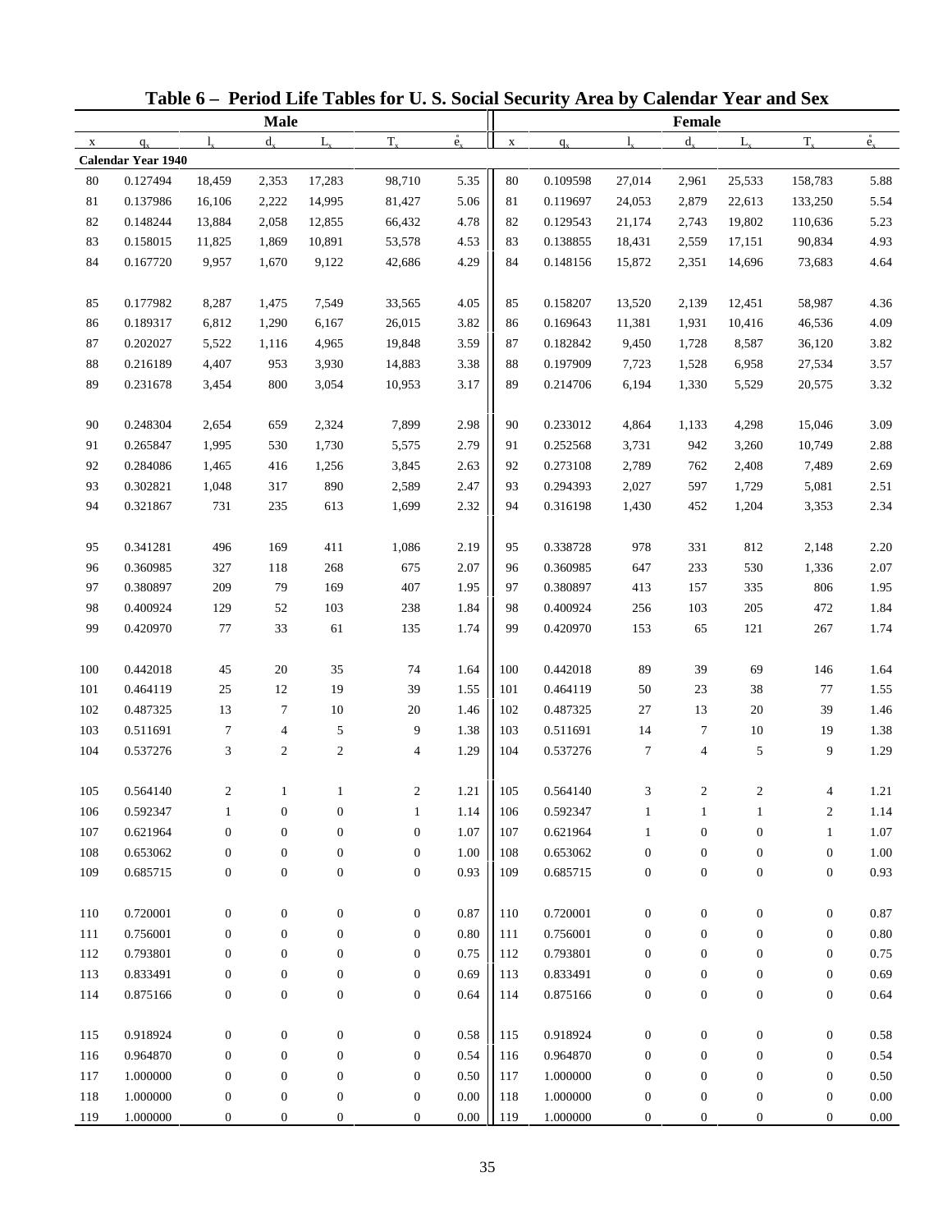# Table 6 – Period Life Tables for U. S. Social Security Area by Calendar Year and Sex

| | | | Male | | | | | | | Female | | | |
|---|---|---|---|---|---|---|---|---|---|---|---|---|---|
| x | $q_x$ | $l_x$ | $d_x$ | $L_x$ | $T_x$ | $\mathring{e}_x$ | x | $q_x$ | $l_x$ | $d_x$ | $L_x$ | $T_x$ | $\mathring{e}_x$ |
| **Calendar Year 1940** | | | | | | | | | | | | | |
| 80 | 0.127494 | 18,459 | 2,353 | 17,283 | 98,710 | 5.35 | 80 | 0.109598 | 27,014 | 2,961 | 25,533 | 158,783 | 5.88 |
| 81 | 0.137986 | 16,106 | 2,222 | 14,995 | 81,427 | 5.06 | 81 | 0.119697 | 24,053 | 2,879 | 22,613 | 133,250 | 5.54 |
| 82 | 0.148244 | 13,884 | 2,058 | 12,855 | 66,432 | 4.78 | 82 | 0.129543 | 21,174 | 2,743 | 19,802 | 110,636 | 5.23 |
| 83 | 0.158015 | 11,825 | 1,869 | 10,891 | 53,578 | 4.53 | 83 | 0.138855 | 18,431 | 2,559 | 17,151 | 90,834 | 4.93 |
| 84 | 0.167720 | 9,957 | 1,670 | 9,122 | 42,686 | 4.29 | 84 | 0.148156 | 15,872 | 2,351 | 14,696 | 73,683 | 4.64 |
| 85 | 0.177982 | 8,287 | 1,475 | 7,549 | 33,565 | 4.05 | 85 | 0.158207 | 13,520 | 2,139 | 12,451 | 58,987 | 4.36 |
| 86 | 0.189317 | 6,812 | 1,290 | 6,167 | 26,015 | 3.82 | 86 | 0.169643 | 11,381 | 1,931 | 10,416 | 46,536 | 4.09 |
| 87 | 0.202027 | 5,522 | 1,116 | 4,965 | 19,848 | 3.59 | 87 | 0.182842 | 9,450 | 1,728 | 8,587 | 36,120 | 3.82 |
| 88 | 0.216189 | 4,407 | 953 | 3,930 | 14,883 | 3.38 | 88 | 0.197909 | 7,723 | 1,528 | 6,958 | 27,534 | 3.57 |
| 89 | 0.231678 | 3,454 | 800 | 3,054 | 10,953 | 3.17 | 89 | 0.214706 | 6,194 | 1,330 | 5,529 | 20,575 | 3.32 |
| 90 | 0.248304 | 2,654 | 659 | 2,324 | 7,899 | 2.98 | 90 | 0.233012 | 4,864 | 1,133 | 4,298 | 15,046 | 3.09 |
| 91 | 0.265847 | 1,995 | 530 | 1,730 | 5,575 | 2.79 | 91 | 0.252568 | 3,731 | 942 | 3,260 | 10,749 | 2.88 |
| 92 | 0.284086 | 1,465 | 416 | 1,256 | 3,845 | 2.63 | 92 | 0.273108 | 2,789 | 762 | 2,408 | 7,489 | 2.69 |
| 93 | 0.302821 | 1,048 | 317 | 890 | 2,589 | 2.47 | 93 | 0.294393 | 2,027 | 597 | 1,729 | 5,081 | 2.51 |
| 94 | 0.321867 | 731 | 235 | 613 | 1,699 | 2.32 | 94 | 0.316198 | 1,430 | 452 | 1,204 | 3,353 | 2.34 |
| 95 | 0.341281 | 496 | 169 | 411 | 1,086 | 2.19 | 95 | 0.338728 | 978 | 331 | 812 | 2,148 | 2.20 |
| 96 | 0.360985 | 327 | 118 | 268 | 675 | 2.07 | 96 | 0.360985 | 647 | 233 | 530 | 1,336 | 2.07 |
| 97 | 0.380897 | 209 | 79 | 169 | 407 | 1.95 | 97 | 0.380897 | 413 | 157 | 335 | 806 | 1.95 |
| 98 | 0.400924 | 129 | 52 | 103 | 238 | 1.84 | 98 | 0.400924 | 256 | 103 | 205 | 472 | 1.84 |
| 99 | 0.420970 | 77 | 33 | 61 | 135 | 1.74 | 99 | 0.420970 | 153 | 65 | 121 | 267 | 1.74 |
| 100 | 0.442018 | 45 | 20 | 35 | 74 | 1.64 | 100 | 0.442018 | 89 | 39 | 69 | 146 | 1.64 |
| 101 | 0.464119 | 25 | 12 | 19 | 39 | 1.55 | 101 | 0.464119 | 50 | 23 | 38 | 77 | 1.55 |
| 102 | 0.487325 | 13 | 7 | 10 | 20 | 1.46 | 102 | 0.487325 | 27 | 13 | 20 | 39 | 1.46 |
| 103 | 0.511691 | 7 | 4 | 5 | 9 | 1.38 | 103 | 0.511691 | 14 | 7 | 10 | 19 | 1.38 |
| 104 | 0.537276 | 3 | 2 | 2 | 4 | 1.29 | 104 | 0.537276 | 7 | 4 | 5 | 9 | 1.29 |
| 105 | 0.564140 | 2 | 1 | 1 | 2 | 1.21 | 105 | 0.564140 | 3 | 2 | 2 | 4 | 1.21 |
| 106 | 0.592347 | 1 | 0 | 0 | 1 | 1.14 | 106 | 0.592347 | 1 | 1 | 1 | 2 | 1.14 |
| 107 | 0.621964 | 0 | 0 | 0 | 0 | 1.07 | 107 | 0.621964 | 1 | 0 | 0 | 1 | 1.07 |
| 108 | 0.653062 | 0 | 0 | 0 | 0 | 1.00 | 108 | 0.653062 | 0 | 0 | 0 | 0 | 1.00 |
| 109 | 0.685715 | 0 | 0 | 0 | 0 | 0.93 | 109 | 0.685715 | 0 | 0 | 0 | 0 | 0.93 |
| 110 | 0.720001 | 0 | 0 | 0 | 0 | 0.87 | 110 | 0.720001 | 0 | 0 | 0 | 0 | 0.87 |
| 111 | 0.756001 | 0 | 0 | 0 | 0 | 0.80 | 111 | 0.756001 | 0 | 0 | 0 | 0 | 0.80 |
| 112 | 0.793801 | 0 | 0 | 0 | 0 | 0.75 | 112 | 0.793801 | 0 | 0 | 0 | 0 | 0.75 |
| 113 | 0.833491 | 0 | 0 | 0 | 0 | 0.69 | 113 | 0.833491 | 0 | 0 | 0 | 0 | 0.69 |
| 114 | 0.875166 | 0 | 0 | 0 | 0 | 0.64 | 114 | 0.875166 | 0 | 0 | 0 | 0 | 0.64 |
| 115 | 0.918924 | 0 | 0 | 0 | 0 | 0.58 | 115 | 0.918924 | 0 | 0 | 0 | 0 | 0.58 |
| 116 | 0.964870 | 0 | 0 | 0 | 0 | 0.54 | 116 | 0.964870 | 0 | 0 | 0 | 0 | 0.54 |
| 117 | 1.000000 | 0 | 0 | 0 | 0 | 0.50 | 117 | 1.000000 | 0 | 0 | 0 | 0 | 0.50 |
| 118 | 1.000000 | 0 | 0 | 0 | 0 | 0.00 | 118 | 1.000000 | 0 | 0 | 0 | 0 | 0.00 |
| 119 | 1.000000 | 0 | 0 | 0 | 0 | 0.00 | 119 | 1.000000 | 0 | 0 | 0 | 0 | 0.00 |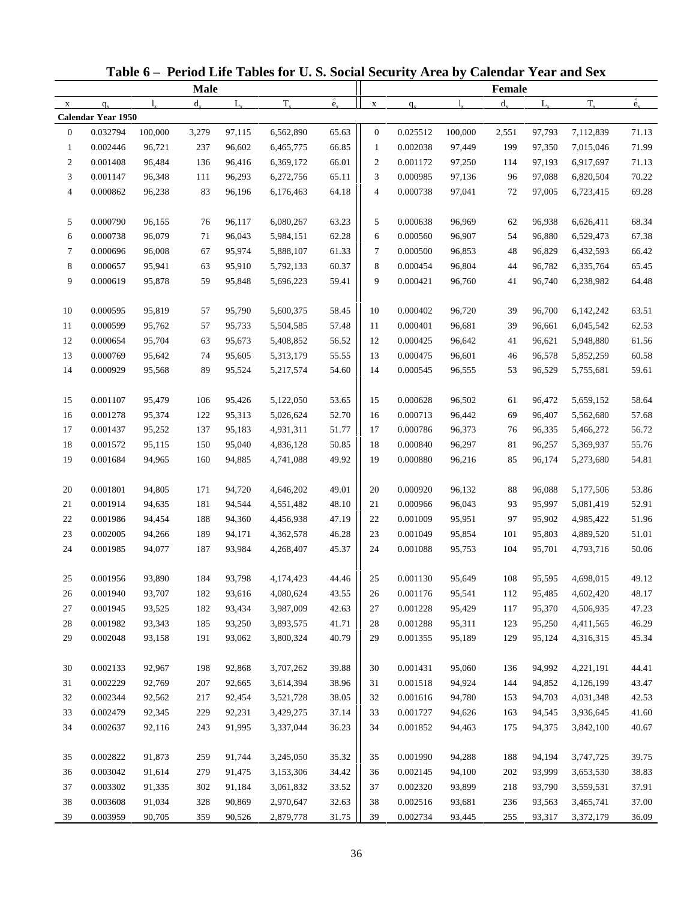## Table 6 – Period Life Tables for U. S. Social Security Area by Calendar Year and Sex

| Male | | | | | | | Female | | | | | | |
|---|---|---|---|---|---|---|---|---|---|---|---|---|---|
| x | $q_x$ | $l_x$ | $d_x$ | $L_x$ | $T_x$ | $\mathring{e}_x$ | x | $q_x$ | $l_x$ | $d_x$ | $L_x$ | $T_x$ | $\mathring{e}_x$ |
| **Calendar Year 1950** | | | | | | | | | | | | | |
| 0 | 0.032794 | 100,000 | 3,279 | 97,115 | 6,562,890 | 65.63 | 0 | 0.025512 | 100,000 | 2,551 | 97,793 | 7,112,839 | 71.13 |
| 1 | 0.002446 | 96,721 | 237 | 96,602 | 6,465,775 | 66.85 | 1 | 0.002038 | 97,449 | 199 | 97,350 | 7,015,046 | 71.99 |
| 2 | 0.001408 | 96,484 | 136 | 96,416 | 6,369,172 | 66.01 | 2 | 0.001172 | 97,250 | 114 | 97,193 | 6,917,697 | 71.13 |
| 3 | 0.001147 | 96,348 | 111 | 96,293 | 6,272,756 | 65.11 | 3 | 0.000985 | 97,136 | 96 | 97,088 | 6,820,504 | 70.22 |
| 4 | 0.000862 | 96,238 | 83 | 96,196 | 6,176,463 | 64.18 | 4 | 0.000738 | 97,041 | 72 | 97,005 | 6,723,415 | 69.28 |
| 5 | 0.000790 | 96,155 | 76 | 96,117 | 6,080,267 | 63.23 | 5 | 0.000638 | 96,969 | 62 | 96,938 | 6,626,411 | 68.34 |
| 6 | 0.000738 | 96,079 | 71 | 96,043 | 5,984,151 | 62.28 | 6 | 0.000560 | 96,907 | 54 | 96,880 | 6,529,473 | 67.38 |
| 7 | 0.000696 | 96,008 | 67 | 95,974 | 5,888,107 | 61.33 | 7 | 0.000500 | 96,853 | 48 | 96,829 | 6,432,593 | 66.42 |
| 8 | 0.000657 | 95,941 | 63 | 95,910 | 5,792,133 | 60.37 | 8 | 0.000454 | 96,804 | 44 | 96,782 | 6,335,764 | 65.45 |
| 9 | 0.000619 | 95,878 | 59 | 95,848 | 5,696,223 | 59.41 | 9 | 0.000421 | 96,760 | 41 | 96,740 | 6,238,982 | 64.48 |
| 10 | 0.000595 | 95,819 | 57 | 95,790 | 5,600,375 | 58.45 | 10 | 0.000402 | 96,720 | 39 | 96,700 | 6,142,242 | 63.51 |
| 11 | 0.000599 | 95,762 | 57 | 95,733 | 5,504,585 | 57.48 | 11 | 0.000401 | 96,681 | 39 | 96,661 | 6,045,542 | 62.53 |
| 12 | 0.000654 | 95,704 | 63 | 95,673 | 5,408,852 | 56.52 | 12 | 0.000425 | 96,642 | 41 | 96,621 | 5,948,880 | 61.56 |
| 13 | 0.000769 | 95,642 | 74 | 95,605 | 5,313,179 | 55.55 | 13 | 0.000475 | 96,601 | 46 | 96,578 | 5,852,259 | 60.58 |
| 14 | 0.000929 | 95,568 | 89 | 95,524 | 5,217,574 | 54.60 | 14 | 0.000545 | 96,555 | 53 | 96,529 | 5,755,681 | 59.61 |
| 15 | 0.001107 | 95,479 | 106 | 95,426 | 5,122,050 | 53.65 | 15 | 0.000628 | 96,502 | 61 | 96,472 | 5,659,152 | 58.64 |
| 16 | 0.001278 | 95,374 | 122 | 95,313 | 5,026,624 | 52.70 | 16 | 0.000713 | 96,442 | 69 | 96,407 | 5,562,680 | 57.68 |
| 17 | 0.001437 | 95,252 | 137 | 95,183 | 4,931,311 | 51.77 | 17 | 0.000786 | 96,373 | 76 | 96,335 | 5,466,272 | 56.72 |
| 18 | 0.001572 | 95,115 | 150 | 95,040 | 4,836,128 | 50.85 | 18 | 0.000840 | 96,297 | 81 | 96,257 | 5,369,937 | 55.76 |
| 19 | 0.001684 | 94,965 | 160 | 94,885 | 4,741,088 | 49.92 | 19 | 0.000880 | 96,216 | 85 | 96,174 | 5,273,680 | 54.81 |
| 20 | 0.001801 | 94,805 | 171 | 94,720 | 4,646,202 | 49.01 | 20 | 0.000920 | 96,132 | 88 | 96,088 | 5,177,506 | 53.86 |
| 21 | 0.001914 | 94,635 | 181 | 94,544 | 4,551,482 | 48.10 | 21 | 0.000966 | 96,043 | 93 | 95,997 | 5,081,419 | 52.91 |
| 22 | 0.001986 | 94,454 | 188 | 94,360 | 4,456,938 | 47.19 | 22 | 0.001009 | 95,951 | 97 | 95,902 | 4,985,422 | 51.96 |
| 23 | 0.002005 | 94,266 | 189 | 94,171 | 4,362,578 | 46.28 | 23 | 0.001049 | 95,854 | 101 | 95,803 | 4,889,520 | 51.01 |
| 24 | 0.001985 | 94,077 | 187 | 93,984 | 4,268,407 | 45.37 | 24 | 0.001088 | 95,753 | 104 | 95,701 | 4,793,716 | 50.06 |
| 25 | 0.001956 | 93,890 | 184 | 93,798 | 4,174,423 | 44.46 | 25 | 0.001130 | 95,649 | 108 | 95,595 | 4,698,015 | 49.12 |
| 26 | 0.001940 | 93,707 | 182 | 93,616 | 4,080,624 | 43.55 | 26 | 0.001176 | 95,541 | 112 | 95,485 | 4,602,420 | 48.17 |
| 27 | 0.001945 | 93,525 | 182 | 93,434 | 3,987,009 | 42.63 | 27 | 0.001228 | 95,429 | 117 | 95,370 | 4,506,935 | 47.23 |
| 28 | 0.001982 | 93,343 | 185 | 93,250 | 3,893,575 | 41.71 | 28 | 0.001288 | 95,311 | 123 | 95,250 | 4,411,565 | 46.29 |
| 29 | 0.002048 | 93,158 | 191 | 93,062 | 3,800,324 | 40.79 | 29 | 0.001355 | 95,189 | 129 | 95,124 | 4,316,315 | 45.34 |
| 30 | 0.002133 | 92,967 | 198 | 92,868 | 3,707,262 | 39.88 | 30 | 0.001431 | 95,060 | 136 | 94,992 | 4,221,191 | 44.41 |
| 31 | 0.002229 | 92,769 | 207 | 92,665 | 3,614,394 | 38.96 | 31 | 0.001518 | 94,924 | 144 | 94,852 | 4,126,199 | 43.47 |
| 32 | 0.002344 | 92,562 | 217 | 92,454 | 3,521,728 | 38.05 | 32 | 0.001616 | 94,780 | 153 | 94,703 | 4,031,348 | 42.53 |
| 33 | 0.002479 | 92,345 | 229 | 92,231 | 3,429,275 | 37.14 | 33 | 0.001727 | 94,626 | 163 | 94,545 | 3,936,645 | 41.60 |
| 34 | 0.002637 | 92,116 | 243 | 91,995 | 3,337,044 | 36.23 | 34 | 0.001852 | 94,463 | 175 | 94,375 | 3,842,100 | 40.67 |
| 35 | 0.002822 | 91,873 | 259 | 91,744 | 3,245,050 | 35.32 | 35 | 0.001990 | 94,288 | 188 | 94,194 | 3,747,725 | 39.75 |
| 36 | 0.003042 | 91,614 | 279 | 91,475 | 3,153,306 | 34.42 | 36 | 0.002145 | 94,100 | 202 | 93,999 | 3,653,530 | 38.83 |
| 37 | 0.003302 | 91,335 | 302 | 91,184 | 3,061,832 | 33.52 | 37 | 0.002320 | 93,899 | 218 | 93,790 | 3,559,531 | 37.91 |
| 38 | 0.003608 | 91,034 | 328 | 90,869 | 2,970,647 | 32.63 | 38 | 0.002516 | 93,681 | 236 | 93,563 | 3,465,741 | 37.00 |
| 39 | 0.003959 | 90,705 | 359 | 90,526 | 2,879,778 | 31.75 | 39 | 0.002734 | 93,445 | 255 | 93,317 | 3,372,179 | 36.09 |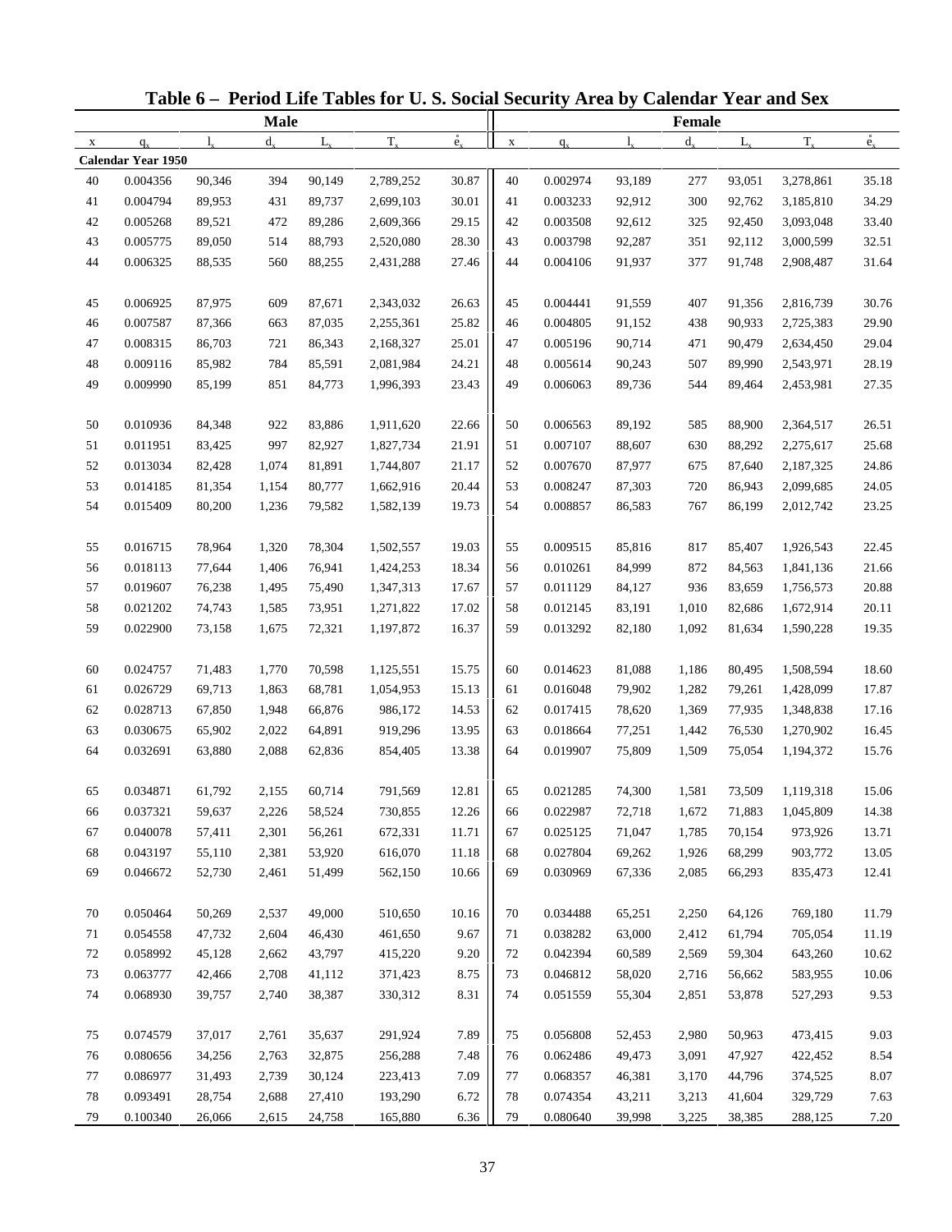# Table 6 – Period Life Tables for U. S. Social Security Area by Calendar Year and Sex

| Male | | | | | | | Female | | | | | | |
|---|---|---|---|---|---|---|---|---|---|---|---|---|---|
| x | $q_x$ | $l_x$ | $d_x$ | $L_x$ | $T_x$ | $\mathring{e}_x$ | x | $q_x$ | $l_x$ | $d_x$ | $L_x$ | $T_x$ | $\mathring{e}_x$ |
| **Calendar Year 1950** | | | | | | | | | | | | | |
| 40 | 0.004356 | 90,346 | 394 | 90,149 | 2,789,252 | 30.87 | 40 | 0.002974 | 93,189 | 277 | 93,051 | 3,278,861 | 35.18 |
| 41 | 0.004794 | 89,953 | 431 | 89,737 | 2,699,103 | 30.01 | 41 | 0.003233 | 92,912 | 300 | 92,762 | 3,185,810 | 34.29 |
| 42 | 0.005268 | 89,521 | 472 | 89,286 | 2,609,366 | 29.15 | 42 | 0.003508 | 92,612 | 325 | 92,450 | 3,093,048 | 33.40 |
| 43 | 0.005775 | 89,050 | 514 | 88,793 | 2,520,080 | 28.30 | 43 | 0.003798 | 92,287 | 351 | 92,112 | 3,000,599 | 32.51 |
| 44 | 0.006325 | 88,535 | 560 | 88,255 | 2,431,288 | 27.46 | 44 | 0.004106 | 91,937 | 377 | 91,748 | 2,908,487 | 31.64 |
| 45 | 0.006925 | 87,975 | 609 | 87,671 | 2,343,032 | 26.63 | 45 | 0.004441 | 91,559 | 407 | 91,356 | 2,816,739 | 30.76 |
| 46 | 0.007587 | 87,366 | 663 | 87,035 | 2,255,361 | 25.82 | 46 | 0.004805 | 91,152 | 438 | 90,933 | 2,725,383 | 29.90 |
| 47 | 0.008315 | 86,703 | 721 | 86,343 | 2,168,327 | 25.01 | 47 | 0.005196 | 90,714 | 471 | 90,479 | 2,634,450 | 29.04 |
| 48 | 0.009116 | 85,982 | 784 | 85,591 | 2,081,984 | 24.21 | 48 | 0.005614 | 90,243 | 507 | 89,990 | 2,543,971 | 28.19 |
| 49 | 0.009990 | 85,199 | 851 | 84,773 | 1,996,393 | 23.43 | 49 | 0.006063 | 89,736 | 544 | 89,464 | 2,453,981 | 27.35 |
| 50 | 0.010936 | 84,348 | 922 | 83,886 | 1,911,620 | 22.66 | 50 | 0.006563 | 89,192 | 585 | 88,900 | 2,364,517 | 26.51 |
| 51 | 0.011951 | 83,425 | 997 | 82,927 | 1,827,734 | 21.91 | 51 | 0.007107 | 88,607 | 630 | 88,292 | 2,275,617 | 25.68 |
| 52 | 0.013034 | 82,428 | 1,074 | 81,891 | 1,744,807 | 21.17 | 52 | 0.007670 | 87,977 | 675 | 87,640 | 2,187,325 | 24.86 |
| 53 | 0.014185 | 81,354 | 1,154 | 80,777 | 1,662,916 | 20.44 | 53 | 0.008247 | 87,303 | 720 | 86,943 | 2,099,685 | 24.05 |
| 54 | 0.015409 | 80,200 | 1,236 | 79,582 | 1,582,139 | 19.73 | 54 | 0.008857 | 86,583 | 767 | 86,199 | 2,012,742 | 23.25 |
| 55 | 0.016715 | 78,964 | 1,320 | 78,304 | 1,502,557 | 19.03 | 55 | 0.009515 | 85,816 | 817 | 85,407 | 1,926,543 | 22.45 |
| 56 | 0.018113 | 77,644 | 1,406 | 76,941 | 1,424,253 | 18.34 | 56 | 0.010261 | 84,999 | 872 | 84,563 | 1,841,136 | 21.66 |
| 57 | 0.019607 | 76,238 | 1,495 | 75,490 | 1,347,313 | 17.67 | 57 | 0.011129 | 84,127 | 936 | 83,659 | 1,756,573 | 20.88 |
| 58 | 0.021202 | 74,743 | 1,585 | 73,951 | 1,271,822 | 17.02 | 58 | 0.012145 | 83,191 | 1,010 | 82,686 | 1,672,914 | 20.11 |
| 59 | 0.022900 | 73,158 | 1,675 | 72,321 | 1,197,872 | 16.37 | 59 | 0.013292 | 82,180 | 1,092 | 81,634 | 1,590,228 | 19.35 |
| 60 | 0.024757 | 71,483 | 1,770 | 70,598 | 1,125,551 | 15.75 | 60 | 0.014623 | 81,088 | 1,186 | 80,495 | 1,508,594 | 18.60 |
| 61 | 0.026729 | 69,713 | 1,863 | 68,781 | 1,054,953 | 15.13 | 61 | 0.016048 | 79,902 | 1,282 | 79,261 | 1,428,099 | 17.87 |
| 62 | 0.028713 | 67,850 | 1,948 | 66,876 | 986,172 | 14.53 | 62 | 0.017415 | 78,620 | 1,369 | 77,935 | 1,348,838 | 17.16 |
| 63 | 0.030675 | 65,902 | 2,022 | 64,891 | 919,296 | 13.95 | 63 | 0.018664 | 77,251 | 1,442 | 76,530 | 1,270,902 | 16.45 |
| 64 | 0.032691 | 63,880 | 2,088 | 62,836 | 854,405 | 13.38 | 64 | 0.019907 | 75,809 | 1,509 | 75,054 | 1,194,372 | 15.76 |
| 65 | 0.034871 | 61,792 | 2,155 | 60,714 | 791,569 | 12.81 | 65 | 0.021285 | 74,300 | 1,581 | 73,509 | 1,119,318 | 15.06 |
| 66 | 0.037321 | 59,637 | 2,226 | 58,524 | 730,855 | 12.26 | 66 | 0.022987 | 72,718 | 1,672 | 71,883 | 1,045,809 | 14.38 |
| 67 | 0.040078 | 57,411 | 2,301 | 56,261 | 672,331 | 11.71 | 67 | 0.025125 | 71,047 | 1,785 | 70,154 | 973,926 | 13.71 |
| 68 | 0.043197 | 55,110 | 2,381 | 53,920 | 616,070 | 11.18 | 68 | 0.027804 | 69,262 | 1,926 | 68,299 | 903,772 | 13.05 |
| 69 | 0.046672 | 52,730 | 2,461 | 51,499 | 562,150 | 10.66 | 69 | 0.030969 | 67,336 | 2,085 | 66,293 | 835,473 | 12.41 |
| 70 | 0.050464 | 50,269 | 2,537 | 49,000 | 510,650 | 10.16 | 70 | 0.034488 | 65,251 | 2,250 | 64,126 | 769,180 | 11.79 |
| 71 | 0.054558 | 47,732 | 2,604 | 46,430 | 461,650 | 9.67 | 71 | 0.038282 | 63,000 | 2,412 | 61,794 | 705,054 | 11.19 |
| 72 | 0.058992 | 45,128 | 2,662 | 43,797 | 415,220 | 9.20 | 72 | 0.042394 | 60,589 | 2,569 | 59,304 | 643,260 | 10.62 |
| 73 | 0.063777 | 42,466 | 2,708 | 41,112 | 371,423 | 8.75 | 73 | 0.046812 | 58,020 | 2,716 | 56,662 | 583,955 | 10.06 |
| 74 | 0.068930 | 39,757 | 2,740 | 38,387 | 330,312 | 8.31 | 74 | 0.051559 | 55,304 | 2,851 | 53,878 | 527,293 | 9.53 |
| 75 | 0.074579 | 37,017 | 2,761 | 35,637 | 291,924 | 7.89 | 75 | 0.056808 | 52,453 | 2,980 | 50,963 | 473,415 | 9.03 |
| 76 | 0.080656 | 34,256 | 2,763 | 32,875 | 256,288 | 7.48 | 76 | 0.062486 | 49,473 | 3,091 | 47,927 | 422,452 | 8.54 |
| 77 | 0.086977 | 31,493 | 2,739 | 30,124 | 223,413 | 7.09 | 77 | 0.068357 | 46,381 | 3,170 | 44,796 | 374,525 | 8.07 |
| 78 | 0.093491 | 28,754 | 2,688 | 27,410 | 193,290 | 6.72 | 78 | 0.074354 | 43,211 | 3,213 | 41,604 | 329,729 | 7.63 |
| 79 | 0.100340 | 26,066 | 2,615 | 24,758 | 165,880 | 6.36 | 79 | 0.080640 | 39,998 | 3,225 | 38,385 | 288,125 | 7.20 |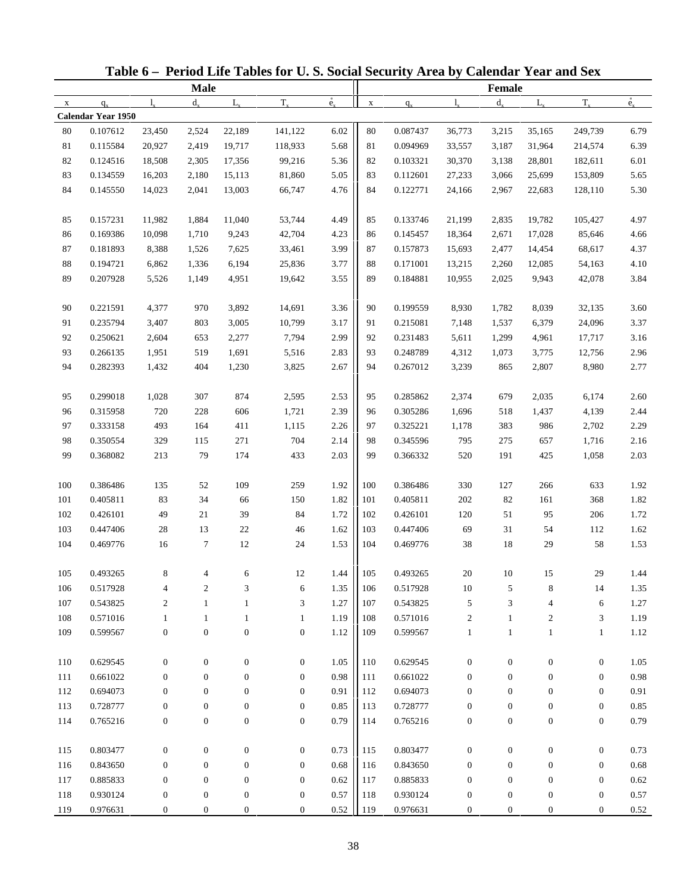# Table 6 – Period Life Tables for U. S. Social Security Area by Calendar Year and Sex

| Male | | | | | | | Female | | | | | | |
|---|---|---|---|---|---|---|---|---|---|---|---|---|---|
| x | $q_x$ | $l_x$ | $d_x$ | $L_x$ | $T_x$ | $\mathring{e}_x$ | x | $q_x$ | $l_x$ | $d_x$ | $L_x$ | $T_x$ | $\mathring{e}_x$ |
| **Calendar Year 1950** | | | | | | | | | | | | | |
| 80 | 0.107612 | 23,450 | 2,524 | 22,189 | 141,122 | 6.02 | 80 | 0.087437 | 36,773 | 3,215 | 35,165 | 249,739 | 6.79 |
| 81 | 0.115584 | 20,927 | 2,419 | 19,717 | 118,933 | 5.68 | 81 | 0.094969 | 33,557 | 3,187 | 31,964 | 214,574 | 6.39 |
| 82 | 0.124516 | 18,508 | 2,305 | 17,356 | 99,216 | 5.36 | 82 | 0.103321 | 30,370 | 3,138 | 28,801 | 182,611 | 6.01 |
| 83 | 0.134559 | 16,203 | 2,180 | 15,113 | 81,860 | 5.05 | 83 | 0.112601 | 27,233 | 3,066 | 25,699 | 153,809 | 5.65 |
| 84 | 0.145550 | 14,023 | 2,041 | 13,003 | 66,747 | 4.76 | 84 | 0.122771 | 24,166 | 2,967 | 22,683 | 128,110 | 5.30 |
| 85 | 0.157231 | 11,982 | 1,884 | 11,040 | 53,744 | 4.49 | 85 | 0.133746 | 21,199 | 2,835 | 19,782 | 105,427 | 4.97 |
| 86 | 0.169386 | 10,098 | 1,710 | 9,243 | 42,704 | 4.23 | 86 | 0.145457 | 18,364 | 2,671 | 17,028 | 85,646 | 4.66 |
| 87 | 0.181893 | 8,388 | 1,526 | 7,625 | 33,461 | 3.99 | 87 | 0.157873 | 15,693 | 2,477 | 14,454 | 68,617 | 4.37 |
| 88 | 0.194721 | 6,862 | 1,336 | 6,194 | 25,836 | 3.77 | 88 | 0.171001 | 13,215 | 2,260 | 12,085 | 54,163 | 4.10 |
| 89 | 0.207928 | 5,526 | 1,149 | 4,951 | 19,642 | 3.55 | 89 | 0.184881 | 10,955 | 2,025 | 9,943 | 42,078 | 3.84 |
| 90 | 0.221591 | 4,377 | 970 | 3,892 | 14,691 | 3.36 | 90 | 0.199559 | 8,930 | 1,782 | 8,039 | 32,135 | 3.60 |
| 91 | 0.235794 | 3,407 | 803 | 3,005 | 10,799 | 3.17 | 91 | 0.215081 | 7,148 | 1,537 | 6,379 | 24,096 | 3.37 |
| 92 | 0.250621 | 2,604 | 653 | 2,277 | 7,794 | 2.99 | 92 | 0.231483 | 5,611 | 1,299 | 4,961 | 17,717 | 3.16 |
| 93 | 0.266135 | 1,951 | 519 | 1,691 | 5,516 | 2.83 | 93 | 0.248789 | 4,312 | 1,073 | 3,775 | 12,756 | 2.96 |
| 94 | 0.282393 | 1,432 | 404 | 1,230 | 3,825 | 2.67 | 94 | 0.267012 | 3,239 | 865 | 2,807 | 8,980 | 2.77 |
| 95 | 0.299018 | 1,028 | 307 | 874 | 2,595 | 2.53 | 95 | 0.285862 | 2,374 | 679 | 2,035 | 6,174 | 2.60 |
| 96 | 0.315958 | 720 | 228 | 606 | 1,721 | 2.39 | 96 | 0.305286 | 1,696 | 518 | 1,437 | 4,139 | 2.44 |
| 97 | 0.333158 | 493 | 164 | 411 | 1,115 | 2.26 | 97 | 0.325221 | 1,178 | 383 | 986 | 2,702 | 2.29 |
| 98 | 0.350554 | 329 | 115 | 271 | 704 | 2.14 | 98 | 0.345596 | 795 | 275 | 657 | 1,716 | 2.16 |
| 99 | 0.368082 | 213 | 79 | 174 | 433 | 2.03 | 99 | 0.366332 | 520 | 191 | 425 | 1,058 | 2.03 |
| 100 | 0.386486 | 135 | 52 | 109 | 259 | 1.92 | 100 | 0.386486 | 330 | 127 | 266 | 633 | 1.92 |
| 101 | 0.405811 | 83 | 34 | 66 | 150 | 1.82 | 101 | 0.405811 | 202 | 82 | 161 | 368 | 1.82 |
| 102 | 0.426101 | 49 | 21 | 39 | 84 | 1.72 | 102 | 0.426101 | 120 | 51 | 95 | 206 | 1.72 |
| 103 | 0.447406 | 28 | 13 | 22 | 46 | 1.62 | 103 | 0.447406 | 69 | 31 | 54 | 112 | 1.62 |
| 104 | 0.469776 | 16 | 7 | 12 | 24 | 1.53 | 104 | 0.469776 | 38 | 18 | 29 | 58 | 1.53 |
| 105 | 0.493265 | 8 | 4 | 6 | 12 | 1.44 | 105 | 0.493265 | 20 | 10 | 15 | 29 | 1.44 |
| 106 | 0.517928 | 4 | 2 | 3 | 6 | 1.35 | 106 | 0.517928 | 10 | 5 | 8 | 14 | 1.35 |
| 107 | 0.543825 | 2 | 1 | 1 | 3 | 1.27 | 107 | 0.543825 | 5 | 3 | 4 | 6 | 1.27 |
| 108 | 0.571016 | 1 | 1 | 1 | 1 | 1.19 | 108 | 0.571016 | 2 | 1 | 2 | 3 | 1.19 |
| 109 | 0.599567 | 0 | 0 | 0 | 0 | 1.12 | 109 | 0.599567 | 1 | 1 | 1 | 1 | 1.12 |
| 110 | 0.629545 | 0 | 0 | 0 | 0 | 1.05 | 110 | 0.629545 | 0 | 0 | 0 | 0 | 1.05 |
| 111 | 0.661022 | 0 | 0 | 0 | 0 | 0.98 | 111 | 0.661022 | 0 | 0 | 0 | 0 | 0.98 |
| 112 | 0.694073 | 0 | 0 | 0 | 0 | 0.91 | 112 | 0.694073 | 0 | 0 | 0 | 0 | 0.91 |
| 113 | 0.728777 | 0 | 0 | 0 | 0 | 0.85 | 113 | 0.728777 | 0 | 0 | 0 | 0 | 0.85 |
| 114 | 0.765216 | 0 | 0 | 0 | 0 | 0.79 | 114 | 0.765216 | 0 | 0 | 0 | 0 | 0.79 |
| 115 | 0.803477 | 0 | 0 | 0 | 0 | 0.73 | 115 | 0.803477 | 0 | 0 | 0 | 0 | 0.73 |
| 116 | 0.843650 | 0 | 0 | 0 | 0 | 0.68 | 116 | 0.843650 | 0 | 0 | 0 | 0 | 0.68 |
| 117 | 0.885833 | 0 | 0 | 0 | 0 | 0.62 | 117 | 0.885833 | 0 | 0 | 0 | 0 | 0.62 |
| 118 | 0.930124 | 0 | 0 | 0 | 0 | 0.57 | 118 | 0.930124 | 0 | 0 | 0 | 0 | 0.57 |
| 119 | 0.976631 | 0 | 0 | 0 | 0 | 0.52 | 119 | 0.976631 | 0 | 0 | 0 | 0 | 0.52 |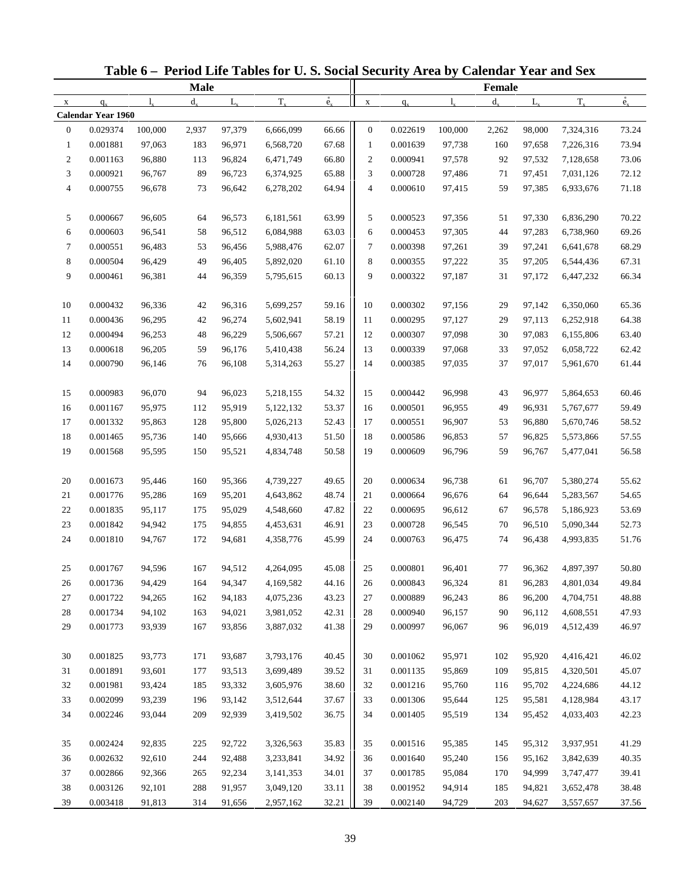# Table 6 – Period Life Tables for U. S. Social Security Area by Calendar Year and Sex

| Male | | | | | | | Female | | | | | | |
|---|---|---|---|---|---|---|---|---|---|---|---|---|---|
| x | $q_x$ | $l_x$ | $d_x$ | $L_x$ | $T_x$ | $\mathring{e}_x$ | x | $q_x$ | $l_x$ | $d_x$ | $L_x$ | $T_x$ | $\mathring{e}_x$ |
| **Calendar Year 1960** | | | | | | | | | | | | | |
| 0 | 0.029374 | 100,000 | 2,937 | 97,379 | 6,666,099 | 66.66 | 0 | 0.022619 | 100,000 | 2,262 | 98,000 | 7,324,316 | 73.24 |
| 1 | 0.001881 | 97,063 | 183 | 96,971 | 6,568,720 | 67.68 | 1 | 0.001639 | 97,738 | 160 | 97,658 | 7,226,316 | 73.94 |
| 2 | 0.001163 | 96,880 | 113 | 96,824 | 6,471,749 | 66.80 | 2 | 0.000941 | 97,578 | 92 | 97,532 | 7,128,658 | 73.06 |
| 3 | 0.000921 | 96,767 | 89 | 96,723 | 6,374,925 | 65.88 | 3 | 0.000728 | 97,486 | 71 | 97,451 | 7,031,126 | 72.12 |
| 4 | 0.000755 | 96,678 | 73 | 96,642 | 6,278,202 | 64.94 | 4 | 0.000610 | 97,415 | 59 | 97,385 | 6,933,676 | 71.18 |
| 5 | 0.000667 | 96,605 | 64 | 96,573 | 6,181,561 | 63.99 | 5 | 0.000523 | 97,356 | 51 | 97,330 | 6,836,290 | 70.22 |
| 6 | 0.000603 | 96,541 | 58 | 96,512 | 6,084,988 | 63.03 | 6 | 0.000453 | 97,305 | 44 | 97,283 | 6,738,960 | 69.26 |
| 7 | 0.000551 | 96,483 | 53 | 96,456 | 5,988,476 | 62.07 | 7 | 0.000398 | 97,261 | 39 | 97,241 | 6,641,678 | 68.29 |
| 8 | 0.000504 | 96,429 | 49 | 96,405 | 5,892,020 | 61.10 | 8 | 0.000355 | 97,222 | 35 | 97,205 | 6,544,436 | 67.31 |
| 9 | 0.000461 | 96,381 | 44 | 96,359 | 5,795,615 | 60.13 | 9 | 0.000322 | 97,187 | 31 | 97,172 | 6,447,232 | 66.34 |
| 10 | 0.000432 | 96,336 | 42 | 96,316 | 5,699,257 | 59.16 | 10 | 0.000302 | 97,156 | 29 | 97,142 | 6,350,060 | 65.36 |
| 11 | 0.000436 | 96,295 | 42 | 96,274 | 5,602,941 | 58.19 | 11 | 0.000295 | 97,127 | 29 | 97,113 | 6,252,918 | 64.38 |
| 12 | 0.000494 | 96,253 | 48 | 96,229 | 5,506,667 | 57.21 | 12 | 0.000307 | 97,098 | 30 | 97,083 | 6,155,806 | 63.40 |
| 13 | 0.000618 | 96,205 | 59 | 96,176 | 5,410,438 | 56.24 | 13 | 0.000339 | 97,068 | 33 | 97,052 | 6,058,722 | 62.42 |
| 14 | 0.000790 | 96,146 | 76 | 96,108 | 5,314,263 | 55.27 | 14 | 0.000385 | 97,035 | 37 | 97,017 | 5,961,670 | 61.44 |
| 15 | 0.000983 | 96,070 | 94 | 96,023 | 5,218,155 | 54.32 | 15 | 0.000442 | 96,998 | 43 | 96,977 | 5,864,653 | 60.46 |
| 16 | 0.001167 | 95,975 | 112 | 95,919 | 5,122,132 | 53.37 | 16 | 0.000501 | 96,955 | 49 | 96,931 | 5,767,677 | 59.49 |
| 17 | 0.001332 | 95,863 | 128 | 95,800 | 5,026,213 | 52.43 | 17 | 0.000551 | 96,907 | 53 | 96,880 | 5,670,746 | 58.52 |
| 18 | 0.001465 | 95,736 | 140 | 95,666 | 4,930,413 | 51.50 | 18 | 0.000586 | 96,853 | 57 | 96,825 | 5,573,866 | 57.55 |
| 19 | 0.001568 | 95,595 | 150 | 95,521 | 4,834,748 | 50.58 | 19 | 0.000609 | 96,796 | 59 | 96,767 | 5,477,041 | 56.58 |
| 20 | 0.001673 | 95,446 | 160 | 95,366 | 4,739,227 | 49.65 | 20 | 0.000634 | 96,738 | 61 | 96,707 | 5,380,274 | 55.62 |
| 21 | 0.001776 | 95,286 | 169 | 95,201 | 4,643,862 | 48.74 | 21 | 0.000664 | 96,676 | 64 | 96,644 | 5,283,567 | 54.65 |
| 22 | 0.001835 | 95,117 | 175 | 95,029 | 4,548,660 | 47.82 | 22 | 0.000695 | 96,612 | 67 | 96,578 | 5,186,923 | 53.69 |
| 23 | 0.001842 | 94,942 | 175 | 94,855 | 4,453,631 | 46.91 | 23 | 0.000728 | 96,545 | 70 | 96,510 | 5,090,344 | 52.73 |
| 24 | 0.001810 | 94,767 | 172 | 94,681 | 4,358,776 | 45.99 | 24 | 0.000763 | 96,475 | 74 | 96,438 | 4,993,835 | 51.76 |
| 25 | 0.001767 | 94,596 | 167 | 94,512 | 4,264,095 | 45.08 | 25 | 0.000801 | 96,401 | 77 | 96,362 | 4,897,397 | 50.80 |
| 26 | 0.001736 | 94,429 | 164 | 94,347 | 4,169,582 | 44.16 | 26 | 0.000843 | 96,324 | 81 | 96,283 | 4,801,034 | 49.84 |
| 27 | 0.001722 | 94,265 | 162 | 94,183 | 4,075,236 | 43.23 | 27 | 0.000889 | 96,243 | 86 | 96,200 | 4,704,751 | 48.88 |
| 28 | 0.001734 | 94,102 | 163 | 94,021 | 3,981,052 | 42.31 | 28 | 0.000940 | 96,157 | 90 | 96,112 | 4,608,551 | 47.93 |
| 29 | 0.001773 | 93,939 | 167 | 93,856 | 3,887,032 | 41.38 | 29 | 0.000997 | 96,067 | 96 | 96,019 | 4,512,439 | 46.97 |
| 30 | 0.001825 | 93,773 | 171 | 93,687 | 3,793,176 | 40.45 | 30 | 0.001062 | 95,971 | 102 | 95,920 | 4,416,421 | 46.02 |
| 31 | 0.001891 | 93,601 | 177 | 93,513 | 3,699,489 | 39.52 | 31 | 0.001135 | 95,869 | 109 | 95,815 | 4,320,501 | 45.07 |
| 32 | 0.001981 | 93,424 | 185 | 93,332 | 3,605,976 | 38.60 | 32 | 0.001216 | 95,760 | 116 | 95,702 | 4,224,686 | 44.12 |
| 33 | 0.002099 | 93,239 | 196 | 93,142 | 3,512,644 | 37.67 | 33 | 0.001306 | 95,644 | 125 | 95,581 | 4,128,984 | 43.17 |
| 34 | 0.002246 | 93,044 | 209 | 92,939 | 3,419,502 | 36.75 | 34 | 0.001405 | 95,519 | 134 | 95,452 | 4,033,403 | 42.23 |
| 35 | 0.002424 | 92,835 | 225 | 92,722 | 3,326,563 | 35.83 | 35 | 0.001516 | 95,385 | 145 | 95,312 | 3,937,951 | 41.29 |
| 36 | 0.002632 | 92,610 | 244 | 92,488 | 3,233,841 | 34.92 | 36 | 0.001640 | 95,240 | 156 | 95,162 | 3,842,639 | 40.35 |
| 37 | 0.002866 | 92,366 | 265 | 92,234 | 3,141,353 | 34.01 | 37 | 0.001785 | 95,084 | 170 | 94,999 | 3,747,477 | 39.41 |
| 38 | 0.003126 | 92,101 | 288 | 91,957 | 3,049,120 | 33.11 | 38 | 0.001952 | 94,914 | 185 | 94,821 | 3,652,478 | 38.48 |
| 39 | 0.003418 | 91,813 | 314 | 91,656 | 2,957,162 | 32.21 | 39 | 0.002140 | 94,729 | 203 | 94,627 | 3,557,657 | 37.56 |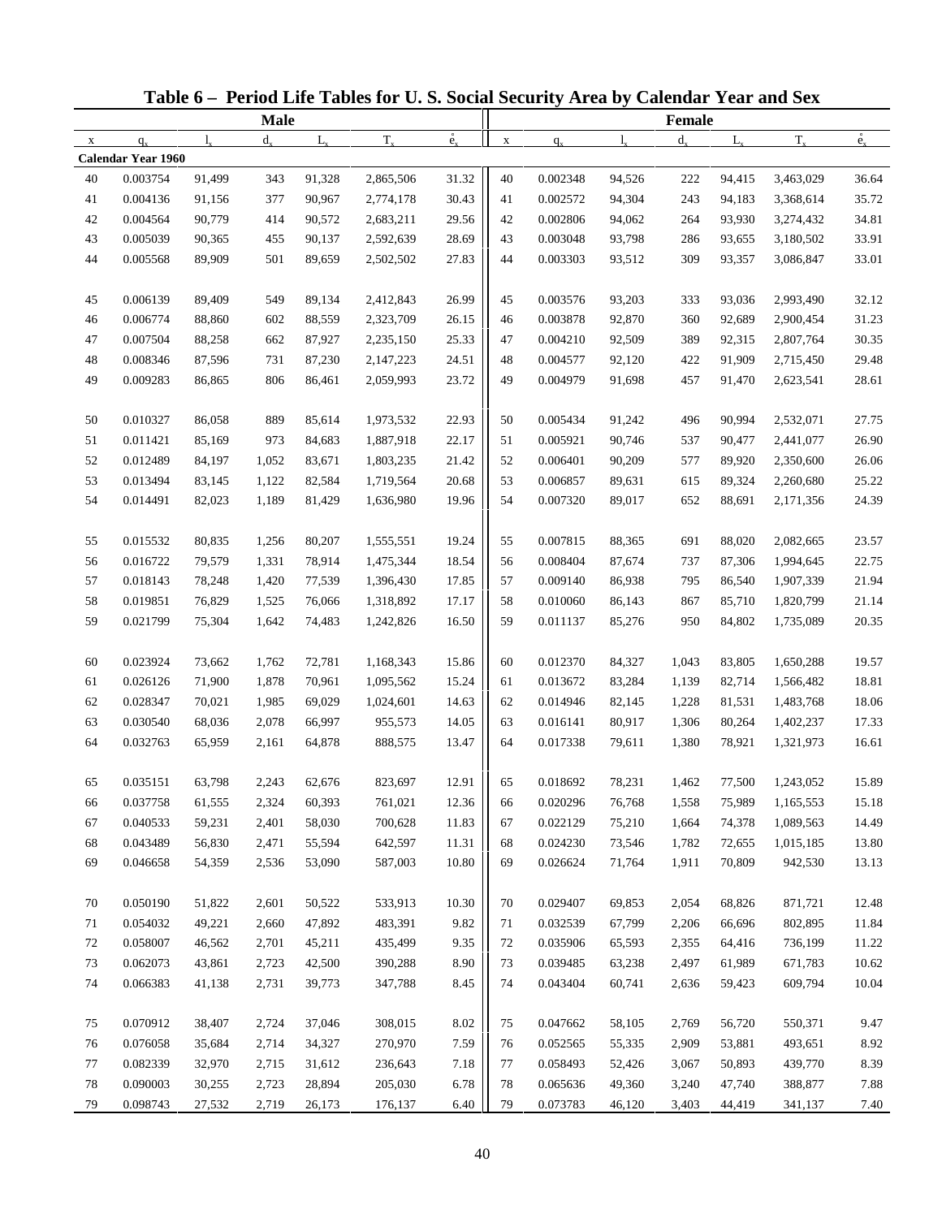# Table 6 – Period Life Tables for U. S. Social Security Area by Calendar Year and Sex

| Male | | | | | | | Female | | | | | | |
|---|---|---|---|---|---|---|---|---|---|---|---|---|---|
| x | $q_x$ | $l_x$ | $d_x$ | $L_x$ | $T_x$ | $\mathring{e}_x$ | x | $q_x$ | $l_x$ | $d_x$ | $L_x$ | $T_x$ | $\mathring{e}_x$ |
| **Calendar Year 1960** | | | | | | | | | | | | | |
| 40 | 0.003754 | 91,499 | 343 | 91,328 | 2,865,506 | 31.32 | 40 | 0.002348 | 94,526 | 222 | 94,415 | 3,463,029 | 36.64 |
| 41 | 0.004136 | 91,156 | 377 | 90,967 | 2,774,178 | 30.43 | 41 | 0.002572 | 94,304 | 243 | 94,183 | 3,368,614 | 35.72 |
| 42 | 0.004564 | 90,779 | 414 | 90,572 | 2,683,211 | 29.56 | 42 | 0.002806 | 94,062 | 264 | 93,930 | 3,274,432 | 34.81 |
| 43 | 0.005039 | 90,365 | 455 | 90,137 | 2,592,639 | 28.69 | 43 | 0.003048 | 93,798 | 286 | 93,655 | 3,180,502 | 33.91 |
| 44 | 0.005568 | 89,909 | 501 | 89,659 | 2,502,502 | 27.83 | 44 | 0.003303 | 93,512 | 309 | 93,357 | 3,086,847 | 33.01 |
| 45 | 0.006139 | 89,409 | 549 | 89,134 | 2,412,843 | 26.99 | 45 | 0.003576 | 93,203 | 333 | 93,036 | 2,993,490 | 32.12 |
| 46 | 0.006774 | 88,860 | 602 | 88,559 | 2,323,709 | 26.15 | 46 | 0.003878 | 92,870 | 360 | 92,689 | 2,900,454 | 31.23 |
| 47 | 0.007504 | 88,258 | 662 | 87,927 | 2,235,150 | 25.33 | 47 | 0.004210 | 92,509 | 389 | 92,315 | 2,807,764 | 30.35 |
| 48 | 0.008346 | 87,596 | 731 | 87,230 | 2,147,223 | 24.51 | 48 | 0.004577 | 92,120 | 422 | 91,909 | 2,715,450 | 29.48 |
| 49 | 0.009283 | 86,865 | 806 | 86,461 | 2,059,993 | 23.72 | 49 | 0.004979 | 91,698 | 457 | 91,470 | 2,623,541 | 28.61 |
| 50 | 0.010327 | 86,058 | 889 | 85,614 | 1,973,532 | 22.93 | 50 | 0.005434 | 91,242 | 496 | 90,994 | 2,532,071 | 27.75 |
| 51 | 0.011421 | 85,169 | 973 | 84,683 | 1,887,918 | 22.17 | 51 | 0.005921 | 90,746 | 537 | 90,477 | 2,441,077 | 26.90 |
| 52 | 0.012489 | 84,197 | 1,052 | 83,671 | 1,803,235 | 21.42 | 52 | 0.006401 | 90,209 | 577 | 89,920 | 2,350,600 | 26.06 |
| 53 | 0.013494 | 83,145 | 1,122 | 82,584 | 1,719,564 | 20.68 | 53 | 0.006857 | 89,631 | 615 | 89,324 | 2,260,680 | 25.22 |
| 54 | 0.014491 | 82,023 | 1,189 | 81,429 | 1,636,980 | 19.96 | 54 | 0.007320 | 89,017 | 652 | 88,691 | 2,171,356 | 24.39 |
| 55 | 0.015532 | 80,835 | 1,256 | 80,207 | 1,555,551 | 19.24 | 55 | 0.007815 | 88,365 | 691 | 88,020 | 2,082,665 | 23.57 |
| 56 | 0.016722 | 79,579 | 1,331 | 78,914 | 1,475,344 | 18.54 | 56 | 0.008404 | 87,674 | 737 | 87,306 | 1,994,645 | 22.75 |
| 57 | 0.018143 | 78,248 | 1,420 | 77,539 | 1,396,430 | 17.85 | 57 | 0.009140 | 86,938 | 795 | 86,540 | 1,907,339 | 21.94 |
| 58 | 0.019851 | 76,829 | 1,525 | 76,066 | 1,318,892 | 17.17 | 58 | 0.010060 | 86,143 | 867 | 85,710 | 1,820,799 | 21.14 |
| 59 | 0.021799 | 75,304 | 1,642 | 74,483 | 1,242,826 | 16.50 | 59 | 0.011137 | 85,276 | 950 | 84,802 | 1,735,089 | 20.35 |
| 60 | 0.023924 | 73,662 | 1,762 | 72,781 | 1,168,343 | 15.86 | 60 | 0.012370 | 84,327 | 1,043 | 83,805 | 1,650,288 | 19.57 |
| 61 | 0.026126 | 71,900 | 1,878 | 70,961 | 1,095,562 | 15.24 | 61 | 0.013672 | 83,284 | 1,139 | 82,714 | 1,566,482 | 18.81 |
| 62 | 0.028347 | 70,021 | 1,985 | 69,029 | 1,024,601 | 14.63 | 62 | 0.014946 | 82,145 | 1,228 | 81,531 | 1,483,768 | 18.06 |
| 63 | 0.030540 | 68,036 | 2,078 | 66,997 | 955,573 | 14.05 | 63 | 0.016141 | 80,917 | 1,306 | 80,264 | 1,402,237 | 17.33 |
| 64 | 0.032763 | 65,959 | 2,161 | 64,878 | 888,575 | 13.47 | 64 | 0.017338 | 79,611 | 1,380 | 78,921 | 1,321,973 | 16.61 |
| 65 | 0.035151 | 63,798 | 2,243 | 62,676 | 823,697 | 12.91 | 65 | 0.018692 | 78,231 | 1,462 | 77,500 | 1,243,052 | 15.89 |
| 66 | 0.037758 | 61,555 | 2,324 | 60,393 | 761,021 | 12.36 | 66 | 0.020296 | 76,768 | 1,558 | 75,989 | 1,165,553 | 15.18 |
| 67 | 0.040533 | 59,231 | 2,401 | 58,030 | 700,628 | 11.83 | 67 | 0.022129 | 75,210 | 1,664 | 74,378 | 1,089,563 | 14.49 |
| 68 | 0.043489 | 56,830 | 2,471 | 55,594 | 642,597 | 11.31 | 68 | 0.024230 | 73,546 | 1,782 | 72,655 | 1,015,185 | 13.80 |
| 69 | 0.046658 | 54,359 | 2,536 | 53,090 | 587,003 | 10.80 | 69 | 0.026624 | 71,764 | 1,911 | 70,809 | 942,530 | 13.13 |
| 70 | 0.050190 | 51,822 | 2,601 | 50,522 | 533,913 | 10.30 | 70 | 0.029407 | 69,853 | 2,054 | 68,826 | 871,721 | 12.48 |
| 71 | 0.054032 | 49,221 | 2,660 | 47,892 | 483,391 | 9.82 | 71 | 0.032539 | 67,799 | 2,206 | 66,696 | 802,895 | 11.84 |
| 72 | 0.058007 | 46,562 | 2,701 | 45,211 | 435,499 | 9.35 | 72 | 0.035906 | 65,593 | 2,355 | 64,416 | 736,199 | 11.22 |
| 73 | 0.062073 | 43,861 | 2,723 | 42,500 | 390,288 | 8.90 | 73 | 0.039485 | 63,238 | 2,497 | 61,989 | 671,783 | 10.62 |
| 74 | 0.066383 | 41,138 | 2,731 | 39,773 | 347,788 | 8.45 | 74 | 0.043404 | 60,741 | 2,636 | 59,423 | 609,794 | 10.04 |
| 75 | 0.070912 | 38,407 | 2,724 | 37,046 | 308,015 | 8.02 | 75 | 0.047662 | 58,105 | 2,769 | 56,720 | 550,371 | 9.47 |
| 76 | 0.076058 | 35,684 | 2,714 | 34,327 | 270,970 | 7.59 | 76 | 0.052565 | 55,335 | 2,909 | 53,881 | 493,651 | 8.92 |
| 77 | 0.082339 | 32,970 | 2,715 | 31,612 | 236,643 | 7.18 | 77 | 0.058493 | 52,426 | 3,067 | 50,893 | 439,770 | 8.39 |
| 78 | 0.090003 | 30,255 | 2,723 | 28,894 | 205,030 | 6.78 | 78 | 0.065636 | 49,360 | 3,240 | 47,740 | 388,877 | 7.88 |
| 79 | 0.098743 | 27,532 | 2,719 | 26,173 | 176,137 | 6.40 | 79 | 0.073783 | 46,120 | 3,403 | 44,419 | 341,137 | 7.40 |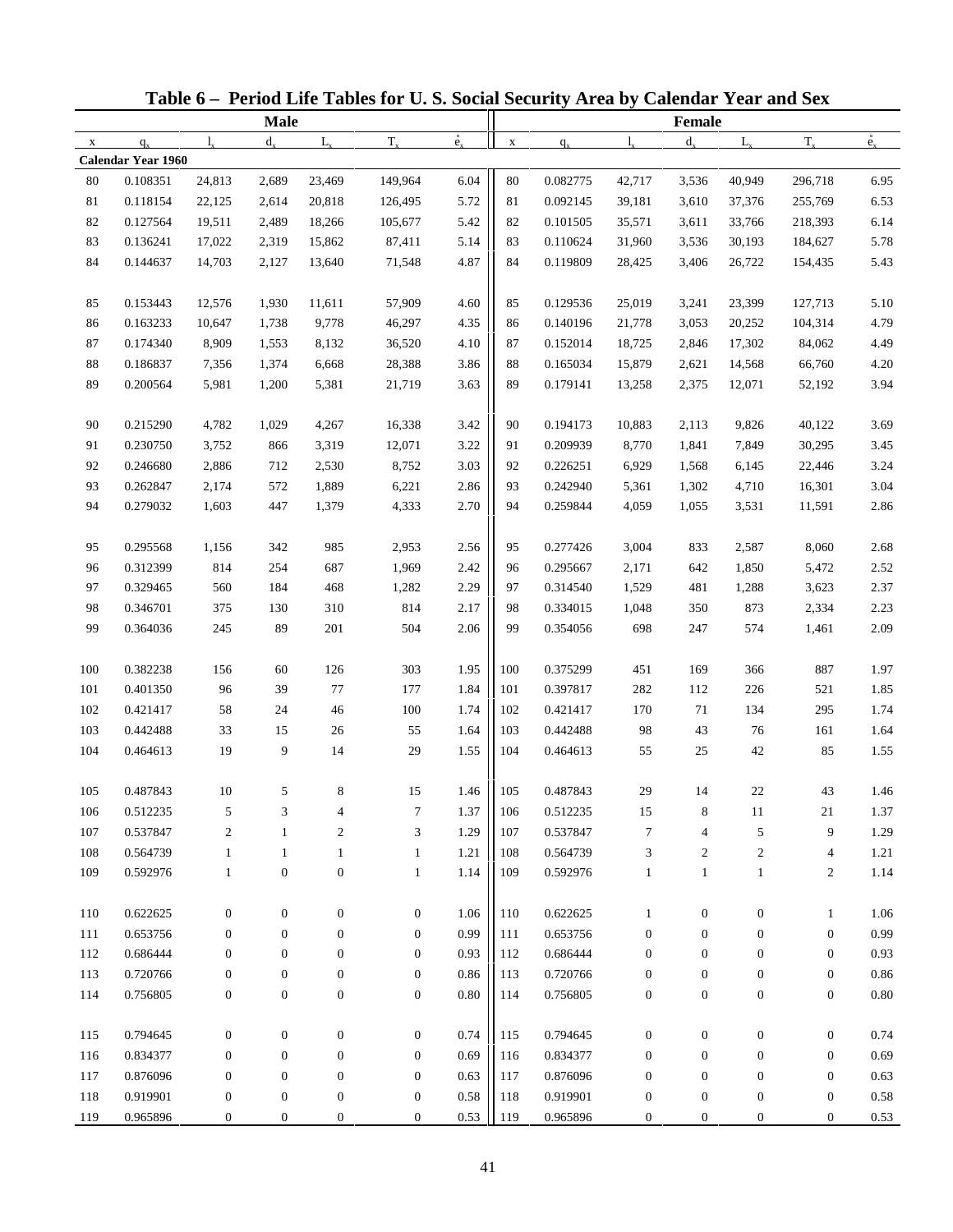# Table 6 – Period Life Tables for U. S. Social Security Area by Calendar Year and Sex

| Male | | | | | | | Female | | | | | | |
|---|---|---|---|---|---|---|---|---|---|---|---|---|---|
| x | $q_x$ | $l_x$ | $d_x$ | $L_x$ | $T_x$ | $\mathring{e}_x$ | x | $q_x$ | $l_x$ | $d_x$ | $L_x$ | $T_x$ | $\mathring{e}_x$ |
| **Calendar Year 1960** | | | | | | | | | | | | | |
| 80 | 0.108351 | 24,813 | 2,689 | 23,469 | 149,964 | 6.04 | 80 | 0.082775 | 42,717 | 3,536 | 40,949 | 296,718 | 6.95 |
| 81 | 0.118154 | 22,125 | 2,614 | 20,818 | 126,495 | 5.72 | 81 | 0.092145 | 39,181 | 3,610 | 37,376 | 255,769 | 6.53 |
| 82 | 0.127564 | 19,511 | 2,489 | 18,266 | 105,677 | 5.42 | 82 | 0.101505 | 35,571 | 3,611 | 33,766 | 218,393 | 6.14 |
| 83 | 0.136241 | 17,022 | 2,319 | 15,862 | 87,411 | 5.14 | 83 | 0.110624 | 31,960 | 3,536 | 30,193 | 184,627 | 5.78 |
| 84 | 0.144637 | 14,703 | 2,127 | 13,640 | 71,548 | 4.87 | 84 | 0.119809 | 28,425 | 3,406 | 26,722 | 154,435 | 5.43 |
| 85 | 0.153443 | 12,576 | 1,930 | 11,611 | 57,909 | 4.60 | 85 | 0.129536 | 25,019 | 3,241 | 23,399 | 127,713 | 5.10 |
| 86 | 0.163233 | 10,647 | 1,738 | 9,778 | 46,297 | 4.35 | 86 | 0.140196 | 21,778 | 3,053 | 20,252 | 104,314 | 4.79 |
| 87 | 0.174340 | 8,909 | 1,553 | 8,132 | 36,520 | 4.10 | 87 | 0.152014 | 18,725 | 2,846 | 17,302 | 84,062 | 4.49 |
| 88 | 0.186837 | 7,356 | 1,374 | 6,668 | 28,388 | 3.86 | 88 | 0.165034 | 15,879 | 2,621 | 14,568 | 66,760 | 4.20 |
| 89 | 0.200564 | 5,981 | 1,200 | 5,381 | 21,719 | 3.63 | 89 | 0.179141 | 13,258 | 2,375 | 12,071 | 52,192 | 3.94 |
| 90 | 0.215290 | 4,782 | 1,029 | 4,267 | 16,338 | 3.42 | 90 | 0.194173 | 10,883 | 2,113 | 9,826 | 40,122 | 3.69 |
| 91 | 0.230750 | 3,752 | 866 | 3,319 | 12,071 | 3.22 | 91 | 0.209939 | 8,770 | 1,841 | 7,849 | 30,295 | 3.45 |
| 92 | 0.246680 | 2,886 | 712 | 2,530 | 8,752 | 3.03 | 92 | 0.226251 | 6,929 | 1,568 | 6,145 | 22,446 | 3.24 |
| 93 | 0.262847 | 2,174 | 572 | 1,889 | 6,221 | 2.86 | 93 | 0.242940 | 5,361 | 1,302 | 4,710 | 16,301 | 3.04 |
| 94 | 0.279032 | 1,603 | 447 | 1,379 | 4,333 | 2.70 | 94 | 0.259844 | 4,059 | 1,055 | 3,531 | 11,591 | 2.86 |
| 95 | 0.295568 | 1,156 | 342 | 985 | 2,953 | 2.56 | 95 | 0.277426 | 3,004 | 833 | 2,587 | 8,060 | 2.68 |
| 96 | 0.312399 | 814 | 254 | 687 | 1,969 | 2.42 | 96 | 0.295667 | 2,171 | 642 | 1,850 | 5,472 | 2.52 |
| 97 | 0.329465 | 560 | 184 | 468 | 1,282 | 2.29 | 97 | 0.314540 | 1,529 | 481 | 1,288 | 3,623 | 2.37 |
| 98 | 0.346701 | 375 | 130 | 310 | 814 | 2.17 | 98 | 0.334015 | 1,048 | 350 | 873 | 2,334 | 2.23 |
| 99 | 0.364036 | 245 | 89 | 201 | 504 | 2.06 | 99 | 0.354056 | 698 | 247 | 574 | 1,461 | 2.09 |
| 100 | 0.382238 | 156 | 60 | 126 | 303 | 1.95 | 100 | 0.375299 | 451 | 169 | 366 | 887 | 1.97 |
| 101 | 0.401350 | 96 | 39 | 77 | 177 | 1.84 | 101 | 0.397817 | 282 | 112 | 226 | 521 | 1.85 |
| 102 | 0.421417 | 58 | 24 | 46 | 100 | 1.74 | 102 | 0.421417 | 170 | 71 | 134 | 295 | 1.74 |
| 103 | 0.442488 | 33 | 15 | 26 | 55 | 1.64 | 103 | 0.442488 | 98 | 43 | 76 | 161 | 1.64 |
| 104 | 0.464613 | 19 | 9 | 14 | 29 | 1.55 | 104 | 0.464613 | 55 | 25 | 42 | 85 | 1.55 |
| 105 | 0.487843 | 10 | 5 | 8 | 15 | 1.46 | 105 | 0.487843 | 29 | 14 | 22 | 43 | 1.46 |
| 106 | 0.512235 | 5 | 3 | 4 | 7 | 1.37 | 106 | 0.512235 | 15 | 8 | 11 | 21 | 1.37 |
| 107 | 0.537847 | 2 | 1 | 2 | 3 | 1.29 | 107 | 0.537847 | 7 | 4 | 5 | 9 | 1.29 |
| 108 | 0.564739 | 1 | 1 | 1 | 1 | 1.21 | 108 | 0.564739 | 3 | 2 | 2 | 4 | 1.21 |
| 109 | 0.592976 | 1 | 0 | 0 | 1 | 1.14 | 109 | 0.592976 | 1 | 1 | 1 | 2 | 1.14 |
| 110 | 0.622625 | 0 | 0 | 0 | 0 | 1.06 | 110 | 0.622625 | 1 | 0 | 0 | 1 | 1.06 |
| 111 | 0.653756 | 0 | 0 | 0 | 0 | 0.99 | 111 | 0.653756 | 0 | 0 | 0 | 0 | 0.99 |
| 112 | 0.686444 | 0 | 0 | 0 | 0 | 0.93 | 112 | 0.686444 | 0 | 0 | 0 | 0 | 0.93 |
| 113 | 0.720766 | 0 | 0 | 0 | 0 | 0.86 | 113 | 0.720766 | 0 | 0 | 0 | 0 | 0.86 |
| 114 | 0.756805 | 0 | 0 | 0 | 0 | 0.80 | 114 | 0.756805 | 0 | 0 | 0 | 0 | 0.80 |
| 115 | 0.794645 | 0 | 0 | 0 | 0 | 0.74 | 115 | 0.794645 | 0 | 0 | 0 | 0 | 0.74 |
| 116 | 0.834377 | 0 | 0 | 0 | 0 | 0.69 | 116 | 0.834377 | 0 | 0 | 0 | 0 | 0.69 |
| 117 | 0.876096 | 0 | 0 | 0 | 0 | 0.63 | 117 | 0.876096 | 0 | 0 | 0 | 0 | 0.63 |
| 118 | 0.919901 | 0 | 0 | 0 | 0 | 0.58 | 118 | 0.919901 | 0 | 0 | 0 | 0 | 0.58 |
| 119 | 0.965896 | 0 | 0 | 0 | 0 | 0.53 | 119 | 0.965896 | 0 | 0 | 0 | 0 | 0.53 |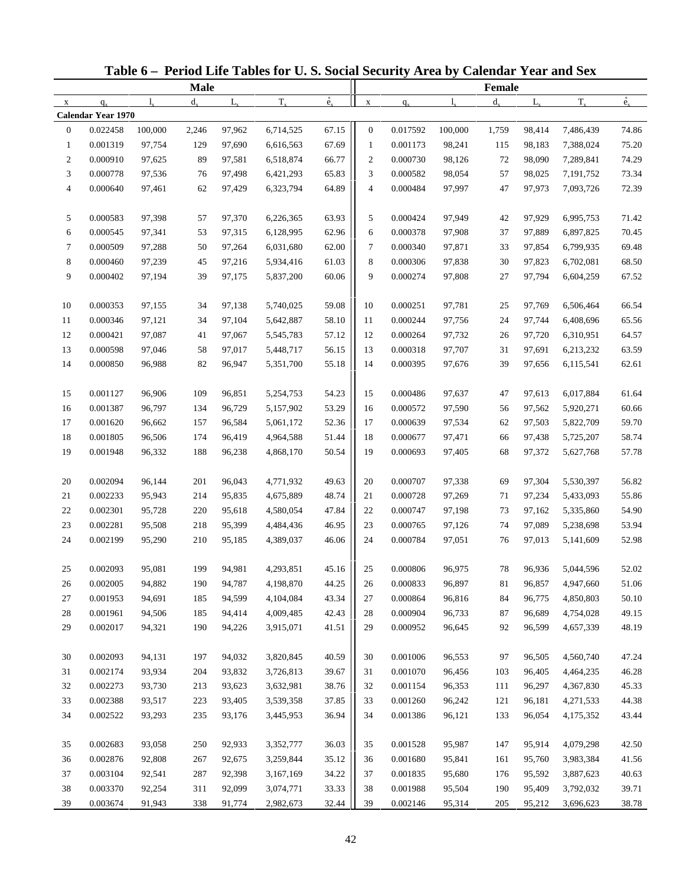# Table 6 – Period Life Tables for U. S. Social Security Area by Calendar Year and Sex

| Male | | | | | | | Female | | | | | | |
|---|---|---|---|---|---|---|---|---|---|---|---|---|---|
| x | $q_x$ | $l_x$ | $d_x$ | $L_x$ | $T_x$ | $\mathring{e}_x$ | x | $q_x$ | $l_x$ | $d_x$ | $L_x$ | $T_x$ | $\mathring{e}_x$ |
| **Calendar Year 1970** | | | | | | | | | | | | | |
| 0 | 0.022458 | 100,000 | 2,246 | 97,962 | 6,714,525 | 67.15 | 0 | 0.017592 | 100,000 | 1,759 | 98,414 | 7,486,439 | 74.86 |
| 1 | 0.001319 | 97,754 | 129 | 97,690 | 6,616,563 | 67.69 | 1 | 0.001173 | 98,241 | 115 | 98,183 | 7,388,024 | 75.20 |
| 2 | 0.000910 | 97,625 | 89 | 97,581 | 6,518,874 | 66.77 | 2 | 0.000730 | 98,126 | 72 | 98,090 | 7,289,841 | 74.29 |
| 3 | 0.000778 | 97,536 | 76 | 97,498 | 6,421,293 | 65.83 | 3 | 0.000582 | 98,054 | 57 | 98,025 | 7,191,752 | 73.34 |
| 4 | 0.000640 | 97,461 | 62 | 97,429 | 6,323,794 | 64.89 | 4 | 0.000484 | 97,997 | 47 | 97,973 | 7,093,726 | 72.39 |
| 5 | 0.000583 | 97,398 | 57 | 97,370 | 6,226,365 | 63.93 | 5 | 0.000424 | 97,949 | 42 | 97,929 | 6,995,753 | 71.42 |
| 6 | 0.000545 | 97,341 | 53 | 97,315 | 6,128,995 | 62.96 | 6 | 0.000378 | 97,908 | 37 | 97,889 | 6,897,825 | 70.45 |
| 7 | 0.000509 | 97,288 | 50 | 97,264 | 6,031,680 | 62.00 | 7 | 0.000340 | 97,871 | 33 | 97,854 | 6,799,935 | 69.48 |
| 8 | 0.000460 | 97,239 | 45 | 97,216 | 5,934,416 | 61.03 | 8 | 0.000306 | 97,838 | 30 | 97,823 | 6,702,081 | 68.50 |
| 9 | 0.000402 | 97,194 | 39 | 97,175 | 5,837,200 | 60.06 | 9 | 0.000274 | 97,808 | 27 | 97,794 | 6,604,259 | 67.52 |
| 10 | 0.000353 | 97,155 | 34 | 97,138 | 5,740,025 | 59.08 | 10 | 0.000251 | 97,781 | 25 | 97,769 | 6,506,464 | 66.54 |
| 11 | 0.000346 | 97,121 | 34 | 97,104 | 5,642,887 | 58.10 | 11 | 0.000244 | 97,756 | 24 | 97,744 | 6,408,696 | 65.56 |
| 12 | 0.000421 | 97,087 | 41 | 97,067 | 5,545,783 | 57.12 | 12 | 0.000264 | 97,732 | 26 | 97,720 | 6,310,951 | 64.57 |
| 13 | 0.000598 | 97,046 | 58 | 97,017 | 5,448,717 | 56.15 | 13 | 0.000318 | 97,707 | 31 | 97,691 | 6,213,232 | 63.59 |
| 14 | 0.000850 | 96,988 | 82 | 96,947 | 5,351,700 | 55.18 | 14 | 0.000395 | 97,676 | 39 | 97,656 | 6,115,541 | 62.61 |
| 15 | 0.001127 | 96,906 | 109 | 96,851 | 5,254,753 | 54.23 | 15 | 0.000486 | 97,637 | 47 | 97,613 | 6,017,884 | 61.64 |
| 16 | 0.001387 | 96,797 | 134 | 96,729 | 5,157,902 | 53.29 | 16 | 0.000572 | 97,590 | 56 | 97,562 | 5,920,271 | 60.66 |
| 17 | 0.001620 | 96,662 | 157 | 96,584 | 5,061,172 | 52.36 | 17 | 0.000639 | 97,534 | 62 | 97,503 | 5,822,709 | 59.70 |
| 18 | 0.001805 | 96,506 | 174 | 96,419 | 4,964,588 | 51.44 | 18 | 0.000677 | 97,471 | 66 | 97,438 | 5,725,207 | 58.74 |
| 19 | 0.001948 | 96,332 | 188 | 96,238 | 4,868,170 | 50.54 | 19 | 0.000693 | 97,405 | 68 | 97,372 | 5,627,768 | 57.78 |
| 20 | 0.002094 | 96,144 | 201 | 96,043 | 4,771,932 | 49.63 | 20 | 0.000707 | 97,338 | 69 | 97,304 | 5,530,397 | 56.82 |
| 21 | 0.002233 | 95,943 | 214 | 95,835 | 4,675,889 | 48.74 | 21 | 0.000728 | 97,269 | 71 | 97,234 | 5,433,093 | 55.86 |
| 22 | 0.002301 | 95,728 | 220 | 95,618 | 4,580,054 | 47.84 | 22 | 0.000747 | 97,198 | 73 | 97,162 | 5,335,860 | 54.90 |
| 23 | 0.002281 | 95,508 | 218 | 95,399 | 4,484,436 | 46.95 | 23 | 0.000765 | 97,126 | 74 | 97,089 | 5,238,698 | 53.94 |
| 24 | 0.002199 | 95,290 | 210 | 95,185 | 4,389,037 | 46.06 | 24 | 0.000784 | 97,051 | 76 | 97,013 | 5,141,609 | 52.98 |
| 25 | 0.002093 | 95,081 | 199 | 94,981 | 4,293,851 | 45.16 | 25 | 0.000806 | 96,975 | 78 | 96,936 | 5,044,596 | 52.02 |
| 26 | 0.002005 | 94,882 | 190 | 94,787 | 4,198,870 | 44.25 | 26 | 0.000833 | 96,897 | 81 | 96,857 | 4,947,660 | 51.06 |
| 27 | 0.001953 | 94,691 | 185 | 94,599 | 4,104,084 | 43.34 | 27 | 0.000864 | 96,816 | 84 | 96,775 | 4,850,803 | 50.10 |
| 28 | 0.001961 | 94,506 | 185 | 94,414 | 4,009,485 | 42.43 | 28 | 0.000904 | 96,733 | 87 | 96,689 | 4,754,028 | 49.15 |
| 29 | 0.002017 | 94,321 | 190 | 94,226 | 3,915,071 | 41.51 | 29 | 0.000952 | 96,645 | 92 | 96,599 | 4,657,339 | 48.19 |
| 30 | 0.002093 | 94,131 | 197 | 94,032 | 3,820,845 | 40.59 | 30 | 0.001006 | 96,553 | 97 | 96,505 | 4,560,740 | 47.24 |
| 31 | 0.002174 | 93,934 | 204 | 93,832 | 3,726,813 | 39.67 | 31 | 0.001070 | 96,456 | 103 | 96,405 | 4,464,235 | 46.28 |
| 32 | 0.002273 | 93,730 | 213 | 93,623 | 3,632,981 | 38.76 | 32 | 0.001154 | 96,353 | 111 | 96,297 | 4,367,830 | 45.33 |
| 33 | 0.002388 | 93,517 | 223 | 93,405 | 3,539,358 | 37.85 | 33 | 0.001260 | 96,242 | 121 | 96,181 | 4,271,533 | 44.38 |
| 34 | 0.002522 | 93,293 | 235 | 93,176 | 3,445,953 | 36.94 | 34 | 0.001386 | 96,121 | 133 | 96,054 | 4,175,352 | 43.44 |
| 35 | 0.002683 | 93,058 | 250 | 92,933 | 3,352,777 | 36.03 | 35 | 0.001528 | 95,987 | 147 | 95,914 | 4,079,298 | 42.50 |
| 36 | 0.002876 | 92,808 | 267 | 92,675 | 3,259,844 | 35.12 | 36 | 0.001680 | 95,841 | 161 | 95,760 | 3,983,384 | 41.56 |
| 37 | 0.003104 | 92,541 | 287 | 92,398 | 3,167,169 | 34.22 | 37 | 0.001835 | 95,680 | 176 | 95,592 | 3,887,623 | 40.63 |
| 38 | 0.003370 | 92,254 | 311 | 92,099 | 3,074,771 | 33.33 | 38 | 0.001988 | 95,504 | 190 | 95,409 | 3,792,032 | 39.71 |
| 39 | 0.003674 | 91,943 | 338 | 91,774 | 2,982,673 | 32.44 | 39 | 0.002146 | 95,314 | 205 | 95,212 | 3,696,623 | 38.78 |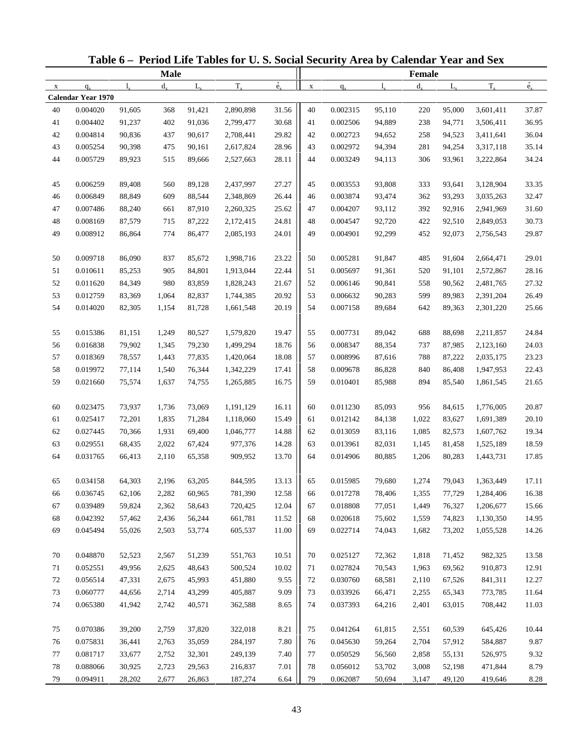# Table 6 – Period Life Tables for U. S. Social Security Area by Calendar Year and Sex

| Male | | | | | | | Female | | | | | | |
|---|---|---|---|---|---|---|---|---|---|---|---|---|---|
| x | $q_x$ | $l_x$ | $d_x$ | $L_x$ | $T_x$ | $\mathring{e}_x$ | x | $q_x$ | $l_x$ | $d_x$ | $L_x$ | $T_x$ | $\mathring{e}_x$ |
| **Calendar Year 1970** | | | | | | | | | | | | | |
| 40 | 0.004020 | 91,605 | 368 | 91,421 | 2,890,898 | 31.56 | 40 | 0.002315 | 95,110 | 220 | 95,000 | 3,601,411 | 37.87 |
| 41 | 0.004402 | 91,237 | 402 | 91,036 | 2,799,477 | 30.68 | 41 | 0.002506 | 94,889 | 238 | 94,771 | 3,506,411 | 36.95 |
| 42 | 0.004814 | 90,836 | 437 | 90,617 | 2,708,441 | 29.82 | 42 | 0.002723 | 94,652 | 258 | 94,523 | 3,411,641 | 36.04 |
| 43 | 0.005254 | 90,398 | 475 | 90,161 | 2,617,824 | 28.96 | 43 | 0.002972 | 94,394 | 281 | 94,254 | 3,317,118 | 35.14 |
| 44 | 0.005729 | 89,923 | 515 | 89,666 | 2,527,663 | 28.11 | 44 | 0.003249 | 94,113 | 306 | 93,961 | 3,222,864 | 34.24 |
| 45 | 0.006259 | 89,408 | 560 | 89,128 | 2,437,997 | 27.27 | 45 | 0.003553 | 93,808 | 333 | 93,641 | 3,128,904 | 33.35 |
| 46 | 0.006849 | 88,849 | 609 | 88,544 | 2,348,869 | 26.44 | 46 | 0.003874 | 93,474 | 362 | 93,293 | 3,035,263 | 32.47 |
| 47 | 0.007486 | 88,240 | 661 | 87,910 | 2,260,325 | 25.62 | 47 | 0.004207 | 93,112 | 392 | 92,916 | 2,941,969 | 31.60 |
| 48 | 0.008169 | 87,579 | 715 | 87,222 | 2,172,415 | 24.81 | 48 | 0.004547 | 92,720 | 422 | 92,510 | 2,849,053 | 30.73 |
| 49 | 0.008912 | 86,864 | 774 | 86,477 | 2,085,193 | 24.01 | 49 | 0.004901 | 92,299 | 452 | 92,073 | 2,756,543 | 29.87 |
| 50 | 0.009718 | 86,090 | 837 | 85,672 | 1,998,716 | 23.22 | 50 | 0.005281 | 91,847 | 485 | 91,604 | 2,664,471 | 29.01 |
| 51 | 0.010611 | 85,253 | 905 | 84,801 | 1,913,044 | 22.44 | 51 | 0.005697 | 91,361 | 520 | 91,101 | 2,572,867 | 28.16 |
| 52 | 0.011620 | 84,349 | 980 | 83,859 | 1,828,243 | 21.67 | 52 | 0.006146 | 90,841 | 558 | 90,562 | 2,481,765 | 27.32 |
| 53 | 0.012759 | 83,369 | 1,064 | 82,837 | 1,744,385 | 20.92 | 53 | 0.006632 | 90,283 | 599 | 89,983 | 2,391,204 | 26.49 |
| 54 | 0.014020 | 82,305 | 1,154 | 81,728 | 1,661,548 | 20.19 | 54 | 0.007158 | 89,684 | 642 | 89,363 | 2,301,220 | 25.66 |
| 55 | 0.015386 | 81,151 | 1,249 | 80,527 | 1,579,820 | 19.47 | 55 | 0.007731 | 89,042 | 688 | 88,698 | 2,211,857 | 24.84 |
| 56 | 0.016838 | 79,902 | 1,345 | 79,230 | 1,499,294 | 18.76 | 56 | 0.008347 | 88,354 | 737 | 87,985 | 2,123,160 | 24.03 |
| 57 | 0.018369 | 78,557 | 1,443 | 77,835 | 1,420,064 | 18.08 | 57 | 0.008996 | 87,616 | 788 | 87,222 | 2,035,175 | 23.23 |
| 58 | 0.019972 | 77,114 | 1,540 | 76,344 | 1,342,229 | 17.41 | 58 | 0.009678 | 86,828 | 840 | 86,408 | 1,947,953 | 22.43 |
| 59 | 0.021660 | 75,574 | 1,637 | 74,755 | 1,265,885 | 16.75 | 59 | 0.010401 | 85,988 | 894 | 85,540 | 1,861,545 | 21.65 |
| 60 | 0.023475 | 73,937 | 1,736 | 73,069 | 1,191,129 | 16.11 | 60 | 0.011230 | 85,093 | 956 | 84,615 | 1,776,005 | 20.87 |
| 61 | 0.025417 | 72,201 | 1,835 | 71,284 | 1,118,060 | 15.49 | 61 | 0.012142 | 84,138 | 1,022 | 83,627 | 1,691,389 | 20.10 |
| 62 | 0.027445 | 70,366 | 1,931 | 69,400 | 1,046,777 | 14.88 | 62 | 0.013059 | 83,116 | 1,085 | 82,573 | 1,607,762 | 19.34 |
| 63 | 0.029551 | 68,435 | 2,022 | 67,424 | 977,376 | 14.28 | 63 | 0.013961 | 82,031 | 1,145 | 81,458 | 1,525,189 | 18.59 |
| 64 | 0.031765 | 66,413 | 2,110 | 65,358 | 909,952 | 13.70 | 64 | 0.014906 | 80,885 | 1,206 | 80,283 | 1,443,731 | 17.85 |
| 65 | 0.034158 | 64,303 | 2,196 | 63,205 | 844,595 | 13.13 | 65 | 0.015985 | 79,680 | 1,274 | 79,043 | 1,363,449 | 17.11 |
| 66 | 0.036745 | 62,106 | 2,282 | 60,965 | 781,390 | 12.58 | 66 | 0.017278 | 78,406 | 1,355 | 77,729 | 1,284,406 | 16.38 |
| 67 | 0.039489 | 59,824 | 2,362 | 58,643 | 720,425 | 12.04 | 67 | 0.018808 | 77,051 | 1,449 | 76,327 | 1,206,677 | 15.66 |
| 68 | 0.042392 | 57,462 | 2,436 | 56,244 | 661,781 | 11.52 | 68 | 0.020618 | 75,602 | 1,559 | 74,823 | 1,130,350 | 14.95 |
| 69 | 0.045494 | 55,026 | 2,503 | 53,774 | 605,537 | 11.00 | 69 | 0.022714 | 74,043 | 1,682 | 73,202 | 1,055,528 | 14.26 |
| 70 | 0.048870 | 52,523 | 2,567 | 51,239 | 551,763 | 10.51 | 70 | 0.025127 | 72,362 | 1,818 | 71,452 | 982,325 | 13.58 |
| 71 | 0.052551 | 49,956 | 2,625 | 48,643 | 500,524 | 10.02 | 71 | 0.027824 | 70,543 | 1,963 | 69,562 | 910,873 | 12.91 |
| 72 | 0.056514 | 47,331 | 2,675 | 45,993 | 451,880 | 9.55 | 72 | 0.030760 | 68,581 | 2,110 | 67,526 | 841,311 | 12.27 |
| 73 | 0.060777 | 44,656 | 2,714 | 43,299 | 405,887 | 9.09 | 73 | 0.033926 | 66,471 | 2,255 | 65,343 | 773,785 | 11.64 |
| 74 | 0.065380 | 41,942 | 2,742 | 40,571 | 362,588 | 8.65 | 74 | 0.037393 | 64,216 | 2,401 | 63,015 | 708,442 | 11.03 |
| 75 | 0.070386 | 39,200 | 2,759 | 37,820 | 322,018 | 8.21 | 75 | 0.041264 | 61,815 | 2,551 | 60,539 | 645,426 | 10.44 |
| 76 | 0.075831 | 36,441 | 2,763 | 35,059 | 284,197 | 7.80 | 76 | 0.045630 | 59,264 | 2,704 | 57,912 | 584,887 | 9.87 |
| 77 | 0.081717 | 33,677 | 2,752 | 32,301 | 249,139 | 7.40 | 77 | 0.050529 | 56,560 | 2,858 | 55,131 | 526,975 | 9.32 |
| 78 | 0.088066 | 30,925 | 2,723 | 29,563 | 216,837 | 7.01 | 78 | 0.056012 | 53,702 | 3,008 | 52,198 | 471,844 | 8.79 |
| 79 | 0.094911 | 28,202 | 2,677 | 26,863 | 187,274 | 6.64 | 79 | 0.062087 | 50,694 | 3,147 | 49,120 | 419,646 | 8.28 |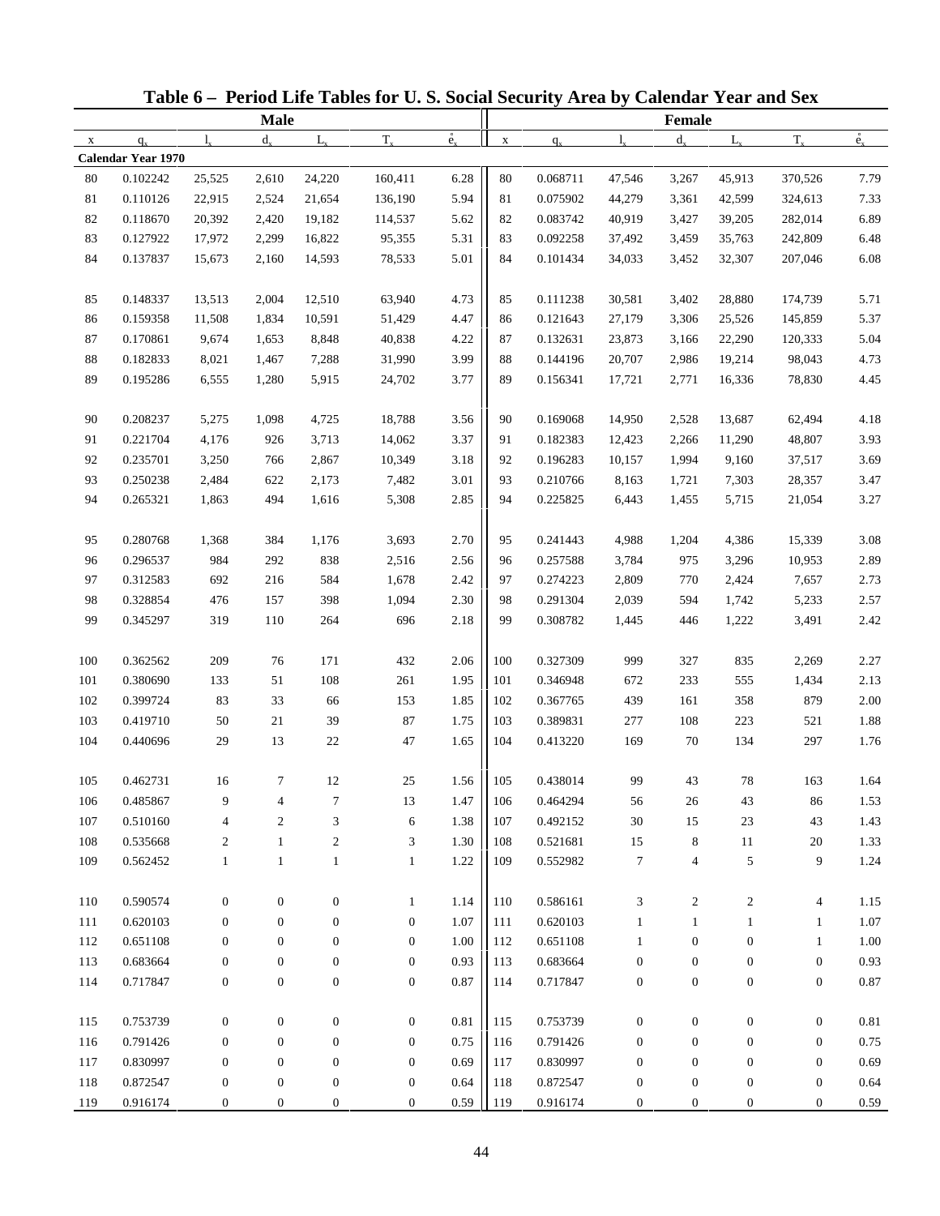# Table 6 – Period Life Tables for U. S. Social Security Area by Calendar Year and Sex

| Male | | | | | | | Female | | | | | | |
|---|---|---|---|---|---|---|---|---|---|---|---|---|---|
| x | $q_x$ | $l_x$ | $d_x$ | $L_x$ | $T_x$ | $\mathring{e}_x$ | x | $q_x$ | $l_x$ | $d_x$ | $L_x$ | $T_x$ | $\mathring{e}_x$ |
| **Calendar Year 1970** | | | | | | | | | | | | | |
| 80 | 0.102242 | 25,525 | 2,610 | 24,220 | 160,411 | 6.28 | 80 | 0.068711 | 47,546 | 3,267 | 45,913 | 370,526 | 7.79 |
| 81 | 0.110126 | 22,915 | 2,524 | 21,654 | 136,190 | 5.94 | 81 | 0.075902 | 44,279 | 3,361 | 42,599 | 324,613 | 7.33 |
| 82 | 0.118670 | 20,392 | 2,420 | 19,182 | 114,537 | 5.62 | 82 | 0.083742 | 40,919 | 3,427 | 39,205 | 282,014 | 6.89 |
| 83 | 0.127922 | 17,972 | 2,299 | 16,822 | 95,355 | 5.31 | 83 | 0.092258 | 37,492 | 3,459 | 35,763 | 242,809 | 6.48 |
| 84 | 0.137837 | 15,673 | 2,160 | 14,593 | 78,533 | 5.01 | 84 | 0.101434 | 34,033 | 3,452 | 32,307 | 207,046 | 6.08 |
| 85 | 0.148337 | 13,513 | 2,004 | 12,510 | 63,940 | 4.73 | 85 | 0.111238 | 30,581 | 3,402 | 28,880 | 174,739 | 5.71 |
| 86 | 0.159358 | 11,508 | 1,834 | 10,591 | 51,429 | 4.47 | 86 | 0.121643 | 27,179 | 3,306 | 25,526 | 145,859 | 5.37 |
| 87 | 0.170861 | 9,674 | 1,653 | 8,848 | 40,838 | 4.22 | 87 | 0.132631 | 23,873 | 3,166 | 22,290 | 120,333 | 5.04 |
| 88 | 0.182833 | 8,021 | 1,467 | 7,288 | 31,990 | 3.99 | 88 | 0.144196 | 20,707 | 2,986 | 19,214 | 98,043 | 4.73 |
| 89 | 0.195286 | 6,555 | 1,280 | 5,915 | 24,702 | 3.77 | 89 | 0.156341 | 17,721 | 2,771 | 16,336 | 78,830 | 4.45 |
| 90 | 0.208237 | 5,275 | 1,098 | 4,725 | 18,788 | 3.56 | 90 | 0.169068 | 14,950 | 2,528 | 13,687 | 62,494 | 4.18 |
| 91 | 0.221704 | 4,176 | 926 | 3,713 | 14,062 | 3.37 | 91 | 0.182383 | 12,423 | 2,266 | 11,290 | 48,807 | 3.93 |
| 92 | 0.235701 | 3,250 | 766 | 2,867 | 10,349 | 3.18 | 92 | 0.196283 | 10,157 | 1,994 | 9,160 | 37,517 | 3.69 |
| 93 | 0.250238 | 2,484 | 622 | 2,173 | 7,482 | 3.01 | 93 | 0.210766 | 8,163 | 1,721 | 7,303 | 28,357 | 3.47 |
| 94 | 0.265321 | 1,863 | 494 | 1,616 | 5,308 | 2.85 | 94 | 0.225825 | 6,443 | 1,455 | 5,715 | 21,054 | 3.27 |
| 95 | 0.280768 | 1,368 | 384 | 1,176 | 3,693 | 2.70 | 95 | 0.241443 | 4,988 | 1,204 | 4,386 | 15,339 | 3.08 |
| 96 | 0.296537 | 984 | 292 | 838 | 2,516 | 2.56 | 96 | 0.257588 | 3,784 | 975 | 3,296 | 10,953 | 2.89 |
| 97 | 0.312583 | 692 | 216 | 584 | 1,678 | 2.42 | 97 | 0.274223 | 2,809 | 770 | 2,424 | 7,657 | 2.73 |
| 98 | 0.328854 | 476 | 157 | 398 | 1,094 | 2.30 | 98 | 0.291304 | 2,039 | 594 | 1,742 | 5,233 | 2.57 |
| 99 | 0.345297 | 319 | 110 | 264 | 696 | 2.18 | 99 | 0.308782 | 1,445 | 446 | 1,222 | 3,491 | 2.42 |
| 100 | 0.362562 | 209 | 76 | 171 | 432 | 2.06 | 100 | 0.327309 | 999 | 327 | 835 | 2,269 | 2.27 |
| 101 | 0.380690 | 133 | 51 | 108 | 261 | 1.95 | 101 | 0.346948 | 672 | 233 | 555 | 1,434 | 2.13 |
| 102 | 0.399724 | 83 | 33 | 66 | 153 | 1.85 | 102 | 0.367765 | 439 | 161 | 358 | 879 | 2.00 |
| 103 | 0.419710 | 50 | 21 | 39 | 87 | 1.75 | 103 | 0.389831 | 277 | 108 | 223 | 521 | 1.88 |
| 104 | 0.440696 | 29 | 13 | 22 | 47 | 1.65 | 104 | 0.413220 | 169 | 70 | 134 | 297 | 1.76 |
| 105 | 0.462731 | 16 | 7 | 12 | 25 | 1.56 | 105 | 0.438014 | 99 | 43 | 78 | 163 | 1.64 |
| 106 | 0.485867 | 9 | 4 | 7 | 13 | 1.47 | 106 | 0.464294 | 56 | 26 | 43 | 86 | 1.53 |
| 107 | 0.510160 | 4 | 2 | 3 | 6 | 1.38 | 107 | 0.492152 | 30 | 15 | 23 | 43 | 1.43 |
| 108 | 0.535668 | 2 | 1 | 2 | 3 | 1.30 | 108 | 0.521681 | 15 | 8 | 11 | 20 | 1.33 |
| 109 | 0.562452 | 1 | 1 | 1 | 1 | 1.22 | 109 | 0.552982 | 7 | 4 | 5 | 9 | 1.24 |
| 110 | 0.590574 | 0 | 0 | 0 | 1 | 1.14 | 110 | 0.586161 | 3 | 2 | 2 | 4 | 1.15 |
| 111 | 0.620103 | 0 | 0 | 0 | 0 | 1.07 | 111 | 0.620103 | 1 | 1 | 1 | 1 | 1.07 |
| 112 | 0.651108 | 0 | 0 | 0 | 0 | 1.00 | 112 | 0.651108 | 1 | 0 | 0 | 1 | 1.00 |
| 113 | 0.683664 | 0 | 0 | 0 | 0 | 0.93 | 113 | 0.683664 | 0 | 0 | 0 | 0 | 0.93 |
| 114 | 0.717847 | 0 | 0 | 0 | 0 | 0.87 | 114 | 0.717847 | 0 | 0 | 0 | 0 | 0.87 |
| 115 | 0.753739 | 0 | 0 | 0 | 0 | 0.81 | 115 | 0.753739 | 0 | 0 | 0 | 0 | 0.81 |
| 116 | 0.791426 | 0 | 0 | 0 | 0 | 0.75 | 116 | 0.791426 | 0 | 0 | 0 | 0 | 0.75 |
| 117 | 0.830997 | 0 | 0 | 0 | 0 | 0.69 | 117 | 0.830997 | 0 | 0 | 0 | 0 | 0.69 |
| 118 | 0.872547 | 0 | 0 | 0 | 0 | 0.64 | 118 | 0.872547 | 0 | 0 | 0 | 0 | 0.64 |
| 119 | 0.916174 | 0 | 0 | 0 | 0 | 0.59 | 119 | 0.916174 | 0 | 0 | 0 | 0 | 0.59 |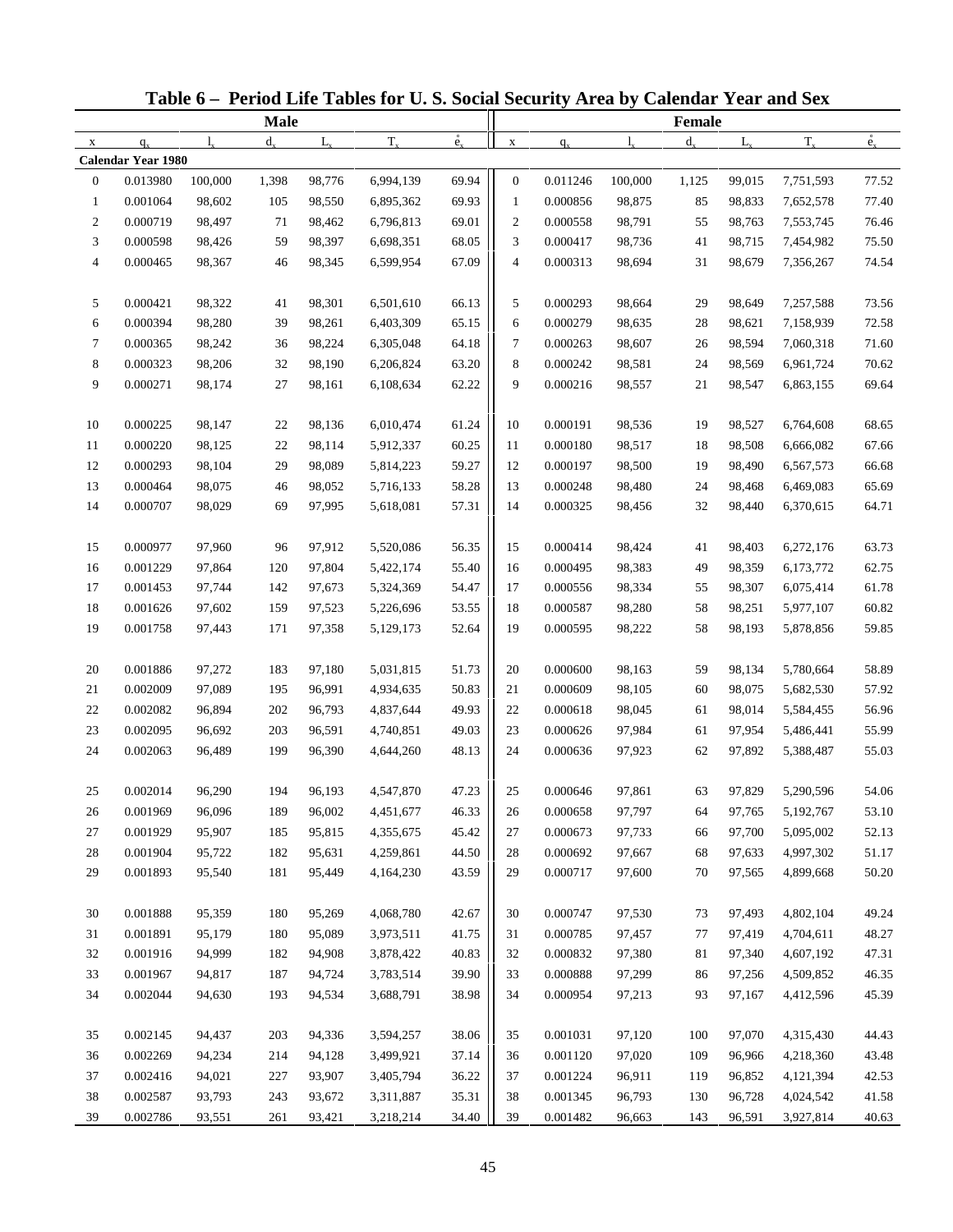# Table 6 – Period Life Tables for U. S. Social Security Area by Calendar Year and Sex

| Male | | | | | | | Female | | | | | | |
|---|---|---|---|---|---|---|---|---|---|---|---|---|---|
| x | $q_x$ | $l_x$ | $d_x$ | $L_x$ | $T_x$ | $\mathring{e}_x$ | x | $q_x$ | $l_x$ | $d_x$ | $L_x$ | $T_x$ | $\mathring{e}_x$ |
| **Calendar Year 1980** | | | | | | | | | | | | | |
| 0 | 0.013980 | 100,000 | 1,398 | 98,776 | 6,994,139 | 69.94 | 0 | 0.011246 | 100,000 | 1,125 | 99,015 | 7,751,593 | 77.52 |
| 1 | 0.001064 | 98,602 | 105 | 98,550 | 6,895,362 | 69.93 | 1 | 0.000856 | 98,875 | 85 | 98,833 | 7,652,578 | 77.40 |
| 2 | 0.000719 | 98,497 | 71 | 98,462 | 6,796,813 | 69.01 | 2 | 0.000558 | 98,791 | 55 | 98,763 | 7,553,745 | 76.46 |
| 3 | 0.000598 | 98,426 | 59 | 98,397 | 6,698,351 | 68.05 | 3 | 0.000417 | 98,736 | 41 | 98,715 | 7,454,982 | 75.50 |
| 4 | 0.000465 | 98,367 | 46 | 98,345 | 6,599,954 | 67.09 | 4 | 0.000313 | 98,694 | 31 | 98,679 | 7,356,267 | 74.54 |
| 5 | 0.000421 | 98,322 | 41 | 98,301 | 6,501,610 | 66.13 | 5 | 0.000293 | 98,664 | 29 | 98,649 | 7,257,588 | 73.56 |
| 6 | 0.000394 | 98,280 | 39 | 98,261 | 6,403,309 | 65.15 | 6 | 0.000279 | 98,635 | 28 | 98,621 | 7,158,939 | 72.58 |
| 7 | 0.000365 | 98,242 | 36 | 98,224 | 6,305,048 | 64.18 | 7 | 0.000263 | 98,607 | 26 | 98,594 | 7,060,318 | 71.60 |
| 8 | 0.000323 | 98,206 | 32 | 98,190 | 6,206,824 | 63.20 | 8 | 0.000242 | 98,581 | 24 | 98,569 | 6,961,724 | 70.62 |
| 9 | 0.000271 | 98,174 | 27 | 98,161 | 6,108,634 | 62.22 | 9 | 0.000216 | 98,557 | 21 | 98,547 | 6,863,155 | 69.64 |
| 10 | 0.000225 | 98,147 | 22 | 98,136 | 6,010,474 | 61.24 | 10 | 0.000191 | 98,536 | 19 | 98,527 | 6,764,608 | 68.65 |
| 11 | 0.000220 | 98,125 | 22 | 98,114 | 5,912,337 | 60.25 | 11 | 0.000180 | 98,517 | 18 | 98,508 | 6,666,082 | 67.66 |
| 12 | 0.000293 | 98,104 | 29 | 98,089 | 5,814,223 | 59.27 | 12 | 0.000197 | 98,500 | 19 | 98,490 | 6,567,573 | 66.68 |
| 13 | 0.000464 | 98,075 | 46 | 98,052 | 5,716,133 | 58.28 | 13 | 0.000248 | 98,480 | 24 | 98,468 | 6,469,083 | 65.69 |
| 14 | 0.000707 | 98,029 | 69 | 97,995 | 5,618,081 | 57.31 | 14 | 0.000325 | 98,456 | 32 | 98,440 | 6,370,615 | 64.71 |
| 15 | 0.000977 | 97,960 | 96 | 97,912 | 5,520,086 | 56.35 | 15 | 0.000414 | 98,424 | 41 | 98,403 | 6,272,176 | 63.73 |
| 16 | 0.001229 | 97,864 | 120 | 97,804 | 5,422,174 | 55.40 | 16 | 0.000495 | 98,383 | 49 | 98,359 | 6,173,772 | 62.75 |
| 17 | 0.001453 | 97,744 | 142 | 97,673 | 5,324,369 | 54.47 | 17 | 0.000556 | 98,334 | 55 | 98,307 | 6,075,414 | 61.78 |
| 18 | 0.001626 | 97,602 | 159 | 97,523 | 5,226,696 | 53.55 | 18 | 0.000587 | 98,280 | 58 | 98,251 | 5,977,107 | 60.82 |
| 19 | 0.001758 | 97,443 | 171 | 97,358 | 5,129,173 | 52.64 | 19 | 0.000595 | 98,222 | 58 | 98,193 | 5,878,856 | 59.85 |
| 20 | 0.001886 | 97,272 | 183 | 97,180 | 5,031,815 | 51.73 | 20 | 0.000600 | 98,163 | 59 | 98,134 | 5,780,664 | 58.89 |
| 21 | 0.002009 | 97,089 | 195 | 96,991 | 4,934,635 | 50.83 | 21 | 0.000609 | 98,105 | 60 | 98,075 | 5,682,530 | 57.92 |
| 22 | 0.002082 | 96,894 | 202 | 96,793 | 4,837,644 | 49.93 | 22 | 0.000618 | 98,045 | 61 | 98,014 | 5,584,455 | 56.96 |
| 23 | 0.002095 | 96,692 | 203 | 96,591 | 4,740,851 | 49.03 | 23 | 0.000626 | 97,984 | 61 | 97,954 | 5,486,441 | 55.99 |
| 24 | 0.002063 | 96,489 | 199 | 96,390 | 4,644,260 | 48.13 | 24 | 0.000636 | 97,923 | 62 | 97,892 | 5,388,487 | 55.03 |
| 25 | 0.002014 | 96,290 | 194 | 96,193 | 4,547,870 | 47.23 | 25 | 0.000646 | 97,861 | 63 | 97,829 | 5,290,596 | 54.06 |
| 26 | 0.001969 | 96,096 | 189 | 96,002 | 4,451,677 | 46.33 | 26 | 0.000658 | 97,797 | 64 | 97,765 | 5,192,767 | 53.10 |
| 27 | 0.001929 | 95,907 | 185 | 95,815 | 4,355,675 | 45.42 | 27 | 0.000673 | 97,733 | 66 | 97,700 | 5,095,002 | 52.13 |
| 28 | 0.001904 | 95,722 | 182 | 95,631 | 4,259,861 | 44.50 | 28 | 0.000692 | 97,667 | 68 | 97,633 | 4,997,302 | 51.17 |
| 29 | 0.001893 | 95,540 | 181 | 95,449 | 4,164,230 | 43.59 | 29 | 0.000717 | 97,600 | 70 | 97,565 | 4,899,668 | 50.20 |
| 30 | 0.001888 | 95,359 | 180 | 95,269 | 4,068,780 | 42.67 | 30 | 0.000747 | 97,530 | 73 | 97,493 | 4,802,104 | 49.24 |
| 31 | 0.001891 | 95,179 | 180 | 95,089 | 3,973,511 | 41.75 | 31 | 0.000785 | 97,457 | 77 | 97,419 | 4,704,611 | 48.27 |
| 32 | 0.001916 | 94,999 | 182 | 94,908 | 3,878,422 | 40.83 | 32 | 0.000832 | 97,380 | 81 | 97,340 | 4,607,192 | 47.31 |
| 33 | 0.001967 | 94,817 | 187 | 94,724 | 3,783,514 | 39.90 | 33 | 0.000888 | 97,299 | 86 | 97,256 | 4,509,852 | 46.35 |
| 34 | 0.002044 | 94,630 | 193 | 94,534 | 3,688,791 | 38.98 | 34 | 0.000954 | 97,213 | 93 | 97,167 | 4,412,596 | 45.39 |
| 35 | 0.002145 | 94,437 | 203 | 94,336 | 3,594,257 | 38.06 | 35 | 0.001031 | 97,120 | 100 | 97,070 | 4,315,430 | 44.43 |
| 36 | 0.002269 | 94,234 | 214 | 94,128 | 3,499,921 | 37.14 | 36 | 0.001120 | 97,020 | 109 | 96,966 | 4,218,360 | 43.48 |
| 37 | 0.002416 | 94,021 | 227 | 93,907 | 3,405,794 | 36.22 | 37 | 0.001224 | 96,911 | 119 | 96,852 | 4,121,394 | 42.53 |
| 38 | 0.002587 | 93,793 | 243 | 93,672 | 3,311,887 | 35.31 | 38 | 0.001345 | 96,793 | 130 | 96,728 | 4,024,542 | 41.58 |
| 39 | 0.002786 | 93,551 | 261 | 93,421 | 3,218,214 | 34.40 | 39 | 0.001482 | 96,663 | 143 | 96,591 | 3,927,814 | 40.63 |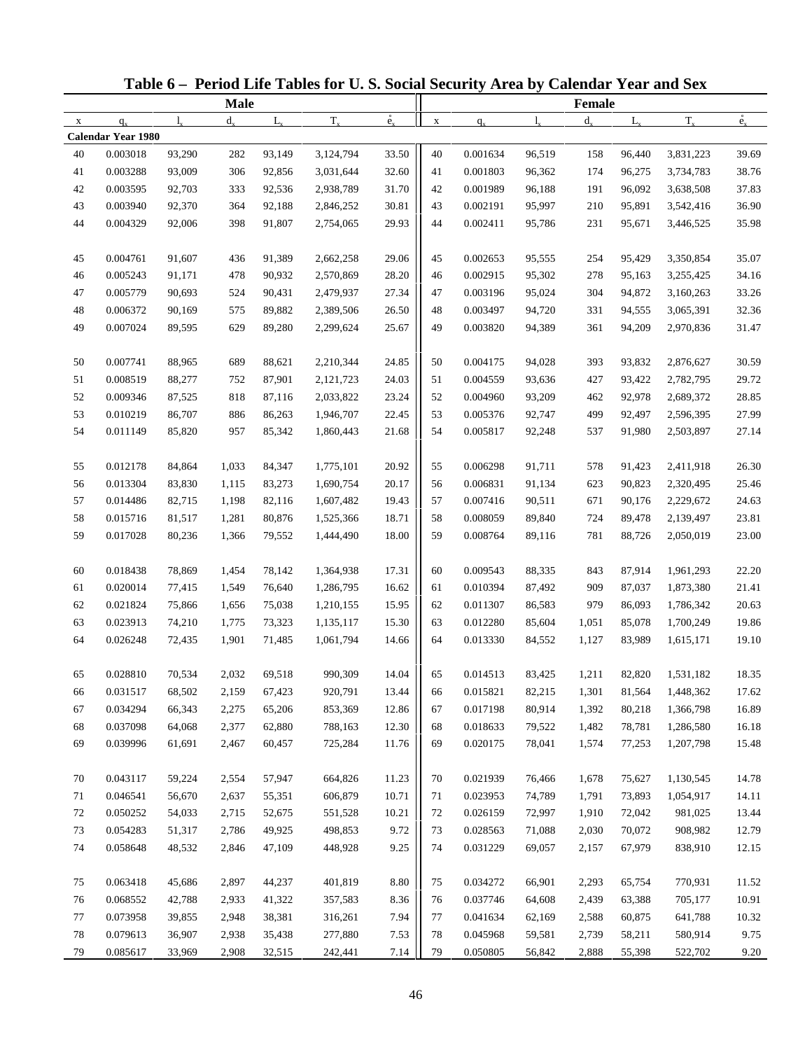# Table 6 – Period Life Tables for U. S. Social Security Area by Calendar Year and Sex

| Male | | | | | | | Female | | | | | | |
|---|---|---|---|---|---|---|---|---|---|---|---|---|---|
| x | $q_x$ | $l_x$ | $d_x$ | $L_x$ | $T_x$ | $\mathring{e}_x$ | x | $q_x$ | $l_x$ | $d_x$ | $L_x$ | $T_x$ | $\mathring{e}_x$ |
| **Calendar Year 1980** | | | | | | | | | | | | | |
| 40 | 0.003018 | 93,290 | 282 | 93,149 | 3,124,794 | 33.50 | 40 | 0.001634 | 96,519 | 158 | 96,440 | 3,831,223 | 39.69 |
| 41 | 0.003288 | 93,009 | 306 | 92,856 | 3,031,644 | 32.60 | 41 | 0.001803 | 96,362 | 174 | 96,275 | 3,734,783 | 38.76 |
| 42 | 0.003595 | 92,703 | 333 | 92,536 | 2,938,789 | 31.70 | 42 | 0.001989 | 96,188 | 191 | 96,092 | 3,638,508 | 37.83 |
| 43 | 0.003940 | 92,370 | 364 | 92,188 | 2,846,252 | 30.81 | 43 | 0.002191 | 95,997 | 210 | 95,891 | 3,542,416 | 36.90 |
| 44 | 0.004329 | 92,006 | 398 | 91,807 | 2,754,065 | 29.93 | 44 | 0.002411 | 95,786 | 231 | 95,671 | 3,446,525 | 35.98 |
| 45 | 0.004761 | 91,607 | 436 | 91,389 | 2,662,258 | 29.06 | 45 | 0.002653 | 95,555 | 254 | 95,429 | 3,350,854 | 35.07 |
| 46 | 0.005243 | 91,171 | 478 | 90,932 | 2,570,869 | 28.20 | 46 | 0.002915 | 95,302 | 278 | 95,163 | 3,255,425 | 34.16 |
| 47 | 0.005779 | 90,693 | 524 | 90,431 | 2,479,937 | 27.34 | 47 | 0.003196 | 95,024 | 304 | 94,872 | 3,160,263 | 33.26 |
| 48 | 0.006372 | 90,169 | 575 | 89,882 | 2,389,506 | 26.50 | 48 | 0.003497 | 94,720 | 331 | 94,555 | 3,065,391 | 32.36 |
| 49 | 0.007024 | 89,595 | 629 | 89,280 | 2,299,624 | 25.67 | 49 | 0.003820 | 94,389 | 361 | 94,209 | 2,970,836 | 31.47 |
| 50 | 0.007741 | 88,965 | 689 | 88,621 | 2,210,344 | 24.85 | 50 | 0.004175 | 94,028 | 393 | 93,832 | 2,876,627 | 30.59 |
| 51 | 0.008519 | 88,277 | 752 | 87,901 | 2,121,723 | 24.03 | 51 | 0.004559 | 93,636 | 427 | 93,422 | 2,782,795 | 29.72 |
| 52 | 0.009346 | 87,525 | 818 | 87,116 | 2,033,822 | 23.24 | 52 | 0.004960 | 93,209 | 462 | 92,978 | 2,689,372 | 28.85 |
| 53 | 0.010219 | 86,707 | 886 | 86,263 | 1,946,707 | 22.45 | 53 | 0.005376 | 92,747 | 499 | 92,497 | 2,596,395 | 27.99 |
| 54 | 0.011149 | 85,820 | 957 | 85,342 | 1,860,443 | 21.68 | 54 | 0.005817 | 92,248 | 537 | 91,980 | 2,503,897 | 27.14 |
| 55 | 0.012178 | 84,864 | 1,033 | 84,347 | 1,775,101 | 20.92 | 55 | 0.006298 | 91,711 | 578 | 91,423 | 2,411,918 | 26.30 |
| 56 | 0.013304 | 83,830 | 1,115 | 83,273 | 1,690,754 | 20.17 | 56 | 0.006831 | 91,134 | 623 | 90,823 | 2,320,495 | 25.46 |
| 57 | 0.014486 | 82,715 | 1,198 | 82,116 | 1,607,482 | 19.43 | 57 | 0.007416 | 90,511 | 671 | 90,176 | 2,229,672 | 24.63 |
| 58 | 0.015716 | 81,517 | 1,281 | 80,876 | 1,525,366 | 18.71 | 58 | 0.008059 | 89,840 | 724 | 89,478 | 2,139,497 | 23.81 |
| 59 | 0.017028 | 80,236 | 1,366 | 79,552 | 1,444,490 | 18.00 | 59 | 0.008764 | 89,116 | 781 | 88,726 | 2,050,019 | 23.00 |
| 60 | 0.018438 | 78,869 | 1,454 | 78,142 | 1,364,938 | 17.31 | 60 | 0.009543 | 88,335 | 843 | 87,914 | 1,961,293 | 22.20 |
| 61 | 0.020014 | 77,415 | 1,549 | 76,640 | 1,286,795 | 16.62 | 61 | 0.010394 | 87,492 | 909 | 87,037 | 1,873,380 | 21.41 |
| 62 | 0.021824 | 75,866 | 1,656 | 75,038 | 1,210,155 | 15.95 | 62 | 0.011307 | 86,583 | 979 | 86,093 | 1,786,342 | 20.63 |
| 63 | 0.023913 | 74,210 | 1,775 | 73,323 | 1,135,117 | 15.30 | 63 | 0.012280 | 85,604 | 1,051 | 85,078 | 1,700,249 | 19.86 |
| 64 | 0.026248 | 72,435 | 1,901 | 71,485 | 1,061,794 | 14.66 | 64 | 0.013330 | 84,552 | 1,127 | 83,989 | 1,615,171 | 19.10 |
| 65 | 0.028810 | 70,534 | 2,032 | 69,518 | 990,309 | 14.04 | 65 | 0.014513 | 83,425 | 1,211 | 82,820 | 1,531,182 | 18.35 |
| 66 | 0.031517 | 68,502 | 2,159 | 67,423 | 920,791 | 13.44 | 66 | 0.015821 | 82,215 | 1,301 | 81,564 | 1,448,362 | 17.62 |
| 67 | 0.034294 | 66,343 | 2,275 | 65,206 | 853,369 | 12.86 | 67 | 0.017198 | 80,914 | 1,392 | 80,218 | 1,366,798 | 16.89 |
| 68 | 0.037098 | 64,068 | 2,377 | 62,880 | 788,163 | 12.30 | 68 | 0.018633 | 79,522 | 1,482 | 78,781 | 1,286,580 | 16.18 |
| 69 | 0.039996 | 61,691 | 2,467 | 60,457 | 725,284 | 11.76 | 69 | 0.020175 | 78,041 | 1,574 | 77,253 | 1,207,798 | 15.48 |
| 70 | 0.043117 | 59,224 | 2,554 | 57,947 | 664,826 | 11.23 | 70 | 0.021939 | 76,466 | 1,678 | 75,627 | 1,130,545 | 14.78 |
| 71 | 0.046541 | 56,670 | 2,637 | 55,351 | 606,879 | 10.71 | 71 | 0.023953 | 74,789 | 1,791 | 73,893 | 1,054,917 | 14.11 |
| 72 | 0.050252 | 54,033 | 2,715 | 52,675 | 551,528 | 10.21 | 72 | 0.026159 | 72,997 | 1,910 | 72,042 | 981,025 | 13.44 |
| 73 | 0.054283 | 51,317 | 2,786 | 49,925 | 498,853 | 9.72 | 73 | 0.028563 | 71,088 | 2,030 | 70,072 | 908,982 | 12.79 |
| 74 | 0.058648 | 48,532 | 2,846 | 47,109 | 448,928 | 9.25 | 74 | 0.031229 | 69,057 | 2,157 | 67,979 | 838,910 | 12.15 |
| 75 | 0.063418 | 45,686 | 2,897 | 44,237 | 401,819 | 8.80 | 75 | 0.034272 | 66,901 | 2,293 | 65,754 | 770,931 | 11.52 |
| 76 | 0.068552 | 42,788 | 2,933 | 41,322 | 357,583 | 8.36 | 76 | 0.037746 | 64,608 | 2,439 | 63,388 | 705,177 | 10.91 |
| 77 | 0.073958 | 39,855 | 2,948 | 38,381 | 316,261 | 7.94 | 77 | 0.041634 | 62,169 | 2,588 | 60,875 | 641,788 | 10.32 |
| 78 | 0.079613 | 36,907 | 2,938 | 35,438 | 277,880 | 7.53 | 78 | 0.045968 | 59,581 | 2,739 | 58,211 | 580,914 | 9.75 |
| 79 | 0.085617 | 33,969 | 2,908 | 32,515 | 242,441 | 7.14 | 79 | 0.050805 | 56,842 | 2,888 | 55,398 | 522,702 | 9.20 |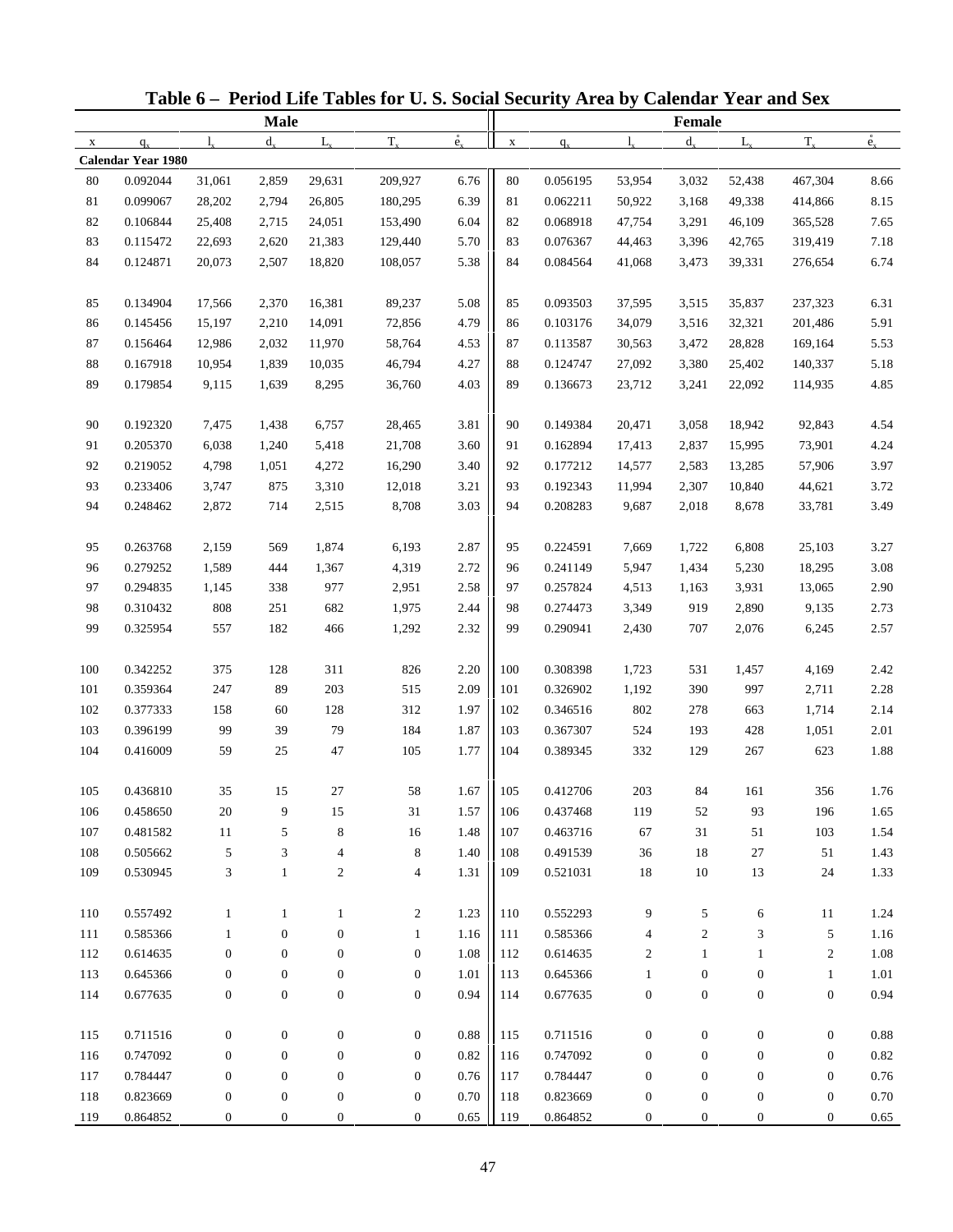# Table 6 – Period Life Tables for U. S. Social Security Area by Calendar Year and Sex

| Male | | | | | | | Female | | | | | | |
|---|---|---|---|---|---|---|---|---|---|---|---|---|---|
| x | $q_x$ | $l_x$ | $d_x$ | $L_x$ | $T_x$ | $\mathring{e}_x$ | x | $q_x$ | $l_x$ | $d_x$ | $L_x$ | $T_x$ | $\mathring{e}_x$ |
| **Calendar Year 1980** | | | | | | | | | | | | | |
| 80 | 0.092044 | 31,061 | 2,859 | 29,631 | 209,927 | 6.76 | 80 | 0.056195 | 53,954 | 3,032 | 52,438 | 467,304 | 8.66 |
| 81 | 0.099067 | 28,202 | 2,794 | 26,805 | 180,295 | 6.39 | 81 | 0.062211 | 50,922 | 3,168 | 49,338 | 414,866 | 8.15 |
| 82 | 0.106844 | 25,408 | 2,715 | 24,051 | 153,490 | 6.04 | 82 | 0.068918 | 47,754 | 3,291 | 46,109 | 365,528 | 7.65 |
| 83 | 0.115472 | 22,693 | 2,620 | 21,383 | 129,440 | 5.70 | 83 | 0.076367 | 44,463 | 3,396 | 42,765 | 319,419 | 7.18 |
| 84 | 0.124871 | 20,073 | 2,507 | 18,820 | 108,057 | 5.38 | 84 | 0.084564 | 41,068 | 3,473 | 39,331 | 276,654 | 6.74 |
| 85 | 0.134904 | 17,566 | 2,370 | 16,381 | 89,237 | 5.08 | 85 | 0.093503 | 37,595 | 3,515 | 35,837 | 237,323 | 6.31 |
| 86 | 0.145456 | 15,197 | 2,210 | 14,091 | 72,856 | 4.79 | 86 | 0.103176 | 34,079 | 3,516 | 32,321 | 201,486 | 5.91 |
| 87 | 0.156464 | 12,986 | 2,032 | 11,970 | 58,764 | 4.53 | 87 | 0.113587 | 30,563 | 3,472 | 28,828 | 169,164 | 5.53 |
| 88 | 0.167918 | 10,954 | 1,839 | 10,035 | 46,794 | 4.27 | 88 | 0.124747 | 27,092 | 3,380 | 25,402 | 140,337 | 5.18 |
| 89 | 0.179854 | 9,115 | 1,639 | 8,295 | 36,760 | 4.03 | 89 | 0.136673 | 23,712 | 3,241 | 22,092 | 114,935 | 4.85 |
| 90 | 0.192320 | 7,475 | 1,438 | 6,757 | 28,465 | 3.81 | 90 | 0.149384 | 20,471 | 3,058 | 18,942 | 92,843 | 4.54 |
| 91 | 0.205370 | 6,038 | 1,240 | 5,418 | 21,708 | 3.60 | 91 | 0.162894 | 17,413 | 2,837 | 15,995 | 73,901 | 4.24 |
| 92 | 0.219052 | 4,798 | 1,051 | 4,272 | 16,290 | 3.40 | 92 | 0.177212 | 14,577 | 2,583 | 13,285 | 57,906 | 3.97 |
| 93 | 0.233406 | 3,747 | 875 | 3,310 | 12,018 | 3.21 | 93 | 0.192343 | 11,994 | 2,307 | 10,840 | 44,621 | 3.72 |
| 94 | 0.248462 | 2,872 | 714 | 2,515 | 8,708 | 3.03 | 94 | 0.208283 | 9,687 | 2,018 | 8,678 | 33,781 | 3.49 |
| 95 | 0.263768 | 2,159 | 569 | 1,874 | 6,193 | 2.87 | 95 | 0.224591 | 7,669 | 1,722 | 6,808 | 25,103 | 3.27 |
| 96 | 0.279252 | 1,589 | 444 | 1,367 | 4,319 | 2.72 | 96 | 0.241149 | 5,947 | 1,434 | 5,230 | 18,295 | 3.08 |
| 97 | 0.294835 | 1,145 | 338 | 977 | 2,951 | 2.58 | 97 | 0.257824 | 4,513 | 1,163 | 3,931 | 13,065 | 2.90 |
| 98 | 0.310432 | 808 | 251 | 682 | 1,975 | 2.44 | 98 | 0.274473 | 3,349 | 919 | 2,890 | 9,135 | 2.73 |
| 99 | 0.325954 | 557 | 182 | 466 | 1,292 | 2.32 | 99 | 0.290941 | 2,430 | 707 | 2,076 | 6,245 | 2.57 |
| 100 | 0.342252 | 375 | 128 | 311 | 826 | 2.20 | 100 | 0.308398 | 1,723 | 531 | 1,457 | 4,169 | 2.42 |
| 101 | 0.359364 | 247 | 89 | 203 | 515 | 2.09 | 101 | 0.326902 | 1,192 | 390 | 997 | 2,711 | 2.28 |
| 102 | 0.377333 | 158 | 60 | 128 | 312 | 1.97 | 102 | 0.346516 | 802 | 278 | 663 | 1,714 | 2.14 |
| 103 | 0.396199 | 99 | 39 | 79 | 184 | 1.87 | 103 | 0.367307 | 524 | 193 | 428 | 1,051 | 2.01 |
| 104 | 0.416009 | 59 | 25 | 47 | 105 | 1.77 | 104 | 0.389345 | 332 | 129 | 267 | 623 | 1.88 |
| 105 | 0.436810 | 35 | 15 | 27 | 58 | 1.67 | 105 | 0.412706 | 203 | 84 | 161 | 356 | 1.76 |
| 106 | 0.458650 | 20 | 9 | 15 | 31 | 1.57 | 106 | 0.437468 | 119 | 52 | 93 | 196 | 1.65 |
| 107 | 0.481582 | 11 | 5 | 8 | 16 | 1.48 | 107 | 0.463716 | 67 | 31 | 51 | 103 | 1.54 |
| 108 | 0.505662 | 5 | 3 | 4 | 8 | 1.40 | 108 | 0.491539 | 36 | 18 | 27 | 51 | 1.43 |
| 109 | 0.530945 | 3 | 1 | 2 | 4 | 1.31 | 109 | 0.521031 | 18 | 10 | 13 | 24 | 1.33 |
| 110 | 0.557492 | 1 | 1 | 1 | 2 | 1.23 | 110 | 0.552293 | 9 | 5 | 6 | 11 | 1.24 |
| 111 | 0.585366 | 1 | 0 | 0 | 1 | 1.16 | 111 | 0.585366 | 4 | 2 | 3 | 5 | 1.16 |
| 112 | 0.614635 | 0 | 0 | 0 | 0 | 1.08 | 112 | 0.614635 | 2 | 1 | 1 | 2 | 1.08 |
| 113 | 0.645366 | 0 | 0 | 0 | 0 | 1.01 | 113 | 0.645366 | 1 | 0 | 0 | 1 | 1.01 |
| 114 | 0.677635 | 0 | 0 | 0 | 0 | 0.94 | 114 | 0.677635 | 0 | 0 | 0 | 0 | 0.94 |
| 115 | 0.711516 | 0 | 0 | 0 | 0 | 0.88 | 115 | 0.711516 | 0 | 0 | 0 | 0 | 0.88 |
| 116 | 0.747092 | 0 | 0 | 0 | 0 | 0.82 | 116 | 0.747092 | 0 | 0 | 0 | 0 | 0.82 |
| 117 | 0.784447 | 0 | 0 | 0 | 0 | 0.76 | 117 | 0.784447 | 0 | 0 | 0 | 0 | 0.76 |
| 118 | 0.823669 | 0 | 0 | 0 | 0 | 0.70 | 118 | 0.823669 | 0 | 0 | 0 | 0 | 0.70 |
| 119 | 0.864852 | 0 | 0 | 0 | 0 | 0.65 | 119 | 0.864852 | 0 | 0 | 0 | 0 | 0.65 |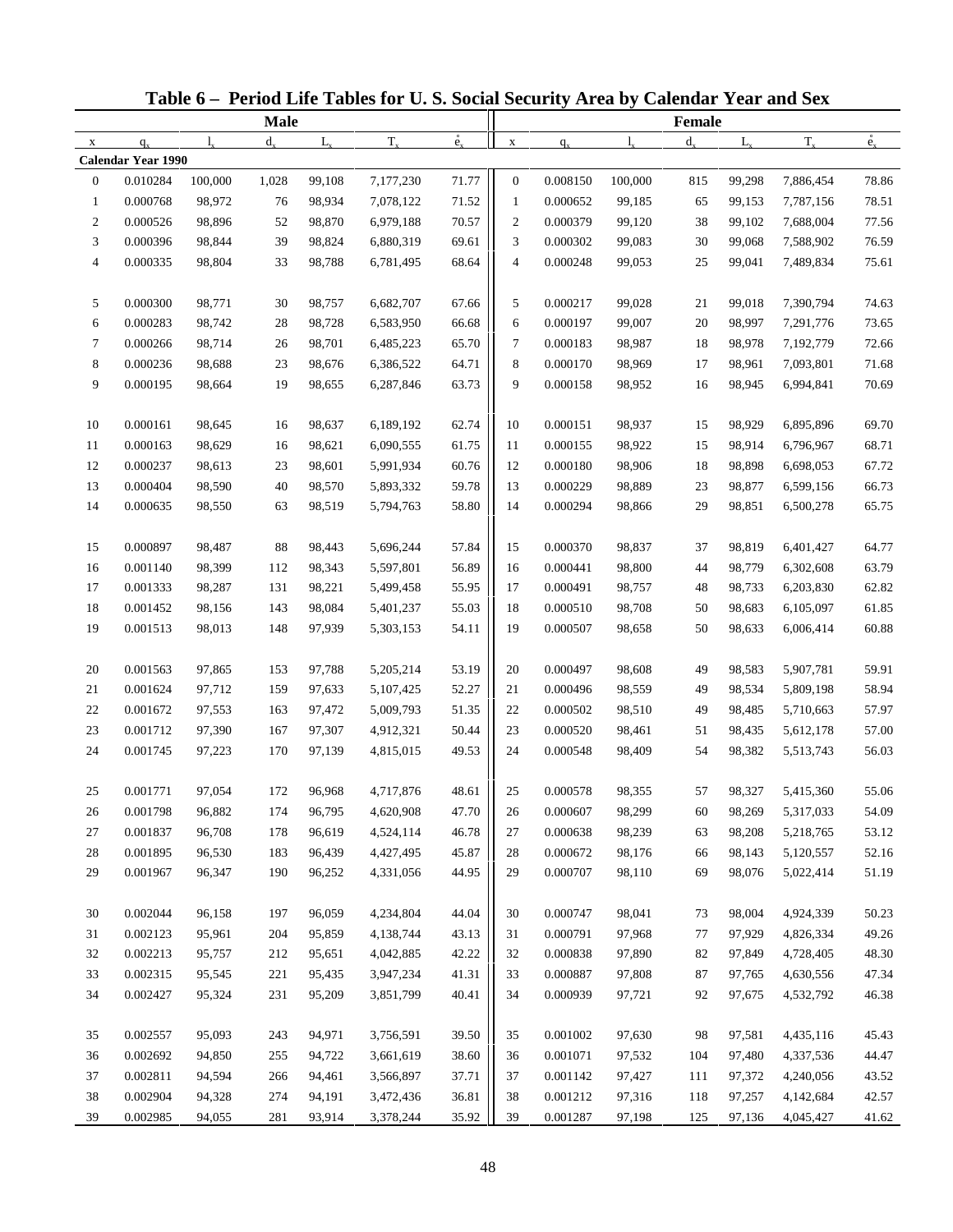# Table 6 – Period Life Tables for U. S. Social Security Area by Calendar Year and Sex

| | | | Male | | | | | | | | Female | | | |
|---|---|---|---|---|---|---|---|---|---|---|---|---|---|---|
| x | $q_x$ | $l_x$ | $d_x$ | $L_x$ | $T_x$ | $\mathring{e}_x$ | | x | $q_x$ | $l_x$ | $d_x$ | $L_x$ | $T_x$ | $\mathring{e}_x$ |
| **Calendar Year 1990** | | | | | | | | | | | | | | |
| 0 | 0.010284 | 100,000 | 1,028 | 99,108 | 7,177,230 | 71.77 | | 0 | 0.008150 | 100,000 | 815 | 99,298 | 7,886,454 | 78.86 |
| 1 | 0.000768 | 98,972 | 76 | 98,934 | 7,078,122 | 71.52 | | 1 | 0.000652 | 99,185 | 65 | 99,153 | 7,787,156 | 78.51 |
| 2 | 0.000526 | 98,896 | 52 | 98,870 | 6,979,188 | 70.57 | | 2 | 0.000379 | 99,120 | 38 | 99,102 | 7,688,004 | 77.56 |
| 3 | 0.000396 | 98,844 | 39 | 98,824 | 6,880,319 | 69.61 | | 3 | 0.000302 | 99,083 | 30 | 99,068 | 7,588,902 | 76.59 |
| 4 | 0.000335 | 98,804 | 33 | 98,788 | 6,781,495 | 68.64 | | 4 | 0.000248 | 99,053 | 25 | 99,041 | 7,489,834 | 75.61 |
| 5 | 0.000300 | 98,771 | 30 | 98,757 | 6,682,707 | 67.66 | | 5 | 0.000217 | 99,028 | 21 | 99,018 | 7,390,794 | 74.63 |
| 6 | 0.000283 | 98,742 | 28 | 98,728 | 6,583,950 | 66.68 | | 6 | 0.000197 | 99,007 | 20 | 98,997 | 7,291,776 | 73.65 |
| 7 | 0.000266 | 98,714 | 26 | 98,701 | 6,485,223 | 65.70 | | 7 | 0.000183 | 98,987 | 18 | 98,978 | 7,192,779 | 72.66 |
| 8 | 0.000236 | 98,688 | 23 | 98,676 | 6,386,522 | 64.71 | | 8 | 0.000170 | 98,969 | 17 | 98,961 | 7,093,801 | 71.68 |
| 9 | 0.000195 | 98,664 | 19 | 98,655 | 6,287,846 | 63.73 | | 9 | 0.000158 | 98,952 | 16 | 98,945 | 6,994,841 | 70.69 |
| 10 | 0.000161 | 98,645 | 16 | 98,637 | 6,189,192 | 62.74 | | 10 | 0.000151 | 98,937 | 15 | 98,929 | 6,895,896 | 69.70 |
| 11 | 0.000163 | 98,629 | 16 | 98,621 | 6,090,555 | 61.75 | | 11 | 0.000155 | 98,922 | 15 | 98,914 | 6,796,967 | 68.71 |
| 12 | 0.000237 | 98,613 | 23 | 98,601 | 5,991,934 | 60.76 | | 12 | 0.000180 | 98,906 | 18 | 98,898 | 6,698,053 | 67.72 |
| 13 | 0.000404 | 98,590 | 40 | 98,570 | 5,893,332 | 59.78 | | 13 | 0.000229 | 98,889 | 23 | 98,877 | 6,599,156 | 66.73 |
| 14 | 0.000635 | 98,550 | 63 | 98,519 | 5,794,763 | 58.80 | | 14 | 0.000294 | 98,866 | 29 | 98,851 | 6,500,278 | 65.75 |
| 15 | 0.000897 | 98,487 | 88 | 98,443 | 5,696,244 | 57.84 | | 15 | 0.000370 | 98,837 | 37 | 98,819 | 6,401,427 | 64.77 |
| 16 | 0.001140 | 98,399 | 112 | 98,343 | 5,597,801 | 56.89 | | 16 | 0.000441 | 98,800 | 44 | 98,779 | 6,302,608 | 63.79 |
| 17 | 0.001333 | 98,287 | 131 | 98,221 | 5,499,458 | 55.95 | | 17 | 0.000491 | 98,757 | 48 | 98,733 | 6,203,830 | 62.82 |
| 18 | 0.001452 | 98,156 | 143 | 98,084 | 5,401,237 | 55.03 | | 18 | 0.000510 | 98,708 | 50 | 98,683 | 6,105,097 | 61.85 |
| 19 | 0.001513 | 98,013 | 148 | 97,939 | 5,303,153 | 54.11 | | 19 | 0.000507 | 98,658 | 50 | 98,633 | 6,006,414 | 60.88 |
| 20 | 0.001563 | 97,865 | 153 | 97,788 | 5,205,214 | 53.19 | | 20 | 0.000497 | 98,608 | 49 | 98,583 | 5,907,781 | 59.91 |
| 21 | 0.001624 | 97,712 | 159 | 97,633 | 5,107,425 | 52.27 | | 21 | 0.000496 | 98,559 | 49 | 98,534 | 5,809,198 | 58.94 |
| 22 | 0.001672 | 97,553 | 163 | 97,472 | 5,009,793 | 51.35 | | 22 | 0.000502 | 98,510 | 49 | 98,485 | 5,710,663 | 57.97 |
| 23 | 0.001712 | 97,390 | 167 | 97,307 | 4,912,321 | 50.44 | | 23 | 0.000520 | 98,461 | 51 | 98,435 | 5,612,178 | 57.00 |
| 24 | 0.001745 | 97,223 | 170 | 97,139 | 4,815,015 | 49.53 | | 24 | 0.000548 | 98,409 | 54 | 98,382 | 5,513,743 | 56.03 |
| 25 | 0.001771 | 97,054 | 172 | 96,968 | 4,717,876 | 48.61 | | 25 | 0.000578 | 98,355 | 57 | 98,327 | 5,415,360 | 55.06 |
| 26 | 0.001798 | 96,882 | 174 | 96,795 | 4,620,908 | 47.70 | | 26 | 0.000607 | 98,299 | 60 | 98,269 | 5,317,033 | 54.09 |
| 27 | 0.001837 | 96,708 | 178 | 96,619 | 4,524,114 | 46.78 | | 27 | 0.000638 | 98,239 | 63 | 98,208 | 5,218,765 | 53.12 |
| 28 | 0.001895 | 96,530 | 183 | 96,439 | 4,427,495 | 45.87 | | 28 | 0.000672 | 98,176 | 66 | 98,143 | 5,120,557 | 52.16 |
| 29 | 0.001967 | 96,347 | 190 | 96,252 | 4,331,056 | 44.95 | | 29 | 0.000707 | 98,110 | 69 | 98,076 | 5,022,414 | 51.19 |
| 30 | 0.002044 | 96,158 | 197 | 96,059 | 4,234,804 | 44.04 | | 30 | 0.000747 | 98,041 | 73 | 98,004 | 4,924,339 | 50.23 |
| 31 | 0.002123 | 95,961 | 204 | 95,859 | 4,138,744 | 43.13 | | 31 | 0.000791 | 97,968 | 77 | 97,929 | 4,826,334 | 49.26 |
| 32 | 0.002213 | 95,757 | 212 | 95,651 | 4,042,885 | 42.22 | | 32 | 0.000838 | 97,890 | 82 | 97,849 | 4,728,405 | 48.30 |
| 33 | 0.002315 | 95,545 | 221 | 95,435 | 3,947,234 | 41.31 | | 33 | 0.000887 | 97,808 | 87 | 97,765 | 4,630,556 | 47.34 |
| 34 | 0.002427 | 95,324 | 231 | 95,209 | 3,851,799 | 40.41 | | 34 | 0.000939 | 97,721 | 92 | 97,675 | 4,532,792 | 46.38 |
| 35 | 0.002557 | 95,093 | 243 | 94,971 | 3,756,591 | 39.50 | | 35 | 0.001002 | 97,630 | 98 | 97,581 | 4,435,116 | 45.43 |
| 36 | 0.002692 | 94,850 | 255 | 94,722 | 3,661,619 | 38.60 | | 36 | 0.001071 | 97,532 | 104 | 97,480 | 4,337,536 | 44.47 |
| 37 | 0.002811 | 94,594 | 266 | 94,461 | 3,566,897 | 37.71 | | 37 | 0.001142 | 97,427 | 111 | 97,372 | 4,240,056 | 43.52 |
| 38 | 0.002904 | 94,328 | 274 | 94,191 | 3,472,436 | 36.81 | | 38 | 0.001212 | 97,316 | 118 | 97,257 | 4,142,684 | 42.57 |
| 39 | 0.002985 | 94,055 | 281 | 93,914 | 3,378,244 | 35.92 | | 39 | 0.001287 | 97,198 | 125 | 97,136 | 4,045,427 | 41.62 |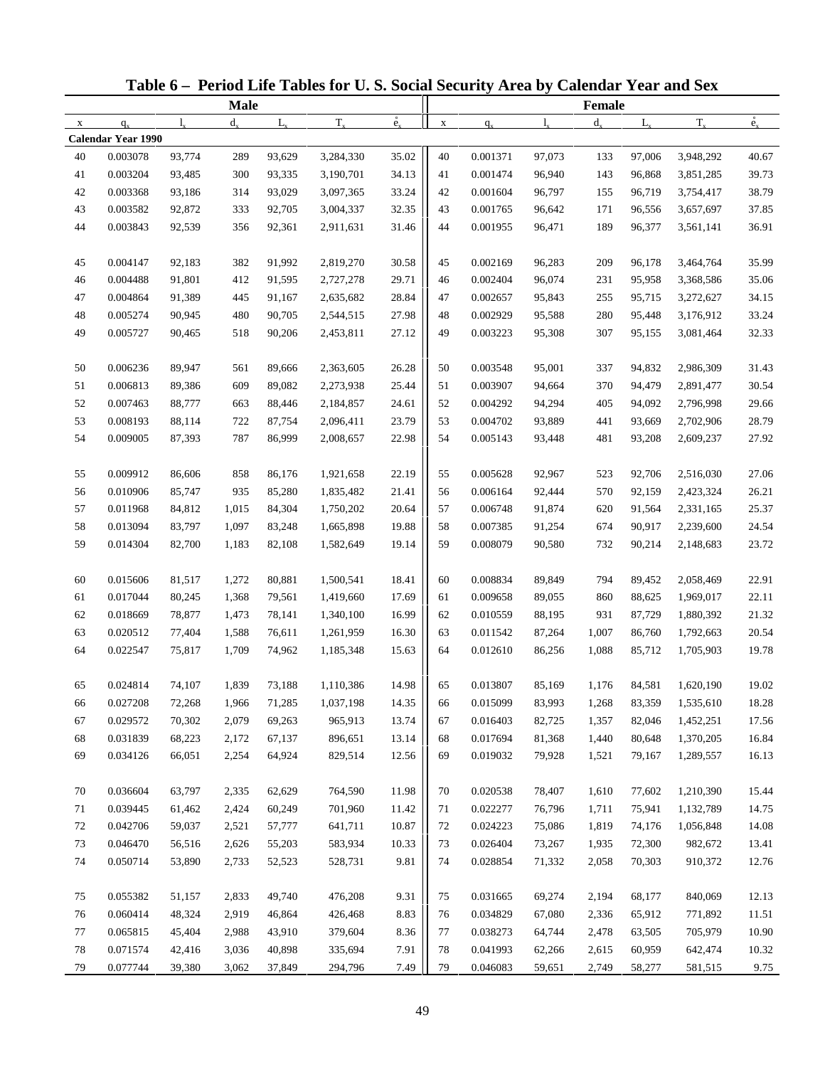# Table 6 – Period Life Tables for U. S. Social Security Area by Calendar Year and Sex

| Male | | | | | | | Female | | | | | | |
|---|---|---|---|---|---|---|---|---|---|---|---|---|---|
| x | $q_x$ | $l_x$ | $d_x$ | $L_x$ | $T_x$ | $\mathring{e}_x$ | x | $q_x$ | $l_x$ | $d_x$ | $L_x$ | $T_x$ | $\mathring{e}_x$ |
| **Calendar Year 1990** | | | | | | | | | | | | | |
| 40 | 0.003078 | 93,774 | 289 | 93,629 | 3,284,330 | 35.02 | 40 | 0.001371 | 97,073 | 133 | 97,006 | 3,948,292 | 40.67 |
| 41 | 0.003204 | 93,485 | 300 | 93,335 | 3,190,701 | 34.13 | 41 | 0.001474 | 96,940 | 143 | 96,868 | 3,851,285 | 39.73 |
| 42 | 0.003368 | 93,186 | 314 | 93,029 | 3,097,365 | 33.24 | 42 | 0.001604 | 96,797 | 155 | 96,719 | 3,754,417 | 38.79 |
| 43 | 0.003582 | 92,872 | 333 | 92,705 | 3,004,337 | 32.35 | 43 | 0.001765 | 96,642 | 171 | 96,556 | 3,657,697 | 37.85 |
| 44 | 0.003843 | 92,539 | 356 | 92,361 | 2,911,631 | 31.46 | 44 | 0.001955 | 96,471 | 189 | 96,377 | 3,561,141 | 36.91 |
| 45 | 0.004147 | 92,183 | 382 | 91,992 | 2,819,270 | 30.58 | 45 | 0.002169 | 96,283 | 209 | 96,178 | 3,464,764 | 35.99 |
| 46 | 0.004488 | 91,801 | 412 | 91,595 | 2,727,278 | 29.71 | 46 | 0.002404 | 96,074 | 231 | 95,958 | 3,368,586 | 35.06 |
| 47 | 0.004864 | 91,389 | 445 | 91,167 | 2,635,682 | 28.84 | 47 | 0.002657 | 95,843 | 255 | 95,715 | 3,272,627 | 34.15 |
| 48 | 0.005274 | 90,945 | 480 | 90,705 | 2,544,515 | 27.98 | 48 | 0.002929 | 95,588 | 280 | 95,448 | 3,176,912 | 33.24 |
| 49 | 0.005727 | 90,465 | 518 | 90,206 | 2,453,811 | 27.12 | 49 | 0.003223 | 95,308 | 307 | 95,155 | 3,081,464 | 32.33 |
| 50 | 0.006236 | 89,947 | 561 | 89,666 | 2,363,605 | 26.28 | 50 | 0.003548 | 95,001 | 337 | 94,832 | 2,986,309 | 31.43 |
| 51 | 0.006813 | 89,386 | 609 | 89,082 | 2,273,938 | 25.44 | 51 | 0.003907 | 94,664 | 370 | 94,479 | 2,891,477 | 30.54 |
| 52 | 0.007463 | 88,777 | 663 | 88,446 | 2,184,857 | 24.61 | 52 | 0.004292 | 94,294 | 405 | 94,092 | 2,796,998 | 29.66 |
| 53 | 0.008193 | 88,114 | 722 | 87,754 | 2,096,411 | 23.79 | 53 | 0.004702 | 93,889 | 441 | 93,669 | 2,702,906 | 28.79 |
| 54 | 0.009005 | 87,393 | 787 | 86,999 | 2,008,657 | 22.98 | 54 | 0.005143 | 93,448 | 481 | 93,208 | 2,609,237 | 27.92 |
| 55 | 0.009912 | 86,606 | 858 | 86,176 | 1,921,658 | 22.19 | 55 | 0.005628 | 92,967 | 523 | 92,706 | 2,516,030 | 27.06 |
| 56 | 0.010906 | 85,747 | 935 | 85,280 | 1,835,482 | 21.41 | 56 | 0.006164 | 92,444 | 570 | 92,159 | 2,423,324 | 26.21 |
| 57 | 0.011968 | 84,812 | 1,015 | 84,304 | 1,750,202 | 20.64 | 57 | 0.006748 | 91,874 | 620 | 91,564 | 2,331,165 | 25.37 |
| 58 | 0.013094 | 83,797 | 1,097 | 83,248 | 1,665,898 | 19.88 | 58 | 0.007385 | 91,254 | 674 | 90,917 | 2,239,600 | 24.54 |
| 59 | 0.014304 | 82,700 | 1,183 | 82,108 | 1,582,649 | 19.14 | 59 | 0.008079 | 90,580 | 732 | 90,214 | 2,148,683 | 23.72 |
| 60 | 0.015606 | 81,517 | 1,272 | 80,881 | 1,500,541 | 18.41 | 60 | 0.008834 | 89,849 | 794 | 89,452 | 2,058,469 | 22.91 |
| 61 | 0.017044 | 80,245 | 1,368 | 79,561 | 1,419,660 | 17.69 | 61 | 0.009658 | 89,055 | 860 | 88,625 | 1,969,017 | 22.11 |
| 62 | 0.018669 | 78,877 | 1,473 | 78,141 | 1,340,100 | 16.99 | 62 | 0.010559 | 88,195 | 931 | 87,729 | 1,880,392 | 21.32 |
| 63 | 0.020512 | 77,404 | 1,588 | 76,611 | 1,261,959 | 16.30 | 63 | 0.011542 | 87,264 | 1,007 | 86,760 | 1,792,663 | 20.54 |
| 64 | 0.022547 | 75,817 | 1,709 | 74,962 | 1,185,348 | 15.63 | 64 | 0.012610 | 86,256 | 1,088 | 85,712 | 1,705,903 | 19.78 |
| 65 | 0.024814 | 74,107 | 1,839 | 73,188 | 1,110,386 | 14.98 | 65 | 0.013807 | 85,169 | 1,176 | 84,581 | 1,620,190 | 19.02 |
| 66 | 0.027208 | 72,268 | 1,966 | 71,285 | 1,037,198 | 14.35 | 66 | 0.015099 | 83,993 | 1,268 | 83,359 | 1,535,610 | 18.28 |
| 67 | 0.029572 | 70,302 | 2,079 | 69,263 | 965,913 | 13.74 | 67 | 0.016403 | 82,725 | 1,357 | 82,046 | 1,452,251 | 17.56 |
| 68 | 0.031839 | 68,223 | 2,172 | 67,137 | 896,651 | 13.14 | 68 | 0.017694 | 81,368 | 1,440 | 80,648 | 1,370,205 | 16.84 |
| 69 | 0.034126 | 66,051 | 2,254 | 64,924 | 829,514 | 12.56 | 69 | 0.019032 | 79,928 | 1,521 | 79,167 | 1,289,557 | 16.13 |
| 70 | 0.036604 | 63,797 | 2,335 | 62,629 | 764,590 | 11.98 | 70 | 0.020538 | 78,407 | 1,610 | 77,602 | 1,210,390 | 15.44 |
| 71 | 0.039445 | 61,462 | 2,424 | 60,249 | 701,960 | 11.42 | 71 | 0.022277 | 76,796 | 1,711 | 75,941 | 1,132,789 | 14.75 |
| 72 | 0.042706 | 59,037 | 2,521 | 57,777 | 641,711 | 10.87 | 72 | 0.024223 | 75,086 | 1,819 | 74,176 | 1,056,848 | 14.08 |
| 73 | 0.046470 | 56,516 | 2,626 | 55,203 | 583,934 | 10.33 | 73 | 0.026404 | 73,267 | 1,935 | 72,300 | 982,672 | 13.41 |
| 74 | 0.050714 | 53,890 | 2,733 | 52,523 | 528,731 | 9.81 | 74 | 0.028854 | 71,332 | 2,058 | 70,303 | 910,372 | 12.76 |
| 75 | 0.055382 | 51,157 | 2,833 | 49,740 | 476,208 | 9.31 | 75 | 0.031665 | 69,274 | 2,194 | 68,177 | 840,069 | 12.13 |
| 76 | 0.060414 | 48,324 | 2,919 | 46,864 | 426,468 | 8.83 | 76 | 0.034829 | 67,080 | 2,336 | 65,912 | 771,892 | 11.51 |
| 77 | 0.065815 | 45,404 | 2,988 | 43,910 | 379,604 | 8.36 | 77 | 0.038273 | 64,744 | 2,478 | 63,505 | 705,979 | 10.90 |
| 78 | 0.071574 | 42,416 | 3,036 | 40,898 | 335,694 | 7.91 | 78 | 0.041993 | 62,266 | 2,615 | 60,959 | 642,474 | 10.32 |
| 79 | 0.077744 | 39,380 | 3,062 | 37,849 | 294,796 | 7.49 | 79 | 0.046083 | 59,651 | 2,749 | 58,277 | 581,515 | 9.75 |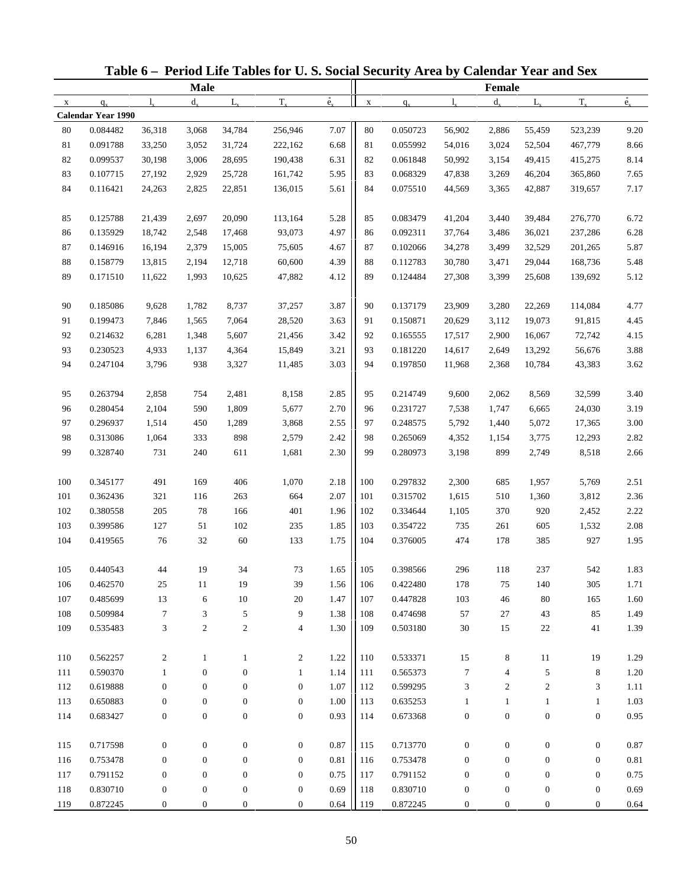## Table 6 – Period Life Tables for U. S. Social Security Area by Calendar Year and Sex

| Male | | | | | | | Female | | | | | | |
|---|---|---|---|---|---|---|---|---|---|---|---|---|---|
| x | $q_x$ | $l_x$ | $d_x$ | $L_x$ | $T_x$ | $\mathring{e}_x$ | x | $q_x$ | $l_x$ | $d_x$ | $L_x$ | $T_x$ | $\mathring{e}_x$ |
| **Calendar Year 1990** | | | | | | | | | | | | | |
| 80 | 0.084482 | 36,318 | 3,068 | 34,784 | 256,946 | 7.07 | 80 | 0.050723 | 56,902 | 2,886 | 55,459 | 523,239 | 9.20 |
| 81 | 0.091788 | 33,250 | 3,052 | 31,724 | 222,162 | 6.68 | 81 | 0.055992 | 54,016 | 3,024 | 52,504 | 467,779 | 8.66 |
| 82 | 0.099537 | 30,198 | 3,006 | 28,695 | 190,438 | 6.31 | 82 | 0.061848 | 50,992 | 3,154 | 49,415 | 415,275 | 8.14 |
| 83 | 0.107715 | 27,192 | 2,929 | 25,728 | 161,742 | 5.95 | 83 | 0.068329 | 47,838 | 3,269 | 46,204 | 365,860 | 7.65 |
| 84 | 0.116421 | 24,263 | 2,825 | 22,851 | 136,015 | 5.61 | 84 | 0.075510 | 44,569 | 3,365 | 42,887 | 319,657 | 7.17 |
| 85 | 0.125788 | 21,439 | 2,697 | 20,090 | 113,164 | 5.28 | 85 | 0.083479 | 41,204 | 3,440 | 39,484 | 276,770 | 6.72 |
| 86 | 0.135929 | 18,742 | 2,548 | 17,468 | 93,073 | 4.97 | 86 | 0.092311 | 37,764 | 3,486 | 36,021 | 237,286 | 6.28 |
| 87 | 0.146916 | 16,194 | 2,379 | 15,005 | 75,605 | 4.67 | 87 | 0.102066 | 34,278 | 3,499 | 32,529 | 201,265 | 5.87 |
| 88 | 0.158779 | 13,815 | 2,194 | 12,718 | 60,600 | 4.39 | 88 | 0.112783 | 30,780 | 3,471 | 29,044 | 168,736 | 5.48 |
| 89 | 0.171510 | 11,622 | 1,993 | 10,625 | 47,882 | 4.12 | 89 | 0.124484 | 27,308 | 3,399 | 25,608 | 139,692 | 5.12 |
| 90 | 0.185086 | 9,628 | 1,782 | 8,737 | 37,257 | 3.87 | 90 | 0.137179 | 23,909 | 3,280 | 22,269 | 114,084 | 4.77 |
| 91 | 0.199473 | 7,846 | 1,565 | 7,064 | 28,520 | 3.63 | 91 | 0.150871 | 20,629 | 3,112 | 19,073 | 91,815 | 4.45 |
| 92 | 0.214632 | 6,281 | 1,348 | 5,607 | 21,456 | 3.42 | 92 | 0.165555 | 17,517 | 2,900 | 16,067 | 72,742 | 4.15 |
| 93 | 0.230523 | 4,933 | 1,137 | 4,364 | 15,849 | 3.21 | 93 | 0.181220 | 14,617 | 2,649 | 13,292 | 56,676 | 3.88 |
| 94 | 0.247104 | 3,796 | 938 | 3,327 | 11,485 | 3.03 | 94 | 0.197850 | 11,968 | 2,368 | 10,784 | 43,383 | 3.62 |
| 95 | 0.263794 | 2,858 | 754 | 2,481 | 8,158 | 2.85 | 95 | 0.214749 | 9,600 | 2,062 | 8,569 | 32,599 | 3.40 |
| 96 | 0.280454 | 2,104 | 590 | 1,809 | 5,677 | 2.70 | 96 | 0.231727 | 7,538 | 1,747 | 6,665 | 24,030 | 3.19 |
| 97 | 0.296937 | 1,514 | 450 | 1,289 | 3,868 | 2.55 | 97 | 0.248575 | 5,792 | 1,440 | 5,072 | 17,365 | 3.00 |
| 98 | 0.313086 | 1,064 | 333 | 898 | 2,579 | 2.42 | 98 | 0.265069 | 4,352 | 1,154 | 3,775 | 12,293 | 2.82 |
| 99 | 0.328740 | 731 | 240 | 611 | 1,681 | 2.30 | 99 | 0.280973 | 3,198 | 899 | 2,749 | 8,518 | 2.66 |
| 100 | 0.345177 | 491 | 169 | 406 | 1,070 | 2.18 | 100 | 0.297832 | 2,300 | 685 | 1,957 | 5,769 | 2.51 |
| 101 | 0.362436 | 321 | 116 | 263 | 664 | 2.07 | 101 | 0.315702 | 1,615 | 510 | 1,360 | 3,812 | 2.36 |
| 102 | 0.380558 | 205 | 78 | 166 | 401 | 1.96 | 102 | 0.334644 | 1,105 | 370 | 920 | 2,452 | 2.22 |
| 103 | 0.399586 | 127 | 51 | 102 | 235 | 1.85 | 103 | 0.354722 | 735 | 261 | 605 | 1,532 | 2.08 |
| 104 | 0.419565 | 76 | 32 | 60 | 133 | 1.75 | 104 | 0.376005 | 474 | 178 | 385 | 927 | 1.95 |
| 105 | 0.440543 | 44 | 19 | 34 | 73 | 1.65 | 105 | 0.398566 | 296 | 118 | 237 | 542 | 1.83 |
| 106 | 0.462570 | 25 | 11 | 19 | 39 | 1.56 | 106 | 0.422480 | 178 | 75 | 140 | 305 | 1.71 |
| 107 | 0.485699 | 13 | 6 | 10 | 20 | 1.47 | 107 | 0.447828 | 103 | 46 | 80 | 165 | 1.60 |
| 108 | 0.509984 | 7 | 3 | 5 | 9 | 1.38 | 108 | 0.474698 | 57 | 27 | 43 | 85 | 1.49 |
| 109 | 0.535483 | 3 | 2 | 2 | 4 | 1.30 | 109 | 0.503180 | 30 | 15 | 22 | 41 | 1.39 |
| 110 | 0.562257 | 2 | 1 | 1 | 2 | 1.22 | 110 | 0.533371 | 15 | 8 | 11 | 19 | 1.29 |
| 111 | 0.590370 | 1 | 0 | 0 | 1 | 1.14 | 111 | 0.565373 | 7 | 4 | 5 | 8 | 1.20 |
| 112 | 0.619888 | 0 | 0 | 0 | 0 | 1.07 | 112 | 0.599295 | 3 | 2 | 2 | 3 | 1.11 |
| 113 | 0.650883 | 0 | 0 | 0 | 0 | 1.00 | 113 | 0.635253 | 1 | 1 | 1 | 1 | 1.03 |
| 114 | 0.683427 | 0 | 0 | 0 | 0 | 0.93 | 114 | 0.673368 | 0 | 0 | 0 | 0 | 0.95 |
| 115 | 0.717598 | 0 | 0 | 0 | 0 | 0.87 | 115 | 0.713770 | 0 | 0 | 0 | 0 | 0.87 |
| 116 | 0.753478 | 0 | 0 | 0 | 0 | 0.81 | 116 | 0.753478 | 0 | 0 | 0 | 0 | 0.81 |
| 117 | 0.791152 | 0 | 0 | 0 | 0 | 0.75 | 117 | 0.791152 | 0 | 0 | 0 | 0 | 0.75 |
| 118 | 0.830710 | 0 | 0 | 0 | 0 | 0.69 | 118 | 0.830710 | 0 | 0 | 0 | 0 | 0.69 |
| 119 | 0.872245 | 0 | 0 | 0 | 0 | 0.64 | 119 | 0.872245 | 0 | 0 | 0 | 0 | 0.64 |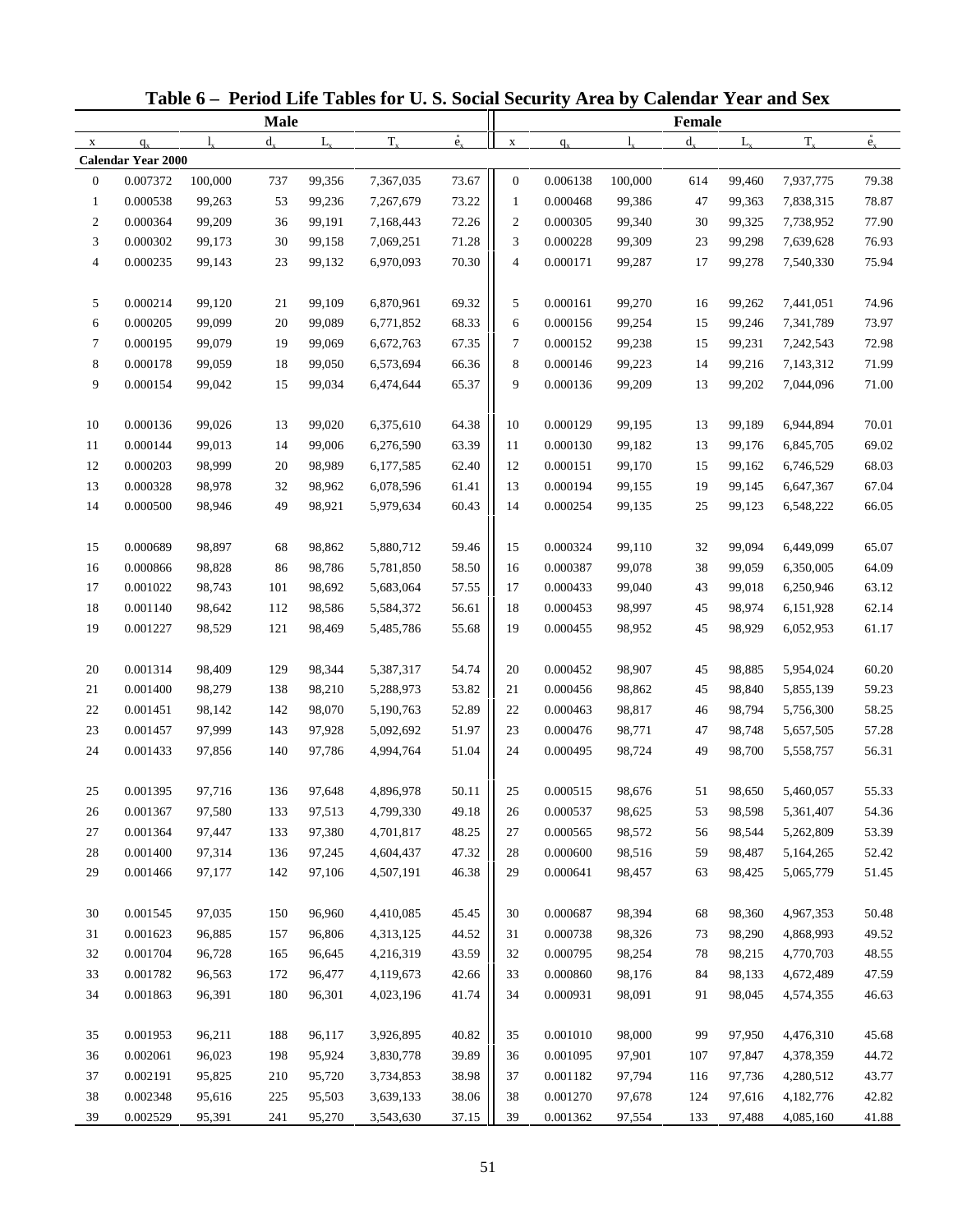# Table 6 – Period Life Tables for U. S. Social Security Area by Calendar Year and Sex

| Male | | | | | | | Female | | | | | | |
|---|---|---|---|---|---|---|---|---|---|---|---|---|---|
| x | $q_x$ | $l_x$ | $d_x$ | $L_x$ | $T_x$ | $\mathring{e}_x$ | x | $q_x$ | $l_x$ | $d_x$ | $L_x$ | $T_x$ | $\mathring{e}_x$ |
| **Calendar Year 2000** | | | | | | | | | | | | | |
| 0 | 0.007372 | 100,000 | 737 | 99,356 | 7,367,035 | 73.67 | 0 | 0.006138 | 100,000 | 614 | 99,460 | 7,937,775 | 79.38 |
| 1 | 0.000538 | 99,263 | 53 | 99,236 | 7,267,679 | 73.22 | 1 | 0.000468 | 99,386 | 47 | 99,363 | 7,838,315 | 78.87 |
| 2 | 0.000364 | 99,209 | 36 | 99,191 | 7,168,443 | 72.26 | 2 | 0.000305 | 99,340 | 30 | 99,325 | 7,738,952 | 77.90 |
| 3 | 0.000302 | 99,173 | 30 | 99,158 | 7,069,251 | 71.28 | 3 | 0.000228 | 99,309 | 23 | 99,298 | 7,639,628 | 76.93 |
| 4 | 0.000235 | 99,143 | 23 | 99,132 | 6,970,093 | 70.30 | 4 | 0.000171 | 99,287 | 17 | 99,278 | 7,540,330 | 75.94 |
| 5 | 0.000214 | 99,120 | 21 | 99,109 | 6,870,961 | 69.32 | 5 | 0.000161 | 99,270 | 16 | 99,262 | 7,441,051 | 74.96 |
| 6 | 0.000205 | 99,099 | 20 | 99,089 | 6,771,852 | 68.33 | 6 | 0.000156 | 99,254 | 15 | 99,246 | 7,341,789 | 73.97 |
| 7 | 0.000195 | 99,079 | 19 | 99,069 | 6,672,763 | 67.35 | 7 | 0.000152 | 99,238 | 15 | 99,231 | 7,242,543 | 72.98 |
| 8 | 0.000178 | 99,059 | 18 | 99,050 | 6,573,694 | 66.36 | 8 | 0.000146 | 99,223 | 14 | 99,216 | 7,143,312 | 71.99 |
| 9 | 0.000154 | 99,042 | 15 | 99,034 | 6,474,644 | 65.37 | 9 | 0.000136 | 99,209 | 13 | 99,202 | 7,044,096 | 71.00 |
| 10 | 0.000136 | 99,026 | 13 | 99,020 | 6,375,610 | 64.38 | 10 | 0.000129 | 99,195 | 13 | 99,189 | 6,944,894 | 70.01 |
| 11 | 0.000144 | 99,013 | 14 | 99,006 | 6,276,590 | 63.39 | 11 | 0.000130 | 99,182 | 13 | 99,176 | 6,845,705 | 69.02 |
| 12 | 0.000203 | 98,999 | 20 | 98,989 | 6,177,585 | 62.40 | 12 | 0.000151 | 99,170 | 15 | 99,162 | 6,746,529 | 68.03 |
| 13 | 0.000328 | 98,978 | 32 | 98,962 | 6,078,596 | 61.41 | 13 | 0.000194 | 99,155 | 19 | 99,145 | 6,647,367 | 67.04 |
| 14 | 0.000500 | 98,946 | 49 | 98,921 | 5,979,634 | 60.43 | 14 | 0.000254 | 99,135 | 25 | 99,123 | 6,548,222 | 66.05 |
| 15 | 0.000689 | 98,897 | 68 | 98,862 | 5,880,712 | 59.46 | 15 | 0.000324 | 99,110 | 32 | 99,094 | 6,449,099 | 65.07 |
| 16 | 0.000866 | 98,828 | 86 | 98,786 | 5,781,850 | 58.50 | 16 | 0.000387 | 99,078 | 38 | 99,059 | 6,350,005 | 64.09 |
| 17 | 0.001022 | 98,743 | 101 | 98,692 | 5,683,064 | 57.55 | 17 | 0.000433 | 99,040 | 43 | 99,018 | 6,250,946 | 63.12 |
| 18 | 0.001140 | 98,642 | 112 | 98,586 | 5,584,372 | 56.61 | 18 | 0.000453 | 98,997 | 45 | 98,974 | 6,151,928 | 62.14 |
| 19 | 0.001227 | 98,529 | 121 | 98,469 | 5,485,786 | 55.68 | 19 | 0.000455 | 98,952 | 45 | 98,929 | 6,052,953 | 61.17 |
| 20 | 0.001314 | 98,409 | 129 | 98,344 | 5,387,317 | 54.74 | 20 | 0.000452 | 98,907 | 45 | 98,885 | 5,954,024 | 60.20 |
| 21 | 0.001400 | 98,279 | 138 | 98,210 | 5,288,973 | 53.82 | 21 | 0.000456 | 98,862 | 45 | 98,840 | 5,855,139 | 59.23 |
| 22 | 0.001451 | 98,142 | 142 | 98,070 | 5,190,763 | 52.89 | 22 | 0.000463 | 98,817 | 46 | 98,794 | 5,756,300 | 58.25 |
| 23 | 0.001457 | 97,999 | 143 | 97,928 | 5,092,692 | 51.97 | 23 | 0.000476 | 98,771 | 47 | 98,748 | 5,657,505 | 57.28 |
| 24 | 0.001433 | 97,856 | 140 | 97,786 | 4,994,764 | 51.04 | 24 | 0.000495 | 98,724 | 49 | 98,700 | 5,558,757 | 56.31 |
| 25 | 0.001395 | 97,716 | 136 | 97,648 | 4,896,978 | 50.11 | 25 | 0.000515 | 98,676 | 51 | 98,650 | 5,460,057 | 55.33 |
| 26 | 0.001367 | 97,580 | 133 | 97,513 | 4,799,330 | 49.18 | 26 | 0.000537 | 98,625 | 53 | 98,598 | 5,361,407 | 54.36 |
| 27 | 0.001364 | 97,447 | 133 | 97,380 | 4,701,817 | 48.25 | 27 | 0.000565 | 98,572 | 56 | 98,544 | 5,262,809 | 53.39 |
| 28 | 0.001400 | 97,314 | 136 | 97,245 | 4,604,437 | 47.32 | 28 | 0.000600 | 98,516 | 59 | 98,487 | 5,164,265 | 52.42 |
| 29 | 0.001466 | 97,177 | 142 | 97,106 | 4,507,191 | 46.38 | 29 | 0.000641 | 98,457 | 63 | 98,425 | 5,065,779 | 51.45 |
| 30 | 0.001545 | 97,035 | 150 | 96,960 | 4,410,085 | 45.45 | 30 | 0.000687 | 98,394 | 68 | 98,360 | 4,967,353 | 50.48 |
| 31 | 0.001623 | 96,885 | 157 | 96,806 | 4,313,125 | 44.52 | 31 | 0.000738 | 98,326 | 73 | 98,290 | 4,868,993 | 49.52 |
| 32 | 0.001704 | 96,728 | 165 | 96,645 | 4,216,319 | 43.59 | 32 | 0.000795 | 98,254 | 78 | 98,215 | 4,770,703 | 48.55 |
| 33 | 0.001782 | 96,563 | 172 | 96,477 | 4,119,673 | 42.66 | 33 | 0.000860 | 98,176 | 84 | 98,133 | 4,672,489 | 47.59 |
| 34 | 0.001863 | 96,391 | 180 | 96,301 | 4,023,196 | 41.74 | 34 | 0.000931 | 98,091 | 91 | 98,045 | 4,574,355 | 46.63 |
| 35 | 0.001953 | 96,211 | 188 | 96,117 | 3,926,895 | 40.82 | 35 | 0.001010 | 98,000 | 99 | 97,950 | 4,476,310 | 45.68 |
| 36 | 0.002061 | 96,023 | 198 | 95,924 | 3,830,778 | 39.89 | 36 | 0.001095 | 97,901 | 107 | 97,847 | 4,378,359 | 44.72 |
| 37 | 0.002191 | 95,825 | 210 | 95,720 | 3,734,853 | 38.98 | 37 | 0.001182 | 97,794 | 116 | 97,736 | 4,280,512 | 43.77 |
| 38 | 0.002348 | 95,616 | 225 | 95,503 | 3,639,133 | 38.06 | 38 | 0.001270 | 97,678 | 124 | 97,616 | 4,182,776 | 42.82 |
| 39 | 0.002529 | 95,391 | 241 | 95,270 | 3,543,630 | 37.15 | 39 | 0.001362 | 97,554 | 133 | 97,488 | 4,085,160 | 41.88 |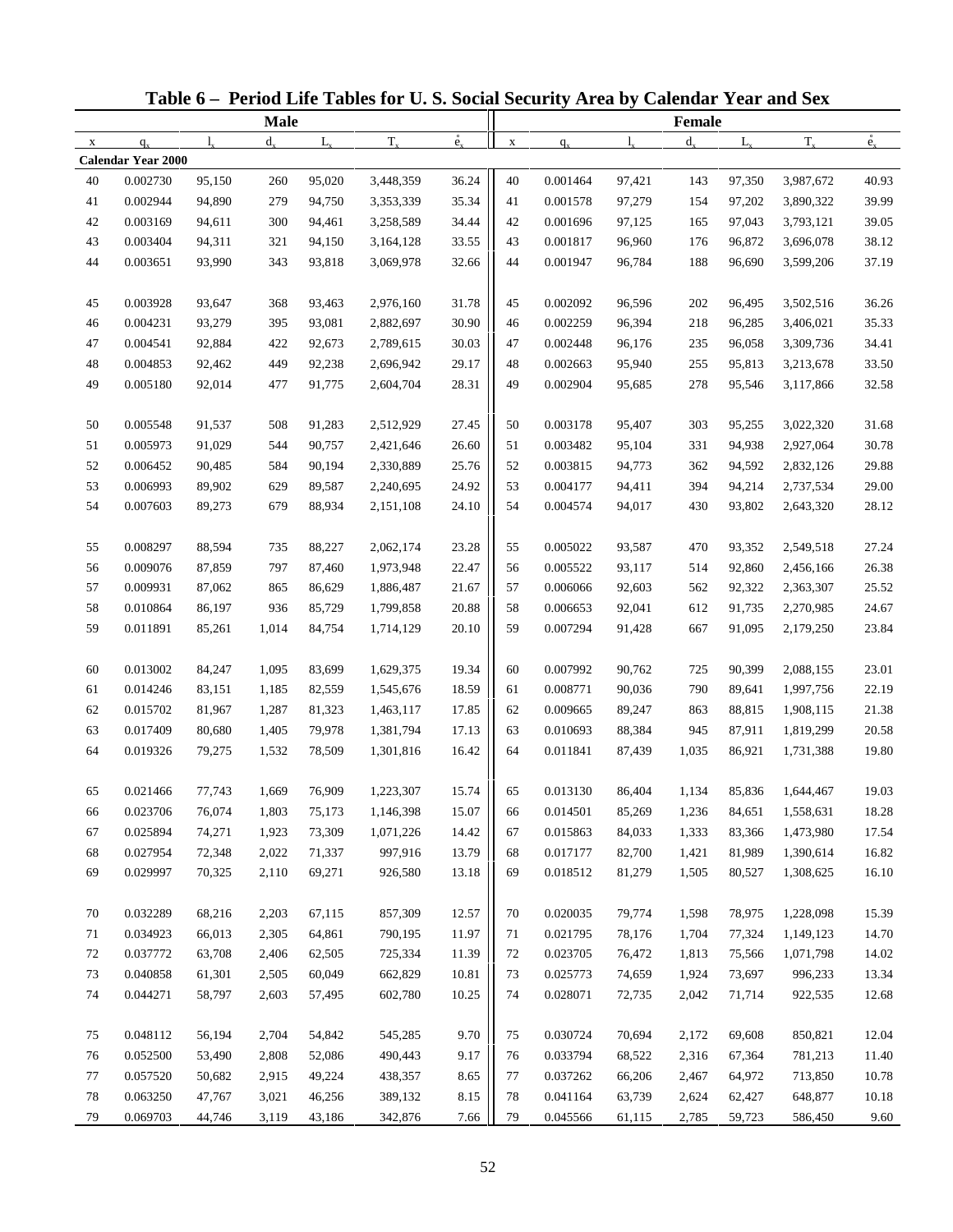# Table 6 – Period Life Tables for U. S. Social Security Area by Calendar Year and Sex

| Male | | | | | | | Female | | | | | | |
|---|---|---|---|---|---|---|---|---|---|---|---|---|---|
| x | $q_x$ | $l_x$ | $d_x$ | $L_x$ | $T_x$ | $\mathring{e}_x$ | x | $q_x$ | $l_x$ | $d_x$ | $L_x$ | $T_x$ | $\mathring{e}_x$ |
| **Calendar Year 2000** | | | | | | | | | | | | | |
| 40 | 0.002730 | 95,150 | 260 | 95,020 | 3,448,359 | 36.24 | 40 | 0.001464 | 97,421 | 143 | 97,350 | 3,987,672 | 40.93 |
| 41 | 0.002944 | 94,890 | 279 | 94,750 | 3,353,339 | 35.34 | 41 | 0.001578 | 97,279 | 154 | 97,202 | 3,890,322 | 39.99 |
| 42 | 0.003169 | 94,611 | 300 | 94,461 | 3,258,589 | 34.44 | 42 | 0.001696 | 97,125 | 165 | 97,043 | 3,793,121 | 39.05 |
| 43 | 0.003404 | 94,311 | 321 | 94,150 | 3,164,128 | 33.55 | 43 | 0.001817 | 96,960 | 176 | 96,872 | 3,696,078 | 38.12 |
| 44 | 0.003651 | 93,990 | 343 | 93,818 | 3,069,978 | 32.66 | 44 | 0.001947 | 96,784 | 188 | 96,690 | 3,599,206 | 37.19 |
| 45 | 0.003928 | 93,647 | 368 | 93,463 | 2,976,160 | 31.78 | 45 | 0.002092 | 96,596 | 202 | 96,495 | 3,502,516 | 36.26 |
| 46 | 0.004231 | 93,279 | 395 | 93,081 | 2,882,697 | 30.90 | 46 | 0.002259 | 96,394 | 218 | 96,285 | 3,406,021 | 35.33 |
| 47 | 0.004541 | 92,884 | 422 | 92,673 | 2,789,615 | 30.03 | 47 | 0.002448 | 96,176 | 235 | 96,058 | 3,309,736 | 34.41 |
| 48 | 0.004853 | 92,462 | 449 | 92,238 | 2,696,942 | 29.17 | 48 | 0.002663 | 95,940 | 255 | 95,813 | 3,213,678 | 33.50 |
| 49 | 0.005180 | 92,014 | 477 | 91,775 | 2,604,704 | 28.31 | 49 | 0.002904 | 95,685 | 278 | 95,546 | 3,117,866 | 32.58 |
| 50 | 0.005548 | 91,537 | 508 | 91,283 | 2,512,929 | 27.45 | 50 | 0.003178 | 95,407 | 303 | 95,255 | 3,022,320 | 31.68 |
| 51 | 0.005973 | 91,029 | 544 | 90,757 | 2,421,646 | 26.60 | 51 | 0.003482 | 95,104 | 331 | 94,938 | 2,927,064 | 30.78 |
| 52 | 0.006452 | 90,485 | 584 | 90,194 | 2,330,889 | 25.76 | 52 | 0.003815 | 94,773 | 362 | 94,592 | 2,832,126 | 29.88 |
| 53 | 0.006993 | 89,902 | 629 | 89,587 | 2,240,695 | 24.92 | 53 | 0.004177 | 94,411 | 394 | 94,214 | 2,737,534 | 29.00 |
| 54 | 0.007603 | 89,273 | 679 | 88,934 | 2,151,108 | 24.10 | 54 | 0.004574 | 94,017 | 430 | 93,802 | 2,643,320 | 28.12 |
| 55 | 0.008297 | 88,594 | 735 | 88,227 | 2,062,174 | 23.28 | 55 | 0.005022 | 93,587 | 470 | 93,352 | 2,549,518 | 27.24 |
| 56 | 0.009076 | 87,859 | 797 | 87,460 | 1,973,948 | 22.47 | 56 | 0.005522 | 93,117 | 514 | 92,860 | 2,456,166 | 26.38 |
| 57 | 0.009931 | 87,062 | 865 | 86,629 | 1,886,487 | 21.67 | 57 | 0.006066 | 92,603 | 562 | 92,322 | 2,363,307 | 25.52 |
| 58 | 0.010864 | 86,197 | 936 | 85,729 | 1,799,858 | 20.88 | 58 | 0.006653 | 92,041 | 612 | 91,735 | 2,270,985 | 24.67 |
| 59 | 0.011891 | 85,261 | 1,014 | 84,754 | 1,714,129 | 20.10 | 59 | 0.007294 | 91,428 | 667 | 91,095 | 2,179,250 | 23.84 |
| 60 | 0.013002 | 84,247 | 1,095 | 83,699 | 1,629,375 | 19.34 | 60 | 0.007992 | 90,762 | 725 | 90,399 | 2,088,155 | 23.01 |
| 61 | 0.014246 | 83,151 | 1,185 | 82,559 | 1,545,676 | 18.59 | 61 | 0.008771 | 90,036 | 790 | 89,641 | 1,997,756 | 22.19 |
| 62 | 0.015702 | 81,967 | 1,287 | 81,323 | 1,463,117 | 17.85 | 62 | 0.009665 | 89,247 | 863 | 88,815 | 1,908,115 | 21.38 |
| 63 | 0.017409 | 80,680 | 1,405 | 79,978 | 1,381,794 | 17.13 | 63 | 0.010693 | 88,384 | 945 | 87,911 | 1,819,299 | 20.58 |
| 64 | 0.019326 | 79,275 | 1,532 | 78,509 | 1,301,816 | 16.42 | 64 | 0.011841 | 87,439 | 1,035 | 86,921 | 1,731,388 | 19.80 |
| 65 | 0.021466 | 77,743 | 1,669 | 76,909 | 1,223,307 | 15.74 | 65 | 0.013130 | 86,404 | 1,134 | 85,836 | 1,644,467 | 19.03 |
| 66 | 0.023706 | 76,074 | 1,803 | 75,173 | 1,146,398 | 15.07 | 66 | 0.014501 | 85,269 | 1,236 | 84,651 | 1,558,631 | 18.28 |
| 67 | 0.025894 | 74,271 | 1,923 | 73,309 | 1,071,226 | 14.42 | 67 | 0.015863 | 84,033 | 1,333 | 83,366 | 1,473,980 | 17.54 |
| 68 | 0.027954 | 72,348 | 2,022 | 71,337 | 997,916 | 13.79 | 68 | 0.017177 | 82,700 | 1,421 | 81,989 | 1,390,614 | 16.82 |
| 69 | 0.029997 | 70,325 | 2,110 | 69,271 | 926,580 | 13.18 | 69 | 0.018512 | 81,279 | 1,505 | 80,527 | 1,308,625 | 16.10 |
| 70 | 0.032289 | 68,216 | 2,203 | 67,115 | 857,309 | 12.57 | 70 | 0.020035 | 79,774 | 1,598 | 78,975 | 1,228,098 | 15.39 |
| 71 | 0.034923 | 66,013 | 2,305 | 64,861 | 790,195 | 11.97 | 71 | 0.021795 | 78,176 | 1,704 | 77,324 | 1,149,123 | 14.70 |
| 72 | 0.037772 | 63,708 | 2,406 | 62,505 | 725,334 | 11.39 | 72 | 0.023705 | 76,472 | 1,813 | 75,566 | 1,071,798 | 14.02 |
| 73 | 0.040858 | 61,301 | 2,505 | 60,049 | 662,829 | 10.81 | 73 | 0.025773 | 74,659 | 1,924 | 73,697 | 996,233 | 13.34 |
| 74 | 0.044271 | 58,797 | 2,603 | 57,495 | 602,780 | 10.25 | 74 | 0.028071 | 72,735 | 2,042 | 71,714 | 922,535 | 12.68 |
| 75 | 0.048112 | 56,194 | 2,704 | 54,842 | 545,285 | 9.70 | 75 | 0.030724 | 70,694 | 2,172 | 69,608 | 850,821 | 12.04 |
| 76 | 0.052500 | 53,490 | 2,808 | 52,086 | 490,443 | 9.17 | 76 | 0.033794 | 68,522 | 2,316 | 67,364 | 781,213 | 11.40 |
| 77 | 0.057520 | 50,682 | 2,915 | 49,224 | 438,357 | 8.65 | 77 | 0.037262 | 66,206 | 2,467 | 64,972 | 713,850 | 10.78 |
| 78 | 0.063250 | 47,767 | 3,021 | 46,256 | 389,132 | 8.15 | 78 | 0.041164 | 63,739 | 2,624 | 62,427 | 648,877 | 10.18 |
| 79 | 0.069703 | 44,746 | 3,119 | 43,186 | 342,876 | 7.66 | 79 | 0.045566 | 61,115 | 2,785 | 59,723 | 586,450 | 9.60 |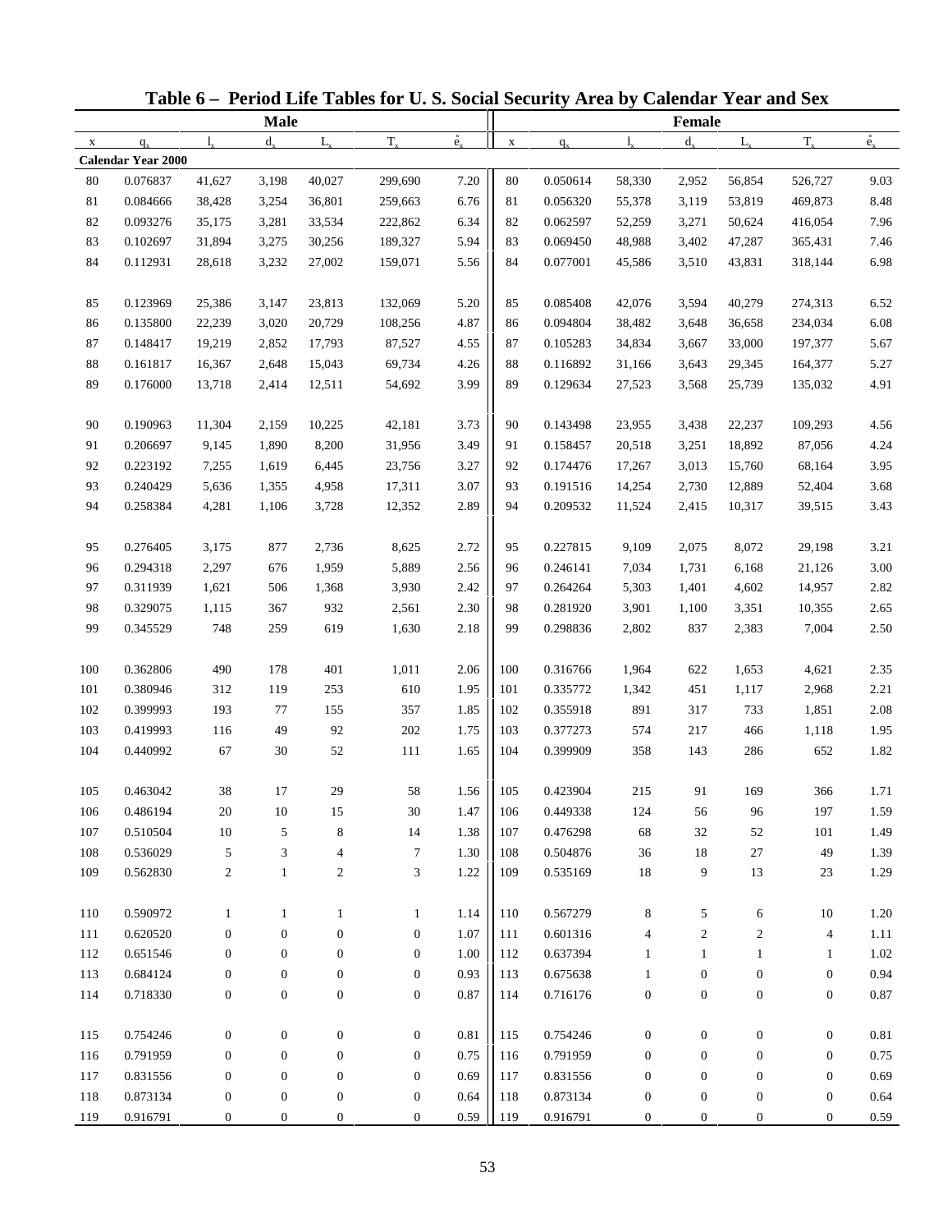# Table 6 – Period Life Tables for U. S. Social Security Area by Calendar Year and Sex

| Male | | | | | | | Female | | | | | | |
|---|---|---|---|---|---|---|---|---|---|---|---|---|---|
| x | $q_x$ | $l_x$ | $d_x$ | $L_x$ | $T_x$ | $\mathring{e}_x$ | x | $q_x$ | $l_x$ | $d_x$ | $L_x$ | $T_x$ | $\mathring{e}_x$ |
| **Calendar Year 2000** | | | | | | | | | | | | | |
| 80 | 0.076837 | 41,627 | 3,198 | 40,027 | 299,690 | 7.20 | 80 | 0.050614 | 58,330 | 2,952 | 56,854 | 526,727 | 9.03 |
| 81 | 0.084666 | 38,428 | 3,254 | 36,801 | 259,663 | 6.76 | 81 | 0.056320 | 55,378 | 3,119 | 53,819 | 469,873 | 8.48 |
| 82 | 0.093276 | 35,175 | 3,281 | 33,534 | 222,862 | 6.34 | 82 | 0.062597 | 52,259 | 3,271 | 50,624 | 416,054 | 7.96 |
| 83 | 0.102697 | 31,894 | 3,275 | 30,256 | 189,327 | 5.94 | 83 | 0.069450 | 48,988 | 3,402 | 47,287 | 365,431 | 7.46 |
| 84 | 0.112931 | 28,618 | 3,232 | 27,002 | 159,071 | 5.56 | 84 | 0.077001 | 45,586 | 3,510 | 43,831 | 318,144 | 6.98 |
| 85 | 0.123969 | 25,386 | 3,147 | 23,813 | 132,069 | 5.20 | 85 | 0.085408 | 42,076 | 3,594 | 40,279 | 274,313 | 6.52 |
| 86 | 0.135800 | 22,239 | 3,020 | 20,729 | 108,256 | 4.87 | 86 | 0.094804 | 38,482 | 3,648 | 36,658 | 234,034 | 6.08 |
| 87 | 0.148417 | 19,219 | 2,852 | 17,793 | 87,527 | 4.55 | 87 | 0.105283 | 34,834 | 3,667 | 33,000 | 197,377 | 5.67 |
| 88 | 0.161817 | 16,367 | 2,648 | 15,043 | 69,734 | 4.26 | 88 | 0.116892 | 31,166 | 3,643 | 29,345 | 164,377 | 5.27 |
| 89 | 0.176000 | 13,718 | 2,414 | 12,511 | 54,692 | 3.99 | 89 | 0.129634 | 27,523 | 3,568 | 25,739 | 135,032 | 4.91 |
| 90 | 0.190963 | 11,304 | 2,159 | 10,225 | 42,181 | 3.73 | 90 | 0.143498 | 23,955 | 3,438 | 22,237 | 109,293 | 4.56 |
| 91 | 0.206697 | 9,145 | 1,890 | 8,200 | 31,956 | 3.49 | 91 | 0.158457 | 20,518 | 3,251 | 18,892 | 87,056 | 4.24 |
| 92 | 0.223192 | 7,255 | 1,619 | 6,445 | 23,756 | 3.27 | 92 | 0.174476 | 17,267 | 3,013 | 15,760 | 68,164 | 3.95 |
| 93 | 0.240429 | 5,636 | 1,355 | 4,958 | 17,311 | 3.07 | 93 | 0.191516 | 14,254 | 2,730 | 12,889 | 52,404 | 3.68 |
| 94 | 0.258384 | 4,281 | 1,106 | 3,728 | 12,352 | 2.89 | 94 | 0.209532 | 11,524 | 2,415 | 10,317 | 39,515 | 3.43 |
| 95 | 0.276405 | 3,175 | 877 | 2,736 | 8,625 | 2.72 | 95 | 0.227815 | 9,109 | 2,075 | 8,072 | 29,198 | 3.21 |
| 96 | 0.294318 | 2,297 | 676 | 1,959 | 5,889 | 2.56 | 96 | 0.246141 | 7,034 | 1,731 | 6,168 | 21,126 | 3.00 |
| 97 | 0.311939 | 1,621 | 506 | 1,368 | 3,930 | 2.42 | 97 | 0.264264 | 5,303 | 1,401 | 4,602 | 14,957 | 2.82 |
| 98 | 0.329075 | 1,115 | 367 | 932 | 2,561 | 2.30 | 98 | 0.281920 | 3,901 | 1,100 | 3,351 | 10,355 | 2.65 |
| 99 | 0.345529 | 748 | 259 | 619 | 1,630 | 2.18 | 99 | 0.298836 | 2,802 | 837 | 2,383 | 7,004 | 2.50 |
| 100 | 0.362806 | 490 | 178 | 401 | 1,011 | 2.06 | 100 | 0.316766 | 1,964 | 622 | 1,653 | 4,621 | 2.35 |
| 101 | 0.380946 | 312 | 119 | 253 | 610 | 1.95 | 101 | 0.335772 | 1,342 | 451 | 1,117 | 2,968 | 2.21 |
| 102 | 0.399993 | 193 | 77 | 155 | 357 | 1.85 | 102 | 0.355918 | 891 | 317 | 733 | 1,851 | 2.08 |
| 103 | 0.419993 | 116 | 49 | 92 | 202 | 1.75 | 103 | 0.377273 | 574 | 217 | 466 | 1,118 | 1.95 |
| 104 | 0.440992 | 67 | 30 | 52 | 111 | 1.65 | 104 | 0.399909 | 358 | 143 | 286 | 652 | 1.82 |
| 105 | 0.463042 | 38 | 17 | 29 | 58 | 1.56 | 105 | 0.423904 | 215 | 91 | 169 | 366 | 1.71 |
| 106 | 0.486194 | 20 | 10 | 15 | 30 | 1.47 | 106 | 0.449338 | 124 | 56 | 96 | 197 | 1.59 |
| 107 | 0.510504 | 10 | 5 | 8 | 14 | 1.38 | 107 | 0.476298 | 68 | 32 | 52 | 101 | 1.49 |
| 108 | 0.536029 | 5 | 3 | 4 | 7 | 1.30 | 108 | 0.504876 | 36 | 18 | 27 | 49 | 1.39 |
| 109 | 0.562830 | 2 | 1 | 2 | 3 | 1.22 | 109 | 0.535169 | 18 | 9 | 13 | 23 | 1.29 |
| 110 | 0.590972 | 1 | 1 | 1 | 1 | 1.14 | 110 | 0.567279 | 8 | 5 | 6 | 10 | 1.20 |
| 111 | 0.620520 | 0 | 0 | 0 | 0 | 1.07 | 111 | 0.601316 | 4 | 2 | 2 | 4 | 1.11 |
| 112 | 0.651546 | 0 | 0 | 0 | 0 | 1.00 | 112 | 0.637394 | 1 | 1 | 1 | 1 | 1.02 |
| 113 | 0.684124 | 0 | 0 | 0 | 0 | 0.93 | 113 | 0.675638 | 1 | 0 | 0 | 0 | 0.94 |
| 114 | 0.718330 | 0 | 0 | 0 | 0 | 0.87 | 114 | 0.716176 | 0 | 0 | 0 | 0 | 0.87 |
| 115 | 0.754246 | 0 | 0 | 0 | 0 | 0.81 | 115 | 0.754246 | 0 | 0 | 0 | 0 | 0.81 |
| 116 | 0.791959 | 0 | 0 | 0 | 0 | 0.75 | 116 | 0.791959 | 0 | 0 | 0 | 0 | 0.75 |
| 117 | 0.831556 | 0 | 0 | 0 | 0 | 0.69 | 117 | 0.831556 | 0 | 0 | 0 | 0 | 0.69 |
| 118 | 0.873134 | 0 | 0 | 0 | 0 | 0.64 | 118 | 0.873134 | 0 | 0 | 0 | 0 | 0.64 |
| 119 | 0.916791 | 0 | 0 | 0 | 0 | 0.59 | 119 | 0.916791 | 0 | 0 | 0 | 0 | 0.59 |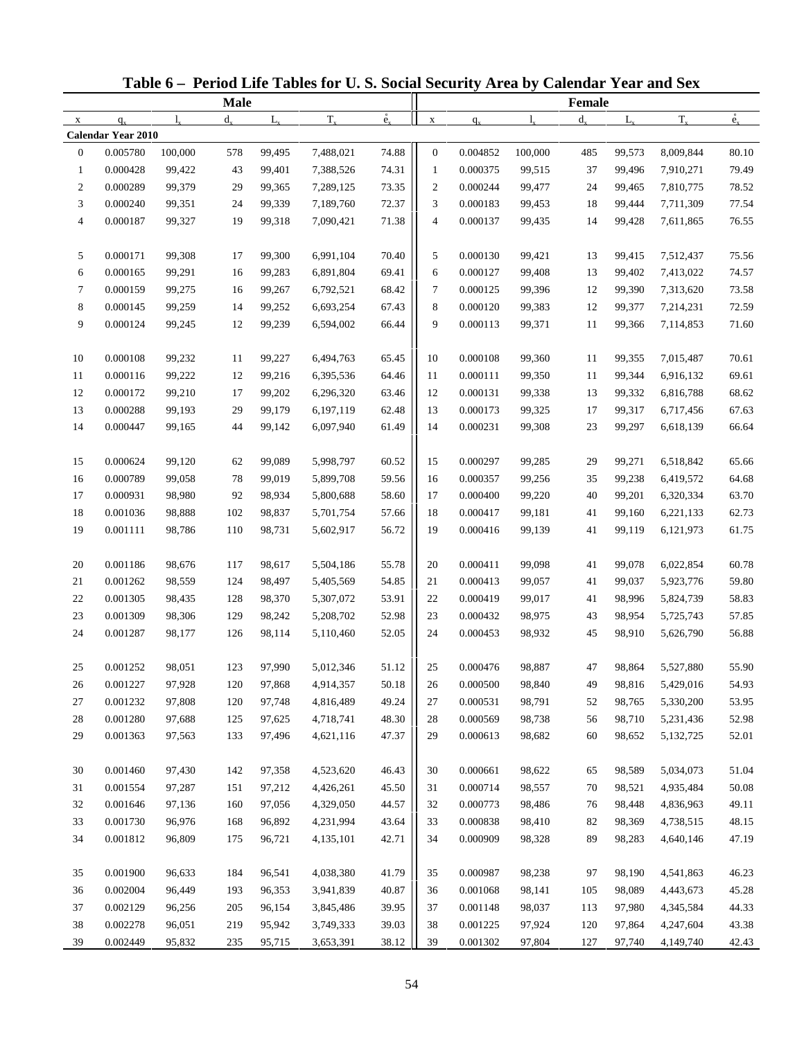# Table 6 – Period Life Tables for U. S. Social Security Area by Calendar Year and Sex

| Male | | | | | | | Female | | | | | | |
|---|---|---|---|---|---|---|---|---|---|---|---|---|---|
| x | $q_x$ | $l_x$ | $d_x$ | $L_x$ | $T_x$ | $\mathring{e}_x$ | x | $q_x$ | $l_x$ | $d_x$ | $L_x$ | $T_x$ | $\mathring{e}_x$ |
| **Calendar Year 2010** | | | | | | | | | | | | | |
| 0 | 0.005780 | 100,000 | 578 | 99,495 | 7,488,021 | 74.88 | 0 | 0.004852 | 100,000 | 485 | 99,573 | 8,009,844 | 80.10 |
| 1 | 0.000428 | 99,422 | 43 | 99,401 | 7,388,526 | 74.31 | 1 | 0.000375 | 99,515 | 37 | 99,496 | 7,910,271 | 79.49 |
| 2 | 0.000289 | 99,379 | 29 | 99,365 | 7,289,125 | 73.35 | 2 | 0.000244 | 99,477 | 24 | 99,465 | 7,810,775 | 78.52 |
| 3 | 0.000240 | 99,351 | 24 | 99,339 | 7,189,760 | 72.37 | 3 | 0.000183 | 99,453 | 18 | 99,444 | 7,711,309 | 77.54 |
| 4 | 0.000187 | 99,327 | 19 | 99,318 | 7,090,421 | 71.38 | 4 | 0.000137 | 99,435 | 14 | 99,428 | 7,611,865 | 76.55 |
| 5 | 0.000171 | 99,308 | 17 | 99,300 | 6,991,104 | 70.40 | 5 | 0.000130 | 99,421 | 13 | 99,415 | 7,512,437 | 75.56 |
| 6 | 0.000165 | 99,291 | 16 | 99,283 | 6,891,804 | 69.41 | 6 | 0.000127 | 99,408 | 13 | 99,402 | 7,413,022 | 74.57 |
| 7 | 0.000159 | 99,275 | 16 | 99,267 | 6,792,521 | 68.42 | 7 | 0.000125 | 99,396 | 12 | 99,390 | 7,313,620 | 73.58 |
| 8 | 0.000145 | 99,259 | 14 | 99,252 | 6,693,254 | 67.43 | 8 | 0.000120 | 99,383 | 12 | 99,377 | 7,214,231 | 72.59 |
| 9 | 0.000124 | 99,245 | 12 | 99,239 | 6,594,002 | 66.44 | 9 | 0.000113 | 99,371 | 11 | 99,366 | 7,114,853 | 71.60 |
| 10 | 0.000108 | 99,232 | 11 | 99,227 | 6,494,763 | 65.45 | 10 | 0.000108 | 99,360 | 11 | 99,355 | 7,015,487 | 70.61 |
| 11 | 0.000116 | 99,222 | 12 | 99,216 | 6,395,536 | 64.46 | 11 | 0.000111 | 99,350 | 11 | 99,344 | 6,916,132 | 69.61 |
| 12 | 0.000172 | 99,210 | 17 | 99,202 | 6,296,320 | 63.46 | 12 | 0.000131 | 99,338 | 13 | 99,332 | 6,816,788 | 68.62 |
| 13 | 0.000288 | 99,193 | 29 | 99,179 | 6,197,119 | 62.48 | 13 | 0.000173 | 99,325 | 17 | 99,317 | 6,717,456 | 67.63 |
| 14 | 0.000447 | 99,165 | 44 | 99,142 | 6,097,940 | 61.49 | 14 | 0.000231 | 99,308 | 23 | 99,297 | 6,618,139 | 66.64 |
| 15 | 0.000624 | 99,120 | 62 | 99,089 | 5,998,797 | 60.52 | 15 | 0.000297 | 99,285 | 29 | 99,271 | 6,518,842 | 65.66 |
| 16 | 0.000789 | 99,058 | 78 | 99,019 | 5,899,708 | 59.56 | 16 | 0.000357 | 99,256 | 35 | 99,238 | 6,419,572 | 64.68 |
| 17 | 0.000931 | 98,980 | 92 | 98,934 | 5,800,688 | 58.60 | 17 | 0.000400 | 99,220 | 40 | 99,201 | 6,320,334 | 63.70 |
| 18 | 0.001036 | 98,888 | 102 | 98,837 | 5,701,754 | 57.66 | 18 | 0.000417 | 99,181 | 41 | 99,160 | 6,221,133 | 62.73 |
| 19 | 0.001111 | 98,786 | 110 | 98,731 | 5,602,917 | 56.72 | 19 | 0.000416 | 99,139 | 41 | 99,119 | 6,121,973 | 61.75 |
| 20 | 0.001186 | 98,676 | 117 | 98,617 | 5,504,186 | 55.78 | 20 | 0.000411 | 99,098 | 41 | 99,078 | 6,022,854 | 60.78 |
| 21 | 0.001262 | 98,559 | 124 | 98,497 | 5,405,569 | 54.85 | 21 | 0.000413 | 99,057 | 41 | 99,037 | 5,923,776 | 59.80 |
| 22 | 0.001305 | 98,435 | 128 | 98,370 | 5,307,072 | 53.91 | 22 | 0.000419 | 99,017 | 41 | 98,996 | 5,824,739 | 58.83 |
| 23 | 0.001309 | 98,306 | 129 | 98,242 | 5,208,702 | 52.98 | 23 | 0.000432 | 98,975 | 43 | 98,954 | 5,725,743 | 57.85 |
| 24 | 0.001287 | 98,177 | 126 | 98,114 | 5,110,460 | 52.05 | 24 | 0.000453 | 98,932 | 45 | 98,910 | 5,626,790 | 56.88 |
| 25 | 0.001252 | 98,051 | 123 | 97,990 | 5,012,346 | 51.12 | 25 | 0.000476 | 98,887 | 47 | 98,864 | 5,527,880 | 55.90 |
| 26 | 0.001227 | 97,928 | 120 | 97,868 | 4,914,357 | 50.18 | 26 | 0.000500 | 98,840 | 49 | 98,816 | 5,429,016 | 54.93 |
| 27 | 0.001232 | 97,808 | 120 | 97,748 | 4,816,489 | 49.24 | 27 | 0.000531 | 98,791 | 52 | 98,765 | 5,330,200 | 53.95 |
| 28 | 0.001280 | 97,688 | 125 | 97,625 | 4,718,741 | 48.30 | 28 | 0.000569 | 98,738 | 56 | 98,710 | 5,231,436 | 52.98 |
| 29 | 0.001363 | 97,563 | 133 | 97,496 | 4,621,116 | 47.37 | 29 | 0.000613 | 98,682 | 60 | 98,652 | 5,132,725 | 52.01 |
| 30 | 0.001460 | 97,430 | 142 | 97,358 | 4,523,620 | 46.43 | 30 | 0.000661 | 98,622 | 65 | 98,589 | 5,034,073 | 51.04 |
| 31 | 0.001554 | 97,287 | 151 | 97,212 | 4,426,261 | 45.50 | 31 | 0.000714 | 98,557 | 70 | 98,521 | 4,935,484 | 50.08 |
| 32 | 0.001646 | 97,136 | 160 | 97,056 | 4,329,050 | 44.57 | 32 | 0.000773 | 98,486 | 76 | 98,448 | 4,836,963 | 49.11 |
| 33 | 0.001730 | 96,976 | 168 | 96,892 | 4,231,994 | 43.64 | 33 | 0.000838 | 98,410 | 82 | 98,369 | 4,738,515 | 48.15 |
| 34 | 0.001812 | 96,809 | 175 | 96,721 | 4,135,101 | 42.71 | 34 | 0.000909 | 98,328 | 89 | 98,283 | 4,640,146 | 47.19 |
| 35 | 0.001900 | 96,633 | 184 | 96,541 | 4,038,380 | 41.79 | 35 | 0.000987 | 98,238 | 97 | 98,190 | 4,541,863 | 46.23 |
| 36 | 0.002004 | 96,449 | 193 | 96,353 | 3,941,839 | 40.87 | 36 | 0.001068 | 98,141 | 105 | 98,089 | 4,443,673 | 45.28 |
| 37 | 0.002129 | 96,256 | 205 | 96,154 | 3,845,486 | 39.95 | 37 | 0.001148 | 98,037 | 113 | 97,980 | 4,345,584 | 44.33 |
| 38 | 0.002278 | 96,051 | 219 | 95,942 | 3,749,333 | 39.03 | 38 | 0.001225 | 97,924 | 120 | 97,864 | 4,247,604 | 43.38 |
| 39 | 0.002449 | 95,832 | 235 | 95,715 | 3,653,391 | 38.12 | 39 | 0.001302 | 97,804 | 127 | 97,740 | 4,149,740 | 42.43 |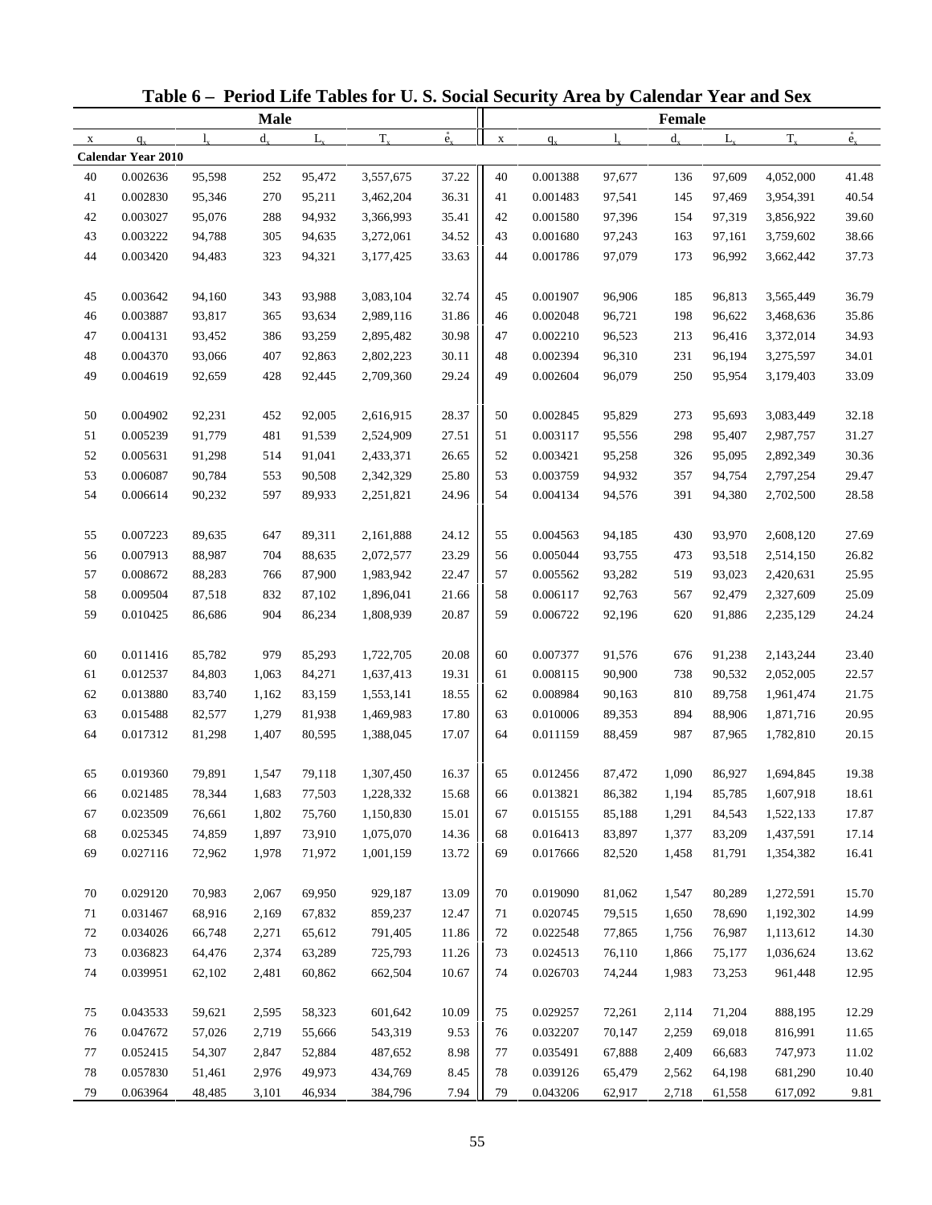# Table 6 – Period Life Tables for U. S. Social Security Area by Calendar Year and Sex

| Male | | | | | | | Female | | | | | | |
|---|---|---|---|---|---|---|---|---|---|---|---|---|---|
| x | $q_x$ | $l_x$ | $d_x$ | $L_x$ | $T_x$ | $\mathring{e}_x$ | x | $q_x$ | $l_x$ | $d_x$ | $L_x$ | $T_x$ | $\mathring{e}_x$ |
| **Calendar Year 2010** | | | | | | | | | | | | | |
| 40 | 0.002636 | 95,598 | 252 | 95,472 | 3,557,675 | 37.22 | 40 | 0.001388 | 97,677 | 136 | 97,609 | 4,052,000 | 41.48 |
| 41 | 0.002830 | 95,346 | 270 | 95,211 | 3,462,204 | 36.31 | 41 | 0.001483 | 97,541 | 145 | 97,469 | 3,954,391 | 40.54 |
| 42 | 0.003027 | 95,076 | 288 | 94,932 | 3,366,993 | 35.41 | 42 | 0.001580 | 97,396 | 154 | 97,319 | 3,856,922 | 39.60 |
| 43 | 0.003222 | 94,788 | 305 | 94,635 | 3,272,061 | 34.52 | 43 | 0.001680 | 97,243 | 163 | 97,161 | 3,759,602 | 38.66 |
| 44 | 0.003420 | 94,483 | 323 | 94,321 | 3,177,425 | 33.63 | 44 | 0.001786 | 97,079 | 173 | 96,992 | 3,662,442 | 37.73 |
| 45 | 0.003642 | 94,160 | 343 | 93,988 | 3,083,104 | 32.74 | 45 | 0.001907 | 96,906 | 185 | 96,813 | 3,565,449 | 36.79 |
| 46 | 0.003887 | 93,817 | 365 | 93,634 | 2,989,116 | 31.86 | 46 | 0.002048 | 96,721 | 198 | 96,622 | 3,468,636 | 35.86 |
| 47 | 0.004131 | 93,452 | 386 | 93,259 | 2,895,482 | 30.98 | 47 | 0.002210 | 96,523 | 213 | 96,416 | 3,372,014 | 34.93 |
| 48 | 0.004370 | 93,066 | 407 | 92,863 | 2,802,223 | 30.11 | 48 | 0.002394 | 96,310 | 231 | 96,194 | 3,275,597 | 34.01 |
| 49 | 0.004619 | 92,659 | 428 | 92,445 | 2,709,360 | 29.24 | 49 | 0.002604 | 96,079 | 250 | 95,954 | 3,179,403 | 33.09 |
| 50 | 0.004902 | 92,231 | 452 | 92,005 | 2,616,915 | 28.37 | 50 | 0.002845 | 95,829 | 273 | 95,693 | 3,083,449 | 32.18 |
| 51 | 0.005239 | 91,779 | 481 | 91,539 | 2,524,909 | 27.51 | 51 | 0.003117 | 95,556 | 298 | 95,407 | 2,987,757 | 31.27 |
| 52 | 0.005631 | 91,298 | 514 | 91,041 | 2,433,371 | 26.65 | 52 | 0.003421 | 95,258 | 326 | 95,095 | 2,892,349 | 30.36 |
| 53 | 0.006087 | 90,784 | 553 | 90,508 | 2,342,329 | 25.80 | 53 | 0.003759 | 94,932 | 357 | 94,754 | 2,797,254 | 29.47 |
| 54 | 0.006614 | 90,232 | 597 | 89,933 | 2,251,821 | 24.96 | 54 | 0.004134 | 94,576 | 391 | 94,380 | 2,702,500 | 28.58 |
| 55 | 0.007223 | 89,635 | 647 | 89,311 | 2,161,888 | 24.12 | 55 | 0.004563 | 94,185 | 430 | 93,970 | 2,608,120 | 27.69 |
| 56 | 0.007913 | 88,987 | 704 | 88,635 | 2,072,577 | 23.29 | 56 | 0.005044 | 93,755 | 473 | 93,518 | 2,514,150 | 26.82 |
| 57 | 0.008672 | 88,283 | 766 | 87,900 | 1,983,942 | 22.47 | 57 | 0.005562 | 93,282 | 519 | 93,023 | 2,420,631 | 25.95 |
| 58 | 0.009504 | 87,518 | 832 | 87,102 | 1,896,041 | 21.66 | 58 | 0.006117 | 92,763 | 567 | 92,479 | 2,327,609 | 25.09 |
| 59 | 0.010425 | 86,686 | 904 | 86,234 | 1,808,939 | 20.87 | 59 | 0.006722 | 92,196 | 620 | 91,886 | 2,235,129 | 24.24 |
| 60 | 0.011416 | 85,782 | 979 | 85,293 | 1,722,705 | 20.08 | 60 | 0.007377 | 91,576 | 676 | 91,238 | 2,143,244 | 23.40 |
| 61 | 0.012537 | 84,803 | 1,063 | 84,271 | 1,637,413 | 19.31 | 61 | 0.008115 | 90,900 | 738 | 90,532 | 2,052,005 | 22.57 |
| 62 | 0.013880 | 83,740 | 1,162 | 83,159 | 1,553,141 | 18.55 | 62 | 0.008984 | 90,163 | 810 | 89,758 | 1,961,474 | 21.75 |
| 63 | 0.015488 | 82,577 | 1,279 | 81,938 | 1,469,983 | 17.80 | 63 | 0.010006 | 89,353 | 894 | 88,906 | 1,871,716 | 20.95 |
| 64 | 0.017312 | 81,298 | 1,407 | 80,595 | 1,388,045 | 17.07 | 64 | 0.011159 | 88,459 | 987 | 87,965 | 1,782,810 | 20.15 |
| 65 | 0.019360 | 79,891 | 1,547 | 79,118 | 1,307,450 | 16.37 | 65 | 0.012456 | 87,472 | 1,090 | 86,927 | 1,694,845 | 19.38 |
| 66 | 0.021485 | 78,344 | 1,683 | 77,503 | 1,228,332 | 15.68 | 66 | 0.013821 | 86,382 | 1,194 | 85,785 | 1,607,918 | 18.61 |
| 67 | 0.023509 | 76,661 | 1,802 | 75,760 | 1,150,830 | 15.01 | 67 | 0.015155 | 85,188 | 1,291 | 84,543 | 1,522,133 | 17.87 |
| 68 | 0.025345 | 74,859 | 1,897 | 73,910 | 1,075,070 | 14.36 | 68 | 0.016413 | 83,897 | 1,377 | 83,209 | 1,437,591 | 17.14 |
| 69 | 0.027116 | 72,962 | 1,978 | 71,972 | 1,001,159 | 13.72 | 69 | 0.017666 | 82,520 | 1,458 | 81,791 | 1,354,382 | 16.41 |
| 70 | 0.029120 | 70,983 | 2,067 | 69,950 | 929,187 | 13.09 | 70 | 0.019090 | 81,062 | 1,547 | 80,289 | 1,272,591 | 15.70 |
| 71 | 0.031467 | 68,916 | 2,169 | 67,832 | 859,237 | 12.47 | 71 | 0.020745 | 79,515 | 1,650 | 78,690 | 1,192,302 | 14.99 |
| 72 | 0.034026 | 66,748 | 2,271 | 65,612 | 791,405 | 11.86 | 72 | 0.022548 | 77,865 | 1,756 | 76,987 | 1,113,612 | 14.30 |
| 73 | 0.036823 | 64,476 | 2,374 | 63,289 | 725,793 | 11.26 | 73 | 0.024513 | 76,110 | 1,866 | 75,177 | 1,036,624 | 13.62 |
| 74 | 0.039951 | 62,102 | 2,481 | 60,862 | 662,504 | 10.67 | 74 | 0.026703 | 74,244 | 1,983 | 73,253 | 961,448 | 12.95 |
| 75 | 0.043533 | 59,621 | 2,595 | 58,323 | 601,642 | 10.09 | 75 | 0.029257 | 72,261 | 2,114 | 71,204 | 888,195 | 12.29 |
| 76 | 0.047672 | 57,026 | 2,719 | 55,666 | 543,319 | 9.53 | 76 | 0.032207 | 70,147 | 2,259 | 69,018 | 816,991 | 11.65 |
| 77 | 0.052415 | 54,307 | 2,847 | 52,884 | 487,652 | 8.98 | 77 | 0.035491 | 67,888 | 2,409 | 66,683 | 747,973 | 11.02 |
| 78 | 0.057830 | 51,461 | 2,976 | 49,973 | 434,769 | 8.45 | 78 | 0.039126 | 65,479 | 2,562 | 64,198 | 681,290 | 10.40 |
| 79 | 0.063964 | 48,485 | 3,101 | 46,934 | 384,796 | 7.94 | 79 | 0.043206 | 62,917 | 2,718 | 61,558 | 617,092 | 9.81 |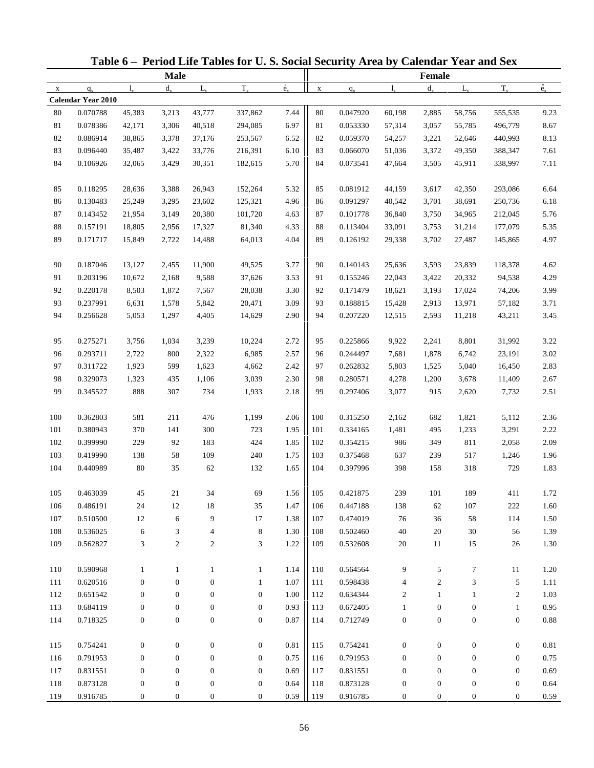# Table 6 – Period Life Tables for U. S. Social Security Area by Calendar Year and Sex

| Male | | | | | | | Female | | | | | | |
|---|---|---|---|---|---|---|---|---|---|---|---|---|---|
| x | $q_x$ | $l_x$ | $d_x$ | $L_x$ | $T_x$ | $\mathring{e}_x$ | x | $q_x$ | $l_x$ | $d_x$ | $L_x$ | $T_x$ | $\mathring{e}_x$ |
| **Calendar Year 2010** | | | | | | | | | | | | | |
| 80 | 0.070788 | 45,383 | 3,213 | 43,777 | 337,862 | 7.44 | 80 | 0.047920 | 60,198 | 2,885 | 58,756 | 555,535 | 9.23 |
| 81 | 0.078386 | 42,171 | 3,306 | 40,518 | 294,085 | 6.97 | 81 | 0.053330 | 57,314 | 3,057 | 55,785 | 496,779 | 8.67 |
| 82 | 0.086914 | 38,865 | 3,378 | 37,176 | 253,567 | 6.52 | 82 | 0.059370 | 54,257 | 3,221 | 52,646 | 440,993 | 8.13 |
| 83 | 0.096440 | 35,487 | 3,422 | 33,776 | 216,391 | 6.10 | 83 | 0.066070 | 51,036 | 3,372 | 49,350 | 388,347 | 7.61 |
| 84 | 0.106926 | 32,065 | 3,429 | 30,351 | 182,615 | 5.70 | 84 | 0.073541 | 47,664 | 3,505 | 45,911 | 338,997 | 7.11 |
| 85 | 0.118295 | 28,636 | 3,388 | 26,943 | 152,264 | 5.32 | 85 | 0.081912 | 44,159 | 3,617 | 42,350 | 293,086 | 6.64 |
| 86 | 0.130483 | 25,249 | 3,295 | 23,602 | 125,321 | 4.96 | 86 | 0.091297 | 40,542 | 3,701 | 38,691 | 250,736 | 6.18 |
| 87 | 0.143452 | 21,954 | 3,149 | 20,380 | 101,720 | 4.63 | 87 | 0.101778 | 36,840 | 3,750 | 34,965 | 212,045 | 5.76 |
| 88 | 0.157191 | 18,805 | 2,956 | 17,327 | 81,340 | 4.33 | 88 | 0.113404 | 33,091 | 3,753 | 31,214 | 177,079 | 5.35 |
| 89 | 0.171717 | 15,849 | 2,722 | 14,488 | 64,013 | 4.04 | 89 | 0.126192 | 29,338 | 3,702 | 27,487 | 145,865 | 4.97 |
| 90 | 0.187046 | 13,127 | 2,455 | 11,900 | 49,525 | 3.77 | 90 | 0.140143 | 25,636 | 3,593 | 23,839 | 118,378 | 4.62 |
| 91 | 0.203196 | 10,672 | 2,168 | 9,588 | 37,626 | 3.53 | 91 | 0.155246 | 22,043 | 3,422 | 20,332 | 94,538 | 4.29 |
| 92 | 0.220178 | 8,503 | 1,872 | 7,567 | 28,038 | 3.30 | 92 | 0.171479 | 18,621 | 3,193 | 17,024 | 74,206 | 3.99 |
| 93 | 0.237991 | 6,631 | 1,578 | 5,842 | 20,471 | 3.09 | 93 | 0.188815 | 15,428 | 2,913 | 13,971 | 57,182 | 3.71 |
| 94 | 0.256628 | 5,053 | 1,297 | 4,405 | 14,629 | 2.90 | 94 | 0.207220 | 12,515 | 2,593 | 11,218 | 43,211 | 3.45 |
| 95 | 0.275271 | 3,756 | 1,034 | 3,239 | 10,224 | 2.72 | 95 | 0.225866 | 9,922 | 2,241 | 8,801 | 31,992 | 3.22 |
| 96 | 0.293711 | 2,722 | 800 | 2,322 | 6,985 | 2.57 | 96 | 0.244497 | 7,681 | 1,878 | 6,742 | 23,191 | 3.02 |
| 97 | 0.311722 | 1,923 | 599 | 1,623 | 4,662 | 2.42 | 97 | 0.262832 | 5,803 | 1,525 | 5,040 | 16,450 | 2.83 |
| 98 | 0.329073 | 1,323 | 435 | 1,106 | 3,039 | 2.30 | 98 | 0.280571 | 4,278 | 1,200 | 3,678 | 11,409 | 2.67 |
| 99 | 0.345527 | 888 | 307 | 734 | 1,933 | 2.18 | 99 | 0.297406 | 3,077 | 915 | 2,620 | 7,732 | 2.51 |
| 100 | 0.362803 | 581 | 211 | 476 | 1,199 | 2.06 | 100 | 0.315250 | 2,162 | 682 | 1,821 | 5,112 | 2.36 |
| 101 | 0.380943 | 370 | 141 | 300 | 723 | 1.95 | 101 | 0.334165 | 1,481 | 495 | 1,233 | 3,291 | 2.22 |
| 102 | 0.399990 | 229 | 92 | 183 | 424 | 1.85 | 102 | 0.354215 | 986 | 349 | 811 | 2,058 | 2.09 |
| 103 | 0.419990 | 138 | 58 | 109 | 240 | 1.75 | 103 | 0.375468 | 637 | 239 | 517 | 1,246 | 1.96 |
| 104 | 0.440989 | 80 | 35 | 62 | 132 | 1.65 | 104 | 0.397996 | 398 | 158 | 318 | 729 | 1.83 |
| 105 | 0.463039 | 45 | 21 | 34 | 69 | 1.56 | 105 | 0.421875 | 239 | 101 | 189 | 411 | 1.72 |
| 106 | 0.486191 | 24 | 12 | 18 | 35 | 1.47 | 106 | 0.447188 | 138 | 62 | 107 | 222 | 1.60 |
| 107 | 0.510500 | 12 | 6 | 9 | 17 | 1.38 | 107 | 0.474019 | 76 | 36 | 58 | 114 | 1.50 |
| 108 | 0.536025 | 6 | 3 | 4 | 8 | 1.30 | 108 | 0.502460 | 40 | 20 | 30 | 56 | 1.39 |
| 109 | 0.562827 | 3 | 2 | 2 | 3 | 1.22 | 109 | 0.532608 | 20 | 11 | 15 | 26 | 1.30 |
| 110 | 0.590968 | 1 | 1 | 1 | 1 | 1.14 | 110 | 0.564564 | 9 | 5 | 7 | 11 | 1.20 |
| 111 | 0.620516 | 0 | 0 | 0 | 1 | 1.07 | 111 | 0.598438 | 4 | 2 | 3 | 5 | 1.11 |
| 112 | 0.651542 | 0 | 0 | 0 | 0 | 1.00 | 112 | 0.634344 | 2 | 1 | 1 | 2 | 1.03 |
| 113 | 0.684119 | 0 | 0 | 0 | 0 | 0.93 | 113 | 0.672405 | 1 | 0 | 0 | 1 | 0.95 |
| 114 | 0.718325 | 0 | 0 | 0 | 0 | 0.87 | 114 | 0.712749 | 0 | 0 | 0 | 0 | 0.88 |
| 115 | 0.754241 | 0 | 0 | 0 | 0 | 0.81 | 115 | 0.754241 | 0 | 0 | 0 | 0 | 0.81 |
| 116 | 0.791953 | 0 | 0 | 0 | 0 | 0.75 | 116 | 0.791953 | 0 | 0 | 0 | 0 | 0.75 |
| 117 | 0.831551 | 0 | 0 | 0 | 0 | 0.69 | 117 | 0.831551 | 0 | 0 | 0 | 0 | 0.69 |
| 118 | 0.873128 | 0 | 0 | 0 | 0 | 0.64 | 118 | 0.873128 | 0 | 0 | 0 | 0 | 0.64 |
| 119 | 0.916785 | 0 | 0 | 0 | 0 | 0.59 | 119 | 0.916785 | 0 | 0 | 0 | 0 | 0.59 |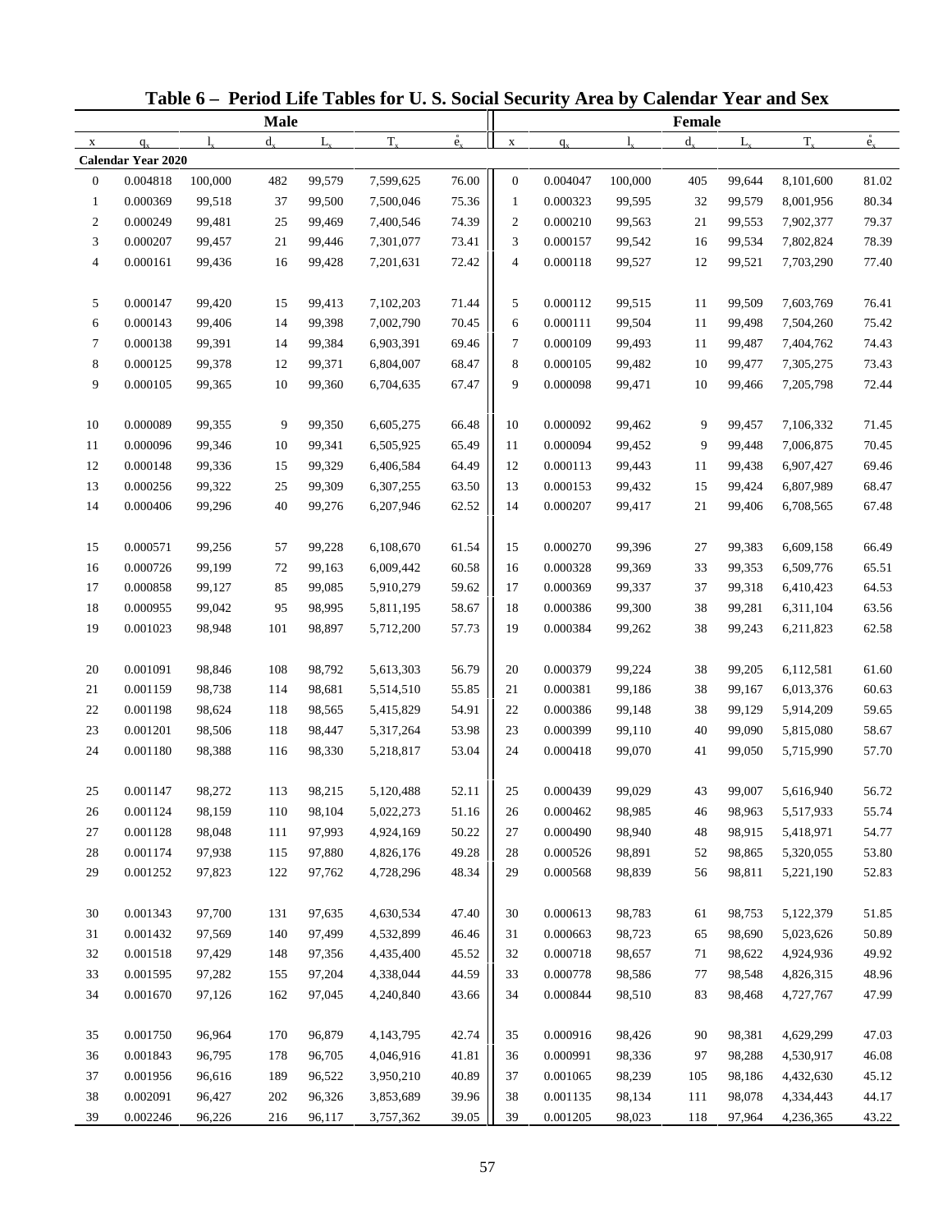# Table 6 – Period Life Tables for U. S. Social Security Area by Calendar Year and Sex

| Male | | | | | | | Female | | | | | | |
|---|---|---|---|---|---|---|---|---|---|---|---|---|---|
| x | $q_x$ | $l_x$ | $d_x$ | $L_x$ | $T_x$ | $\mathring{e}_x$ | x | $q_x$ | $l_x$ | $d_x$ | $L_x$ | $T_x$ | $\mathring{e}_x$ |
| **Calendar Year 2020** | | | | | | | | | | | | | |
| 0 | 0.004818 | 100,000 | 482 | 99,579 | 7,599,625 | 76.00 | 0 | 0.004047 | 100,000 | 405 | 99,644 | 8,101,600 | 81.02 |
| 1 | 0.000369 | 99,518 | 37 | 99,500 | 7,500,046 | 75.36 | 1 | 0.000323 | 99,595 | 32 | 99,579 | 8,001,956 | 80.34 |
| 2 | 0.000249 | 99,481 | 25 | 99,469 | 7,400,546 | 74.39 | 2 | 0.000210 | 99,563 | 21 | 99,553 | 7,902,377 | 79.37 |
| 3 | 0.000207 | 99,457 | 21 | 99,446 | 7,301,077 | 73.41 | 3 | 0.000157 | 99,542 | 16 | 99,534 | 7,802,824 | 78.39 |
| 4 | 0.000161 | 99,436 | 16 | 99,428 | 7,201,631 | 72.42 | 4 | 0.000118 | 99,527 | 12 | 99,521 | 7,703,290 | 77.40 |
| 5 | 0.000147 | 99,420 | 15 | 99,413 | 7,102,203 | 71.44 | 5 | 0.000112 | 99,515 | 11 | 99,509 | 7,603,769 | 76.41 |
| 6 | 0.000143 | 99,406 | 14 | 99,398 | 7,002,790 | 70.45 | 6 | 0.000111 | 99,504 | 11 | 99,498 | 7,504,260 | 75.42 |
| 7 | 0.000138 | 99,391 | 14 | 99,384 | 6,903,391 | 69.46 | 7 | 0.000109 | 99,493 | 11 | 99,487 | 7,404,762 | 74.43 |
| 8 | 0.000125 | 99,378 | 12 | 99,371 | 6,804,007 | 68.47 | 8 | 0.000105 | 99,482 | 10 | 99,477 | 7,305,275 | 73.43 |
| 9 | 0.000105 | 99,365 | 10 | 99,360 | 6,704,635 | 67.47 | 9 | 0.000098 | 99,471 | 10 | 99,466 | 7,205,798 | 72.44 |
| 10 | 0.000089 | 99,355 | 9 | 99,350 | 6,605,275 | 66.48 | 10 | 0.000092 | 99,462 | 9 | 99,457 | 7,106,332 | 71.45 |
| 11 | 0.000096 | 99,346 | 10 | 99,341 | 6,505,925 | 65.49 | 11 | 0.000094 | 99,452 | 9 | 99,448 | 7,006,875 | 70.45 |
| 12 | 0.000148 | 99,336 | 15 | 99,329 | 6,406,584 | 64.49 | 12 | 0.000113 | 99,443 | 11 | 99,438 | 6,907,427 | 69.46 |
| 13 | 0.000256 | 99,322 | 25 | 99,309 | 6,307,255 | 63.50 | 13 | 0.000153 | 99,432 | 15 | 99,424 | 6,807,989 | 68.47 |
| 14 | 0.000406 | 99,296 | 40 | 99,276 | 6,207,946 | 62.52 | 14 | 0.000207 | 99,417 | 21 | 99,406 | 6,708,565 | 67.48 |
| 15 | 0.000571 | 99,256 | 57 | 99,228 | 6,108,670 | 61.54 | 15 | 0.000270 | 99,396 | 27 | 99,383 | 6,609,158 | 66.49 |
| 16 | 0.000726 | 99,199 | 72 | 99,163 | 6,009,442 | 60.58 | 16 | 0.000328 | 99,369 | 33 | 99,353 | 6,509,776 | 65.51 |
| 17 | 0.000858 | 99,127 | 85 | 99,085 | 5,910,279 | 59.62 | 17 | 0.000369 | 99,337 | 37 | 99,318 | 6,410,423 | 64.53 |
| 18 | 0.000955 | 99,042 | 95 | 98,995 | 5,811,195 | 58.67 | 18 | 0.000386 | 99,300 | 38 | 99,281 | 6,311,104 | 63.56 |
| 19 | 0.001023 | 98,948 | 101 | 98,897 | 5,712,200 | 57.73 | 19 | 0.000384 | 99,262 | 38 | 99,243 | 6,211,823 | 62.58 |
| 20 | 0.001091 | 98,846 | 108 | 98,792 | 5,613,303 | 56.79 | 20 | 0.000379 | 99,224 | 38 | 99,205 | 6,112,581 | 61.60 |
| 21 | 0.001159 | 98,738 | 114 | 98,681 | 5,514,510 | 55.85 | 21 | 0.000381 | 99,186 | 38 | 99,167 | 6,013,376 | 60.63 |
| 22 | 0.001198 | 98,624 | 118 | 98,565 | 5,415,829 | 54.91 | 22 | 0.000386 | 99,148 | 38 | 99,129 | 5,914,209 | 59.65 |
| 23 | 0.001201 | 98,506 | 118 | 98,447 | 5,317,264 | 53.98 | 23 | 0.000399 | 99,110 | 40 | 99,090 | 5,815,080 | 58.67 |
| 24 | 0.001180 | 98,388 | 116 | 98,330 | 5,218,817 | 53.04 | 24 | 0.000418 | 99,070 | 41 | 99,050 | 5,715,990 | 57.70 |
| 25 | 0.001147 | 98,272 | 113 | 98,215 | 5,120,488 | 52.11 | 25 | 0.000439 | 99,029 | 43 | 99,007 | 5,616,940 | 56.72 |
| 26 | 0.001124 | 98,159 | 110 | 98,104 | 5,022,273 | 51.16 | 26 | 0.000462 | 98,985 | 46 | 98,963 | 5,517,933 | 55.74 |
| 27 | 0.001128 | 98,048 | 111 | 97,993 | 4,924,169 | 50.22 | 27 | 0.000490 | 98,940 | 48 | 98,915 | 5,418,971 | 54.77 |
| 28 | 0.001174 | 97,938 | 115 | 97,880 | 4,826,176 | 49.28 | 28 | 0.000526 | 98,891 | 52 | 98,865 | 5,320,055 | 53.80 |
| 29 | 0.001252 | 97,823 | 122 | 97,762 | 4,728,296 | 48.34 | 29 | 0.000568 | 98,839 | 56 | 98,811 | 5,221,190 | 52.83 |
| 30 | 0.001343 | 97,700 | 131 | 97,635 | 4,630,534 | 47.40 | 30 | 0.000613 | 98,783 | 61 | 98,753 | 5,122,379 | 51.85 |
| 31 | 0.001432 | 97,569 | 140 | 97,499 | 4,532,899 | 46.46 | 31 | 0.000663 | 98,723 | 65 | 98,690 | 5,023,626 | 50.89 |
| 32 | 0.001518 | 97,429 | 148 | 97,356 | 4,435,400 | 45.52 | 32 | 0.000718 | 98,657 | 71 | 98,622 | 4,924,936 | 49.92 |
| 33 | 0.001595 | 97,282 | 155 | 97,204 | 4,338,044 | 44.59 | 33 | 0.000778 | 98,586 | 77 | 98,548 | 4,826,315 | 48.96 |
| 34 | 0.001670 | 97,126 | 162 | 97,045 | 4,240,840 | 43.66 | 34 | 0.000844 | 98,510 | 83 | 98,468 | 4,727,767 | 47.99 |
| 35 | 0.001750 | 96,964 | 170 | 96,879 | 4,143,795 | 42.74 | 35 | 0.000916 | 98,426 | 90 | 98,381 | 4,629,299 | 47.03 |
| 36 | 0.001843 | 96,795 | 178 | 96,705 | 4,046,916 | 41.81 | 36 | 0.000991 | 98,336 | 97 | 98,288 | 4,530,917 | 46.08 |
| 37 | 0.001956 | 96,616 | 189 | 96,522 | 3,950,210 | 40.89 | 37 | 0.001065 | 98,239 | 105 | 98,186 | 4,432,630 | 45.12 |
| 38 | 0.002091 | 96,427 | 202 | 96,326 | 3,853,689 | 39.96 | 38 | 0.001135 | 98,134 | 111 | 98,078 | 4,334,443 | 44.17 |
| 39 | 0.002246 | 96,226 | 216 | 96,117 | 3,757,362 | 39.05 | 39 | 0.001205 | 98,023 | 118 | 97,964 | 4,236,365 | 43.22 |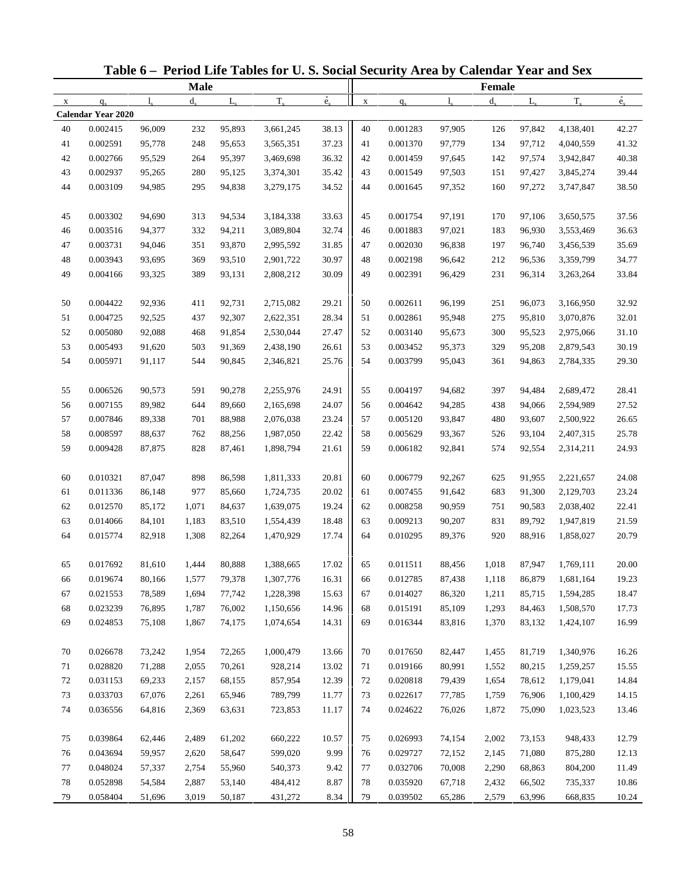# Table 6 – Period Life Tables for U. S. Social Security Area by Calendar Year and Sex

| Male | | | | | | | Female | | | | | | |
|---|---|---|---|---|---|---|---|---|---|---|---|---|---|
| x | $q_x$ | $l_x$ | $d_x$ | $L_x$ | $T_x$ | $\mathring{e}_x$ | x | $q_x$ | $l_x$ | $d_x$ | $L_x$ | $T_x$ | $\mathring{e}_x$ |
| **Calendar Year 2020** | | | | | | | | | | | | | |
| 40 | 0.002415 | 96,009 | 232 | 95,893 | 3,661,245 | 38.13 | 40 | 0.001283 | 97,905 | 126 | 97,842 | 4,138,401 | 42.27 |
| 41 | 0.002591 | 95,778 | 248 | 95,653 | 3,565,351 | 37.23 | 41 | 0.001370 | 97,779 | 134 | 97,712 | 4,040,559 | 41.32 |
| 42 | 0.002766 | 95,529 | 264 | 95,397 | 3,469,698 | 36.32 | 42 | 0.001459 | 97,645 | 142 | 97,574 | 3,942,847 | 40.38 |
| 43 | 0.002937 | 95,265 | 280 | 95,125 | 3,374,301 | 35.42 | 43 | 0.001549 | 97,503 | 151 | 97,427 | 3,845,274 | 39.44 |
| 44 | 0.003109 | 94,985 | 295 | 94,838 | 3,279,175 | 34.52 | 44 | 0.001645 | 97,352 | 160 | 97,272 | 3,747,847 | 38.50 |
| 45 | 0.003302 | 94,690 | 313 | 94,534 | 3,184,338 | 33.63 | 45 | 0.001754 | 97,191 | 170 | 97,106 | 3,650,575 | 37.56 |
| 46 | 0.003516 | 94,377 | 332 | 94,211 | 3,089,804 | 32.74 | 46 | 0.001883 | 97,021 | 183 | 96,930 | 3,553,469 | 36.63 |
| 47 | 0.003731 | 94,046 | 351 | 93,870 | 2,995,592 | 31.85 | 47 | 0.002030 | 96,838 | 197 | 96,740 | 3,456,539 | 35.69 |
| 48 | 0.003943 | 93,695 | 369 | 93,510 | 2,901,722 | 30.97 | 48 | 0.002198 | 96,642 | 212 | 96,536 | 3,359,799 | 34.77 |
| 49 | 0.004166 | 93,325 | 389 | 93,131 | 2,808,212 | 30.09 | 49 | 0.002391 | 96,429 | 231 | 96,314 | 3,263,264 | 33.84 |
| 50 | 0.004422 | 92,936 | 411 | 92,731 | 2,715,082 | 29.21 | 50 | 0.002611 | 96,199 | 251 | 96,073 | 3,166,950 | 32.92 |
| 51 | 0.004725 | 92,525 | 437 | 92,307 | 2,622,351 | 28.34 | 51 | 0.002861 | 95,948 | 275 | 95,810 | 3,070,876 | 32.01 |
| 52 | 0.005080 | 92,088 | 468 | 91,854 | 2,530,044 | 27.47 | 52 | 0.003140 | 95,673 | 300 | 95,523 | 2,975,066 | 31.10 |
| 53 | 0.005493 | 91,620 | 503 | 91,369 | 2,438,190 | 26.61 | 53 | 0.003452 | 95,373 | 329 | 95,208 | 2,879,543 | 30.19 |
| 54 | 0.005971 | 91,117 | 544 | 90,845 | 2,346,821 | 25.76 | 54 | 0.003799 | 95,043 | 361 | 94,863 | 2,784,335 | 29.30 |
| 55 | 0.006526 | 90,573 | 591 | 90,278 | 2,255,976 | 24.91 | 55 | 0.004197 | 94,682 | 397 | 94,484 | 2,689,472 | 28.41 |
| 56 | 0.007155 | 89,982 | 644 | 89,660 | 2,165,698 | 24.07 | 56 | 0.004642 | 94,285 | 438 | 94,066 | 2,594,989 | 27.52 |
| 57 | 0.007846 | 89,338 | 701 | 88,988 | 2,076,038 | 23.24 | 57 | 0.005120 | 93,847 | 480 | 93,607 | 2,500,922 | 26.65 |
| 58 | 0.008597 | 88,637 | 762 | 88,256 | 1,987,050 | 22.42 | 58 | 0.005629 | 93,367 | 526 | 93,104 | 2,407,315 | 25.78 |
| 59 | 0.009428 | 87,875 | 828 | 87,461 | 1,898,794 | 21.61 | 59 | 0.006182 | 92,841 | 574 | 92,554 | 2,314,211 | 24.93 |
| 60 | 0.010321 | 87,047 | 898 | 86,598 | 1,811,333 | 20.81 | 60 | 0.006779 | 92,267 | 625 | 91,955 | 2,221,657 | 24.08 |
| 61 | 0.011336 | 86,148 | 977 | 85,660 | 1,724,735 | 20.02 | 61 | 0.007455 | 91,642 | 683 | 91,300 | 2,129,703 | 23.24 |
| 62 | 0.012570 | 85,172 | 1,071 | 84,637 | 1,639,075 | 19.24 | 62 | 0.008258 | 90,959 | 751 | 90,583 | 2,038,402 | 22.41 |
| 63 | 0.014066 | 84,101 | 1,183 | 83,510 | 1,554,439 | 18.48 | 63 | 0.009213 | 90,207 | 831 | 89,792 | 1,947,819 | 21.59 |
| 64 | 0.015774 | 82,918 | 1,308 | 82,264 | 1,470,929 | 17.74 | 64 | 0.010295 | 89,376 | 920 | 88,916 | 1,858,027 | 20.79 |
| 65 | 0.017692 | 81,610 | 1,444 | 80,888 | 1,388,665 | 17.02 | 65 | 0.011511 | 88,456 | 1,018 | 87,947 | 1,769,111 | 20.00 |
| 66 | 0.019674 | 80,166 | 1,577 | 79,378 | 1,307,776 | 16.31 | 66 | 0.012785 | 87,438 | 1,118 | 86,879 | 1,681,164 | 19.23 |
| 67 | 0.021553 | 78,589 | 1,694 | 77,742 | 1,228,398 | 15.63 | 67 | 0.014027 | 86,320 | 1,211 | 85,715 | 1,594,285 | 18.47 |
| 68 | 0.023239 | 76,895 | 1,787 | 76,002 | 1,150,656 | 14.96 | 68 | 0.015191 | 85,109 | 1,293 | 84,463 | 1,508,570 | 17.73 |
| 69 | 0.024853 | 75,108 | 1,867 | 74,175 | 1,074,654 | 14.31 | 69 | 0.016344 | 83,816 | 1,370 | 83,132 | 1,424,107 | 16.99 |
| 70 | 0.026678 | 73,242 | 1,954 | 72,265 | 1,000,479 | 13.66 | 70 | 0.017650 | 82,447 | 1,455 | 81,719 | 1,340,976 | 16.26 |
| 71 | 0.028820 | 71,288 | 2,055 | 70,261 | 928,214 | 13.02 | 71 | 0.019166 | 80,991 | 1,552 | 80,215 | 1,259,257 | 15.55 |
| 72 | 0.031153 | 69,233 | 2,157 | 68,155 | 857,954 | 12.39 | 72 | 0.020818 | 79,439 | 1,654 | 78,612 | 1,179,041 | 14.84 |
| 73 | 0.033703 | 67,076 | 2,261 | 65,946 | 789,799 | 11.77 | 73 | 0.022617 | 77,785 | 1,759 | 76,906 | 1,100,429 | 14.15 |
| 74 | 0.036556 | 64,816 | 2,369 | 63,631 | 723,853 | 11.17 | 74 | 0.024622 | 76,026 | 1,872 | 75,090 | 1,023,523 | 13.46 |
| 75 | 0.039864 | 62,446 | 2,489 | 61,202 | 660,222 | 10.57 | 75 | 0.026993 | 74,154 | 2,002 | 73,153 | 948,433 | 12.79 |
| 76 | 0.043694 | 59,957 | 2,620 | 58,647 | 599,020 | 9.99 | 76 | 0.029727 | 72,152 | 2,145 | 71,080 | 875,280 | 12.13 |
| 77 | 0.048024 | 57,337 | 2,754 | 55,960 | 540,373 | 9.42 | 77 | 0.032706 | 70,008 | 2,290 | 68,863 | 804,200 | 11.49 |
| 78 | 0.052898 | 54,584 | 2,887 | 53,140 | 484,412 | 8.87 | 78 | 0.035920 | 67,718 | 2,432 | 66,502 | 735,337 | 10.86 |
| 79 | 0.058404 | 51,696 | 3,019 | 50,187 | 431,272 | 8.34 | 79 | 0.039502 | 65,286 | 2,579 | 63,996 | 668,835 | 10.24 |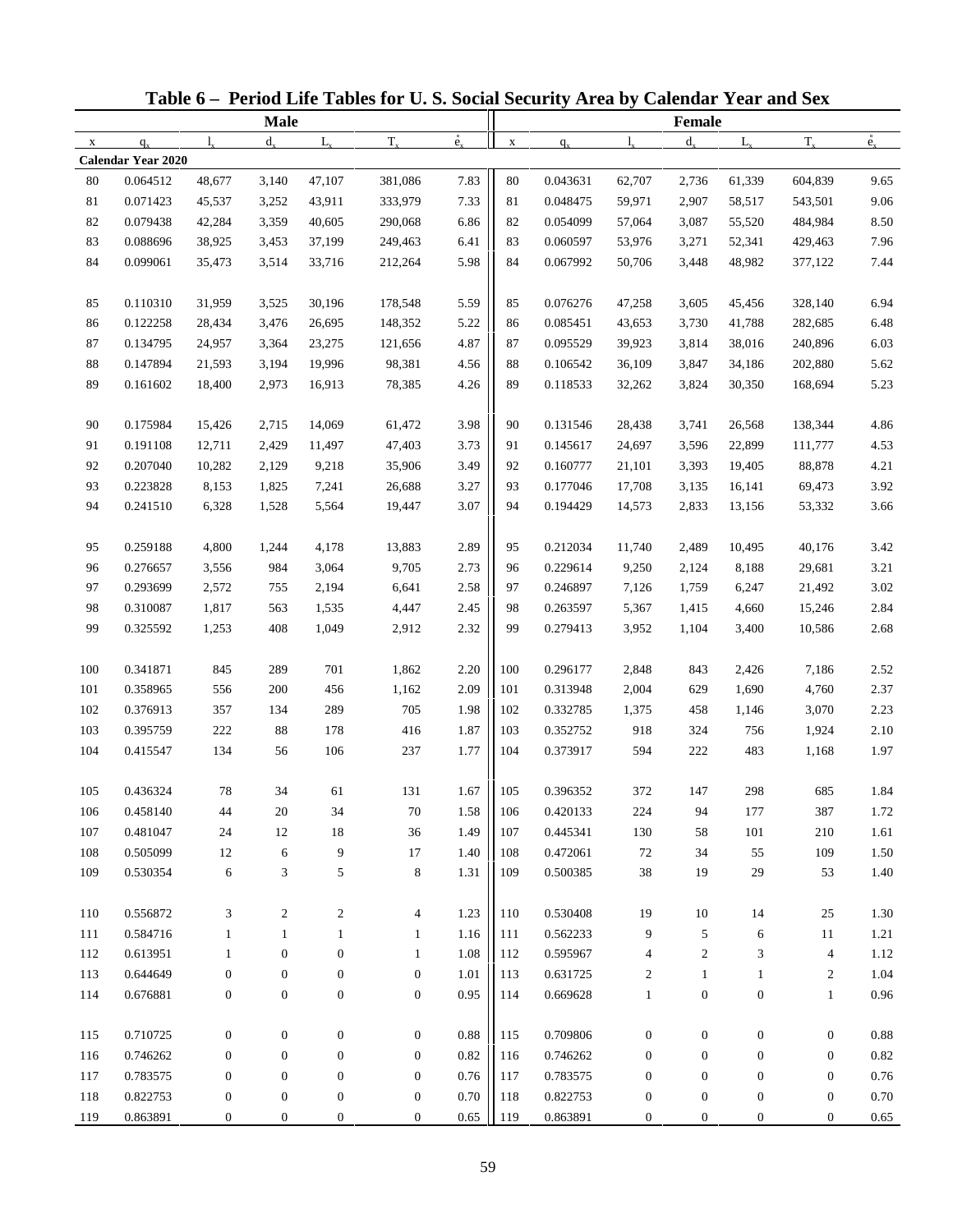# Table 6 – Period Life Tables for U. S. Social Security Area by Calendar Year and Sex

| Male | | | | | | | Female | | | | | | |
|---|---|---|---|---|---|---|---|---|---|---|---|---|---|
| x | $q_x$ | $l_x$ | $d_x$ | $L_x$ | $T_x$ | $\mathring{e}_x$ | x | $q_x$ | $l_x$ | $d_x$ | $L_x$ | $T_x$ | $\mathring{e}_x$ |
| **Calendar Year 2020** | | | | | | | | | | | | | |
| 80 | 0.064512 | 48,677 | 3,140 | 47,107 | 381,086 | 7.83 | 80 | 0.043631 | 62,707 | 2,736 | 61,339 | 604,839 | 9.65 |
| 81 | 0.071423 | 45,537 | 3,252 | 43,911 | 333,979 | 7.33 | 81 | 0.048475 | 59,971 | 2,907 | 58,517 | 543,501 | 9.06 |
| 82 | 0.079438 | 42,284 | 3,359 | 40,605 | 290,068 | 6.86 | 82 | 0.054099 | 57,064 | 3,087 | 55,520 | 484,984 | 8.50 |
| 83 | 0.088696 | 38,925 | 3,453 | 37,199 | 249,463 | 6.41 | 83 | 0.060597 | 53,976 | 3,271 | 52,341 | 429,463 | 7.96 |
| 84 | 0.099061 | 35,473 | 3,514 | 33,716 | 212,264 | 5.98 | 84 | 0.067992 | 50,706 | 3,448 | 48,982 | 377,122 | 7.44 |
| 85 | 0.110310 | 31,959 | 3,525 | 30,196 | 178,548 | 5.59 | 85 | 0.076276 | 47,258 | 3,605 | 45,456 | 328,140 | 6.94 |
| 86 | 0.122258 | 28,434 | 3,476 | 26,695 | 148,352 | 5.22 | 86 | 0.085451 | 43,653 | 3,730 | 41,788 | 282,685 | 6.48 |
| 87 | 0.134795 | 24,957 | 3,364 | 23,275 | 121,656 | 4.87 | 87 | 0.095529 | 39,923 | 3,814 | 38,016 | 240,896 | 6.03 |
| 88 | 0.147894 | 21,593 | 3,194 | 19,996 | 98,381 | 4.56 | 88 | 0.106542 | 36,109 | 3,847 | 34,186 | 202,880 | 5.62 |
| 89 | 0.161602 | 18,400 | 2,973 | 16,913 | 78,385 | 4.26 | 89 | 0.118533 | 32,262 | 3,824 | 30,350 | 168,694 | 5.23 |
| 90 | 0.175984 | 15,426 | 2,715 | 14,069 | 61,472 | 3.98 | 90 | 0.131546 | 28,438 | 3,741 | 26,568 | 138,344 | 4.86 |
| 91 | 0.191108 | 12,711 | 2,429 | 11,497 | 47,403 | 3.73 | 91 | 0.145617 | 24,697 | 3,596 | 22,899 | 111,777 | 4.53 |
| 92 | 0.207040 | 10,282 | 2,129 | 9,218 | 35,906 | 3.49 | 92 | 0.160777 | 21,101 | 3,393 | 19,405 | 88,878 | 4.21 |
| 93 | 0.223828 | 8,153 | 1,825 | 7,241 | 26,688 | 3.27 | 93 | 0.177046 | 17,708 | 3,135 | 16,141 | 69,473 | 3.92 |
| 94 | 0.241510 | 6,328 | 1,528 | 5,564 | 19,447 | 3.07 | 94 | 0.194429 | 14,573 | 2,833 | 13,156 | 53,332 | 3.66 |
| 95 | 0.259188 | 4,800 | 1,244 | 4,178 | 13,883 | 2.89 | 95 | 0.212034 | 11,740 | 2,489 | 10,495 | 40,176 | 3.42 |
| 96 | 0.276657 | 3,556 | 984 | 3,064 | 9,705 | 2.73 | 96 | 0.229614 | 9,250 | 2,124 | 8,188 | 29,681 | 3.21 |
| 97 | 0.293699 | 2,572 | 755 | 2,194 | 6,641 | 2.58 | 97 | 0.246897 | 7,126 | 1,759 | 6,247 | 21,492 | 3.02 |
| 98 | 0.310087 | 1,817 | 563 | 1,535 | 4,447 | 2.45 | 98 | 0.263597 | 5,367 | 1,415 | 4,660 | 15,246 | 2.84 |
| 99 | 0.325592 | 1,253 | 408 | 1,049 | 2,912 | 2.32 | 99 | 0.279413 | 3,952 | 1,104 | 3,400 | 10,586 | 2.68 |
| 100 | 0.341871 | 845 | 289 | 701 | 1,862 | 2.20 | 100 | 0.296177 | 2,848 | 843 | 2,426 | 7,186 | 2.52 |
| 101 | 0.358965 | 556 | 200 | 456 | 1,162 | 2.09 | 101 | 0.313948 | 2,004 | 629 | 1,690 | 4,760 | 2.37 |
| 102 | 0.376913 | 357 | 134 | 289 | 705 | 1.98 | 102 | 0.332785 | 1,375 | 458 | 1,146 | 3,070 | 2.23 |
| 103 | 0.395759 | 222 | 88 | 178 | 416 | 1.87 | 103 | 0.352752 | 918 | 324 | 756 | 1,924 | 2.10 |
| 104 | 0.415547 | 134 | 56 | 106 | 237 | 1.77 | 104 | 0.373917 | 594 | 222 | 483 | 1,168 | 1.97 |
| 105 | 0.436324 | 78 | 34 | 61 | 131 | 1.67 | 105 | 0.396352 | 372 | 147 | 298 | 685 | 1.84 |
| 106 | 0.458140 | 44 | 20 | 34 | 70 | 1.58 | 106 | 0.420133 | 224 | 94 | 177 | 387 | 1.72 |
| 107 | 0.481047 | 24 | 12 | 18 | 36 | 1.49 | 107 | 0.445341 | 130 | 58 | 101 | 210 | 1.61 |
| 108 | 0.505099 | 12 | 6 | 9 | 17 | 1.40 | 108 | 0.472061 | 72 | 34 | 55 | 109 | 1.50 |
| 109 | 0.530354 | 6 | 3 | 5 | 8 | 1.31 | 109 | 0.500385 | 38 | 19 | 29 | 53 | 1.40 |
| 110 | 0.556872 | 3 | 2 | 2 | 4 | 1.23 | 110 | 0.530408 | 19 | 10 | 14 | 25 | 1.30 |
| 111 | 0.584716 | 1 | 1 | 1 | 1 | 1.16 | 111 | 0.562233 | 9 | 5 | 6 | 11 | 1.21 |
| 112 | 0.613951 | 1 | 0 | 0 | 1 | 1.08 | 112 | 0.595967 | 4 | 2 | 3 | 4 | 1.12 |
| 113 | 0.644649 | 0 | 0 | 0 | 0 | 1.01 | 113 | 0.631725 | 2 | 1 | 1 | 2 | 1.04 |
| 114 | 0.676881 | 0 | 0 | 0 | 0 | 0.95 | 114 | 0.669628 | 1 | 0 | 0 | 1 | 0.96 |
| 115 | 0.710725 | 0 | 0 | 0 | 0 | 0.88 | 115 | 0.709806 | 0 | 0 | 0 | 0 | 0.88 |
| 116 | 0.746262 | 0 | 0 | 0 | 0 | 0.82 | 116 | 0.746262 | 0 | 0 | 0 | 0 | 0.82 |
| 117 | 0.783575 | 0 | 0 | 0 | 0 | 0.76 | 117 | 0.783575 | 0 | 0 | 0 | 0 | 0.76 |
| 118 | 0.822753 | 0 | 0 | 0 | 0 | 0.70 | 118 | 0.822753 | 0 | 0 | 0 | 0 | 0.70 |
| 119 | 0.863891 | 0 | 0 | 0 | 0 | 0.65 | 119 | 0.863891 | 0 | 0 | 0 | 0 | 0.65 |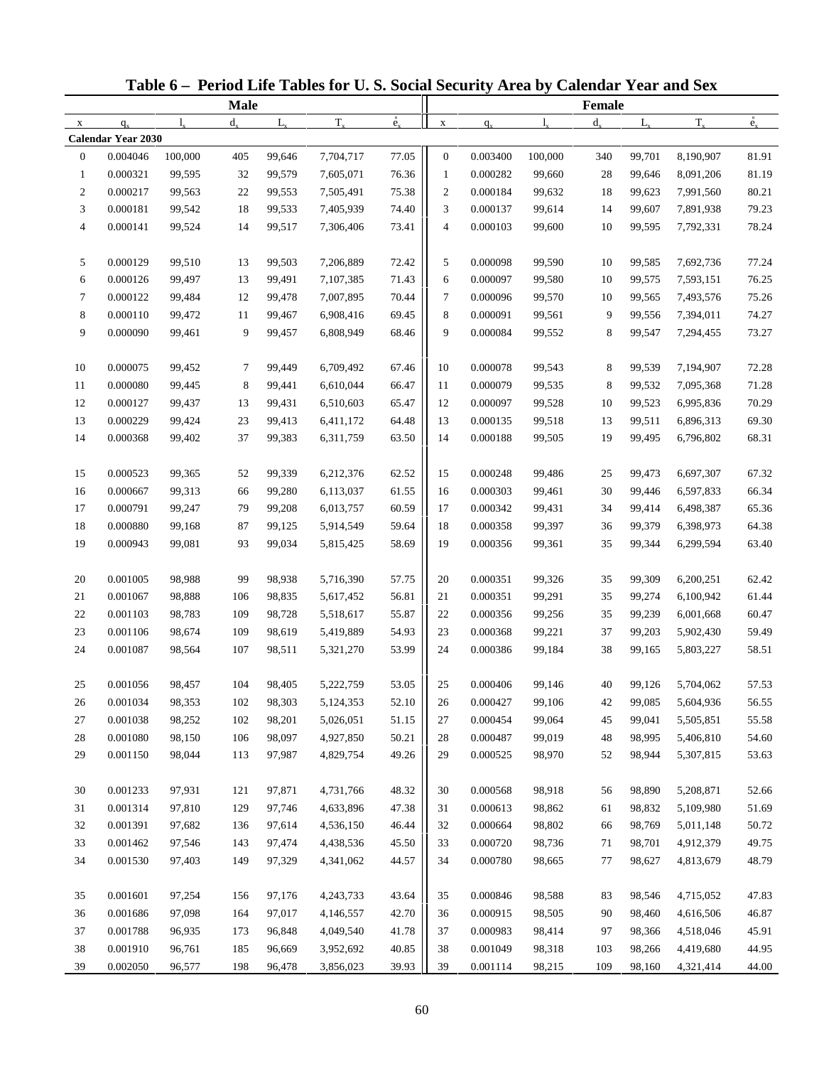# Table 6 – Period Life Tables for U. S. Social Security Area by Calendar Year and Sex

| Male | | | | | | | Female | | | | | | |
|---|---|---|---|---|---|---|---|---|---|---|---|---|---|
| x | $q_x$ | $l_x$ | $d_x$ | $L_x$ | $T_x$ | $\mathring{e}_x$ | x | $q_x$ | $l_x$ | $d_x$ | $L_x$ | $T_x$ | $\mathring{e}_x$ |
| **Calendar Year 2030** | | | | | | | | | | | | | |
| 0 | 0.004046 | 100,000 | 405 | 99,646 | 7,704,717 | 77.05 | 0 | 0.003400 | 100,000 | 340 | 99,701 | 8,190,907 | 81.91 |
| 1 | 0.000321 | 99,595 | 32 | 99,579 | 7,605,071 | 76.36 | 1 | 0.000282 | 99,660 | 28 | 99,646 | 8,091,206 | 81.19 |
| 2 | 0.000217 | 99,563 | 22 | 99,553 | 7,505,491 | 75.38 | 2 | 0.000184 | 99,632 | 18 | 99,623 | 7,991,560 | 80.21 |
| 3 | 0.000181 | 99,542 | 18 | 99,533 | 7,405,939 | 74.40 | 3 | 0.000137 | 99,614 | 14 | 99,607 | 7,891,938 | 79.23 |
| 4 | 0.000141 | 99,524 | 14 | 99,517 | 7,306,406 | 73.41 | 4 | 0.000103 | 99,600 | 10 | 99,595 | 7,792,331 | 78.24 |
| 5 | 0.000129 | 99,510 | 13 | 99,503 | 7,206,889 | 72.42 | 5 | 0.000098 | 99,590 | 10 | 99,585 | 7,692,736 | 77.24 |
| 6 | 0.000126 | 99,497 | 13 | 99,491 | 7,107,385 | 71.43 | 6 | 0.000097 | 99,580 | 10 | 99,575 | 7,593,151 | 76.25 |
| 7 | 0.000122 | 99,484 | 12 | 99,478 | 7,007,895 | 70.44 | 7 | 0.000096 | 99,570 | 10 | 99,565 | 7,493,576 | 75.26 |
| 8 | 0.000110 | 99,472 | 11 | 99,467 | 6,908,416 | 69.45 | 8 | 0.000091 | 99,561 | 9 | 99,556 | 7,394,011 | 74.27 |
| 9 | 0.000090 | 99,461 | 9 | 99,457 | 6,808,949 | 68.46 | 9 | 0.000084 | 99,552 | 8 | 99,547 | 7,294,455 | 73.27 |
| 10 | 0.000075 | 99,452 | 7 | 99,449 | 6,709,492 | 67.46 | 10 | 0.000078 | 99,543 | 8 | 99,539 | 7,194,907 | 72.28 |
| 11 | 0.000080 | 99,445 | 8 | 99,441 | 6,610,044 | 66.47 | 11 | 0.000079 | 99,535 | 8 | 99,532 | 7,095,368 | 71.28 |
| 12 | 0.000127 | 99,437 | 13 | 99,431 | 6,510,603 | 65.47 | 12 | 0.000097 | 99,528 | 10 | 99,523 | 6,995,836 | 70.29 |
| 13 | 0.000229 | 99,424 | 23 | 99,413 | 6,411,172 | 64.48 | 13 | 0.000135 | 99,518 | 13 | 99,511 | 6,896,313 | 69.30 |
| 14 | 0.000368 | 99,402 | 37 | 99,383 | 6,311,759 | 63.50 | 14 | 0.000188 | 99,505 | 19 | 99,495 | 6,796,802 | 68.31 |
| 15 | 0.000523 | 99,365 | 52 | 99,339 | 6,212,376 | 62.52 | 15 | 0.000248 | 99,486 | 25 | 99,473 | 6,697,307 | 67.32 |
| 16 | 0.000667 | 99,313 | 66 | 99,280 | 6,113,037 | 61.55 | 16 | 0.000303 | 99,461 | 30 | 99,446 | 6,597,833 | 66.34 |
| 17 | 0.000791 | 99,247 | 79 | 99,208 | 6,013,757 | 60.59 | 17 | 0.000342 | 99,431 | 34 | 99,414 | 6,498,387 | 65.36 |
| 18 | 0.000880 | 99,168 | 87 | 99,125 | 5,914,549 | 59.64 | 18 | 0.000358 | 99,397 | 36 | 99,379 | 6,398,973 | 64.38 |
| 19 | 0.000943 | 99,081 | 93 | 99,034 | 5,815,425 | 58.69 | 19 | 0.000356 | 99,361 | 35 | 99,344 | 6,299,594 | 63.40 |
| 20 | 0.001005 | 98,988 | 99 | 98,938 | 5,716,390 | 57.75 | 20 | 0.000351 | 99,326 | 35 | 99,309 | 6,200,251 | 62.42 |
| 21 | 0.001067 | 98,888 | 106 | 98,835 | 5,617,452 | 56.81 | 21 | 0.000351 | 99,291 | 35 | 99,274 | 6,100,942 | 61.44 |
| 22 | 0.001103 | 98,783 | 109 | 98,728 | 5,518,617 | 55.87 | 22 | 0.000356 | 99,256 | 35 | 99,239 | 6,001,668 | 60.47 |
| 23 | 0.001106 | 98,674 | 109 | 98,619 | 5,419,889 | 54.93 | 23 | 0.000368 | 99,221 | 37 | 99,203 | 5,902,430 | 59.49 |
| 24 | 0.001087 | 98,564 | 107 | 98,511 | 5,321,270 | 53.99 | 24 | 0.000386 | 99,184 | 38 | 99,165 | 5,803,227 | 58.51 |
| 25 | 0.001056 | 98,457 | 104 | 98,405 | 5,222,759 | 53.05 | 25 | 0.000406 | 99,146 | 40 | 99,126 | 5,704,062 | 57.53 |
| 26 | 0.001034 | 98,353 | 102 | 98,303 | 5,124,353 | 52.10 | 26 | 0.000427 | 99,106 | 42 | 99,085 | 5,604,936 | 56.55 |
| 27 | 0.001038 | 98,252 | 102 | 98,201 | 5,026,051 | 51.15 | 27 | 0.000454 | 99,064 | 45 | 99,041 | 5,505,851 | 55.58 |
| 28 | 0.001080 | 98,150 | 106 | 98,097 | 4,927,850 | 50.21 | 28 | 0.000487 | 99,019 | 48 | 98,995 | 5,406,810 | 54.60 |
| 29 | 0.001150 | 98,044 | 113 | 97,987 | 4,829,754 | 49.26 | 29 | 0.000525 | 98,970 | 52 | 98,944 | 5,307,815 | 53.63 |
| 30 | 0.001233 | 97,931 | 121 | 97,871 | 4,731,766 | 48.32 | 30 | 0.000568 | 98,918 | 56 | 98,890 | 5,208,871 | 52.66 |
| 31 | 0.001314 | 97,810 | 129 | 97,746 | 4,633,896 | 47.38 | 31 | 0.000613 | 98,862 | 61 | 98,832 | 5,109,980 | 51.69 |
| 32 | 0.001391 | 97,682 | 136 | 97,614 | 4,536,150 | 46.44 | 32 | 0.000664 | 98,802 | 66 | 98,769 | 5,011,148 | 50.72 |
| 33 | 0.001462 | 97,546 | 143 | 97,474 | 4,438,536 | 45.50 | 33 | 0.000720 | 98,736 | 71 | 98,701 | 4,912,379 | 49.75 |
| 34 | 0.001530 | 97,403 | 149 | 97,329 | 4,341,062 | 44.57 | 34 | 0.000780 | 98,665 | 77 | 98,627 | 4,813,679 | 48.79 |
| 35 | 0.001601 | 97,254 | 156 | 97,176 | 4,243,733 | 43.64 | 35 | 0.000846 | 98,588 | 83 | 98,546 | 4,715,052 | 47.83 |
| 36 | 0.001686 | 97,098 | 164 | 97,017 | 4,146,557 | 42.70 | 36 | 0.000915 | 98,505 | 90 | 98,460 | 4,616,506 | 46.87 |
| 37 | 0.001788 | 96,935 | 173 | 96,848 | 4,049,540 | 41.78 | 37 | 0.000983 | 98,414 | 97 | 98,366 | 4,518,046 | 45.91 |
| 38 | 0.001910 | 96,761 | 185 | 96,669 | 3,952,692 | 40.85 | 38 | 0.001049 | 98,318 | 103 | 98,266 | 4,419,680 | 44.95 |
| 39 | 0.002050 | 96,577 | 198 | 96,478 | 3,856,023 | 39.93 | 39 | 0.001114 | 98,215 | 109 | 98,160 | 4,321,414 | 44.00 |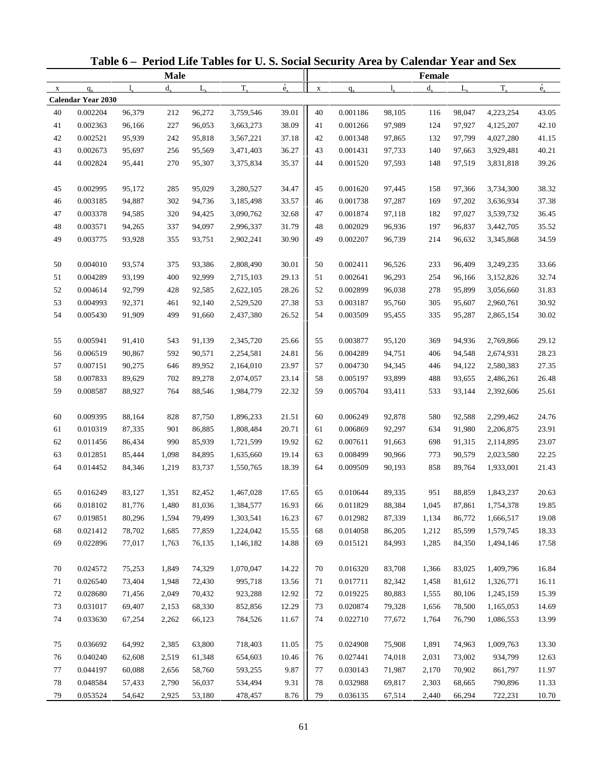# Table 6 – Period Life Tables for U. S. Social Security Area by Calendar Year and Sex

| Male | | | | | | | Female | | | | | | |
|---|---|---|---|---|---|---|---|---|---|---|---|---|---|
| x | $q_x$ | $l_x$ | $d_x$ | $L_x$ | $T_x$ | $\mathring{e}_x$ | x | $q_x$ | $l_x$ | $d_x$ | $L_x$ | $T_x$ | $\mathring{e}_x$ |
| **Calendar Year 2030** | | | | | | | | | | | | | |
| 40 | 0.002204 | 96,379 | 212 | 96,272 | 3,759,546 | 39.01 | 40 | 0.001186 | 98,105 | 116 | 98,047 | 4,223,254 | 43.05 |
| 41 | 0.002363 | 96,166 | 227 | 96,053 | 3,663,273 | 38.09 | 41 | 0.001266 | 97,989 | 124 | 97,927 | 4,125,207 | 42.10 |
| 42 | 0.002521 | 95,939 | 242 | 95,818 | 3,567,221 | 37.18 | 42 | 0.001348 | 97,865 | 132 | 97,799 | 4,027,280 | 41.15 |
| 43 | 0.002673 | 95,697 | 256 | 95,569 | 3,471,403 | 36.27 | 43 | 0.001431 | 97,733 | 140 | 97,663 | 3,929,481 | 40.21 |
| 44 | 0.002824 | 95,441 | 270 | 95,307 | 3,375,834 | 35.37 | 44 | 0.001520 | 97,593 | 148 | 97,519 | 3,831,818 | 39.26 |
| 45 | 0.002995 | 95,172 | 285 | 95,029 | 3,280,527 | 34.47 | 45 | 0.001620 | 97,445 | 158 | 97,366 | 3,734,300 | 38.32 |
| 46 | 0.003185 | 94,887 | 302 | 94,736 | 3,185,498 | 33.57 | 46 | 0.001738 | 97,287 | 169 | 97,202 | 3,636,934 | 37.38 |
| 47 | 0.003378 | 94,585 | 320 | 94,425 | 3,090,762 | 32.68 | 47 | 0.001874 | 97,118 | 182 | 97,027 | 3,539,732 | 36.45 |
| 48 | 0.003571 | 94,265 | 337 | 94,097 | 2,996,337 | 31.79 | 48 | 0.002029 | 96,936 | 197 | 96,837 | 3,442,705 | 35.52 |
| 49 | 0.003775 | 93,928 | 355 | 93,751 | 2,902,241 | 30.90 | 49 | 0.002207 | 96,739 | 214 | 96,632 | 3,345,868 | 34.59 |
| 50 | 0.004010 | 93,574 | 375 | 93,386 | 2,808,490 | 30.01 | 50 | 0.002411 | 96,526 | 233 | 96,409 | 3,249,235 | 33.66 |
| 51 | 0.004289 | 93,199 | 400 | 92,999 | 2,715,103 | 29.13 | 51 | 0.002641 | 96,293 | 254 | 96,166 | 3,152,826 | 32.74 |
| 52 | 0.004614 | 92,799 | 428 | 92,585 | 2,622,105 | 28.26 | 52 | 0.002899 | 96,038 | 278 | 95,899 | 3,056,660 | 31.83 |
| 53 | 0.004993 | 92,371 | 461 | 92,140 | 2,529,520 | 27.38 | 53 | 0.003187 | 95,760 | 305 | 95,607 | 2,960,761 | 30.92 |
| 54 | 0.005430 | 91,909 | 499 | 91,660 | 2,437,380 | 26.52 | 54 | 0.003509 | 95,455 | 335 | 95,287 | 2,865,154 | 30.02 |
| 55 | 0.005941 | 91,410 | 543 | 91,139 | 2,345,720 | 25.66 | 55 | 0.003877 | 95,120 | 369 | 94,936 | 2,769,866 | 29.12 |
| 56 | 0.006519 | 90,867 | 592 | 90,571 | 2,254,581 | 24.81 | 56 | 0.004289 | 94,751 | 406 | 94,548 | 2,674,931 | 28.23 |
| 57 | 0.007151 | 90,275 | 646 | 89,952 | 2,164,010 | 23.97 | 57 | 0.004730 | 94,345 | 446 | 94,122 | 2,580,383 | 27.35 |
| 58 | 0.007833 | 89,629 | 702 | 89,278 | 2,074,057 | 23.14 | 58 | 0.005197 | 93,899 | 488 | 93,655 | 2,486,261 | 26.48 |
| 59 | 0.008587 | 88,927 | 764 | 88,546 | 1,984,779 | 22.32 | 59 | 0.005704 | 93,411 | 533 | 93,144 | 2,392,606 | 25.61 |
| 60 | 0.009395 | 88,164 | 828 | 87,750 | 1,896,233 | 21.51 | 60 | 0.006249 | 92,878 | 580 | 92,588 | 2,299,462 | 24.76 |
| 61 | 0.010319 | 87,335 | 901 | 86,885 | 1,808,484 | 20.71 | 61 | 0.006869 | 92,297 | 634 | 91,980 | 2,206,875 | 23.91 |
| 62 | 0.011456 | 86,434 | 990 | 85,939 | 1,721,599 | 19.92 | 62 | 0.007611 | 91,663 | 698 | 91,315 | 2,114,895 | 23.07 |
| 63 | 0.012851 | 85,444 | 1,098 | 84,895 | 1,635,660 | 19.14 | 63 | 0.008499 | 90,966 | 773 | 90,579 | 2,023,580 | 22.25 |
| 64 | 0.014452 | 84,346 | 1,219 | 83,737 | 1,550,765 | 18.39 | 64 | 0.009509 | 90,193 | 858 | 89,764 | 1,933,001 | 21.43 |
| 65 | 0.016249 | 83,127 | 1,351 | 82,452 | 1,467,028 | 17.65 | 65 | 0.010644 | 89,335 | 951 | 88,859 | 1,843,237 | 20.63 |
| 66 | 0.018102 | 81,776 | 1,480 | 81,036 | 1,384,577 | 16.93 | 66 | 0.011829 | 88,384 | 1,045 | 87,861 | 1,754,378 | 19.85 |
| 67 | 0.019851 | 80,296 | 1,594 | 79,499 | 1,303,541 | 16.23 | 67 | 0.012982 | 87,339 | 1,134 | 86,772 | 1,666,517 | 19.08 |
| 68 | 0.021412 | 78,702 | 1,685 | 77,859 | 1,224,042 | 15.55 | 68 | 0.014058 | 86,205 | 1,212 | 85,599 | 1,579,745 | 18.33 |
| 69 | 0.022896 | 77,017 | 1,763 | 76,135 | 1,146,182 | 14.88 | 69 | 0.015121 | 84,993 | 1,285 | 84,350 | 1,494,146 | 17.58 |
| 70 | 0.024572 | 75,253 | 1,849 | 74,329 | 1,070,047 | 14.22 | 70 | 0.016320 | 83,708 | 1,366 | 83,025 | 1,409,796 | 16.84 |
| 71 | 0.026540 | 73,404 | 1,948 | 72,430 | 995,718 | 13.56 | 71 | 0.017711 | 82,342 | 1,458 | 81,612 | 1,326,771 | 16.11 |
| 72 | 0.028680 | 71,456 | 2,049 | 70,432 | 923,288 | 12.92 | 72 | 0.019225 | 80,883 | 1,555 | 80,106 | 1,245,159 | 15.39 |
| 73 | 0.031017 | 69,407 | 2,153 | 68,330 | 852,856 | 12.29 | 73 | 0.020874 | 79,328 | 1,656 | 78,500 | 1,165,053 | 14.69 |
| 74 | 0.033630 | 67,254 | 2,262 | 66,123 | 784,526 | 11.67 | 74 | 0.022710 | 77,672 | 1,764 | 76,790 | 1,086,553 | 13.99 |
| 75 | 0.036692 | 64,992 | 2,385 | 63,800 | 718,403 | 11.05 | 75 | 0.024908 | 75,908 | 1,891 | 74,963 | 1,009,763 | 13.30 |
| 76 | 0.040240 | 62,608 | 2,519 | 61,348 | 654,603 | 10.46 | 76 | 0.027441 | 74,018 | 2,031 | 73,002 | 934,799 | 12.63 |
| 77 | 0.044197 | 60,088 | 2,656 | 58,760 | 593,255 | 9.87 | 77 | 0.030143 | 71,987 | 2,170 | 70,902 | 861,797 | 11.97 |
| 78 | 0.048584 | 57,433 | 2,790 | 56,037 | 534,494 | 9.31 | 78 | 0.032988 | 69,817 | 2,303 | 68,665 | 790,896 | 11.33 |
| 79 | 0.053524 | 54,642 | 2,925 | 53,180 | 478,457 | 8.76 | 79 | 0.036135 | 67,514 | 2,440 | 66,294 | 722,231 | 10.70 |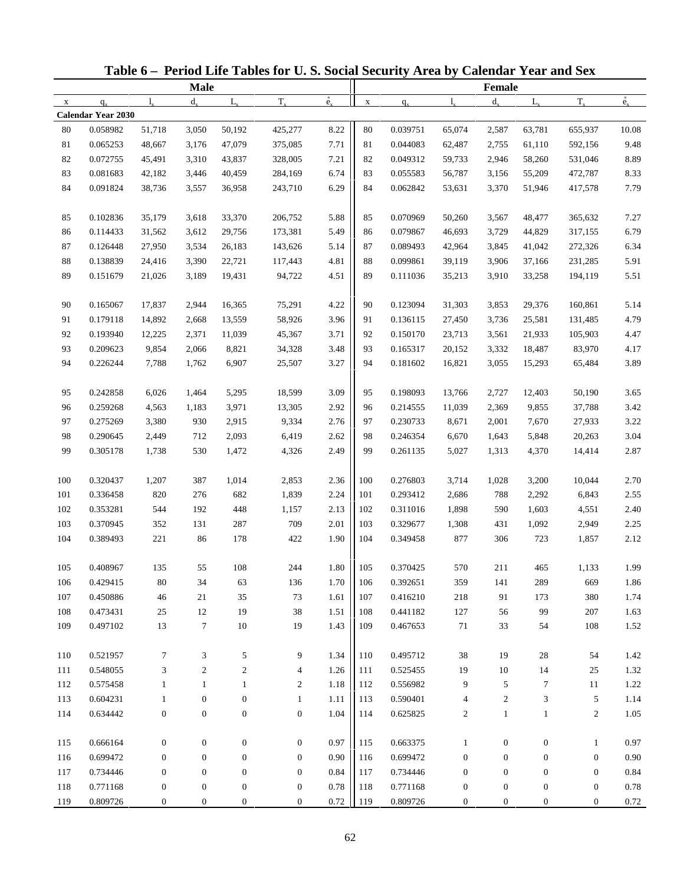# Table 6 – Period Life Tables for U. S. Social Security Area by Calendar Year and Sex

| Male | | | | | | | Female | | | | | | |
|---|---|---|---|---|---|---|---|---|---|---|---|---|---|
| x | $q_x$ | $l_x$ | $d_x$ | $L_x$ | $T_x$ | $\mathring{e}_x$ | x | $q_x$ | $l_x$ | $d_x$ | $L_x$ | $T_x$ | $\mathring{e}_x$ |
| **Calendar Year 2030** | | | | | | | | | | | | | |
| 80 | 0.058982 | 51,718 | 3,050 | 50,192 | 425,277 | 8.22 | 80 | 0.039751 | 65,074 | 2,587 | 63,781 | 655,937 | 10.08 |
| 81 | 0.065253 | 48,667 | 3,176 | 47,079 | 375,085 | 7.71 | 81 | 0.044083 | 62,487 | 2,755 | 61,110 | 592,156 | 9.48 |
| 82 | 0.072755 | 45,491 | 3,310 | 43,837 | 328,005 | 7.21 | 82 | 0.049312 | 59,733 | 2,946 | 58,260 | 531,046 | 8.89 |
| 83 | 0.081683 | 42,182 | 3,446 | 40,459 | 284,169 | 6.74 | 83 | 0.055583 | 56,787 | 3,156 | 55,209 | 472,787 | 8.33 |
| 84 | 0.091824 | 38,736 | 3,557 | 36,958 | 243,710 | 6.29 | 84 | 0.062842 | 53,631 | 3,370 | 51,946 | 417,578 | 7.79 |
| 85 | 0.102836 | 35,179 | 3,618 | 33,370 | 206,752 | 5.88 | 85 | 0.070969 | 50,260 | 3,567 | 48,477 | 365,632 | 7.27 |
| 86 | 0.114433 | 31,562 | 3,612 | 29,756 | 173,381 | 5.49 | 86 | 0.079867 | 46,693 | 3,729 | 44,829 | 317,155 | 6.79 |
| 87 | 0.126448 | 27,950 | 3,534 | 26,183 | 143,626 | 5.14 | 87 | 0.089493 | 42,964 | 3,845 | 41,042 | 272,326 | 6.34 |
| 88 | 0.138839 | 24,416 | 3,390 | 22,721 | 117,443 | 4.81 | 88 | 0.099861 | 39,119 | 3,906 | 37,166 | 231,285 | 5.91 |
| 89 | 0.151679 | 21,026 | 3,189 | 19,431 | 94,722 | 4.51 | 89 | 0.111036 | 35,213 | 3,910 | 33,258 | 194,119 | 5.51 |
| 90 | 0.165067 | 17,837 | 2,944 | 16,365 | 75,291 | 4.22 | 90 | 0.123094 | 31,303 | 3,853 | 29,376 | 160,861 | 5.14 |
| 91 | 0.179118 | 14,892 | 2,668 | 13,559 | 58,926 | 3.96 | 91 | 0.136115 | 27,450 | 3,736 | 25,581 | 131,485 | 4.79 |
| 92 | 0.193940 | 12,225 | 2,371 | 11,039 | 45,367 | 3.71 | 92 | 0.150170 | 23,713 | 3,561 | 21,933 | 105,903 | 4.47 |
| 93 | 0.209623 | 9,854 | 2,066 | 8,821 | 34,328 | 3.48 | 93 | 0.165317 | 20,152 | 3,332 | 18,487 | 83,970 | 4.17 |
| 94 | 0.226244 | 7,788 | 1,762 | 6,907 | 25,507 | 3.27 | 94 | 0.181602 | 16,821 | 3,055 | 15,293 | 65,484 | 3.89 |
| 95 | 0.242858 | 6,026 | 1,464 | 5,295 | 18,599 | 3.09 | 95 | 0.198093 | 13,766 | 2,727 | 12,403 | 50,190 | 3.65 |
| 96 | 0.259268 | 4,563 | 1,183 | 3,971 | 13,305 | 2.92 | 96 | 0.214555 | 11,039 | 2,369 | 9,855 | 37,788 | 3.42 |
| 97 | 0.275269 | 3,380 | 930 | 2,915 | 9,334 | 2.76 | 97 | 0.230733 | 8,671 | 2,001 | 7,670 | 27,933 | 3.22 |
| 98 | 0.290645 | 2,449 | 712 | 2,093 | 6,419 | 2.62 | 98 | 0.246354 | 6,670 | 1,643 | 5,848 | 20,263 | 3.04 |
| 99 | 0.305178 | 1,738 | 530 | 1,472 | 4,326 | 2.49 | 99 | 0.261135 | 5,027 | 1,313 | 4,370 | 14,414 | 2.87 |
| 100 | 0.320437 | 1,207 | 387 | 1,014 | 2,853 | 2.36 | 100 | 0.276803 | 3,714 | 1,028 | 3,200 | 10,044 | 2.70 |
| 101 | 0.336458 | 820 | 276 | 682 | 1,839 | 2.24 | 101 | 0.293412 | 2,686 | 788 | 2,292 | 6,843 | 2.55 |
| 102 | 0.353281 | 544 | 192 | 448 | 1,157 | 2.13 | 102 | 0.311016 | 1,898 | 590 | 1,603 | 4,551 | 2.40 |
| 103 | 0.370945 | 352 | 131 | 287 | 709 | 2.01 | 103 | 0.329677 | 1,308 | 431 | 1,092 | 2,949 | 2.25 |
| 104 | 0.389493 | 221 | 86 | 178 | 422 | 1.90 | 104 | 0.349458 | 877 | 306 | 723 | 1,857 | 2.12 |
| 105 | 0.408967 | 135 | 55 | 108 | 244 | 1.80 | 105 | 0.370425 | 570 | 211 | 465 | 1,133 | 1.99 |
| 106 | 0.429415 | 80 | 34 | 63 | 136 | 1.70 | 106 | 0.392651 | 359 | 141 | 289 | 669 | 1.86 |
| 107 | 0.450886 | 46 | 21 | 35 | 73 | 1.61 | 107 | 0.416210 | 218 | 91 | 173 | 380 | 1.74 |
| 108 | 0.473431 | 25 | 12 | 19 | 38 | 1.51 | 108 | 0.441182 | 127 | 56 | 99 | 207 | 1.63 |
| 109 | 0.497102 | 13 | 7 | 10 | 19 | 1.43 | 109 | 0.467653 | 71 | 33 | 54 | 108 | 1.52 |
| 110 | 0.521957 | 7 | 3 | 5 | 9 | 1.34 | 110 | 0.495712 | 38 | 19 | 28 | 54 | 1.42 |
| 111 | 0.548055 | 3 | 2 | 2 | 4 | 1.26 | 111 | 0.525455 | 19 | 10 | 14 | 25 | 1.32 |
| 112 | 0.575458 | 1 | 1 | 1 | 2 | 1.18 | 112 | 0.556982 | 9 | 5 | 7 | 11 | 1.22 |
| 113 | 0.604231 | 1 | 0 | 0 | 1 | 1.11 | 113 | 0.590401 | 4 | 2 | 3 | 5 | 1.14 |
| 114 | 0.634442 | 0 | 0 | 0 | 0 | 1.04 | 114 | 0.625825 | 2 | 1 | 1 | 2 | 1.05 |
| 115 | 0.666164 | 0 | 0 | 0 | 0 | 0.97 | 115 | 0.663375 | 1 | 0 | 0 | 1 | 0.97 |
| 116 | 0.699472 | 0 | 0 | 0 | 0 | 0.90 | 116 | 0.699472 | 0 | 0 | 0 | 0 | 0.90 |
| 117 | 0.734446 | 0 | 0 | 0 | 0 | 0.84 | 117 | 0.734446 | 0 | 0 | 0 | 0 | 0.84 |
| 118 | 0.771168 | 0 | 0 | 0 | 0 | 0.78 | 118 | 0.771168 | 0 | 0 | 0 | 0 | 0.78 |
| 119 | 0.809726 | 0 | 0 | 0 | 0 | 0.72 | 119 | 0.809726 | 0 | 0 | 0 | 0 | 0.72 |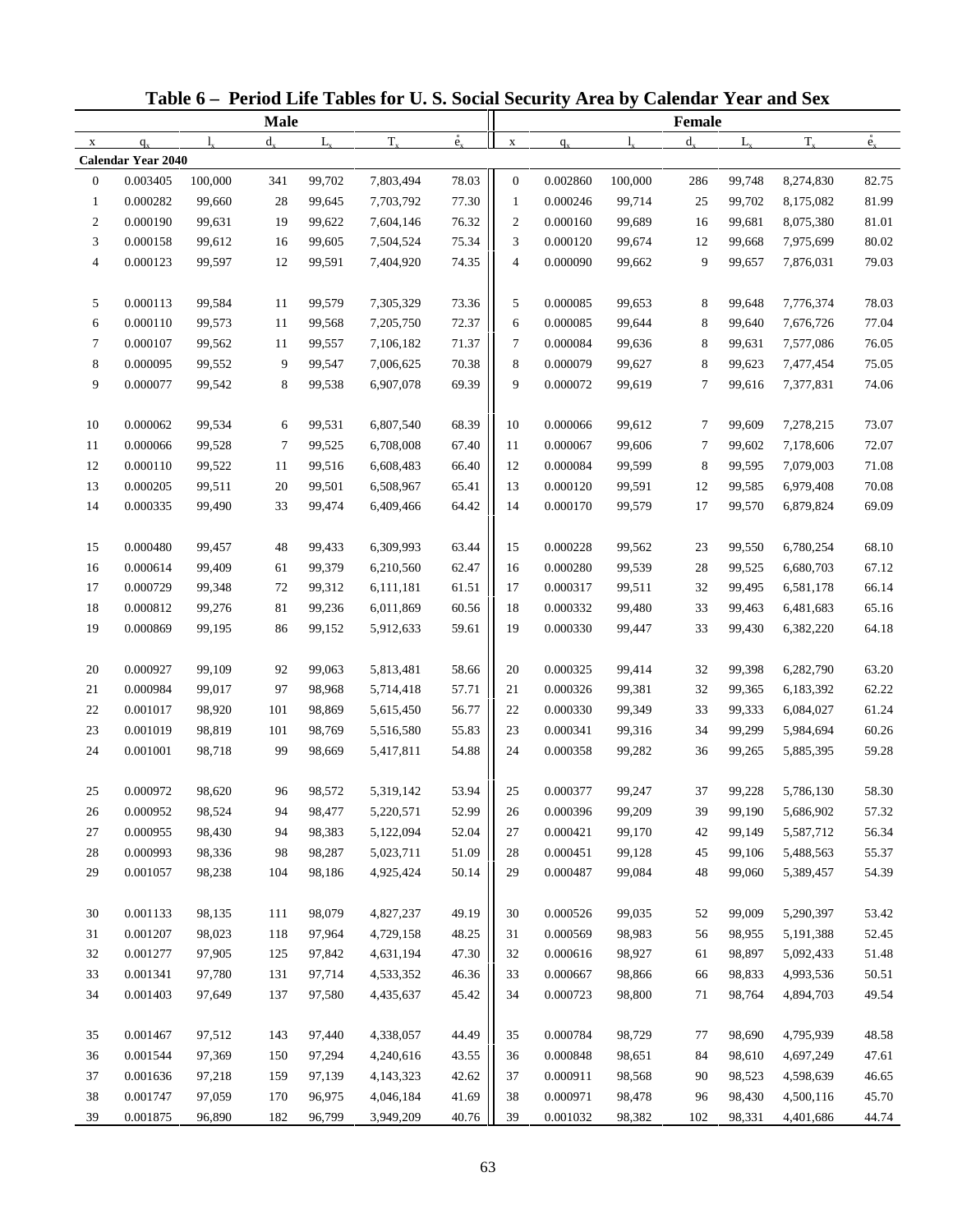# Table 6 – Period Life Tables for U. S. Social Security Area by Calendar Year and Sex

| Male | | | | | | | Female | | | | | | |
|---|---|---|---|---|---|---|---|---|---|---|---|---|---|
| x | $q_x$ | $l_x$ | $d_x$ | $L_x$ | $T_x$ | $\mathring{e}_x$ | x | $q_x$ | $l_x$ | $d_x$ | $L_x$ | $T_x$ | $\mathring{e}_x$ |
| **Calendar Year 2040** | | | | | | | | | | | | | |
| 0 | 0.003405 | 100,000 | 341 | 99,702 | 7,803,494 | 78.03 | 0 | 0.002860 | 100,000 | 286 | 99,748 | 8,274,830 | 82.75 |
| 1 | 0.000282 | 99,660 | 28 | 99,645 | 7,703,792 | 77.30 | 1 | 0.000246 | 99,714 | 25 | 99,702 | 8,175,082 | 81.99 |
| 2 | 0.000190 | 99,631 | 19 | 99,622 | 7,604,146 | 76.32 | 2 | 0.000160 | 99,689 | 16 | 99,681 | 8,075,380 | 81.01 |
| 3 | 0.000158 | 99,612 | 16 | 99,605 | 7,504,524 | 75.34 | 3 | 0.000120 | 99,674 | 12 | 99,668 | 7,975,699 | 80.02 |
| 4 | 0.000123 | 99,597 | 12 | 99,591 | 7,404,920 | 74.35 | 4 | 0.000090 | 99,662 | 9 | 99,657 | 7,876,031 | 79.03 |
| 5 | 0.000113 | 99,584 | 11 | 99,579 | 7,305,329 | 73.36 | 5 | 0.000085 | 99,653 | 8 | 99,648 | 7,776,374 | 78.03 |
| 6 | 0.000110 | 99,573 | 11 | 99,568 | 7,205,750 | 72.37 | 6 | 0.000085 | 99,644 | 8 | 99,640 | 7,676,726 | 77.04 |
| 7 | 0.000107 | 99,562 | 11 | 99,557 | 7,106,182 | 71.37 | 7 | 0.000084 | 99,636 | 8 | 99,631 | 7,577,086 | 76.05 |
| 8 | 0.000095 | 99,552 | 9 | 99,547 | 7,006,625 | 70.38 | 8 | 0.000079 | 99,627 | 8 | 99,623 | 7,477,454 | 75.05 |
| 9 | 0.000077 | 99,542 | 8 | 99,538 | 6,907,078 | 69.39 | 9 | 0.000072 | 99,619 | 7 | 99,616 | 7,377,831 | 74.06 |
| 10 | 0.000062 | 99,534 | 6 | 99,531 | 6,807,540 | 68.39 | 10 | 0.000066 | 99,612 | 7 | 99,609 | 7,278,215 | 73.07 |
| 11 | 0.000066 | 99,528 | 7 | 99,525 | 6,708,008 | 67.40 | 11 | 0.000067 | 99,606 | 7 | 99,602 | 7,178,606 | 72.07 |
| 12 | 0.000110 | 99,522 | 11 | 99,516 | 6,608,483 | 66.40 | 12 | 0.000084 | 99,599 | 8 | 99,595 | 7,079,003 | 71.08 |
| 13 | 0.000205 | 99,511 | 20 | 99,501 | 6,508,967 | 65.41 | 13 | 0.000120 | 99,591 | 12 | 99,585 | 6,979,408 | 70.08 |
| 14 | 0.000335 | 99,490 | 33 | 99,474 | 6,409,466 | 64.42 | 14 | 0.000170 | 99,579 | 17 | 99,570 | 6,879,824 | 69.09 |
| 15 | 0.000480 | 99,457 | 48 | 99,433 | 6,309,993 | 63.44 | 15 | 0.000228 | 99,562 | 23 | 99,550 | 6,780,254 | 68.10 |
| 16 | 0.000614 | 99,409 | 61 | 99,379 | 6,210,560 | 62.47 | 16 | 0.000280 | 99,539 | 28 | 99,525 | 6,680,703 | 67.12 |
| 17 | 0.000729 | 99,348 | 72 | 99,312 | 6,111,181 | 61.51 | 17 | 0.000317 | 99,511 | 32 | 99,495 | 6,581,178 | 66.14 |
| 18 | 0.000812 | 99,276 | 81 | 99,236 | 6,011,869 | 60.56 | 18 | 0.000332 | 99,480 | 33 | 99,463 | 6,481,683 | 65.16 |
| 19 | 0.000869 | 99,195 | 86 | 99,152 | 5,912,633 | 59.61 | 19 | 0.000330 | 99,447 | 33 | 99,430 | 6,382,220 | 64.18 |
| 20 | 0.000927 | 99,109 | 92 | 99,063 | 5,813,481 | 58.66 | 20 | 0.000325 | 99,414 | 32 | 99,398 | 6,282,790 | 63.20 |
| 21 | 0.000984 | 99,017 | 97 | 98,968 | 5,714,418 | 57.71 | 21 | 0.000326 | 99,381 | 32 | 99,365 | 6,183,392 | 62.22 |
| 22 | 0.001017 | 98,920 | 101 | 98,869 | 5,615,450 | 56.77 | 22 | 0.000330 | 99,349 | 33 | 99,333 | 6,084,027 | 61.24 |
| 23 | 0.001019 | 98,819 | 101 | 98,769 | 5,516,580 | 55.83 | 23 | 0.000341 | 99,316 | 34 | 99,299 | 5,984,694 | 60.26 |
| 24 | 0.001001 | 98,718 | 99 | 98,669 | 5,417,811 | 54.88 | 24 | 0.000358 | 99,282 | 36 | 99,265 | 5,885,395 | 59.28 |
| 25 | 0.000972 | 98,620 | 96 | 98,572 | 5,319,142 | 53.94 | 25 | 0.000377 | 99,247 | 37 | 99,228 | 5,786,130 | 58.30 |
| 26 | 0.000952 | 98,524 | 94 | 98,477 | 5,220,571 | 52.99 | 26 | 0.000396 | 99,209 | 39 | 99,190 | 5,686,902 | 57.32 |
| 27 | 0.000955 | 98,430 | 94 | 98,383 | 5,122,094 | 52.04 | 27 | 0.000421 | 99,170 | 42 | 99,149 | 5,587,712 | 56.34 |
| 28 | 0.000993 | 98,336 | 98 | 98,287 | 5,023,711 | 51.09 | 28 | 0.000451 | 99,128 | 45 | 99,106 | 5,488,563 | 55.37 |
| 29 | 0.001057 | 98,238 | 104 | 98,186 | 4,925,424 | 50.14 | 29 | 0.000487 | 99,084 | 48 | 99,060 | 5,389,457 | 54.39 |
| 30 | 0.001133 | 98,135 | 111 | 98,079 | 4,827,237 | 49.19 | 30 | 0.000526 | 99,035 | 52 | 99,009 | 5,290,397 | 53.42 |
| 31 | 0.001207 | 98,023 | 118 | 97,964 | 4,729,158 | 48.25 | 31 | 0.000569 | 98,983 | 56 | 98,955 | 5,191,388 | 52.45 |
| 32 | 0.001277 | 97,905 | 125 | 97,842 | 4,631,194 | 47.30 | 32 | 0.000616 | 98,927 | 61 | 98,897 | 5,092,433 | 51.48 |
| 33 | 0.001341 | 97,780 | 131 | 97,714 | 4,533,352 | 46.36 | 33 | 0.000667 | 98,866 | 66 | 98,833 | 4,993,536 | 50.51 |
| 34 | 0.001403 | 97,649 | 137 | 97,580 | 4,435,637 | 45.42 | 34 | 0.000723 | 98,800 | 71 | 98,764 | 4,894,703 | 49.54 |
| 35 | 0.001467 | 97,512 | 143 | 97,440 | 4,338,057 | 44.49 | 35 | 0.000784 | 98,729 | 77 | 98,690 | 4,795,939 | 48.58 |
| 36 | 0.001544 | 97,369 | 150 | 97,294 | 4,240,616 | 43.55 | 36 | 0.000848 | 98,651 | 84 | 98,610 | 4,697,249 | 47.61 |
| 37 | 0.001636 | 97,218 | 159 | 97,139 | 4,143,323 | 42.62 | 37 | 0.000911 | 98,568 | 90 | 98,523 | 4,598,639 | 46.65 |
| 38 | 0.001747 | 97,059 | 170 | 96,975 | 4,046,184 | 41.69 | 38 | 0.000971 | 98,478 | 96 | 98,430 | 4,500,116 | 45.70 |
| 39 | 0.001875 | 96,890 | 182 | 96,799 | 3,949,209 | 40.76 | 39 | 0.001032 | 98,382 | 102 | 98,331 | 4,401,686 | 44.74 |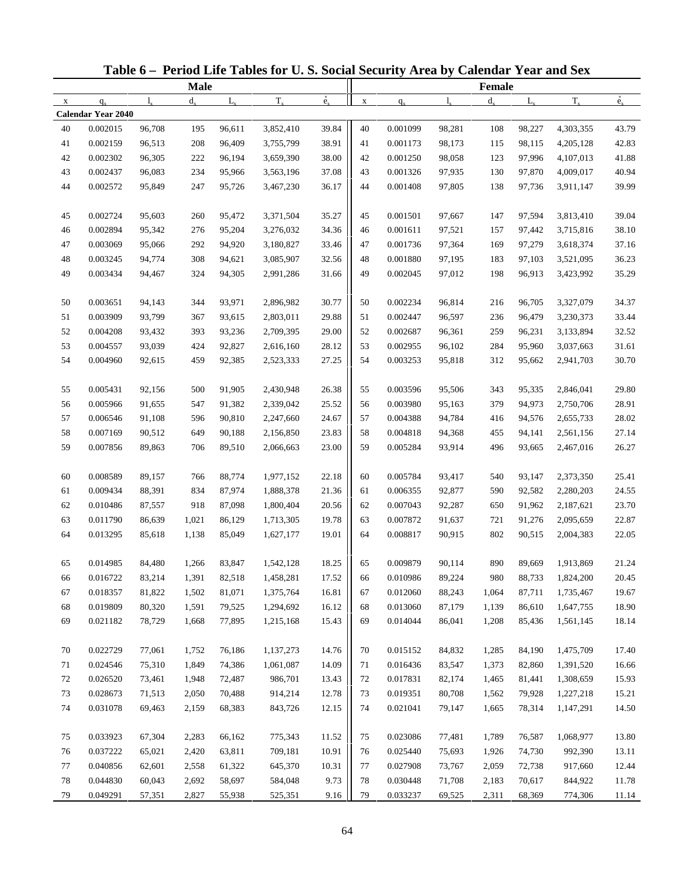# Table 6 – Period Life Tables for U. S. Social Security Area by Calendar Year and Sex

| Male | | | | | | | Female | | | | | | |
|---|---|---|---|---|---|---|---|---|---|---|---|---|---|
| x | $q_x$ | $l_x$ | $d_x$ | $L_x$ | $T_x$ | $\mathring{e}_x$ | x | $q_x$ | $l_x$ | $d_x$ | $L_x$ | $T_x$ | $\mathring{e}_x$ |
| **Calendar Year 2040** | | | | | | | | | | | | | |
| 40 | 0.002015 | 96,708 | 195 | 96,611 | 3,852,410 | 39.84 | 40 | 0.001099 | 98,281 | 108 | 98,227 | 4,303,355 | 43.79 |
| 41 | 0.002159 | 96,513 | 208 | 96,409 | 3,755,799 | 38.91 | 41 | 0.001173 | 98,173 | 115 | 98,115 | 4,205,128 | 42.83 |
| 42 | 0.002302 | 96,305 | 222 | 96,194 | 3,659,390 | 38.00 | 42 | 0.001250 | 98,058 | 123 | 97,996 | 4,107,013 | 41.88 |
| 43 | 0.002437 | 96,083 | 234 | 95,966 | 3,563,196 | 37.08 | 43 | 0.001326 | 97,935 | 130 | 97,870 | 4,009,017 | 40.94 |
| 44 | 0.002572 | 95,849 | 247 | 95,726 | 3,467,230 | 36.17 | 44 | 0.001408 | 97,805 | 138 | 97,736 | 3,911,147 | 39.99 |
| 45 | 0.002724 | 95,603 | 260 | 95,472 | 3,371,504 | 35.27 | 45 | 0.001501 | 97,667 | 147 | 97,594 | 3,813,410 | 39.04 |
| 46 | 0.002894 | 95,342 | 276 | 95,204 | 3,276,032 | 34.36 | 46 | 0.001611 | 97,521 | 157 | 97,442 | 3,715,816 | 38.10 |
| 47 | 0.003069 | 95,066 | 292 | 94,920 | 3,180,827 | 33.46 | 47 | 0.001736 | 97,364 | 169 | 97,279 | 3,618,374 | 37.16 |
| 48 | 0.003245 | 94,774 | 308 | 94,621 | 3,085,907 | 32.56 | 48 | 0.001880 | 97,195 | 183 | 97,103 | 3,521,095 | 36.23 |
| 49 | 0.003434 | 94,467 | 324 | 94,305 | 2,991,286 | 31.66 | 49 | 0.002045 | 97,012 | 198 | 96,913 | 3,423,992 | 35.29 |
| 50 | 0.003651 | 94,143 | 344 | 93,971 | 2,896,982 | 30.77 | 50 | 0.002234 | 96,814 | 216 | 96,705 | 3,327,079 | 34.37 |
| 51 | 0.003909 | 93,799 | 367 | 93,615 | 2,803,011 | 29.88 | 51 | 0.002447 | 96,597 | 236 | 96,479 | 3,230,373 | 33.44 |
| 52 | 0.004208 | 93,432 | 393 | 93,236 | 2,709,395 | 29.00 | 52 | 0.002687 | 96,361 | 259 | 96,231 | 3,133,894 | 32.52 |
| 53 | 0.004557 | 93,039 | 424 | 92,827 | 2,616,160 | 28.12 | 53 | 0.002955 | 96,102 | 284 | 95,960 | 3,037,663 | 31.61 |
| 54 | 0.004960 | 92,615 | 459 | 92,385 | 2,523,333 | 27.25 | 54 | 0.003253 | 95,818 | 312 | 95,662 | 2,941,703 | 30.70 |
| 55 | 0.005431 | 92,156 | 500 | 91,905 | 2,430,948 | 26.38 | 55 | 0.003596 | 95,506 | 343 | 95,335 | 2,846,041 | 29.80 |
| 56 | 0.005966 | 91,655 | 547 | 91,382 | 2,339,042 | 25.52 | 56 | 0.003980 | 95,163 | 379 | 94,973 | 2,750,706 | 28.91 |
| 57 | 0.006546 | 91,108 | 596 | 90,810 | 2,247,660 | 24.67 | 57 | 0.004388 | 94,784 | 416 | 94,576 | 2,655,733 | 28.02 |
| 58 | 0.007169 | 90,512 | 649 | 90,188 | 2,156,850 | 23.83 | 58 | 0.004818 | 94,368 | 455 | 94,141 | 2,561,156 | 27.14 |
| 59 | 0.007856 | 89,863 | 706 | 89,510 | 2,066,663 | 23.00 | 59 | 0.005284 | 93,914 | 496 | 93,665 | 2,467,016 | 26.27 |
| 60 | 0.008589 | 89,157 | 766 | 88,774 | 1,977,152 | 22.18 | 60 | 0.005784 | 93,417 | 540 | 93,147 | 2,373,350 | 25.41 |
| 61 | 0.009434 | 88,391 | 834 | 87,974 | 1,888,378 | 21.36 | 61 | 0.006355 | 92,877 | 590 | 92,582 | 2,280,203 | 24.55 |
| 62 | 0.010486 | 87,557 | 918 | 87,098 | 1,800,404 | 20.56 | 62 | 0.007043 | 92,287 | 650 | 91,962 | 2,187,621 | 23.70 |
| 63 | 0.011790 | 86,639 | 1,021 | 86,129 | 1,713,305 | 19.78 | 63 | 0.007872 | 91,637 | 721 | 91,276 | 2,095,659 | 22.87 |
| 64 | 0.013295 | 85,618 | 1,138 | 85,049 | 1,627,177 | 19.01 | 64 | 0.008817 | 90,915 | 802 | 90,515 | 2,004,383 | 22.05 |
| 65 | 0.014985 | 84,480 | 1,266 | 83,847 | 1,542,128 | 18.25 | 65 | 0.009879 | 90,114 | 890 | 89,669 | 1,913,869 | 21.24 |
| 66 | 0.016722 | 83,214 | 1,391 | 82,518 | 1,458,281 | 17.52 | 66 | 0.010986 | 89,224 | 980 | 88,733 | 1,824,200 | 20.45 |
| 67 | 0.018357 | 81,822 | 1,502 | 81,071 | 1,375,764 | 16.81 | 67 | 0.012060 | 88,243 | 1,064 | 87,711 | 1,735,467 | 19.67 |
| 68 | 0.019809 | 80,320 | 1,591 | 79,525 | 1,294,692 | 16.12 | 68 | 0.013060 | 87,179 | 1,139 | 86,610 | 1,647,755 | 18.90 |
| 69 | 0.021182 | 78,729 | 1,668 | 77,895 | 1,215,168 | 15.43 | 69 | 0.014044 | 86,041 | 1,208 | 85,436 | 1,561,145 | 18.14 |
| 70 | 0.022729 | 77,061 | 1,752 | 76,186 | 1,137,273 | 14.76 | 70 | 0.015152 | 84,832 | 1,285 | 84,190 | 1,475,709 | 17.40 |
| 71 | 0.024546 | 75,310 | 1,849 | 74,386 | 1,061,087 | 14.09 | 71 | 0.016436 | 83,547 | 1,373 | 82,860 | 1,391,520 | 16.66 |
| 72 | 0.026520 | 73,461 | 1,948 | 72,487 | 986,701 | 13.43 | 72 | 0.017831 | 82,174 | 1,465 | 81,441 | 1,308,659 | 15.93 |
| 73 | 0.028673 | 71,513 | 2,050 | 70,488 | 914,214 | 12.78 | 73 | 0.019351 | 80,708 | 1,562 | 79,928 | 1,227,218 | 15.21 |
| 74 | 0.031078 | 69,463 | 2,159 | 68,383 | 843,726 | 12.15 | 74 | 0.021041 | 79,147 | 1,665 | 78,314 | 1,147,291 | 14.50 |
| 75 | 0.033923 | 67,304 | 2,283 | 66,162 | 775,343 | 11.52 | 75 | 0.023086 | 77,481 | 1,789 | 76,587 | 1,068,977 | 13.80 |
| 76 | 0.037222 | 65,021 | 2,420 | 63,811 | 709,181 | 10.91 | 76 | 0.025440 | 75,693 | 1,926 | 74,730 | 992,390 | 13.11 |
| 77 | 0.040856 | 62,601 | 2,558 | 61,322 | 645,370 | 10.31 | 77 | 0.027908 | 73,767 | 2,059 | 72,738 | 917,660 | 12.44 |
| 78 | 0.044830 | 60,043 | 2,692 | 58,697 | 584,048 | 9.73 | 78 | 0.030448 | 71,708 | 2,183 | 70,617 | 844,922 | 11.78 |
| 79 | 0.049291 | 57,351 | 2,827 | 55,938 | 525,351 | 9.16 | 79 | 0.033237 | 69,525 | 2,311 | 68,369 | 774,306 | 11.14 |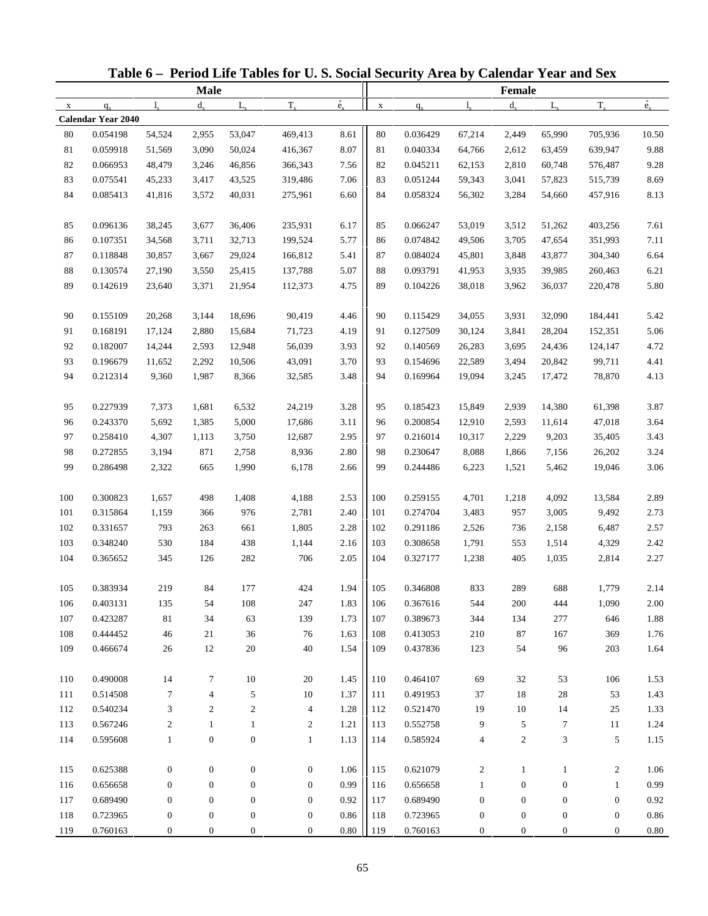# Table 6 – Period Life Tables for U. S. Social Security Area by Calendar Year and Sex

| Male | | | | | | | Female | | | | | | |
|---|---|---|---|---|---|---|---|---|---|---|---|---|---|
| x | $q_x$ | $l_x$ | $d_x$ | $L_x$ | $T_x$ | $\mathring{e}_x$ | x | $q_x$ | $l_x$ | $d_x$ | $L_x$ | $T_x$ | $\mathring{e}_x$ |
| **Calendar Year 2040** | | | | | | | | | | | | | |
| 80 | 0.054198 | 54,524 | 2,955 | 53,047 | 469,413 | 8.61 | 80 | 0.036429 | 67,214 | 2,449 | 65,990 | 705,936 | 10.50 |
| 81 | 0.059918 | 51,569 | 3,090 | 50,024 | 416,367 | 8.07 | 81 | 0.040334 | 64,766 | 2,612 | 63,459 | 639,947 | 9.88 |
| 82 | 0.066953 | 48,479 | 3,246 | 46,856 | 366,343 | 7.56 | 82 | 0.045211 | 62,153 | 2,810 | 60,748 | 576,487 | 9.28 |
| 83 | 0.075541 | 45,233 | 3,417 | 43,525 | 319,486 | 7.06 | 83 | 0.051244 | 59,343 | 3,041 | 57,823 | 515,739 | 8.69 |
| 84 | 0.085413 | 41,816 | 3,572 | 40,031 | 275,961 | 6.60 | 84 | 0.058324 | 56,302 | 3,284 | 54,660 | 457,916 | 8.13 |
| 85 | 0.096136 | 38,245 | 3,677 | 36,406 | 235,931 | 6.17 | 85 | 0.066247 | 53,019 | 3,512 | 51,262 | 403,256 | 7.61 |
| 86 | 0.107351 | 34,568 | 3,711 | 32,713 | 199,524 | 5.77 | 86 | 0.074842 | 49,506 | 3,705 | 47,654 | 351,993 | 7.11 |
| 87 | 0.118848 | 30,857 | 3,667 | 29,024 | 166,812 | 5.41 | 87 | 0.084024 | 45,801 | 3,848 | 43,877 | 304,340 | 6.64 |
| 88 | 0.130574 | 27,190 | 3,550 | 25,415 | 137,788 | 5.07 | 88 | 0.093791 | 41,953 | 3,935 | 39,985 | 260,463 | 6.21 |
| 89 | 0.142619 | 23,640 | 3,371 | 21,954 | 112,373 | 4.75 | 89 | 0.104226 | 38,018 | 3,962 | 36,037 | 220,478 | 5.80 |
| 90 | 0.155109 | 20,268 | 3,144 | 18,696 | 90,419 | 4.46 | 90 | 0.115429 | 34,055 | 3,931 | 32,090 | 184,441 | 5.42 |
| 91 | 0.168191 | 17,124 | 2,880 | 15,684 | 71,723 | 4.19 | 91 | 0.127509 | 30,124 | 3,841 | 28,204 | 152,351 | 5.06 |
| 92 | 0.182007 | 14,244 | 2,593 | 12,948 | 56,039 | 3.93 | 92 | 0.140569 | 26,283 | 3,695 | 24,436 | 124,147 | 4.72 |
| 93 | 0.196679 | 11,652 | 2,292 | 10,506 | 43,091 | 3.70 | 93 | 0.154696 | 22,589 | 3,494 | 20,842 | 99,711 | 4.41 |
| 94 | 0.212314 | 9,360 | 1,987 | 8,366 | 32,585 | 3.48 | 94 | 0.169964 | 19,094 | 3,245 | 17,472 | 78,870 | 4.13 |
| 95 | 0.227939 | 7,373 | 1,681 | 6,532 | 24,219 | 3.28 | 95 | 0.185423 | 15,849 | 2,939 | 14,380 | 61,398 | 3.87 |
| 96 | 0.243370 | 5,692 | 1,385 | 5,000 | 17,686 | 3.11 | 96 | 0.200854 | 12,910 | 2,593 | 11,614 | 47,018 | 3.64 |
| 97 | 0.258410 | 4,307 | 1,113 | 3,750 | 12,687 | 2.95 | 97 | 0.216014 | 10,317 | 2,229 | 9,203 | 35,405 | 3.43 |
| 98 | 0.272855 | 3,194 | 871 | 2,758 | 8,936 | 2.80 | 98 | 0.230647 | 8,088 | 1,866 | 7,156 | 26,202 | 3.24 |
| 99 | 0.286498 | 2,322 | 665 | 1,990 | 6,178 | 2.66 | 99 | 0.244486 | 6,223 | 1,521 | 5,462 | 19,046 | 3.06 |
| 100 | 0.300823 | 1,657 | 498 | 1,408 | 4,188 | 2.53 | 100 | 0.259155 | 4,701 | 1,218 | 4,092 | 13,584 | 2.89 |
| 101 | 0.315864 | 1,159 | 366 | 976 | 2,781 | 2.40 | 101 | 0.274704 | 3,483 | 957 | 3,005 | 9,492 | 2.73 |
| 102 | 0.331657 | 793 | 263 | 661 | 1,805 | 2.28 | 102 | 0.291186 | 2,526 | 736 | 2,158 | 6,487 | 2.57 |
| 103 | 0.348240 | 530 | 184 | 438 | 1,144 | 2.16 | 103 | 0.308658 | 1,791 | 553 | 1,514 | 4,329 | 2.42 |
| 104 | 0.365652 | 345 | 126 | 282 | 706 | 2.05 | 104 | 0.327177 | 1,238 | 405 | 1,035 | 2,814 | 2.27 |
| 105 | 0.383934 | 219 | 84 | 177 | 424 | 1.94 | 105 | 0.346808 | 833 | 289 | 688 | 1,779 | 2.14 |
| 106 | 0.403131 | 135 | 54 | 108 | 247 | 1.83 | 106 | 0.367616 | 544 | 200 | 444 | 1,090 | 2.00 |
| 107 | 0.423287 | 81 | 34 | 63 | 139 | 1.73 | 107 | 0.389673 | 344 | 134 | 277 | 646 | 1.88 |
| 108 | 0.444452 | 46 | 21 | 36 | 76 | 1.63 | 108 | 0.413053 | 210 | 87 | 167 | 369 | 1.76 |
| 109 | 0.466674 | 26 | 12 | 20 | 40 | 1.54 | 109 | 0.437836 | 123 | 54 | 96 | 203 | 1.64 |
| 110 | 0.490008 | 14 | 7 | 10 | 20 | 1.45 | 110 | 0.464107 | 69 | 32 | 53 | 106 | 1.53 |
| 111 | 0.514508 | 7 | 4 | 5 | 10 | 1.37 | 111 | 0.491953 | 37 | 18 | 28 | 53 | 1.43 |
| 112 | 0.540234 | 3 | 2 | 2 | 4 | 1.28 | 112 | 0.521470 | 19 | 10 | 14 | 25 | 1.33 |
| 113 | 0.567246 | 2 | 1 | 1 | 2 | 1.21 | 113 | 0.552758 | 9 | 5 | 7 | 11 | 1.24 |
| 114 | 0.595608 | 1 | 0 | 0 | 1 | 1.13 | 114 | 0.585924 | 4 | 2 | 3 | 5 | 1.15 |
| 115 | 0.625388 | 0 | 0 | 0 | 0 | 1.06 | 115 | 0.621079 | 2 | 1 | 1 | 2 | 1.06 |
| 116 | 0.656658 | 0 | 0 | 0 | 0 | 0.99 | 116 | 0.656658 | 1 | 0 | 0 | 1 | 0.99 |
| 117 | 0.689490 | 0 | 0 | 0 | 0 | 0.92 | 117 | 0.689490 | 0 | 0 | 0 | 0 | 0.92 |
| 118 | 0.723965 | 0 | 0 | 0 | 0 | 0.86 | 118 | 0.723965 | 0 | 0 | 0 | 0 | 0.86 |
| 119 | 0.760163 | 0 | 0 | 0 | 0 | 0.80 | 119 | 0.760163 | 0 | 0 | 0 | 0 | 0.80 |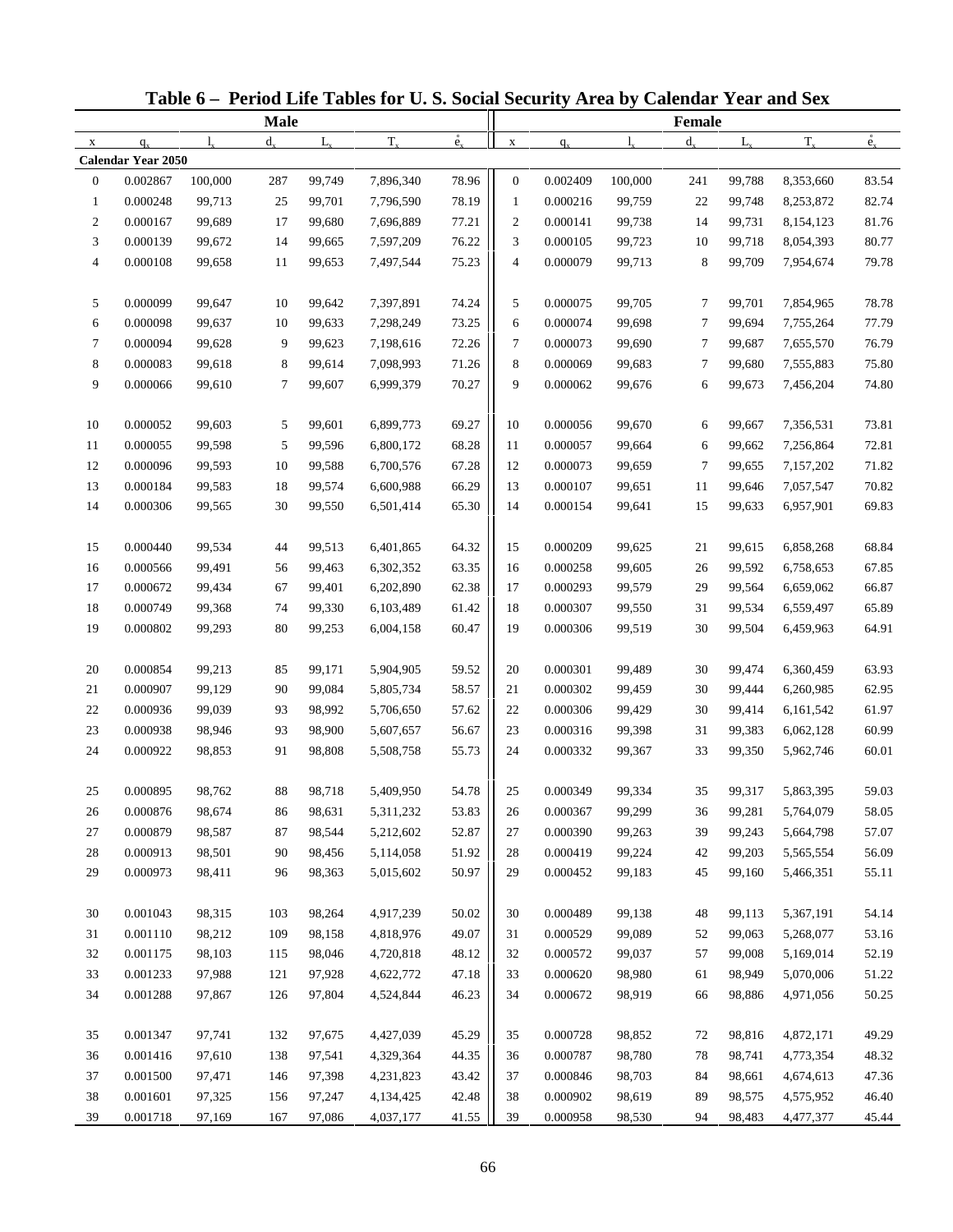# Table 6 – Period Life Tables for U. S. Social Security Area by Calendar Year and Sex

| Male | | | | | | | Female | | | | | | |
|---|---|---|---|---|---|---|---|---|---|---|---|---|---|
| x | $q_x$ | $l_x$ | $d_x$ | $L_x$ | $T_x$ | $\mathring{e}_x$ | x | $q_x$ | $l_x$ | $d_x$ | $L_x$ | $T_x$ | $\mathring{e}_x$ |
| **Calendar Year 2050** | | | | | | | | | | | | | |
| 0 | 0.002867 | 100,000 | 287 | 99,749 | 7,896,340 | 78.96 | 0 | 0.002409 | 100,000 | 241 | 99,788 | 8,353,660 | 83.54 |
| 1 | 0.000248 | 99,713 | 25 | 99,701 | 7,796,590 | 78.19 | 1 | 0.000216 | 99,759 | 22 | 99,748 | 8,253,872 | 82.74 |
| 2 | 0.000167 | 99,689 | 17 | 99,680 | 7,696,889 | 77.21 | 2 | 0.000141 | 99,738 | 14 | 99,731 | 8,154,123 | 81.76 |
| 3 | 0.000139 | 99,672 | 14 | 99,665 | 7,597,209 | 76.22 | 3 | 0.000105 | 99,723 | 10 | 99,718 | 8,054,393 | 80.77 |
| 4 | 0.000108 | 99,658 | 11 | 99,653 | 7,497,544 | 75.23 | 4 | 0.000079 | 99,713 | 8 | 99,709 | 7,954,674 | 79.78 |
| 5 | 0.000099 | 99,647 | 10 | 99,642 | 7,397,891 | 74.24 | 5 | 0.000075 | 99,705 | 7 | 99,701 | 7,854,965 | 78.78 |
| 6 | 0.000098 | 99,637 | 10 | 99,633 | 7,298,249 | 73.25 | 6 | 0.000074 | 99,698 | 7 | 99,694 | 7,755,264 | 77.79 |
| 7 | 0.000094 | 99,628 | 9 | 99,623 | 7,198,616 | 72.26 | 7 | 0.000073 | 99,690 | 7 | 99,687 | 7,655,570 | 76.79 |
| 8 | 0.000083 | 99,618 | 8 | 99,614 | 7,098,993 | 71.26 | 8 | 0.000069 | 99,683 | 7 | 99,680 | 7,555,883 | 75.80 |
| 9 | 0.000066 | 99,610 | 7 | 99,607 | 6,999,379 | 70.27 | 9 | 0.000062 | 99,676 | 6 | 99,673 | 7,456,204 | 74.80 |
| 10 | 0.000052 | 99,603 | 5 | 99,601 | 6,899,773 | 69.27 | 10 | 0.000056 | 99,670 | 6 | 99,667 | 7,356,531 | 73.81 |
| 11 | 0.000055 | 99,598 | 5 | 99,596 | 6,800,172 | 68.28 | 11 | 0.000057 | 99,664 | 6 | 99,662 | 7,256,864 | 72.81 |
| 12 | 0.000096 | 99,593 | 10 | 99,588 | 6,700,576 | 67.28 | 12 | 0.000073 | 99,659 | 7 | 99,655 | 7,157,202 | 71.82 |
| 13 | 0.000184 | 99,583 | 18 | 99,574 | 6,600,988 | 66.29 | 13 | 0.000107 | 99,651 | 11 | 99,646 | 7,057,547 | 70.82 |
| 14 | 0.000306 | 99,565 | 30 | 99,550 | 6,501,414 | 65.30 | 14 | 0.000154 | 99,641 | 15 | 99,633 | 6,957,901 | 69.83 |
| 15 | 0.000440 | 99,534 | 44 | 99,513 | 6,401,865 | 64.32 | 15 | 0.000209 | 99,625 | 21 | 99,615 | 6,858,268 | 68.84 |
| 16 | 0.000566 | 99,491 | 56 | 99,463 | 6,302,352 | 63.35 | 16 | 0.000258 | 99,605 | 26 | 99,592 | 6,758,653 | 67.85 |
| 17 | 0.000672 | 99,434 | 67 | 99,401 | 6,202,890 | 62.38 | 17 | 0.000293 | 99,579 | 29 | 99,564 | 6,659,062 | 66.87 |
| 18 | 0.000749 | 99,368 | 74 | 99,330 | 6,103,489 | 61.42 | 18 | 0.000307 | 99,550 | 31 | 99,534 | 6,559,497 | 65.89 |
| 19 | 0.000802 | 99,293 | 80 | 99,253 | 6,004,158 | 60.47 | 19 | 0.000306 | 99,519 | 30 | 99,504 | 6,459,963 | 64.91 |
| 20 | 0.000854 | 99,213 | 85 | 99,171 | 5,904,905 | 59.52 | 20 | 0.000301 | 99,489 | 30 | 99,474 | 6,360,459 | 63.93 |
| 21 | 0.000907 | 99,129 | 90 | 99,084 | 5,805,734 | 58.57 | 21 | 0.000302 | 99,459 | 30 | 99,444 | 6,260,985 | 62.95 |
| 22 | 0.000936 | 99,039 | 93 | 98,992 | 5,706,650 | 57.62 | 22 | 0.000306 | 99,429 | 30 | 99,414 | 6,161,542 | 61.97 |
| 23 | 0.000938 | 98,946 | 93 | 98,900 | 5,607,657 | 56.67 | 23 | 0.000316 | 99,398 | 31 | 99,383 | 6,062,128 | 60.99 |
| 24 | 0.000922 | 98,853 | 91 | 98,808 | 5,508,758 | 55.73 | 24 | 0.000332 | 99,367 | 33 | 99,350 | 5,962,746 | 60.01 |
| 25 | 0.000895 | 98,762 | 88 | 98,718 | 5,409,950 | 54.78 | 25 | 0.000349 | 99,334 | 35 | 99,317 | 5,863,395 | 59.03 |
| 26 | 0.000876 | 98,674 | 86 | 98,631 | 5,311,232 | 53.83 | 26 | 0.000367 | 99,299 | 36 | 99,281 | 5,764,079 | 58.05 |
| 27 | 0.000879 | 98,587 | 87 | 98,544 | 5,212,602 | 52.87 | 27 | 0.000390 | 99,263 | 39 | 99,243 | 5,664,798 | 57.07 |
| 28 | 0.000913 | 98,501 | 90 | 98,456 | 5,114,058 | 51.92 | 28 | 0.000419 | 99,224 | 42 | 99,203 | 5,565,554 | 56.09 |
| 29 | 0.000973 | 98,411 | 96 | 98,363 | 5,015,602 | 50.97 | 29 | 0.000452 | 99,183 | 45 | 99,160 | 5,466,351 | 55.11 |
| 30 | 0.001043 | 98,315 | 103 | 98,264 | 4,917,239 | 50.02 | 30 | 0.000489 | 99,138 | 48 | 99,113 | 5,367,191 | 54.14 |
| 31 | 0.001110 | 98,212 | 109 | 98,158 | 4,818,976 | 49.07 | 31 | 0.000529 | 99,089 | 52 | 99,063 | 5,268,077 | 53.16 |
| 32 | 0.001175 | 98,103 | 115 | 98,046 | 4,720,818 | 48.12 | 32 | 0.000572 | 99,037 | 57 | 99,008 | 5,169,014 | 52.19 |
| 33 | 0.001233 | 97,988 | 121 | 97,928 | 4,622,772 | 47.18 | 33 | 0.000620 | 98,980 | 61 | 98,949 | 5,070,006 | 51.22 |
| 34 | 0.001288 | 97,867 | 126 | 97,804 | 4,524,844 | 46.23 | 34 | 0.000672 | 98,919 | 66 | 98,886 | 4,971,056 | 50.25 |
| 35 | 0.001347 | 97,741 | 132 | 97,675 | 4,427,039 | 45.29 | 35 | 0.000728 | 98,852 | 72 | 98,816 | 4,872,171 | 49.29 |
| 36 | 0.001416 | 97,610 | 138 | 97,541 | 4,329,364 | 44.35 | 36 | 0.000787 | 98,780 | 78 | 98,741 | 4,773,354 | 48.32 |
| 37 | 0.001500 | 97,471 | 146 | 97,398 | 4,231,823 | 43.42 | 37 | 0.000846 | 98,703 | 84 | 98,661 | 4,674,613 | 47.36 |
| 38 | 0.001601 | 97,325 | 156 | 97,247 | 4,134,425 | 42.48 | 38 | 0.000902 | 98,619 | 89 | 98,575 | 4,575,952 | 46.40 |
| 39 | 0.001718 | 97,169 | 167 | 97,086 | 4,037,177 | 41.55 | 39 | 0.000958 | 98,530 | 94 | 98,483 | 4,477,377 | 45.44 |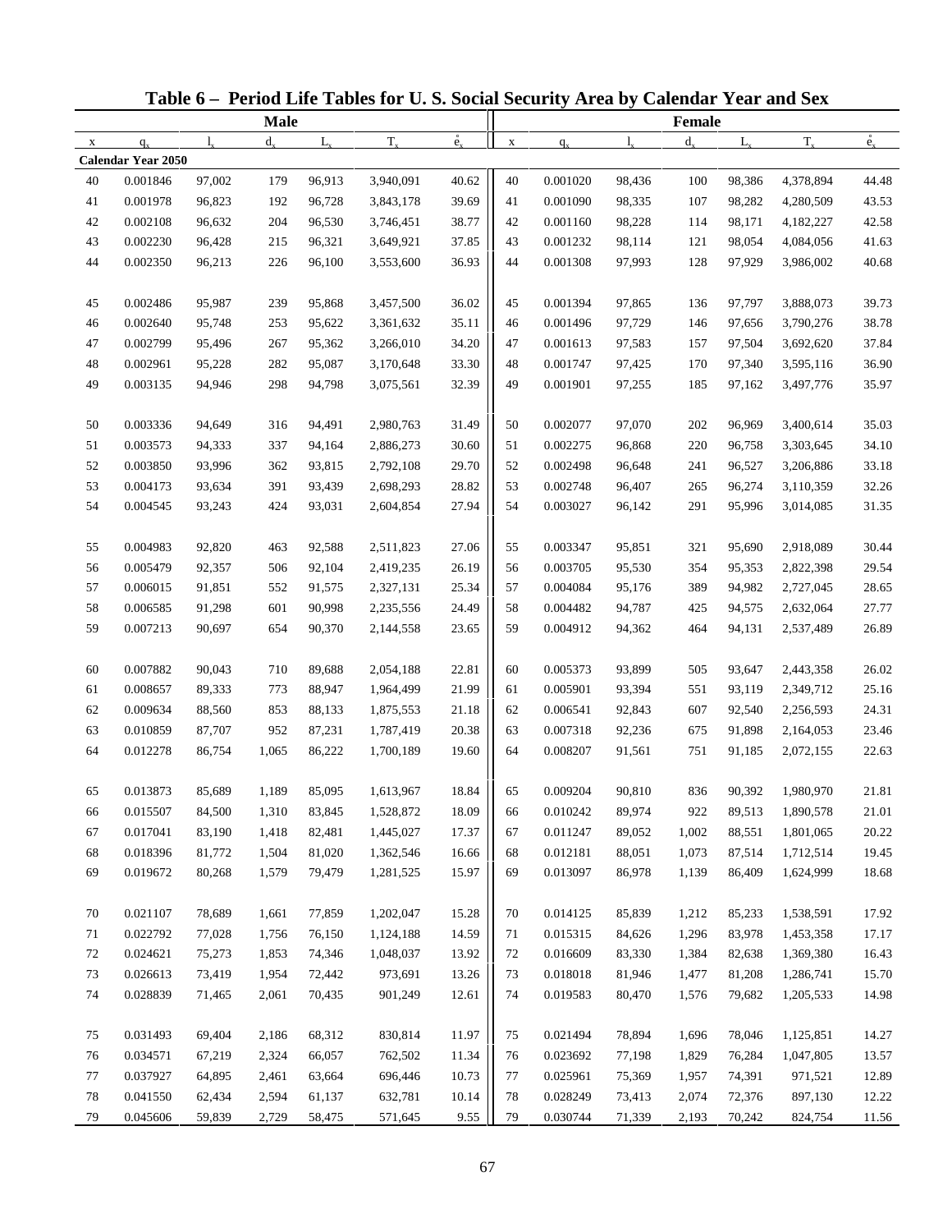# Table 6 – Period Life Tables for U. S. Social Security Area by Calendar Year and Sex

| Male | | | | | | | Female | | | | | | |
|---|---|---|---|---|---|---|---|---|---|---|---|---|---|
| x | $q_x$ | $l_x$ | $d_x$ | $L_x$ | $T_x$ | $\mathring{e}_x$ | x | $q_x$ | $l_x$ | $d_x$ | $L_x$ | $T_x$ | $\mathring{e}_x$ |
| **Calendar Year 2050** | | | | | | | | | | | | | |
| 40 | 0.001846 | 97,002 | 179 | 96,913 | 3,940,091 | 40.62 | 40 | 0.001020 | 98,436 | 100 | 98,386 | 4,378,894 | 44.48 |
| 41 | 0.001978 | 96,823 | 192 | 96,728 | 3,843,178 | 39.69 | 41 | 0.001090 | 98,335 | 107 | 98,282 | 4,280,509 | 43.53 |
| 42 | 0.002108 | 96,632 | 204 | 96,530 | 3,746,451 | 38.77 | 42 | 0.001160 | 98,228 | 114 | 98,171 | 4,182,227 | 42.58 |
| 43 | 0.002230 | 96,428 | 215 | 96,321 | 3,649,921 | 37.85 | 43 | 0.001232 | 98,114 | 121 | 98,054 | 4,084,056 | 41.63 |
| 44 | 0.002350 | 96,213 | 226 | 96,100 | 3,553,600 | 36.93 | 44 | 0.001308 | 97,993 | 128 | 97,929 | 3,986,002 | 40.68 |
| 45 | 0.002486 | 95,987 | 239 | 95,868 | 3,457,500 | 36.02 | 45 | 0.001394 | 97,865 | 136 | 97,797 | 3,888,073 | 39.73 |
| 46 | 0.002640 | 95,748 | 253 | 95,622 | 3,361,632 | 35.11 | 46 | 0.001496 | 97,729 | 146 | 97,656 | 3,790,276 | 38.78 |
| 47 | 0.002799 | 95,496 | 267 | 95,362 | 3,266,010 | 34.20 | 47 | 0.001613 | 97,583 | 157 | 97,504 | 3,692,620 | 37.84 |
| 48 | 0.002961 | 95,228 | 282 | 95,087 | 3,170,648 | 33.30 | 48 | 0.001747 | 97,425 | 170 | 97,340 | 3,595,116 | 36.90 |
| 49 | 0.003135 | 94,946 | 298 | 94,798 | 3,075,561 | 32.39 | 49 | 0.001901 | 97,255 | 185 | 97,162 | 3,497,776 | 35.97 |
| 50 | 0.003336 | 94,649 | 316 | 94,491 | 2,980,763 | 31.49 | 50 | 0.002077 | 97,070 | 202 | 96,969 | 3,400,614 | 35.03 |
| 51 | 0.003573 | 94,333 | 337 | 94,164 | 2,886,273 | 30.60 | 51 | 0.002275 | 96,868 | 220 | 96,758 | 3,303,645 | 34.10 |
| 52 | 0.003850 | 93,996 | 362 | 93,815 | 2,792,108 | 29.70 | 52 | 0.002498 | 96,648 | 241 | 96,527 | 3,206,886 | 33.18 |
| 53 | 0.004173 | 93,634 | 391 | 93,439 | 2,698,293 | 28.82 | 53 | 0.002748 | 96,407 | 265 | 96,274 | 3,110,359 | 32.26 |
| 54 | 0.004545 | 93,243 | 424 | 93,031 | 2,604,854 | 27.94 | 54 | 0.003027 | 96,142 | 291 | 95,996 | 3,014,085 | 31.35 |
| 55 | 0.004983 | 92,820 | 463 | 92,588 | 2,511,823 | 27.06 | 55 | 0.003347 | 95,851 | 321 | 95,690 | 2,918,089 | 30.44 |
| 56 | 0.005479 | 92,357 | 506 | 92,104 | 2,419,235 | 26.19 | 56 | 0.003705 | 95,530 | 354 | 95,353 | 2,822,398 | 29.54 |
| 57 | 0.006015 | 91,851 | 552 | 91,575 | 2,327,131 | 25.34 | 57 | 0.004084 | 95,176 | 389 | 94,982 | 2,727,045 | 28.65 |
| 58 | 0.006585 | 91,298 | 601 | 90,998 | 2,235,556 | 24.49 | 58 | 0.004482 | 94,787 | 425 | 94,575 | 2,632,064 | 27.77 |
| 59 | 0.007213 | 90,697 | 654 | 90,370 | 2,144,558 | 23.65 | 59 | 0.004912 | 94,362 | 464 | 94,131 | 2,537,489 | 26.89 |
| 60 | 0.007882 | 90,043 | 710 | 89,688 | 2,054,188 | 22.81 | 60 | 0.005373 | 93,899 | 505 | 93,647 | 2,443,358 | 26.02 |
| 61 | 0.008657 | 89,333 | 773 | 88,947 | 1,964,499 | 21.99 | 61 | 0.005901 | 93,394 | 551 | 93,119 | 2,349,712 | 25.16 |
| 62 | 0.009634 | 88,560 | 853 | 88,133 | 1,875,553 | 21.18 | 62 | 0.006541 | 92,843 | 607 | 92,540 | 2,256,593 | 24.31 |
| 63 | 0.010859 | 87,707 | 952 | 87,231 | 1,787,419 | 20.38 | 63 | 0.007318 | 92,236 | 675 | 91,898 | 2,164,053 | 23.46 |
| 64 | 0.012278 | 86,754 | 1,065 | 86,222 | 1,700,189 | 19.60 | 64 | 0.008207 | 91,561 | 751 | 91,185 | 2,072,155 | 22.63 |
| 65 | 0.013873 | 85,689 | 1,189 | 85,095 | 1,613,967 | 18.84 | 65 | 0.009204 | 90,810 | 836 | 90,392 | 1,980,970 | 21.81 |
| 66 | 0.015507 | 84,500 | 1,310 | 83,845 | 1,528,872 | 18.09 | 66 | 0.010242 | 89,974 | 922 | 89,513 | 1,890,578 | 21.01 |
| 67 | 0.017041 | 83,190 | 1,418 | 82,481 | 1,445,027 | 17.37 | 67 | 0.011247 | 89,052 | 1,002 | 88,551 | 1,801,065 | 20.22 |
| 68 | 0.018396 | 81,772 | 1,504 | 81,020 | 1,362,546 | 16.66 | 68 | 0.012181 | 88,051 | 1,073 | 87,514 | 1,712,514 | 19.45 |
| 69 | 0.019672 | 80,268 | 1,579 | 79,479 | 1,281,525 | 15.97 | 69 | 0.013097 | 86,978 | 1,139 | 86,409 | 1,624,999 | 18.68 |
| 70 | 0.021107 | 78,689 | 1,661 | 77,859 | 1,202,047 | 15.28 | 70 | 0.014125 | 85,839 | 1,212 | 85,233 | 1,538,591 | 17.92 |
| 71 | 0.022792 | 77,028 | 1,756 | 76,150 | 1,124,188 | 14.59 | 71 | 0.015315 | 84,626 | 1,296 | 83,978 | 1,453,358 | 17.17 |
| 72 | 0.024621 | 75,273 | 1,853 | 74,346 | 1,048,037 | 13.92 | 72 | 0.016609 | 83,330 | 1,384 | 82,638 | 1,369,380 | 16.43 |
| 73 | 0.026613 | 73,419 | 1,954 | 72,442 | 973,691 | 13.26 | 73 | 0.018018 | 81,946 | 1,477 | 81,208 | 1,286,741 | 15.70 |
| 74 | 0.028839 | 71,465 | 2,061 | 70,435 | 901,249 | 12.61 | 74 | 0.019583 | 80,470 | 1,576 | 79,682 | 1,205,533 | 14.98 |
| 75 | 0.031493 | 69,404 | 2,186 | 68,312 | 830,814 | 11.97 | 75 | 0.021494 | 78,894 | 1,696 | 78,046 | 1,125,851 | 14.27 |
| 76 | 0.034571 | 67,219 | 2,324 | 66,057 | 762,502 | 11.34 | 76 | 0.023692 | 77,198 | 1,829 | 76,284 | 1,047,805 | 13.57 |
| 77 | 0.037927 | 64,895 | 2,461 | 63,664 | 696,446 | 10.73 | 77 | 0.025961 | 75,369 | 1,957 | 74,391 | 971,521 | 12.89 |
| 78 | 0.041550 | 62,434 | 2,594 | 61,137 | 632,781 | 10.14 | 78 | 0.028249 | 73,413 | 2,074 | 72,376 | 897,130 | 12.22 |
| 79 | 0.045606 | 59,839 | 2,729 | 58,475 | 571,645 | 9.55 | 79 | 0.030744 | 71,339 | 2,193 | 70,242 | 824,754 | 11.56 |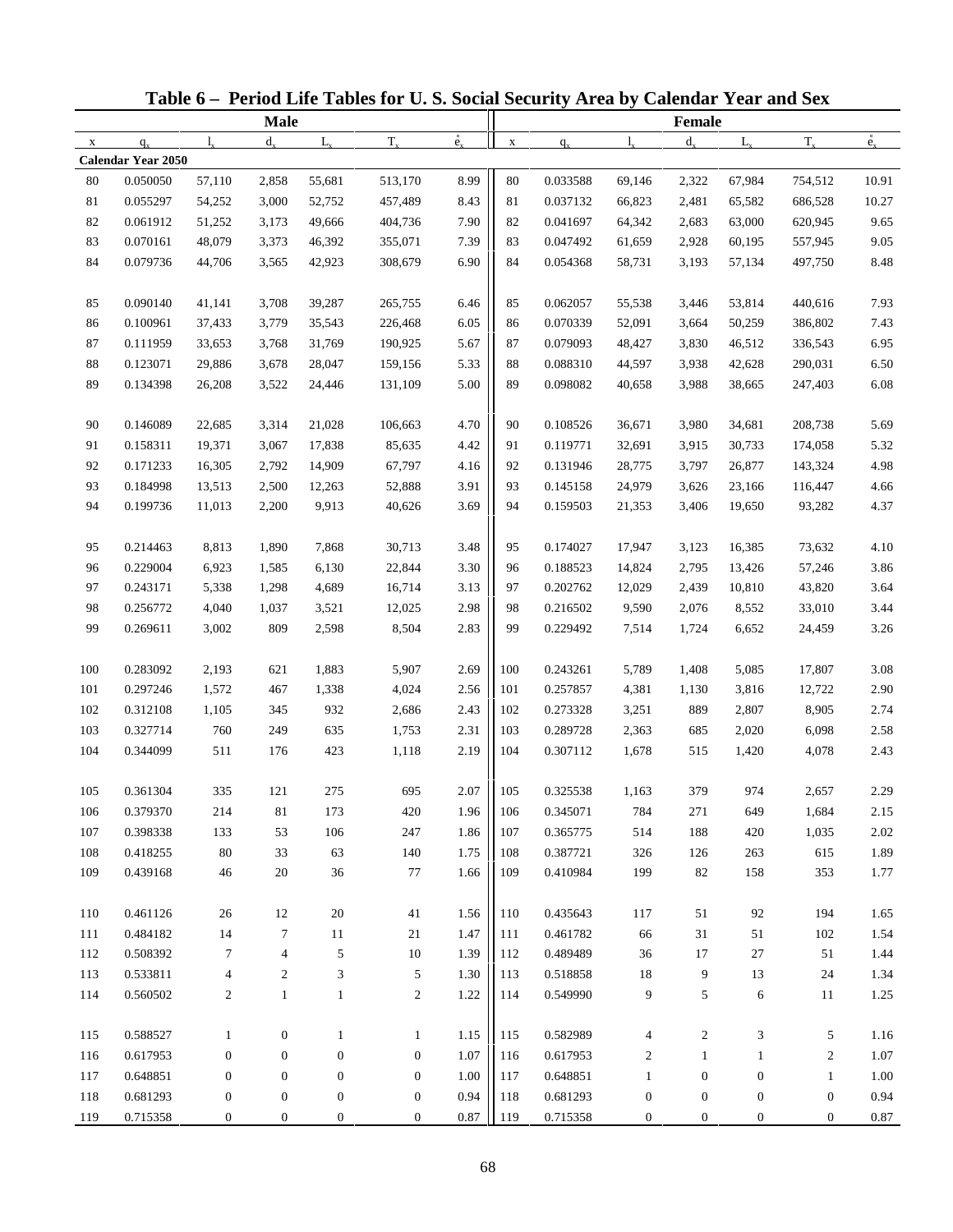# Table 6 – Period Life Tables for U. S. Social Security Area by Calendar Year and Sex

| Male | | | | | | | Female | | | | | | |
|---|---|---|---|---|---|---|---|---|---|---|---|---|---|
| x | $q_x$ | $l_x$ | $d_x$ | $L_x$ | $T_x$ | $\mathring{e}_x$ | x | $q_x$ | $l_x$ | $d_x$ | $L_x$ | $T_x$ | $\mathring{e}_x$ |
| **Calendar Year 2050** | | | | | | | | | | | | | |
| 80 | 0.050050 | 57,110 | 2,858 | 55,681 | 513,170 | 8.99 | 80 | 0.033588 | 69,146 | 2,322 | 67,984 | 754,512 | 10.91 |
| 81 | 0.055297 | 54,252 | 3,000 | 52,752 | 457,489 | 8.43 | 81 | 0.037132 | 66,823 | 2,481 | 65,582 | 686,528 | 10.27 |
| 82 | 0.061912 | 51,252 | 3,173 | 49,666 | 404,736 | 7.90 | 82 | 0.041697 | 64,342 | 2,683 | 63,000 | 620,945 | 9.65 |
| 83 | 0.070161 | 48,079 | 3,373 | 46,392 | 355,071 | 7.39 | 83 | 0.047492 | 61,659 | 2,928 | 60,195 | 557,945 | 9.05 |
| 84 | 0.079736 | 44,706 | 3,565 | 42,923 | 308,679 | 6.90 | 84 | 0.054368 | 58,731 | 3,193 | 57,134 | 497,750 | 8.48 |
| 85 | 0.090140 | 41,141 | 3,708 | 39,287 | 265,755 | 6.46 | 85 | 0.062057 | 55,538 | 3,446 | 53,814 | 440,616 | 7.93 |
| 86 | 0.100961 | 37,433 | 3,779 | 35,543 | 226,468 | 6.05 | 86 | 0.070339 | 52,091 | 3,664 | 50,259 | 386,802 | 7.43 |
| 87 | 0.111959 | 33,653 | 3,768 | 31,769 | 190,925 | 5.67 | 87 | 0.079093 | 48,427 | 3,830 | 46,512 | 336,543 | 6.95 |
| 88 | 0.123071 | 29,886 | 3,678 | 28,047 | 159,156 | 5.33 | 88 | 0.088310 | 44,597 | 3,938 | 42,628 | 290,031 | 6.50 |
| 89 | 0.134398 | 26,208 | 3,522 | 24,446 | 131,109 | 5.00 | 89 | 0.098082 | 40,658 | 3,988 | 38,665 | 247,403 | 6.08 |
| 90 | 0.146089 | 22,685 | 3,314 | 21,028 | 106,663 | 4.70 | 90 | 0.108526 | 36,671 | 3,980 | 34,681 | 208,738 | 5.69 |
| 91 | 0.158311 | 19,371 | 3,067 | 17,838 | 85,635 | 4.42 | 91 | 0.119771 | 32,691 | 3,915 | 30,733 | 174,058 | 5.32 |
| 92 | 0.171233 | 16,305 | 2,792 | 14,909 | 67,797 | 4.16 | 92 | 0.131946 | 28,775 | 3,797 | 26,877 | 143,324 | 4.98 |
| 93 | 0.184998 | 13,513 | 2,500 | 12,263 | 52,888 | 3.91 | 93 | 0.145158 | 24,979 | 3,626 | 23,166 | 116,447 | 4.66 |
| 94 | 0.199736 | 11,013 | 2,200 | 9,913 | 40,626 | 3.69 | 94 | 0.159503 | 21,353 | 3,406 | 19,650 | 93,282 | 4.37 |
| 95 | 0.214463 | 8,813 | 1,890 | 7,868 | 30,713 | 3.48 | 95 | 0.174027 | 17,947 | 3,123 | 16,385 | 73,632 | 4.10 |
| 96 | 0.229004 | 6,923 | 1,585 | 6,130 | 22,844 | 3.30 | 96 | 0.188523 | 14,824 | 2,795 | 13,426 | 57,246 | 3.86 |
| 97 | 0.243171 | 5,338 | 1,298 | 4,689 | 16,714 | 3.13 | 97 | 0.202762 | 12,029 | 2,439 | 10,810 | 43,820 | 3.64 |
| 98 | 0.256772 | 4,040 | 1,037 | 3,521 | 12,025 | 2.98 | 98 | 0.216502 | 9,590 | 2,076 | 8,552 | 33,010 | 3.44 |
| 99 | 0.269611 | 3,002 | 809 | 2,598 | 8,504 | 2.83 | 99 | 0.229492 | 7,514 | 1,724 | 6,652 | 24,459 | 3.26 |
| 100 | 0.283092 | 2,193 | 621 | 1,883 | 5,907 | 2.69 | 100 | 0.243261 | 5,789 | 1,408 | 5,085 | 17,807 | 3.08 |
| 101 | 0.297246 | 1,572 | 467 | 1,338 | 4,024 | 2.56 | 101 | 0.257857 | 4,381 | 1,130 | 3,816 | 12,722 | 2.90 |
| 102 | 0.312108 | 1,105 | 345 | 932 | 2,686 | 2.43 | 102 | 0.273328 | 3,251 | 889 | 2,807 | 8,905 | 2.74 |
| 103 | 0.327714 | 760 | 249 | 635 | 1,753 | 2.31 | 103 | 0.289728 | 2,363 | 685 | 2,020 | 6,098 | 2.58 |
| 104 | 0.344099 | 511 | 176 | 423 | 1,118 | 2.19 | 104 | 0.307112 | 1,678 | 515 | 1,420 | 4,078 | 2.43 |
| 105 | 0.361304 | 335 | 121 | 275 | 695 | 2.07 | 105 | 0.325538 | 1,163 | 379 | 974 | 2,657 | 2.29 |
| 106 | 0.379370 | 214 | 81 | 173 | 420 | 1.96 | 106 | 0.345071 | 784 | 271 | 649 | 1,684 | 2.15 |
| 107 | 0.398338 | 133 | 53 | 106 | 247 | 1.86 | 107 | 0.365775 | 514 | 188 | 420 | 1,035 | 2.02 |
| 108 | 0.418255 | 80 | 33 | 63 | 140 | 1.75 | 108 | 0.387721 | 326 | 126 | 263 | 615 | 1.89 |
| 109 | 0.439168 | 46 | 20 | 36 | 77 | 1.66 | 109 | 0.410984 | 199 | 82 | 158 | 353 | 1.77 |
| 110 | 0.461126 | 26 | 12 | 20 | 41 | 1.56 | 110 | 0.435643 | 117 | 51 | 92 | 194 | 1.65 |
| 111 | 0.484182 | 14 | 7 | 11 | 21 | 1.47 | 111 | 0.461782 | 66 | 31 | 51 | 102 | 1.54 |
| 112 | 0.508392 | 7 | 4 | 5 | 10 | 1.39 | 112 | 0.489489 | 36 | 17 | 27 | 51 | 1.44 |
| 113 | 0.533811 | 4 | 2 | 3 | 5 | 1.30 | 113 | 0.518858 | 18 | 9 | 13 | 24 | 1.34 |
| 114 | 0.560502 | 2 | 1 | 1 | 2 | 1.22 | 114 | 0.549990 | 9 | 5 | 6 | 11 | 1.25 |
| 115 | 0.588527 | 1 | 0 | 1 | 1 | 1.15 | 115 | 0.582989 | 4 | 2 | 3 | 5 | 1.16 |
| 116 | 0.617953 | 0 | 0 | 0 | 0 | 1.07 | 116 | 0.617953 | 2 | 1 | 1 | 2 | 1.07 |
| 117 | 0.648851 | 0 | 0 | 0 | 0 | 1.00 | 117 | 0.648851 | 1 | 0 | 0 | 1 | 1.00 |
| 118 | 0.681293 | 0 | 0 | 0 | 0 | 0.94 | 118 | 0.681293 | 0 | 0 | 0 | 0 | 0.94 |
| 119 | 0.715358 | 0 | 0 | 0 | 0 | 0.87 | 119 | 0.715358 | 0 | 0 | 0 | 0 | 0.87 |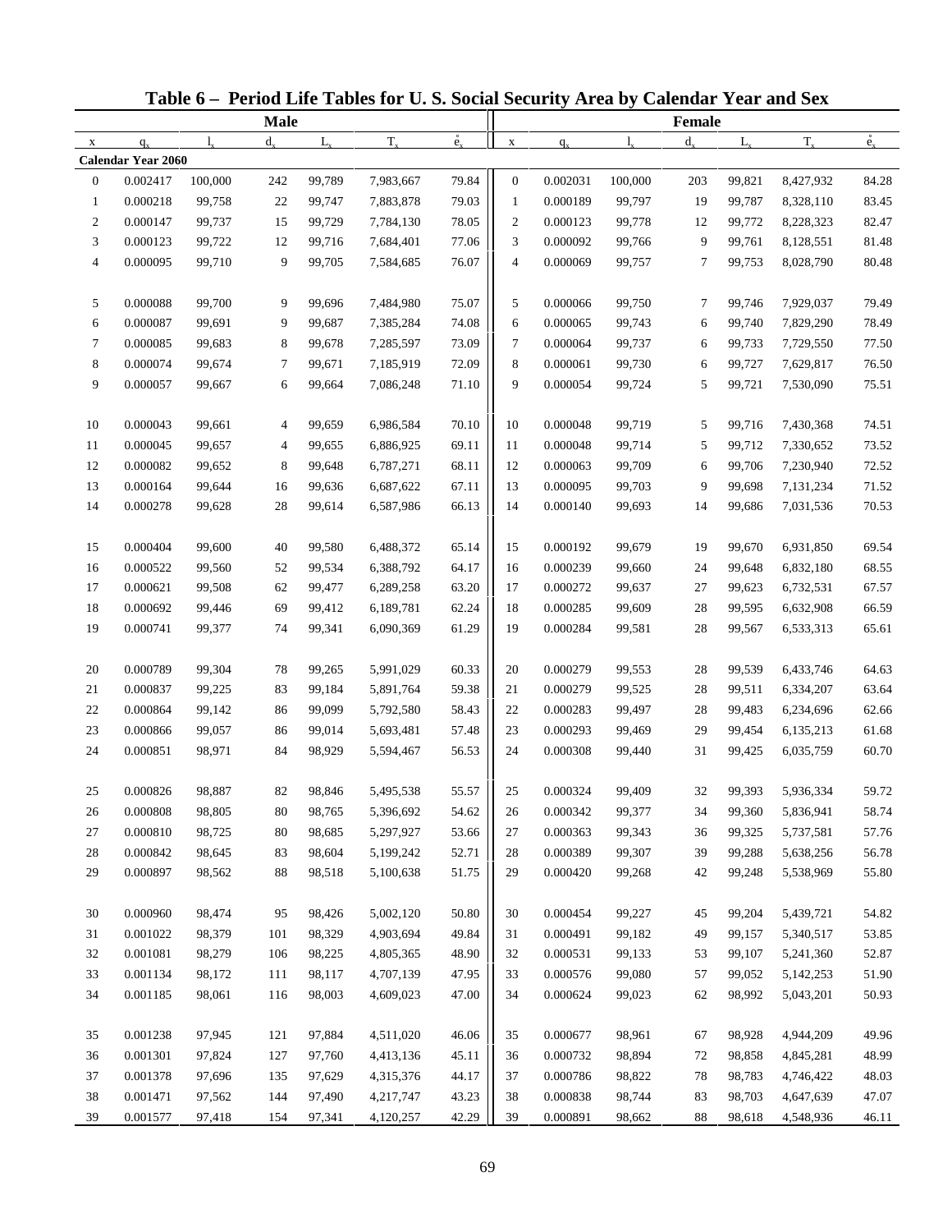# Table 6 – Period Life Tables for U. S. Social Security Area by Calendar Year and Sex

| Male | | | | | | | Female | | | | | | |
|---|---|---|---|---|---|---|---|---|---|---|---|---|---|
| x | $q_x$ | $l_x$ | $d_x$ | $L_x$ | $T_x$ | $\mathring{e}_x$ | x | $q_x$ | $l_x$ | $d_x$ | $L_x$ | $T_x$ | $\mathring{e}_x$ |
| **Calendar Year 2060** | | | | | | | | | | | | | |
| 0 | 0.002417 | 100,000 | 242 | 99,789 | 7,983,667 | 79.84 | 0 | 0.002031 | 100,000 | 203 | 99,821 | 8,427,932 | 84.28 |
| 1 | 0.000218 | 99,758 | 22 | 99,747 | 7,883,878 | 79.03 | 1 | 0.000189 | 99,797 | 19 | 99,787 | 8,328,110 | 83.45 |
| 2 | 0.000147 | 99,737 | 15 | 99,729 | 7,784,130 | 78.05 | 2 | 0.000123 | 99,778 | 12 | 99,772 | 8,228,323 | 82.47 |
| 3 | 0.000123 | 99,722 | 12 | 99,716 | 7,684,401 | 77.06 | 3 | 0.000092 | 99,766 | 9 | 99,761 | 8,128,551 | 81.48 |
| 4 | 0.000095 | 99,710 | 9 | 99,705 | 7,584,685 | 76.07 | 4 | 0.000069 | 99,757 | 7 | 99,753 | 8,028,790 | 80.48 |
| 5 | 0.000088 | 99,700 | 9 | 99,696 | 7,484,980 | 75.07 | 5 | 0.000066 | 99,750 | 7 | 99,746 | 7,929,037 | 79.49 |
| 6 | 0.000087 | 99,691 | 9 | 99,687 | 7,385,284 | 74.08 | 6 | 0.000065 | 99,743 | 6 | 99,740 | 7,829,290 | 78.49 |
| 7 | 0.000085 | 99,683 | 8 | 99,678 | 7,285,597 | 73.09 | 7 | 0.000064 | 99,737 | 6 | 99,733 | 7,729,550 | 77.50 |
| 8 | 0.000074 | 99,674 | 7 | 99,671 | 7,185,919 | 72.09 | 8 | 0.000061 | 99,730 | 6 | 99,727 | 7,629,817 | 76.50 |
| 9 | 0.000057 | 99,667 | 6 | 99,664 | 7,086,248 | 71.10 | 9 | 0.000054 | 99,724 | 5 | 99,721 | 7,530,090 | 75.51 |
| 10 | 0.000043 | 99,661 | 4 | 99,659 | 6,986,584 | 70.10 | 10 | 0.000048 | 99,719 | 5 | 99,716 | 7,430,368 | 74.51 |
| 11 | 0.000045 | 99,657 | 4 | 99,655 | 6,886,925 | 69.11 | 11 | 0.000048 | 99,714 | 5 | 99,712 | 7,330,652 | 73.52 |
| 12 | 0.000082 | 99,652 | 8 | 99,648 | 6,787,271 | 68.11 | 12 | 0.000063 | 99,709 | 6 | 99,706 | 7,230,940 | 72.52 |
| 13 | 0.000164 | 99,644 | 16 | 99,636 | 6,687,622 | 67.11 | 13 | 0.000095 | 99,703 | 9 | 99,698 | 7,131,234 | 71.52 |
| 14 | 0.000278 | 99,628 | 28 | 99,614 | 6,587,986 | 66.13 | 14 | 0.000140 | 99,693 | 14 | 99,686 | 7,031,536 | 70.53 |
| 15 | 0.000404 | 99,600 | 40 | 99,580 | 6,488,372 | 65.14 | 15 | 0.000192 | 99,679 | 19 | 99,670 | 6,931,850 | 69.54 |
| 16 | 0.000522 | 99,560 | 52 | 99,534 | 6,388,792 | 64.17 | 16 | 0.000239 | 99,660 | 24 | 99,648 | 6,832,180 | 68.55 |
| 17 | 0.000621 | 99,508 | 62 | 99,477 | 6,289,258 | 63.20 | 17 | 0.000272 | 99,637 | 27 | 99,623 | 6,732,531 | 67.57 |
| 18 | 0.000692 | 99,446 | 69 | 99,412 | 6,189,781 | 62.24 | 18 | 0.000285 | 99,609 | 28 | 99,595 | 6,632,908 | 66.59 |
| 19 | 0.000741 | 99,377 | 74 | 99,341 | 6,090,369 | 61.29 | 19 | 0.000284 | 99,581 | 28 | 99,567 | 6,533,313 | 65.61 |
| 20 | 0.000789 | 99,304 | 78 | 99,265 | 5,991,029 | 60.33 | 20 | 0.000279 | 99,553 | 28 | 99,539 | 6,433,746 | 64.63 |
| 21 | 0.000837 | 99,225 | 83 | 99,184 | 5,891,764 | 59.38 | 21 | 0.000279 | 99,525 | 28 | 99,511 | 6,334,207 | 63.64 |
| 22 | 0.000864 | 99,142 | 86 | 99,099 | 5,792,580 | 58.43 | 22 | 0.000283 | 99,497 | 28 | 99,483 | 6,234,696 | 62.66 |
| 23 | 0.000866 | 99,057 | 86 | 99,014 | 5,693,481 | 57.48 | 23 | 0.000293 | 99,469 | 29 | 99,454 | 6,135,213 | 61.68 |
| 24 | 0.000851 | 98,971 | 84 | 98,929 | 5,594,467 | 56.53 | 24 | 0.000308 | 99,440 | 31 | 99,425 | 6,035,759 | 60.70 |
| 25 | 0.000826 | 98,887 | 82 | 98,846 | 5,495,538 | 55.57 | 25 | 0.000324 | 99,409 | 32 | 99,393 | 5,936,334 | 59.72 |
| 26 | 0.000808 | 98,805 | 80 | 98,765 | 5,396,692 | 54.62 | 26 | 0.000342 | 99,377 | 34 | 99,360 | 5,836,941 | 58.74 |
| 27 | 0.000810 | 98,725 | 80 | 98,685 | 5,297,927 | 53.66 | 27 | 0.000363 | 99,343 | 36 | 99,325 | 5,737,581 | 57.76 |
| 28 | 0.000842 | 98,645 | 83 | 98,604 | 5,199,242 | 52.71 | 28 | 0.000389 | 99,307 | 39 | 99,288 | 5,638,256 | 56.78 |
| 29 | 0.000897 | 98,562 | 88 | 98,518 | 5,100,638 | 51.75 | 29 | 0.000420 | 99,268 | 42 | 99,248 | 5,538,969 | 55.80 |
| 30 | 0.000960 | 98,474 | 95 | 98,426 | 5,002,120 | 50.80 | 30 | 0.000454 | 99,227 | 45 | 99,204 | 5,439,721 | 54.82 |
| 31 | 0.001022 | 98,379 | 101 | 98,329 | 4,903,694 | 49.84 | 31 | 0.000491 | 99,182 | 49 | 99,157 | 5,340,517 | 53.85 |
| 32 | 0.001081 | 98,279 | 106 | 98,225 | 4,805,365 | 48.90 | 32 | 0.000531 | 99,133 | 53 | 99,107 | 5,241,360 | 52.87 |
| 33 | 0.001134 | 98,172 | 111 | 98,117 | 4,707,139 | 47.95 | 33 | 0.000576 | 99,080 | 57 | 99,052 | 5,142,253 | 51.90 |
| 34 | 0.001185 | 98,061 | 116 | 98,003 | 4,609,023 | 47.00 | 34 | 0.000624 | 99,023 | 62 | 98,992 | 5,043,201 | 50.93 |
| 35 | 0.001238 | 97,945 | 121 | 97,884 | 4,511,020 | 46.06 | 35 | 0.000677 | 98,961 | 67 | 98,928 | 4,944,209 | 49.96 |
| 36 | 0.001301 | 97,824 | 127 | 97,760 | 4,413,136 | 45.11 | 36 | 0.000732 | 98,894 | 72 | 98,858 | 4,845,281 | 48.99 |
| 37 | 0.001378 | 97,696 | 135 | 97,629 | 4,315,376 | 44.17 | 37 | 0.000786 | 98,822 | 78 | 98,783 | 4,746,422 | 48.03 |
| 38 | 0.001471 | 97,562 | 144 | 97,490 | 4,217,747 | 43.23 | 38 | 0.000838 | 98,744 | 83 | 98,703 | 4,647,639 | 47.07 |
| 39 | 0.001577 | 97,418 | 154 | 97,341 | 4,120,257 | 42.29 | 39 | 0.000891 | 98,662 | 88 | 98,618 | 4,548,936 | 46.11 |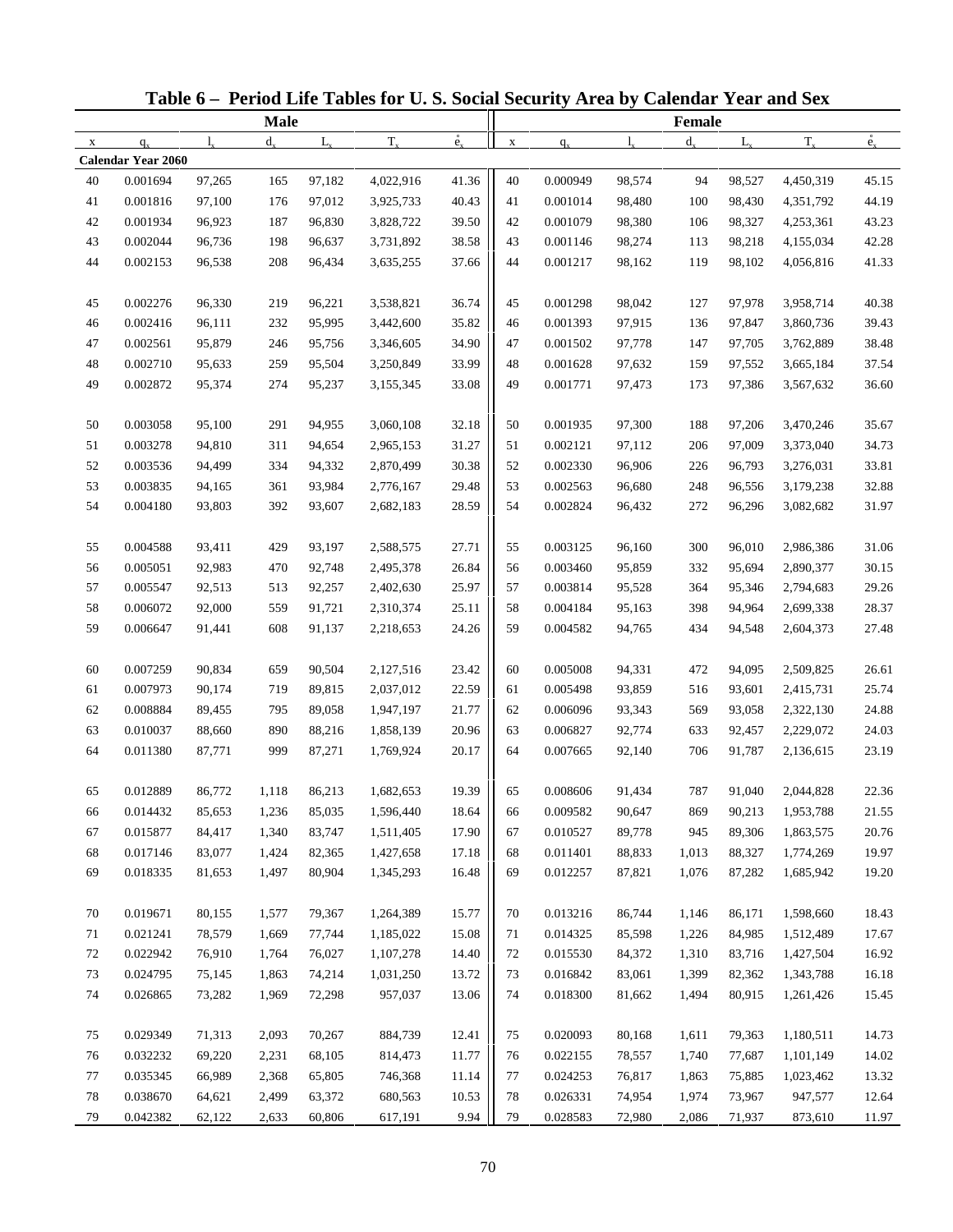# Table 6 – Period Life Tables for U. S. Social Security Area by Calendar Year and Sex

| Male | | | | | | | Female | | | | | | |
|---|---|---|---|---|---|---|---|---|---|---|---|---|---|
| x | $q_x$ | $l_x$ | $d_x$ | $L_x$ | $T_x$ | $\mathring{e}_x$ | x | $q_x$ | $l_x$ | $d_x$ | $L_x$ | $T_x$ | $\mathring{e}_x$ |
| **Calendar Year 2060** | | | | | | | | | | | | | |
| 40 | 0.001694 | 97,265 | 165 | 97,182 | 4,022,916 | 41.36 | 40 | 0.000949 | 98,574 | 94 | 98,527 | 4,450,319 | 45.15 |
| 41 | 0.001816 | 97,100 | 176 | 97,012 | 3,925,733 | 40.43 | 41 | 0.001014 | 98,480 | 100 | 98,430 | 4,351,792 | 44.19 |
| 42 | 0.001934 | 96,923 | 187 | 96,830 | 3,828,722 | 39.50 | 42 | 0.001079 | 98,380 | 106 | 98,327 | 4,253,361 | 43.23 |
| 43 | 0.002044 | 96,736 | 198 | 96,637 | 3,731,892 | 38.58 | 43 | 0.001146 | 98,274 | 113 | 98,218 | 4,155,034 | 42.28 |
| 44 | 0.002153 | 96,538 | 208 | 96,434 | 3,635,255 | 37.66 | 44 | 0.001217 | 98,162 | 119 | 98,102 | 4,056,816 | 41.33 |
| 45 | 0.002276 | 96,330 | 219 | 96,221 | 3,538,821 | 36.74 | 45 | 0.001298 | 98,042 | 127 | 97,978 | 3,958,714 | 40.38 |
| 46 | 0.002416 | 96,111 | 232 | 95,995 | 3,442,600 | 35.82 | 46 | 0.001393 | 97,915 | 136 | 97,847 | 3,860,736 | 39.43 |
| 47 | 0.002561 | 95,879 | 246 | 95,756 | 3,346,605 | 34.90 | 47 | 0.001502 | 97,778 | 147 | 97,705 | 3,762,889 | 38.48 |
| 48 | 0.002710 | 95,633 | 259 | 95,504 | 3,250,849 | 33.99 | 48 | 0.001628 | 97,632 | 159 | 97,552 | 3,665,184 | 37.54 |
| 49 | 0.002872 | 95,374 | 274 | 95,237 | 3,155,345 | 33.08 | 49 | 0.001771 | 97,473 | 173 | 97,386 | 3,567,632 | 36.60 |
| 50 | 0.003058 | 95,100 | 291 | 94,955 | 3,060,108 | 32.18 | 50 | 0.001935 | 97,300 | 188 | 97,206 | 3,470,246 | 35.67 |
| 51 | 0.003278 | 94,810 | 311 | 94,654 | 2,965,153 | 31.27 | 51 | 0.002121 | 97,112 | 206 | 97,009 | 3,373,040 | 34.73 |
| 52 | 0.003536 | 94,499 | 334 | 94,332 | 2,870,499 | 30.38 | 52 | 0.002330 | 96,906 | 226 | 96,793 | 3,276,031 | 33.81 |
| 53 | 0.003835 | 94,165 | 361 | 93,984 | 2,776,167 | 29.48 | 53 | 0.002563 | 96,680 | 248 | 96,556 | 3,179,238 | 32.88 |
| 54 | 0.004180 | 93,803 | 392 | 93,607 | 2,682,183 | 28.59 | 54 | 0.002824 | 96,432 | 272 | 96,296 | 3,082,682 | 31.97 |
| 55 | 0.004588 | 93,411 | 429 | 93,197 | 2,588,575 | 27.71 | 55 | 0.003125 | 96,160 | 300 | 96,010 | 2,986,386 | 31.06 |
| 56 | 0.005051 | 92,983 | 470 | 92,748 | 2,495,378 | 26.84 | 56 | 0.003460 | 95,859 | 332 | 95,694 | 2,890,377 | 30.15 |
| 57 | 0.005547 | 92,513 | 513 | 92,257 | 2,402,630 | 25.97 | 57 | 0.003814 | 95,528 | 364 | 95,346 | 2,794,683 | 29.26 |
| 58 | 0.006072 | 92,000 | 559 | 91,721 | 2,310,374 | 25.11 | 58 | 0.004184 | 95,163 | 398 | 94,964 | 2,699,338 | 28.37 |
| 59 | 0.006647 | 91,441 | 608 | 91,137 | 2,218,653 | 24.26 | 59 | 0.004582 | 94,765 | 434 | 94,548 | 2,604,373 | 27.48 |
| 60 | 0.007259 | 90,834 | 659 | 90,504 | 2,127,516 | 23.42 | 60 | 0.005008 | 94,331 | 472 | 94,095 | 2,509,825 | 26.61 |
| 61 | 0.007973 | 90,174 | 719 | 89,815 | 2,037,012 | 22.59 | 61 | 0.005498 | 93,859 | 516 | 93,601 | 2,415,731 | 25.74 |
| 62 | 0.008884 | 89,455 | 795 | 89,058 | 1,947,197 | 21.77 | 62 | 0.006096 | 93,343 | 569 | 93,058 | 2,322,130 | 24.88 |
| 63 | 0.010037 | 88,660 | 890 | 88,216 | 1,858,139 | 20.96 | 63 | 0.006827 | 92,774 | 633 | 92,457 | 2,229,072 | 24.03 |
| 64 | 0.011380 | 87,771 | 999 | 87,271 | 1,769,924 | 20.17 | 64 | 0.007665 | 92,140 | 706 | 91,787 | 2,136,615 | 23.19 |
| 65 | 0.012889 | 86,772 | 1,118 | 86,213 | 1,682,653 | 19.39 | 65 | 0.008606 | 91,434 | 787 | 91,040 | 2,044,828 | 22.36 |
| 66 | 0.014432 | 85,653 | 1,236 | 85,035 | 1,596,440 | 18.64 | 66 | 0.009582 | 90,647 | 869 | 90,213 | 1,953,788 | 21.55 |
| 67 | 0.015877 | 84,417 | 1,340 | 83,747 | 1,511,405 | 17.90 | 67 | 0.010527 | 89,778 | 945 | 89,306 | 1,863,575 | 20.76 |
| 68 | 0.017146 | 83,077 | 1,424 | 82,365 | 1,427,658 | 17.18 | 68 | 0.011401 | 88,833 | 1,013 | 88,327 | 1,774,269 | 19.97 |
| 69 | 0.018335 | 81,653 | 1,497 | 80,904 | 1,345,293 | 16.48 | 69 | 0.012257 | 87,821 | 1,076 | 87,282 | 1,685,942 | 19.20 |
| 70 | 0.019671 | 80,155 | 1,577 | 79,367 | 1,264,389 | 15.77 | 70 | 0.013216 | 86,744 | 1,146 | 86,171 | 1,598,660 | 18.43 |
| 71 | 0.021241 | 78,579 | 1,669 | 77,744 | 1,185,022 | 15.08 | 71 | 0.014325 | 85,598 | 1,226 | 84,985 | 1,512,489 | 17.67 |
| 72 | 0.022942 | 76,910 | 1,764 | 76,027 | 1,107,278 | 14.40 | 72 | 0.015530 | 84,372 | 1,310 | 83,716 | 1,427,504 | 16.92 |
| 73 | 0.024795 | 75,145 | 1,863 | 74,214 | 1,031,250 | 13.72 | 73 | 0.016842 | 83,061 | 1,399 | 82,362 | 1,343,788 | 16.18 |
| 74 | 0.026865 | 73,282 | 1,969 | 72,298 | 957,037 | 13.06 | 74 | 0.018300 | 81,662 | 1,494 | 80,915 | 1,261,426 | 15.45 |
| 75 | 0.029349 | 71,313 | 2,093 | 70,267 | 884,739 | 12.41 | 75 | 0.020093 | 80,168 | 1,611 | 79,363 | 1,180,511 | 14.73 |
| 76 | 0.032232 | 69,220 | 2,231 | 68,105 | 814,473 | 11.77 | 76 | 0.022155 | 78,557 | 1,740 | 77,687 | 1,101,149 | 14.02 |
| 77 | 0.035345 | 66,989 | 2,368 | 65,805 | 746,368 | 11.14 | 77 | 0.024253 | 76,817 | 1,863 | 75,885 | 1,023,462 | 13.32 |
| 78 | 0.038670 | 64,621 | 2,499 | 63,372 | 680,563 | 10.53 | 78 | 0.026331 | 74,954 | 1,974 | 73,967 | 947,577 | 12.64 |
| 79 | 0.042382 | 62,122 | 2,633 | 60,806 | 617,191 | 9.94 | 79 | 0.028583 | 72,980 | 2,086 | 71,937 | 873,610 | 11.97 |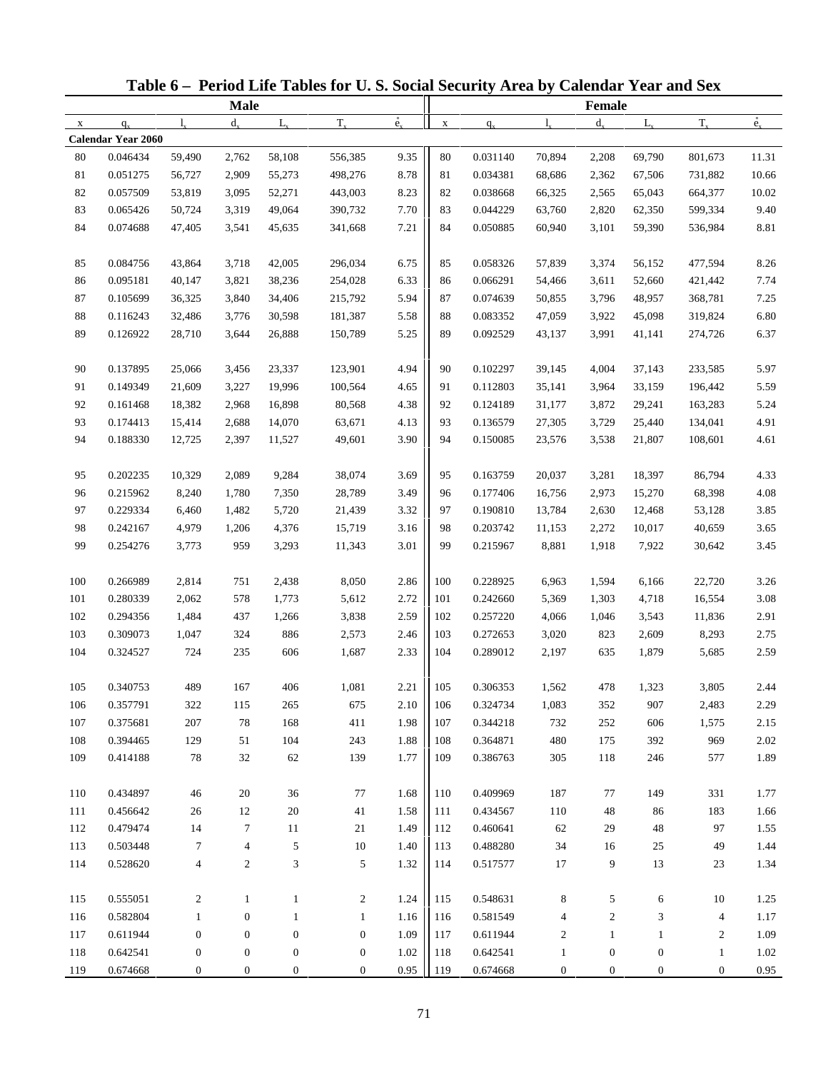# Table 6 – Period Life Tables for U. S. Social Security Area by Calendar Year and Sex

| Male | | | | | | | Female | | | | | | |
|---|---|---|---|---|---|---|---|---|---|---|---|---|---|
| x | $q_x$ | $l_x$ | $d_x$ | $L_x$ | $T_x$ | $\mathring{e}_x$ | x | $q_x$ | $l_x$ | $d_x$ | $L_x$ | $T_x$ | $\mathring{e}_x$ |
| **Calendar Year 2060** | | | | | | | | | | | | | |
| 80 | 0.046434 | 59,490 | 2,762 | 58,108 | 556,385 | 9.35 | 80 | 0.031140 | 70,894 | 2,208 | 69,790 | 801,673 | 11.31 |
| 81 | 0.051275 | 56,727 | 2,909 | 55,273 | 498,276 | 8.78 | 81 | 0.034381 | 68,686 | 2,362 | 67,506 | 731,882 | 10.66 |
| 82 | 0.057509 | 53,819 | 3,095 | 52,271 | 443,003 | 8.23 | 82 | 0.038668 | 66,325 | 2,565 | 65,043 | 664,377 | 10.02 |
| 83 | 0.065426 | 50,724 | 3,319 | 49,064 | 390,732 | 7.70 | 83 | 0.044229 | 63,760 | 2,820 | 62,350 | 599,334 | 9.40 |
| 84 | 0.074688 | 47,405 | 3,541 | 45,635 | 341,668 | 7.21 | 84 | 0.050885 | 60,940 | 3,101 | 59,390 | 536,984 | 8.81 |
| 85 | 0.084756 | 43,864 | 3,718 | 42,005 | 296,034 | 6.75 | 85 | 0.058326 | 57,839 | 3,374 | 56,152 | 477,594 | 8.26 |
| 86 | 0.095181 | 40,147 | 3,821 | 38,236 | 254,028 | 6.33 | 86 | 0.066291 | 54,466 | 3,611 | 52,660 | 421,442 | 7.74 |
| 87 | 0.105699 | 36,325 | 3,840 | 34,406 | 215,792 | 5.94 | 87 | 0.074639 | 50,855 | 3,796 | 48,957 | 368,781 | 7.25 |
| 88 | 0.116243 | 32,486 | 3,776 | 30,598 | 181,387 | 5.58 | 88 | 0.083352 | 47,059 | 3,922 | 45,098 | 319,824 | 6.80 |
| 89 | 0.126922 | 28,710 | 3,644 | 26,888 | 150,789 | 5.25 | 89 | 0.092529 | 43,137 | 3,991 | 41,141 | 274,726 | 6.37 |
| 90 | 0.137895 | 25,066 | 3,456 | 23,337 | 123,901 | 4.94 | 90 | 0.102297 | 39,145 | 4,004 | 37,143 | 233,585 | 5.97 |
| 91 | 0.149349 | 21,609 | 3,227 | 19,996 | 100,564 | 4.65 | 91 | 0.112803 | 35,141 | 3,964 | 33,159 | 196,442 | 5.59 |
| 92 | 0.161468 | 18,382 | 2,968 | 16,898 | 80,568 | 4.38 | 92 | 0.124189 | 31,177 | 3,872 | 29,241 | 163,283 | 5.24 |
| 93 | 0.174413 | 15,414 | 2,688 | 14,070 | 63,671 | 4.13 | 93 | 0.136579 | 27,305 | 3,729 | 25,440 | 134,041 | 4.91 |
| 94 | 0.188330 | 12,725 | 2,397 | 11,527 | 49,601 | 3.90 | 94 | 0.150085 | 23,576 | 3,538 | 21,807 | 108,601 | 4.61 |
| 95 | 0.202235 | 10,329 | 2,089 | 9,284 | 38,074 | 3.69 | 95 | 0.163759 | 20,037 | 3,281 | 18,397 | 86,794 | 4.33 |
| 96 | 0.215962 | 8,240 | 1,780 | 7,350 | 28,789 | 3.49 | 96 | 0.177406 | 16,756 | 2,973 | 15,270 | 68,398 | 4.08 |
| 97 | 0.229334 | 6,460 | 1,482 | 5,720 | 21,439 | 3.32 | 97 | 0.190810 | 13,784 | 2,630 | 12,468 | 53,128 | 3.85 |
| 98 | 0.242167 | 4,979 | 1,206 | 4,376 | 15,719 | 3.16 | 98 | 0.203742 | 11,153 | 2,272 | 10,017 | 40,659 | 3.65 |
| 99 | 0.254276 | 3,773 | 959 | 3,293 | 11,343 | 3.01 | 99 | 0.215967 | 8,881 | 1,918 | 7,922 | 30,642 | 3.45 |
| 100 | 0.266989 | 2,814 | 751 | 2,438 | 8,050 | 2.86 | 100 | 0.228925 | 6,963 | 1,594 | 6,166 | 22,720 | 3.26 |
| 101 | 0.280339 | 2,062 | 578 | 1,773 | 5,612 | 2.72 | 101 | 0.242660 | 5,369 | 1,303 | 4,718 | 16,554 | 3.08 |
| 102 | 0.294356 | 1,484 | 437 | 1,266 | 3,838 | 2.59 | 102 | 0.257220 | 4,066 | 1,046 | 3,543 | 11,836 | 2.91 |
| 103 | 0.309073 | 1,047 | 324 | 886 | 2,573 | 2.46 | 103 | 0.272653 | 3,020 | 823 | 2,609 | 8,293 | 2.75 |
| 104 | 0.324527 | 724 | 235 | 606 | 1,687 | 2.33 | 104 | 0.289012 | 2,197 | 635 | 1,879 | 5,685 | 2.59 |
| 105 | 0.340753 | 489 | 167 | 406 | 1,081 | 2.21 | 105 | 0.306353 | 1,562 | 478 | 1,323 | 3,805 | 2.44 |
| 106 | 0.357791 | 322 | 115 | 265 | 675 | 2.10 | 106 | 0.324734 | 1,083 | 352 | 907 | 2,483 | 2.29 |
| 107 | 0.375681 | 207 | 78 | 168 | 411 | 1.98 | 107 | 0.344218 | 732 | 252 | 606 | 1,575 | 2.15 |
| 108 | 0.394465 | 129 | 51 | 104 | 243 | 1.88 | 108 | 0.364871 | 480 | 175 | 392 | 969 | 2.02 |
| 109 | 0.414188 | 78 | 32 | 62 | 139 | 1.77 | 109 | 0.386763 | 305 | 118 | 246 | 577 | 1.89 |
| 110 | 0.434897 | 46 | 20 | 36 | 77 | 1.68 | 110 | 0.409969 | 187 | 77 | 149 | 331 | 1.77 |
| 111 | 0.456642 | 26 | 12 | 20 | 41 | 1.58 | 111 | 0.434567 | 110 | 48 | 86 | 183 | 1.66 |
| 112 | 0.479474 | 14 | 7 | 11 | 21 | 1.49 | 112 | 0.460641 | 62 | 29 | 48 | 97 | 1.55 |
| 113 | 0.503448 | 7 | 4 | 5 | 10 | 1.40 | 113 | 0.488280 | 34 | 16 | 25 | 49 | 1.44 |
| 114 | 0.528620 | 4 | 2 | 3 | 5 | 1.32 | 114 | 0.517577 | 17 | 9 | 13 | 23 | 1.34 |
| 115 | 0.555051 | 2 | 1 | 1 | 2 | 1.24 | 115 | 0.548631 | 8 | 5 | 6 | 10 | 1.25 |
| 116 | 0.582804 | 1 | 0 | 1 | 1 | 1.16 | 116 | 0.581549 | 4 | 2 | 3 | 4 | 1.17 |
| 117 | 0.611944 | 0 | 0 | 0 | 0 | 1.09 | 117 | 0.611944 | 2 | 1 | 1 | 2 | 1.09 |
| 118 | 0.642541 | 0 | 0 | 0 | 0 | 1.02 | 118 | 0.642541 | 1 | 0 | 0 | 1 | 1.02 |
| 119 | 0.674668 | 0 | 0 | 0 | 0 | 0.95 | 119 | 0.674668 | 0 | 0 | 0 | 0 | 0.95 |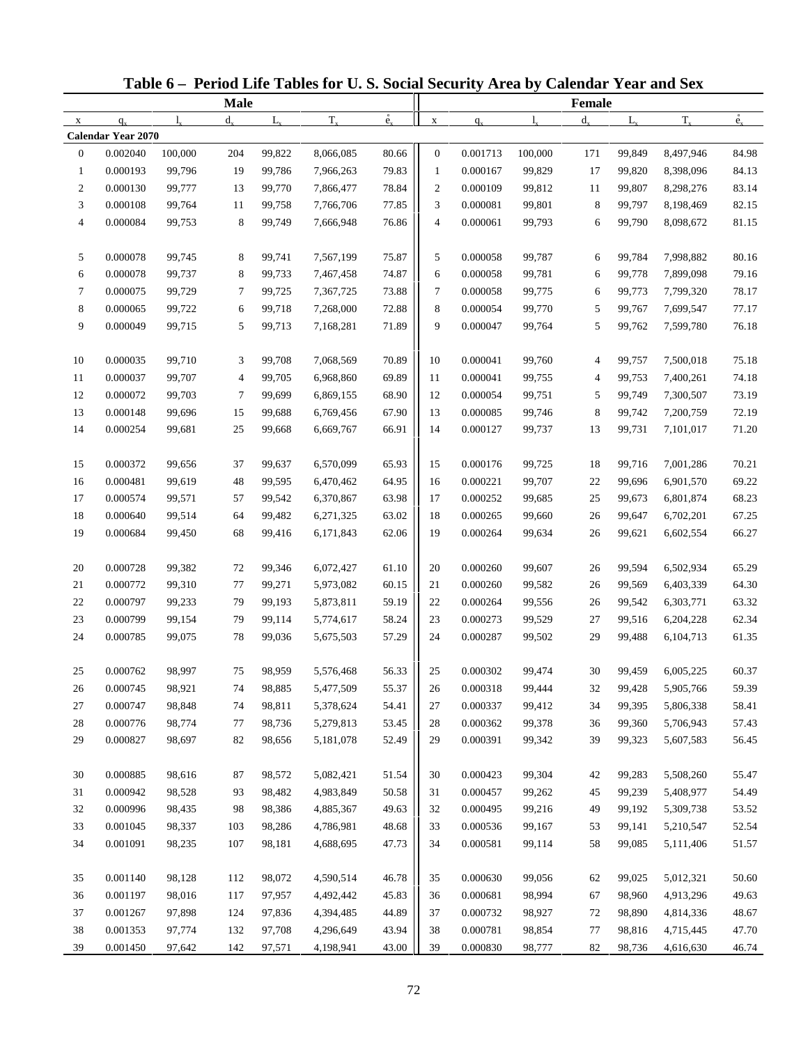# Table 6 – Period Life Tables for U. S. Social Security Area by Calendar Year and Sex

| Male | | | | | | | Female | | | | | | |
|---|---|---|---|---|---|---|---|---|---|---|---|---|---|
| x | $q_x$ | $l_x$ | $d_x$ | $L_x$ | $T_x$ | $\mathring{e}_x$ | x | $q_x$ | $l_x$ | $d_x$ | $L_x$ | $T_x$ | $\mathring{e}_x$ |
| **Calendar Year 2070** | | | | | | | | | | | | | |
| 0 | 0.002040 | 100,000 | 204 | 99,822 | 8,066,085 | 80.66 | 0 | 0.001713 | 100,000 | 171 | 99,849 | 8,497,946 | 84.98 |
| 1 | 0.000193 | 99,796 | 19 | 99,786 | 7,966,263 | 79.83 | 1 | 0.000167 | 99,829 | 17 | 99,820 | 8,398,096 | 84.13 |
| 2 | 0.000130 | 99,777 | 13 | 99,770 | 7,866,477 | 78.84 | 2 | 0.000109 | 99,812 | 11 | 99,807 | 8,298,276 | 83.14 |
| 3 | 0.000108 | 99,764 | 11 | 99,758 | 7,766,706 | 77.85 | 3 | 0.000081 | 99,801 | 8 | 99,797 | 8,198,469 | 82.15 |
| 4 | 0.000084 | 99,753 | 8 | 99,749 | 7,666,948 | 76.86 | 4 | 0.000061 | 99,793 | 6 | 99,790 | 8,098,672 | 81.15 |
| 5 | 0.000078 | 99,745 | 8 | 99,741 | 7,567,199 | 75.87 | 5 | 0.000058 | 99,787 | 6 | 99,784 | 7,998,882 | 80.16 |
| 6 | 0.000078 | 99,737 | 8 | 99,733 | 7,467,458 | 74.87 | 6 | 0.000058 | 99,781 | 6 | 99,778 | 7,899,098 | 79.16 |
| 7 | 0.000075 | 99,729 | 7 | 99,725 | 7,367,725 | 73.88 | 7 | 0.000058 | 99,775 | 6 | 99,773 | 7,799,320 | 78.17 |
| 8 | 0.000065 | 99,722 | 6 | 99,718 | 7,268,000 | 72.88 | 8 | 0.000054 | 99,770 | 5 | 99,767 | 7,699,547 | 77.17 |
| 9 | 0.000049 | 99,715 | 5 | 99,713 | 7,168,281 | 71.89 | 9 | 0.000047 | 99,764 | 5 | 99,762 | 7,599,780 | 76.18 |
| 10 | 0.000035 | 99,710 | 3 | 99,708 | 7,068,569 | 70.89 | 10 | 0.000041 | 99,760 | 4 | 99,757 | 7,500,018 | 75.18 |
| 11 | 0.000037 | 99,707 | 4 | 99,705 | 6,968,860 | 69.89 | 11 | 0.000041 | 99,755 | 4 | 99,753 | 7,400,261 | 74.18 |
| 12 | 0.000072 | 99,703 | 7 | 99,699 | 6,869,155 | 68.90 | 12 | 0.000054 | 99,751 | 5 | 99,749 | 7,300,507 | 73.19 |
| 13 | 0.000148 | 99,696 | 15 | 99,688 | 6,769,456 | 67.90 | 13 | 0.000085 | 99,746 | 8 | 99,742 | 7,200,759 | 72.19 |
| 14 | 0.000254 | 99,681 | 25 | 99,668 | 6,669,767 | 66.91 | 14 | 0.000127 | 99,737 | 13 | 99,731 | 7,101,017 | 71.20 |
| 15 | 0.000372 | 99,656 | 37 | 99,637 | 6,570,099 | 65.93 | 15 | 0.000176 | 99,725 | 18 | 99,716 | 7,001,286 | 70.21 |
| 16 | 0.000481 | 99,619 | 48 | 99,595 | 6,470,462 | 64.95 | 16 | 0.000221 | 99,707 | 22 | 99,696 | 6,901,570 | 69.22 |
| 17 | 0.000574 | 99,571 | 57 | 99,542 | 6,370,867 | 63.98 | 17 | 0.000252 | 99,685 | 25 | 99,673 | 6,801,874 | 68.23 |
| 18 | 0.000640 | 99,514 | 64 | 99,482 | 6,271,325 | 63.02 | 18 | 0.000265 | 99,660 | 26 | 99,647 | 6,702,201 | 67.25 |
| 19 | 0.000684 | 99,450 | 68 | 99,416 | 6,171,843 | 62.06 | 19 | 0.000264 | 99,634 | 26 | 99,621 | 6,602,554 | 66.27 |
| 20 | 0.000728 | 99,382 | 72 | 99,346 | 6,072,427 | 61.10 | 20 | 0.000260 | 99,607 | 26 | 99,594 | 6,502,934 | 65.29 |
| 21 | 0.000772 | 99,310 | 77 | 99,271 | 5,973,082 | 60.15 | 21 | 0.000260 | 99,582 | 26 | 99,569 | 6,403,339 | 64.30 |
| 22 | 0.000797 | 99,233 | 79 | 99,193 | 5,873,811 | 59.19 | 22 | 0.000264 | 99,556 | 26 | 99,542 | 6,303,771 | 63.32 |
| 23 | 0.000799 | 99,154 | 79 | 99,114 | 5,774,617 | 58.24 | 23 | 0.000273 | 99,529 | 27 | 99,516 | 6,204,228 | 62.34 |
| 24 | 0.000785 | 99,075 | 78 | 99,036 | 5,675,503 | 57.29 | 24 | 0.000287 | 99,502 | 29 | 99,488 | 6,104,713 | 61.35 |
| 25 | 0.000762 | 98,997 | 75 | 98,959 | 5,576,468 | 56.33 | 25 | 0.000302 | 99,474 | 30 | 99,459 | 6,005,225 | 60.37 |
| 26 | 0.000745 | 98,921 | 74 | 98,885 | 5,477,509 | 55.37 | 26 | 0.000318 | 99,444 | 32 | 99,428 | 5,905,766 | 59.39 |
| 27 | 0.000747 | 98,848 | 74 | 98,811 | 5,378,624 | 54.41 | 27 | 0.000337 | 99,412 | 34 | 99,395 | 5,806,338 | 58.41 |
| 28 | 0.000776 | 98,774 | 77 | 98,736 | 5,279,813 | 53.45 | 28 | 0.000362 | 99,378 | 36 | 99,360 | 5,706,943 | 57.43 |
| 29 | 0.000827 | 98,697 | 82 | 98,656 | 5,181,078 | 52.49 | 29 | 0.000391 | 99,342 | 39 | 99,323 | 5,607,583 | 56.45 |
| 30 | 0.000885 | 98,616 | 87 | 98,572 | 5,082,421 | 51.54 | 30 | 0.000423 | 99,304 | 42 | 99,283 | 5,508,260 | 55.47 |
| 31 | 0.000942 | 98,528 | 93 | 98,482 | 4,983,849 | 50.58 | 31 | 0.000457 | 99,262 | 45 | 99,239 | 5,408,977 | 54.49 |
| 32 | 0.000996 | 98,435 | 98 | 98,386 | 4,885,367 | 49.63 | 32 | 0.000495 | 99,216 | 49 | 99,192 | 5,309,738 | 53.52 |
| 33 | 0.001045 | 98,337 | 103 | 98,286 | 4,786,981 | 48.68 | 33 | 0.000536 | 99,167 | 53 | 99,141 | 5,210,547 | 52.54 |
| 34 | 0.001091 | 98,235 | 107 | 98,181 | 4,688,695 | 47.73 | 34 | 0.000581 | 99,114 | 58 | 99,085 | 5,111,406 | 51.57 |
| 35 | 0.001140 | 98,128 | 112 | 98,072 | 4,590,514 | 46.78 | 35 | 0.000630 | 99,056 | 62 | 99,025 | 5,012,321 | 50.60 |
| 36 | 0.001197 | 98,016 | 117 | 97,957 | 4,492,442 | 45.83 | 36 | 0.000681 | 98,994 | 67 | 98,960 | 4,913,296 | 49.63 |
| 37 | 0.001267 | 97,898 | 124 | 97,836 | 4,394,485 | 44.89 | 37 | 0.000732 | 98,927 | 72 | 98,890 | 4,814,336 | 48.67 |
| 38 | 0.001353 | 97,774 | 132 | 97,708 | 4,296,649 | 43.94 | 38 | 0.000781 | 98,854 | 77 | 98,816 | 4,715,445 | 47.70 |
| 39 | 0.001450 | 97,642 | 142 | 97,571 | 4,198,941 | 43.00 | 39 | 0.000830 | 98,777 | 82 | 98,736 | 4,616,630 | 46.74 |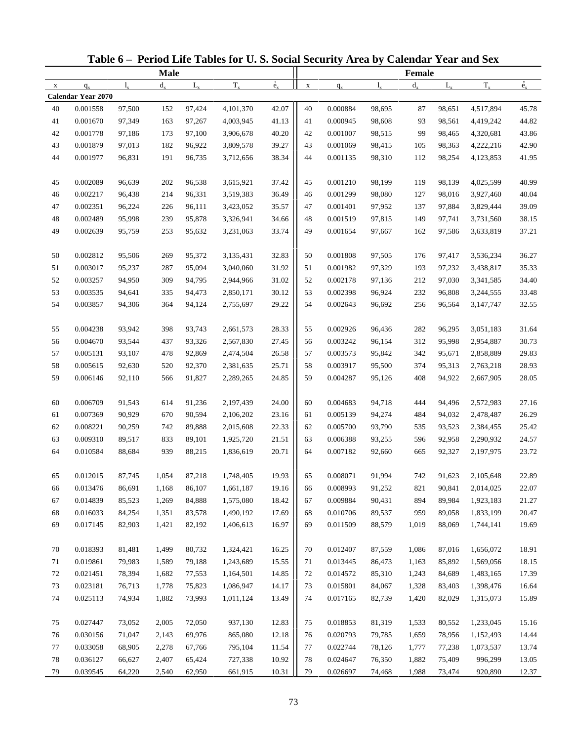# Table 6 – Period Life Tables for U. S. Social Security Area by Calendar Year and Sex

| Male | | | | | | | Female | | | | | | |
|---|---|---|---|---|---|---|---|---|---|---|---|---|---|
| x | $q_x$ | $l_x$ | $d_x$ | $L_x$ | $T_x$ | $\mathring{e}_x$ | x | $q_x$ | $l_x$ | $d_x$ | $L_x$ | $T_x$ | $\mathring{e}_x$ |
| **Calendar Year 2070** | | | | | | | | | | | | | |
| 40 | 0.001558 | 97,500 | 152 | 97,424 | 4,101,370 | 42.07 | 40 | 0.000884 | 98,695 | 87 | 98,651 | 4,517,894 | 45.78 |
| 41 | 0.001670 | 97,349 | 163 | 97,267 | 4,003,945 | 41.13 | 41 | 0.000945 | 98,608 | 93 | 98,561 | 4,419,242 | 44.82 |
| 42 | 0.001778 | 97,186 | 173 | 97,100 | 3,906,678 | 40.20 | 42 | 0.001007 | 98,515 | 99 | 98,465 | 4,320,681 | 43.86 |
| 43 | 0.001879 | 97,013 | 182 | 96,922 | 3,809,578 | 39.27 | 43 | 0.001069 | 98,415 | 105 | 98,363 | 4,222,216 | 42.90 |
| 44 | 0.001977 | 96,831 | 191 | 96,735 | 3,712,656 | 38.34 | 44 | 0.001135 | 98,310 | 112 | 98,254 | 4,123,853 | 41.95 |
| 45 | 0.002089 | 96,639 | 202 | 96,538 | 3,615,921 | 37.42 | 45 | 0.001210 | 98,199 | 119 | 98,139 | 4,025,599 | 40.99 |
| 46 | 0.002217 | 96,438 | 214 | 96,331 | 3,519,383 | 36.49 | 46 | 0.001299 | 98,080 | 127 | 98,016 | 3,927,460 | 40.04 |
| 47 | 0.002351 | 96,224 | 226 | 96,111 | 3,423,052 | 35.57 | 47 | 0.001401 | 97,952 | 137 | 97,884 | 3,829,444 | 39.09 |
| 48 | 0.002489 | 95,998 | 239 | 95,878 | 3,326,941 | 34.66 | 48 | 0.001519 | 97,815 | 149 | 97,741 | 3,731,560 | 38.15 |
| 49 | 0.002639 | 95,759 | 253 | 95,632 | 3,231,063 | 33.74 | 49 | 0.001654 | 97,667 | 162 | 97,586 | 3,633,819 | 37.21 |
| 50 | 0.002812 | 95,506 | 269 | 95,372 | 3,135,431 | 32.83 | 50 | 0.001808 | 97,505 | 176 | 97,417 | 3,536,234 | 36.27 |
| 51 | 0.003017 | 95,237 | 287 | 95,094 | 3,040,060 | 31.92 | 51 | 0.001982 | 97,329 | 193 | 97,232 | 3,438,817 | 35.33 |
| 52 | 0.003257 | 94,950 | 309 | 94,795 | 2,944,966 | 31.02 | 52 | 0.002178 | 97,136 | 212 | 97,030 | 3,341,585 | 34.40 |
| 53 | 0.003535 | 94,641 | 335 | 94,473 | 2,850,171 | 30.12 | 53 | 0.002398 | 96,924 | 232 | 96,808 | 3,244,555 | 33.48 |
| 54 | 0.003857 | 94,306 | 364 | 94,124 | 2,755,697 | 29.22 | 54 | 0.002643 | 96,692 | 256 | 96,564 | 3,147,747 | 32.55 |
| 55 | 0.004238 | 93,942 | 398 | 93,743 | 2,661,573 | 28.33 | 55 | 0.002926 | 96,436 | 282 | 96,295 | 3,051,183 | 31.64 |
| 56 | 0.004670 | 93,544 | 437 | 93,326 | 2,567,830 | 27.45 | 56 | 0.003242 | 96,154 | 312 | 95,998 | 2,954,887 | 30.73 |
| 57 | 0.005131 | 93,107 | 478 | 92,869 | 2,474,504 | 26.58 | 57 | 0.003573 | 95,842 | 342 | 95,671 | 2,858,889 | 29.83 |
| 58 | 0.005615 | 92,630 | 520 | 92,370 | 2,381,635 | 25.71 | 58 | 0.003917 | 95,500 | 374 | 95,313 | 2,763,218 | 28.93 |
| 59 | 0.006146 | 92,110 | 566 | 91,827 | 2,289,265 | 24.85 | 59 | 0.004287 | 95,126 | 408 | 94,922 | 2,667,905 | 28.05 |
| 60 | 0.006709 | 91,543 | 614 | 91,236 | 2,197,439 | 24.00 | 60 | 0.004683 | 94,718 | 444 | 94,496 | 2,572,983 | 27.16 |
| 61 | 0.007369 | 90,929 | 670 | 90,594 | 2,106,202 | 23.16 | 61 | 0.005139 | 94,274 | 484 | 94,032 | 2,478,487 | 26.29 |
| 62 | 0.008221 | 90,259 | 742 | 89,888 | 2,015,608 | 22.33 | 62 | 0.005700 | 93,790 | 535 | 93,523 | 2,384,455 | 25.42 |
| 63 | 0.009310 | 89,517 | 833 | 89,101 | 1,925,720 | 21.51 | 63 | 0.006388 | 93,255 | 596 | 92,958 | 2,290,932 | 24.57 |
| 64 | 0.010584 | 88,684 | 939 | 88,215 | 1,836,619 | 20.71 | 64 | 0.007182 | 92,660 | 665 | 92,327 | 2,197,975 | 23.72 |
| 65 | 0.012015 | 87,745 | 1,054 | 87,218 | 1,748,405 | 19.93 | 65 | 0.008071 | 91,994 | 742 | 91,623 | 2,105,648 | 22.89 |
| 66 | 0.013476 | 86,691 | 1,168 | 86,107 | 1,661,187 | 19.16 | 66 | 0.008993 | 91,252 | 821 | 90,841 | 2,014,025 | 22.07 |
| 67 | 0.014839 | 85,523 | 1,269 | 84,888 | 1,575,080 | 18.42 | 67 | 0.009884 | 90,431 | 894 | 89,984 | 1,923,183 | 21.27 |
| 68 | 0.016033 | 84,254 | 1,351 | 83,578 | 1,490,192 | 17.69 | 68 | 0.010706 | 89,537 | 959 | 89,058 | 1,833,199 | 20.47 |
| 69 | 0.017145 | 82,903 | 1,421 | 82,192 | 1,406,613 | 16.97 | 69 | 0.011509 | 88,579 | 1,019 | 88,069 | 1,744,141 | 19.69 |
| 70 | 0.018393 | 81,481 | 1,499 | 80,732 | 1,324,421 | 16.25 | 70 | 0.012407 | 87,559 | 1,086 | 87,016 | 1,656,072 | 18.91 |
| 71 | 0.019861 | 79,983 | 1,589 | 79,188 | 1,243,689 | 15.55 | 71 | 0.013445 | 86,473 | 1,163 | 85,892 | 1,569,056 | 18.15 |
| 72 | 0.021451 | 78,394 | 1,682 | 77,553 | 1,164,501 | 14.85 | 72 | 0.014572 | 85,310 | 1,243 | 84,689 | 1,483,165 | 17.39 |
| 73 | 0.023181 | 76,713 | 1,778 | 75,823 | 1,086,947 | 14.17 | 73 | 0.015801 | 84,067 | 1,328 | 83,403 | 1,398,476 | 16.64 |
| 74 | 0.025113 | 74,934 | 1,882 | 73,993 | 1,011,124 | 13.49 | 74 | 0.017165 | 82,739 | 1,420 | 82,029 | 1,315,073 | 15.89 |
| 75 | 0.027447 | 73,052 | 2,005 | 72,050 | 937,130 | 12.83 | 75 | 0.018853 | 81,319 | 1,533 | 80,552 | 1,233,045 | 15.16 |
| 76 | 0.030156 | 71,047 | 2,143 | 69,976 | 865,080 | 12.18 | 76 | 0.020793 | 79,785 | 1,659 | 78,956 | 1,152,493 | 14.44 |
| 77 | 0.033058 | 68,905 | 2,278 | 67,766 | 795,104 | 11.54 | 77 | 0.022744 | 78,126 | 1,777 | 77,238 | 1,073,537 | 13.74 |
| 78 | 0.036127 | 66,627 | 2,407 | 65,424 | 727,338 | 10.92 | 78 | 0.024647 | 76,350 | 1,882 | 75,409 | 996,299 | 13.05 |
| 79 | 0.039545 | 64,220 | 2,540 | 62,950 | 661,915 | 10.31 | 79 | 0.026697 | 74,468 | 1,988 | 73,474 | 920,890 | 12.37 |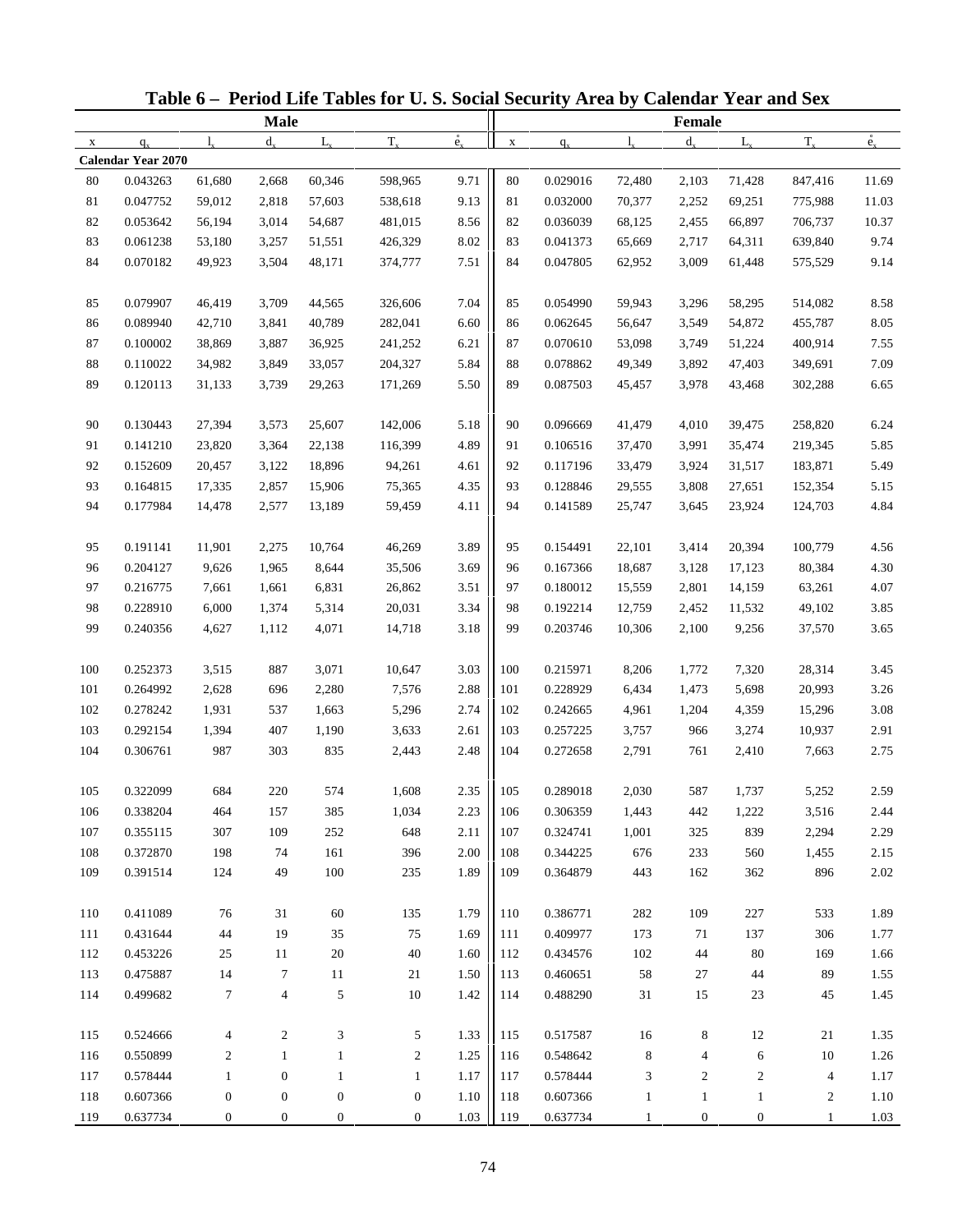# Table 6 – Period Life Tables for U. S. Social Security Area by Calendar Year and Sex

| Male | | | | | | | Female | | | | | | |
|---|---|---|---|---|---|---|---|---|---|---|---|---|---|
| x | $q_x$ | $l_x$ | $d_x$ | $L_x$ | $T_x$ | $\mathring{e}_x$ | x | $q_x$ | $l_x$ | $d_x$ | $L_x$ | $T_x$ | $\mathring{e}_x$ |
| **Calendar Year 2070** | | | | | | | | | | | | | |
| 80 | 0.043263 | 61,680 | 2,668 | 60,346 | 598,965 | 9.71 | 80 | 0.029016 | 72,480 | 2,103 | 71,428 | 847,416 | 11.69 |
| 81 | 0.047752 | 59,012 | 2,818 | 57,603 | 538,618 | 9.13 | 81 | 0.032000 | 70,377 | 2,252 | 69,251 | 775,988 | 11.03 |
| 82 | 0.053642 | 56,194 | 3,014 | 54,687 | 481,015 | 8.56 | 82 | 0.036039 | 68,125 | 2,455 | 66,897 | 706,737 | 10.37 |
| 83 | 0.061238 | 53,180 | 3,257 | 51,551 | 426,329 | 8.02 | 83 | 0.041373 | 65,669 | 2,717 | 64,311 | 639,840 | 9.74 |
| 84 | 0.070182 | 49,923 | 3,504 | 48,171 | 374,777 | 7.51 | 84 | 0.047805 | 62,952 | 3,009 | 61,448 | 575,529 | 9.14 |
| 85 | 0.079907 | 46,419 | 3,709 | 44,565 | 326,606 | 7.04 | 85 | 0.054990 | 59,943 | 3,296 | 58,295 | 514,082 | 8.58 |
| 86 | 0.089940 | 42,710 | 3,841 | 40,789 | 282,041 | 6.60 | 86 | 0.062645 | 56,647 | 3,549 | 54,872 | 455,787 | 8.05 |
| 87 | 0.100002 | 38,869 | 3,887 | 36,925 | 241,252 | 6.21 | 87 | 0.070610 | 53,098 | 3,749 | 51,224 | 400,914 | 7.55 |
| 88 | 0.110022 | 34,982 | 3,849 | 33,057 | 204,327 | 5.84 | 88 | 0.078862 | 49,349 | 3,892 | 47,403 | 349,691 | 7.09 |
| 89 | 0.120113 | 31,133 | 3,739 | 29,263 | 171,269 | 5.50 | 89 | 0.087503 | 45,457 | 3,978 | 43,468 | 302,288 | 6.65 |
| 90 | 0.130443 | 27,394 | 3,573 | 25,607 | 142,006 | 5.18 | 90 | 0.096669 | 41,479 | 4,010 | 39,475 | 258,820 | 6.24 |
| 91 | 0.141210 | 23,820 | 3,364 | 22,138 | 116,399 | 4.89 | 91 | 0.106516 | 37,470 | 3,991 | 35,474 | 219,345 | 5.85 |
| 92 | 0.152609 | 20,457 | 3,122 | 18,896 | 94,261 | 4.61 | 92 | 0.117196 | 33,479 | 3,924 | 31,517 | 183,871 | 5.49 |
| 93 | 0.164815 | 17,335 | 2,857 | 15,906 | 75,365 | 4.35 | 93 | 0.128846 | 29,555 | 3,808 | 27,651 | 152,354 | 5.15 |
| 94 | 0.177984 | 14,478 | 2,577 | 13,189 | 59,459 | 4.11 | 94 | 0.141589 | 25,747 | 3,645 | 23,924 | 124,703 | 4.84 |
| 95 | 0.191141 | 11,901 | 2,275 | 10,764 | 46,269 | 3.89 | 95 | 0.154491 | 22,101 | 3,414 | 20,394 | 100,779 | 4.56 |
| 96 | 0.204127 | 9,626 | 1,965 | 8,644 | 35,506 | 3.69 | 96 | 0.167366 | 18,687 | 3,128 | 17,123 | 80,384 | 4.30 |
| 97 | 0.216775 | 7,661 | 1,661 | 6,831 | 26,862 | 3.51 | 97 | 0.180012 | 15,559 | 2,801 | 14,159 | 63,261 | 4.07 |
| 98 | 0.228910 | 6,000 | 1,374 | 5,314 | 20,031 | 3.34 | 98 | 0.192214 | 12,759 | 2,452 | 11,532 | 49,102 | 3.85 |
| 99 | 0.240356 | 4,627 | 1,112 | 4,071 | 14,718 | 3.18 | 99 | 0.203746 | 10,306 | 2,100 | 9,256 | 37,570 | 3.65 |
| 100 | 0.252373 | 3,515 | 887 | 3,071 | 10,647 | 3.03 | 100 | 0.215971 | 8,206 | 1,772 | 7,320 | 28,314 | 3.45 |
| 101 | 0.264992 | 2,628 | 696 | 2,280 | 7,576 | 2.88 | 101 | 0.228929 | 6,434 | 1,473 | 5,698 | 20,993 | 3.26 |
| 102 | 0.278242 | 1,931 | 537 | 1,663 | 5,296 | 2.74 | 102 | 0.242665 | 4,961 | 1,204 | 4,359 | 15,296 | 3.08 |
| 103 | 0.292154 | 1,394 | 407 | 1,190 | 3,633 | 2.61 | 103 | 0.257225 | 3,757 | 966 | 3,274 | 10,937 | 2.91 |
| 104 | 0.306761 | 987 | 303 | 835 | 2,443 | 2.48 | 104 | 0.272658 | 2,791 | 761 | 2,410 | 7,663 | 2.75 |
| 105 | 0.322099 | 684 | 220 | 574 | 1,608 | 2.35 | 105 | 0.289018 | 2,030 | 587 | 1,737 | 5,252 | 2.59 |
| 106 | 0.338204 | 464 | 157 | 385 | 1,034 | 2.23 | 106 | 0.306359 | 1,443 | 442 | 1,222 | 3,516 | 2.44 |
| 107 | 0.355115 | 307 | 109 | 252 | 648 | 2.11 | 107 | 0.324741 | 1,001 | 325 | 839 | 2,294 | 2.29 |
| 108 | 0.372870 | 198 | 74 | 161 | 396 | 2.00 | 108 | 0.344225 | 676 | 233 | 560 | 1,455 | 2.15 |
| 109 | 0.391514 | 124 | 49 | 100 | 235 | 1.89 | 109 | 0.364879 | 443 | 162 | 362 | 896 | 2.02 |
| 110 | 0.411089 | 76 | 31 | 60 | 135 | 1.79 | 110 | 0.386771 | 282 | 109 | 227 | 533 | 1.89 |
| 111 | 0.431644 | 44 | 19 | 35 | 75 | 1.69 | 111 | 0.409977 | 173 | 71 | 137 | 306 | 1.77 |
| 112 | 0.453226 | 25 | 11 | 20 | 40 | 1.60 | 112 | 0.434576 | 102 | 44 | 80 | 169 | 1.66 |
| 113 | 0.475887 | 14 | 7 | 11 | 21 | 1.50 | 113 | 0.460651 | 58 | 27 | 44 | 89 | 1.55 |
| 114 | 0.499682 | 7 | 4 | 5 | 10 | 1.42 | 114 | 0.488290 | 31 | 15 | 23 | 45 | 1.45 |
| 115 | 0.524666 | 4 | 2 | 3 | 5 | 1.33 | 115 | 0.517587 | 16 | 8 | 12 | 21 | 1.35 |
| 116 | 0.550899 | 2 | 1 | 1 | 2 | 1.25 | 116 | 0.548642 | 8 | 4 | 6 | 10 | 1.26 |
| 117 | 0.578444 | 1 | 0 | 1 | 1 | 1.17 | 117 | 0.578444 | 3 | 2 | 2 | 4 | 1.17 |
| 118 | 0.607366 | 0 | 0 | 0 | 0 | 1.10 | 118 | 0.607366 | 1 | 1 | 1 | 2 | 1.10 |
| 119 | 0.637734 | 0 | 0 | 0 | 0 | 1.03 | 119 | 0.637734 | 1 | 0 | 0 | 1 | 1.03 |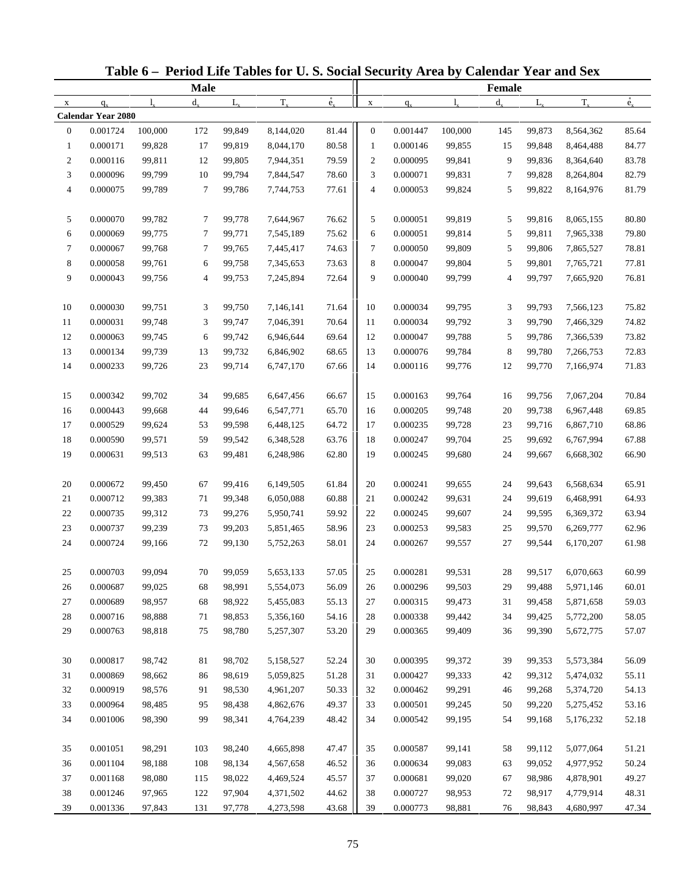# Table 6 – Period Life Tables for U. S. Social Security Area by Calendar Year and Sex

| Male | | | | | | | Female | | | | | | |
|---|---|---|---|---|---|---|---|---|---|---|---|---|---|
| x | $q_x$ | $l_x$ | $d_x$ | $L_x$ | $T_x$ | $\mathring{e}_x$ | x | $q_x$ | $l_x$ | $d_x$ | $L_x$ | $T_x$ | $\mathring{e}_x$ |
| **Calendar Year 2080** | | | | | | | | | | | | | |
| 0 | 0.001724 | 100,000 | 172 | 99,849 | 8,144,020 | 81.44 | 0 | 0.001447 | 100,000 | 145 | 99,873 | 8,564,362 | 85.64 |
| 1 | 0.000171 | 99,828 | 17 | 99,819 | 8,044,170 | 80.58 | 1 | 0.000146 | 99,855 | 15 | 99,848 | 8,464,488 | 84.77 |
| 2 | 0.000116 | 99,811 | 12 | 99,805 | 7,944,351 | 79.59 | 2 | 0.000095 | 99,841 | 9 | 99,836 | 8,364,640 | 83.78 |
| 3 | 0.000096 | 99,799 | 10 | 99,794 | 7,844,547 | 78.60 | 3 | 0.000071 | 99,831 | 7 | 99,828 | 8,264,804 | 82.79 |
| 4 | 0.000075 | 99,789 | 7 | 99,786 | 7,744,753 | 77.61 | 4 | 0.000053 | 99,824 | 5 | 99,822 | 8,164,976 | 81.79 |
| 5 | 0.000070 | 99,782 | 7 | 99,778 | 7,644,967 | 76.62 | 5 | 0.000051 | 99,819 | 5 | 99,816 | 8,065,155 | 80.80 |
| 6 | 0.000069 | 99,775 | 7 | 99,771 | 7,545,189 | 75.62 | 6 | 0.000051 | 99,814 | 5 | 99,811 | 7,965,338 | 79.80 |
| 7 | 0.000067 | 99,768 | 7 | 99,765 | 7,445,417 | 74.63 | 7 | 0.000050 | 99,809 | 5 | 99,806 | 7,865,527 | 78.81 |
| 8 | 0.000058 | 99,761 | 6 | 99,758 | 7,345,653 | 73.63 | 8 | 0.000047 | 99,804 | 5 | 99,801 | 7,765,721 | 77.81 |
| 9 | 0.000043 | 99,756 | 4 | 99,753 | 7,245,894 | 72.64 | 9 | 0.000040 | 99,799 | 4 | 99,797 | 7,665,920 | 76.81 |
| 10 | 0.000030 | 99,751 | 3 | 99,750 | 7,146,141 | 71.64 | 10 | 0.000034 | 99,795 | 3 | 99,793 | 7,566,123 | 75.82 |
| 11 | 0.000031 | 99,748 | 3 | 99,747 | 7,046,391 | 70.64 | 11 | 0.000034 | 99,792 | 3 | 99,790 | 7,466,329 | 74.82 |
| 12 | 0.000063 | 99,745 | 6 | 99,742 | 6,946,644 | 69.64 | 12 | 0.000047 | 99,788 | 5 | 99,786 | 7,366,539 | 73.82 |
| 13 | 0.000134 | 99,739 | 13 | 99,732 | 6,846,902 | 68.65 | 13 | 0.000076 | 99,784 | 8 | 99,780 | 7,266,753 | 72.83 |
| 14 | 0.000233 | 99,726 | 23 | 99,714 | 6,747,170 | 67.66 | 14 | 0.000116 | 99,776 | 12 | 99,770 | 7,166,974 | 71.83 |
| 15 | 0.000342 | 99,702 | 34 | 99,685 | 6,647,456 | 66.67 | 15 | 0.000163 | 99,764 | 16 | 99,756 | 7,067,204 | 70.84 |
| 16 | 0.000443 | 99,668 | 44 | 99,646 | 6,547,771 | 65.70 | 16 | 0.000205 | 99,748 | 20 | 99,738 | 6,967,448 | 69.85 |
| 17 | 0.000529 | 99,624 | 53 | 99,598 | 6,448,125 | 64.72 | 17 | 0.000235 | 99,728 | 23 | 99,716 | 6,867,710 | 68.86 |
| 18 | 0.000590 | 99,571 | 59 | 99,542 | 6,348,528 | 63.76 | 18 | 0.000247 | 99,704 | 25 | 99,692 | 6,767,994 | 67.88 |
| 19 | 0.000631 | 99,513 | 63 | 99,481 | 6,248,986 | 62.80 | 19 | 0.000245 | 99,680 | 24 | 99,667 | 6,668,302 | 66.90 |
| 20 | 0.000672 | 99,450 | 67 | 99,416 | 6,149,505 | 61.84 | 20 | 0.000241 | 99,655 | 24 | 99,643 | 6,568,634 | 65.91 |
| 21 | 0.000712 | 99,383 | 71 | 99,348 | 6,050,088 | 60.88 | 21 | 0.000242 | 99,631 | 24 | 99,619 | 6,468,991 | 64.93 |
| 22 | 0.000735 | 99,312 | 73 | 99,276 | 5,950,741 | 59.92 | 22 | 0.000245 | 99,607 | 24 | 99,595 | 6,369,372 | 63.94 |
| 23 | 0.000737 | 99,239 | 73 | 99,203 | 5,851,465 | 58.96 | 23 | 0.000253 | 99,583 | 25 | 99,570 | 6,269,777 | 62.96 |
| 24 | 0.000724 | 99,166 | 72 | 99,130 | 5,752,263 | 58.01 | 24 | 0.000267 | 99,557 | 27 | 99,544 | 6,170,207 | 61.98 |
| 25 | 0.000703 | 99,094 | 70 | 99,059 | 5,653,133 | 57.05 | 25 | 0.000281 | 99,531 | 28 | 99,517 | 6,070,663 | 60.99 |
| 26 | 0.000687 | 99,025 | 68 | 98,991 | 5,554,073 | 56.09 | 26 | 0.000296 | 99,503 | 29 | 99,488 | 5,971,146 | 60.01 |
| 27 | 0.000689 | 98,957 | 68 | 98,922 | 5,455,083 | 55.13 | 27 | 0.000315 | 99,473 | 31 | 99,458 | 5,871,658 | 59.03 |
| 28 | 0.000716 | 98,888 | 71 | 98,853 | 5,356,160 | 54.16 | 28 | 0.000338 | 99,442 | 34 | 99,425 | 5,772,200 | 58.05 |
| 29 | 0.000763 | 98,818 | 75 | 98,780 | 5,257,307 | 53.20 | 29 | 0.000365 | 99,409 | 36 | 99,390 | 5,672,775 | 57.07 |
| 30 | 0.000817 | 98,742 | 81 | 98,702 | 5,158,527 | 52.24 | 30 | 0.000395 | 99,372 | 39 | 99,353 | 5,573,384 | 56.09 |
| 31 | 0.000869 | 98,662 | 86 | 98,619 | 5,059,825 | 51.28 | 31 | 0.000427 | 99,333 | 42 | 99,312 | 5,474,032 | 55.11 |
| 32 | 0.000919 | 98,576 | 91 | 98,530 | 4,961,207 | 50.33 | 32 | 0.000462 | 99,291 | 46 | 99,268 | 5,374,720 | 54.13 |
| 33 | 0.000964 | 98,485 | 95 | 98,438 | 4,862,676 | 49.37 | 33 | 0.000501 | 99,245 | 50 | 99,220 | 5,275,452 | 53.16 |
| 34 | 0.001006 | 98,390 | 99 | 98,341 | 4,764,239 | 48.42 | 34 | 0.000542 | 99,195 | 54 | 99,168 | 5,176,232 | 52.18 |
| 35 | 0.001051 | 98,291 | 103 | 98,240 | 4,665,898 | 47.47 | 35 | 0.000587 | 99,141 | 58 | 99,112 | 5,077,064 | 51.21 |
| 36 | 0.001104 | 98,188 | 108 | 98,134 | 4,567,658 | 46.52 | 36 | 0.000634 | 99,083 | 63 | 99,052 | 4,977,952 | 50.24 |
| 37 | 0.001168 | 98,080 | 115 | 98,022 | 4,469,524 | 45.57 | 37 | 0.000681 | 99,020 | 67 | 98,986 | 4,878,901 | 49.27 |
| 38 | 0.001246 | 97,965 | 122 | 97,904 | 4,371,502 | 44.62 | 38 | 0.000727 | 98,953 | 72 | 98,917 | 4,779,914 | 48.31 |
| 39 | 0.001336 | 97,843 | 131 | 97,778 | 4,273,598 | 43.68 | 39 | 0.000773 | 98,881 | 76 | 98,843 | 4,680,997 | 47.34 |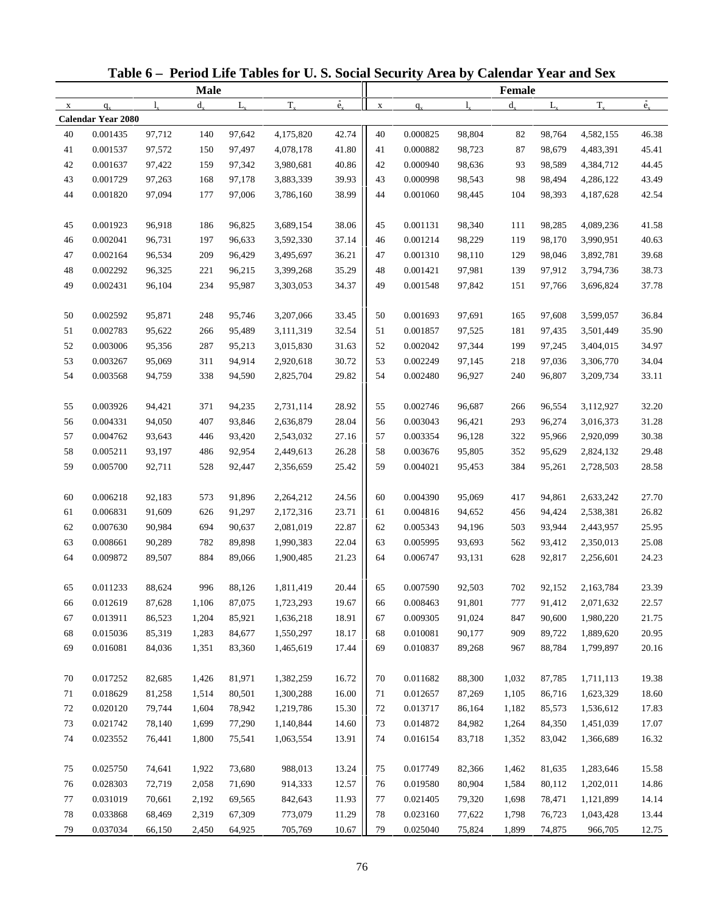# Table 6 – Period Life Tables for U. S. Social Security Area by Calendar Year and Sex

| Male | | | | | | | Female | | | | | | |
|---|---|---|---|---|---|---|---|---|---|---|---|---|---|
| x | $q_x$ | $l_x$ | $d_x$ | $L_x$ | $T_x$ | $\mathring{e}_x$ | x | $q_x$ | $l_x$ | $d_x$ | $L_x$ | $T_x$ | $\mathring{e}_x$ |
| **Calendar Year 2080** | | | | | | | | | | | | | |
| 40 | 0.001435 | 97,712 | 140 | 97,642 | 4,175,820 | 42.74 | 40 | 0.000825 | 98,804 | 82 | 98,764 | 4,582,155 | 46.38 |
| 41 | 0.001537 | 97,572 | 150 | 97,497 | 4,078,178 | 41.80 | 41 | 0.000882 | 98,723 | 87 | 98,679 | 4,483,391 | 45.41 |
| 42 | 0.001637 | 97,422 | 159 | 97,342 | 3,980,681 | 40.86 | 42 | 0.000940 | 98,636 | 93 | 98,589 | 4,384,712 | 44.45 |
| 43 | 0.001729 | 97,263 | 168 | 97,178 | 3,883,339 | 39.93 | 43 | 0.000998 | 98,543 | 98 | 98,494 | 4,286,122 | 43.49 |
| 44 | 0.001820 | 97,094 | 177 | 97,006 | 3,786,160 | 38.99 | 44 | 0.001060 | 98,445 | 104 | 98,393 | 4,187,628 | 42.54 |
| 45 | 0.001923 | 96,918 | 186 | 96,825 | 3,689,154 | 38.06 | 45 | 0.001131 | 98,340 | 111 | 98,285 | 4,089,236 | 41.58 |
| 46 | 0.002041 | 96,731 | 197 | 96,633 | 3,592,330 | 37.14 | 46 | 0.001214 | 98,229 | 119 | 98,170 | 3,990,951 | 40.63 |
| 47 | 0.002164 | 96,534 | 209 | 96,429 | 3,495,697 | 36.21 | 47 | 0.001310 | 98,110 | 129 | 98,046 | 3,892,781 | 39.68 |
| 48 | 0.002292 | 96,325 | 221 | 96,215 | 3,399,268 | 35.29 | 48 | 0.001421 | 97,981 | 139 | 97,912 | 3,794,736 | 38.73 |
| 49 | 0.002431 | 96,104 | 234 | 95,987 | 3,303,053 | 34.37 | 49 | 0.001548 | 97,842 | 151 | 97,766 | 3,696,824 | 37.78 |
| 50 | 0.002592 | 95,871 | 248 | 95,746 | 3,207,066 | 33.45 | 50 | 0.001693 | 97,691 | 165 | 97,608 | 3,599,057 | 36.84 |
| 51 | 0.002783 | 95,622 | 266 | 95,489 | 3,111,319 | 32.54 | 51 | 0.001857 | 97,525 | 181 | 97,435 | 3,501,449 | 35.90 |
| 52 | 0.003006 | 95,356 | 287 | 95,213 | 3,015,830 | 31.63 | 52 | 0.002042 | 97,344 | 199 | 97,245 | 3,404,015 | 34.97 |
| 53 | 0.003267 | 95,069 | 311 | 94,914 | 2,920,618 | 30.72 | 53 | 0.002249 | 97,145 | 218 | 97,036 | 3,306,770 | 34.04 |
| 54 | 0.003568 | 94,759 | 338 | 94,590 | 2,825,704 | 29.82 | 54 | 0.002480 | 96,927 | 240 | 96,807 | 3,209,734 | 33.11 |
| 55 | 0.003926 | 94,421 | 371 | 94,235 | 2,731,114 | 28.92 | 55 | 0.002746 | 96,687 | 266 | 96,554 | 3,112,927 | 32.20 |
| 56 | 0.004331 | 94,050 | 407 | 93,846 | 2,636,879 | 28.04 | 56 | 0.003043 | 96,421 | 293 | 96,274 | 3,016,373 | 31.28 |
| 57 | 0.004762 | 93,643 | 446 | 93,420 | 2,543,032 | 27.16 | 57 | 0.003354 | 96,128 | 322 | 95,966 | 2,920,099 | 30.38 |
| 58 | 0.005211 | 93,197 | 486 | 92,954 | 2,449,613 | 26.28 | 58 | 0.003676 | 95,805 | 352 | 95,629 | 2,824,132 | 29.48 |
| 59 | 0.005700 | 92,711 | 528 | 92,447 | 2,356,659 | 25.42 | 59 | 0.004021 | 95,453 | 384 | 95,261 | 2,728,503 | 28.58 |
| 60 | 0.006218 | 92,183 | 573 | 91,896 | 2,264,212 | 24.56 | 60 | 0.004390 | 95,069 | 417 | 94,861 | 2,633,242 | 27.70 |
| 61 | 0.006831 | 91,609 | 626 | 91,297 | 2,172,316 | 23.71 | 61 | 0.004816 | 94,652 | 456 | 94,424 | 2,538,381 | 26.82 |
| 62 | 0.007630 | 90,984 | 694 | 90,637 | 2,081,019 | 22.87 | 62 | 0.005343 | 94,196 | 503 | 93,944 | 2,443,957 | 25.95 |
| 63 | 0.008661 | 90,289 | 782 | 89,898 | 1,990,383 | 22.04 | 63 | 0.005995 | 93,693 | 562 | 93,412 | 2,350,013 | 25.08 |
| 64 | 0.009872 | 89,507 | 884 | 89,066 | 1,900,485 | 21.23 | 64 | 0.006747 | 93,131 | 628 | 92,817 | 2,256,601 | 24.23 |
| 65 | 0.011233 | 88,624 | 996 | 88,126 | 1,811,419 | 20.44 | 65 | 0.007590 | 92,503 | 702 | 92,152 | 2,163,784 | 23.39 |
| 66 | 0.012619 | 87,628 | 1,106 | 87,075 | 1,723,293 | 19.67 | 66 | 0.008463 | 91,801 | 777 | 91,412 | 2,071,632 | 22.57 |
| 67 | 0.013911 | 86,523 | 1,204 | 85,921 | 1,636,218 | 18.91 | 67 | 0.009305 | 91,024 | 847 | 90,600 | 1,980,220 | 21.75 |
| 68 | 0.015036 | 85,319 | 1,283 | 84,677 | 1,550,297 | 18.17 | 68 | 0.010081 | 90,177 | 909 | 89,722 | 1,889,620 | 20.95 |
| 69 | 0.016081 | 84,036 | 1,351 | 83,360 | 1,465,619 | 17.44 | 69 | 0.010837 | 89,268 | 967 | 88,784 | 1,799,897 | 20.16 |
| 70 | 0.017252 | 82,685 | 1,426 | 81,971 | 1,382,259 | 16.72 | 70 | 0.011682 | 88,300 | 1,032 | 87,785 | 1,711,113 | 19.38 |
| 71 | 0.018629 | 81,258 | 1,514 | 80,501 | 1,300,288 | 16.00 | 71 | 0.012657 | 87,269 | 1,105 | 86,716 | 1,623,329 | 18.60 |
| 72 | 0.020120 | 79,744 | 1,604 | 78,942 | 1,219,786 | 15.30 | 72 | 0.013717 | 86,164 | 1,182 | 85,573 | 1,536,612 | 17.83 |
| 73 | 0.021742 | 78,140 | 1,699 | 77,290 | 1,140,844 | 14.60 | 73 | 0.014872 | 84,982 | 1,264 | 84,350 | 1,451,039 | 17.07 |
| 74 | 0.023552 | 76,441 | 1,800 | 75,541 | 1,063,554 | 13.91 | 74 | 0.016154 | 83,718 | 1,352 | 83,042 | 1,366,689 | 16.32 |
| 75 | 0.025750 | 74,641 | 1,922 | 73,680 | 988,013 | 13.24 | 75 | 0.017749 | 82,366 | 1,462 | 81,635 | 1,283,646 | 15.58 |
| 76 | 0.028303 | 72,719 | 2,058 | 71,690 | 914,333 | 12.57 | 76 | 0.019580 | 80,904 | 1,584 | 80,112 | 1,202,011 | 14.86 |
| 77 | 0.031019 | 70,661 | 2,192 | 69,565 | 842,643 | 11.93 | 77 | 0.021405 | 79,320 | 1,698 | 78,471 | 1,121,899 | 14.14 |
| 78 | 0.033868 | 68,469 | 2,319 | 67,309 | 773,079 | 11.29 | 78 | 0.023160 | 77,622 | 1,798 | 76,723 | 1,043,428 | 13.44 |
| 79 | 0.037034 | 66,150 | 2,450 | 64,925 | 705,769 | 10.67 | 79 | 0.025040 | 75,824 | 1,899 | 74,875 | 966,705 | 12.75 |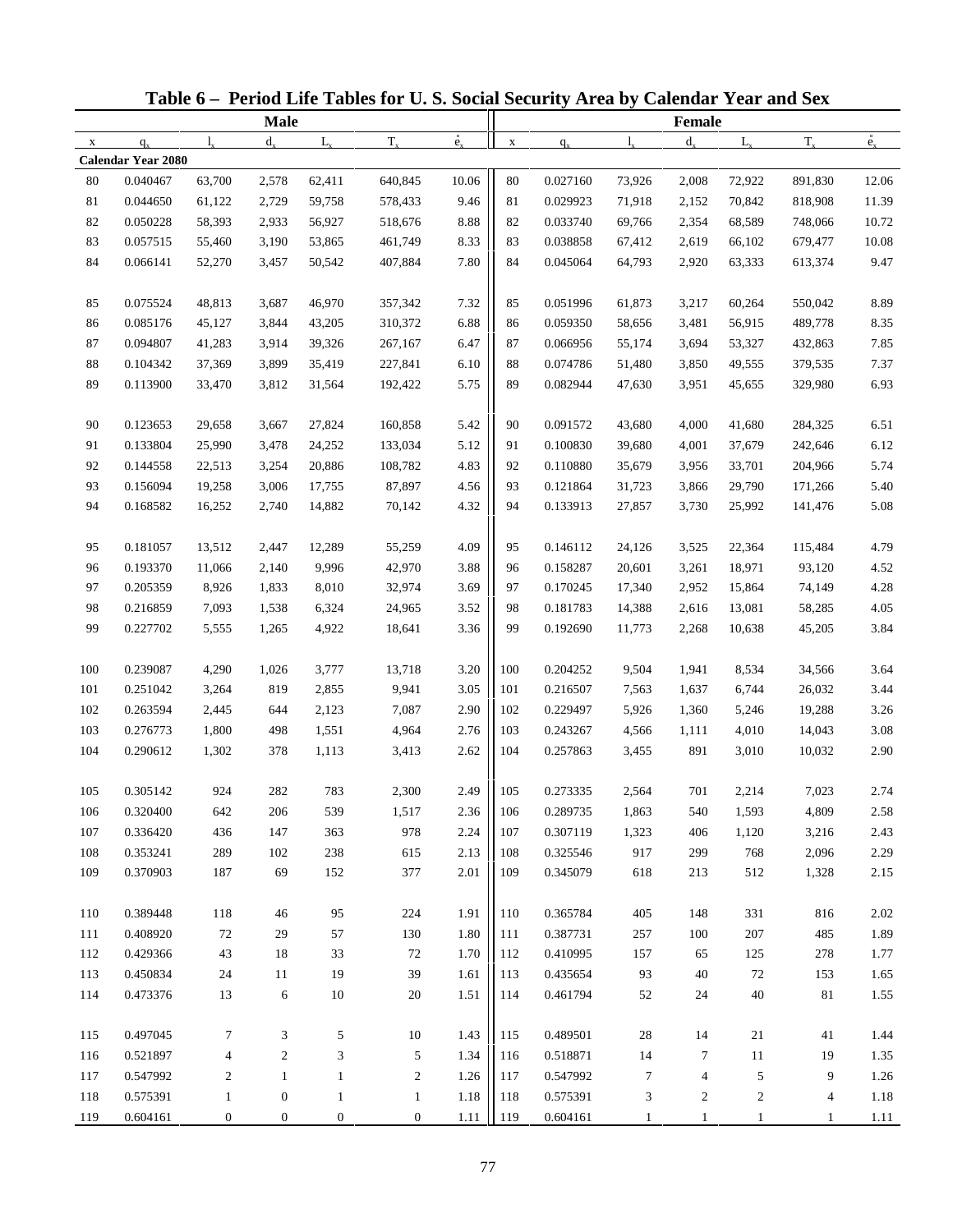# Table 6 – Period Life Tables for U. S. Social Security Area by Calendar Year and Sex

| Male | | | | | | | Female | | | | | | |
|---|---|---|---|---|---|---|---|---|---|---|---|---|---|
| x | $q_x$ | $l_x$ | $d_x$ | $L_x$ | $T_x$ | $\mathring{e}_x$ | x | $q_x$ | $l_x$ | $d_x$ | $L_x$ | $T_x$ | $\mathring{e}_x$ |
| **Calendar Year 2080** | | | | | | | | | | | | | |
| 80 | 0.040467 | 63,700 | 2,578 | 62,411 | 640,845 | 10.06 | 80 | 0.027160 | 73,926 | 2,008 | 72,922 | 891,830 | 12.06 |
| 81 | 0.044650 | 61,122 | 2,729 | 59,758 | 578,433 | 9.46 | 81 | 0.029923 | 71,918 | 2,152 | 70,842 | 818,908 | 11.39 |
| 82 | 0.050228 | 58,393 | 2,933 | 56,927 | 518,676 | 8.88 | 82 | 0.033740 | 69,766 | 2,354 | 68,589 | 748,066 | 10.72 |
| 83 | 0.057515 | 55,460 | 3,190 | 53,865 | 461,749 | 8.33 | 83 | 0.038858 | 67,412 | 2,619 | 66,102 | 679,477 | 10.08 |
| 84 | 0.066141 | 52,270 | 3,457 | 50,542 | 407,884 | 7.80 | 84 | 0.045064 | 64,793 | 2,920 | 63,333 | 613,374 | 9.47 |
| 85 | 0.075524 | 48,813 | 3,687 | 46,970 | 357,342 | 7.32 | 85 | 0.051996 | 61,873 | 3,217 | 60,264 | 550,042 | 8.89 |
| 86 | 0.085176 | 45,127 | 3,844 | 43,205 | 310,372 | 6.88 | 86 | 0.059350 | 58,656 | 3,481 | 56,915 | 489,778 | 8.35 |
| 87 | 0.094807 | 41,283 | 3,914 | 39,326 | 267,167 | 6.47 | 87 | 0.066956 | 55,174 | 3,694 | 53,327 | 432,863 | 7.85 |
| 88 | 0.104342 | 37,369 | 3,899 | 35,419 | 227,841 | 6.10 | 88 | 0.074786 | 51,480 | 3,850 | 49,555 | 379,535 | 7.37 |
| 89 | 0.113900 | 33,470 | 3,812 | 31,564 | 192,422 | 5.75 | 89 | 0.082944 | 47,630 | 3,951 | 45,655 | 329,980 | 6.93 |
| 90 | 0.123653 | 29,658 | 3,667 | 27,824 | 160,858 | 5.42 | 90 | 0.091572 | 43,680 | 4,000 | 41,680 | 284,325 | 6.51 |
| 91 | 0.133804 | 25,990 | 3,478 | 24,252 | 133,034 | 5.12 | 91 | 0.100830 | 39,680 | 4,001 | 37,679 | 242,646 | 6.12 |
| 92 | 0.144558 | 22,513 | 3,254 | 20,886 | 108,782 | 4.83 | 92 | 0.110880 | 35,679 | 3,956 | 33,701 | 204,966 | 5.74 |
| 93 | 0.156094 | 19,258 | 3,006 | 17,755 | 87,897 | 4.56 | 93 | 0.121864 | 31,723 | 3,866 | 29,790 | 171,266 | 5.40 |
| 94 | 0.168582 | 16,252 | 2,740 | 14,882 | 70,142 | 4.32 | 94 | 0.133913 | 27,857 | 3,730 | 25,992 | 141,476 | 5.08 |
| 95 | 0.181057 | 13,512 | 2,447 | 12,289 | 55,259 | 4.09 | 95 | 0.146112 | 24,126 | 3,525 | 22,364 | 115,484 | 4.79 |
| 96 | 0.193370 | 11,066 | 2,140 | 9,996 | 42,970 | 3.88 | 96 | 0.158287 | 20,601 | 3,261 | 18,971 | 93,120 | 4.52 |
| 97 | 0.205359 | 8,926 | 1,833 | 8,010 | 32,974 | 3.69 | 97 | 0.170245 | 17,340 | 2,952 | 15,864 | 74,149 | 4.28 |
| 98 | 0.216859 | 7,093 | 1,538 | 6,324 | 24,965 | 3.52 | 98 | 0.181783 | 14,388 | 2,616 | 13,081 | 58,285 | 4.05 |
| 99 | 0.227702 | 5,555 | 1,265 | 4,922 | 18,641 | 3.36 | 99 | 0.192690 | 11,773 | 2,268 | 10,638 | 45,205 | 3.84 |
| 100 | 0.239087 | 4,290 | 1,026 | 3,777 | 13,718 | 3.20 | 100 | 0.204252 | 9,504 | 1,941 | 8,534 | 34,566 | 3.64 |
| 101 | 0.251042 | 3,264 | 819 | 2,855 | 9,941 | 3.05 | 101 | 0.216507 | 7,563 | 1,637 | 6,744 | 26,032 | 3.44 |
| 102 | 0.263594 | 2,445 | 644 | 2,123 | 7,087 | 2.90 | 102 | 0.229497 | 5,926 | 1,360 | 5,246 | 19,288 | 3.26 |
| 103 | 0.276773 | 1,800 | 498 | 1,551 | 4,964 | 2.76 | 103 | 0.243267 | 4,566 | 1,111 | 4,010 | 14,043 | 3.08 |
| 104 | 0.290612 | 1,302 | 378 | 1,113 | 3,413 | 2.62 | 104 | 0.257863 | 3,455 | 891 | 3,010 | 10,032 | 2.90 |
| 105 | 0.305142 | 924 | 282 | 783 | 2,300 | 2.49 | 105 | 0.273335 | 2,564 | 701 | 2,214 | 7,023 | 2.74 |
| 106 | 0.320400 | 642 | 206 | 539 | 1,517 | 2.36 | 106 | 0.289735 | 1,863 | 540 | 1,593 | 4,809 | 2.58 |
| 107 | 0.336420 | 436 | 147 | 363 | 978 | 2.24 | 107 | 0.307119 | 1,323 | 406 | 1,120 | 3,216 | 2.43 |
| 108 | 0.353241 | 289 | 102 | 238 | 615 | 2.13 | 108 | 0.325546 | 917 | 299 | 768 | 2,096 | 2.29 |
| 109 | 0.370903 | 187 | 69 | 152 | 377 | 2.01 | 109 | 0.345079 | 618 | 213 | 512 | 1,328 | 2.15 |
| 110 | 0.389448 | 118 | 46 | 95 | 224 | 1.91 | 110 | 0.365784 | 405 | 148 | 331 | 816 | 2.02 |
| 111 | 0.408920 | 72 | 29 | 57 | 130 | 1.80 | 111 | 0.387731 | 257 | 100 | 207 | 485 | 1.89 |
| 112 | 0.429366 | 43 | 18 | 33 | 72 | 1.70 | 112 | 0.410995 | 157 | 65 | 125 | 278 | 1.77 |
| 113 | 0.450834 | 24 | 11 | 19 | 39 | 1.61 | 113 | 0.435654 | 93 | 40 | 72 | 153 | 1.65 |
| 114 | 0.473376 | 13 | 6 | 10 | 20 | 1.51 | 114 | 0.461794 | 52 | 24 | 40 | 81 | 1.55 |
| 115 | 0.497045 | 7 | 3 | 5 | 10 | 1.43 | 115 | 0.489501 | 28 | 14 | 21 | 41 | 1.44 |
| 116 | 0.521897 | 4 | 2 | 3 | 5 | 1.34 | 116 | 0.518871 | 14 | 7 | 11 | 19 | 1.35 |
| 117 | 0.547992 | 2 | 1 | 1 | 2 | 1.26 | 117 | 0.547992 | 7 | 4 | 5 | 9 | 1.26 |
| 118 | 0.575391 | 1 | 0 | 1 | 1 | 1.18 | 118 | 0.575391 | 3 | 2 | 2 | 4 | 1.18 |
| 119 | 0.604161 | 0 | 0 | 0 | 0 | 1.11 | 119 | 0.604161 | 1 | 1 | 1 | 1 | 1.11 |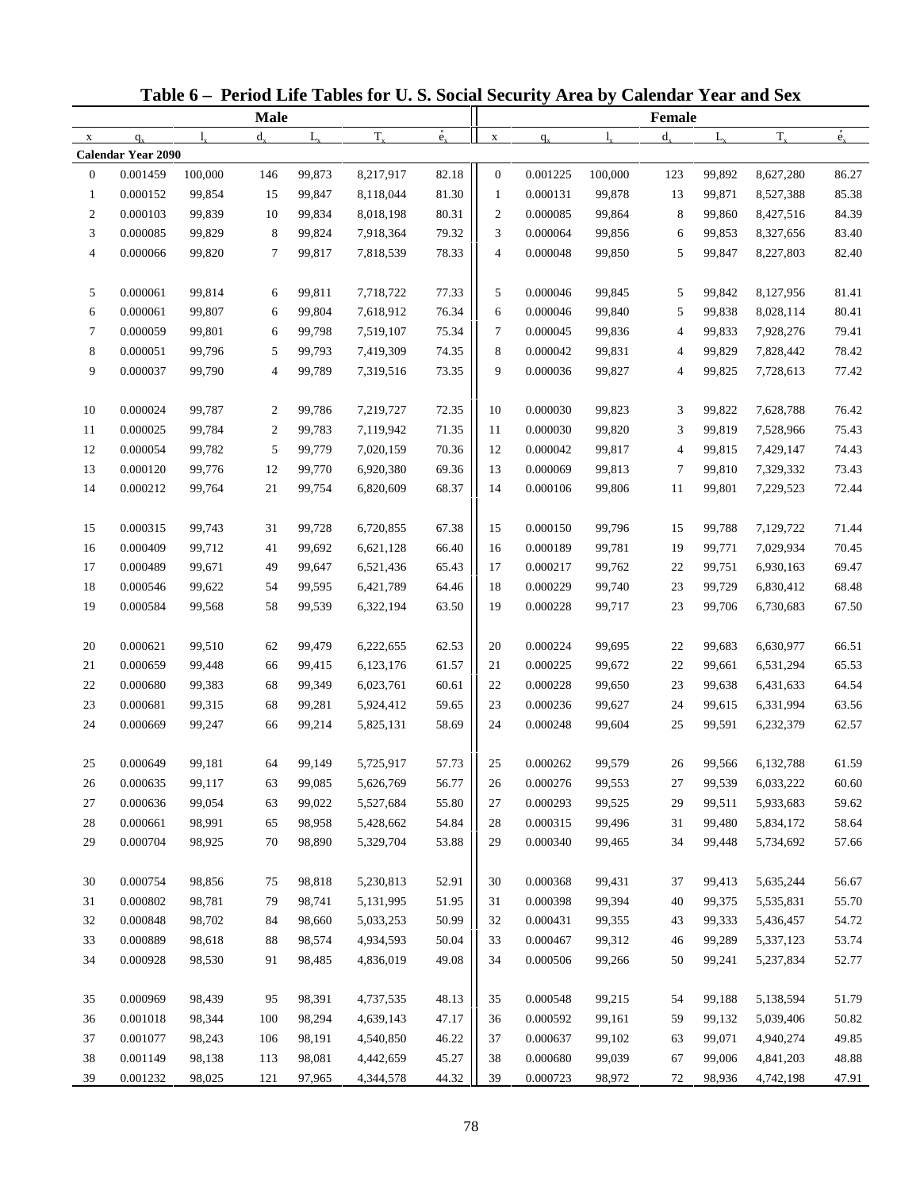# Table 6 – Period Life Tables for U. S. Social Security Area by Calendar Year and Sex

| Male | | | | | | | Female | | | | | | |
|---|---|---|---|---|---|---|---|---|---|---|---|---|---|
| x | $q_x$ | $l_x$ | $d_x$ | $L_x$ | $T_x$ | $\mathring{e}_x$ | x | $q_x$ | $l_x$ | $d_x$ | $L_x$ | $T_x$ | $\mathring{e}_x$ |
| **Calendar Year 2090** | | | | | | | | | | | | | |
| 0 | 0.001459 | 100,000 | 146 | 99,873 | 8,217,917 | 82.18 | 0 | 0.001225 | 100,000 | 123 | 99,892 | 8,627,280 | 86.27 |
| 1 | 0.000152 | 99,854 | 15 | 99,847 | 8,118,044 | 81.30 | 1 | 0.000131 | 99,878 | 13 | 99,871 | 8,527,388 | 85.38 |
| 2 | 0.000103 | 99,839 | 10 | 99,834 | 8,018,198 | 80.31 | 2 | 0.000085 | 99,864 | 8 | 99,860 | 8,427,516 | 84.39 |
| 3 | 0.000085 | 99,829 | 8 | 99,824 | 7,918,364 | 79.32 | 3 | 0.000064 | 99,856 | 6 | 99,853 | 8,327,656 | 83.40 |
| 4 | 0.000066 | 99,820 | 7 | 99,817 | 7,818,539 | 78.33 | 4 | 0.000048 | 99,850 | 5 | 99,847 | 8,227,803 | 82.40 |
| 5 | 0.000061 | 99,814 | 6 | 99,811 | 7,718,722 | 77.33 | 5 | 0.000046 | 99,845 | 5 | 99,842 | 8,127,956 | 81.41 |
| 6 | 0.000061 | 99,807 | 6 | 99,804 | 7,618,912 | 76.34 | 6 | 0.000046 | 99,840 | 5 | 99,838 | 8,028,114 | 80.41 |
| 7 | 0.000059 | 99,801 | 6 | 99,798 | 7,519,107 | 75.34 | 7 | 0.000045 | 99,836 | 4 | 99,833 | 7,928,276 | 79.41 |
| 8 | 0.000051 | 99,796 | 5 | 99,793 | 7,419,309 | 74.35 | 8 | 0.000042 | 99,831 | 4 | 99,829 | 7,828,442 | 78.42 |
| 9 | 0.000037 | 99,790 | 4 | 99,789 | 7,319,516 | 73.35 | 9 | 0.000036 | 99,827 | 4 | 99,825 | 7,728,613 | 77.42 |
| 10 | 0.000024 | 99,787 | 2 | 99,786 | 7,219,727 | 72.35 | 10 | 0.000030 | 99,823 | 3 | 99,822 | 7,628,788 | 76.42 |
| 11 | 0.000025 | 99,784 | 2 | 99,783 | 7,119,942 | 71.35 | 11 | 0.000030 | 99,820 | 3 | 99,819 | 7,528,966 | 75.43 |
| 12 | 0.000054 | 99,782 | 5 | 99,779 | 7,020,159 | 70.36 | 12 | 0.000042 | 99,817 | 4 | 99,815 | 7,429,147 | 74.43 |
| 13 | 0.000120 | 99,776 | 12 | 99,770 | 6,920,380 | 69.36 | 13 | 0.000069 | 99,813 | 7 | 99,810 | 7,329,332 | 73.43 |
| 14 | 0.000212 | 99,764 | 21 | 99,754 | 6,820,609 | 68.37 | 14 | 0.000106 | 99,806 | 11 | 99,801 | 7,229,523 | 72.44 |
| 15 | 0.000315 | 99,743 | 31 | 99,728 | 6,720,855 | 67.38 | 15 | 0.000150 | 99,796 | 15 | 99,788 | 7,129,722 | 71.44 |
| 16 | 0.000409 | 99,712 | 41 | 99,692 | 6,621,128 | 66.40 | 16 | 0.000189 | 99,781 | 19 | 99,771 | 7,029,934 | 70.45 |
| 17 | 0.000489 | 99,671 | 49 | 99,647 | 6,521,436 | 65.43 | 17 | 0.000217 | 99,762 | 22 | 99,751 | 6,930,163 | 69.47 |
| 18 | 0.000546 | 99,622 | 54 | 99,595 | 6,421,789 | 64.46 | 18 | 0.000229 | 99,740 | 23 | 99,729 | 6,830,412 | 68.48 |
| 19 | 0.000584 | 99,568 | 58 | 99,539 | 6,322,194 | 63.50 | 19 | 0.000228 | 99,717 | 23 | 99,706 | 6,730,683 | 67.50 |
| 20 | 0.000621 | 99,510 | 62 | 99,479 | 6,222,655 | 62.53 | 20 | 0.000224 | 99,695 | 22 | 99,683 | 6,630,977 | 66.51 |
| 21 | 0.000659 | 99,448 | 66 | 99,415 | 6,123,176 | 61.57 | 21 | 0.000225 | 99,672 | 22 | 99,661 | 6,531,294 | 65.53 |
| 22 | 0.000680 | 99,383 | 68 | 99,349 | 6,023,761 | 60.61 | 22 | 0.000228 | 99,650 | 23 | 99,638 | 6,431,633 | 64.54 |
| 23 | 0.000681 | 99,315 | 68 | 99,281 | 5,924,412 | 59.65 | 23 | 0.000236 | 99,627 | 24 | 99,615 | 6,331,994 | 63.56 |
| 24 | 0.000669 | 99,247 | 66 | 99,214 | 5,825,131 | 58.69 | 24 | 0.000248 | 99,604 | 25 | 99,591 | 6,232,379 | 62.57 |
| 25 | 0.000649 | 99,181 | 64 | 99,149 | 5,725,917 | 57.73 | 25 | 0.000262 | 99,579 | 26 | 99,566 | 6,132,788 | 61.59 |
| 26 | 0.000635 | 99,117 | 63 | 99,085 | 5,626,769 | 56.77 | 26 | 0.000276 | 99,553 | 27 | 99,539 | 6,033,222 | 60.60 |
| 27 | 0.000636 | 99,054 | 63 | 99,022 | 5,527,684 | 55.80 | 27 | 0.000293 | 99,525 | 29 | 99,511 | 5,933,683 | 59.62 |
| 28 | 0.000661 | 98,991 | 65 | 98,958 | 5,428,662 | 54.84 | 28 | 0.000315 | 99,496 | 31 | 99,480 | 5,834,172 | 58.64 |
| 29 | 0.000704 | 98,925 | 70 | 98,890 | 5,329,704 | 53.88 | 29 | 0.000340 | 99,465 | 34 | 99,448 | 5,734,692 | 57.66 |
| 30 | 0.000754 | 98,856 | 75 | 98,818 | 5,230,813 | 52.91 | 30 | 0.000368 | 99,431 | 37 | 99,413 | 5,635,244 | 56.67 |
| 31 | 0.000802 | 98,781 | 79 | 98,741 | 5,131,995 | 51.95 | 31 | 0.000398 | 99,394 | 40 | 99,375 | 5,535,831 | 55.70 |
| 32 | 0.000848 | 98,702 | 84 | 98,660 | 5,033,253 | 50.99 | 32 | 0.000431 | 99,355 | 43 | 99,333 | 5,436,457 | 54.72 |
| 33 | 0.000889 | 98,618 | 88 | 98,574 | 4,934,593 | 50.04 | 33 | 0.000467 | 99,312 | 46 | 99,289 | 5,337,123 | 53.74 |
| 34 | 0.000928 | 98,530 | 91 | 98,485 | 4,836,019 | 49.08 | 34 | 0.000506 | 99,266 | 50 | 99,241 | 5,237,834 | 52.77 |
| 35 | 0.000969 | 98,439 | 95 | 98,391 | 4,737,535 | 48.13 | 35 | 0.000548 | 99,215 | 54 | 99,188 | 5,138,594 | 51.79 |
| 36 | 0.001018 | 98,344 | 100 | 98,294 | 4,639,143 | 47.17 | 36 | 0.000592 | 99,161 | 59 | 99,132 | 5,039,406 | 50.82 |
| 37 | 0.001077 | 98,243 | 106 | 98,191 | 4,540,850 | 46.22 | 37 | 0.000637 | 99,102 | 63 | 99,071 | 4,940,274 | 49.85 |
| 38 | 0.001149 | 98,138 | 113 | 98,081 | 4,442,659 | 45.27 | 38 | 0.000680 | 99,039 | 67 | 99,006 | 4,841,203 | 48.88 |
| 39 | 0.001232 | 98,025 | 121 | 97,965 | 4,344,578 | 44.32 | 39 | 0.000723 | 98,972 | 72 | 98,936 | 4,742,198 | 47.91 |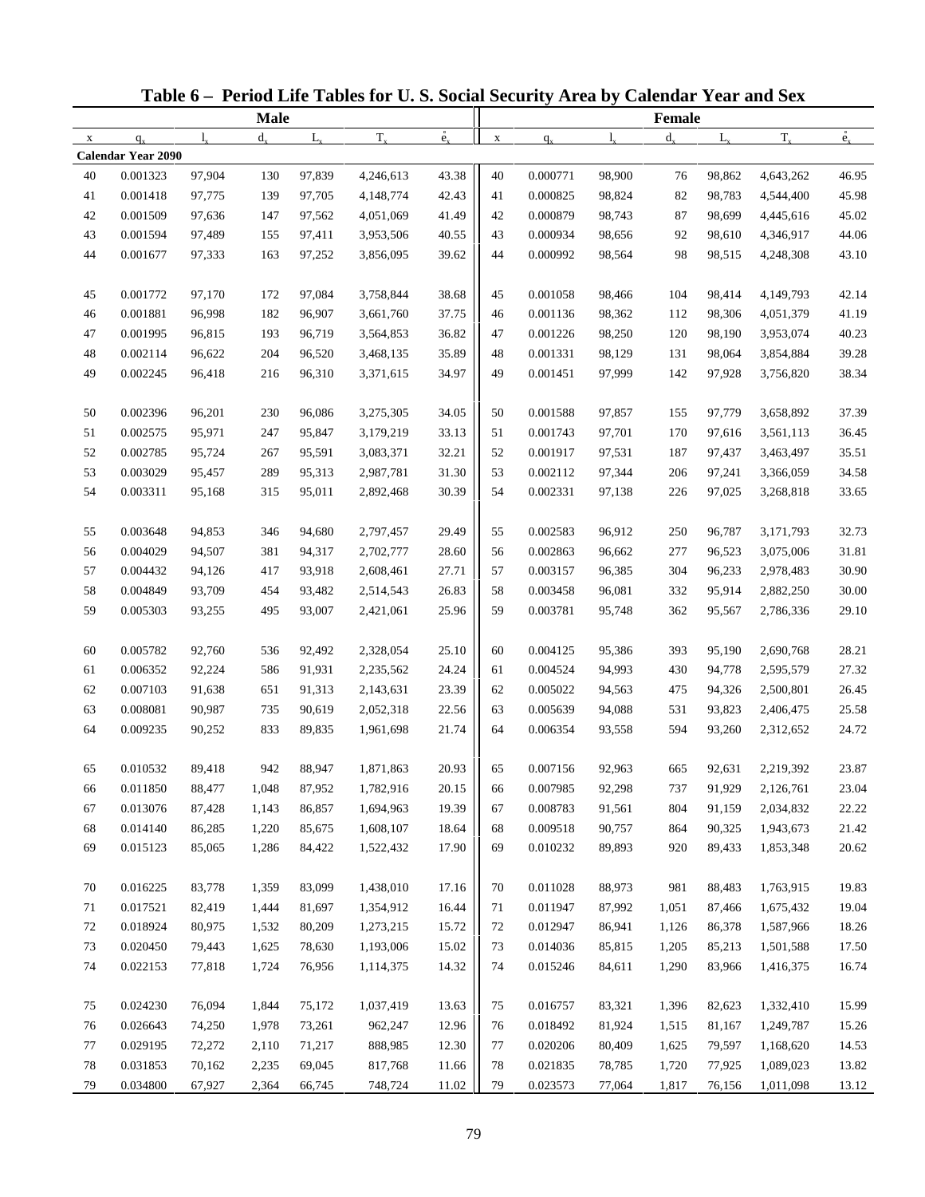# Table 6 – Period Life Tables for U. S. Social Security Area by Calendar Year and Sex

| Male | | | | | | | Female | | | | | | |
|---|---|---|---|---|---|---|---|---|---|---|---|---|---|
| x | $q_x$ | $l_x$ | $d_x$ | $L_x$ | $T_x$ | $\mathring{e}_x$ | x | $q_x$ | $l_x$ | $d_x$ | $L_x$ | $T_x$ | $\mathring{e}_x$ |
| **Calendar Year 2090** | | | | | | | | | | | | | |
| 40 | 0.001323 | 97,904 | 130 | 97,839 | 4,246,613 | 43.38 | 40 | 0.000771 | 98,900 | 76 | 98,862 | 4,643,262 | 46.95 |
| 41 | 0.001418 | 97,775 | 139 | 97,705 | 4,148,774 | 42.43 | 41 | 0.000825 | 98,824 | 82 | 98,783 | 4,544,400 | 45.98 |
| 42 | 0.001509 | 97,636 | 147 | 97,562 | 4,051,069 | 41.49 | 42 | 0.000879 | 98,743 | 87 | 98,699 | 4,445,616 | 45.02 |
| 43 | 0.001594 | 97,489 | 155 | 97,411 | 3,953,506 | 40.55 | 43 | 0.000934 | 98,656 | 92 | 98,610 | 4,346,917 | 44.06 |
| 44 | 0.001677 | 97,333 | 163 | 97,252 | 3,856,095 | 39.62 | 44 | 0.000992 | 98,564 | 98 | 98,515 | 4,248,308 | 43.10 |
| 45 | 0.001772 | 97,170 | 172 | 97,084 | 3,758,844 | 38.68 | 45 | 0.001058 | 98,466 | 104 | 98,414 | 4,149,793 | 42.14 |
| 46 | 0.001881 | 96,998 | 182 | 96,907 | 3,661,760 | 37.75 | 46 | 0.001136 | 98,362 | 112 | 98,306 | 4,051,379 | 41.19 |
| 47 | 0.001995 | 96,815 | 193 | 96,719 | 3,564,853 | 36.82 | 47 | 0.001226 | 98,250 | 120 | 98,190 | 3,953,074 | 40.23 |
| 48 | 0.002114 | 96,622 | 204 | 96,520 | 3,468,135 | 35.89 | 48 | 0.001331 | 98,129 | 131 | 98,064 | 3,854,884 | 39.28 |
| 49 | 0.002245 | 96,418 | 216 | 96,310 | 3,371,615 | 34.97 | 49 | 0.001451 | 97,999 | 142 | 97,928 | 3,756,820 | 38.34 |
| 50 | 0.002396 | 96,201 | 230 | 96,086 | 3,275,305 | 34.05 | 50 | 0.001588 | 97,857 | 155 | 97,779 | 3,658,892 | 37.39 |
| 51 | 0.002575 | 95,971 | 247 | 95,847 | 3,179,219 | 33.13 | 51 | 0.001743 | 97,701 | 170 | 97,616 | 3,561,113 | 36.45 |
| 52 | 0.002785 | 95,724 | 267 | 95,591 | 3,083,371 | 32.21 | 52 | 0.001917 | 97,531 | 187 | 97,437 | 3,463,497 | 35.51 |
| 53 | 0.003029 | 95,457 | 289 | 95,313 | 2,987,781 | 31.30 | 53 | 0.002112 | 97,344 | 206 | 97,241 | 3,366,059 | 34.58 |
| 54 | 0.003311 | 95,168 | 315 | 95,011 | 2,892,468 | 30.39 | 54 | 0.002331 | 97,138 | 226 | 97,025 | 3,268,818 | 33.65 |
| 55 | 0.003648 | 94,853 | 346 | 94,680 | 2,797,457 | 29.49 | 55 | 0.002583 | 96,912 | 250 | 96,787 | 3,171,793 | 32.73 |
| 56 | 0.004029 | 94,507 | 381 | 94,317 | 2,702,777 | 28.60 | 56 | 0.002863 | 96,662 | 277 | 96,523 | 3,075,006 | 31.81 |
| 57 | 0.004432 | 94,126 | 417 | 93,918 | 2,608,461 | 27.71 | 57 | 0.003157 | 96,385 | 304 | 96,233 | 2,978,483 | 30.90 |
| 58 | 0.004849 | 93,709 | 454 | 93,482 | 2,514,543 | 26.83 | 58 | 0.003458 | 96,081 | 332 | 95,914 | 2,882,250 | 30.00 |
| 59 | 0.005303 | 93,255 | 495 | 93,007 | 2,421,061 | 25.96 | 59 | 0.003781 | 95,748 | 362 | 95,567 | 2,786,336 | 29.10 |
| 60 | 0.005782 | 92,760 | 536 | 92,492 | 2,328,054 | 25.10 | 60 | 0.004125 | 95,386 | 393 | 95,190 | 2,690,768 | 28.21 |
| 61 | 0.006352 | 92,224 | 586 | 91,931 | 2,235,562 | 24.24 | 61 | 0.004524 | 94,993 | 430 | 94,778 | 2,595,579 | 27.32 |
| 62 | 0.007103 | 91,638 | 651 | 91,313 | 2,143,631 | 23.39 | 62 | 0.005022 | 94,563 | 475 | 94,326 | 2,500,801 | 26.45 |
| 63 | 0.008081 | 90,987 | 735 | 90,619 | 2,052,318 | 22.56 | 63 | 0.005639 | 94,088 | 531 | 93,823 | 2,406,475 | 25.58 |
| 64 | 0.009235 | 90,252 | 833 | 89,835 | 1,961,698 | 21.74 | 64 | 0.006354 | 93,558 | 594 | 93,260 | 2,312,652 | 24.72 |
| 65 | 0.010532 | 89,418 | 942 | 88,947 | 1,871,863 | 20.93 | 65 | 0.007156 | 92,963 | 665 | 92,631 | 2,219,392 | 23.87 |
| 66 | 0.011850 | 88,477 | 1,048 | 87,952 | 1,782,916 | 20.15 | 66 | 0.007985 | 92,298 | 737 | 91,929 | 2,126,761 | 23.04 |
| 67 | 0.013076 | 87,428 | 1,143 | 86,857 | 1,694,963 | 19.39 | 67 | 0.008783 | 91,561 | 804 | 91,159 | 2,034,832 | 22.22 |
| 68 | 0.014140 | 86,285 | 1,220 | 85,675 | 1,608,107 | 18.64 | 68 | 0.009518 | 90,757 | 864 | 90,325 | 1,943,673 | 21.42 |
| 69 | 0.015123 | 85,065 | 1,286 | 84,422 | 1,522,432 | 17.90 | 69 | 0.010232 | 89,893 | 920 | 89,433 | 1,853,348 | 20.62 |
| 70 | 0.016225 | 83,778 | 1,359 | 83,099 | 1,438,010 | 17.16 | 70 | 0.011028 | 88,973 | 981 | 88,483 | 1,763,915 | 19.83 |
| 71 | 0.017521 | 82,419 | 1,444 | 81,697 | 1,354,912 | 16.44 | 71 | 0.011947 | 87,992 | 1,051 | 87,466 | 1,675,432 | 19.04 |
| 72 | 0.018924 | 80,975 | 1,532 | 80,209 | 1,273,215 | 15.72 | 72 | 0.012947 | 86,941 | 1,126 | 86,378 | 1,587,966 | 18.26 |
| 73 | 0.020450 | 79,443 | 1,625 | 78,630 | 1,193,006 | 15.02 | 73 | 0.014036 | 85,815 | 1,205 | 85,213 | 1,501,588 | 17.50 |
| 74 | 0.022153 | 77,818 | 1,724 | 76,956 | 1,114,375 | 14.32 | 74 | 0.015246 | 84,611 | 1,290 | 83,966 | 1,416,375 | 16.74 |
| 75 | 0.024230 | 76,094 | 1,844 | 75,172 | 1,037,419 | 13.63 | 75 | 0.016757 | 83,321 | 1,396 | 82,623 | 1,332,410 | 15.99 |
| 76 | 0.026643 | 74,250 | 1,978 | 73,261 | 962,247 | 12.96 | 76 | 0.018492 | 81,924 | 1,515 | 81,167 | 1,249,787 | 15.26 |
| 77 | 0.029195 | 72,272 | 2,110 | 71,217 | 888,985 | 12.30 | 77 | 0.020206 | 80,409 | 1,625 | 79,597 | 1,168,620 | 14.53 |
| 78 | 0.031853 | 70,162 | 2,235 | 69,045 | 817,768 | 11.66 | 78 | 0.021835 | 78,785 | 1,720 | 77,925 | 1,089,023 | 13.82 |
| 79 | 0.034800 | 67,927 | 2,364 | 66,745 | 748,724 | 11.02 | 79 | 0.023573 | 77,064 | 1,817 | 76,156 | 1,011,098 | 13.12 |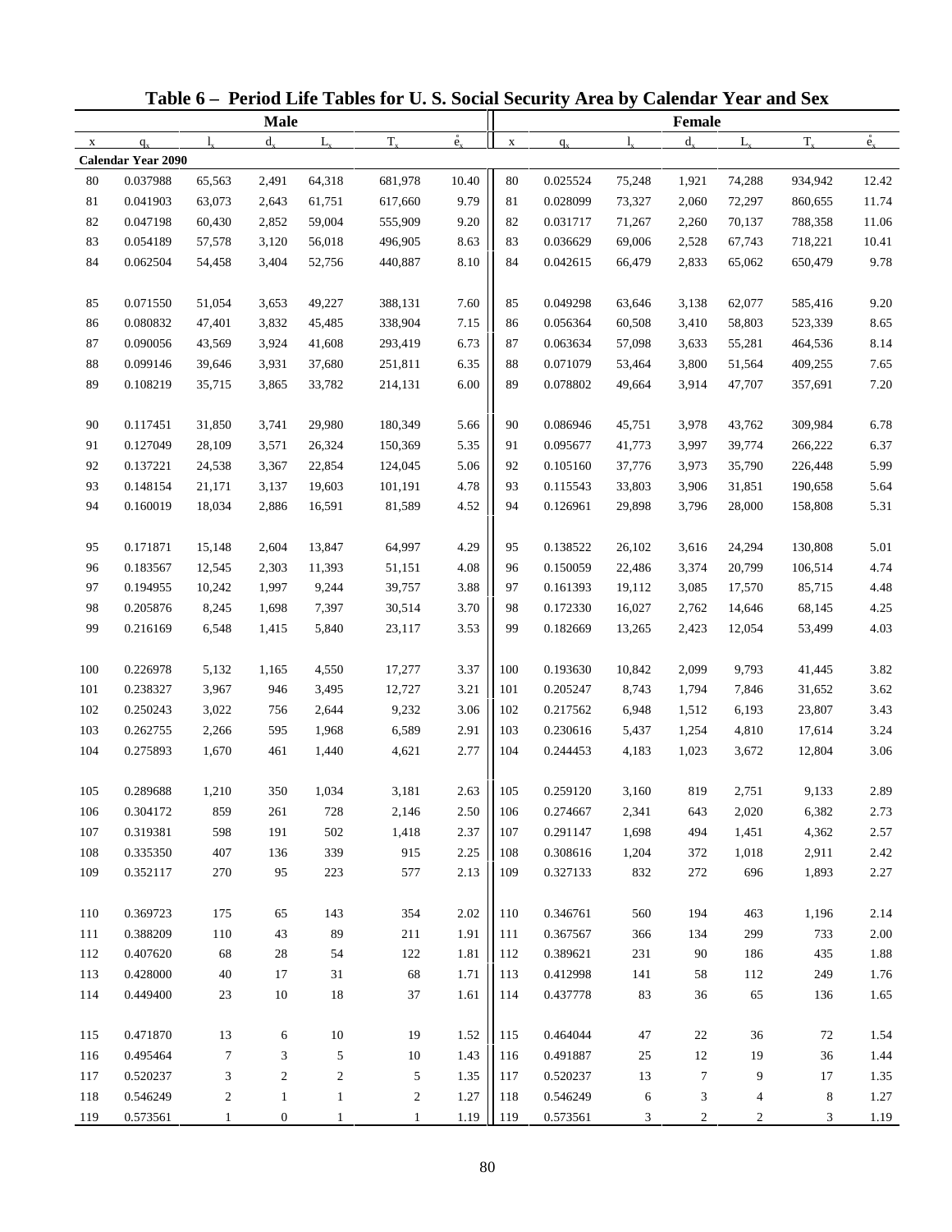# Table 6 – Period Life Tables for U. S. Social Security Area by Calendar Year and Sex

| Male | | | | | | | Female | | | | | | |
|---|---|---|---|---|---|---|---|---|---|---|---|---|---|
| x | $q_x$ | $l_x$ | $d_x$ | $L_x$ | $T_x$ | $\mathring{e}_x$ | x | $q_x$ | $l_x$ | $d_x$ | $L_x$ | $T_x$ | $\mathring{e}_x$ |
| **Calendar Year 2090** | | | | | | | | | | | | | |
| 80 | 0.037988 | 65,563 | 2,491 | 64,318 | 681,978 | 10.40 | 80 | 0.025524 | 75,248 | 1,921 | 74,288 | 934,942 | 12.42 |
| 81 | 0.041903 | 63,073 | 2,643 | 61,751 | 617,660 | 9.79 | 81 | 0.028099 | 73,327 | 2,060 | 72,297 | 860,655 | 11.74 |
| 82 | 0.047198 | 60,430 | 2,852 | 59,004 | 555,909 | 9.20 | 82 | 0.031717 | 71,267 | 2,260 | 70,137 | 788,358 | 11.06 |
| 83 | 0.054189 | 57,578 | 3,120 | 56,018 | 496,905 | 8.63 | 83 | 0.036629 | 69,006 | 2,528 | 67,743 | 718,221 | 10.41 |
| 84 | 0.062504 | 54,458 | 3,404 | 52,756 | 440,887 | 8.10 | 84 | 0.042615 | 66,479 | 2,833 | 65,062 | 650,479 | 9.78 |
| 85 | 0.071550 | 51,054 | 3,653 | 49,227 | 388,131 | 7.60 | 85 | 0.049298 | 63,646 | 3,138 | 62,077 | 585,416 | 9.20 |
| 86 | 0.080832 | 47,401 | 3,832 | 45,485 | 338,904 | 7.15 | 86 | 0.056364 | 60,508 | 3,410 | 58,803 | 523,339 | 8.65 |
| 87 | 0.090056 | 43,569 | 3,924 | 41,608 | 293,419 | 6.73 | 87 | 0.063634 | 57,098 | 3,633 | 55,281 | 464,536 | 8.14 |
| 88 | 0.099146 | 39,646 | 3,931 | 37,680 | 251,811 | 6.35 | 88 | 0.071079 | 53,464 | 3,800 | 51,564 | 409,255 | 7.65 |
| 89 | 0.108219 | 35,715 | 3,865 | 33,782 | 214,131 | 6.00 | 89 | 0.078802 | 49,664 | 3,914 | 47,707 | 357,691 | 7.20 |
| 90 | 0.117451 | 31,850 | 3,741 | 29,980 | 180,349 | 5.66 | 90 | 0.086946 | 45,751 | 3,978 | 43,762 | 309,984 | 6.78 |
| 91 | 0.127049 | 28,109 | 3,571 | 26,324 | 150,369 | 5.35 | 91 | 0.095677 | 41,773 | 3,997 | 39,774 | 266,222 | 6.37 |
| 92 | 0.137221 | 24,538 | 3,367 | 22,854 | 124,045 | 5.06 | 92 | 0.105160 | 37,776 | 3,973 | 35,790 | 226,448 | 5.99 |
| 93 | 0.148154 | 21,171 | 3,137 | 19,603 | 101,191 | 4.78 | 93 | 0.115543 | 33,803 | 3,906 | 31,851 | 190,658 | 5.64 |
| 94 | 0.160019 | 18,034 | 2,886 | 16,591 | 81,589 | 4.52 | 94 | 0.126961 | 29,898 | 3,796 | 28,000 | 158,808 | 5.31 |
| 95 | 0.171871 | 15,148 | 2,604 | 13,847 | 64,997 | 4.29 | 95 | 0.138522 | 26,102 | 3,616 | 24,294 | 130,808 | 5.01 |
| 96 | 0.183567 | 12,545 | 2,303 | 11,393 | 51,151 | 4.08 | 96 | 0.150059 | 22,486 | 3,374 | 20,799 | 106,514 | 4.74 |
| 97 | 0.194955 | 10,242 | 1,997 | 9,244 | 39,757 | 3.88 | 97 | 0.161393 | 19,112 | 3,085 | 17,570 | 85,715 | 4.48 |
| 98 | 0.205876 | 8,245 | 1,698 | 7,397 | 30,514 | 3.70 | 98 | 0.172330 | 16,027 | 2,762 | 14,646 | 68,145 | 4.25 |
| 99 | 0.216169 | 6,548 | 1,415 | 5,840 | 23,117 | 3.53 | 99 | 0.182669 | 13,265 | 2,423 | 12,054 | 53,499 | 4.03 |
| 100 | 0.226978 | 5,132 | 1,165 | 4,550 | 17,277 | 3.37 | 100 | 0.193630 | 10,842 | 2,099 | 9,793 | 41,445 | 3.82 |
| 101 | 0.238327 | 3,967 | 946 | 3,495 | 12,727 | 3.21 | 101 | 0.205247 | 8,743 | 1,794 | 7,846 | 31,652 | 3.62 |
| 102 | 0.250243 | 3,022 | 756 | 2,644 | 9,232 | 3.06 | 102 | 0.217562 | 6,948 | 1,512 | 6,193 | 23,807 | 3.43 |
| 103 | 0.262755 | 2,266 | 595 | 1,968 | 6,589 | 2.91 | 103 | 0.230616 | 5,437 | 1,254 | 4,810 | 17,614 | 3.24 |
| 104 | 0.275893 | 1,670 | 461 | 1,440 | 4,621 | 2.77 | 104 | 0.244453 | 4,183 | 1,023 | 3,672 | 12,804 | 3.06 |
| 105 | 0.289688 | 1,210 | 350 | 1,034 | 3,181 | 2.63 | 105 | 0.259120 | 3,160 | 819 | 2,751 | 9,133 | 2.89 |
| 106 | 0.304172 | 859 | 261 | 728 | 2,146 | 2.50 | 106 | 0.274667 | 2,341 | 643 | 2,020 | 6,382 | 2.73 |
| 107 | 0.319381 | 598 | 191 | 502 | 1,418 | 2.37 | 107 | 0.291147 | 1,698 | 494 | 1,451 | 4,362 | 2.57 |
| 108 | 0.335350 | 407 | 136 | 339 | 915 | 2.25 | 108 | 0.308616 | 1,204 | 372 | 1,018 | 2,911 | 2.42 |
| 109 | 0.352117 | 270 | 95 | 223 | 577 | 2.13 | 109 | 0.327133 | 832 | 272 | 696 | 1,893 | 2.27 |
| 110 | 0.369723 | 175 | 65 | 143 | 354 | 2.02 | 110 | 0.346761 | 560 | 194 | 463 | 1,196 | 2.14 |
| 111 | 0.388209 | 110 | 43 | 89 | 211 | 1.91 | 111 | 0.367567 | 366 | 134 | 299 | 733 | 2.00 |
| 112 | 0.407620 | 68 | 28 | 54 | 122 | 1.81 | 112 | 0.389621 | 231 | 90 | 186 | 435 | 1.88 |
| 113 | 0.428000 | 40 | 17 | 31 | 68 | 1.71 | 113 | 0.412998 | 141 | 58 | 112 | 249 | 1.76 |
| 114 | 0.449400 | 23 | 10 | 18 | 37 | 1.61 | 114 | 0.437778 | 83 | 36 | 65 | 136 | 1.65 |
| 115 | 0.471870 | 13 | 6 | 10 | 19 | 1.52 | 115 | 0.464044 | 47 | 22 | 36 | 72 | 1.54 |
| 116 | 0.495464 | 7 | 3 | 5 | 10 | 1.43 | 116 | 0.491887 | 25 | 12 | 19 | 36 | 1.44 |
| 117 | 0.520237 | 3 | 2 | 2 | 5 | 1.35 | 117 | 0.520237 | 13 | 7 | 9 | 17 | 1.35 |
| 118 | 0.546249 | 2 | 1 | 1 | 2 | 1.27 | 118 | 0.546249 | 6 | 3 | 4 | 8 | 1.27 |
| 119 | 0.573561 | 1 | 0 | 1 | 1 | 1.19 | 119 | 0.573561 | 3 | 2 | 2 | 3 | 1.19 |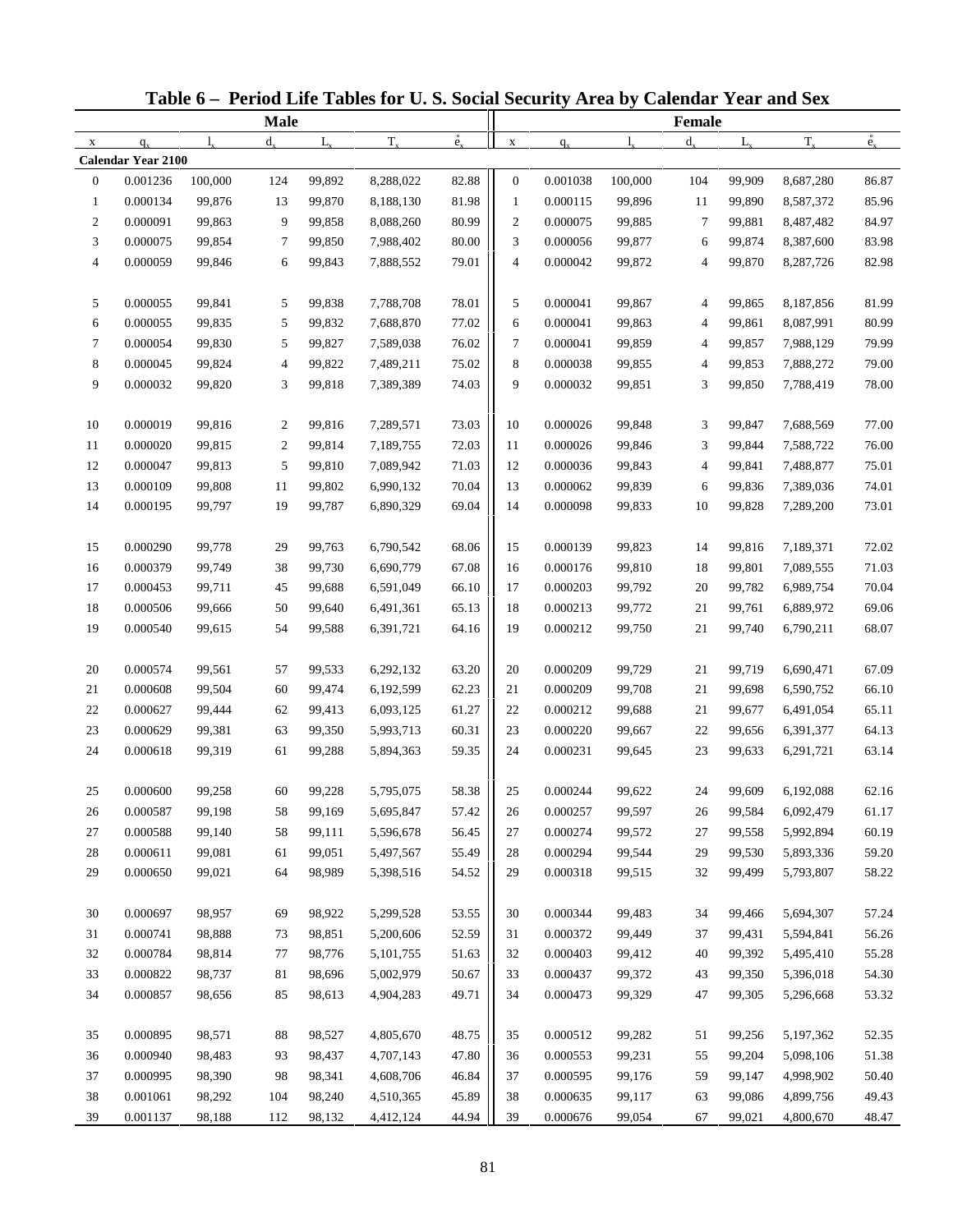# Table 6 – Period Life Tables for U. S. Social Security Area by Calendar Year and Sex

| Male | | | | | | | Female | | | | | | |
|---|---|---|---|---|---|---|---|---|---|---|---|---|---|
| x | $q_x$ | $l_x$ | $d_x$ | $L_x$ | $T_x$ | $\mathring{e}_x$ | x | $q_x$ | $l_x$ | $d_x$ | $L_x$ | $T_x$ | $\mathring{e}_x$ |
| **Calendar Year 2100** | | | | | | | | | | | | | |
| 0 | 0.001236 | 100,000 | 124 | 99,892 | 8,288,022 | 82.88 | 0 | 0.001038 | 100,000 | 104 | 99,909 | 8,687,280 | 86.87 |
| 1 | 0.000134 | 99,876 | 13 | 99,870 | 8,188,130 | 81.98 | 1 | 0.000115 | 99,896 | 11 | 99,890 | 8,587,372 | 85.96 |
| 2 | 0.000091 | 99,863 | 9 | 99,858 | 8,088,260 | 80.99 | 2 | 0.000075 | 99,885 | 7 | 99,881 | 8,487,482 | 84.97 |
| 3 | 0.000075 | 99,854 | 7 | 99,850 | 7,988,402 | 80.00 | 3 | 0.000056 | 99,877 | 6 | 99,874 | 8,387,600 | 83.98 |
| 4 | 0.000059 | 99,846 | 6 | 99,843 | 7,888,552 | 79.01 | 4 | 0.000042 | 99,872 | 4 | 99,870 | 8,287,726 | 82.98 |
| 5 | 0.000055 | 99,841 | 5 | 99,838 | 7,788,708 | 78.01 | 5 | 0.000041 | 99,867 | 4 | 99,865 | 8,187,856 | 81.99 |
| 6 | 0.000055 | 99,835 | 5 | 99,832 | 7,688,870 | 77.02 | 6 | 0.000041 | 99,863 | 4 | 99,861 | 8,087,991 | 80.99 |
| 7 | 0.000054 | 99,830 | 5 | 99,827 | 7,589,038 | 76.02 | 7 | 0.000041 | 99,859 | 4 | 99,857 | 7,988,129 | 79.99 |
| 8 | 0.000045 | 99,824 | 4 | 99,822 | 7,489,211 | 75.02 | 8 | 0.000038 | 99,855 | 4 | 99,853 | 7,888,272 | 79.00 |
| 9 | 0.000032 | 99,820 | 3 | 99,818 | 7,389,389 | 74.03 | 9 | 0.000032 | 99,851 | 3 | 99,850 | 7,788,419 | 78.00 |
| 10 | 0.000019 | 99,816 | 2 | 99,816 | 7,289,571 | 73.03 | 10 | 0.000026 | 99,848 | 3 | 99,847 | 7,688,569 | 77.00 |
| 11 | 0.000020 | 99,815 | 2 | 99,814 | 7,189,755 | 72.03 | 11 | 0.000026 | 99,846 | 3 | 99,844 | 7,588,722 | 76.00 |
| 12 | 0.000047 | 99,813 | 5 | 99,810 | 7,089,942 | 71.03 | 12 | 0.000036 | 99,843 | 4 | 99,841 | 7,488,877 | 75.01 |
| 13 | 0.000109 | 99,808 | 11 | 99,802 | 6,990,132 | 70.04 | 13 | 0.000062 | 99,839 | 6 | 99,836 | 7,389,036 | 74.01 |
| 14 | 0.000195 | 99,797 | 19 | 99,787 | 6,890,329 | 69.04 | 14 | 0.000098 | 99,833 | 10 | 99,828 | 7,289,200 | 73.01 |
| 15 | 0.000290 | 99,778 | 29 | 99,763 | 6,790,542 | 68.06 | 15 | 0.000139 | 99,823 | 14 | 99,816 | 7,189,371 | 72.02 |
| 16 | 0.000379 | 99,749 | 38 | 99,730 | 6,690,779 | 67.08 | 16 | 0.000176 | 99,810 | 18 | 99,801 | 7,089,555 | 71.03 |
| 17 | 0.000453 | 99,711 | 45 | 99,688 | 6,591,049 | 66.10 | 17 | 0.000203 | 99,792 | 20 | 99,782 | 6,989,754 | 70.04 |
| 18 | 0.000506 | 99,666 | 50 | 99,640 | 6,491,361 | 65.13 | 18 | 0.000213 | 99,772 | 21 | 99,761 | 6,889,972 | 69.06 |
| 19 | 0.000540 | 99,615 | 54 | 99,588 | 6,391,721 | 64.16 | 19 | 0.000212 | 99,750 | 21 | 99,740 | 6,790,211 | 68.07 |
| 20 | 0.000574 | 99,561 | 57 | 99,533 | 6,292,132 | 63.20 | 20 | 0.000209 | 99,729 | 21 | 99,719 | 6,690,471 | 67.09 |
| 21 | 0.000608 | 99,504 | 60 | 99,474 | 6,192,599 | 62.23 | 21 | 0.000209 | 99,708 | 21 | 99,698 | 6,590,752 | 66.10 |
| 22 | 0.000627 | 99,444 | 62 | 99,413 | 6,093,125 | 61.27 | 22 | 0.000212 | 99,688 | 21 | 99,677 | 6,491,054 | 65.11 |
| 23 | 0.000629 | 99,381 | 63 | 99,350 | 5,993,713 | 60.31 | 23 | 0.000220 | 99,667 | 22 | 99,656 | 6,391,377 | 64.13 |
| 24 | 0.000618 | 99,319 | 61 | 99,288 | 5,894,363 | 59.35 | 24 | 0.000231 | 99,645 | 23 | 99,633 | 6,291,721 | 63.14 |
| 25 | 0.000600 | 99,258 | 60 | 99,228 | 5,795,075 | 58.38 | 25 | 0.000244 | 99,622 | 24 | 99,609 | 6,192,088 | 62.16 |
| 26 | 0.000587 | 99,198 | 58 | 99,169 | 5,695,847 | 57.42 | 26 | 0.000257 | 99,597 | 26 | 99,584 | 6,092,479 | 61.17 |
| 27 | 0.000588 | 99,140 | 58 | 99,111 | 5,596,678 | 56.45 | 27 | 0.000274 | 99,572 | 27 | 99,558 | 5,992,894 | 60.19 |
| 28 | 0.000611 | 99,081 | 61 | 99,051 | 5,497,567 | 55.49 | 28 | 0.000294 | 99,544 | 29 | 99,530 | 5,893,336 | 59.20 |
| 29 | 0.000650 | 99,021 | 64 | 98,989 | 5,398,516 | 54.52 | 29 | 0.000318 | 99,515 | 32 | 99,499 | 5,793,807 | 58.22 |
| 30 | 0.000697 | 98,957 | 69 | 98,922 | 5,299,528 | 53.55 | 30 | 0.000344 | 99,483 | 34 | 99,466 | 5,694,307 | 57.24 |
| 31 | 0.000741 | 98,888 | 73 | 98,851 | 5,200,606 | 52.59 | 31 | 0.000372 | 99,449 | 37 | 99,431 | 5,594,841 | 56.26 |
| 32 | 0.000784 | 98,814 | 77 | 98,776 | 5,101,755 | 51.63 | 32 | 0.000403 | 99,412 | 40 | 99,392 | 5,495,410 | 55.28 |
| 33 | 0.000822 | 98,737 | 81 | 98,696 | 5,002,979 | 50.67 | 33 | 0.000437 | 99,372 | 43 | 99,350 | 5,396,018 | 54.30 |
| 34 | 0.000857 | 98,656 | 85 | 98,613 | 4,904,283 | 49.71 | 34 | 0.000473 | 99,329 | 47 | 99,305 | 5,296,668 | 53.32 |
| 35 | 0.000895 | 98,571 | 88 | 98,527 | 4,805,670 | 48.75 | 35 | 0.000512 | 99,282 | 51 | 99,256 | 5,197,362 | 52.35 |
| 36 | 0.000940 | 98,483 | 93 | 98,437 | 4,707,143 | 47.80 | 36 | 0.000553 | 99,231 | 55 | 99,204 | 5,098,106 | 51.38 |
| 37 | 0.000995 | 98,390 | 98 | 98,341 | 4,608,706 | 46.84 | 37 | 0.000595 | 99,176 | 59 | 99,147 | 4,998,902 | 50.40 |
| 38 | 0.001061 | 98,292 | 104 | 98,240 | 4,510,365 | 45.89 | 38 | 0.000635 | 99,117 | 63 | 99,086 | 4,899,756 | 49.43 |
| 39 | 0.001137 | 98,188 | 112 | 98,132 | 4,412,124 | 44.94 | 39 | 0.000676 | 99,054 | 67 | 99,021 | 4,800,670 | 48.47 |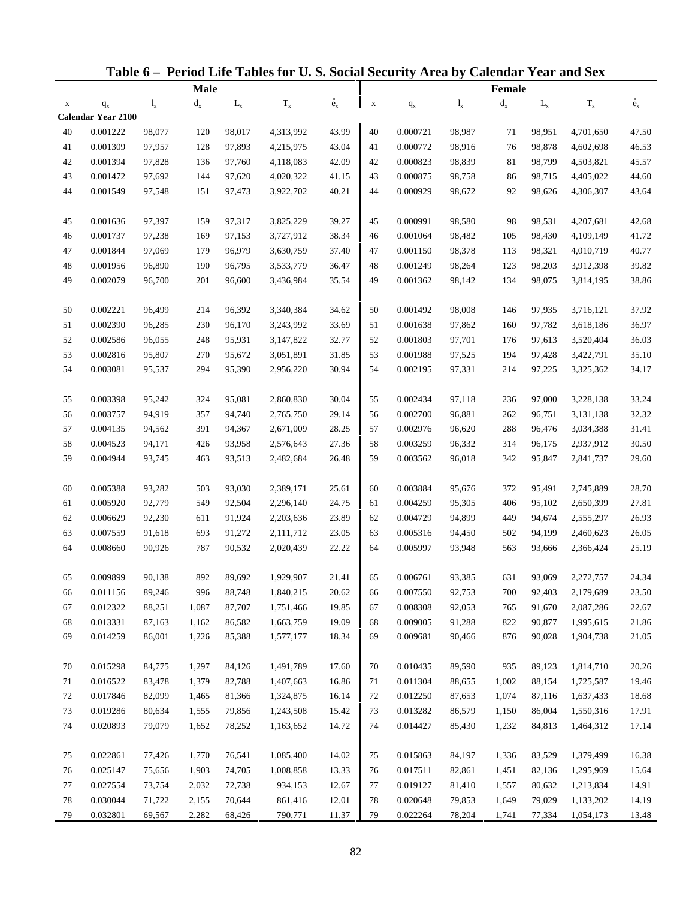# Table 6 – Period Life Tables for U. S. Social Security Area by Calendar Year and Sex

| Male | | | | | | | Female | | | | | | |
|---|---|---|---|---|---|---|---|---|---|---|---|---|---|
| x | $q_x$ | $l_x$ | $d_x$ | $L_x$ | $T_x$ | $\mathring{e}_x$ | x | $q_x$ | $l_x$ | $d_x$ | $L_x$ | $T_x$ | $\mathring{e}_x$ |
| **Calendar Year 2100** | | | | | | | | | | | | | |
| 40 | 0.001222 | 98,077 | 120 | 98,017 | 4,313,992 | 43.99 | 40 | 0.000721 | 98,987 | 71 | 98,951 | 4,701,650 | 47.50 |
| 41 | 0.001309 | 97,957 | 128 | 97,893 | 4,215,975 | 43.04 | 41 | 0.000772 | 98,916 | 76 | 98,878 | 4,602,698 | 46.53 |
| 42 | 0.001394 | 97,828 | 136 | 97,760 | 4,118,083 | 42.09 | 42 | 0.000823 | 98,839 | 81 | 98,799 | 4,503,821 | 45.57 |
| 43 | 0.001472 | 97,692 | 144 | 97,620 | 4,020,322 | 41.15 | 43 | 0.000875 | 98,758 | 86 | 98,715 | 4,405,022 | 44.60 |
| 44 | 0.001549 | 97,548 | 151 | 97,473 | 3,922,702 | 40.21 | 44 | 0.000929 | 98,672 | 92 | 98,626 | 4,306,307 | 43.64 |
| 45 | 0.001636 | 97,397 | 159 | 97,317 | 3,825,229 | 39.27 | 45 | 0.000991 | 98,580 | 98 | 98,531 | 4,207,681 | 42.68 |
| 46 | 0.001737 | 97,238 | 169 | 97,153 | 3,727,912 | 38.34 | 46 | 0.001064 | 98,482 | 105 | 98,430 | 4,109,149 | 41.72 |
| 47 | 0.001844 | 97,069 | 179 | 96,979 | 3,630,759 | 37.40 | 47 | 0.001150 | 98,378 | 113 | 98,321 | 4,010,719 | 40.77 |
| 48 | 0.001956 | 96,890 | 190 | 96,795 | 3,533,779 | 36.47 | 48 | 0.001249 | 98,264 | 123 | 98,203 | 3,912,398 | 39.82 |
| 49 | 0.002079 | 96,700 | 201 | 96,600 | 3,436,984 | 35.54 | 49 | 0.001362 | 98,142 | 134 | 98,075 | 3,814,195 | 38.86 |
| 50 | 0.002221 | 96,499 | 214 | 96,392 | 3,340,384 | 34.62 | 50 | 0.001492 | 98,008 | 146 | 97,935 | 3,716,121 | 37.92 |
| 51 | 0.002390 | 96,285 | 230 | 96,170 | 3,243,992 | 33.69 | 51 | 0.001638 | 97,862 | 160 | 97,782 | 3,618,186 | 36.97 |
| 52 | 0.002586 | 96,055 | 248 | 95,931 | 3,147,822 | 32.77 | 52 | 0.001803 | 97,701 | 176 | 97,613 | 3,520,404 | 36.03 |
| 53 | 0.002816 | 95,807 | 270 | 95,672 | 3,051,891 | 31.85 | 53 | 0.001988 | 97,525 | 194 | 97,428 | 3,422,791 | 35.10 |
| 54 | 0.003081 | 95,537 | 294 | 95,390 | 2,956,220 | 30.94 | 54 | 0.002195 | 97,331 | 214 | 97,225 | 3,325,362 | 34.17 |
| 55 | 0.003398 | 95,242 | 324 | 95,081 | 2,860,830 | 30.04 | 55 | 0.002434 | 97,118 | 236 | 97,000 | 3,228,138 | 33.24 |
| 56 | 0.003757 | 94,919 | 357 | 94,740 | 2,765,750 | 29.14 | 56 | 0.002700 | 96,881 | 262 | 96,751 | 3,131,138 | 32.32 |
| 57 | 0.004135 | 94,562 | 391 | 94,367 | 2,671,009 | 28.25 | 57 | 0.002976 | 96,620 | 288 | 96,476 | 3,034,388 | 31.41 |
| 58 | 0.004523 | 94,171 | 426 | 93,958 | 2,576,643 | 27.36 | 58 | 0.003259 | 96,332 | 314 | 96,175 | 2,937,912 | 30.50 |
| 59 | 0.004944 | 93,745 | 463 | 93,513 | 2,482,684 | 26.48 | 59 | 0.003562 | 96,018 | 342 | 95,847 | 2,841,737 | 29.60 |
| 60 | 0.005388 | 93,282 | 503 | 93,030 | 2,389,171 | 25.61 | 60 | 0.003884 | 95,676 | 372 | 95,491 | 2,745,889 | 28.70 |
| 61 | 0.005920 | 92,779 | 549 | 92,504 | 2,296,140 | 24.75 | 61 | 0.004259 | 95,305 | 406 | 95,102 | 2,650,399 | 27.81 |
| 62 | 0.006629 | 92,230 | 611 | 91,924 | 2,203,636 | 23.89 | 62 | 0.004729 | 94,899 | 449 | 94,674 | 2,555,297 | 26.93 |
| 63 | 0.007559 | 91,618 | 693 | 91,272 | 2,111,712 | 23.05 | 63 | 0.005316 | 94,450 | 502 | 94,199 | 2,460,623 | 26.05 |
| 64 | 0.008660 | 90,926 | 787 | 90,532 | 2,020,439 | 22.22 | 64 | 0.005997 | 93,948 | 563 | 93,666 | 2,366,424 | 25.19 |
| 65 | 0.009899 | 90,138 | 892 | 89,692 | 1,929,907 | 21.41 | 65 | 0.006761 | 93,385 | 631 | 93,069 | 2,272,757 | 24.34 |
| 66 | 0.011156 | 89,246 | 996 | 88,748 | 1,840,215 | 20.62 | 66 | 0.007550 | 92,753 | 700 | 92,403 | 2,179,689 | 23.50 |
| 67 | 0.012322 | 88,251 | 1,087 | 87,707 | 1,751,466 | 19.85 | 67 | 0.008308 | 92,053 | 765 | 91,670 | 2,087,286 | 22.67 |
| 68 | 0.013331 | 87,163 | 1,162 | 86,582 | 1,663,759 | 19.09 | 68 | 0.009005 | 91,288 | 822 | 90,877 | 1,995,615 | 21.86 |
| 69 | 0.014259 | 86,001 | 1,226 | 85,388 | 1,577,177 | 18.34 | 69 | 0.009681 | 90,466 | 876 | 90,028 | 1,904,738 | 21.05 |
| 70 | 0.015298 | 84,775 | 1,297 | 84,126 | 1,491,789 | 17.60 | 70 | 0.010435 | 89,590 | 935 | 89,123 | 1,814,710 | 20.26 |
| 71 | 0.016522 | 83,478 | 1,379 | 82,788 | 1,407,663 | 16.86 | 71 | 0.011304 | 88,655 | 1,002 | 88,154 | 1,725,587 | 19.46 |
| 72 | 0.017846 | 82,099 | 1,465 | 81,366 | 1,324,875 | 16.14 | 72 | 0.012250 | 87,653 | 1,074 | 87,116 | 1,637,433 | 18.68 |
| 73 | 0.019286 | 80,634 | 1,555 | 79,856 | 1,243,508 | 15.42 | 73 | 0.013282 | 86,579 | 1,150 | 86,004 | 1,550,316 | 17.91 |
| 74 | 0.020893 | 79,079 | 1,652 | 78,252 | 1,163,652 | 14.72 | 74 | 0.014427 | 85,430 | 1,232 | 84,813 | 1,464,312 | 17.14 |
| 75 | 0.022861 | 77,426 | 1,770 | 76,541 | 1,085,400 | 14.02 | 75 | 0.015863 | 84,197 | 1,336 | 83,529 | 1,379,499 | 16.38 |
| 76 | 0.025147 | 75,656 | 1,903 | 74,705 | 1,008,858 | 13.33 | 76 | 0.017511 | 82,861 | 1,451 | 82,136 | 1,295,969 | 15.64 |
| 77 | 0.027554 | 73,754 | 2,032 | 72,738 | 934,153 | 12.67 | 77 | 0.019127 | 81,410 | 1,557 | 80,632 | 1,213,834 | 14.91 |
| 78 | 0.030044 | 71,722 | 2,155 | 70,644 | 861,416 | 12.01 | 78 | 0.020648 | 79,853 | 1,649 | 79,029 | 1,133,202 | 14.19 |
| 79 | 0.032801 | 69,567 | 2,282 | 68,426 | 790,771 | 11.37 | 79 | 0.022264 | 78,204 | 1,741 | 77,334 | 1,054,173 | 13.48 |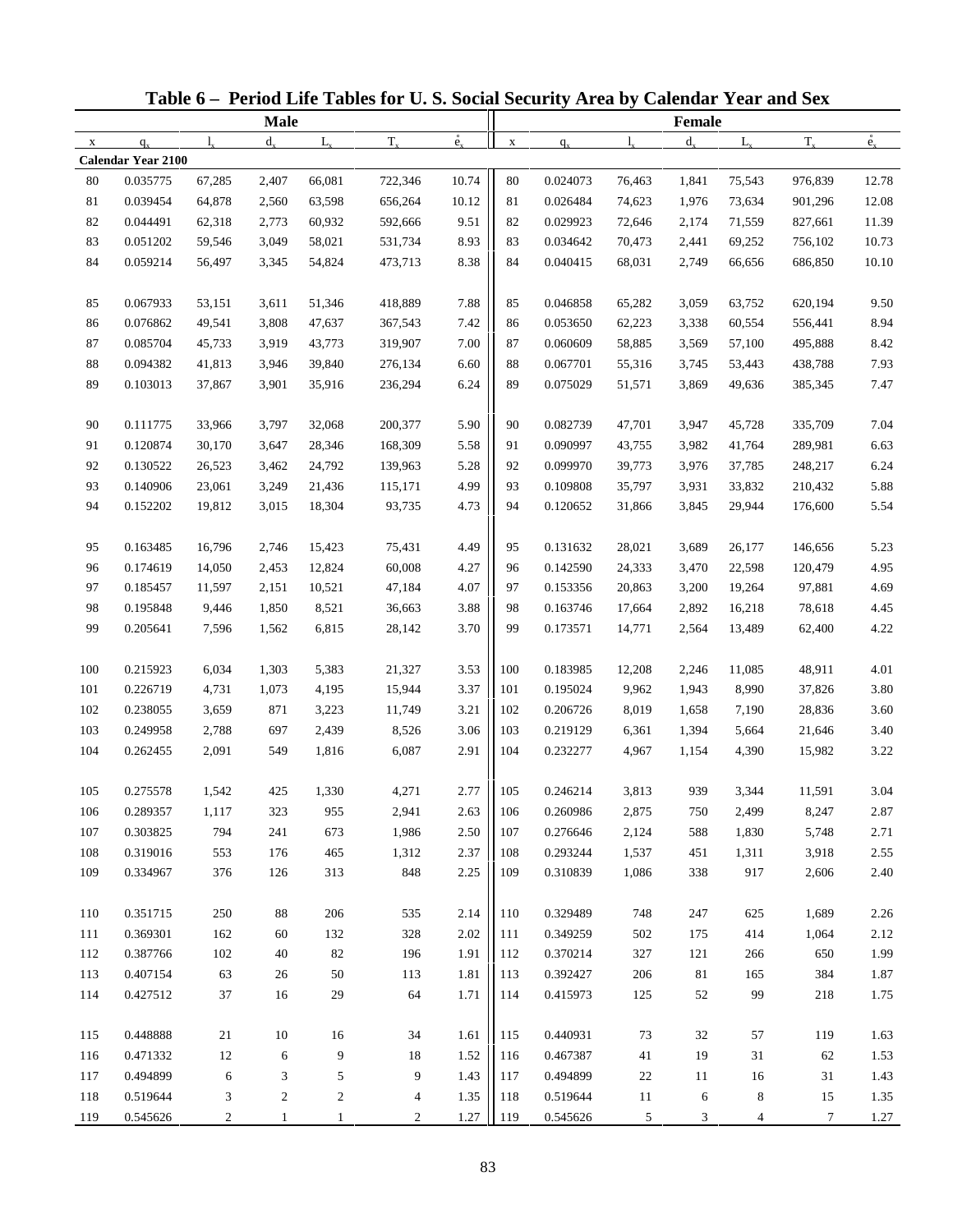# Table 6 – Period Life Tables for U. S. Social Security Area by Calendar Year and Sex

| Male | | | | | | | Female | | | | | | |
|---|---|---|---|---|---|---|---|---|---|---|---|---|---|
| x | $q_x$ | $l_x$ | $d_x$ | $L_x$ | $T_x$ | $\mathring{e}_x$ | x | $q_x$ | $l_x$ | $d_x$ | $L_x$ | $T_x$ | $\mathring{e}_x$ |
| **Calendar Year 2100** | | | | | | | | | | | | | |
| 80 | 0.035775 | 67,285 | 2,407 | 66,081 | 722,346 | 10.74 | 80 | 0.024073 | 76,463 | 1,841 | 75,543 | 976,839 | 12.78 |
| 81 | 0.039454 | 64,878 | 2,560 | 63,598 | 656,264 | 10.12 | 81 | 0.026484 | 74,623 | 1,976 | 73,634 | 901,296 | 12.08 |
| 82 | 0.044491 | 62,318 | 2,773 | 60,932 | 592,666 | 9.51 | 82 | 0.029923 | 72,646 | 2,174 | 71,559 | 827,661 | 11.39 |
| 83 | 0.051202 | 59,546 | 3,049 | 58,021 | 531,734 | 8.93 | 83 | 0.034642 | 70,473 | 2,441 | 69,252 | 756,102 | 10.73 |
| 84 | 0.059214 | 56,497 | 3,345 | 54,824 | 473,713 | 8.38 | 84 | 0.040415 | 68,031 | 2,749 | 66,656 | 686,850 | 10.10 |
| 85 | 0.067933 | 53,151 | 3,611 | 51,346 | 418,889 | 7.88 | 85 | 0.046858 | 65,282 | 3,059 | 63,752 | 620,194 | 9.50 |
| 86 | 0.076862 | 49,541 | 3,808 | 47,637 | 367,543 | 7.42 | 86 | 0.053650 | 62,223 | 3,338 | 60,554 | 556,441 | 8.94 |
| 87 | 0.085704 | 45,733 | 3,919 | 43,773 | 319,907 | 7.00 | 87 | 0.060609 | 58,885 | 3,569 | 57,100 | 495,888 | 8.42 |
| 88 | 0.094382 | 41,813 | 3,946 | 39,840 | 276,134 | 6.60 | 88 | 0.067701 | 55,316 | 3,745 | 53,443 | 438,788 | 7.93 |
| 89 | 0.103013 | 37,867 | 3,901 | 35,916 | 236,294 | 6.24 | 89 | 0.075029 | 51,571 | 3,869 | 49,636 | 385,345 | 7.47 |
| 90 | 0.111775 | 33,966 | 3,797 | 32,068 | 200,377 | 5.90 | 90 | 0.082739 | 47,701 | 3,947 | 45,728 | 335,709 | 7.04 |
| 91 | 0.120874 | 30,170 | 3,647 | 28,346 | 168,309 | 5.58 | 91 | 0.090997 | 43,755 | 3,982 | 41,764 | 289,981 | 6.63 |
| 92 | 0.130522 | 26,523 | 3,462 | 24,792 | 139,963 | 5.28 | 92 | 0.099970 | 39,773 | 3,976 | 37,785 | 248,217 | 6.24 |
| 93 | 0.140906 | 23,061 | 3,249 | 21,436 | 115,171 | 4.99 | 93 | 0.109808 | 35,797 | 3,931 | 33,832 | 210,432 | 5.88 |
| 94 | 0.152202 | 19,812 | 3,015 | 18,304 | 93,735 | 4.73 | 94 | 0.120652 | 31,866 | 3,845 | 29,944 | 176,600 | 5.54 |
| 95 | 0.163485 | 16,796 | 2,746 | 15,423 | 75,431 | 4.49 | 95 | 0.131632 | 28,021 | 3,689 | 26,177 | 146,656 | 5.23 |
| 96 | 0.174619 | 14,050 | 2,453 | 12,824 | 60,008 | 4.27 | 96 | 0.142590 | 24,333 | 3,470 | 22,598 | 120,479 | 4.95 |
| 97 | 0.185457 | 11,597 | 2,151 | 10,521 | 47,184 | 4.07 | 97 | 0.153356 | 20,863 | 3,200 | 19,264 | 97,881 | 4.69 |
| 98 | 0.195848 | 9,446 | 1,850 | 8,521 | 36,663 | 3.88 | 98 | 0.163746 | 17,664 | 2,892 | 16,218 | 78,618 | 4.45 |
| 99 | 0.205641 | 7,596 | 1,562 | 6,815 | 28,142 | 3.70 | 99 | 0.173571 | 14,771 | 2,564 | 13,489 | 62,400 | 4.22 |
| 100 | 0.215923 | 6,034 | 1,303 | 5,383 | 21,327 | 3.53 | 100 | 0.183985 | 12,208 | 2,246 | 11,085 | 48,911 | 4.01 |
| 101 | 0.226719 | 4,731 | 1,073 | 4,195 | 15,944 | 3.37 | 101 | 0.195024 | 9,962 | 1,943 | 8,990 | 37,826 | 3.80 |
| 102 | 0.238055 | 3,659 | 871 | 3,223 | 11,749 | 3.21 | 102 | 0.206726 | 8,019 | 1,658 | 7,190 | 28,836 | 3.60 |
| 103 | 0.249958 | 2,788 | 697 | 2,439 | 8,526 | 3.06 | 103 | 0.219129 | 6,361 | 1,394 | 5,664 | 21,646 | 3.40 |
| 104 | 0.262455 | 2,091 | 549 | 1,816 | 6,087 | 2.91 | 104 | 0.232277 | 4,967 | 1,154 | 4,390 | 15,982 | 3.22 |
| 105 | 0.275578 | 1,542 | 425 | 1,330 | 4,271 | 2.77 | 105 | 0.246214 | 3,813 | 939 | 3,344 | 11,591 | 3.04 |
| 106 | 0.289357 | 1,117 | 323 | 955 | 2,941 | 2.63 | 106 | 0.260986 | 2,875 | 750 | 2,499 | 8,247 | 2.87 |
| 107 | 0.303825 | 794 | 241 | 673 | 1,986 | 2.50 | 107 | 0.276646 | 2,124 | 588 | 1,830 | 5,748 | 2.71 |
| 108 | 0.319016 | 553 | 176 | 465 | 1,312 | 2.37 | 108 | 0.293244 | 1,537 | 451 | 1,311 | 3,918 | 2.55 |
| 109 | 0.334967 | 376 | 126 | 313 | 848 | 2.25 | 109 | 0.310839 | 1,086 | 338 | 917 | 2,606 | 2.40 |
| 110 | 0.351715 | 250 | 88 | 206 | 535 | 2.14 | 110 | 0.329489 | 748 | 247 | 625 | 1,689 | 2.26 |
| 111 | 0.369301 | 162 | 60 | 132 | 328 | 2.02 | 111 | 0.349259 | 502 | 175 | 414 | 1,064 | 2.12 |
| 112 | 0.387766 | 102 | 40 | 82 | 196 | 1.91 | 112 | 0.370214 | 327 | 121 | 266 | 650 | 1.99 |
| 113 | 0.407154 | 63 | 26 | 50 | 113 | 1.81 | 113 | 0.392427 | 206 | 81 | 165 | 384 | 1.87 |
| 114 | 0.427512 | 37 | 16 | 29 | 64 | 1.71 | 114 | 0.415973 | 125 | 52 | 99 | 218 | 1.75 |
| 115 | 0.448888 | 21 | 10 | 16 | 34 | 1.61 | 115 | 0.440931 | 73 | 32 | 57 | 119 | 1.63 |
| 116 | 0.471332 | 12 | 6 | 9 | 18 | 1.52 | 116 | 0.467387 | 41 | 19 | 31 | 62 | 1.53 |
| 117 | 0.494899 | 6 | 3 | 5 | 9 | 1.43 | 117 | 0.494899 | 22 | 11 | 16 | 31 | 1.43 |
| 118 | 0.519644 | 3 | 2 | 2 | 4 | 1.35 | 118 | 0.519644 | 11 | 6 | 8 | 15 | 1.35 |
| 119 | 0.545626 | 2 | 1 | 1 | 2 | 1.27 | 119 | 0.545626 | 5 | 3 | 4 | 7 | 1.27 |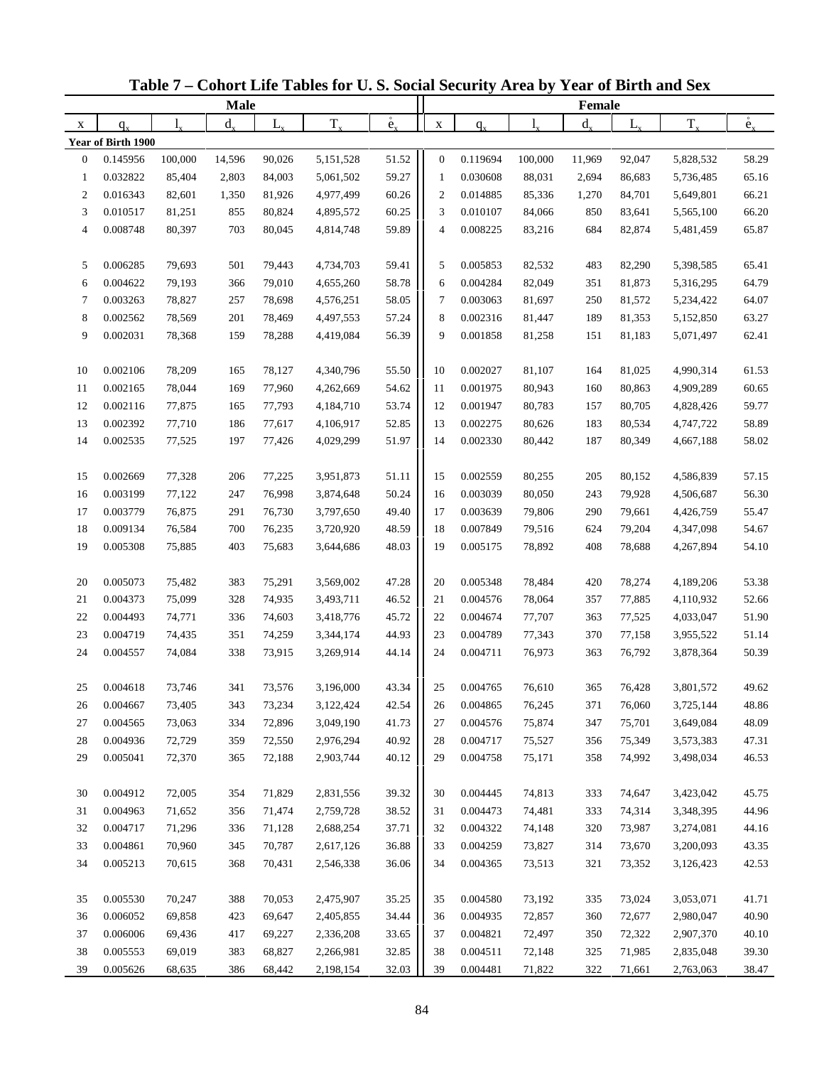# Table 7 – Cohort Life Tables for U. S. Social Security Area by Year of Birth and Sex

| Male | | | | | | | Female | | | | | | |
|---|---|---|---|---|---|---|---|---|---|---|---|---|---|
| x | $q_x$ | $l_x$ | $d_x$ | $L_x$ | $T_x$ | $\mathring{e}_x$ | x | $q_x$ | $l_x$ | $d_x$ | $L_x$ | $T_x$ | $\mathring{e}_x$ |
| **Year of Birth 1900** | | | | | | | | | | | | | |
| 0 | 0.145956 | 100,000 | 14,596 | 90,026 | 5,151,528 | 51.52 | 0 | 0.119694 | 100,000 | 11,969 | 92,047 | 5,828,532 | 58.29 |
| 1 | 0.032822 | 85,404 | 2,803 | 84,003 | 5,061,502 | 59.27 | 1 | 0.030608 | 88,031 | 2,694 | 86,683 | 5,736,485 | 65.16 |
| 2 | 0.016343 | 82,601 | 1,350 | 81,926 | 4,977,499 | 60.26 | 2 | 0.014885 | 85,336 | 1,270 | 84,701 | 5,649,801 | 66.21 |
| 3 | 0.010517 | 81,251 | 855 | 80,824 | 4,895,572 | 60.25 | 3 | 0.010107 | 84,066 | 850 | 83,641 | 5,565,100 | 66.20 |
| 4 | 0.008748 | 80,397 | 703 | 80,045 | 4,814,748 | 59.89 | 4 | 0.008225 | 83,216 | 684 | 82,874 | 5,481,459 | 65.87 |
| 5 | 0.006285 | 79,693 | 501 | 79,443 | 4,734,703 | 59.41 | 5 | 0.005853 | 82,532 | 483 | 82,290 | 5,398,585 | 65.41 |
| 6 | 0.004622 | 79,193 | 366 | 79,010 | 4,655,260 | 58.78 | 6 | 0.004284 | 82,049 | 351 | 81,873 | 5,316,295 | 64.79 |
| 7 | 0.003263 | 78,827 | 257 | 78,698 | 4,576,251 | 58.05 | 7 | 0.003063 | 81,697 | 250 | 81,572 | 5,234,422 | 64.07 |
| 8 | 0.002562 | 78,569 | 201 | 78,469 | 4,497,553 | 57.24 | 8 | 0.002316 | 81,447 | 189 | 81,353 | 5,152,850 | 63.27 |
| 9 | 0.002031 | 78,368 | 159 | 78,288 | 4,419,084 | 56.39 | 9 | 0.001858 | 81,258 | 151 | 81,183 | 5,071,497 | 62.41 |
| 10 | 0.002106 | 78,209 | 165 | 78,127 | 4,340,796 | 55.50 | 10 | 0.002027 | 81,107 | 164 | 81,025 | 4,990,314 | 61.53 |
| 11 | 0.002165 | 78,044 | 169 | 77,960 | 4,262,669 | 54.62 | 11 | 0.001975 | 80,943 | 160 | 80,863 | 4,909,289 | 60.65 |
| 12 | 0.002116 | 77,875 | 165 | 77,793 | 4,184,710 | 53.74 | 12 | 0.001947 | 80,783 | 157 | 80,705 | 4,828,426 | 59.77 |
| 13 | 0.002392 | 77,710 | 186 | 77,617 | 4,106,917 | 52.85 | 13 | 0.002275 | 80,626 | 183 | 80,534 | 4,747,722 | 58.89 |
| 14 | 0.002535 | 77,525 | 197 | 77,426 | 4,029,299 | 51.97 | 14 | 0.002330 | 80,442 | 187 | 80,349 | 4,667,188 | 58.02 |
| 15 | 0.002669 | 77,328 | 206 | 77,225 | 3,951,873 | 51.11 | 15 | 0.002559 | 80,255 | 205 | 80,152 | 4,586,839 | 57.15 |
| 16 | 0.003199 | 77,122 | 247 | 76,998 | 3,874,648 | 50.24 | 16 | 0.003039 | 80,050 | 243 | 79,928 | 4,506,687 | 56.30 |
| 17 | 0.003779 | 76,875 | 291 | 76,730 | 3,797,650 | 49.40 | 17 | 0.003639 | 79,806 | 290 | 79,661 | 4,426,759 | 55.47 |
| 18 | 0.009134 | 76,584 | 700 | 76,235 | 3,720,920 | 48.59 | 18 | 0.007849 | 79,516 | 624 | 79,204 | 4,347,098 | 54.67 |
| 19 | 0.005308 | 75,885 | 403 | 75,683 | 3,644,686 | 48.03 | 19 | 0.005175 | 78,892 | 408 | 78,688 | 4,267,894 | 54.10 |
| 20 | 0.005073 | 75,482 | 383 | 75,291 | 3,569,002 | 47.28 | 20 | 0.005348 | 78,484 | 420 | 78,274 | 4,189,206 | 53.38 |
| 21 | 0.004373 | 75,099 | 328 | 74,935 | 3,493,711 | 46.52 | 21 | 0.004576 | 78,064 | 357 | 77,885 | 4,110,932 | 52.66 |
| 22 | 0.004493 | 74,771 | 336 | 74,603 | 3,418,776 | 45.72 | 22 | 0.004674 | 77,707 | 363 | 77,525 | 4,033,047 | 51.90 |
| 23 | 0.004719 | 74,435 | 351 | 74,259 | 3,344,174 | 44.93 | 23 | 0.004789 | 77,343 | 370 | 77,158 | 3,955,522 | 51.14 |
| 24 | 0.004557 | 74,084 | 338 | 73,915 | 3,269,914 | 44.14 | 24 | 0.004711 | 76,973 | 363 | 76,792 | 3,878,364 | 50.39 |
| 25 | 0.004618 | 73,746 | 341 | 73,576 | 3,196,000 | 43.34 | 25 | 0.004765 | 76,610 | 365 | 76,428 | 3,801,572 | 49.62 |
| 26 | 0.004667 | 73,405 | 343 | 73,234 | 3,122,424 | 42.54 | 26 | 0.004865 | 76,245 | 371 | 76,060 | 3,725,144 | 48.86 |
| 27 | 0.004565 | 73,063 | 334 | 72,896 | 3,049,190 | 41.73 | 27 | 0.004576 | 75,874 | 347 | 75,701 | 3,649,084 | 48.09 |
| 28 | 0.004936 | 72,729 | 359 | 72,550 | 2,976,294 | 40.92 | 28 | 0.004717 | 75,527 | 356 | 75,349 | 3,573,383 | 47.31 |
| 29 | 0.005041 | 72,370 | 365 | 72,188 | 2,903,744 | 40.12 | 29 | 0.004758 | 75,171 | 358 | 74,992 | 3,498,034 | 46.53 |
| 30 | 0.004912 | 72,005 | 354 | 71,829 | 2,831,556 | 39.32 | 30 | 0.004445 | 74,813 | 333 | 74,647 | 3,423,042 | 45.75 |
| 31 | 0.004963 | 71,652 | 356 | 71,474 | 2,759,728 | 38.52 | 31 | 0.004473 | 74,481 | 333 | 74,314 | 3,348,395 | 44.96 |
| 32 | 0.004717 | 71,296 | 336 | 71,128 | 2,688,254 | 37.71 | 32 | 0.004322 | 74,148 | 320 | 73,987 | 3,274,081 | 44.16 |
| 33 | 0.004861 | 70,960 | 345 | 70,787 | 2,617,126 | 36.88 | 33 | 0.004259 | 73,827 | 314 | 73,670 | 3,200,093 | 43.35 |
| 34 | 0.005213 | 70,615 | 368 | 70,431 | 2,546,338 | 36.06 | 34 | 0.004365 | 73,513 | 321 | 73,352 | 3,126,423 | 42.53 |
| 35 | 0.005530 | 70,247 | 388 | 70,053 | 2,475,907 | 35.25 | 35 | 0.004580 | 73,192 | 335 | 73,024 | 3,053,071 | 41.71 |
| 36 | 0.006052 | 69,858 | 423 | 69,647 | 2,405,855 | 34.44 | 36 | 0.004935 | 72,857 | 360 | 72,677 | 2,980,047 | 40.90 |
| 37 | 0.006006 | 69,436 | 417 | 69,227 | 2,336,208 | 33.65 | 37 | 0.004821 | 72,497 | 350 | 72,322 | 2,907,370 | 40.10 |
| 38 | 0.005553 | 69,019 | 383 | 68,827 | 2,266,981 | 32.85 | 38 | 0.004511 | 72,148 | 325 | 71,985 | 2,835,048 | 39.30 |
| 39 | 0.005626 | 68,635 | 386 | 68,442 | 2,198,154 | 32.03 | 39 | 0.004481 | 71,822 | 322 | 71,661 | 2,763,063 | 38.47 |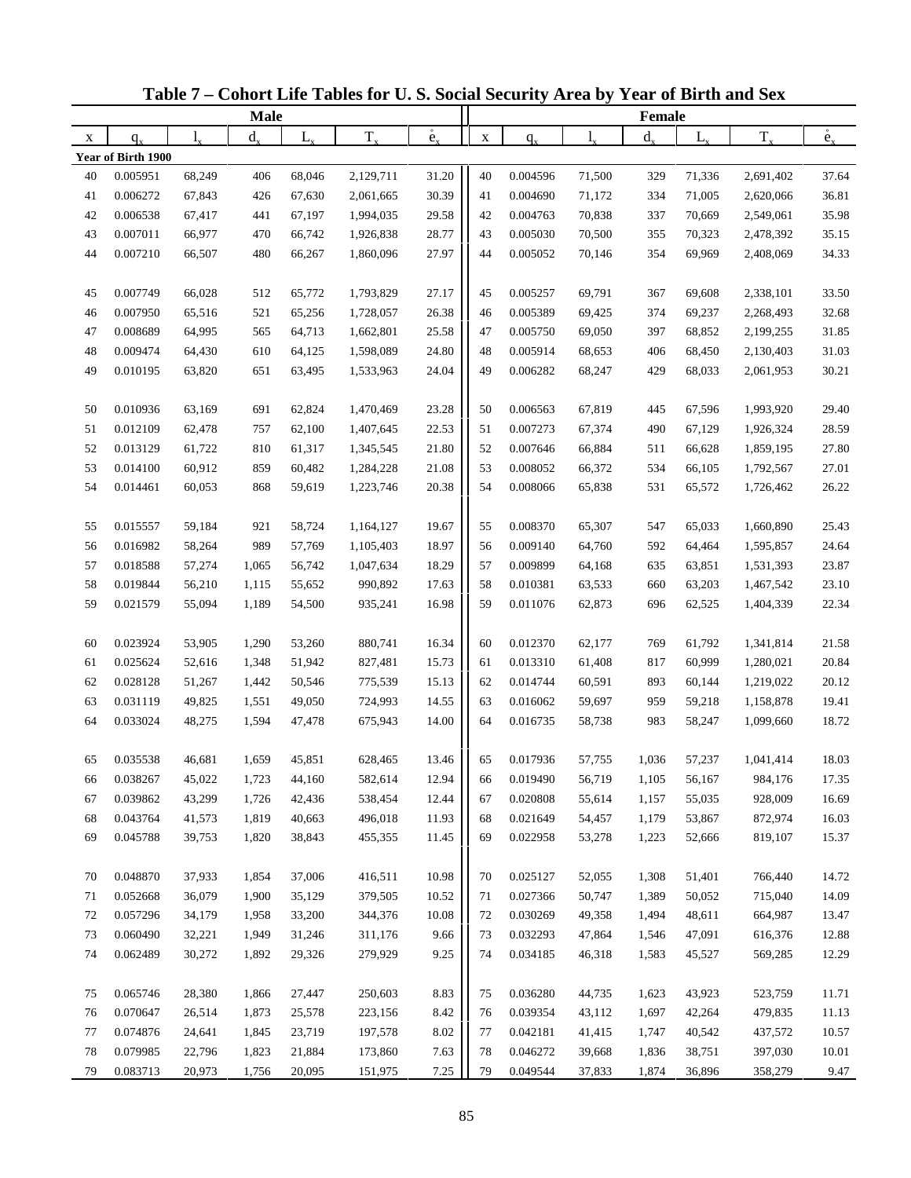# Table 7 – Cohort Life Tables for U. S. Social Security Area by Year of Birth and Sex

| Male | | | | | | | Female | | | | | | |
|---|---|---|---|---|---|---|---|---|---|---|---|---|---|
| x | $q_x$ | $l_x$ | $d_x$ | $L_x$ | $T_x$ | $\mathring{e}_x$ | x | $q_x$ | $l_x$ | $d_x$ | $L_x$ | $T_x$ | $\mathring{e}_x$ |
| **Year of Birth 1900** | | | | | | | | | | | | | |
| 40 | 0.005951 | 68,249 | 406 | 68,046 | 2,129,711 | 31.20 | 40 | 0.004596 | 71,500 | 329 | 71,336 | 2,691,402 | 37.64 |
| 41 | 0.006272 | 67,843 | 426 | 67,630 | 2,061,665 | 30.39 | 41 | 0.004690 | 71,172 | 334 | 71,005 | 2,620,066 | 36.81 |
| 42 | 0.006538 | 67,417 | 441 | 67,197 | 1,994,035 | 29.58 | 42 | 0.004763 | 70,838 | 337 | 70,669 | 2,549,061 | 35.98 |
| 43 | 0.007011 | 66,977 | 470 | 66,742 | 1,926,838 | 28.77 | 43 | 0.005030 | 70,500 | 355 | 70,323 | 2,478,392 | 35.15 |
| 44 | 0.007210 | 66,507 | 480 | 66,267 | 1,860,096 | 27.97 | 44 | 0.005052 | 70,146 | 354 | 69,969 | 2,408,069 | 34.33 |
| 45 | 0.007749 | 66,028 | 512 | 65,772 | 1,793,829 | 27.17 | 45 | 0.005257 | 69,791 | 367 | 69,608 | 2,338,101 | 33.50 |
| 46 | 0.007950 | 65,516 | 521 | 65,256 | 1,728,057 | 26.38 | 46 | 0.005389 | 69,425 | 374 | 69,237 | 2,268,493 | 32.68 |
| 47 | 0.008689 | 64,995 | 565 | 64,713 | 1,662,801 | 25.58 | 47 | 0.005750 | 69,050 | 397 | 68,852 | 2,199,255 | 31.85 |
| 48 | 0.009474 | 64,430 | 610 | 64,125 | 1,598,089 | 24.80 | 48 | 0.005914 | 68,653 | 406 | 68,450 | 2,130,403 | 31.03 |
| 49 | 0.010195 | 63,820 | 651 | 63,495 | 1,533,963 | 24.04 | 49 | 0.006282 | 68,247 | 429 | 68,033 | 2,061,953 | 30.21 |
| 50 | 0.010936 | 63,169 | 691 | 62,824 | 1,470,469 | 23.28 | 50 | 0.006563 | 67,819 | 445 | 67,596 | 1,993,920 | 29.40 |
| 51 | 0.012109 | 62,478 | 757 | 62,100 | 1,407,645 | 22.53 | 51 | 0.007273 | 67,374 | 490 | 67,129 | 1,926,324 | 28.59 |
| 52 | 0.013129 | 61,722 | 810 | 61,317 | 1,345,545 | 21.80 | 52 | 0.007646 | 66,884 | 511 | 66,628 | 1,859,195 | 27.80 |
| 53 | 0.014100 | 60,912 | 859 | 60,482 | 1,284,228 | 21.08 | 53 | 0.008052 | 66,372 | 534 | 66,105 | 1,792,567 | 27.01 |
| 54 | 0.014461 | 60,053 | 868 | 59,619 | 1,223,746 | 20.38 | 54 | 0.008066 | 65,838 | 531 | 65,572 | 1,726,462 | 26.22 |
| 55 | 0.015557 | 59,184 | 921 | 58,724 | 1,164,127 | 19.67 | 55 | 0.008370 | 65,307 | 547 | 65,033 | 1,660,890 | 25.43 |
| 56 | 0.016982 | 58,264 | 989 | 57,769 | 1,105,403 | 18.97 | 56 | 0.009140 | 64,760 | 592 | 64,464 | 1,595,857 | 24.64 |
| 57 | 0.018588 | 57,274 | 1,065 | 56,742 | 1,047,634 | 18.29 | 57 | 0.009899 | 64,168 | 635 | 63,851 | 1,531,393 | 23.87 |
| 58 | 0.019844 | 56,210 | 1,115 | 55,652 | 990,892 | 17.63 | 58 | 0.010381 | 63,533 | 660 | 63,203 | 1,467,542 | 23.10 |
| 59 | 0.021579 | 55,094 | 1,189 | 54,500 | 935,241 | 16.98 | 59 | 0.011076 | 62,873 | 696 | 62,525 | 1,404,339 | 22.34 |
| 60 | 0.023924 | 53,905 | 1,290 | 53,260 | 880,741 | 16.34 | 60 | 0.012370 | 62,177 | 769 | 61,792 | 1,341,814 | 21.58 |
| 61 | 0.025624 | 52,616 | 1,348 | 51,942 | 827,481 | 15.73 | 61 | 0.013310 | 61,408 | 817 | 60,999 | 1,280,021 | 20.84 |
| 62 | 0.028128 | 51,267 | 1,442 | 50,546 | 775,539 | 15.13 | 62 | 0.014744 | 60,591 | 893 | 60,144 | 1,219,022 | 20.12 |
| 63 | 0.031119 | 49,825 | 1,551 | 49,050 | 724,993 | 14.55 | 63 | 0.016062 | 59,697 | 959 | 59,218 | 1,158,878 | 19.41 |
| 64 | 0.033024 | 48,275 | 1,594 | 47,478 | 675,943 | 14.00 | 64 | 0.016735 | 58,738 | 983 | 58,247 | 1,099,660 | 18.72 |
| 65 | 0.035538 | 46,681 | 1,659 | 45,851 | 628,465 | 13.46 | 65 | 0.017936 | 57,755 | 1,036 | 57,237 | 1,041,414 | 18.03 |
| 66 | 0.038267 | 45,022 | 1,723 | 44,160 | 582,614 | 12.94 | 66 | 0.019490 | 56,719 | 1,105 | 56,167 | 984,176 | 17.35 |
| 67 | 0.039862 | 43,299 | 1,726 | 42,436 | 538,454 | 12.44 | 67 | 0.020808 | 55,614 | 1,157 | 55,035 | 928,009 | 16.69 |
| 68 | 0.043764 | 41,573 | 1,819 | 40,663 | 496,018 | 11.93 | 68 | 0.021649 | 54,457 | 1,179 | 53,867 | 872,974 | 16.03 |
| 69 | 0.045788 | 39,753 | 1,820 | 38,843 | 455,355 | 11.45 | 69 | 0.022958 | 53,278 | 1,223 | 52,666 | 819,107 | 15.37 |
| 70 | 0.048870 | 37,933 | 1,854 | 37,006 | 416,511 | 10.98 | 70 | 0.025127 | 52,055 | 1,308 | 51,401 | 766,440 | 14.72 |
| 71 | 0.052668 | 36,079 | 1,900 | 35,129 | 379,505 | 10.52 | 71 | 0.027366 | 50,747 | 1,389 | 50,052 | 715,040 | 14.09 |
| 72 | 0.057296 | 34,179 | 1,958 | 33,200 | 344,376 | 10.08 | 72 | 0.030269 | 49,358 | 1,494 | 48,611 | 664,987 | 13.47 |
| 73 | 0.060490 | 32,221 | 1,949 | 31,246 | 311,176 | 9.66 | 73 | 0.032293 | 47,864 | 1,546 | 47,091 | 616,376 | 12.88 |
| 74 | 0.062489 | 30,272 | 1,892 | 29,326 | 279,929 | 9.25 | 74 | 0.034185 | 46,318 | 1,583 | 45,527 | 569,285 | 12.29 |
| 75 | 0.065746 | 28,380 | 1,866 | 27,447 | 250,603 | 8.83 | 75 | 0.036280 | 44,735 | 1,623 | 43,923 | 523,759 | 11.71 |
| 76 | 0.070647 | 26,514 | 1,873 | 25,578 | 223,156 | 8.42 | 76 | 0.039354 | 43,112 | 1,697 | 42,264 | 479,835 | 11.13 |
| 77 | 0.074876 | 24,641 | 1,845 | 23,719 | 197,578 | 8.02 | 77 | 0.042181 | 41,415 | 1,747 | 40,542 | 437,572 | 10.57 |
| 78 | 0.079985 | 22,796 | 1,823 | 21,884 | 173,860 | 7.63 | 78 | 0.046272 | 39,668 | 1,836 | 38,751 | 397,030 | 10.01 |
| 79 | 0.083713 | 20,973 | 1,756 | 20,095 | 151,975 | 7.25 | 79 | 0.049544 | 37,833 | 1,874 | 36,896 | 358,279 | 9.47 |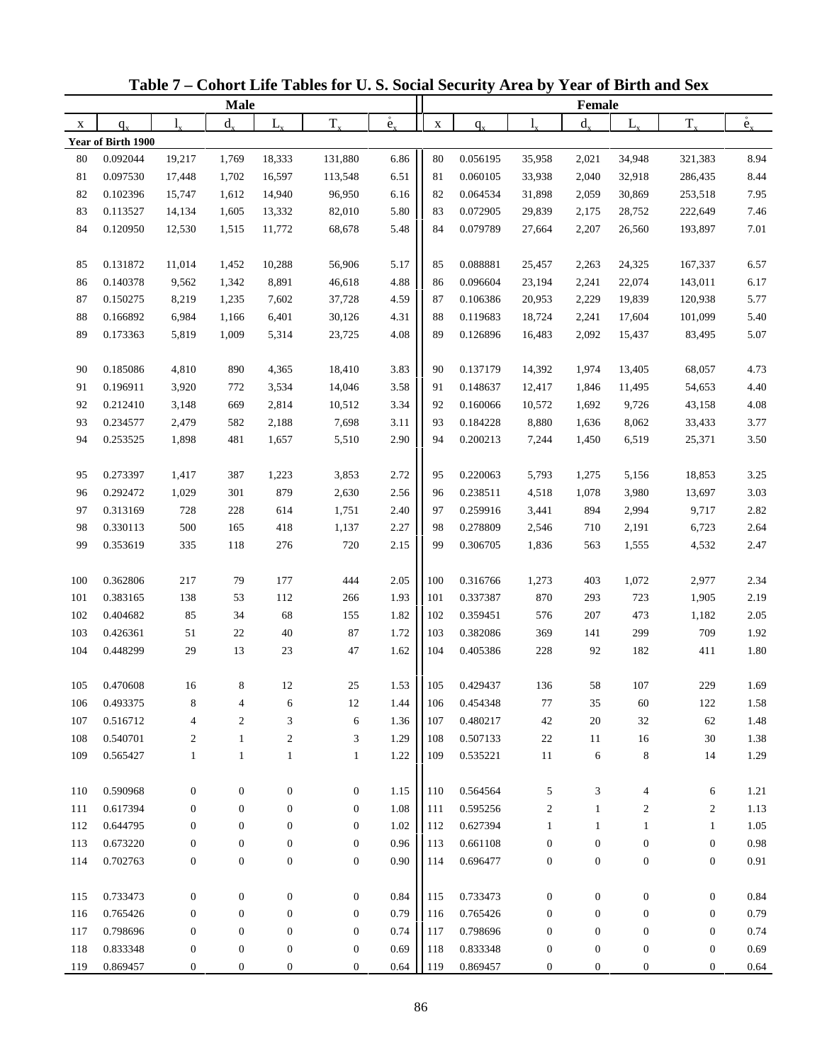# Table 7 – Cohort Life Tables for U. S. Social Security Area by Year of Birth and Sex

| Male | | | | | | | Female | | | | | | |
|---|---|---|---|---|---|---|---|---|---|---|---|---|---|
| x | $q_x$ | $l_x$ | $d_x$ | $L_x$ | $T_x$ | $\mathring{e}_x$ | x | $q_x$ | $l_x$ | $d_x$ | $L_x$ | $T_x$ | $\mathring{e}_x$ |
| **Year of Birth 1900** | | | | | | | | | | | | | |
| 80 | 0.092044 | 19,217 | 1,769 | 18,333 | 131,880 | 6.86 | 80 | 0.056195 | 35,958 | 2,021 | 34,948 | 321,383 | 8.94 |
| 81 | 0.097530 | 17,448 | 1,702 | 16,597 | 113,548 | 6.51 | 81 | 0.060105 | 33,938 | 2,040 | 32,918 | 286,435 | 8.44 |
| 82 | 0.102396 | 15,747 | 1,612 | 14,940 | 96,950 | 6.16 | 82 | 0.064534 | 31,898 | 2,059 | 30,869 | 253,518 | 7.95 |
| 83 | 0.113527 | 14,134 | 1,605 | 13,332 | 82,010 | 5.80 | 83 | 0.072905 | 29,839 | 2,175 | 28,752 | 222,649 | 7.46 |
| 84 | 0.120950 | 12,530 | 1,515 | 11,772 | 68,678 | 5.48 | 84 | 0.079789 | 27,664 | 2,207 | 26,560 | 193,897 | 7.01 |
| 85 | 0.131872 | 11,014 | 1,452 | 10,288 | 56,906 | 5.17 | 85 | 0.088881 | 25,457 | 2,263 | 24,325 | 167,337 | 6.57 |
| 86 | 0.140378 | 9,562 | 1,342 | 8,891 | 46,618 | 4.88 | 86 | 0.096604 | 23,194 | 2,241 | 22,074 | 143,011 | 6.17 |
| 87 | 0.150275 | 8,219 | 1,235 | 7,602 | 37,728 | 4.59 | 87 | 0.106386 | 20,953 | 2,229 | 19,839 | 120,938 | 5.77 |
| 88 | 0.166892 | 6,984 | 1,166 | 6,401 | 30,126 | 4.31 | 88 | 0.119683 | 18,724 | 2,241 | 17,604 | 101,099 | 5.40 |
| 89 | 0.173363 | 5,819 | 1,009 | 5,314 | 23,725 | 4.08 | 89 | 0.126896 | 16,483 | 2,092 | 15,437 | 83,495 | 5.07 |
| 90 | 0.185086 | 4,810 | 890 | 4,365 | 18,410 | 3.83 | 90 | 0.137179 | 14,392 | 1,974 | 13,405 | 68,057 | 4.73 |
| 91 | 0.196911 | 3,920 | 772 | 3,534 | 14,046 | 3.58 | 91 | 0.148637 | 12,417 | 1,846 | 11,495 | 54,653 | 4.40 |
| 92 | 0.212410 | 3,148 | 669 | 2,814 | 10,512 | 3.34 | 92 | 0.160066 | 10,572 | 1,692 | 9,726 | 43,158 | 4.08 |
| 93 | 0.234577 | 2,479 | 582 | 2,188 | 7,698 | 3.11 | 93 | 0.184228 | 8,880 | 1,636 | 8,062 | 33,433 | 3.77 |
| 94 | 0.253525 | 1,898 | 481 | 1,657 | 5,510 | 2.90 | 94 | 0.200213 | 7,244 | 1,450 | 6,519 | 25,371 | 3.50 |
| 95 | 0.273397 | 1,417 | 387 | 1,223 | 3,853 | 2.72 | 95 | 0.220063 | 5,793 | 1,275 | 5,156 | 18,853 | 3.25 |
| 96 | 0.292472 | 1,029 | 301 | 879 | 2,630 | 2.56 | 96 | 0.238511 | 4,518 | 1,078 | 3,980 | 13,697 | 3.03 |
| 97 | 0.313169 | 728 | 228 | 614 | 1,751 | 2.40 | 97 | 0.259916 | 3,441 | 894 | 2,994 | 9,717 | 2.82 |
| 98 | 0.330113 | 500 | 165 | 418 | 1,137 | 2.27 | 98 | 0.278809 | 2,546 | 710 | 2,191 | 6,723 | 2.64 |
| 99 | 0.353619 | 335 | 118 | 276 | 720 | 2.15 | 99 | 0.306705 | 1,836 | 563 | 1,555 | 4,532 | 2.47 |
| 100 | 0.362806 | 217 | 79 | 177 | 444 | 2.05 | 100 | 0.316766 | 1,273 | 403 | 1,072 | 2,977 | 2.34 |
| 101 | 0.383165 | 138 | 53 | 112 | 266 | 1.93 | 101 | 0.337387 | 870 | 293 | 723 | 1,905 | 2.19 |
| 102 | 0.404682 | 85 | 34 | 68 | 155 | 1.82 | 102 | 0.359451 | 576 | 207 | 473 | 1,182 | 2.05 |
| 103 | 0.426361 | 51 | 22 | 40 | 87 | 1.72 | 103 | 0.382086 | 369 | 141 | 299 | 709 | 1.92 |
| 104 | 0.448299 | 29 | 13 | 23 | 47 | 1.62 | 104 | 0.405386 | 228 | 92 | 182 | 411 | 1.80 |
| 105 | 0.470608 | 16 | 8 | 12 | 25 | 1.53 | 105 | 0.429437 | 136 | 58 | 107 | 229 | 1.69 |
| 106 | 0.493375 | 8 | 4 | 6 | 12 | 1.44 | 106 | 0.454348 | 77 | 35 | 60 | 122 | 1.58 |
| 107 | 0.516712 | 4 | 2 | 3 | 6 | 1.36 | 107 | 0.480217 | 42 | 20 | 32 | 62 | 1.48 |
| 108 | 0.540701 | 2 | 1 | 2 | 3 | 1.29 | 108 | 0.507133 | 22 | 11 | 16 | 30 | 1.38 |
| 109 | 0.565427 | 1 | 1 | 1 | 1 | 1.22 | 109 | 0.535221 | 11 | 6 | 8 | 14 | 1.29 |
| 110 | 0.590968 | 0 | 0 | 0 | 0 | 1.15 | 110 | 0.564564 | 5 | 3 | 4 | 6 | 1.21 |
| 111 | 0.617394 | 0 | 0 | 0 | 0 | 1.08 | 111 | 0.595256 | 2 | 1 | 2 | 2 | 1.13 |
| 112 | 0.644795 | 0 | 0 | 0 | 0 | 1.02 | 112 | 0.627394 | 1 | 1 | 1 | 1 | 1.05 |
| 113 | 0.673220 | 0 | 0 | 0 | 0 | 0.96 | 113 | 0.661108 | 0 | 0 | 0 | 0 | 0.98 |
| 114 | 0.702763 | 0 | 0 | 0 | 0 | 0.90 | 114 | 0.696477 | 0 | 0 | 0 | 0 | 0.91 |
| 115 | 0.733473 | 0 | 0 | 0 | 0 | 0.84 | 115 | 0.733473 | 0 | 0 | 0 | 0 | 0.84 |
| 116 | 0.765426 | 0 | 0 | 0 | 0 | 0.79 | 116 | 0.765426 | 0 | 0 | 0 | 0 | 0.79 |
| 117 | 0.798696 | 0 | 0 | 0 | 0 | 0.74 | 117 | 0.798696 | 0 | 0 | 0 | 0 | 0.74 |
| 118 | 0.833348 | 0 | 0 | 0 | 0 | 0.69 | 118 | 0.833348 | 0 | 0 | 0 | 0 | 0.69 |
| 119 | 0.869457 | 0 | 0 | 0 | 0 | 0.64 | 119 | 0.869457 | 0 | 0 | 0 | 0 | 0.64 |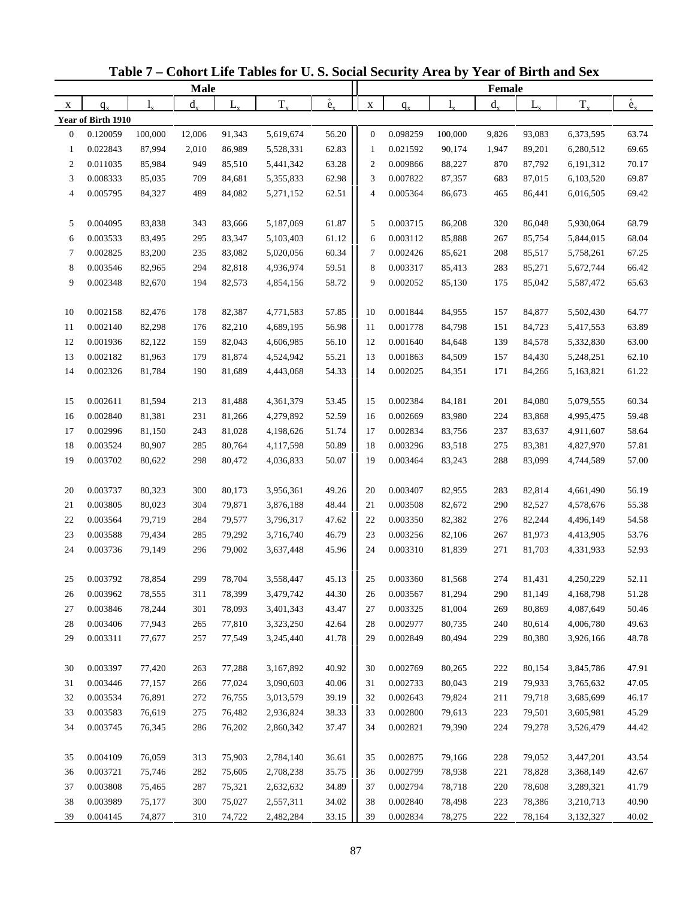# Table 7 – Cohort Life Tables for U. S. Social Security Area by Year of Birth and Sex

| Male | | | | | | | Female | | | | | | |
|---|---|---|---|---|---|---|---|---|---|---|---|---|---|
| x | $q_x$ | $l_x$ | $d_x$ | $L_x$ | $T_x$ | $\mathring{e}_x$ | x | $q_x$ | $l_x$ | $d_x$ | $L_x$ | $T_x$ | $\mathring{e}_x$ |
| **Year of Birth 1910** | | | | | | | | | | | | | |
| 0 | 0.120059 | 100,000 | 12,006 | 91,343 | 5,619,674 | 56.20 | 0 | 0.098259 | 100,000 | 9,826 | 93,083 | 6,373,595 | 63.74 |
| 1 | 0.022843 | 87,994 | 2,010 | 86,989 | 5,528,331 | 62.83 | 1 | 0.021592 | 90,174 | 1,947 | 89,201 | 6,280,512 | 69.65 |
| 2 | 0.011035 | 85,984 | 949 | 85,510 | 5,441,342 | 63.28 | 2 | 0.009866 | 88,227 | 870 | 87,792 | 6,191,312 | 70.17 |
| 3 | 0.008333 | 85,035 | 709 | 84,681 | 5,355,833 | 62.98 | 3 | 0.007822 | 87,357 | 683 | 87,015 | 6,103,520 | 69.87 |
| 4 | 0.005795 | 84,327 | 489 | 84,082 | 5,271,152 | 62.51 | 4 | 0.005364 | 86,673 | 465 | 86,441 | 6,016,505 | 69.42 |
| 5 | 0.004095 | 83,838 | 343 | 83,666 | 5,187,069 | 61.87 | 5 | 0.003715 | 86,208 | 320 | 86,048 | 5,930,064 | 68.79 |
| 6 | 0.003533 | 83,495 | 295 | 83,347 | 5,103,403 | 61.12 | 6 | 0.003112 | 85,888 | 267 | 85,754 | 5,844,015 | 68.04 |
| 7 | 0.002825 | 83,200 | 235 | 83,082 | 5,020,056 | 60.34 | 7 | 0.002426 | 85,621 | 208 | 85,517 | 5,758,261 | 67.25 |
| 8 | 0.003546 | 82,965 | 294 | 82,818 | 4,936,974 | 59.51 | 8 | 0.003317 | 85,413 | 283 | 85,271 | 5,672,744 | 66.42 |
| 9 | 0.002348 | 82,670 | 194 | 82,573 | 4,854,156 | 58.72 | 9 | 0.002052 | 85,130 | 175 | 85,042 | 5,587,472 | 65.63 |
| 10 | 0.002158 | 82,476 | 178 | 82,387 | 4,771,583 | 57.85 | 10 | 0.001844 | 84,955 | 157 | 84,877 | 5,502,430 | 64.77 |
| 11 | 0.002140 | 82,298 | 176 | 82,210 | 4,689,195 | 56.98 | 11 | 0.001778 | 84,798 | 151 | 84,723 | 5,417,553 | 63.89 |
| 12 | 0.001936 | 82,122 | 159 | 82,043 | 4,606,985 | 56.10 | 12 | 0.001640 | 84,648 | 139 | 84,578 | 5,332,830 | 63.00 |
| 13 | 0.002182 | 81,963 | 179 | 81,874 | 4,524,942 | 55.21 | 13 | 0.001863 | 84,509 | 157 | 84,430 | 5,248,251 | 62.10 |
| 14 | 0.002326 | 81,784 | 190 | 81,689 | 4,443,068 | 54.33 | 14 | 0.002025 | 84,351 | 171 | 84,266 | 5,163,821 | 61.22 |
| 15 | 0.002611 | 81,594 | 213 | 81,488 | 4,361,379 | 53.45 | 15 | 0.002384 | 84,181 | 201 | 84,080 | 5,079,555 | 60.34 |
| 16 | 0.002840 | 81,381 | 231 | 81,266 | 4,279,892 | 52.59 | 16 | 0.002669 | 83,980 | 224 | 83,868 | 4,995,475 | 59.48 |
| 17 | 0.002996 | 81,150 | 243 | 81,028 | 4,198,626 | 51.74 | 17 | 0.002834 | 83,756 | 237 | 83,637 | 4,911,607 | 58.64 |
| 18 | 0.003524 | 80,907 | 285 | 80,764 | 4,117,598 | 50.89 | 18 | 0.003296 | 83,518 | 275 | 83,381 | 4,827,970 | 57.81 |
| 19 | 0.003702 | 80,622 | 298 | 80,472 | 4,036,833 | 50.07 | 19 | 0.003464 | 83,243 | 288 | 83,099 | 4,744,589 | 57.00 |
| 20 | 0.003737 | 80,323 | 300 | 80,173 | 3,956,361 | 49.26 | 20 | 0.003407 | 82,955 | 283 | 82,814 | 4,661,490 | 56.19 |
| 21 | 0.003805 | 80,023 | 304 | 79,871 | 3,876,188 | 48.44 | 21 | 0.003508 | 82,672 | 290 | 82,527 | 4,578,676 | 55.38 |
| 22 | 0.003564 | 79,719 | 284 | 79,577 | 3,796,317 | 47.62 | 22 | 0.003350 | 82,382 | 276 | 82,244 | 4,496,149 | 54.58 |
| 23 | 0.003588 | 79,434 | 285 | 79,292 | 3,716,740 | 46.79 | 23 | 0.003256 | 82,106 | 267 | 81,973 | 4,413,905 | 53.76 |
| 24 | 0.003736 | 79,149 | 296 | 79,002 | 3,637,448 | 45.96 | 24 | 0.003310 | 81,839 | 271 | 81,703 | 4,331,933 | 52.93 |
| 25 | 0.003792 | 78,854 | 299 | 78,704 | 3,558,447 | 45.13 | 25 | 0.003360 | 81,568 | 274 | 81,431 | 4,250,229 | 52.11 |
| 26 | 0.003962 | 78,555 | 311 | 78,399 | 3,479,742 | 44.30 | 26 | 0.003567 | 81,294 | 290 | 81,149 | 4,168,798 | 51.28 |
| 27 | 0.003846 | 78,244 | 301 | 78,093 | 3,401,343 | 43.47 | 27 | 0.003325 | 81,004 | 269 | 80,869 | 4,087,649 | 50.46 |
| 28 | 0.003406 | 77,943 | 265 | 77,810 | 3,323,250 | 42.64 | 28 | 0.002977 | 80,735 | 240 | 80,614 | 4,006,780 | 49.63 |
| 29 | 0.003311 | 77,677 | 257 | 77,549 | 3,245,440 | 41.78 | 29 | 0.002849 | 80,494 | 229 | 80,380 | 3,926,166 | 48.78 |
| 30 | 0.003397 | 77,420 | 263 | 77,288 | 3,167,892 | 40.92 | 30 | 0.002769 | 80,265 | 222 | 80,154 | 3,845,786 | 47.91 |
| 31 | 0.003446 | 77,157 | 266 | 77,024 | 3,090,603 | 40.06 | 31 | 0.002733 | 80,043 | 219 | 79,933 | 3,765,632 | 47.05 |
| 32 | 0.003534 | 76,891 | 272 | 76,755 | 3,013,579 | 39.19 | 32 | 0.002643 | 79,824 | 211 | 79,718 | 3,685,699 | 46.17 |
| 33 | 0.003583 | 76,619 | 275 | 76,482 | 2,936,824 | 38.33 | 33 | 0.002800 | 79,613 | 223 | 79,501 | 3,605,981 | 45.29 |
| 34 | 0.003745 | 76,345 | 286 | 76,202 | 2,860,342 | 37.47 | 34 | 0.002821 | 79,390 | 224 | 79,278 | 3,526,479 | 44.42 |
| 35 | 0.004109 | 76,059 | 313 | 75,903 | 2,784,140 | 36.61 | 35 | 0.002875 | 79,166 | 228 | 79,052 | 3,447,201 | 43.54 |
| 36 | 0.003721 | 75,746 | 282 | 75,605 | 2,708,238 | 35.75 | 36 | 0.002799 | 78,938 | 221 | 78,828 | 3,368,149 | 42.67 |
| 37 | 0.003808 | 75,465 | 287 | 75,321 | 2,632,632 | 34.89 | 37 | 0.002794 | 78,718 | 220 | 78,608 | 3,289,321 | 41.79 |
| 38 | 0.003989 | 75,177 | 300 | 75,027 | 2,557,311 | 34.02 | 38 | 0.002840 | 78,498 | 223 | 78,386 | 3,210,713 | 40.90 |
| 39 | 0.004145 | 74,877 | 310 | 74,722 | 2,482,284 | 33.15 | 39 | 0.002834 | 78,275 | 222 | 78,164 | 3,132,327 | 40.02 |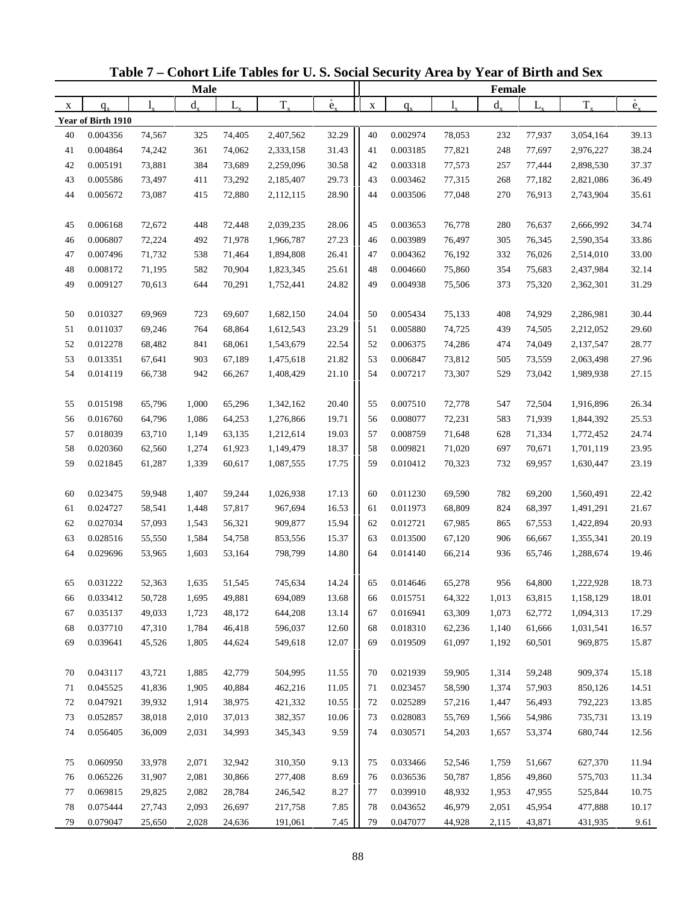# Table 7 – Cohort Life Tables for U. S. Social Security Area by Year of Birth and Sex

| Male | | | | | | | Female | | | | | | |
|---|---|---|---|---|---|---|---|---|---|---|---|---|---|
| x | $q_x$ | $l_x$ | $d_x$ | $L_x$ | $T_x$ | $\mathring{e}_x$ | x | $q_x$ | $l_x$ | $d_x$ | $L_x$ | $T_x$ | $\mathring{e}_x$ |
| **Year of Birth 1910** | | | | | | | | | | | | | |
| 40 | 0.004356 | 74,567 | 325 | 74,405 | 2,407,562 | 32.29 | 40 | 0.002974 | 78,053 | 232 | 77,937 | 3,054,164 | 39.13 |
| 41 | 0.004864 | 74,242 | 361 | 74,062 | 2,333,158 | 31.43 | 41 | 0.003185 | 77,821 | 248 | 77,697 | 2,976,227 | 38.24 |
| 42 | 0.005191 | 73,881 | 384 | 73,689 | 2,259,096 | 30.58 | 42 | 0.003318 | 77,573 | 257 | 77,444 | 2,898,530 | 37.37 |
| 43 | 0.005586 | 73,497 | 411 | 73,292 | 2,185,407 | 29.73 | 43 | 0.003462 | 77,315 | 268 | 77,182 | 2,821,086 | 36.49 |
| 44 | 0.005672 | 73,087 | 415 | 72,880 | 2,112,115 | 28.90 | 44 | 0.003506 | 77,048 | 270 | 76,913 | 2,743,904 | 35.61 |
| 45 | 0.006168 | 72,672 | 448 | 72,448 | 2,039,235 | 28.06 | 45 | 0.003653 | 76,778 | 280 | 76,637 | 2,666,992 | 34.74 |
| 46 | 0.006807 | 72,224 | 492 | 71,978 | 1,966,787 | 27.23 | 46 | 0.003989 | 76,497 | 305 | 76,345 | 2,590,354 | 33.86 |
| 47 | 0.007496 | 71,732 | 538 | 71,464 | 1,894,808 | 26.41 | 47 | 0.004362 | 76,192 | 332 | 76,026 | 2,514,010 | 33.00 |
| 48 | 0.008172 | 71,195 | 582 | 70,904 | 1,823,345 | 25.61 | 48 | 0.004660 | 75,860 | 354 | 75,683 | 2,437,984 | 32.14 |
| 49 | 0.009127 | 70,613 | 644 | 70,291 | 1,752,441 | 24.82 | 49 | 0.004938 | 75,506 | 373 | 75,320 | 2,362,301 | 31.29 |
| 50 | 0.010327 | 69,969 | 723 | 69,607 | 1,682,150 | 24.04 | 50 | 0.005434 | 75,133 | 408 | 74,929 | 2,286,981 | 30.44 |
| 51 | 0.011037 | 69,246 | 764 | 68,864 | 1,612,543 | 23.29 | 51 | 0.005880 | 74,725 | 439 | 74,505 | 2,212,052 | 29.60 |
| 52 | 0.012278 | 68,482 | 841 | 68,061 | 1,543,679 | 22.54 | 52 | 0.006375 | 74,286 | 474 | 74,049 | 2,137,547 | 28.77 |
| 53 | 0.013351 | 67,641 | 903 | 67,189 | 1,475,618 | 21.82 | 53 | 0.006847 | 73,812 | 505 | 73,559 | 2,063,498 | 27.96 |
| 54 | 0.014119 | 66,738 | 942 | 66,267 | 1,408,429 | 21.10 | 54 | 0.007217 | 73,307 | 529 | 73,042 | 1,989,938 | 27.15 |
| 55 | 0.015198 | 65,796 | 1,000 | 65,296 | 1,342,162 | 20.40 | 55 | 0.007510 | 72,778 | 547 | 72,504 | 1,916,896 | 26.34 |
| 56 | 0.016760 | 64,796 | 1,086 | 64,253 | 1,276,866 | 19.71 | 56 | 0.008077 | 72,231 | 583 | 71,939 | 1,844,392 | 25.53 |
| 57 | 0.018039 | 63,710 | 1,149 | 63,135 | 1,212,614 | 19.03 | 57 | 0.008759 | 71,648 | 628 | 71,334 | 1,772,452 | 24.74 |
| 58 | 0.020360 | 62,560 | 1,274 | 61,923 | 1,149,479 | 18.37 | 58 | 0.009821 | 71,020 | 697 | 70,671 | 1,701,119 | 23.95 |
| 59 | 0.021845 | 61,287 | 1,339 | 60,617 | 1,087,555 | 17.75 | 59 | 0.010412 | 70,323 | 732 | 69,957 | 1,630,447 | 23.19 |
| 60 | 0.023475 | 59,948 | 1,407 | 59,244 | 1,026,938 | 17.13 | 60 | 0.011230 | 69,590 | 782 | 69,200 | 1,560,491 | 22.42 |
| 61 | 0.024727 | 58,541 | 1,448 | 57,817 | 967,694 | 16.53 | 61 | 0.011973 | 68,809 | 824 | 68,397 | 1,491,291 | 21.67 |
| 62 | 0.027034 | 57,093 | 1,543 | 56,321 | 909,877 | 15.94 | 62 | 0.012721 | 67,985 | 865 | 67,553 | 1,422,894 | 20.93 |
| 63 | 0.028516 | 55,550 | 1,584 | 54,758 | 853,556 | 15.37 | 63 | 0.013500 | 67,120 | 906 | 66,667 | 1,355,341 | 20.19 |
| 64 | 0.029696 | 53,965 | 1,603 | 53,164 | 798,799 | 14.80 | 64 | 0.014140 | 66,214 | 936 | 65,746 | 1,288,674 | 19.46 |
| 65 | 0.031222 | 52,363 | 1,635 | 51,545 | 745,634 | 14.24 | 65 | 0.014646 | 65,278 | 956 | 64,800 | 1,222,928 | 18.73 |
| 66 | 0.033412 | 50,728 | 1,695 | 49,881 | 694,089 | 13.68 | 66 | 0.015751 | 64,322 | 1,013 | 63,815 | 1,158,129 | 18.01 |
| 67 | 0.035137 | 49,033 | 1,723 | 48,172 | 644,208 | 13.14 | 67 | 0.016941 | 63,309 | 1,073 | 62,772 | 1,094,313 | 17.29 |
| 68 | 0.037710 | 47,310 | 1,784 | 46,418 | 596,037 | 12.60 | 68 | 0.018310 | 62,236 | 1,140 | 61,666 | 1,031,541 | 16.57 |
| 69 | 0.039641 | 45,526 | 1,805 | 44,624 | 549,618 | 12.07 | 69 | 0.019509 | 61,097 | 1,192 | 60,501 | 969,875 | 15.87 |
| 70 | 0.043117 | 43,721 | 1,885 | 42,779 | 504,995 | 11.55 | 70 | 0.021939 | 59,905 | 1,314 | 59,248 | 909,374 | 15.18 |
| 71 | 0.045525 | 41,836 | 1,905 | 40,884 | 462,216 | 11.05 | 71 | 0.023457 | 58,590 | 1,374 | 57,903 | 850,126 | 14.51 |
| 72 | 0.047921 | 39,932 | 1,914 | 38,975 | 421,332 | 10.55 | 72 | 0.025289 | 57,216 | 1,447 | 56,493 | 792,223 | 13.85 |
| 73 | 0.052857 | 38,018 | 2,010 | 37,013 | 382,357 | 10.06 | 73 | 0.028083 | 55,769 | 1,566 | 54,986 | 735,731 | 13.19 |
| 74 | 0.056405 | 36,009 | 2,031 | 34,993 | 345,343 | 9.59 | 74 | 0.030571 | 54,203 | 1,657 | 53,374 | 680,744 | 12.56 |
| 75 | 0.060950 | 33,978 | 2,071 | 32,942 | 310,350 | 9.13 | 75 | 0.033466 | 52,546 | 1,759 | 51,667 | 627,370 | 11.94 |
| 76 | 0.065226 | 31,907 | 2,081 | 30,866 | 277,408 | 8.69 | 76 | 0.036536 | 50,787 | 1,856 | 49,860 | 575,703 | 11.34 |
| 77 | 0.069815 | 29,825 | 2,082 | 28,784 | 246,542 | 8.27 | 77 | 0.039910 | 48,932 | 1,953 | 47,955 | 525,844 | 10.75 |
| 78 | 0.075444 | 27,743 | 2,093 | 26,697 | 217,758 | 7.85 | 78 | 0.043652 | 46,979 | 2,051 | 45,954 | 477,888 | 10.17 |
| 79 | 0.079047 | 25,650 | 2,028 | 24,636 | 191,061 | 7.45 | 79 | 0.047077 | 44,928 | 2,115 | 43,871 | 431,935 | 9.61 |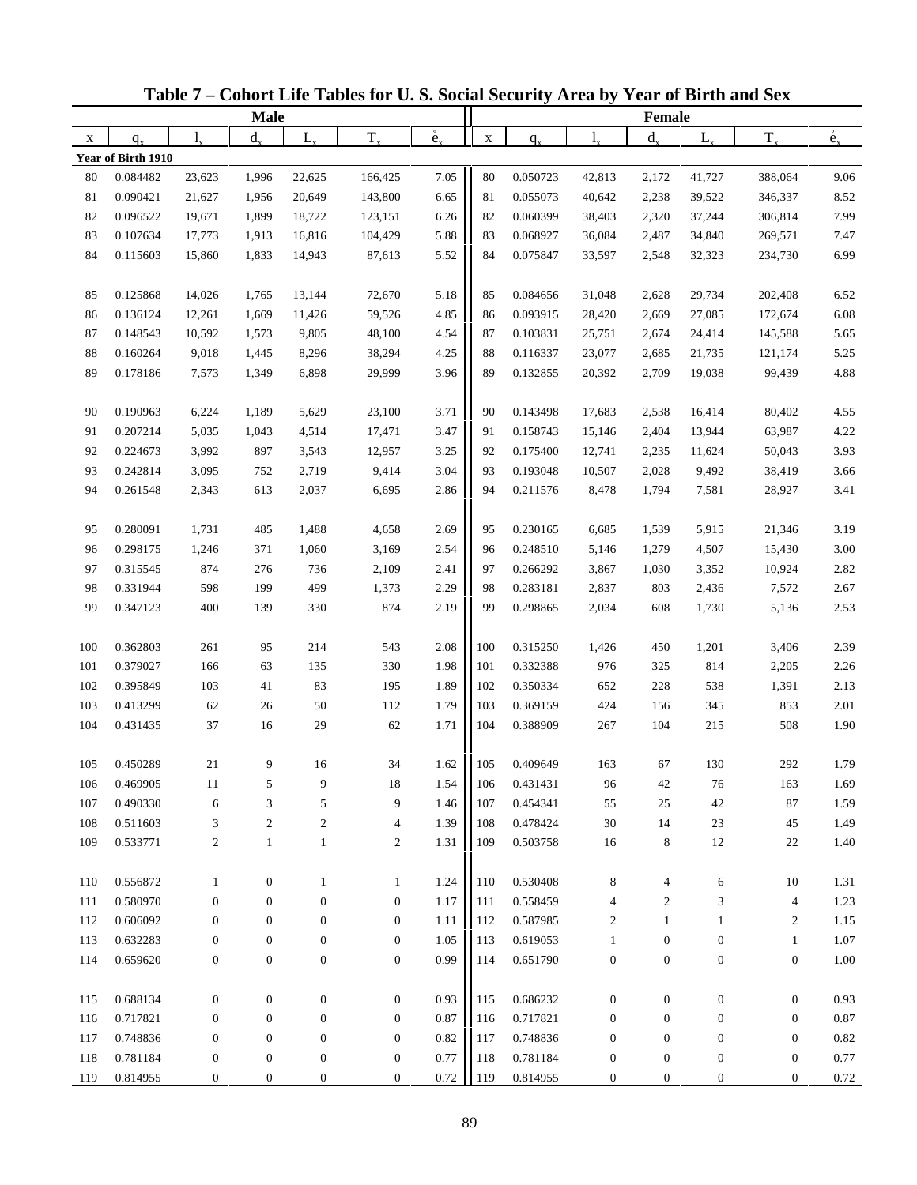# Table 7 – Cohort Life Tables for U. S. Social Security Area by Year of Birth and Sex

| Male | | | | | | | Female | | | | | | |
|---|---|---|---|---|---|---|---|---|---|---|---|---|---|
| x | $q_x$ | $l_x$ | $d_x$ | $L_x$ | $T_x$ | $\mathring{e}_x$ | x | $q_x$ | $l_x$ | $d_x$ | $L_x$ | $T_x$ | $\mathring{e}_x$ |
| **Year of Birth 1910** | | | | | | | | | | | | | |
| 80 | 0.084482 | 23,623 | 1,996 | 22,625 | 166,425 | 7.05 | 80 | 0.050723 | 42,813 | 2,172 | 41,727 | 388,064 | 9.06 |
| 81 | 0.090421 | 21,627 | 1,956 | 20,649 | 143,800 | 6.65 | 81 | 0.055073 | 40,642 | 2,238 | 39,522 | 346,337 | 8.52 |
| 82 | 0.096522 | 19,671 | 1,899 | 18,722 | 123,151 | 6.26 | 82 | 0.060399 | 38,403 | 2,320 | 37,244 | 306,814 | 7.99 |
| 83 | 0.107634 | 17,773 | 1,913 | 16,816 | 104,429 | 5.88 | 83 | 0.068927 | 36,084 | 2,487 | 34,840 | 269,571 | 7.47 |
| 84 | 0.115603 | 15,860 | 1,833 | 14,943 | 87,613 | 5.52 | 84 | 0.075847 | 33,597 | 2,548 | 32,323 | 234,730 | 6.99 |
| 85 | 0.125868 | 14,026 | 1,765 | 13,144 | 72,670 | 5.18 | 85 | 0.084656 | 31,048 | 2,628 | 29,734 | 202,408 | 6.52 |
| 86 | 0.136124 | 12,261 | 1,669 | 11,426 | 59,526 | 4.85 | 86 | 0.093915 | 28,420 | 2,669 | 27,085 | 172,674 | 6.08 |
| 87 | 0.148543 | 10,592 | 1,573 | 9,805 | 48,100 | 4.54 | 87 | 0.103831 | 25,751 | 2,674 | 24,414 | 145,588 | 5.65 |
| 88 | 0.160264 | 9,018 | 1,445 | 8,296 | 38,294 | 4.25 | 88 | 0.116337 | 23,077 | 2,685 | 21,735 | 121,174 | 5.25 |
| 89 | 0.178186 | 7,573 | 1,349 | 6,898 | 29,999 | 3.96 | 89 | 0.132855 | 20,392 | 2,709 | 19,038 | 99,439 | 4.88 |
| 90 | 0.190963 | 6,224 | 1,189 | 5,629 | 23,100 | 3.71 | 90 | 0.143498 | 17,683 | 2,538 | 16,414 | 80,402 | 4.55 |
| 91 | 0.207214 | 5,035 | 1,043 | 4,514 | 17,471 | 3.47 | 91 | 0.158743 | 15,146 | 2,404 | 13,944 | 63,987 | 4.22 |
| 92 | 0.224673 | 3,992 | 897 | 3,543 | 12,957 | 3.25 | 92 | 0.175400 | 12,741 | 2,235 | 11,624 | 50,043 | 3.93 |
| 93 | 0.242814 | 3,095 | 752 | 2,719 | 9,414 | 3.04 | 93 | 0.193048 | 10,507 | 2,028 | 9,492 | 38,419 | 3.66 |
| 94 | 0.261548 | 2,343 | 613 | 2,037 | 6,695 | 2.86 | 94 | 0.211576 | 8,478 | 1,794 | 7,581 | 28,927 | 3.41 |
| 95 | 0.280091 | 1,731 | 485 | 1,488 | 4,658 | 2.69 | 95 | 0.230165 | 6,685 | 1,539 | 5,915 | 21,346 | 3.19 |
| 96 | 0.298175 | 1,246 | 371 | 1,060 | 3,169 | 2.54 | 96 | 0.248510 | 5,146 | 1,279 | 4,507 | 15,430 | 3.00 |
| 97 | 0.315545 | 874 | 276 | 736 | 2,109 | 2.41 | 97 | 0.266292 | 3,867 | 1,030 | 3,352 | 10,924 | 2.82 |
| 98 | 0.331944 | 598 | 199 | 499 | 1,373 | 2.29 | 98 | 0.283181 | 2,837 | 803 | 2,436 | 7,572 | 2.67 |
| 99 | 0.347123 | 400 | 139 | 330 | 874 | 2.19 | 99 | 0.298865 | 2,034 | 608 | 1,730 | 5,136 | 2.53 |
| 100 | 0.362803 | 261 | 95 | 214 | 543 | 2.08 | 100 | 0.315250 | 1,426 | 450 | 1,201 | 3,406 | 2.39 |
| 101 | 0.379027 | 166 | 63 | 135 | 330 | 1.98 | 101 | 0.332388 | 976 | 325 | 814 | 2,205 | 2.26 |
| 102 | 0.395849 | 103 | 41 | 83 | 195 | 1.89 | 102 | 0.350334 | 652 | 228 | 538 | 1,391 | 2.13 |
| 103 | 0.413299 | 62 | 26 | 50 | 112 | 1.79 | 103 | 0.369159 | 424 | 156 | 345 | 853 | 2.01 |
| 104 | 0.431435 | 37 | 16 | 29 | 62 | 1.71 | 104 | 0.388909 | 267 | 104 | 215 | 508 | 1.90 |
| 105 | 0.450289 | 21 | 9 | 16 | 34 | 1.62 | 105 | 0.409649 | 163 | 67 | 130 | 292 | 1.79 |
| 106 | 0.469905 | 11 | 5 | 9 | 18 | 1.54 | 106 | 0.431431 | 96 | 42 | 76 | 163 | 1.69 |
| 107 | 0.490330 | 6 | 3 | 5 | 9 | 1.46 | 107 | 0.454341 | 55 | 25 | 42 | 87 | 1.59 |
| 108 | 0.511603 | 3 | 2 | 2 | 4 | 1.39 | 108 | 0.478424 | 30 | 14 | 23 | 45 | 1.49 |
| 109 | 0.533771 | 2 | 1 | 1 | 2 | 1.31 | 109 | 0.503758 | 16 | 8 | 12 | 22 | 1.40 |
| 110 | 0.556872 | 1 | 0 | 1 | 1 | 1.24 | 110 | 0.530408 | 8 | 4 | 6 | 10 | 1.31 |
| 111 | 0.580970 | 0 | 0 | 0 | 0 | 1.17 | 111 | 0.558459 | 4 | 2 | 3 | 4 | 1.23 |
| 112 | 0.606092 | 0 | 0 | 0 | 0 | 1.11 | 112 | 0.587985 | 2 | 1 | 1 | 2 | 1.15 |
| 113 | 0.632283 | 0 | 0 | 0 | 0 | 1.05 | 113 | 0.619053 | 1 | 0 | 0 | 1 | 1.07 |
| 114 | 0.659620 | 0 | 0 | 0 | 0 | 0.99 | 114 | 0.651790 | 0 | 0 | 0 | 0 | 1.00 |
| 115 | 0.688134 | 0 | 0 | 0 | 0 | 0.93 | 115 | 0.686232 | 0 | 0 | 0 | 0 | 0.93 |
| 116 | 0.717821 | 0 | 0 | 0 | 0 | 0.87 | 116 | 0.717821 | 0 | 0 | 0 | 0 | 0.87 |
| 117 | 0.748836 | 0 | 0 | 0 | 0 | 0.82 | 117 | 0.748836 | 0 | 0 | 0 | 0 | 0.82 |
| 118 | 0.781184 | 0 | 0 | 0 | 0 | 0.77 | 118 | 0.781184 | 0 | 0 | 0 | 0 | 0.77 |
| 119 | 0.814955 | 0 | 0 | 0 | 0 | 0.72 | 119 | 0.814955 | 0 | 0 | 0 | 0 | 0.72 |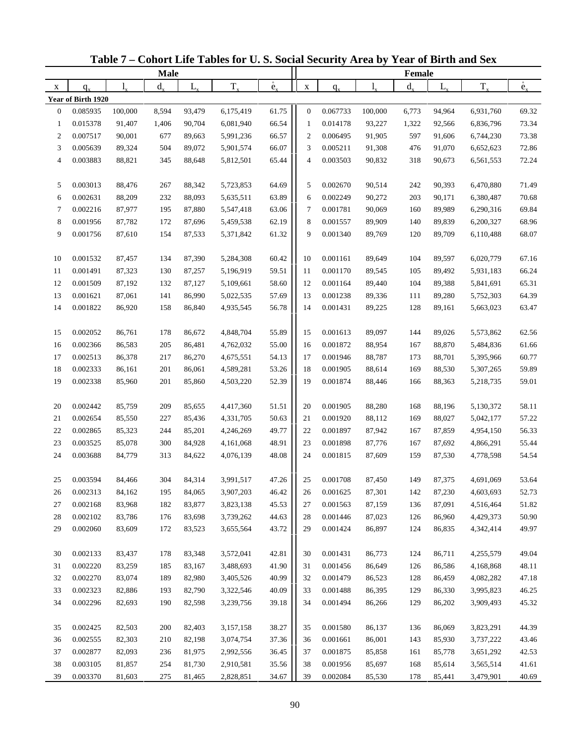# Table 7 – Cohort Life Tables for U. S. Social Security Area by Year of Birth and Sex

| Male | | | | | | | Female | | | | | | |
|---|---|---|---|---|---|---|---|---|---|---|---|---|---|
| x | $q_x$ | $l_x$ | $d_x$ | $L_x$ | $T_x$ | $\mathring{e}_x$ | x | $q_x$ | $l_x$ | $d_x$ | $L_x$ | $T_x$ | $\mathring{e}_x$ |
| **Year of Birth 1920** | | | | | | | | | | | | | |
| 0 | 0.085935 | 100,000 | 8,594 | 93,479 | 6,175,419 | 61.75 | 0 | 0.067733 | 100,000 | 6,773 | 94,964 | 6,931,760 | 69.32 |
| 1 | 0.015378 | 91,407 | 1,406 | 90,704 | 6,081,940 | 66.54 | 1 | 0.014178 | 93,227 | 1,322 | 92,566 | 6,836,796 | 73.34 |
| 2 | 0.007517 | 90,001 | 677 | 89,663 | 5,991,236 | 66.57 | 2 | 0.006495 | 91,905 | 597 | 91,606 | 6,744,230 | 73.38 |
| 3 | 0.005639 | 89,324 | 504 | 89,072 | 5,901,574 | 66.07 | 3 | 0.005211 | 91,308 | 476 | 91,070 | 6,652,623 | 72.86 |
| 4 | 0.003883 | 88,821 | 345 | 88,648 | 5,812,501 | 65.44 | 4 | 0.003503 | 90,832 | 318 | 90,673 | 6,561,553 | 72.24 |
| 5 | 0.003013 | 88,476 | 267 | 88,342 | 5,723,853 | 64.69 | 5 | 0.002670 | 90,514 | 242 | 90,393 | 6,470,880 | 71.49 |
| 6 | 0.002631 | 88,209 | 232 | 88,093 | 5,635,511 | 63.89 | 6 | 0.002249 | 90,272 | 203 | 90,171 | 6,380,487 | 70.68 |
| 7 | 0.002216 | 87,977 | 195 | 87,880 | 5,547,418 | 63.06 | 7 | 0.001781 | 90,069 | 160 | 89,989 | 6,290,316 | 69.84 |
| 8 | 0.001956 | 87,782 | 172 | 87,696 | 5,459,538 | 62.19 | 8 | 0.001557 | 89,909 | 140 | 89,839 | 6,200,327 | 68.96 |
| 9 | 0.001756 | 87,610 | 154 | 87,533 | 5,371,842 | 61.32 | 9 | 0.001340 | 89,769 | 120 | 89,709 | 6,110,488 | 68.07 |
| 10 | 0.001532 | 87,457 | 134 | 87,390 | 5,284,308 | 60.42 | 10 | 0.001161 | 89,649 | 104 | 89,597 | 6,020,779 | 67.16 |
| 11 | 0.001491 | 87,323 | 130 | 87,257 | 5,196,919 | 59.51 | 11 | 0.001170 | 89,545 | 105 | 89,492 | 5,931,183 | 66.24 |
| 12 | 0.001509 | 87,192 | 132 | 87,127 | 5,109,661 | 58.60 | 12 | 0.001164 | 89,440 | 104 | 89,388 | 5,841,691 | 65.31 |
| 13 | 0.001621 | 87,061 | 141 | 86,990 | 5,022,535 | 57.69 | 13 | 0.001238 | 89,336 | 111 | 89,280 | 5,752,303 | 64.39 |
| 14 | 0.001822 | 86,920 | 158 | 86,840 | 4,935,545 | 56.78 | 14 | 0.001431 | 89,225 | 128 | 89,161 | 5,663,023 | 63.47 |
| 15 | 0.002052 | 86,761 | 178 | 86,672 | 4,848,704 | 55.89 | 15 | 0.001613 | 89,097 | 144 | 89,026 | 5,573,862 | 62.56 |
| 16 | 0.002366 | 86,583 | 205 | 86,481 | 4,762,032 | 55.00 | 16 | 0.001872 | 88,954 | 167 | 88,870 | 5,484,836 | 61.66 |
| 17 | 0.002513 | 86,378 | 217 | 86,270 | 4,675,551 | 54.13 | 17 | 0.001946 | 88,787 | 173 | 88,701 | 5,395,966 | 60.77 |
| 18 | 0.002333 | 86,161 | 201 | 86,061 | 4,589,281 | 53.26 | 18 | 0.001905 | 88,614 | 169 | 88,530 | 5,307,265 | 59.89 |
| 19 | 0.002338 | 85,960 | 201 | 85,860 | 4,503,220 | 52.39 | 19 | 0.001874 | 88,446 | 166 | 88,363 | 5,218,735 | 59.01 |
| 20 | 0.002442 | 85,759 | 209 | 85,655 | 4,417,360 | 51.51 | 20 | 0.001905 | 88,280 | 168 | 88,196 | 5,130,372 | 58.11 |
| 21 | 0.002654 | 85,550 | 227 | 85,436 | 4,331,705 | 50.63 | 21 | 0.001920 | 88,112 | 169 | 88,027 | 5,042,177 | 57.22 |
| 22 | 0.002865 | 85,323 | 244 | 85,201 | 4,246,269 | 49.77 | 22 | 0.001897 | 87,942 | 167 | 87,859 | 4,954,150 | 56.33 |
| 23 | 0.003525 | 85,078 | 300 | 84,928 | 4,161,068 | 48.91 | 23 | 0.001898 | 87,776 | 167 | 87,692 | 4,866,291 | 55.44 |
| 24 | 0.003688 | 84,779 | 313 | 84,622 | 4,076,139 | 48.08 | 24 | 0.001815 | 87,609 | 159 | 87,530 | 4,778,598 | 54.54 |
| 25 | 0.003594 | 84,466 | 304 | 84,314 | 3,991,517 | 47.26 | 25 | 0.001708 | 87,450 | 149 | 87,375 | 4,691,069 | 53.64 |
| 26 | 0.002313 | 84,162 | 195 | 84,065 | 3,907,203 | 46.42 | 26 | 0.001625 | 87,301 | 142 | 87,230 | 4,603,693 | 52.73 |
| 27 | 0.002168 | 83,968 | 182 | 83,877 | 3,823,138 | 45.53 | 27 | 0.001563 | 87,159 | 136 | 87,091 | 4,516,464 | 51.82 |
| 28 | 0.002102 | 83,786 | 176 | 83,698 | 3,739,262 | 44.63 | 28 | 0.001446 | 87,023 | 126 | 86,960 | 4,429,373 | 50.90 |
| 29 | 0.002060 | 83,609 | 172 | 83,523 | 3,655,564 | 43.72 | 29 | 0.001424 | 86,897 | 124 | 86,835 | 4,342,414 | 49.97 |
| 30 | 0.002133 | 83,437 | 178 | 83,348 | 3,572,041 | 42.81 | 30 | 0.001431 | 86,773 | 124 | 86,711 | 4,255,579 | 49.04 |
| 31 | 0.002220 | 83,259 | 185 | 83,167 | 3,488,693 | 41.90 | 31 | 0.001456 | 86,649 | 126 | 86,586 | 4,168,868 | 48.11 |
| 32 | 0.002270 | 83,074 | 189 | 82,980 | 3,405,526 | 40.99 | 32 | 0.001479 | 86,523 | 128 | 86,459 | 4,082,282 | 47.18 |
| 33 | 0.002323 | 82,886 | 193 | 82,790 | 3,322,546 | 40.09 | 33 | 0.001488 | 86,395 | 129 | 86,330 | 3,995,823 | 46.25 |
| 34 | 0.002296 | 82,693 | 190 | 82,598 | 3,239,756 | 39.18 | 34 | 0.001494 | 86,266 | 129 | 86,202 | 3,909,493 | 45.32 |
| 35 | 0.002425 | 82,503 | 200 | 82,403 | 3,157,158 | 38.27 | 35 | 0.001580 | 86,137 | 136 | 86,069 | 3,823,291 | 44.39 |
| 36 | 0.002555 | 82,303 | 210 | 82,198 | 3,074,754 | 37.36 | 36 | 0.001661 | 86,001 | 143 | 85,930 | 3,737,222 | 43.46 |
| 37 | 0.002877 | 82,093 | 236 | 81,975 | 2,992,556 | 36.45 | 37 | 0.001875 | 85,858 | 161 | 85,778 | 3,651,292 | 42.53 |
| 38 | 0.003105 | 81,857 | 254 | 81,730 | 2,910,581 | 35.56 | 38 | 0.001956 | 85,697 | 168 | 85,614 | 3,565,514 | 41.61 |
| 39 | 0.003370 | 81,603 | 275 | 81,465 | 2,828,851 | 34.67 | 39 | 0.002084 | 85,530 | 178 | 85,441 | 3,479,901 | 40.69 |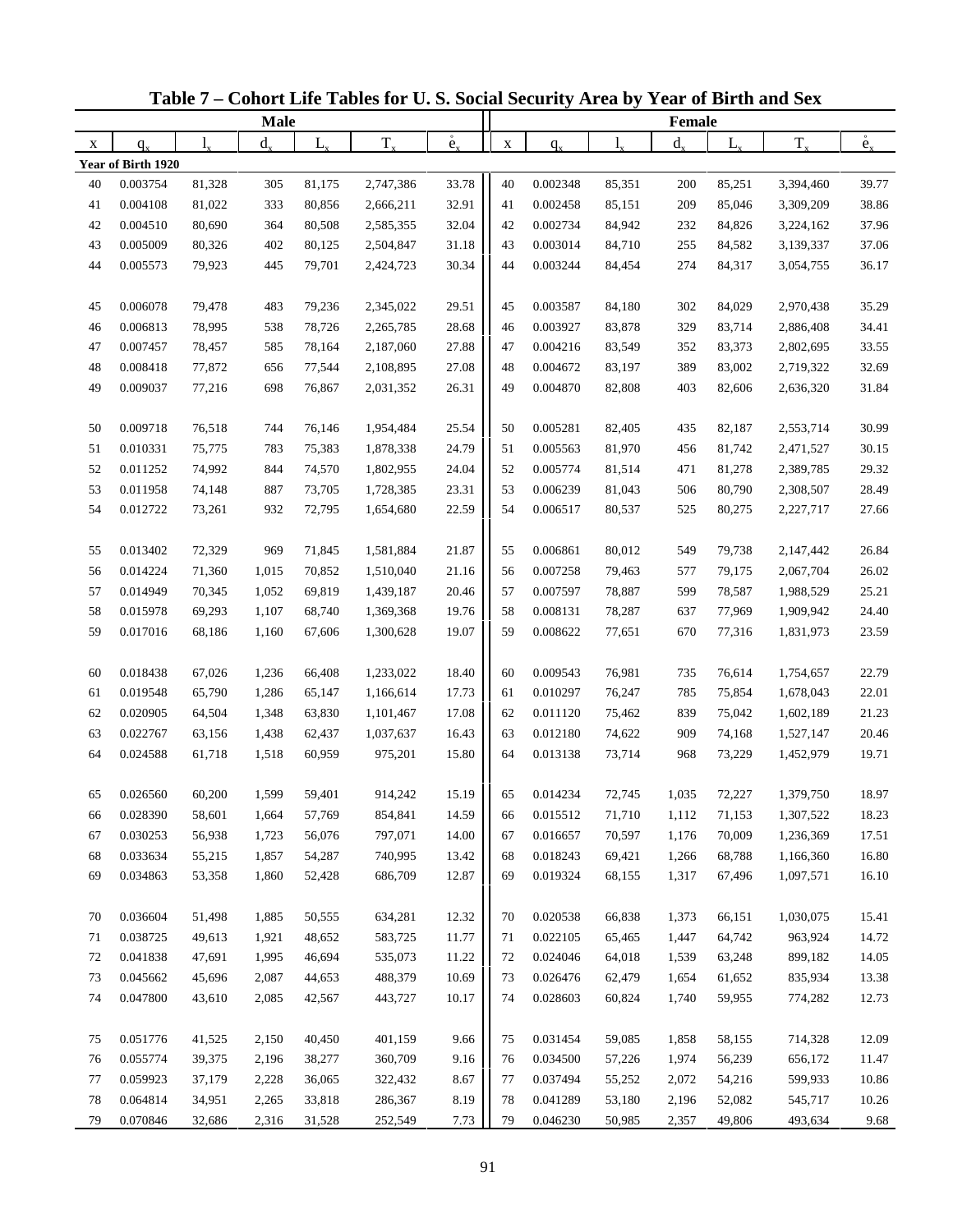# Table 7 – Cohort Life Tables for U. S. Social Security Area by Year of Birth and Sex

| Male | | | | | | | Female | | | | | | |
|---|---|---|---|---|---|---|---|---|---|---|---|---|---|
| x | $q_x$ | $l_x$ | $d_x$ | $L_x$ | $T_x$ | $\mathring{e}_x$ | x | $q_x$ | $l_x$ | $d_x$ | $L_x$ | $T_x$ | $\mathring{e}_x$ |
| **Year of Birth 1920** | | | | | | | | | | | | | |
| 40 | 0.003754 | 81,328 | 305 | 81,175 | 2,747,386 | 33.78 | 40 | 0.002348 | 85,351 | 200 | 85,251 | 3,394,460 | 39.77 |
| 41 | 0.004108 | 81,022 | 333 | 80,856 | 2,666,211 | 32.91 | 41 | 0.002458 | 85,151 | 209 | 85,046 | 3,309,209 | 38.86 |
| 42 | 0.004510 | 80,690 | 364 | 80,508 | 2,585,355 | 32.04 | 42 | 0.002734 | 84,942 | 232 | 84,826 | 3,224,162 | 37.96 |
| 43 | 0.005009 | 80,326 | 402 | 80,125 | 2,504,847 | 31.18 | 43 | 0.003014 | 84,710 | 255 | 84,582 | 3,139,337 | 37.06 |
| 44 | 0.005573 | 79,923 | 445 | 79,701 | 2,424,723 | 30.34 | 44 | 0.003244 | 84,454 | 274 | 84,317 | 3,054,755 | 36.17 |
| 45 | 0.006078 | 79,478 | 483 | 79,236 | 2,345,022 | 29.51 | 45 | 0.003587 | 84,180 | 302 | 84,029 | 2,970,438 | 35.29 |
| 46 | 0.006813 | 78,995 | 538 | 78,726 | 2,265,785 | 28.68 | 46 | 0.003927 | 83,878 | 329 | 83,714 | 2,886,408 | 34.41 |
| 47 | 0.007457 | 78,457 | 585 | 78,164 | 2,187,060 | 27.88 | 47 | 0.004216 | 83,549 | 352 | 83,373 | 2,802,695 | 33.55 |
| 48 | 0.008418 | 77,872 | 656 | 77,544 | 2,108,895 | 27.08 | 48 | 0.004672 | 83,197 | 389 | 83,002 | 2,719,322 | 32.69 |
| 49 | 0.009037 | 77,216 | 698 | 76,867 | 2,031,352 | 26.31 | 49 | 0.004870 | 82,808 | 403 | 82,606 | 2,636,320 | 31.84 |
| 50 | 0.009718 | 76,518 | 744 | 76,146 | 1,954,484 | 25.54 | 50 | 0.005281 | 82,405 | 435 | 82,187 | 2,553,714 | 30.99 |
| 51 | 0.010331 | 75,775 | 783 | 75,383 | 1,878,338 | 24.79 | 51 | 0.005563 | 81,970 | 456 | 81,742 | 2,471,527 | 30.15 |
| 52 | 0.011252 | 74,992 | 844 | 74,570 | 1,802,955 | 24.04 | 52 | 0.005774 | 81,514 | 471 | 81,278 | 2,389,785 | 29.32 |
| 53 | 0.011958 | 74,148 | 887 | 73,705 | 1,728,385 | 23.31 | 53 | 0.006239 | 81,043 | 506 | 80,790 | 2,308,507 | 28.49 |
| 54 | 0.012722 | 73,261 | 932 | 72,795 | 1,654,680 | 22.59 | 54 | 0.006517 | 80,537 | 525 | 80,275 | 2,227,717 | 27.66 |
| 55 | 0.013402 | 72,329 | 969 | 71,845 | 1,581,884 | 21.87 | 55 | 0.006861 | 80,012 | 549 | 79,738 | 2,147,442 | 26.84 |
| 56 | 0.014224 | 71,360 | 1,015 | 70,852 | 1,510,040 | 21.16 | 56 | 0.007258 | 79,463 | 577 | 79,175 | 2,067,704 | 26.02 |
| 57 | 0.014949 | 70,345 | 1,052 | 69,819 | 1,439,187 | 20.46 | 57 | 0.007597 | 78,887 | 599 | 78,587 | 1,988,529 | 25.21 |
| 58 | 0.015978 | 69,293 | 1,107 | 68,740 | 1,369,368 | 19.76 | 58 | 0.008131 | 78,287 | 637 | 77,969 | 1,909,942 | 24.40 |
| 59 | 0.017016 | 68,186 | 1,160 | 67,606 | 1,300,628 | 19.07 | 59 | 0.008622 | 77,651 | 670 | 77,316 | 1,831,973 | 23.59 |
| 60 | 0.018438 | 67,026 | 1,236 | 66,408 | 1,233,022 | 18.40 | 60 | 0.009543 | 76,981 | 735 | 76,614 | 1,754,657 | 22.79 |
| 61 | 0.019548 | 65,790 | 1,286 | 65,147 | 1,166,614 | 17.73 | 61 | 0.010297 | 76,247 | 785 | 75,854 | 1,678,043 | 22.01 |
| 62 | 0.020905 | 64,504 | 1,348 | 63,830 | 1,101,467 | 17.08 | 62 | 0.011120 | 75,462 | 839 | 75,042 | 1,602,189 | 21.23 |
| 63 | 0.022767 | 63,156 | 1,438 | 62,437 | 1,037,637 | 16.43 | 63 | 0.012180 | 74,622 | 909 | 74,168 | 1,527,147 | 20.46 |
| 64 | 0.024588 | 61,718 | 1,518 | 60,959 | 975,201 | 15.80 | 64 | 0.013138 | 73,714 | 968 | 73,229 | 1,452,979 | 19.71 |
| 65 | 0.026560 | 60,200 | 1,599 | 59,401 | 914,242 | 15.19 | 65 | 0.014234 | 72,745 | 1,035 | 72,227 | 1,379,750 | 18.97 |
| 66 | 0.028390 | 58,601 | 1,664 | 57,769 | 854,841 | 14.59 | 66 | 0.015512 | 71,710 | 1,112 | 71,153 | 1,307,522 | 18.23 |
| 67 | 0.030253 | 56,938 | 1,723 | 56,076 | 797,071 | 14.00 | 67 | 0.016657 | 70,597 | 1,176 | 70,009 | 1,236,369 | 17.51 |
| 68 | 0.033634 | 55,215 | 1,857 | 54,287 | 740,995 | 13.42 | 68 | 0.018243 | 69,421 | 1,266 | 68,788 | 1,166,360 | 16.80 |
| 69 | 0.034863 | 53,358 | 1,860 | 52,428 | 686,709 | 12.87 | 69 | 0.019324 | 68,155 | 1,317 | 67,496 | 1,097,571 | 16.10 |
| 70 | 0.036604 | 51,498 | 1,885 | 50,555 | 634,281 | 12.32 | 70 | 0.020538 | 66,838 | 1,373 | 66,151 | 1,030,075 | 15.41 |
| 71 | 0.038725 | 49,613 | 1,921 | 48,652 | 583,725 | 11.77 | 71 | 0.022105 | 65,465 | 1,447 | 64,742 | 963,924 | 14.72 |
| 72 | 0.041838 | 47,691 | 1,995 | 46,694 | 535,073 | 11.22 | 72 | 0.024046 | 64,018 | 1,539 | 63,248 | 899,182 | 14.05 |
| 73 | 0.045662 | 45,696 | 2,087 | 44,653 | 488,379 | 10.69 | 73 | 0.026476 | 62,479 | 1,654 | 61,652 | 835,934 | 13.38 |
| 74 | 0.047800 | 43,610 | 2,085 | 42,567 | 443,727 | 10.17 | 74 | 0.028603 | 60,824 | 1,740 | 59,955 | 774,282 | 12.73 |
| 75 | 0.051776 | 41,525 | 2,150 | 40,450 | 401,159 | 9.66 | 75 | 0.031454 | 59,085 | 1,858 | 58,155 | 714,328 | 12.09 |
| 76 | 0.055774 | 39,375 | 2,196 | 38,277 | 360,709 | 9.16 | 76 | 0.034500 | 57,226 | 1,974 | 56,239 | 656,172 | 11.47 |
| 77 | 0.059923 | 37,179 | 2,228 | 36,065 | 322,432 | 8.67 | 77 | 0.037494 | 55,252 | 2,072 | 54,216 | 599,933 | 10.86 |
| 78 | 0.064814 | 34,951 | 2,265 | 33,818 | 286,367 | 8.19 | 78 | 0.041289 | 53,180 | 2,196 | 52,082 | 545,717 | 10.26 |
| 79 | 0.070846 | 32,686 | 2,316 | 31,528 | 252,549 | 7.73 | 79 | 0.046230 | 50,985 | 2,357 | 49,806 | 493,634 | 9.68 |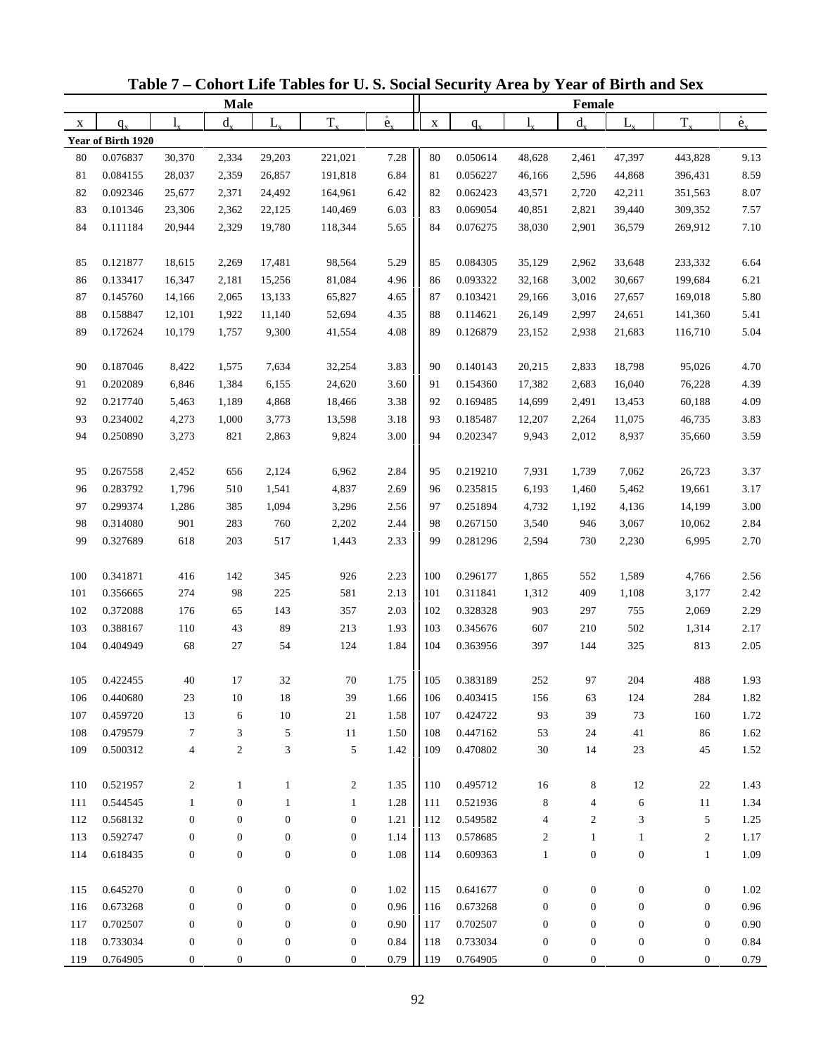# Table 7 – Cohort Life Tables for U. S. Social Security Area by Year of Birth and Sex

| Male | | | | | | | Female | | | | | | |
|---|---|---|---|---|---|---|---|---|---|---|---|---|---|
| x | $q_x$ | $l_x$ | $d_x$ | $L_x$ | $T_x$ | $\mathring{e}_x$ | x | $q_x$ | $l_x$ | $d_x$ | $L_x$ | $T_x$ | $\mathring{e}_x$ |
| **Year of Birth 1920** | | | | | | | | | | | | | |
| 80 | 0.076837 | 30,370 | 2,334 | 29,203 | 221,021 | 7.28 | 80 | 0.050614 | 48,628 | 2,461 | 47,397 | 443,828 | 9.13 |
| 81 | 0.084155 | 28,037 | 2,359 | 26,857 | 191,818 | 6.84 | 81 | 0.056227 | 46,166 | 2,596 | 44,868 | 396,431 | 8.59 |
| 82 | 0.092346 | 25,677 | 2,371 | 24,492 | 164,961 | 6.42 | 82 | 0.062423 | 43,571 | 2,720 | 42,211 | 351,563 | 8.07 |
| 83 | 0.101346 | 23,306 | 2,362 | 22,125 | 140,469 | 6.03 | 83 | 0.069054 | 40,851 | 2,821 | 39,440 | 309,352 | 7.57 |
| 84 | 0.111184 | 20,944 | 2,329 | 19,780 | 118,344 | 5.65 | 84 | 0.076275 | 38,030 | 2,901 | 36,579 | 269,912 | 7.10 |
| 85 | 0.121877 | 18,615 | 2,269 | 17,481 | 98,564 | 5.29 | 85 | 0.084305 | 35,129 | 2,962 | 33,648 | 233,332 | 6.64 |
| 86 | 0.133417 | 16,347 | 2,181 | 15,256 | 81,084 | 4.96 | 86 | 0.093322 | 32,168 | 3,002 | 30,667 | 199,684 | 6.21 |
| 87 | 0.145760 | 14,166 | 2,065 | 13,133 | 65,827 | 4.65 | 87 | 0.103421 | 29,166 | 3,016 | 27,657 | 169,018 | 5.80 |
| 88 | 0.158847 | 12,101 | 1,922 | 11,140 | 52,694 | 4.35 | 88 | 0.114621 | 26,149 | 2,997 | 24,651 | 141,360 | 5.41 |
| 89 | 0.172624 | 10,179 | 1,757 | 9,300 | 41,554 | 4.08 | 89 | 0.126879 | 23,152 | 2,938 | 21,683 | 116,710 | 5.04 |
| 90 | 0.187046 | 8,422 | 1,575 | 7,634 | 32,254 | 3.83 | 90 | 0.140143 | 20,215 | 2,833 | 18,798 | 95,026 | 4.70 |
| 91 | 0.202089 | 6,846 | 1,384 | 6,155 | 24,620 | 3.60 | 91 | 0.154360 | 17,382 | 2,683 | 16,040 | 76,228 | 4.39 |
| 92 | 0.217740 | 5,463 | 1,189 | 4,868 | 18,466 | 3.38 | 92 | 0.169485 | 14,699 | 2,491 | 13,453 | 60,188 | 4.09 |
| 93 | 0.234002 | 4,273 | 1,000 | 3,773 | 13,598 | 3.18 | 93 | 0.185487 | 12,207 | 2,264 | 11,075 | 46,735 | 3.83 |
| 94 | 0.250890 | 3,273 | 821 | 2,863 | 9,824 | 3.00 | 94 | 0.202347 | 9,943 | 2,012 | 8,937 | 35,660 | 3.59 |
| 95 | 0.267558 | 2,452 | 656 | 2,124 | 6,962 | 2.84 | 95 | 0.219210 | 7,931 | 1,739 | 7,062 | 26,723 | 3.37 |
| 96 | 0.283792 | 1,796 | 510 | 1,541 | 4,837 | 2.69 | 96 | 0.235815 | 6,193 | 1,460 | 5,462 | 19,661 | 3.17 |
| 97 | 0.299374 | 1,286 | 385 | 1,094 | 3,296 | 2.56 | 97 | 0.251894 | 4,732 | 1,192 | 4,136 | 14,199 | 3.00 |
| 98 | 0.314080 | 901 | 283 | 760 | 2,202 | 2.44 | 98 | 0.267150 | 3,540 | 946 | 3,067 | 10,062 | 2.84 |
| 99 | 0.327689 | 618 | 203 | 517 | 1,443 | 2.33 | 99 | 0.281296 | 2,594 | 730 | 2,230 | 6,995 | 2.70 |
| 100 | 0.341871 | 416 | 142 | 345 | 926 | 2.23 | 100 | 0.296177 | 1,865 | 552 | 1,589 | 4,766 | 2.56 |
| 101 | 0.356665 | 274 | 98 | 225 | 581 | 2.13 | 101 | 0.311841 | 1,312 | 409 | 1,108 | 3,177 | 2.42 |
| 102 | 0.372088 | 176 | 65 | 143 | 357 | 2.03 | 102 | 0.328328 | 903 | 297 | 755 | 2,069 | 2.29 |
| 103 | 0.388167 | 110 | 43 | 89 | 213 | 1.93 | 103 | 0.345676 | 607 | 210 | 502 | 1,314 | 2.17 |
| 104 | 0.404949 | 68 | 27 | 54 | 124 | 1.84 | 104 | 0.363956 | 397 | 144 | 325 | 813 | 2.05 |
| 105 | 0.422455 | 40 | 17 | 32 | 70 | 1.75 | 105 | 0.383189 | 252 | 97 | 204 | 488 | 1.93 |
| 106 | 0.440680 | 23 | 10 | 18 | 39 | 1.66 | 106 | 0.403415 | 156 | 63 | 124 | 284 | 1.82 |
| 107 | 0.459720 | 13 | 6 | 10 | 21 | 1.58 | 107 | 0.424722 | 93 | 39 | 73 | 160 | 1.72 |
| 108 | 0.479579 | 7 | 3 | 5 | 11 | 1.50 | 108 | 0.447162 | 53 | 24 | 41 | 86 | 1.62 |
| 109 | 0.500312 | 4 | 2 | 3 | 5 | 1.42 | 109 | 0.470802 | 30 | 14 | 23 | 45 | 1.52 |
| 110 | 0.521957 | 2 | 1 | 1 | 2 | 1.35 | 110 | 0.495712 | 16 | 8 | 12 | 22 | 1.43 |
| 111 | 0.544545 | 1 | 0 | 1 | 1 | 1.28 | 111 | 0.521936 | 8 | 4 | 6 | 11 | 1.34 |
| 112 | 0.568132 | 0 | 0 | 0 | 0 | 1.21 | 112 | 0.549582 | 4 | 2 | 3 | 5 | 1.25 |
| 113 | 0.592747 | 0 | 0 | 0 | 0 | 1.14 | 113 | 0.578685 | 2 | 1 | 1 | 2 | 1.17 |
| 114 | 0.618435 | 0 | 0 | 0 | 0 | 1.08 | 114 | 0.609363 | 1 | 0 | 0 | 1 | 1.09 |
| 115 | 0.645270 | 0 | 0 | 0 | 0 | 1.02 | 115 | 0.641677 | 0 | 0 | 0 | 0 | 1.02 |
| 116 | 0.673268 | 0 | 0 | 0 | 0 | 0.96 | 116 | 0.673268 | 0 | 0 | 0 | 0 | 0.96 |
| 117 | 0.702507 | 0 | 0 | 0 | 0 | 0.90 | 117 | 0.702507 | 0 | 0 | 0 | 0 | 0.90 |
| 118 | 0.733034 | 0 | 0 | 0 | 0 | 0.84 | 118 | 0.733034 | 0 | 0 | 0 | 0 | 0.84 |
| 119 | 0.764905 | 0 | 0 | 0 | 0 | 0.79 | 119 | 0.764905 | 0 | 0 | 0 | 0 | 0.79 |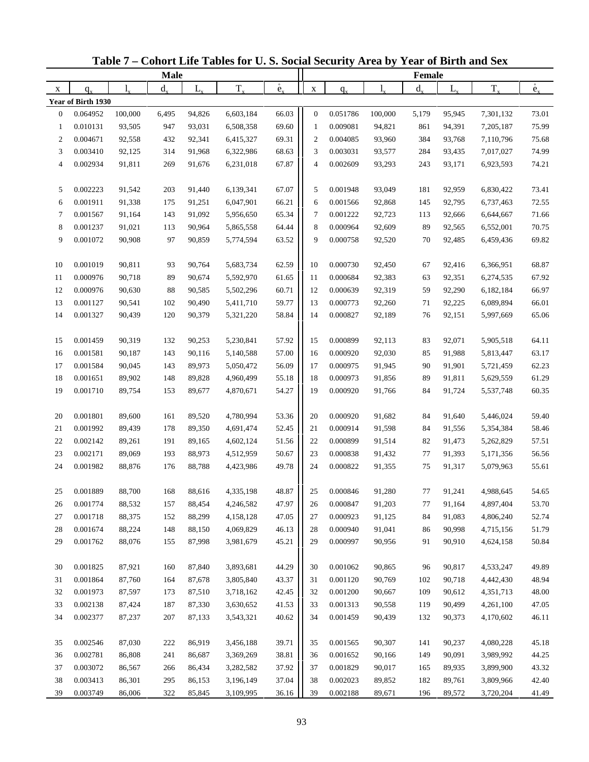# Table 7 – Cohort Life Tables for U. S. Social Security Area by Year of Birth and Sex

| Male | | | | | | | Female | | | | | | |
|---|---|---|---|---|---|---|---|---|---|---|---|---|---|
| x | $q_x$ | $l_x$ | $d_x$ | $L_x$ | $T_x$ | $\mathring{e}_x$ | x | $q_x$ | $l_x$ | $d_x$ | $L_x$ | $T_x$ | $\mathring{e}_x$ |
| **Year of Birth 1930** | | | | | | | | | | | | | |
| 0 | 0.064952 | 100,000 | 6,495 | 94,826 | 6,603,184 | 66.03 | 0 | 0.051786 | 100,000 | 5,179 | 95,945 | 7,301,132 | 73.01 |
| 1 | 0.010131 | 93,505 | 947 | 93,031 | 6,508,358 | 69.60 | 1 | 0.009081 | 94,821 | 861 | 94,391 | 7,205,187 | 75.99 |
| 2 | 0.004671 | 92,558 | 432 | 92,341 | 6,415,327 | 69.31 | 2 | 0.004085 | 93,960 | 384 | 93,768 | 7,110,796 | 75.68 |
| 3 | 0.003410 | 92,125 | 314 | 91,968 | 6,322,986 | 68.63 | 3 | 0.003031 | 93,577 | 284 | 93,435 | 7,017,027 | 74.99 |
| 4 | 0.002934 | 91,811 | 269 | 91,676 | 6,231,018 | 67.87 | 4 | 0.002609 | 93,293 | 243 | 93,171 | 6,923,593 | 74.21 |
| 5 | 0.002223 | 91,542 | 203 | 91,440 | 6,139,341 | 67.07 | 5 | 0.001948 | 93,049 | 181 | 92,959 | 6,830,422 | 73.41 |
| 6 | 0.001911 | 91,338 | 175 | 91,251 | 6,047,901 | 66.21 | 6 | 0.001566 | 92,868 | 145 | 92,795 | 6,737,463 | 72.55 |
| 7 | 0.001567 | 91,164 | 143 | 91,092 | 5,956,650 | 65.34 | 7 | 0.001222 | 92,723 | 113 | 92,666 | 6,644,667 | 71.66 |
| 8 | 0.001237 | 91,021 | 113 | 90,964 | 5,865,558 | 64.44 | 8 | 0.000964 | 92,609 | 89 | 92,565 | 6,552,001 | 70.75 |
| 9 | 0.001072 | 90,908 | 97 | 90,859 | 5,774,594 | 63.52 | 9 | 0.000758 | 92,520 | 70 | 92,485 | 6,459,436 | 69.82 |
| 10 | 0.001019 | 90,811 | 93 | 90,764 | 5,683,734 | 62.59 | 10 | 0.000730 | 92,450 | 67 | 92,416 | 6,366,951 | 68.87 |
| 11 | 0.000976 | 90,718 | 89 | 90,674 | 5,592,970 | 61.65 | 11 | 0.000684 | 92,383 | 63 | 92,351 | 6,274,535 | 67.92 |
| 12 | 0.000976 | 90,630 | 88 | 90,585 | 5,502,296 | 60.71 | 12 | 0.000639 | 92,319 | 59 | 92,290 | 6,182,184 | 66.97 |
| 13 | 0.001127 | 90,541 | 102 | 90,490 | 5,411,710 | 59.77 | 13 | 0.000773 | 92,260 | 71 | 92,225 | 6,089,894 | 66.01 |
| 14 | 0.001327 | 90,439 | 120 | 90,379 | 5,321,220 | 58.84 | 14 | 0.000827 | 92,189 | 76 | 92,151 | 5,997,669 | 65.06 |
| 15 | 0.001459 | 90,319 | 132 | 90,253 | 5,230,841 | 57.92 | 15 | 0.000899 | 92,113 | 83 | 92,071 | 5,905,518 | 64.11 |
| 16 | 0.001581 | 90,187 | 143 | 90,116 | 5,140,588 | 57.00 | 16 | 0.000920 | 92,030 | 85 | 91,988 | 5,813,447 | 63.17 |
| 17 | 0.001584 | 90,045 | 143 | 89,973 | 5,050,472 | 56.09 | 17 | 0.000975 | 91,945 | 90 | 91,901 | 5,721,459 | 62.23 |
| 18 | 0.001651 | 89,902 | 148 | 89,828 | 4,960,499 | 55.18 | 18 | 0.000973 | 91,856 | 89 | 91,811 | 5,629,559 | 61.29 |
| 19 | 0.001710 | 89,754 | 153 | 89,677 | 4,870,671 | 54.27 | 19 | 0.000920 | 91,766 | 84 | 91,724 | 5,537,748 | 60.35 |
| 20 | 0.001801 | 89,600 | 161 | 89,520 | 4,780,994 | 53.36 | 20 | 0.000920 | 91,682 | 84 | 91,640 | 5,446,024 | 59.40 |
| 21 | 0.001992 | 89,439 | 178 | 89,350 | 4,691,474 | 52.45 | 21 | 0.000914 | 91,598 | 84 | 91,556 | 5,354,384 | 58.46 |
| 22 | 0.002142 | 89,261 | 191 | 89,165 | 4,602,124 | 51.56 | 22 | 0.000899 | 91,514 | 82 | 91,473 | 5,262,829 | 57.51 |
| 23 | 0.002171 | 89,069 | 193 | 88,973 | 4,512,959 | 50.67 | 23 | 0.000838 | 91,432 | 77 | 91,393 | 5,171,356 | 56.56 |
| 24 | 0.001982 | 88,876 | 176 | 88,788 | 4,423,986 | 49.78 | 24 | 0.000822 | 91,355 | 75 | 91,317 | 5,079,963 | 55.61 |
| 25 | 0.001889 | 88,700 | 168 | 88,616 | 4,335,198 | 48.87 | 25 | 0.000846 | 91,280 | 77 | 91,241 | 4,988,645 | 54.65 |
| 26 | 0.001774 | 88,532 | 157 | 88,454 | 4,246,582 | 47.97 | 26 | 0.000847 | 91,203 | 77 | 91,164 | 4,897,404 | 53.70 |
| 27 | 0.001718 | 88,375 | 152 | 88,299 | 4,158,128 | 47.05 | 27 | 0.000923 | 91,125 | 84 | 91,083 | 4,806,240 | 52.74 |
| 28 | 0.001674 | 88,224 | 148 | 88,150 | 4,069,829 | 46.13 | 28 | 0.000940 | 91,041 | 86 | 90,998 | 4,715,156 | 51.79 |
| 29 | 0.001762 | 88,076 | 155 | 87,998 | 3,981,679 | 45.21 | 29 | 0.000997 | 90,956 | 91 | 90,910 | 4,624,158 | 50.84 |
| 30 | 0.001825 | 87,921 | 160 | 87,840 | 3,893,681 | 44.29 | 30 | 0.001062 | 90,865 | 96 | 90,817 | 4,533,247 | 49.89 |
| 31 | 0.001864 | 87,760 | 164 | 87,678 | 3,805,840 | 43.37 | 31 | 0.001120 | 90,769 | 102 | 90,718 | 4,442,430 | 48.94 |
| 32 | 0.001973 | 87,597 | 173 | 87,510 | 3,718,162 | 42.45 | 32 | 0.001200 | 90,667 | 109 | 90,612 | 4,351,713 | 48.00 |
| 33 | 0.002138 | 87,424 | 187 | 87,330 | 3,630,652 | 41.53 | 33 | 0.001313 | 90,558 | 119 | 90,499 | 4,261,100 | 47.05 |
| 34 | 0.002377 | 87,237 | 207 | 87,133 | 3,543,321 | 40.62 | 34 | 0.001459 | 90,439 | 132 | 90,373 | 4,170,602 | 46.11 |
| 35 | 0.002546 | 87,030 | 222 | 86,919 | 3,456,188 | 39.71 | 35 | 0.001565 | 90,307 | 141 | 90,237 | 4,080,228 | 45.18 |
| 36 | 0.002781 | 86,808 | 241 | 86,687 | 3,369,269 | 38.81 | 36 | 0.001652 | 90,166 | 149 | 90,091 | 3,989,992 | 44.25 |
| 37 | 0.003072 | 86,567 | 266 | 86,434 | 3,282,582 | 37.92 | 37 | 0.001829 | 90,017 | 165 | 89,935 | 3,899,900 | 43.32 |
| 38 | 0.003413 | 86,301 | 295 | 86,153 | 3,196,149 | 37.04 | 38 | 0.002023 | 89,852 | 182 | 89,761 | 3,809,966 | 42.40 |
| 39 | 0.003749 | 86,006 | 322 | 85,845 | 3,109,995 | 36.16 | 39 | 0.002188 | 89,671 | 196 | 89,572 | 3,720,204 | 41.49 |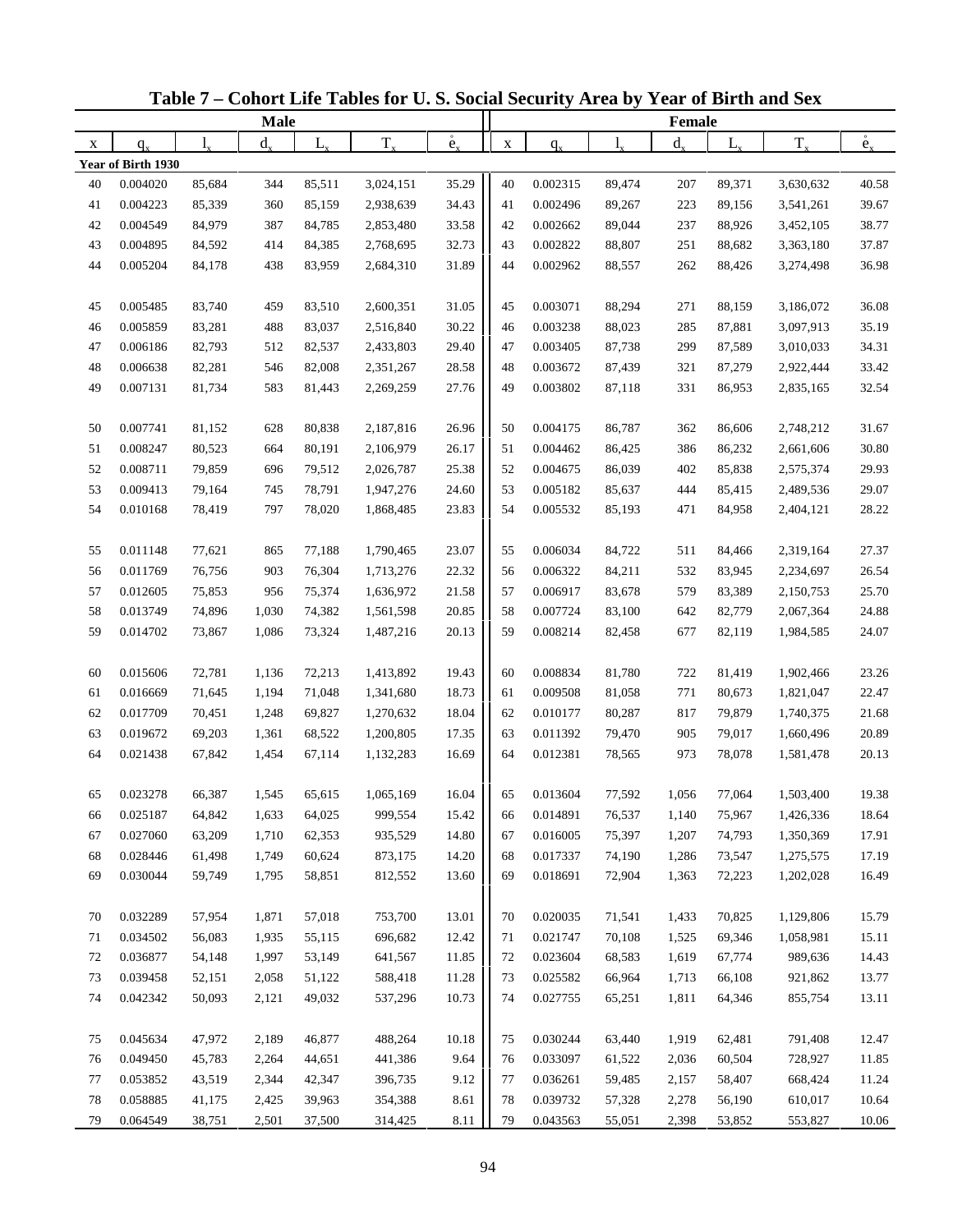# Table 7 – Cohort Life Tables for U. S. Social Security Area by Year of Birth and Sex

| Male | | | | | | | Female | | | | | | |
|---|---|---|---|---|---|---|---|---|---|---|---|---|---|
| x | $q_x$ | $l_x$ | $d_x$ | $L_x$ | $T_x$ | $\mathring{e}_x$ | x | $q_x$ | $l_x$ | $d_x$ | $L_x$ | $T_x$ | $\mathring{e}_x$ |
| **Year of Birth 1930** | | | | | | | | | | | | | |
| 40 | 0.004020 | 85,684 | 344 | 85,511 | 3,024,151 | 35.29 | 40 | 0.002315 | 89,474 | 207 | 89,371 | 3,630,632 | 40.58 |
| 41 | 0.004223 | 85,339 | 360 | 85,159 | 2,938,639 | 34.43 | 41 | 0.002496 | 89,267 | 223 | 89,156 | 3,541,261 | 39.67 |
| 42 | 0.004549 | 84,979 | 387 | 84,785 | 2,853,480 | 33.58 | 42 | 0.002662 | 89,044 | 237 | 88,926 | 3,452,105 | 38.77 |
| 43 | 0.004895 | 84,592 | 414 | 84,385 | 2,768,695 | 32.73 | 43 | 0.002822 | 88,807 | 251 | 88,682 | 3,363,180 | 37.87 |
| 44 | 0.005204 | 84,178 | 438 | 83,959 | 2,684,310 | 31.89 | 44 | 0.002962 | 88,557 | 262 | 88,426 | 3,274,498 | 36.98 |
| 45 | 0.005485 | 83,740 | 459 | 83,510 | 2,600,351 | 31.05 | 45 | 0.003071 | 88,294 | 271 | 88,159 | 3,186,072 | 36.08 |
| 46 | 0.005859 | 83,281 | 488 | 83,037 | 2,516,840 | 30.22 | 46 | 0.003238 | 88,023 | 285 | 87,881 | 3,097,913 | 35.19 |
| 47 | 0.006186 | 82,793 | 512 | 82,537 | 2,433,803 | 29.40 | 47 | 0.003405 | 87,738 | 299 | 87,589 | 3,010,033 | 34.31 |
| 48 | 0.006638 | 82,281 | 546 | 82,008 | 2,351,267 | 28.58 | 48 | 0.003672 | 87,439 | 321 | 87,279 | 2,922,444 | 33.42 |
| 49 | 0.007131 | 81,734 | 583 | 81,443 | 2,269,259 | 27.76 | 49 | 0.003802 | 87,118 | 331 | 86,953 | 2,835,165 | 32.54 |
| 50 | 0.007741 | 81,152 | 628 | 80,838 | 2,187,816 | 26.96 | 50 | 0.004175 | 86,787 | 362 | 86,606 | 2,748,212 | 31.67 |
| 51 | 0.008247 | 80,523 | 664 | 80,191 | 2,106,979 | 26.17 | 51 | 0.004462 | 86,425 | 386 | 86,232 | 2,661,606 | 30.80 |
| 52 | 0.008711 | 79,859 | 696 | 79,512 | 2,026,787 | 25.38 | 52 | 0.004675 | 86,039 | 402 | 85,838 | 2,575,374 | 29.93 |
| 53 | 0.009413 | 79,164 | 745 | 78,791 | 1,947,276 | 24.60 | 53 | 0.005182 | 85,637 | 444 | 85,415 | 2,489,536 | 29.07 |
| 54 | 0.010168 | 78,419 | 797 | 78,020 | 1,868,485 | 23.83 | 54 | 0.005532 | 85,193 | 471 | 84,958 | 2,404,121 | 28.22 |
| 55 | 0.011148 | 77,621 | 865 | 77,188 | 1,790,465 | 23.07 | 55 | 0.006034 | 84,722 | 511 | 84,466 | 2,319,164 | 27.37 |
| 56 | 0.011769 | 76,756 | 903 | 76,304 | 1,713,276 | 22.32 | 56 | 0.006322 | 84,211 | 532 | 83,945 | 2,234,697 | 26.54 |
| 57 | 0.012605 | 75,853 | 956 | 75,374 | 1,636,972 | 21.58 | 57 | 0.006917 | 83,678 | 579 | 83,389 | 2,150,753 | 25.70 |
| 58 | 0.013749 | 74,896 | 1,030 | 74,382 | 1,561,598 | 20.85 | 58 | 0.007724 | 83,100 | 642 | 82,779 | 2,067,364 | 24.88 |
| 59 | 0.014702 | 73,867 | 1,086 | 73,324 | 1,487,216 | 20.13 | 59 | 0.008214 | 82,458 | 677 | 82,119 | 1,984,585 | 24.07 |
| 60 | 0.015606 | 72,781 | 1,136 | 72,213 | 1,413,892 | 19.43 | 60 | 0.008834 | 81,780 | 722 | 81,419 | 1,902,466 | 23.26 |
| 61 | 0.016669 | 71,645 | 1,194 | 71,048 | 1,341,680 | 18.73 | 61 | 0.009508 | 81,058 | 771 | 80,673 | 1,821,047 | 22.47 |
| 62 | 0.017709 | 70,451 | 1,248 | 69,827 | 1,270,632 | 18.04 | 62 | 0.010177 | 80,287 | 817 | 79,879 | 1,740,375 | 21.68 |
| 63 | 0.019672 | 69,203 | 1,361 | 68,522 | 1,200,805 | 17.35 | 63 | 0.011392 | 79,470 | 905 | 79,017 | 1,660,496 | 20.89 |
| 64 | 0.021438 | 67,842 | 1,454 | 67,114 | 1,132,283 | 16.69 | 64 | 0.012381 | 78,565 | 973 | 78,078 | 1,581,478 | 20.13 |
| 65 | 0.023278 | 66,387 | 1,545 | 65,615 | 1,065,169 | 16.04 | 65 | 0.013604 | 77,592 | 1,056 | 77,064 | 1,503,400 | 19.38 |
| 66 | 0.025187 | 64,842 | 1,633 | 64,025 | 999,554 | 15.42 | 66 | 0.014891 | 76,537 | 1,140 | 75,967 | 1,426,336 | 18.64 |
| 67 | 0.027060 | 63,209 | 1,710 | 62,353 | 935,529 | 14.80 | 67 | 0.016005 | 75,397 | 1,207 | 74,793 | 1,350,369 | 17.91 |
| 68 | 0.028446 | 61,498 | 1,749 | 60,624 | 873,175 | 14.20 | 68 | 0.017337 | 74,190 | 1,286 | 73,547 | 1,275,575 | 17.19 |
| 69 | 0.030044 | 59,749 | 1,795 | 58,851 | 812,552 | 13.60 | 69 | 0.018691 | 72,904 | 1,363 | 72,223 | 1,202,028 | 16.49 |
| 70 | 0.032289 | 57,954 | 1,871 | 57,018 | 753,700 | 13.01 | 70 | 0.020035 | 71,541 | 1,433 | 70,825 | 1,129,806 | 15.79 |
| 71 | 0.034502 | 56,083 | 1,935 | 55,115 | 696,682 | 12.42 | 71 | 0.021747 | 70,108 | 1,525 | 69,346 | 1,058,981 | 15.11 |
| 72 | 0.036877 | 54,148 | 1,997 | 53,149 | 641,567 | 11.85 | 72 | 0.023604 | 68,583 | 1,619 | 67,774 | 989,636 | 14.43 |
| 73 | 0.039458 | 52,151 | 2,058 | 51,122 | 588,418 | 11.28 | 73 | 0.025582 | 66,964 | 1,713 | 66,108 | 921,862 | 13.77 |
| 74 | 0.042342 | 50,093 | 2,121 | 49,032 | 537,296 | 10.73 | 74 | 0.027755 | 65,251 | 1,811 | 64,346 | 855,754 | 13.11 |
| 75 | 0.045634 | 47,972 | 2,189 | 46,877 | 488,264 | 10.18 | 75 | 0.030244 | 63,440 | 1,919 | 62,481 | 791,408 | 12.47 |
| 76 | 0.049450 | 45,783 | 2,264 | 44,651 | 441,386 | 9.64 | 76 | 0.033097 | 61,522 | 2,036 | 60,504 | 728,927 | 11.85 |
| 77 | 0.053852 | 43,519 | 2,344 | 42,347 | 396,735 | 9.12 | 77 | 0.036261 | 59,485 | 2,157 | 58,407 | 668,424 | 11.24 |
| 78 | 0.058885 | 41,175 | 2,425 | 39,963 | 354,388 | 8.61 | 78 | 0.039732 | 57,328 | 2,278 | 56,190 | 610,017 | 10.64 |
| 79 | 0.064549 | 38,751 | 2,501 | 37,500 | 314,425 | 8.11 | 79 | 0.043563 | 55,051 | 2,398 | 53,852 | 553,827 | 10.06 |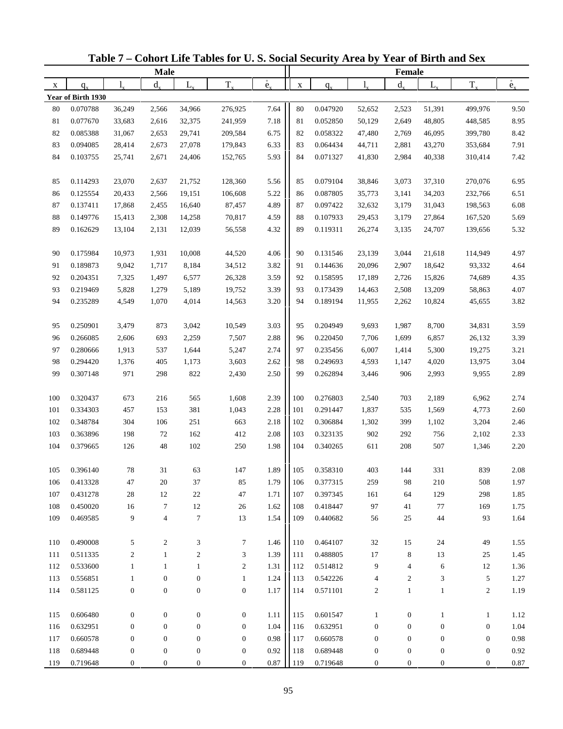# Table 7 – Cohort Life Tables for U. S. Social Security Area by Year of Birth and Sex

| Male | | | | | | | Female | | | | | | |
|---|---|---|---|---|---|---|---|---|---|---|---|---|---|
| x | $q_x$ | $l_x$ | $d_x$ | $L_x$ | $T_x$ | $\mathring{e}_x$ | x | $q_x$ | $l_x$ | $d_x$ | $L_x$ | $T_x$ | $\mathring{e}_x$ |
| **Year of Birth 1930** | | | | | | | | | | | | | |
| 80 | 0.070788 | 36,249 | 2,566 | 34,966 | 276,925 | 7.64 | 80 | 0.047920 | 52,652 | 2,523 | 51,391 | 499,976 | 9.50 |
| 81 | 0.077670 | 33,683 | 2,616 | 32,375 | 241,959 | 7.18 | 81 | 0.052850 | 50,129 | 2,649 | 48,805 | 448,585 | 8.95 |
| 82 | 0.085388 | 31,067 | 2,653 | 29,741 | 209,584 | 6.75 | 82 | 0.058322 | 47,480 | 2,769 | 46,095 | 399,780 | 8.42 |
| 83 | 0.094085 | 28,414 | 2,673 | 27,078 | 179,843 | 6.33 | 83 | 0.064434 | 44,711 | 2,881 | 43,270 | 353,684 | 7.91 |
| 84 | 0.103755 | 25,741 | 2,671 | 24,406 | 152,765 | 5.93 | 84 | 0.071327 | 41,830 | 2,984 | 40,338 | 310,414 | 7.42 |
| 85 | 0.114293 | 23,070 | 2,637 | 21,752 | 128,360 | 5.56 | 85 | 0.079104 | 38,846 | 3,073 | 37,310 | 270,076 | 6.95 |
| 86 | 0.125554 | 20,433 | 2,566 | 19,151 | 106,608 | 5.22 | 86 | 0.087805 | 35,773 | 3,141 | 34,203 | 232,766 | 6.51 |
| 87 | 0.137411 | 17,868 | 2,455 | 16,640 | 87,457 | 4.89 | 87 | 0.097422 | 32,632 | 3,179 | 31,043 | 198,563 | 6.08 |
| 88 | 0.149776 | 15,413 | 2,308 | 14,258 | 70,817 | 4.59 | 88 | 0.107933 | 29,453 | 3,179 | 27,864 | 167,520 | 5.69 |
| 89 | 0.162629 | 13,104 | 2,131 | 12,039 | 56,558 | 4.32 | 89 | 0.119311 | 26,274 | 3,135 | 24,707 | 139,656 | 5.32 |
| 90 | 0.175984 | 10,973 | 1,931 | 10,008 | 44,520 | 4.06 | 90 | 0.131546 | 23,139 | 3,044 | 21,618 | 114,949 | 4.97 |
| 91 | 0.189873 | 9,042 | 1,717 | 8,184 | 34,512 | 3.82 | 91 | 0.144636 | 20,096 | 2,907 | 18,642 | 93,332 | 4.64 |
| 92 | 0.204351 | 7,325 | 1,497 | 6,577 | 26,328 | 3.59 | 92 | 0.158595 | 17,189 | 2,726 | 15,826 | 74,689 | 4.35 |
| 93 | 0.219469 | 5,828 | 1,279 | 5,189 | 19,752 | 3.39 | 93 | 0.173439 | 14,463 | 2,508 | 13,209 | 58,863 | 4.07 |
| 94 | 0.235289 | 4,549 | 1,070 | 4,014 | 14,563 | 3.20 | 94 | 0.189194 | 11,955 | 2,262 | 10,824 | 45,655 | 3.82 |
| 95 | 0.250901 | 3,479 | 873 | 3,042 | 10,549 | 3.03 | 95 | 0.204949 | 9,693 | 1,987 | 8,700 | 34,831 | 3.59 |
| 96 | 0.266085 | 2,606 | 693 | 2,259 | 7,507 | 2.88 | 96 | 0.220450 | 7,706 | 1,699 | 6,857 | 26,132 | 3.39 |
| 97 | 0.280666 | 1,913 | 537 | 1,644 | 5,247 | 2.74 | 97 | 0.235456 | 6,007 | 1,414 | 5,300 | 19,275 | 3.21 |
| 98 | 0.294420 | 1,376 | 405 | 1,173 | 3,603 | 2.62 | 98 | 0.249693 | 4,593 | 1,147 | 4,020 | 13,975 | 3.04 |
| 99 | 0.307148 | 971 | 298 | 822 | 2,430 | 2.50 | 99 | 0.262894 | 3,446 | 906 | 2,993 | 9,955 | 2.89 |
| 100 | 0.320437 | 673 | 216 | 565 | 1,608 | 2.39 | 100 | 0.276803 | 2,540 | 703 | 2,189 | 6,962 | 2.74 |
| 101 | 0.334303 | 457 | 153 | 381 | 1,043 | 2.28 | 101 | 0.291447 | 1,837 | 535 | 1,569 | 4,773 | 2.60 |
| 102 | 0.348784 | 304 | 106 | 251 | 663 | 2.18 | 102 | 0.306884 | 1,302 | 399 | 1,102 | 3,204 | 2.46 |
| 103 | 0.363896 | 198 | 72 | 162 | 412 | 2.08 | 103 | 0.323135 | 902 | 292 | 756 | 2,102 | 2.33 |
| 104 | 0.379665 | 126 | 48 | 102 | 250 | 1.98 | 104 | 0.340265 | 611 | 208 | 507 | 1,346 | 2.20 |
| 105 | 0.396140 | 78 | 31 | 63 | 147 | 1.89 | 105 | 0.358310 | 403 | 144 | 331 | 839 | 2.08 |
| 106 | 0.413328 | 47 | 20 | 37 | 85 | 1.79 | 106 | 0.377315 | 259 | 98 | 210 | 508 | 1.97 |
| 107 | 0.431278 | 28 | 12 | 22 | 47 | 1.71 | 107 | 0.397345 | 161 | 64 | 129 | 298 | 1.85 |
| 108 | 0.450020 | 16 | 7 | 12 | 26 | 1.62 | 108 | 0.418447 | 97 | 41 | 77 | 169 | 1.75 |
| 109 | 0.469585 | 9 | 4 | 7 | 13 | 1.54 | 109 | 0.440682 | 56 | 25 | 44 | 93 | 1.64 |
| 110 | 0.490008 | 5 | 2 | 3 | 7 | 1.46 | 110 | 0.464107 | 32 | 15 | 24 | 49 | 1.55 |
| 111 | 0.511335 | 2 | 1 | 2 | 3 | 1.39 | 111 | 0.488805 | 17 | 8 | 13 | 25 | 1.45 |
| 112 | 0.533600 | 1 | 1 | 1 | 2 | 1.31 | 112 | 0.514812 | 9 | 4 | 6 | 12 | 1.36 |
| 113 | 0.556851 | 1 | 0 | 0 | 1 | 1.24 | 113 | 0.542226 | 4 | 2 | 3 | 5 | 1.27 |
| 114 | 0.581125 | 0 | 0 | 0 | 0 | 1.17 | 114 | 0.571101 | 2 | 1 | 1 | 2 | 1.19 |
| 115 | 0.606480 | 0 | 0 | 0 | 0 | 1.11 | 115 | 0.601547 | 1 | 0 | 1 | 1 | 1.12 |
| 116 | 0.632951 | 0 | 0 | 0 | 0 | 1.04 | 116 | 0.632951 | 0 | 0 | 0 | 0 | 1.04 |
| 117 | 0.660578 | 0 | 0 | 0 | 0 | 0.98 | 117 | 0.660578 | 0 | 0 | 0 | 0 | 0.98 |
| 118 | 0.689448 | 0 | 0 | 0 | 0 | 0.92 | 118 | 0.689448 | 0 | 0 | 0 | 0 | 0.92 |
| 119 | 0.719648 | 0 | 0 | 0 | 0 | 0.87 | 119 | 0.719648 | 0 | 0 | 0 | 0 | 0.87 |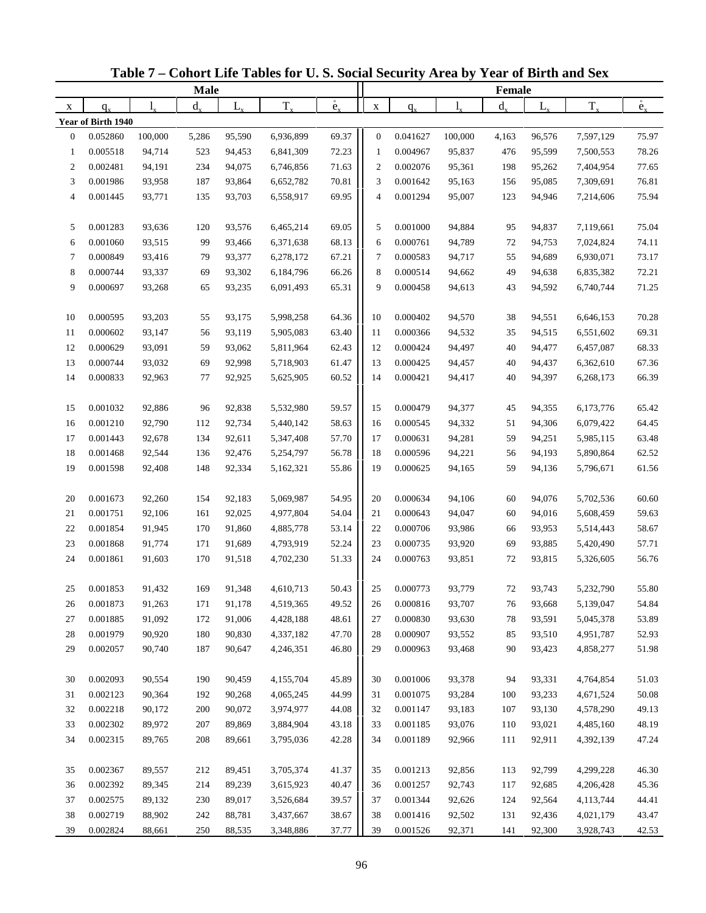# Table 7 – Cohort Life Tables for U. S. Social Security Area by Year of Birth and Sex

| Male | | | | | | | Female | | | | | | |
|---|---|---|---|---|---|---|---|---|---|---|---|---|---|
| x | $q_x$ | $l_x$ | $d_x$ | $L_x$ | $T_x$ | $\mathring{e}_x$ | x | $q_x$ | $l_x$ | $d_x$ | $L_x$ | $T_x$ | $\mathring{e}_x$ |
| **Year of Birth 1940** | | | | | | | | | | | | | |
| 0 | 0.052860 | 100,000 | 5,286 | 95,590 | 6,936,899 | 69.37 | 0 | 0.041627 | 100,000 | 4,163 | 96,576 | 7,597,129 | 75.97 |
| 1 | 0.005518 | 94,714 | 523 | 94,453 | 6,841,309 | 72.23 | 1 | 0.004967 | 95,837 | 476 | 95,599 | 7,500,553 | 78.26 |
| 2 | 0.002481 | 94,191 | 234 | 94,075 | 6,746,856 | 71.63 | 2 | 0.002076 | 95,361 | 198 | 95,262 | 7,404,954 | 77.65 |
| 3 | 0.001986 | 93,958 | 187 | 93,864 | 6,652,782 | 70.81 | 3 | 0.001642 | 95,163 | 156 | 95,085 | 7,309,691 | 76.81 |
| 4 | 0.001445 | 93,771 | 135 | 93,703 | 6,558,917 | 69.95 | 4 | 0.001294 | 95,007 | 123 | 94,946 | 7,214,606 | 75.94 |
| 5 | 0.001283 | 93,636 | 120 | 93,576 | 6,465,214 | 69.05 | 5 | 0.001000 | 94,884 | 95 | 94,837 | 7,119,661 | 75.04 |
| 6 | 0.001060 | 93,515 | 99 | 93,466 | 6,371,638 | 68.13 | 6 | 0.000761 | 94,789 | 72 | 94,753 | 7,024,824 | 74.11 |
| 7 | 0.000849 | 93,416 | 79 | 93,377 | 6,278,172 | 67.21 | 7 | 0.000583 | 94,717 | 55 | 94,689 | 6,930,071 | 73.17 |
| 8 | 0.000744 | 93,337 | 69 | 93,302 | 6,184,796 | 66.26 | 8 | 0.000514 | 94,662 | 49 | 94,638 | 6,835,382 | 72.21 |
| 9 | 0.000697 | 93,268 | 65 | 93,235 | 6,091,493 | 65.31 | 9 | 0.000458 | 94,613 | 43 | 94,592 | 6,740,744 | 71.25 |
| 10 | 0.000595 | 93,203 | 55 | 93,175 | 5,998,258 | 64.36 | 10 | 0.000402 | 94,570 | 38 | 94,551 | 6,646,153 | 70.28 |
| 11 | 0.000602 | 93,147 | 56 | 93,119 | 5,905,083 | 63.40 | 11 | 0.000366 | 94,532 | 35 | 94,515 | 6,551,602 | 69.31 |
| 12 | 0.000629 | 93,091 | 59 | 93,062 | 5,811,964 | 62.43 | 12 | 0.000424 | 94,497 | 40 | 94,477 | 6,457,087 | 68.33 |
| 13 | 0.000744 | 93,032 | 69 | 92,998 | 5,718,903 | 61.47 | 13 | 0.000425 | 94,457 | 40 | 94,437 | 6,362,610 | 67.36 |
| 14 | 0.000833 | 92,963 | 77 | 92,925 | 5,625,905 | 60.52 | 14 | 0.000421 | 94,417 | 40 | 94,397 | 6,268,173 | 66.39 |
| 15 | 0.001032 | 92,886 | 96 | 92,838 | 5,532,980 | 59.57 | 15 | 0.000479 | 94,377 | 45 | 94,355 | 6,173,776 | 65.42 |
| 16 | 0.001210 | 92,790 | 112 | 92,734 | 5,440,142 | 58.63 | 16 | 0.000545 | 94,332 | 51 | 94,306 | 6,079,422 | 64.45 |
| 17 | 0.001443 | 92,678 | 134 | 92,611 | 5,347,408 | 57.70 | 17 | 0.000631 | 94,281 | 59 | 94,251 | 5,985,115 | 63.48 |
| 18 | 0.001468 | 92,544 | 136 | 92,476 | 5,254,797 | 56.78 | 18 | 0.000596 | 94,221 | 56 | 94,193 | 5,890,864 | 62.52 |
| 19 | 0.001598 | 92,408 | 148 | 92,334 | 5,162,321 | 55.86 | 19 | 0.000625 | 94,165 | 59 | 94,136 | 5,796,671 | 61.56 |
| 20 | 0.001673 | 92,260 | 154 | 92,183 | 5,069,987 | 54.95 | 20 | 0.000634 | 94,106 | 60 | 94,076 | 5,702,536 | 60.60 |
| 21 | 0.001751 | 92,106 | 161 | 92,025 | 4,977,804 | 54.04 | 21 | 0.000643 | 94,047 | 60 | 94,016 | 5,608,459 | 59.63 |
| 22 | 0.001854 | 91,945 | 170 | 91,860 | 4,885,778 | 53.14 | 22 | 0.000706 | 93,986 | 66 | 93,953 | 5,514,443 | 58.67 |
| 23 | 0.001868 | 91,774 | 171 | 91,689 | 4,793,919 | 52.24 | 23 | 0.000735 | 93,920 | 69 | 93,885 | 5,420,490 | 57.71 |
| 24 | 0.001861 | 91,603 | 170 | 91,518 | 4,702,230 | 51.33 | 24 | 0.000763 | 93,851 | 72 | 93,815 | 5,326,605 | 56.76 |
| 25 | 0.001853 | 91,432 | 169 | 91,348 | 4,610,713 | 50.43 | 25 | 0.000773 | 93,779 | 72 | 93,743 | 5,232,790 | 55.80 |
| 26 | 0.001873 | 91,263 | 171 | 91,178 | 4,519,365 | 49.52 | 26 | 0.000816 | 93,707 | 76 | 93,668 | 5,139,047 | 54.84 |
| 27 | 0.001885 | 91,092 | 172 | 91,006 | 4,428,188 | 48.61 | 27 | 0.000830 | 93,630 | 78 | 93,591 | 5,045,378 | 53.89 |
| 28 | 0.001979 | 90,920 | 180 | 90,830 | 4,337,182 | 47.70 | 28 | 0.000907 | 93,552 | 85 | 93,510 | 4,951,787 | 52.93 |
| 29 | 0.002057 | 90,740 | 187 | 90,647 | 4,246,351 | 46.80 | 29 | 0.000963 | 93,468 | 90 | 93,423 | 4,858,277 | 51.98 |
| 30 | 0.002093 | 90,554 | 190 | 90,459 | 4,155,704 | 45.89 | 30 | 0.001006 | 93,378 | 94 | 93,331 | 4,764,854 | 51.03 |
| 31 | 0.002123 | 90,364 | 192 | 90,268 | 4,065,245 | 44.99 | 31 | 0.001075 | 93,284 | 100 | 93,233 | 4,671,524 | 50.08 |
| 32 | 0.002218 | 90,172 | 200 | 90,072 | 3,974,977 | 44.08 | 32 | 0.001147 | 93,183 | 107 | 93,130 | 4,578,290 | 49.13 |
| 33 | 0.002302 | 89,972 | 207 | 89,869 | 3,884,904 | 43.18 | 33 | 0.001185 | 93,076 | 110 | 93,021 | 4,485,160 | 48.19 |
| 34 | 0.002315 | 89,765 | 208 | 89,661 | 3,795,036 | 42.28 | 34 | 0.001189 | 92,966 | 111 | 92,911 | 4,392,139 | 47.24 |
| 35 | 0.002367 | 89,557 | 212 | 89,451 | 3,705,374 | 41.37 | 35 | 0.001213 | 92,856 | 113 | 92,799 | 4,299,228 | 46.30 |
| 36 | 0.002392 | 89,345 | 214 | 89,239 | 3,615,923 | 40.47 | 36 | 0.001257 | 92,743 | 117 | 92,685 | 4,206,428 | 45.36 |
| 37 | 0.002575 | 89,132 | 230 | 89,017 | 3,526,684 | 39.57 | 37 | 0.001344 | 92,626 | 124 | 92,564 | 4,113,744 | 44.41 |
| 38 | 0.002719 | 88,902 | 242 | 88,781 | 3,437,667 | 38.67 | 38 | 0.001416 | 92,502 | 131 | 92,436 | 4,021,179 | 43.47 |
| 39 | 0.002824 | 88,661 | 250 | 88,535 | 3,348,886 | 37.77 | 39 | 0.001526 | 92,371 | 141 | 92,300 | 3,928,743 | 42.53 |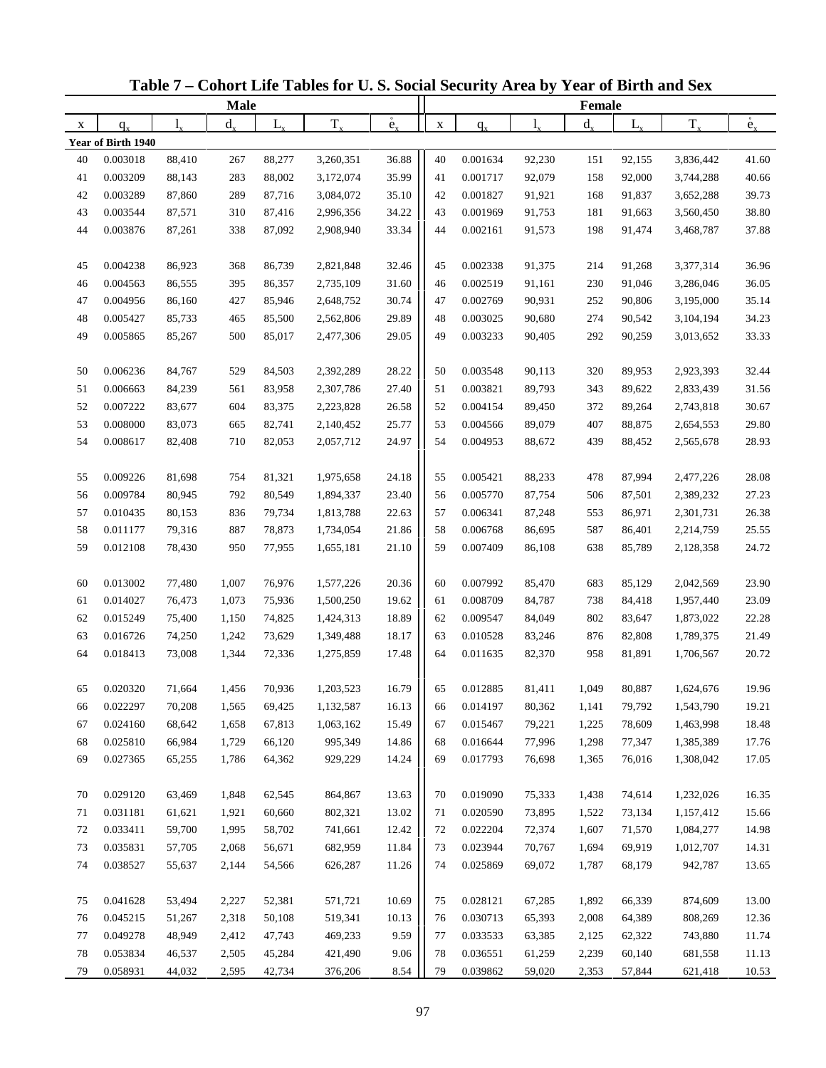# Table 7 – Cohort Life Tables for U. S. Social Security Area by Year of Birth and Sex

| Male | | | | | | | Female | | | | | | |
|---|---|---|---|---|---|---|---|---|---|---|---|---|---|
| x | $q_x$ | $l_x$ | $d_x$ | $L_x$ | $T_x$ | $\mathring{e}_x$ | x | $q_x$ | $l_x$ | $d_x$ | $L_x$ | $T_x$ | $\mathring{e}_x$ |
| **Year of Birth 1940** | | | | | | | | | | | | | |
| 40 | 0.003018 | 88,410 | 267 | 88,277 | 3,260,351 | 36.88 | 40 | 0.001634 | 92,230 | 151 | 92,155 | 3,836,442 | 41.60 |
| 41 | 0.003209 | 88,143 | 283 | 88,002 | 3,172,074 | 35.99 | 41 | 0.001717 | 92,079 | 158 | 92,000 | 3,744,288 | 40.66 |
| 42 | 0.003289 | 87,860 | 289 | 87,716 | 3,084,072 | 35.10 | 42 | 0.001827 | 91,921 | 168 | 91,837 | 3,652,288 | 39.73 |
| 43 | 0.003544 | 87,571 | 310 | 87,416 | 2,996,356 | 34.22 | 43 | 0.001969 | 91,753 | 181 | 91,663 | 3,560,450 | 38.80 |
| 44 | 0.003876 | 87,261 | 338 | 87,092 | 2,908,940 | 33.34 | 44 | 0.002161 | 91,573 | 198 | 91,474 | 3,468,787 | 37.88 |
| 45 | 0.004238 | 86,923 | 368 | 86,739 | 2,821,848 | 32.46 | 45 | 0.002338 | 91,375 | 214 | 91,268 | 3,377,314 | 36.96 |
| 46 | 0.004563 | 86,555 | 395 | 86,357 | 2,735,109 | 31.60 | 46 | 0.002519 | 91,161 | 230 | 91,046 | 3,286,046 | 36.05 |
| 47 | 0.004956 | 86,160 | 427 | 85,946 | 2,648,752 | 30.74 | 47 | 0.002769 | 90,931 | 252 | 90,806 | 3,195,000 | 35.14 |
| 48 | 0.005427 | 85,733 | 465 | 85,500 | 2,562,806 | 29.89 | 48 | 0.003025 | 90,680 | 274 | 90,542 | 3,104,194 | 34.23 |
| 49 | 0.005865 | 85,267 | 500 | 85,017 | 2,477,306 | 29.05 | 49 | 0.003233 | 90,405 | 292 | 90,259 | 3,013,652 | 33.33 |
| 50 | 0.006236 | 84,767 | 529 | 84,503 | 2,392,289 | 28.22 | 50 | 0.003548 | 90,113 | 320 | 89,953 | 2,923,393 | 32.44 |
| 51 | 0.006663 | 84,239 | 561 | 83,958 | 2,307,786 | 27.40 | 51 | 0.003821 | 89,793 | 343 | 89,622 | 2,833,439 | 31.56 |
| 52 | 0.007222 | 83,677 | 604 | 83,375 | 2,223,828 | 26.58 | 52 | 0.004154 | 89,450 | 372 | 89,264 | 2,743,818 | 30.67 |
| 53 | 0.008000 | 83,073 | 665 | 82,741 | 2,140,452 | 25.77 | 53 | 0.004566 | 89,079 | 407 | 88,875 | 2,654,553 | 29.80 |
| 54 | 0.008617 | 82,408 | 710 | 82,053 | 2,057,712 | 24.97 | 54 | 0.004953 | 88,672 | 439 | 88,452 | 2,565,678 | 28.93 |
| 55 | 0.009226 | 81,698 | 754 | 81,321 | 1,975,658 | 24.18 | 55 | 0.005421 | 88,233 | 478 | 87,994 | 2,477,226 | 28.08 |
| 56 | 0.009784 | 80,945 | 792 | 80,549 | 1,894,337 | 23.40 | 56 | 0.005770 | 87,754 | 506 | 87,501 | 2,389,232 | 27.23 |
| 57 | 0.010435 | 80,153 | 836 | 79,734 | 1,813,788 | 22.63 | 57 | 0.006341 | 87,248 | 553 | 86,971 | 2,301,731 | 26.38 |
| 58 | 0.011177 | 79,316 | 887 | 78,873 | 1,734,054 | 21.86 | 58 | 0.006768 | 86,695 | 587 | 86,401 | 2,214,759 | 25.55 |
| 59 | 0.012108 | 78,430 | 950 | 77,955 | 1,655,181 | 21.10 | 59 | 0.007409 | 86,108 | 638 | 85,789 | 2,128,358 | 24.72 |
| 60 | 0.013002 | 77,480 | 1,007 | 76,976 | 1,577,226 | 20.36 | 60 | 0.007992 | 85,470 | 683 | 85,129 | 2,042,569 | 23.90 |
| 61 | 0.014027 | 76,473 | 1,073 | 75,936 | 1,500,250 | 19.62 | 61 | 0.008709 | 84,787 | 738 | 84,418 | 1,957,440 | 23.09 |
| 62 | 0.015249 | 75,400 | 1,150 | 74,825 | 1,424,313 | 18.89 | 62 | 0.009547 | 84,049 | 802 | 83,647 | 1,873,022 | 22.28 |
| 63 | 0.016726 | 74,250 | 1,242 | 73,629 | 1,349,488 | 18.17 | 63 | 0.010528 | 83,246 | 876 | 82,808 | 1,789,375 | 21.49 |
| 64 | 0.018413 | 73,008 | 1,344 | 72,336 | 1,275,859 | 17.48 | 64 | 0.011635 | 82,370 | 958 | 81,891 | 1,706,567 | 20.72 |
| 65 | 0.020320 | 71,664 | 1,456 | 70,936 | 1,203,523 | 16.79 | 65 | 0.012885 | 81,411 | 1,049 | 80,887 | 1,624,676 | 19.96 |
| 66 | 0.022297 | 70,208 | 1,565 | 69,425 | 1,132,587 | 16.13 | 66 | 0.014197 | 80,362 | 1,141 | 79,792 | 1,543,790 | 19.21 |
| 67 | 0.024160 | 68,642 | 1,658 | 67,813 | 1,063,162 | 15.49 | 67 | 0.015467 | 79,221 | 1,225 | 78,609 | 1,463,998 | 18.48 |
| 68 | 0.025810 | 66,984 | 1,729 | 66,120 | 995,349 | 14.86 | 68 | 0.016644 | 77,996 | 1,298 | 77,347 | 1,385,389 | 17.76 |
| 69 | 0.027365 | 65,255 | 1,786 | 64,362 | 929,229 | 14.24 | 69 | 0.017793 | 76,698 | 1,365 | 76,016 | 1,308,042 | 17.05 |
| 70 | 0.029120 | 63,469 | 1,848 | 62,545 | 864,867 | 13.63 | 70 | 0.019090 | 75,333 | 1,438 | 74,614 | 1,232,026 | 16.35 |
| 71 | 0.031181 | 61,621 | 1,921 | 60,660 | 802,321 | 13.02 | 71 | 0.020590 | 73,895 | 1,522 | 73,134 | 1,157,412 | 15.66 |
| 72 | 0.033411 | 59,700 | 1,995 | 58,702 | 741,661 | 12.42 | 72 | 0.022204 | 72,374 | 1,607 | 71,570 | 1,084,277 | 14.98 |
| 73 | 0.035831 | 57,705 | 2,068 | 56,671 | 682,959 | 11.84 | 73 | 0.023944 | 70,767 | 1,694 | 69,919 | 1,012,707 | 14.31 |
| 74 | 0.038527 | 55,637 | 2,144 | 54,566 | 626,287 | 11.26 | 74 | 0.025869 | 69,072 | 1,787 | 68,179 | 942,787 | 13.65 |
| 75 | 0.041628 | 53,494 | 2,227 | 52,381 | 571,721 | 10.69 | 75 | 0.028121 | 67,285 | 1,892 | 66,339 | 874,609 | 13.00 |
| 76 | 0.045215 | 51,267 | 2,318 | 50,108 | 519,341 | 10.13 | 76 | 0.030713 | 65,393 | 2,008 | 64,389 | 808,269 | 12.36 |
| 77 | 0.049278 | 48,949 | 2,412 | 47,743 | 469,233 | 9.59 | 77 | 0.033533 | 63,385 | 2,125 | 62,322 | 743,880 | 11.74 |
| 78 | 0.053834 | 46,537 | 2,505 | 45,284 | 421,490 | 9.06 | 78 | 0.036551 | 61,259 | 2,239 | 60,140 | 681,558 | 11.13 |
| 79 | 0.058931 | 44,032 | 2,595 | 42,734 | 376,206 | 8.54 | 79 | 0.039862 | 59,020 | 2,353 | 57,844 | 621,418 | 10.53 |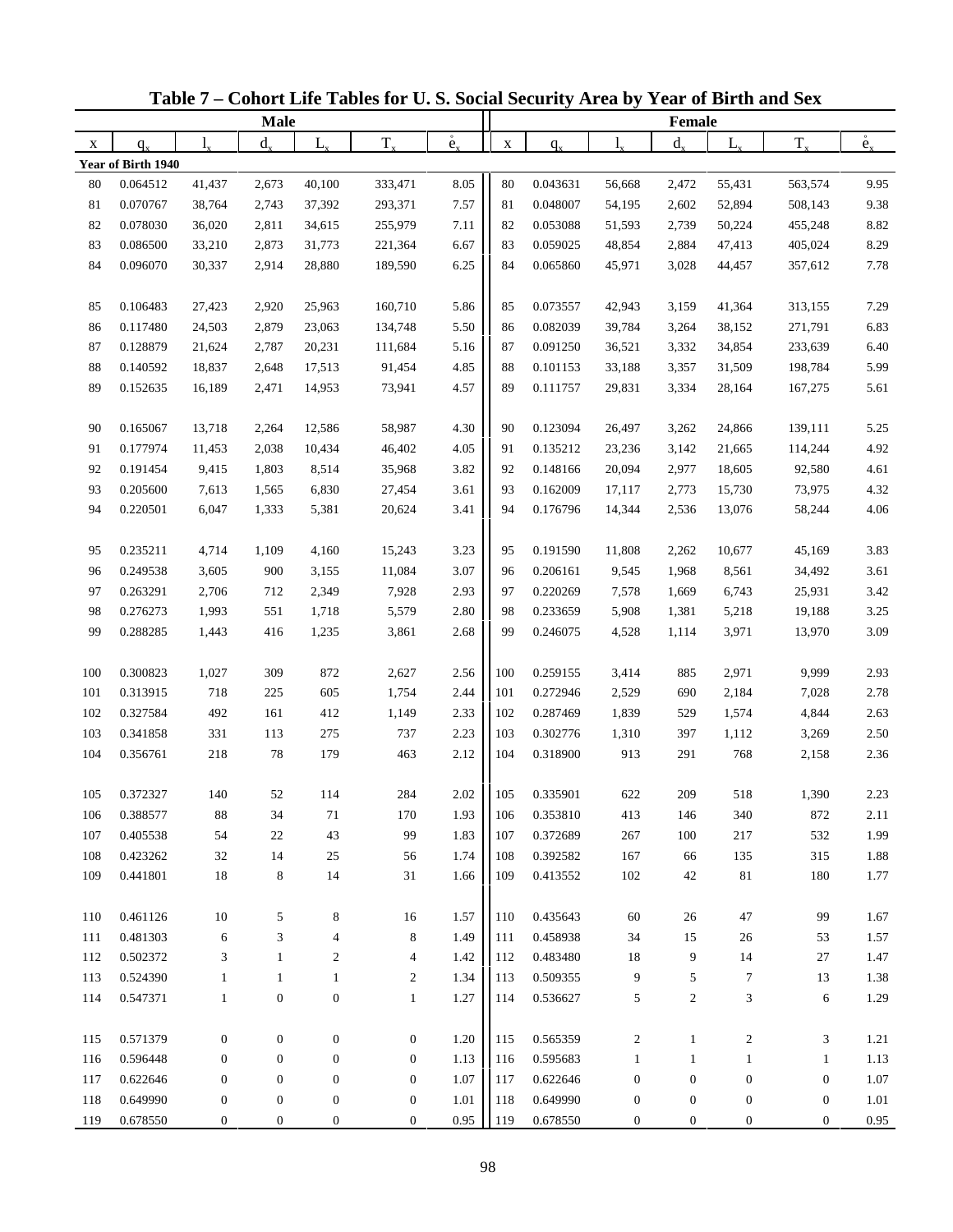## Table 7 – Cohort Life Tables for U. S. Social Security Area by Year of Birth and Sex

| Male | | | | | | | Female | | | | | | |
|---|---|---|---|---|---|---|---|---|---|---|---|---|---|
| x | $q_x$ | $l_x$ | $d_x$ | $L_x$ | $T_x$ | $\mathring{e}_x$ | x | $q_x$ | $l_x$ | $d_x$ | $L_x$ | $T_x$ | $\mathring{e}_x$ |
| **Year of Birth 1940** | | | | | | | | | | | | | |
| 80 | 0.064512 | 41,437 | 2,673 | 40,100 | 333,471 | 8.05 | 80 | 0.043631 | 56,668 | 2,472 | 55,431 | 563,574 | 9.95 |
| 81 | 0.070767 | 38,764 | 2,743 | 37,392 | 293,371 | 7.57 | 81 | 0.048007 | 54,195 | 2,602 | 52,894 | 508,143 | 9.38 |
| 82 | 0.078030 | 36,020 | 2,811 | 34,615 | 255,979 | 7.11 | 82 | 0.053088 | 51,593 | 2,739 | 50,224 | 455,248 | 8.82 |
| 83 | 0.086500 | 33,210 | 2,873 | 31,773 | 221,364 | 6.67 | 83 | 0.059025 | 48,854 | 2,884 | 47,413 | 405,024 | 8.29 |
| 84 | 0.096070 | 30,337 | 2,914 | 28,880 | 189,590 | 6.25 | 84 | 0.065860 | 45,971 | 3,028 | 44,457 | 357,612 | 7.78 |
| 85 | 0.106483 | 27,423 | 2,920 | 25,963 | 160,710 | 5.86 | 85 | 0.073557 | 42,943 | 3,159 | 41,364 | 313,155 | 7.29 |
| 86 | 0.117480 | 24,503 | 2,879 | 23,063 | 134,748 | 5.50 | 86 | 0.082039 | 39,784 | 3,264 | 38,152 | 271,791 | 6.83 |
| 87 | 0.128879 | 21,624 | 2,787 | 20,231 | 111,684 | 5.16 | 87 | 0.091250 | 36,521 | 3,332 | 34,854 | 233,639 | 6.40 |
| 88 | 0.140592 | 18,837 | 2,648 | 17,513 | 91,454 | 4.85 | 88 | 0.101153 | 33,188 | 3,357 | 31,509 | 198,784 | 5.99 |
| 89 | 0.152635 | 16,189 | 2,471 | 14,953 | 73,941 | 4.57 | 89 | 0.111757 | 29,831 | 3,334 | 28,164 | 167,275 | 5.61 |
| 90 | 0.165067 | 13,718 | 2,264 | 12,586 | 58,987 | 4.30 | 90 | 0.123094 | 26,497 | 3,262 | 24,866 | 139,111 | 5.25 |
| 91 | 0.177974 | 11,453 | 2,038 | 10,434 | 46,402 | 4.05 | 91 | 0.135212 | 23,236 | 3,142 | 21,665 | 114,244 | 4.92 |
| 92 | 0.191454 | 9,415 | 1,803 | 8,514 | 35,968 | 3.82 | 92 | 0.148166 | 20,094 | 2,977 | 18,605 | 92,580 | 4.61 |
| 93 | 0.205600 | 7,613 | 1,565 | 6,830 | 27,454 | 3.61 | 93 | 0.162009 | 17,117 | 2,773 | 15,730 | 73,975 | 4.32 |
| 94 | 0.220501 | 6,047 | 1,333 | 5,381 | 20,624 | 3.41 | 94 | 0.176796 | 14,344 | 2,536 | 13,076 | 58,244 | 4.06 |
| 95 | 0.235211 | 4,714 | 1,109 | 4,160 | 15,243 | 3.23 | 95 | 0.191590 | 11,808 | 2,262 | 10,677 | 45,169 | 3.83 |
| 96 | 0.249538 | 3,605 | 900 | 3,155 | 11,084 | 3.07 | 96 | 0.206161 | 9,545 | 1,968 | 8,561 | 34,492 | 3.61 |
| 97 | 0.263291 | 2,706 | 712 | 2,349 | 7,928 | 2.93 | 97 | 0.220269 | 7,578 | 1,669 | 6,743 | 25,931 | 3.42 |
| 98 | 0.276273 | 1,993 | 551 | 1,718 | 5,579 | 2.80 | 98 | 0.233659 | 5,908 | 1,381 | 5,218 | 19,188 | 3.25 |
| 99 | 0.288285 | 1,443 | 416 | 1,235 | 3,861 | 2.68 | 99 | 0.246075 | 4,528 | 1,114 | 3,971 | 13,970 | 3.09 |
| 100 | 0.300823 | 1,027 | 309 | 872 | 2,627 | 2.56 | 100 | 0.259155 | 3,414 | 885 | 2,971 | 9,999 | 2.93 |
| 101 | 0.313915 | 718 | 225 | 605 | 1,754 | 2.44 | 101 | 0.272946 | 2,529 | 690 | 2,184 | 7,028 | 2.78 |
| 102 | 0.327584 | 492 | 161 | 412 | 1,149 | 2.33 | 102 | 0.287469 | 1,839 | 529 | 1,574 | 4,844 | 2.63 |
| 103 | 0.341858 | 331 | 113 | 275 | 737 | 2.23 | 103 | 0.302776 | 1,310 | 397 | 1,112 | 3,269 | 2.50 |
| 104 | 0.356761 | 218 | 78 | 179 | 463 | 2.12 | 104 | 0.318900 | 913 | 291 | 768 | 2,158 | 2.36 |
| 105 | 0.372327 | 140 | 52 | 114 | 284 | 2.02 | 105 | 0.335901 | 622 | 209 | 518 | 1,390 | 2.23 |
| 106 | 0.388577 | 88 | 34 | 71 | 170 | 1.93 | 106 | 0.353810 | 413 | 146 | 340 | 872 | 2.11 |
| 107 | 0.405538 | 54 | 22 | 43 | 99 | 1.83 | 107 | 0.372689 | 267 | 100 | 217 | 532 | 1.99 |
| 108 | 0.423262 | 32 | 14 | 25 | 56 | 1.74 | 108 | 0.392582 | 167 | 66 | 135 | 315 | 1.88 |
| 109 | 0.441801 | 18 | 8 | 14 | 31 | 1.66 | 109 | 0.413552 | 102 | 42 | 81 | 180 | 1.77 |
| 110 | 0.461126 | 10 | 5 | 8 | 16 | 1.57 | 110 | 0.435643 | 60 | 26 | 47 | 99 | 1.67 |
| 111 | 0.481303 | 6 | 3 | 4 | 8 | 1.49 | 111 | 0.458938 | 34 | 15 | 26 | 53 | 1.57 |
| 112 | 0.502372 | 3 | 1 | 2 | 4 | 1.42 | 112 | 0.483480 | 18 | 9 | 14 | 27 | 1.47 |
| 113 | 0.524390 | 1 | 1 | 1 | 2 | 1.34 | 113 | 0.509355 | 9 | 5 | 7 | 13 | 1.38 |
| 114 | 0.547371 | 1 | 0 | 0 | 1 | 1.27 | 114 | 0.536627 | 5 | 2 | 3 | 6 | 1.29 |
| 115 | 0.571379 | 0 | 0 | 0 | 0 | 1.20 | 115 | 0.565359 | 2 | 1 | 2 | 3 | 1.21 |
| 116 | 0.596448 | 0 | 0 | 0 | 0 | 1.13 | 116 | 0.595683 | 1 | 1 | 1 | 1 | 1.13 |
| 117 | 0.622646 | 0 | 0 | 0 | 0 | 1.07 | 117 | 0.622646 | 0 | 0 | 0 | 0 | 1.07 |
| 118 | 0.649990 | 0 | 0 | 0 | 0 | 1.01 | 118 | 0.649990 | 0 | 0 | 0 | 0 | 1.01 |
| 119 | 0.678550 | 0 | 0 | 0 | 0 | 0.95 | 119 | 0.678550 | 0 | 0 | 0 | 0 | 0.95 |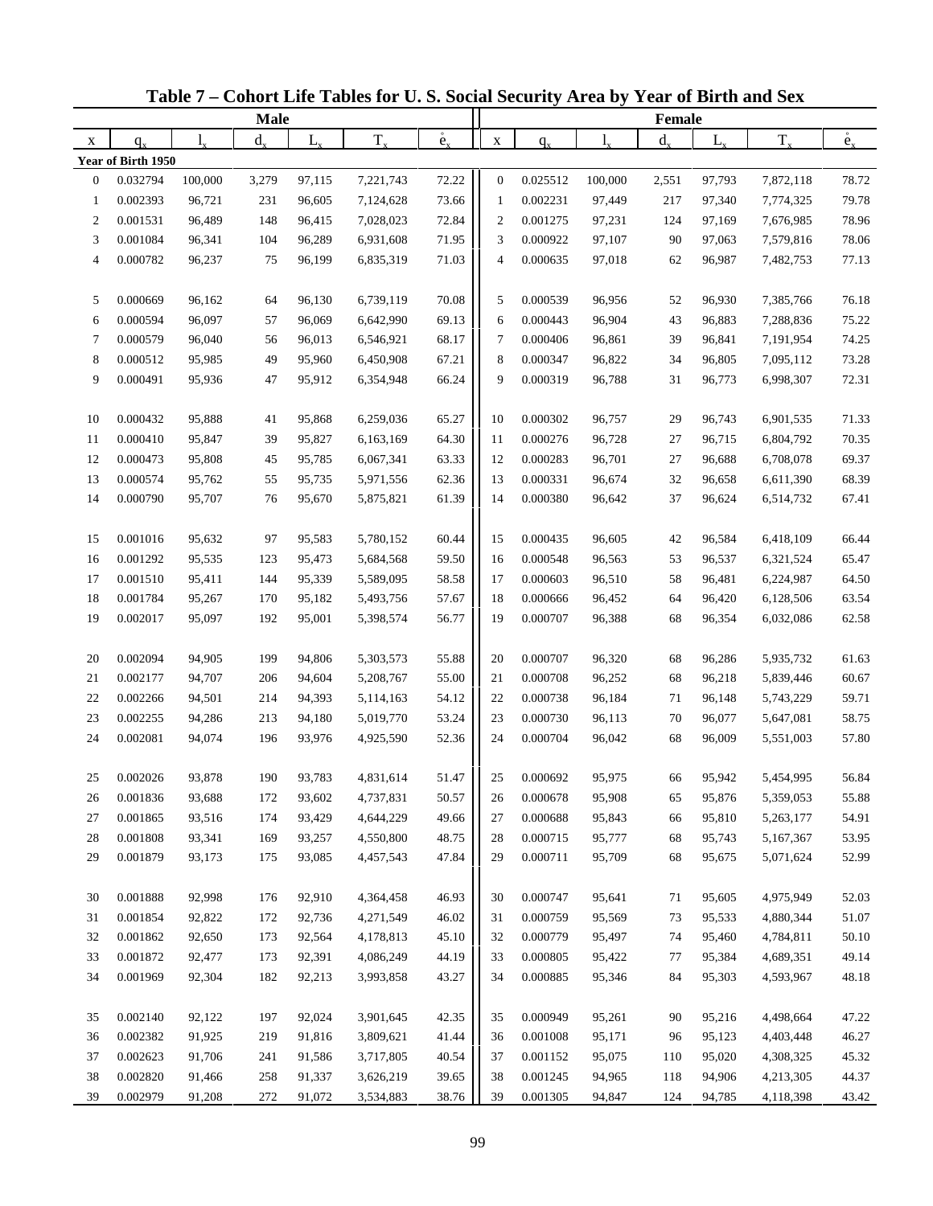# Table 7 – Cohort Life Tables for U. S. Social Security Area by Year of Birth and Sex

| Male | | | | | | | Female | | | | | | |
|---|---|---|---|---|---|---|---|---|---|---|---|---|---|
| x | $q_x$ | $l_x$ | $d_x$ | $L_x$ | $T_x$ | $\mathring{e}_x$ | x | $q_x$ | $l_x$ | $d_x$ | $L_x$ | $T_x$ | $\mathring{e}_x$ |
| **Year of Birth 1950** | | | | | | | | | | | | | |
| 0 | 0.032794 | 100,000 | 3,279 | 97,115 | 7,221,743 | 72.22 | 0 | 0.025512 | 100,000 | 2,551 | 97,793 | 7,872,118 | 78.72 |
| 1 | 0.002393 | 96,721 | 231 | 96,605 | 7,124,628 | 73.66 | 1 | 0.002231 | 97,449 | 217 | 97,340 | 7,774,325 | 79.78 |
| 2 | 0.001531 | 96,489 | 148 | 96,415 | 7,028,023 | 72.84 | 2 | 0.001275 | 97,231 | 124 | 97,169 | 7,676,985 | 78.96 |
| 3 | 0.001084 | 96,341 | 104 | 96,289 | 6,931,608 | 71.95 | 3 | 0.000922 | 97,107 | 90 | 97,063 | 7,579,816 | 78.06 |
| 4 | 0.000782 | 96,237 | 75 | 96,199 | 6,835,319 | 71.03 | 4 | 0.000635 | 97,018 | 62 | 96,987 | 7,482,753 | 77.13 |
| 5 | 0.000669 | 96,162 | 64 | 96,130 | 6,739,119 | 70.08 | 5 | 0.000539 | 96,956 | 52 | 96,930 | 7,385,766 | 76.18 |
| 6 | 0.000594 | 96,097 | 57 | 96,069 | 6,642,990 | 69.13 | 6 | 0.000443 | 96,904 | 43 | 96,883 | 7,288,836 | 75.22 |
| 7 | 0.000579 | 96,040 | 56 | 96,013 | 6,546,921 | 68.17 | 7 | 0.000406 | 96,861 | 39 | 96,841 | 7,191,954 | 74.25 |
| 8 | 0.000512 | 95,985 | 49 | 95,960 | 6,450,908 | 67.21 | 8 | 0.000347 | 96,822 | 34 | 96,805 | 7,095,112 | 73.28 |
| 9 | 0.000491 | 95,936 | 47 | 95,912 | 6,354,948 | 66.24 | 9 | 0.000319 | 96,788 | 31 | 96,773 | 6,998,307 | 72.31 |
| 10 | 0.000432 | 95,888 | 41 | 95,868 | 6,259,036 | 65.27 | 10 | 0.000302 | 96,757 | 29 | 96,743 | 6,901,535 | 71.33 |
| 11 | 0.000410 | 95,847 | 39 | 95,827 | 6,163,169 | 64.30 | 11 | 0.000276 | 96,728 | 27 | 96,715 | 6,804,792 | 70.35 |
| 12 | 0.000473 | 95,808 | 45 | 95,785 | 6,067,341 | 63.33 | 12 | 0.000283 | 96,701 | 27 | 96,688 | 6,708,078 | 69.37 |
| 13 | 0.000574 | 95,762 | 55 | 95,735 | 5,971,556 | 62.36 | 13 | 0.000331 | 96,674 | 32 | 96,658 | 6,611,390 | 68.39 |
| 14 | 0.000790 | 95,707 | 76 | 95,670 | 5,875,821 | 61.39 | 14 | 0.000380 | 96,642 | 37 | 96,624 | 6,514,732 | 67.41 |
| 15 | 0.001016 | 95,632 | 97 | 95,583 | 5,780,152 | 60.44 | 15 | 0.000435 | 96,605 | 42 | 96,584 | 6,418,109 | 66.44 |
| 16 | 0.001292 | 95,535 | 123 | 95,473 | 5,684,568 | 59.50 | 16 | 0.000548 | 96,563 | 53 | 96,537 | 6,321,524 | 65.47 |
| 17 | 0.001510 | 95,411 | 144 | 95,339 | 5,589,095 | 58.58 | 17 | 0.000603 | 96,510 | 58 | 96,481 | 6,224,987 | 64.50 |
| 18 | 0.001784 | 95,267 | 170 | 95,182 | 5,493,756 | 57.67 | 18 | 0.000666 | 96,452 | 64 | 96,420 | 6,128,506 | 63.54 |
| 19 | 0.002017 | 95,097 | 192 | 95,001 | 5,398,574 | 56.77 | 19 | 0.000707 | 96,388 | 68 | 96,354 | 6,032,086 | 62.58 |
| 20 | 0.002094 | 94,905 | 199 | 94,806 | 5,303,573 | 55.88 | 20 | 0.000707 | 96,320 | 68 | 96,286 | 5,935,732 | 61.63 |
| 21 | 0.002177 | 94,707 | 206 | 94,604 | 5,208,767 | 55.00 | 21 | 0.000708 | 96,252 | 68 | 96,218 | 5,839,446 | 60.67 |
| 22 | 0.002266 | 94,501 | 214 | 94,393 | 5,114,163 | 54.12 | 22 | 0.000738 | 96,184 | 71 | 96,148 | 5,743,229 | 59.71 |
| 23 | 0.002255 | 94,286 | 213 | 94,180 | 5,019,770 | 53.24 | 23 | 0.000730 | 96,113 | 70 | 96,077 | 5,647,081 | 58.75 |
| 24 | 0.002081 | 94,074 | 196 | 93,976 | 4,925,590 | 52.36 | 24 | 0.000704 | 96,042 | 68 | 96,009 | 5,551,003 | 57.80 |
| 25 | 0.002026 | 93,878 | 190 | 93,783 | 4,831,614 | 51.47 | 25 | 0.000692 | 95,975 | 66 | 95,942 | 5,454,995 | 56.84 |
| 26 | 0.001836 | 93,688 | 172 | 93,602 | 4,737,831 | 50.57 | 26 | 0.000678 | 95,908 | 65 | 95,876 | 5,359,053 | 55.88 |
| 27 | 0.001865 | 93,516 | 174 | 93,429 | 4,644,229 | 49.66 | 27 | 0.000688 | 95,843 | 66 | 95,810 | 5,263,177 | 54.91 |
| 28 | 0.001808 | 93,341 | 169 | 93,257 | 4,550,800 | 48.75 | 28 | 0.000715 | 95,777 | 68 | 95,743 | 5,167,367 | 53.95 |
| 29 | 0.001879 | 93,173 | 175 | 93,085 | 4,457,543 | 47.84 | 29 | 0.000711 | 95,709 | 68 | 95,675 | 5,071,624 | 52.99 |
| 30 | 0.001888 | 92,998 | 176 | 92,910 | 4,364,458 | 46.93 | 30 | 0.000747 | 95,641 | 71 | 95,605 | 4,975,949 | 52.03 |
| 31 | 0.001854 | 92,822 | 172 | 92,736 | 4,271,549 | 46.02 | 31 | 0.000759 | 95,569 | 73 | 95,533 | 4,880,344 | 51.07 |
| 32 | 0.001862 | 92,650 | 173 | 92,564 | 4,178,813 | 45.10 | 32 | 0.000779 | 95,497 | 74 | 95,460 | 4,784,811 | 50.10 |
| 33 | 0.001872 | 92,477 | 173 | 92,391 | 4,086,249 | 44.19 | 33 | 0.000805 | 95,422 | 77 | 95,384 | 4,689,351 | 49.14 |
| 34 | 0.001969 | 92,304 | 182 | 92,213 | 3,993,858 | 43.27 | 34 | 0.000885 | 95,346 | 84 | 95,303 | 4,593,967 | 48.18 |
| 35 | 0.002140 | 92,122 | 197 | 92,024 | 3,901,645 | 42.35 | 35 | 0.000949 | 95,261 | 90 | 95,216 | 4,498,664 | 47.22 |
| 36 | 0.002382 | 91,925 | 219 | 91,816 | 3,809,621 | 41.44 | 36 | 0.001008 | 95,171 | 96 | 95,123 | 4,403,448 | 46.27 |
| 37 | 0.002623 | 91,706 | 241 | 91,586 | 3,717,805 | 40.54 | 37 | 0.001152 | 95,075 | 110 | 95,020 | 4,308,325 | 45.32 |
| 38 | 0.002820 | 91,466 | 258 | 91,337 | 3,626,219 | 39.65 | 38 | 0.001245 | 94,965 | 118 | 94,906 | 4,213,305 | 44.37 |
| 39 | 0.002979 | 91,208 | 272 | 91,072 | 3,534,883 | 38.76 | 39 | 0.001305 | 94,847 | 124 | 94,785 | 4,118,398 | 43.42 |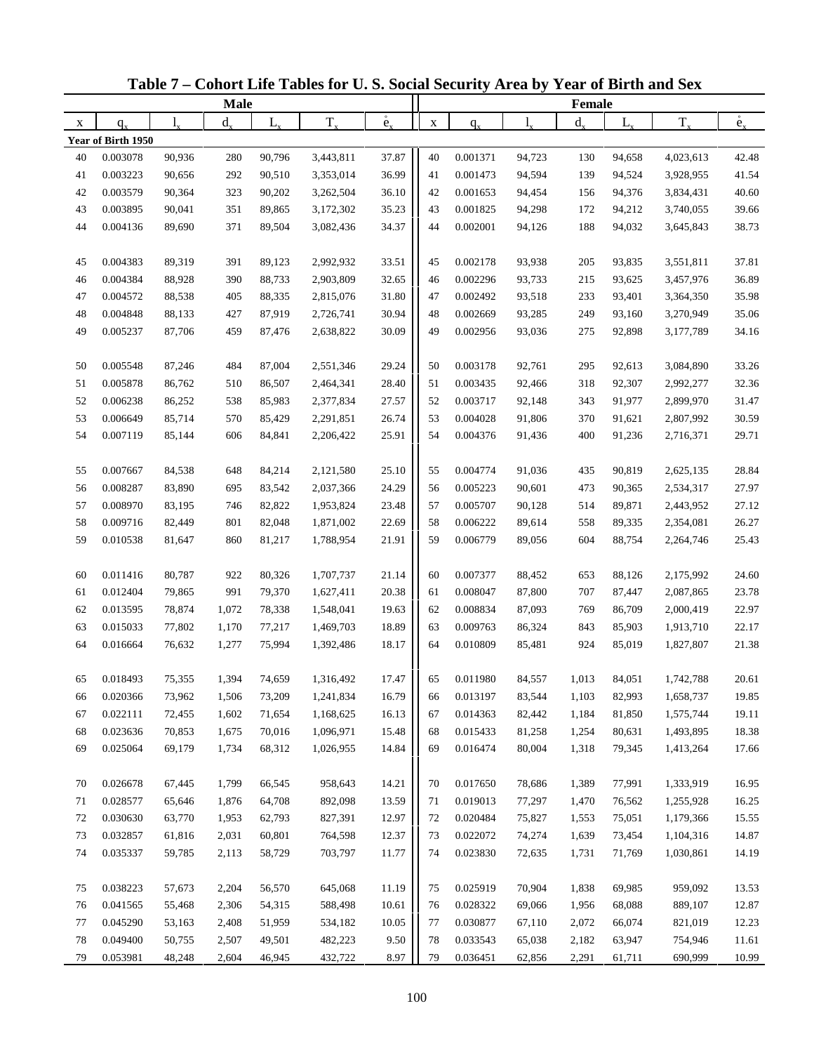# Table 7 – Cohort Life Tables for U. S. Social Security Area by Year of Birth and Sex

| Male | | | | | | | Female | | | | | | |
|---|---|---|---|---|---|---|---|---|---|---|---|---|---|
| x | $q_x$ | $l_x$ | $d_x$ | $L_x$ | $T_x$ | $\mathring{e}_x$ | x | $q_x$ | $l_x$ | $d_x$ | $L_x$ | $T_x$ | $\mathring{e}_x$ |
| **Year of Birth 1950** | | | | | | | | | | | | | |
| 40 | 0.003078 | 90,936 | 280 | 90,796 | 3,443,811 | 37.87 | 40 | 0.001371 | 94,723 | 130 | 94,658 | 4,023,613 | 42.48 |
| 41 | 0.003223 | 90,656 | 292 | 90,510 | 3,353,014 | 36.99 | 41 | 0.001473 | 94,594 | 139 | 94,524 | 3,928,955 | 41.54 |
| 42 | 0.003579 | 90,364 | 323 | 90,202 | 3,262,504 | 36.10 | 42 | 0.001653 | 94,454 | 156 | 94,376 | 3,834,431 | 40.60 |
| 43 | 0.003895 | 90,041 | 351 | 89,865 | 3,172,302 | 35.23 | 43 | 0.001825 | 94,298 | 172 | 94,212 | 3,740,055 | 39.66 |
| 44 | 0.004136 | 89,690 | 371 | 89,504 | 3,082,436 | 34.37 | 44 | 0.002001 | 94,126 | 188 | 94,032 | 3,645,843 | 38.73 |
| 45 | 0.004383 | 89,319 | 391 | 89,123 | 2,992,932 | 33.51 | 45 | 0.002178 | 93,938 | 205 | 93,835 | 3,551,811 | 37.81 |
| 46 | 0.004384 | 88,928 | 390 | 88,733 | 2,903,809 | 32.65 | 46 | 0.002296 | 93,733 | 215 | 93,625 | 3,457,976 | 36.89 |
| 47 | 0.004572 | 88,538 | 405 | 88,335 | 2,815,076 | 31.80 | 47 | 0.002492 | 93,518 | 233 | 93,401 | 3,364,350 | 35.98 |
| 48 | 0.004848 | 88,133 | 427 | 87,919 | 2,726,741 | 30.94 | 48 | 0.002669 | 93,285 | 249 | 93,160 | 3,270,949 | 35.06 |
| 49 | 0.005237 | 87,706 | 459 | 87,476 | 2,638,822 | 30.09 | 49 | 0.002956 | 93,036 | 275 | 92,898 | 3,177,789 | 34.16 |
| 50 | 0.005548 | 87,246 | 484 | 87,004 | 2,551,346 | 29.24 | 50 | 0.003178 | 92,761 | 295 | 92,613 | 3,084,890 | 33.26 |
| 51 | 0.005878 | 86,762 | 510 | 86,507 | 2,464,341 | 28.40 | 51 | 0.003435 | 92,466 | 318 | 92,307 | 2,992,277 | 32.36 |
| 52 | 0.006238 | 86,252 | 538 | 85,983 | 2,377,834 | 27.57 | 52 | 0.003717 | 92,148 | 343 | 91,977 | 2,899,970 | 31.47 |
| 53 | 0.006649 | 85,714 | 570 | 85,429 | 2,291,851 | 26.74 | 53 | 0.004028 | 91,806 | 370 | 91,621 | 2,807,992 | 30.59 |
| 54 | 0.007119 | 85,144 | 606 | 84,841 | 2,206,422 | 25.91 | 54 | 0.004376 | 91,436 | 400 | 91,236 | 2,716,371 | 29.71 |
| 55 | 0.007667 | 84,538 | 648 | 84,214 | 2,121,580 | 25.10 | 55 | 0.004774 | 91,036 | 435 | 90,819 | 2,625,135 | 28.84 |
| 56 | 0.008287 | 83,890 | 695 | 83,542 | 2,037,366 | 24.29 | 56 | 0.005223 | 90,601 | 473 | 90,365 | 2,534,317 | 27.97 |
| 57 | 0.008970 | 83,195 | 746 | 82,822 | 1,953,824 | 23.48 | 57 | 0.005707 | 90,128 | 514 | 89,871 | 2,443,952 | 27.12 |
| 58 | 0.009716 | 82,449 | 801 | 82,048 | 1,871,002 | 22.69 | 58 | 0.006222 | 89,614 | 558 | 89,335 | 2,354,081 | 26.27 |
| 59 | 0.010538 | 81,647 | 860 | 81,217 | 1,788,954 | 21.91 | 59 | 0.006779 | 89,056 | 604 | 88,754 | 2,264,746 | 25.43 |
| 60 | 0.011416 | 80,787 | 922 | 80,326 | 1,707,737 | 21.14 | 60 | 0.007377 | 88,452 | 653 | 88,126 | 2,175,992 | 24.60 |
| 61 | 0.012404 | 79,865 | 991 | 79,370 | 1,627,411 | 20.38 | 61 | 0.008047 | 87,800 | 707 | 87,447 | 2,087,865 | 23.78 |
| 62 | 0.013595 | 78,874 | 1,072 | 78,338 | 1,548,041 | 19.63 | 62 | 0.008834 | 87,093 | 769 | 86,709 | 2,000,419 | 22.97 |
| 63 | 0.015033 | 77,802 | 1,170 | 77,217 | 1,469,703 | 18.89 | 63 | 0.009763 | 86,324 | 843 | 85,903 | 1,913,710 | 22.17 |
| 64 | 0.016664 | 76,632 | 1,277 | 75,994 | 1,392,486 | 18.17 | 64 | 0.010809 | 85,481 | 924 | 85,019 | 1,827,807 | 21.38 |
| 65 | 0.018493 | 75,355 | 1,394 | 74,659 | 1,316,492 | 17.47 | 65 | 0.011980 | 84,557 | 1,013 | 84,051 | 1,742,788 | 20.61 |
| 66 | 0.020366 | 73,962 | 1,506 | 73,209 | 1,241,834 | 16.79 | 66 | 0.013197 | 83,544 | 1,103 | 82,993 | 1,658,737 | 19.85 |
| 67 | 0.022111 | 72,455 | 1,602 | 71,654 | 1,168,625 | 16.13 | 67 | 0.014363 | 82,442 | 1,184 | 81,850 | 1,575,744 | 19.11 |
| 68 | 0.023636 | 70,853 | 1,675 | 70,016 | 1,096,971 | 15.48 | 68 | 0.015433 | 81,258 | 1,254 | 80,631 | 1,493,895 | 18.38 |
| 69 | 0.025064 | 69,179 | 1,734 | 68,312 | 1,026,955 | 14.84 | 69 | 0.016474 | 80,004 | 1,318 | 79,345 | 1,413,264 | 17.66 |
| 70 | 0.026678 | 67,445 | 1,799 | 66,545 | 958,643 | 14.21 | 70 | 0.017650 | 78,686 | 1,389 | 77,991 | 1,333,919 | 16.95 |
| 71 | 0.028577 | 65,646 | 1,876 | 64,708 | 892,098 | 13.59 | 71 | 0.019013 | 77,297 | 1,470 | 76,562 | 1,255,928 | 16.25 |
| 72 | 0.030630 | 63,770 | 1,953 | 62,793 | 827,391 | 12.97 | 72 | 0.020484 | 75,827 | 1,553 | 75,051 | 1,179,366 | 15.55 |
| 73 | 0.032857 | 61,816 | 2,031 | 60,801 | 764,598 | 12.37 | 73 | 0.022072 | 74,274 | 1,639 | 73,454 | 1,104,316 | 14.87 |
| 74 | 0.035337 | 59,785 | 2,113 | 58,729 | 703,797 | 11.77 | 74 | 0.023830 | 72,635 | 1,731 | 71,769 | 1,030,861 | 14.19 |
| 75 | 0.038223 | 57,673 | 2,204 | 56,570 | 645,068 | 11.19 | 75 | 0.025919 | 70,904 | 1,838 | 69,985 | 959,092 | 13.53 |
| 76 | 0.041565 | 55,468 | 2,306 | 54,315 | 588,498 | 10.61 | 76 | 0.028322 | 69,066 | 1,956 | 68,088 | 889,107 | 12.87 |
| 77 | 0.045290 | 53,163 | 2,408 | 51,959 | 534,182 | 10.05 | 77 | 0.030877 | 67,110 | 2,072 | 66,074 | 821,019 | 12.23 |
| 78 | 0.049400 | 50,755 | 2,507 | 49,501 | 482,223 | 9.50 | 78 | 0.033543 | 65,038 | 2,182 | 63,947 | 754,946 | 11.61 |
| 79 | 0.053981 | 48,248 | 2,604 | 46,945 | 432,722 | 8.97 | 79 | 0.036451 | 62,856 | 2,291 | 61,711 | 690,999 | 10.99 |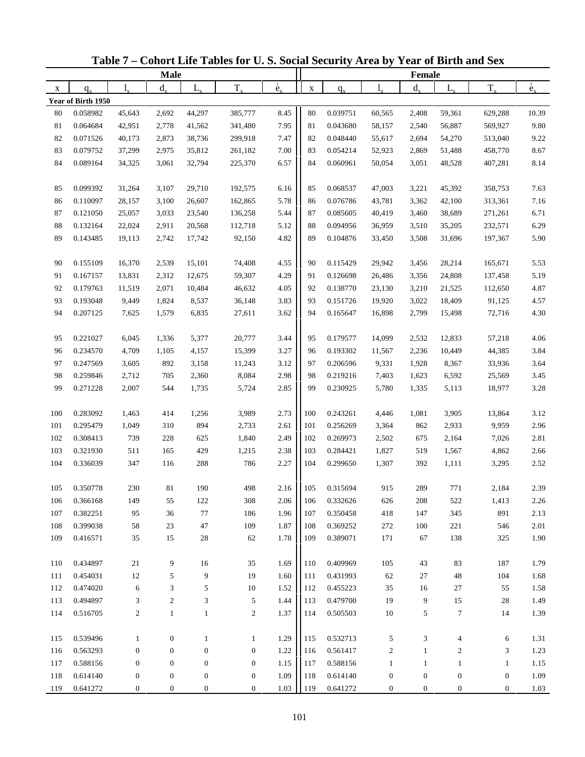# Table 7 – Cohort Life Tables for U. S. Social Security Area by Year of Birth and Sex

| Male | | | | | | | Female | | | | | | |
|---|---|---|---|---|---|---|---|---|---|---|---|---|---|
| x | $q_x$ | $l_x$ | $d_x$ | $L_x$ | $T_x$ | $\mathring{e}_x$ | x | $q_x$ | $l_x$ | $d_x$ | $L_x$ | $T_x$ | $\mathring{e}_x$ |
| **Year of Birth 1950** | | | | | | | | | | | | | |
| 80 | 0.058982 | 45,643 | 2,692 | 44,297 | 385,777 | 8.45 | 80 | 0.039751 | 60,565 | 2,408 | 59,361 | 629,288 | 10.39 |
| 81 | 0.064684 | 42,951 | 2,778 | 41,562 | 341,480 | 7.95 | 81 | 0.043680 | 58,157 | 2,540 | 56,887 | 569,927 | 9.80 |
| 82 | 0.071526 | 40,173 | 2,873 | 38,736 | 299,918 | 7.47 | 82 | 0.048440 | 55,617 | 2,694 | 54,270 | 513,040 | 9.22 |
| 83 | 0.079752 | 37,299 | 2,975 | 35,812 | 261,182 | 7.00 | 83 | 0.054214 | 52,923 | 2,869 | 51,488 | 458,770 | 8.67 |
| 84 | 0.089164 | 34,325 | 3,061 | 32,794 | 225,370 | 6.57 | 84 | 0.060961 | 50,054 | 3,051 | 48,528 | 407,281 | 8.14 |
| 85 | 0.099392 | 31,264 | 3,107 | 29,710 | 192,575 | 6.16 | 85 | 0.068537 | 47,003 | 3,221 | 45,392 | 358,753 | 7.63 |
| 86 | 0.110097 | 28,157 | 3,100 | 26,607 | 162,865 | 5.78 | 86 | 0.076786 | 43,781 | 3,362 | 42,100 | 313,361 | 7.16 |
| 87 | 0.121050 | 25,057 | 3,033 | 23,540 | 136,258 | 5.44 | 87 | 0.085605 | 40,419 | 3,460 | 38,689 | 271,261 | 6.71 |
| 88 | 0.132164 | 22,024 | 2,911 | 20,568 | 112,718 | 5.12 | 88 | 0.094956 | 36,959 | 3,510 | 35,205 | 232,571 | 6.29 |
| 89 | 0.143485 | 19,113 | 2,742 | 17,742 | 92,150 | 4.82 | 89 | 0.104876 | 33,450 | 3,508 | 31,696 | 197,367 | 5.90 |
| 90 | 0.155109 | 16,370 | 2,539 | 15,101 | 74,408 | 4.55 | 90 | 0.115429 | 29,942 | 3,456 | 28,214 | 165,671 | 5.53 |
| 91 | 0.167157 | 13,831 | 2,312 | 12,675 | 59,307 | 4.29 | 91 | 0.126698 | 26,486 | 3,356 | 24,808 | 137,458 | 5.19 |
| 92 | 0.179763 | 11,519 | 2,071 | 10,484 | 46,632 | 4.05 | 92 | 0.138770 | 23,130 | 3,210 | 21,525 | 112,650 | 4.87 |
| 93 | 0.193048 | 9,449 | 1,824 | 8,537 | 36,148 | 3.83 | 93 | 0.151726 | 19,920 | 3,022 | 18,409 | 91,125 | 4.57 |
| 94 | 0.207125 | 7,625 | 1,579 | 6,835 | 27,611 | 3.62 | 94 | 0.165647 | 16,898 | 2,799 | 15,498 | 72,716 | 4.30 |
| 95 | 0.221027 | 6,045 | 1,336 | 5,377 | 20,777 | 3.44 | 95 | 0.179577 | 14,099 | 2,532 | 12,833 | 57,218 | 4.06 |
| 96 | 0.234570 | 4,709 | 1,105 | 4,157 | 15,399 | 3.27 | 96 | 0.193302 | 11,567 | 2,236 | 10,449 | 44,385 | 3.84 |
| 97 | 0.247569 | 3,605 | 892 | 3,158 | 11,243 | 3.12 | 97 | 0.206596 | 9,331 | 1,928 | 8,367 | 33,936 | 3.64 |
| 98 | 0.259846 | 2,712 | 705 | 2,360 | 8,084 | 2.98 | 98 | 0.219216 | 7,403 | 1,623 | 6,592 | 25,569 | 3.45 |
| 99 | 0.271228 | 2,007 | 544 | 1,735 | 5,724 | 2.85 | 99 | 0.230925 | 5,780 | 1,335 | 5,113 | 18,977 | 3.28 |
| 100 | 0.283092 | 1,463 | 414 | 1,256 | 3,989 | 2.73 | 100 | 0.243261 | 4,446 | 1,081 | 3,905 | 13,864 | 3.12 |
| 101 | 0.295479 | 1,049 | 310 | 894 | 2,733 | 2.61 | 101 | 0.256269 | 3,364 | 862 | 2,933 | 9,959 | 2.96 |
| 102 | 0.308413 | 739 | 228 | 625 | 1,840 | 2.49 | 102 | 0.269973 | 2,502 | 675 | 2,164 | 7,026 | 2.81 |
| 103 | 0.321930 | 511 | 165 | 429 | 1,215 | 2.38 | 103 | 0.284421 | 1,827 | 519 | 1,567 | 4,862 | 2.66 |
| 104 | 0.336039 | 347 | 116 | 288 | 786 | 2.27 | 104 | 0.299650 | 1,307 | 392 | 1,111 | 3,295 | 2.52 |
| 105 | 0.350778 | 230 | 81 | 190 | 498 | 2.16 | 105 | 0.315694 | 915 | 289 | 771 | 2,184 | 2.39 |
| 106 | 0.366168 | 149 | 55 | 122 | 308 | 2.06 | 106 | 0.332626 | 626 | 208 | 522 | 1,413 | 2.26 |
| 107 | 0.382251 | 95 | 36 | 77 | 186 | 1.96 | 107 | 0.350458 | 418 | 147 | 345 | 891 | 2.13 |
| 108 | 0.399038 | 58 | 23 | 47 | 109 | 1.87 | 108 | 0.369252 | 272 | 100 | 221 | 546 | 2.01 |
| 109 | 0.416571 | 35 | 15 | 28 | 62 | 1.78 | 109 | 0.389071 | 171 | 67 | 138 | 325 | 1.90 |
| 110 | 0.434897 | 21 | 9 | 16 | 35 | 1.69 | 110 | 0.409969 | 105 | 43 | 83 | 187 | 1.79 |
| 111 | 0.454031 | 12 | 5 | 9 | 19 | 1.60 | 111 | 0.431993 | 62 | 27 | 48 | 104 | 1.68 |
| 112 | 0.474020 | 6 | 3 | 5 | 10 | 1.52 | 112 | 0.455223 | 35 | 16 | 27 | 55 | 1.58 |
| 113 | 0.494897 | 3 | 2 | 3 | 5 | 1.44 | 113 | 0.479700 | 19 | 9 | 15 | 28 | 1.49 |
| 114 | 0.516705 | 2 | 1 | 1 | 2 | 1.37 | 114 | 0.505503 | 10 | 5 | 7 | 14 | 1.39 |
| 115 | 0.539496 | 1 | 0 | 1 | 1 | 1.29 | 115 | 0.532713 | 5 | 3 | 4 | 6 | 1.31 |
| 116 | 0.563293 | 0 | 0 | 0 | 0 | 1.22 | 116 | 0.561417 | 2 | 1 | 2 | 3 | 1.23 |
| 117 | 0.588156 | 0 | 0 | 0 | 0 | 1.15 | 117 | 0.588156 | 1 | 1 | 1 | 1 | 1.15 |
| 118 | 0.614140 | 0 | 0 | 0 | 0 | 1.09 | 118 | 0.614140 | 0 | 0 | 0 | 0 | 1.09 |
| 119 | 0.641272 | 0 | 0 | 0 | 0 | 1.03 | 119 | 0.641272 | 0 | 0 | 0 | 0 | 1.03 |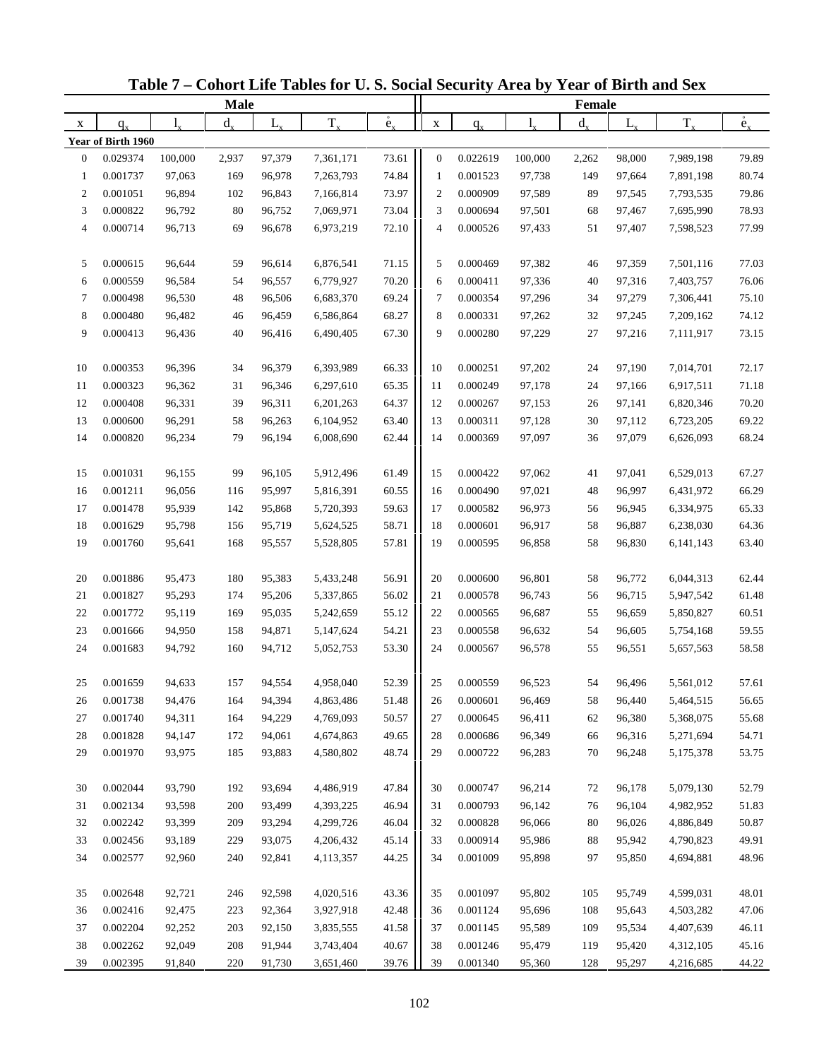# Table 7 – Cohort Life Tables for U. S. Social Security Area by Year of Birth and Sex

| Male | | | | | | | Female | | | | | | |
|---|---|---|---|---|---|---|---|---|---|---|---|---|---|
| x | $q_x$ | $l_x$ | $d_x$ | $L_x$ | $T_x$ | $\mathring{e}_x$ | x | $q_x$ | $l_x$ | $d_x$ | $L_x$ | $T_x$ | $\mathring{e}_x$ |
| **Year of Birth 1960** | | | | | | | | | | | | | |
| 0 | 0.029374 | 100,000 | 2,937 | 97,379 | 7,361,171 | 73.61 | 0 | 0.022619 | 100,000 | 2,262 | 98,000 | 7,989,198 | 79.89 |
| 1 | 0.001737 | 97,063 | 169 | 96,978 | 7,263,793 | 74.84 | 1 | 0.001523 | 97,738 | 149 | 97,664 | 7,891,198 | 80.74 |
| 2 | 0.001051 | 96,894 | 102 | 96,843 | 7,166,814 | 73.97 | 2 | 0.000909 | 97,589 | 89 | 97,545 | 7,793,535 | 79.86 |
| 3 | 0.000822 | 96,792 | 80 | 96,752 | 7,069,971 | 73.04 | 3 | 0.000694 | 97,501 | 68 | 97,467 | 7,695,990 | 78.93 |
| 4 | 0.000714 | 96,713 | 69 | 96,678 | 6,973,219 | 72.10 | 4 | 0.000526 | 97,433 | 51 | 97,407 | 7,598,523 | 77.99 |
| 5 | 0.000615 | 96,644 | 59 | 96,614 | 6,876,541 | 71.15 | 5 | 0.000469 | 97,382 | 46 | 97,359 | 7,501,116 | 77.03 |
| 6 | 0.000559 | 96,584 | 54 | 96,557 | 6,779,927 | 70.20 | 6 | 0.000411 | 97,336 | 40 | 97,316 | 7,403,757 | 76.06 |
| 7 | 0.000498 | 96,530 | 48 | 96,506 | 6,683,370 | 69.24 | 7 | 0.000354 | 97,296 | 34 | 97,279 | 7,306,441 | 75.10 |
| 8 | 0.000480 | 96,482 | 46 | 96,459 | 6,586,864 | 68.27 | 8 | 0.000331 | 97,262 | 32 | 97,245 | 7,209,162 | 74.12 |
| 9 | 0.000413 | 96,436 | 40 | 96,416 | 6,490,405 | 67.30 | 9 | 0.000280 | 97,229 | 27 | 97,216 | 7,111,917 | 73.15 |
| 10 | 0.000353 | 96,396 | 34 | 96,379 | 6,393,989 | 66.33 | 10 | 0.000251 | 97,202 | 24 | 97,190 | 7,014,701 | 72.17 |
| 11 | 0.000323 | 96,362 | 31 | 96,346 | 6,297,610 | 65.35 | 11 | 0.000249 | 97,178 | 24 | 97,166 | 6,917,511 | 71.18 |
| 12 | 0.000408 | 96,331 | 39 | 96,311 | 6,201,263 | 64.37 | 12 | 0.000267 | 97,153 | 26 | 97,141 | 6,820,346 | 70.20 |
| 13 | 0.000600 | 96,291 | 58 | 96,263 | 6,104,952 | 63.40 | 13 | 0.000311 | 97,128 | 30 | 97,112 | 6,723,205 | 69.22 |
| 14 | 0.000820 | 96,234 | 79 | 96,194 | 6,008,690 | 62.44 | 14 | 0.000369 | 97,097 | 36 | 97,079 | 6,626,093 | 68.24 |
| 15 | 0.001031 | 96,155 | 99 | 96,105 | 5,912,496 | 61.49 | 15 | 0.000422 | 97,062 | 41 | 97,041 | 6,529,013 | 67.27 |
| 16 | 0.001211 | 96,056 | 116 | 95,997 | 5,816,391 | 60.55 | 16 | 0.000490 | 97,021 | 48 | 96,997 | 6,431,972 | 66.29 |
| 17 | 0.001478 | 95,939 | 142 | 95,868 | 5,720,393 | 59.63 | 17 | 0.000582 | 96,973 | 56 | 96,945 | 6,334,975 | 65.33 |
| 18 | 0.001629 | 95,798 | 156 | 95,719 | 5,624,525 | 58.71 | 18 | 0.000601 | 96,917 | 58 | 96,887 | 6,238,030 | 64.36 |
| 19 | 0.001760 | 95,641 | 168 | 95,557 | 5,528,805 | 57.81 | 19 | 0.000595 | 96,858 | 58 | 96,830 | 6,141,143 | 63.40 |
| 20 | 0.001886 | 95,473 | 180 | 95,383 | 5,433,248 | 56.91 | 20 | 0.000600 | 96,801 | 58 | 96,772 | 6,044,313 | 62.44 |
| 21 | 0.001827 | 95,293 | 174 | 95,206 | 5,337,865 | 56.02 | 21 | 0.000578 | 96,743 | 56 | 96,715 | 5,947,542 | 61.48 |
| 22 | 0.001772 | 95,119 | 169 | 95,035 | 5,242,659 | 55.12 | 22 | 0.000565 | 96,687 | 55 | 96,659 | 5,850,827 | 60.51 |
| 23 | 0.001666 | 94,950 | 158 | 94,871 | 5,147,624 | 54.21 | 23 | 0.000558 | 96,632 | 54 | 96,605 | 5,754,168 | 59.55 |
| 24 | 0.001683 | 94,792 | 160 | 94,712 | 5,052,753 | 53.30 | 24 | 0.000567 | 96,578 | 55 | 96,551 | 5,657,563 | 58.58 |
| 25 | 0.001659 | 94,633 | 157 | 94,554 | 4,958,040 | 52.39 | 25 | 0.000559 | 96,523 | 54 | 96,496 | 5,561,012 | 57.61 |
| 26 | 0.001738 | 94,476 | 164 | 94,394 | 4,863,486 | 51.48 | 26 | 0.000601 | 96,469 | 58 | 96,440 | 5,464,515 | 56.65 |
| 27 | 0.001740 | 94,311 | 164 | 94,229 | 4,769,093 | 50.57 | 27 | 0.000645 | 96,411 | 62 | 96,380 | 5,368,075 | 55.68 |
| 28 | 0.001828 | 94,147 | 172 | 94,061 | 4,674,863 | 49.65 | 28 | 0.000686 | 96,349 | 66 | 96,316 | 5,271,694 | 54.71 |
| 29 | 0.001970 | 93,975 | 185 | 93,883 | 4,580,802 | 48.74 | 29 | 0.000722 | 96,283 | 70 | 96,248 | 5,175,378 | 53.75 |
| 30 | 0.002044 | 93,790 | 192 | 93,694 | 4,486,919 | 47.84 | 30 | 0.000747 | 96,214 | 72 | 96,178 | 5,079,130 | 52.79 |
| 31 | 0.002134 | 93,598 | 200 | 93,499 | 4,393,225 | 46.94 | 31 | 0.000793 | 96,142 | 76 | 96,104 | 4,982,952 | 51.83 |
| 32 | 0.002242 | 93,399 | 209 | 93,294 | 4,299,726 | 46.04 | 32 | 0.000828 | 96,066 | 80 | 96,026 | 4,886,849 | 50.87 |
| 33 | 0.002456 | 93,189 | 229 | 93,075 | 4,206,432 | 45.14 | 33 | 0.000914 | 95,986 | 88 | 95,942 | 4,790,823 | 49.91 |
| 34 | 0.002577 | 92,960 | 240 | 92,841 | 4,113,357 | 44.25 | 34 | 0.001009 | 95,898 | 97 | 95,850 | 4,694,881 | 48.96 |
| 35 | 0.002648 | 92,721 | 246 | 92,598 | 4,020,516 | 43.36 | 35 | 0.001097 | 95,802 | 105 | 95,749 | 4,599,031 | 48.01 |
| 36 | 0.002416 | 92,475 | 223 | 92,364 | 3,927,918 | 42.48 | 36 | 0.001124 | 95,696 | 108 | 95,643 | 4,503,282 | 47.06 |
| 37 | 0.002204 | 92,252 | 203 | 92,150 | 3,835,555 | 41.58 | 37 | 0.001145 | 95,589 | 109 | 95,534 | 4,407,639 | 46.11 |
| 38 | 0.002262 | 92,049 | 208 | 91,944 | 3,743,404 | 40.67 | 38 | 0.001246 | 95,479 | 119 | 95,420 | 4,312,105 | 45.16 |
| 39 | 0.002395 | 91,840 | 220 | 91,730 | 3,651,460 | 39.76 | 39 | 0.001340 | 95,360 | 128 | 95,297 | 4,216,685 | 44.22 |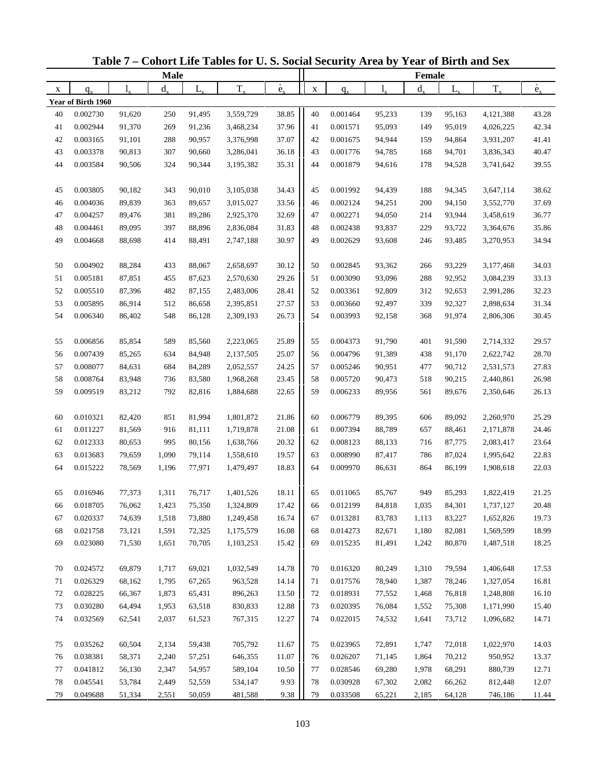# Table 7 – Cohort Life Tables for U. S. Social Security Area by Year of Birth and Sex

| Male | | | | | | | Female | | | | | | |
|---|---|---|---|---|---|---|---|---|---|---|---|---|---|
| x | $q_x$ | $l_x$ | $d_x$ | $L_x$ | $T_x$ | $\mathring{e}_x$ | x | $q_x$ | $l_x$ | $d_x$ | $L_x$ | $T_x$ | $\mathring{e}_x$ |
| **Year of Birth 1960** | | | | | | | | | | | | | |
| 40 | 0.002730 | 91,620 | 250 | 91,495 | 3,559,729 | 38.85 | 40 | 0.001464 | 95,233 | 139 | 95,163 | 4,121,388 | 43.28 |
| 41 | 0.002944 | 91,370 | 269 | 91,236 | 3,468,234 | 37.96 | 41 | 0.001571 | 95,093 | 149 | 95,019 | 4,026,225 | 42.34 |
| 42 | 0.003165 | 91,101 | 288 | 90,957 | 3,376,998 | 37.07 | 42 | 0.001675 | 94,944 | 159 | 94,864 | 3,931,207 | 41.41 |
| 43 | 0.003378 | 90,813 | 307 | 90,660 | 3,286,041 | 36.18 | 43 | 0.001776 | 94,785 | 168 | 94,701 | 3,836,343 | 40.47 |
| 44 | 0.003584 | 90,506 | 324 | 90,344 | 3,195,382 | 35.31 | 44 | 0.001879 | 94,616 | 178 | 94,528 | 3,741,642 | 39.55 |
| 45 | 0.003805 | 90,182 | 343 | 90,010 | 3,105,038 | 34.43 | 45 | 0.001992 | 94,439 | 188 | 94,345 | 3,647,114 | 38.62 |
| 46 | 0.004036 | 89,839 | 363 | 89,657 | 3,015,027 | 33.56 | 46 | 0.002124 | 94,251 | 200 | 94,150 | 3,552,770 | 37.69 |
| 47 | 0.004257 | 89,476 | 381 | 89,286 | 2,925,370 | 32.69 | 47 | 0.002271 | 94,050 | 214 | 93,944 | 3,458,619 | 36.77 |
| 48 | 0.004461 | 89,095 | 397 | 88,896 | 2,836,084 | 31.83 | 48 | 0.002438 | 93,837 | 229 | 93,722 | 3,364,676 | 35.86 |
| 49 | 0.004668 | 88,698 | 414 | 88,491 | 2,747,188 | 30.97 | 49 | 0.002629 | 93,608 | 246 | 93,485 | 3,270,953 | 34.94 |
| 50 | 0.004902 | 88,284 | 433 | 88,067 | 2,658,697 | 30.12 | 50 | 0.002845 | 93,362 | 266 | 93,229 | 3,177,468 | 34.03 |
| 51 | 0.005181 | 87,851 | 455 | 87,623 | 2,570,630 | 29.26 | 51 | 0.003090 | 93,096 | 288 | 92,952 | 3,084,239 | 33.13 |
| 52 | 0.005510 | 87,396 | 482 | 87,155 | 2,483,006 | 28.41 | 52 | 0.003361 | 92,809 | 312 | 92,653 | 2,991,286 | 32.23 |
| 53 | 0.005895 | 86,914 | 512 | 86,658 | 2,395,851 | 27.57 | 53 | 0.003660 | 92,497 | 339 | 92,327 | 2,898,634 | 31.34 |
| 54 | 0.006340 | 86,402 | 548 | 86,128 | 2,309,193 | 26.73 | 54 | 0.003993 | 92,158 | 368 | 91,974 | 2,806,306 | 30.45 |
| 55 | 0.006856 | 85,854 | 589 | 85,560 | 2,223,065 | 25.89 | 55 | 0.004373 | 91,790 | 401 | 91,590 | 2,714,332 | 29.57 |
| 56 | 0.007439 | 85,265 | 634 | 84,948 | 2,137,505 | 25.07 | 56 | 0.004796 | 91,389 | 438 | 91,170 | 2,622,742 | 28.70 |
| 57 | 0.008077 | 84,631 | 684 | 84,289 | 2,052,557 | 24.25 | 57 | 0.005246 | 90,951 | 477 | 90,712 | 2,531,573 | 27.83 |
| 58 | 0.008764 | 83,948 | 736 | 83,580 | 1,968,268 | 23.45 | 58 | 0.005720 | 90,473 | 518 | 90,215 | 2,440,861 | 26.98 |
| 59 | 0.009519 | 83,212 | 792 | 82,816 | 1,884,688 | 22.65 | 59 | 0.006233 | 89,956 | 561 | 89,676 | 2,350,646 | 26.13 |
| 60 | 0.010321 | 82,420 | 851 | 81,994 | 1,801,872 | 21.86 | 60 | 0.006779 | 89,395 | 606 | 89,092 | 2,260,970 | 25.29 |
| 61 | 0.011227 | 81,569 | 916 | 81,111 | 1,719,878 | 21.08 | 61 | 0.007394 | 88,789 | 657 | 88,461 | 2,171,878 | 24.46 |
| 62 | 0.012333 | 80,653 | 995 | 80,156 | 1,638,766 | 20.32 | 62 | 0.008123 | 88,133 | 716 | 87,775 | 2,083,417 | 23.64 |
| 63 | 0.013683 | 79,659 | 1,090 | 79,114 | 1,558,610 | 19.57 | 63 | 0.008990 | 87,417 | 786 | 87,024 | 1,995,642 | 22.83 |
| 64 | 0.015222 | 78,569 | 1,196 | 77,971 | 1,479,497 | 18.83 | 64 | 0.009970 | 86,631 | 864 | 86,199 | 1,908,618 | 22.03 |
| 65 | 0.016946 | 77,373 | 1,311 | 76,717 | 1,401,526 | 18.11 | 65 | 0.011065 | 85,767 | 949 | 85,293 | 1,822,419 | 21.25 |
| 66 | 0.018705 | 76,062 | 1,423 | 75,350 | 1,324,809 | 17.42 | 66 | 0.012199 | 84,818 | 1,035 | 84,301 | 1,737,127 | 20.48 |
| 67 | 0.020337 | 74,639 | 1,518 | 73,880 | 1,249,458 | 16.74 | 67 | 0.013281 | 83,783 | 1,113 | 83,227 | 1,652,826 | 19.73 |
| 68 | 0.021758 | 73,121 | 1,591 | 72,325 | 1,175,579 | 16.08 | 68 | 0.014273 | 82,671 | 1,180 | 82,081 | 1,569,599 | 18.99 |
| 69 | 0.023080 | 71,530 | 1,651 | 70,705 | 1,103,253 | 15.42 | 69 | 0.015235 | 81,491 | 1,242 | 80,870 | 1,487,518 | 18.25 |
| 70 | 0.024572 | 69,879 | 1,717 | 69,021 | 1,032,549 | 14.78 | 70 | 0.016320 | 80,249 | 1,310 | 79,594 | 1,406,648 | 17.53 |
| 71 | 0.026329 | 68,162 | 1,795 | 67,265 | 963,528 | 14.14 | 71 | 0.017576 | 78,940 | 1,387 | 78,246 | 1,327,054 | 16.81 |
| 72 | 0.028225 | 66,367 | 1,873 | 65,431 | 896,263 | 13.50 | 72 | 0.018931 | 77,552 | 1,468 | 76,818 | 1,248,808 | 16.10 |
| 73 | 0.030280 | 64,494 | 1,953 | 63,518 | 830,833 | 12.88 | 73 | 0.020395 | 76,084 | 1,552 | 75,308 | 1,171,990 | 15.40 |
| 74 | 0.032569 | 62,541 | 2,037 | 61,523 | 767,315 | 12.27 | 74 | 0.022015 | 74,532 | 1,641 | 73,712 | 1,096,682 | 14.71 |
| 75 | 0.035262 | 60,504 | 2,134 | 59,438 | 705,792 | 11.67 | 75 | 0.023965 | 72,891 | 1,747 | 72,018 | 1,022,970 | 14.03 |
| 76 | 0.038381 | 58,371 | 2,240 | 57,251 | 646,355 | 11.07 | 76 | 0.026207 | 71,145 | 1,864 | 70,212 | 950,952 | 13.37 |
| 77 | 0.041812 | 56,130 | 2,347 | 54,957 | 589,104 | 10.50 | 77 | 0.028546 | 69,280 | 1,978 | 68,291 | 880,739 | 12.71 |
| 78 | 0.045541 | 53,784 | 2,449 | 52,559 | 534,147 | 9.93 | 78 | 0.030928 | 67,302 | 2,082 | 66,262 | 812,448 | 12.07 |
| 79 | 0.049688 | 51,334 | 2,551 | 50,059 | 481,588 | 9.38 | 79 | 0.033508 | 65,221 | 2,185 | 64,128 | 746,186 | 11.44 |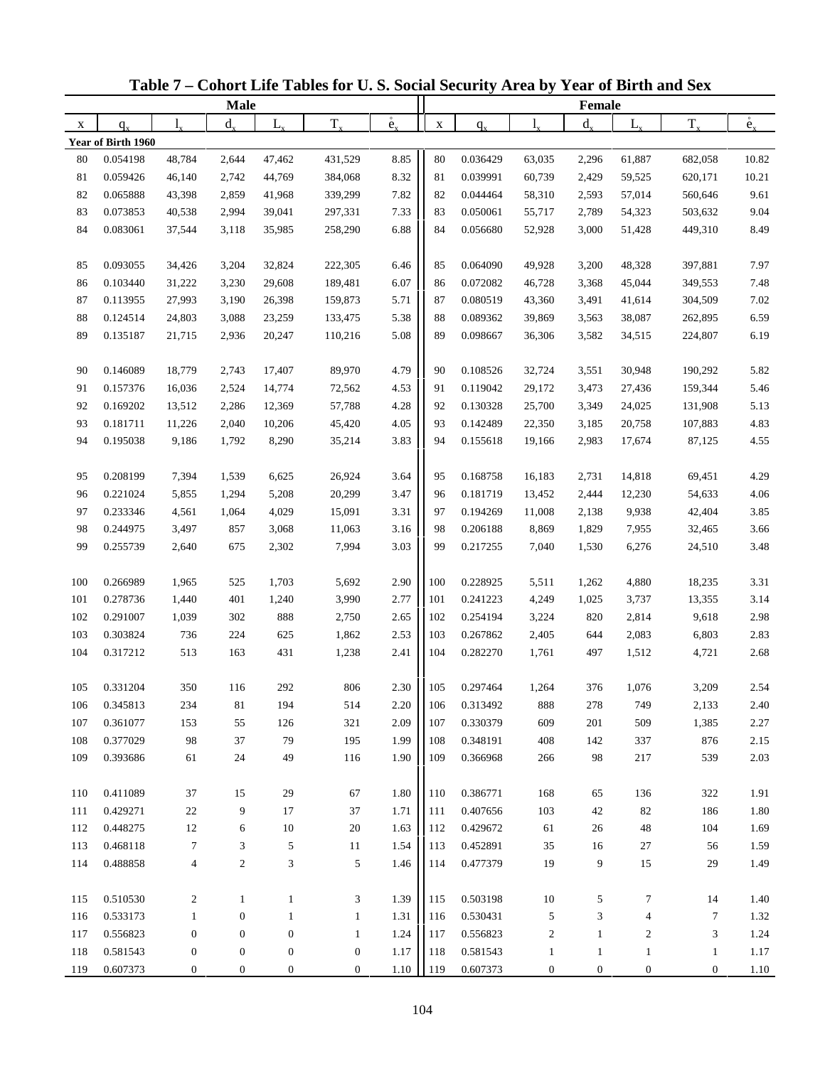## Table 7 – Cohort Life Tables for U. S. Social Security Area by Year of Birth and Sex

| Male | | | | | | | Female | | | | | | |
|---|---|---|---|---|---|---|---|---|---|---|---|---|---|
| x | $q_x$ | $l_x$ | $d_x$ | $L_x$ | $T_x$ | $\mathring{e}_x$ | x | $q_x$ | $l_x$ | $d_x$ | $L_x$ | $T_x$ | $\mathring{e}_x$ |
| **Year of Birth 1960** | | | | | | | | | | | | | |
| 80 | 0.054198 | 48,784 | 2,644 | 47,462 | 431,529 | 8.85 | 80 | 0.036429 | 63,035 | 2,296 | 61,887 | 682,058 | 10.82 |
| 81 | 0.059426 | 46,140 | 2,742 | 44,769 | 384,068 | 8.32 | 81 | 0.039991 | 60,739 | 2,429 | 59,525 | 620,171 | 10.21 |
| 82 | 0.065888 | 43,398 | 2,859 | 41,968 | 339,299 | 7.82 | 82 | 0.044464 | 58,310 | 2,593 | 57,014 | 560,646 | 9.61 |
| 83 | 0.073853 | 40,538 | 2,994 | 39,041 | 297,331 | 7.33 | 83 | 0.050061 | 55,717 | 2,789 | 54,323 | 503,632 | 9.04 |
| 84 | 0.083061 | 37,544 | 3,118 | 35,985 | 258,290 | 6.88 | 84 | 0.056680 | 52,928 | 3,000 | 51,428 | 449,310 | 8.49 |
| 85 | 0.093055 | 34,426 | 3,204 | 32,824 | 222,305 | 6.46 | 85 | 0.064090 | 49,928 | 3,200 | 48,328 | 397,881 | 7.97 |
| 86 | 0.103440 | 31,222 | 3,230 | 29,608 | 189,481 | 6.07 | 86 | 0.072082 | 46,728 | 3,368 | 45,044 | 349,553 | 7.48 |
| 87 | 0.113955 | 27,993 | 3,190 | 26,398 | 159,873 | 5.71 | 87 | 0.080519 | 43,360 | 3,491 | 41,614 | 304,509 | 7.02 |
| 88 | 0.124514 | 24,803 | 3,088 | 23,259 | 133,475 | 5.38 | 88 | 0.089362 | 39,869 | 3,563 | 38,087 | 262,895 | 6.59 |
| 89 | 0.135187 | 21,715 | 2,936 | 20,247 | 110,216 | 5.08 | 89 | 0.098667 | 36,306 | 3,582 | 34,515 | 224,807 | 6.19 |
| 90 | 0.146089 | 18,779 | 2,743 | 17,407 | 89,970 | 4.79 | 90 | 0.108526 | 32,724 | 3,551 | 30,948 | 190,292 | 5.82 |
| 91 | 0.157376 | 16,036 | 2,524 | 14,774 | 72,562 | 4.53 | 91 | 0.119042 | 29,172 | 3,473 | 27,436 | 159,344 | 5.46 |
| 92 | 0.169202 | 13,512 | 2,286 | 12,369 | 57,788 | 4.28 | 92 | 0.130328 | 25,700 | 3,349 | 24,025 | 131,908 | 5.13 |
| 93 | 0.181711 | 11,226 | 2,040 | 10,206 | 45,420 | 4.05 | 93 | 0.142489 | 22,350 | 3,185 | 20,758 | 107,883 | 4.83 |
| 94 | 0.195038 | 9,186 | 1,792 | 8,290 | 35,214 | 3.83 | 94 | 0.155618 | 19,166 | 2,983 | 17,674 | 87,125 | 4.55 |
| 95 | 0.208199 | 7,394 | 1,539 | 6,625 | 26,924 | 3.64 | 95 | 0.168758 | 16,183 | 2,731 | 14,818 | 69,451 | 4.29 |
| 96 | 0.221024 | 5,855 | 1,294 | 5,208 | 20,299 | 3.47 | 96 | 0.181719 | 13,452 | 2,444 | 12,230 | 54,633 | 4.06 |
| 97 | 0.233346 | 4,561 | 1,064 | 4,029 | 15,091 | 3.31 | 97 | 0.194269 | 11,008 | 2,138 | 9,938 | 42,404 | 3.85 |
| 98 | 0.244975 | 3,497 | 857 | 3,068 | 11,063 | 3.16 | 98 | 0.206188 | 8,869 | 1,829 | 7,955 | 32,465 | 3.66 |
| 99 | 0.255739 | 2,640 | 675 | 2,302 | 7,994 | 3.03 | 99 | 0.217255 | 7,040 | 1,530 | 6,276 | 24,510 | 3.48 |
| 100 | 0.266989 | 1,965 | 525 | 1,703 | 5,692 | 2.90 | 100 | 0.228925 | 5,511 | 1,262 | 4,880 | 18,235 | 3.31 |
| 101 | 0.278736 | 1,440 | 401 | 1,240 | 3,990 | 2.77 | 101 | 0.241223 | 4,249 | 1,025 | 3,737 | 13,355 | 3.14 |
| 102 | 0.291007 | 1,039 | 302 | 888 | 2,750 | 2.65 | 102 | 0.254194 | 3,224 | 820 | 2,814 | 9,618 | 2.98 |
| 103 | 0.303824 | 736 | 224 | 625 | 1,862 | 2.53 | 103 | 0.267862 | 2,405 | 644 | 2,083 | 6,803 | 2.83 |
| 104 | 0.317212 | 513 | 163 | 431 | 1,238 | 2.41 | 104 | 0.282270 | 1,761 | 497 | 1,512 | 4,721 | 2.68 |
| 105 | 0.331204 | 350 | 116 | 292 | 806 | 2.30 | 105 | 0.297464 | 1,264 | 376 | 1,076 | 3,209 | 2.54 |
| 106 | 0.345813 | 234 | 81 | 194 | 514 | 2.20 | 106 | 0.313492 | 888 | 278 | 749 | 2,133 | 2.40 |
| 107 | 0.361077 | 153 | 55 | 126 | 321 | 2.09 | 107 | 0.330379 | 609 | 201 | 509 | 1,385 | 2.27 |
| 108 | 0.377029 | 98 | 37 | 79 | 195 | 1.99 | 108 | 0.348191 | 408 | 142 | 337 | 876 | 2.15 |
| 109 | 0.393686 | 61 | 24 | 49 | 116 | 1.90 | 109 | 0.366968 | 266 | 98 | 217 | 539 | 2.03 |
| 110 | 0.411089 | 37 | 15 | 29 | 67 | 1.80 | 110 | 0.386771 | 168 | 65 | 136 | 322 | 1.91 |
| 111 | 0.429271 | 22 | 9 | 17 | 37 | 1.71 | 111 | 0.407656 | 103 | 42 | 82 | 186 | 1.80 |
| 112 | 0.448275 | 12 | 6 | 10 | 20 | 1.63 | 112 | 0.429672 | 61 | 26 | 48 | 104 | 1.69 |
| 113 | 0.468118 | 7 | 3 | 5 | 11 | 1.54 | 113 | 0.452891 | 35 | 16 | 27 | 56 | 1.59 |
| 114 | 0.488858 | 4 | 2 | 3 | 5 | 1.46 | 114 | 0.477379 | 19 | 9 | 15 | 29 | 1.49 |
| 115 | 0.510530 | 2 | 1 | 1 | 3 | 1.39 | 115 | 0.503198 | 10 | 5 | 7 | 14 | 1.40 |
| 116 | 0.533173 | 1 | 0 | 1 | 1 | 1.31 | 116 | 0.530431 | 5 | 3 | 4 | 7 | 1.32 |
| 117 | 0.556823 | 0 | 0 | 0 | 1 | 1.24 | 117 | 0.556823 | 2 | 1 | 2 | 3 | 1.24 |
| 118 | 0.581543 | 0 | 0 | 0 | 0 | 1.17 | 118 | 0.581543 | 1 | 1 | 1 | 1 | 1.17 |
| 119 | 0.607373 | 0 | 0 | 0 | 0 | 1.10 | 119 | 0.607373 | 0 | 0 | 0 | 0 | 1.10 |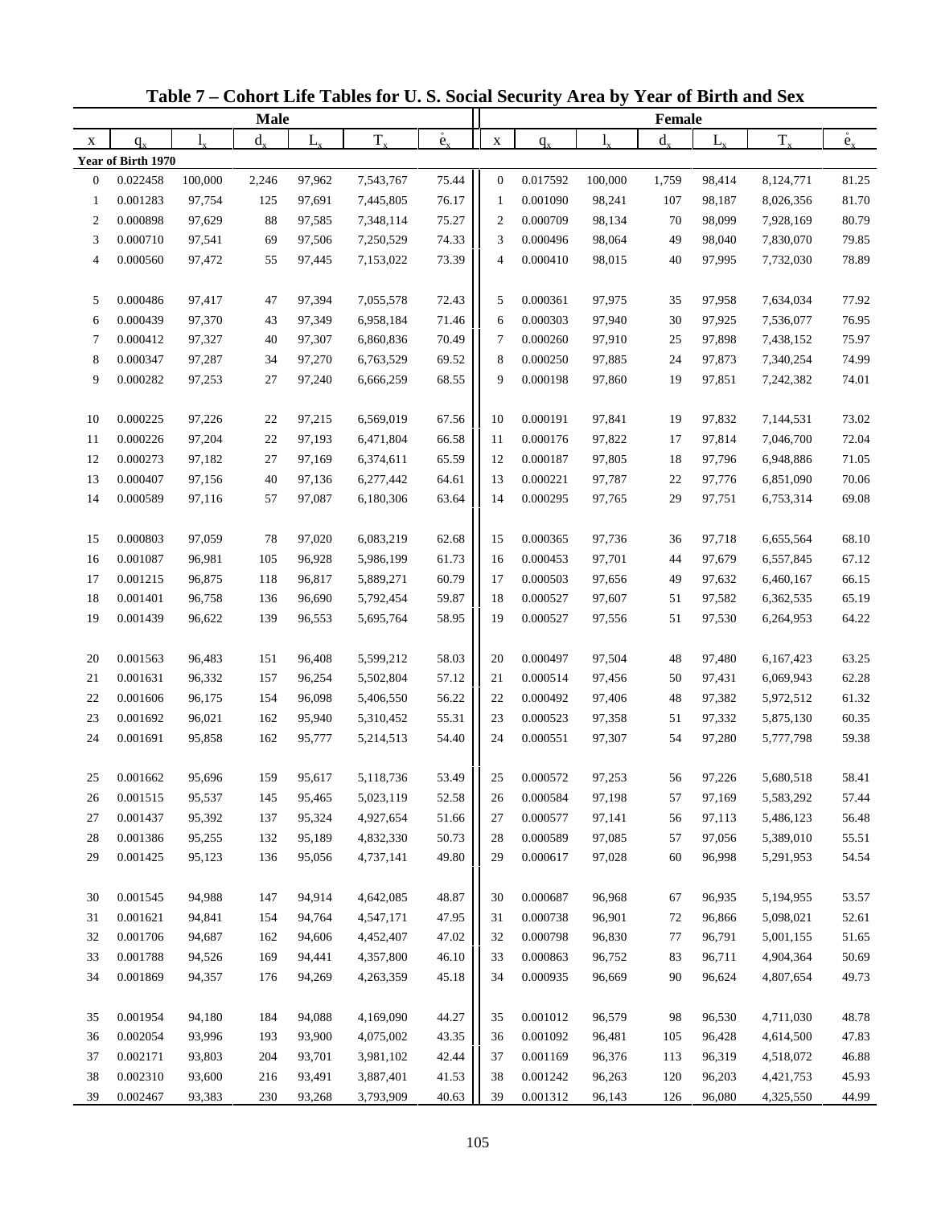# Table 7 – Cohort Life Tables for U. S. Social Security Area by Year of Birth and Sex

| Male | | | | | | | Female | | | | | | |
|---|---|---|---|---|---|---|---|---|---|---|---|---|---|
| x | $q_x$ | $l_x$ | $d_x$ | $L_x$ | $T_x$ | $\mathring{e}_x$ | x | $q_x$ | $l_x$ | $d_x$ | $L_x$ | $T_x$ | $\mathring{e}_x$ |
| **Year of Birth 1970** | | | | | | | | | | | | | |
| 0 | 0.022458 | 100,000 | 2,246 | 97,962 | 7,543,767 | 75.44 | 0 | 0.017592 | 100,000 | 1,759 | 98,414 | 8,124,771 | 81.25 |
| 1 | 0.001283 | 97,754 | 125 | 97,691 | 7,445,805 | 76.17 | 1 | 0.001090 | 98,241 | 107 | 98,187 | 8,026,356 | 81.70 |
| 2 | 0.000898 | 97,629 | 88 | 97,585 | 7,348,114 | 75.27 | 2 | 0.000709 | 98,134 | 70 | 98,099 | 7,928,169 | 80.79 |
| 3 | 0.000710 | 97,541 | 69 | 97,506 | 7,250,529 | 74.33 | 3 | 0.000496 | 98,064 | 49 | 98,040 | 7,830,070 | 79.85 |
| 4 | 0.000560 | 97,472 | 55 | 97,445 | 7,153,022 | 73.39 | 4 | 0.000410 | 98,015 | 40 | 97,995 | 7,732,030 | 78.89 |
| 5 | 0.000486 | 97,417 | 47 | 97,394 | 7,055,578 | 72.43 | 5 | 0.000361 | 97,975 | 35 | 97,958 | 7,634,034 | 77.92 |
| 6 | 0.000439 | 97,370 | 43 | 97,349 | 6,958,184 | 71.46 | 6 | 0.000303 | 97,940 | 30 | 97,925 | 7,536,077 | 76.95 |
| 7 | 0.000412 | 97,327 | 40 | 97,307 | 6,860,836 | 70.49 | 7 | 0.000260 | 97,910 | 25 | 97,898 | 7,438,152 | 75.97 |
| 8 | 0.000347 | 97,287 | 34 | 97,270 | 6,763,529 | 69.52 | 8 | 0.000250 | 97,885 | 24 | 97,873 | 7,340,254 | 74.99 |
| 9 | 0.000282 | 97,253 | 27 | 97,240 | 6,666,259 | 68.55 | 9 | 0.000198 | 97,860 | 19 | 97,851 | 7,242,382 | 74.01 |
| 10 | 0.000225 | 97,226 | 22 | 97,215 | 6,569,019 | 67.56 | 10 | 0.000191 | 97,841 | 19 | 97,832 | 7,144,531 | 73.02 |
| 11 | 0.000226 | 97,204 | 22 | 97,193 | 6,471,804 | 66.58 | 11 | 0.000176 | 97,822 | 17 | 97,814 | 7,046,700 | 72.04 |
| 12 | 0.000273 | 97,182 | 27 | 97,169 | 6,374,611 | 65.59 | 12 | 0.000187 | 97,805 | 18 | 97,796 | 6,948,886 | 71.05 |
| 13 | 0.000407 | 97,156 | 40 | 97,136 | 6,277,442 | 64.61 | 13 | 0.000221 | 97,787 | 22 | 97,776 | 6,851,090 | 70.06 |
| 14 | 0.000589 | 97,116 | 57 | 97,087 | 6,180,306 | 63.64 | 14 | 0.000295 | 97,765 | 29 | 97,751 | 6,753,314 | 69.08 |
| 15 | 0.000803 | 97,059 | 78 | 97,020 | 6,083,219 | 62.68 | 15 | 0.000365 | 97,736 | 36 | 97,718 | 6,655,564 | 68.10 |
| 16 | 0.001087 | 96,981 | 105 | 96,928 | 5,986,199 | 61.73 | 16 | 0.000453 | 97,701 | 44 | 97,679 | 6,557,845 | 67.12 |
| 17 | 0.001215 | 96,875 | 118 | 96,817 | 5,889,271 | 60.79 | 17 | 0.000503 | 97,656 | 49 | 97,632 | 6,460,167 | 66.15 |
| 18 | 0.001401 | 96,758 | 136 | 96,690 | 5,792,454 | 59.87 | 18 | 0.000527 | 97,607 | 51 | 97,582 | 6,362,535 | 65.19 |
| 19 | 0.001439 | 96,622 | 139 | 96,553 | 5,695,764 | 58.95 | 19 | 0.000527 | 97,556 | 51 | 97,530 | 6,264,953 | 64.22 |
| 20 | 0.001563 | 96,483 | 151 | 96,408 | 5,599,212 | 58.03 | 20 | 0.000497 | 97,504 | 48 | 97,480 | 6,167,423 | 63.25 |
| 21 | 0.001631 | 96,332 | 157 | 96,254 | 5,502,804 | 57.12 | 21 | 0.000514 | 97,456 | 50 | 97,431 | 6,069,943 | 62.28 |
| 22 | 0.001606 | 96,175 | 154 | 96,098 | 5,406,550 | 56.22 | 22 | 0.000492 | 97,406 | 48 | 97,382 | 5,972,512 | 61.32 |
| 23 | 0.001692 | 96,021 | 162 | 95,940 | 5,310,452 | 55.31 | 23 | 0.000523 | 97,358 | 51 | 97,332 | 5,875,130 | 60.35 |
| 24 | 0.001691 | 95,858 | 162 | 95,777 | 5,214,513 | 54.40 | 24 | 0.000551 | 97,307 | 54 | 97,280 | 5,777,798 | 59.38 |
| 25 | 0.001662 | 95,696 | 159 | 95,617 | 5,118,736 | 53.49 | 25 | 0.000572 | 97,253 | 56 | 97,226 | 5,680,518 | 58.41 |
| 26 | 0.001515 | 95,537 | 145 | 95,465 | 5,023,119 | 52.58 | 26 | 0.000584 | 97,198 | 57 | 97,169 | 5,583,292 | 57.44 |
| 27 | 0.001437 | 95,392 | 137 | 95,324 | 4,927,654 | 51.66 | 27 | 0.000577 | 97,141 | 56 | 97,113 | 5,486,123 | 56.48 |
| 28 | 0.001386 | 95,255 | 132 | 95,189 | 4,832,330 | 50.73 | 28 | 0.000589 | 97,085 | 57 | 97,056 | 5,389,010 | 55.51 |
| 29 | 0.001425 | 95,123 | 136 | 95,056 | 4,737,141 | 49.80 | 29 | 0.000617 | 97,028 | 60 | 96,998 | 5,291,953 | 54.54 |
| 30 | 0.001545 | 94,988 | 147 | 94,914 | 4,642,085 | 48.87 | 30 | 0.000687 | 96,968 | 67 | 96,935 | 5,194,955 | 53.57 |
| 31 | 0.001621 | 94,841 | 154 | 94,764 | 4,547,171 | 47.95 | 31 | 0.000738 | 96,901 | 72 | 96,866 | 5,098,021 | 52.61 |
| 32 | 0.001706 | 94,687 | 162 | 94,606 | 4,452,407 | 47.02 | 32 | 0.000798 | 96,830 | 77 | 96,791 | 5,001,155 | 51.65 |
| 33 | 0.001788 | 94,526 | 169 | 94,441 | 4,357,800 | 46.10 | 33 | 0.000863 | 96,752 | 83 | 96,711 | 4,904,364 | 50.69 |
| 34 | 0.001869 | 94,357 | 176 | 94,269 | 4,263,359 | 45.18 | 34 | 0.000935 | 96,669 | 90 | 96,624 | 4,807,654 | 49.73 |
| 35 | 0.001954 | 94,180 | 184 | 94,088 | 4,169,090 | 44.27 | 35 | 0.001012 | 96,579 | 98 | 96,530 | 4,711,030 | 48.78 |
| 36 | 0.002054 | 93,996 | 193 | 93,900 | 4,075,002 | 43.35 | 36 | 0.001092 | 96,481 | 105 | 96,428 | 4,614,500 | 47.83 |
| 37 | 0.002171 | 93,803 | 204 | 93,701 | 3,981,102 | 42.44 | 37 | 0.001169 | 96,376 | 113 | 96,319 | 4,518,072 | 46.88 |
| 38 | 0.002310 | 93,600 | 216 | 93,491 | 3,887,401 | 41.53 | 38 | 0.001242 | 96,263 | 120 | 96,203 | 4,421,753 | 45.93 |
| 39 | 0.002467 | 93,383 | 230 | 93,268 | 3,793,909 | 40.63 | 39 | 0.001312 | 96,143 | 126 | 96,080 | 4,325,550 | 44.99 |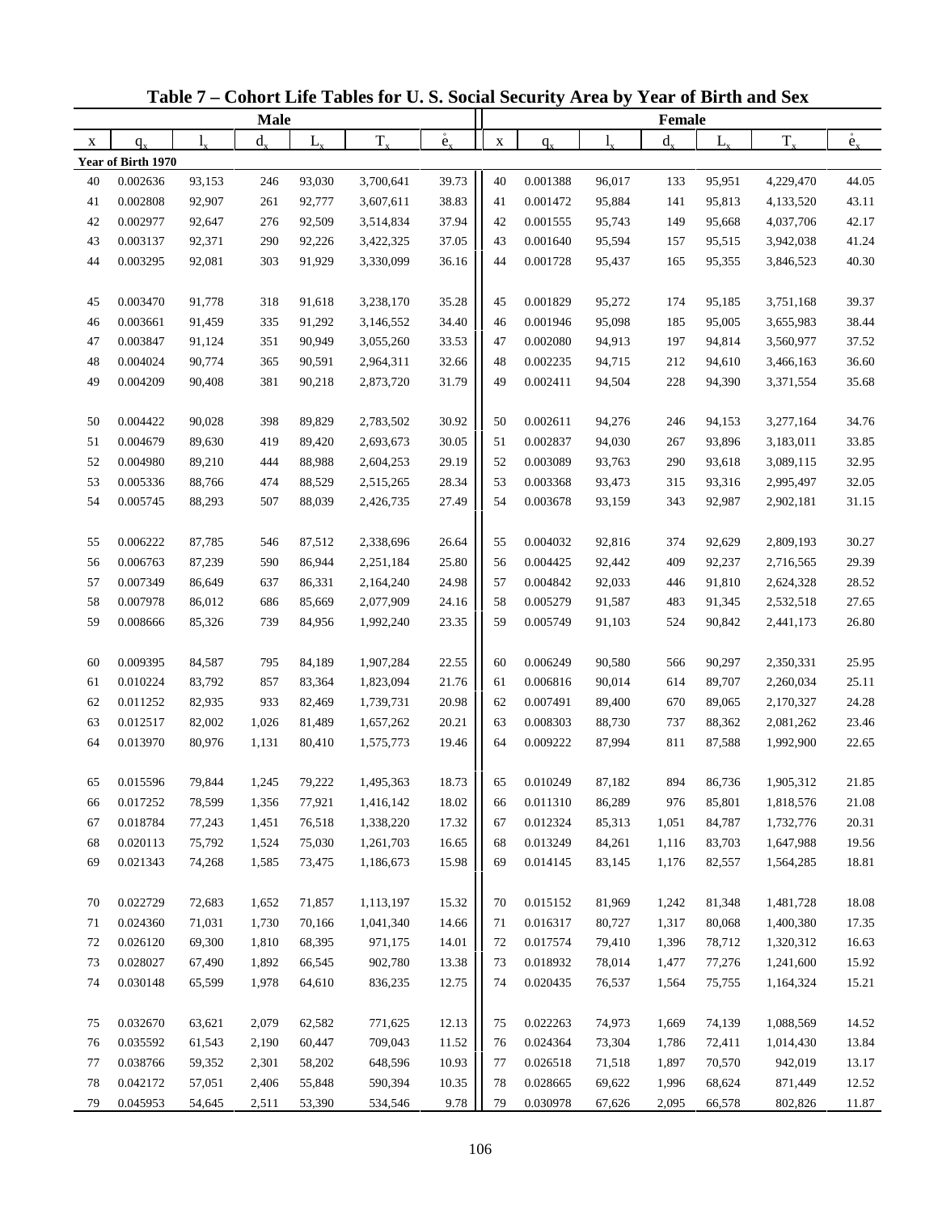## Table 7 – Cohort Life Tables for U. S. Social Security Area by Year of Birth and Sex

| Male | | | | | | | Female | | | | | | |
|---|---|---|---|---|---|---|---|---|---|---|---|---|---|
| x | $q_x$ | $l_x$ | $d_x$ | $L_x$ | $T_x$ | $\mathring{e}_x$ | x | $q_x$ | $l_x$ | $d_x$ | $L_x$ | $T_x$ | $\mathring{e}_x$ |
| **Year of Birth 1970** | | | | | | | | | | | | | |
| 40 | 0.002636 | 93,153 | 246 | 93,030 | 3,700,641 | 39.73 | 40 | 0.001388 | 96,017 | 133 | 95,951 | 4,229,470 | 44.05 |
| 41 | 0.002808 | 92,907 | 261 | 92,777 | 3,607,611 | 38.83 | 41 | 0.001472 | 95,884 | 141 | 95,813 | 4,133,520 | 43.11 |
| 42 | 0.002977 | 92,647 | 276 | 92,509 | 3,514,834 | 37.94 | 42 | 0.001555 | 95,743 | 149 | 95,668 | 4,037,706 | 42.17 |
| 43 | 0.003137 | 92,371 | 290 | 92,226 | 3,422,325 | 37.05 | 43 | 0.001640 | 95,594 | 157 | 95,515 | 3,942,038 | 41.24 |
| 44 | 0.003295 | 92,081 | 303 | 91,929 | 3,330,099 | 36.16 | 44 | 0.001728 | 95,437 | 165 | 95,355 | 3,846,523 | 40.30 |
| 45 | 0.003470 | 91,778 | 318 | 91,618 | 3,238,170 | 35.28 | 45 | 0.001829 | 95,272 | 174 | 95,185 | 3,751,168 | 39.37 |
| 46 | 0.003661 | 91,459 | 335 | 91,292 | 3,146,552 | 34.40 | 46 | 0.001946 | 95,098 | 185 | 95,005 | 3,655,983 | 38.44 |
| 47 | 0.003847 | 91,124 | 351 | 90,949 | 3,055,260 | 33.53 | 47 | 0.002080 | 94,913 | 197 | 94,814 | 3,560,977 | 37.52 |
| 48 | 0.004024 | 90,774 | 365 | 90,591 | 2,964,311 | 32.66 | 48 | 0.002235 | 94,715 | 212 | 94,610 | 3,466,163 | 36.60 |
| 49 | 0.004209 | 90,408 | 381 | 90,218 | 2,873,720 | 31.79 | 49 | 0.002411 | 94,504 | 228 | 94,390 | 3,371,554 | 35.68 |
| 50 | 0.004422 | 90,028 | 398 | 89,829 | 2,783,502 | 30.92 | 50 | 0.002611 | 94,276 | 246 | 94,153 | 3,277,164 | 34.76 |
| 51 | 0.004679 | 89,630 | 419 | 89,420 | 2,693,673 | 30.05 | 51 | 0.002837 | 94,030 | 267 | 93,896 | 3,183,011 | 33.85 |
| 52 | 0.004980 | 89,210 | 444 | 88,988 | 2,604,253 | 29.19 | 52 | 0.003089 | 93,763 | 290 | 93,618 | 3,089,115 | 32.95 |
| 53 | 0.005336 | 88,766 | 474 | 88,529 | 2,515,265 | 28.34 | 53 | 0.003368 | 93,473 | 315 | 93,316 | 2,995,497 | 32.05 |
| 54 | 0.005745 | 88,293 | 507 | 88,039 | 2,426,735 | 27.49 | 54 | 0.003678 | 93,159 | 343 | 92,987 | 2,902,181 | 31.15 |
| 55 | 0.006222 | 87,785 | 546 | 87,512 | 2,338,696 | 26.64 | 55 | 0.004032 | 92,816 | 374 | 92,629 | 2,809,193 | 30.27 |
| 56 | 0.006763 | 87,239 | 590 | 86,944 | 2,251,184 | 25.80 | 56 | 0.004425 | 92,442 | 409 | 92,237 | 2,716,565 | 29.39 |
| 57 | 0.007349 | 86,649 | 637 | 86,331 | 2,164,240 | 24.98 | 57 | 0.004842 | 92,033 | 446 | 91,810 | 2,624,328 | 28.52 |
| 58 | 0.007978 | 86,012 | 686 | 85,669 | 2,077,909 | 24.16 | 58 | 0.005279 | 91,587 | 483 | 91,345 | 2,532,518 | 27.65 |
| 59 | 0.008666 | 85,326 | 739 | 84,956 | 1,992,240 | 23.35 | 59 | 0.005749 | 91,103 | 524 | 90,842 | 2,441,173 | 26.80 |
| 60 | 0.009395 | 84,587 | 795 | 84,189 | 1,907,284 | 22.55 | 60 | 0.006249 | 90,580 | 566 | 90,297 | 2,350,331 | 25.95 |
| 61 | 0.010224 | 83,792 | 857 | 83,364 | 1,823,094 | 21.76 | 61 | 0.006816 | 90,014 | 614 | 89,707 | 2,260,034 | 25.11 |
| 62 | 0.011252 | 82,935 | 933 | 82,469 | 1,739,731 | 20.98 | 62 | 0.007491 | 89,400 | 670 | 89,065 | 2,170,327 | 24.28 |
| 63 | 0.012517 | 82,002 | 1,026 | 81,489 | 1,657,262 | 20.21 | 63 | 0.008303 | 88,730 | 737 | 88,362 | 2,081,262 | 23.46 |
| 64 | 0.013970 | 80,976 | 1,131 | 80,410 | 1,575,773 | 19.46 | 64 | 0.009222 | 87,994 | 811 | 87,588 | 1,992,900 | 22.65 |
| 65 | 0.015596 | 79,844 | 1,245 | 79,222 | 1,495,363 | 18.73 | 65 | 0.010249 | 87,182 | 894 | 86,736 | 1,905,312 | 21.85 |
| 66 | 0.017252 | 78,599 | 1,356 | 77,921 | 1,416,142 | 18.02 | 66 | 0.011310 | 86,289 | 976 | 85,801 | 1,818,576 | 21.08 |
| 67 | 0.018784 | 77,243 | 1,451 | 76,518 | 1,338,220 | 17.32 | 67 | 0.012324 | 85,313 | 1,051 | 84,787 | 1,732,776 | 20.31 |
| 68 | 0.020113 | 75,792 | 1,524 | 75,030 | 1,261,703 | 16.65 | 68 | 0.013249 | 84,261 | 1,116 | 83,703 | 1,647,988 | 19.56 |
| 69 | 0.021343 | 74,268 | 1,585 | 73,475 | 1,186,673 | 15.98 | 69 | 0.014145 | 83,145 | 1,176 | 82,557 | 1,564,285 | 18.81 |
| 70 | 0.022729 | 72,683 | 1,652 | 71,857 | 1,113,197 | 15.32 | 70 | 0.015152 | 81,969 | 1,242 | 81,348 | 1,481,728 | 18.08 |
| 71 | 0.024360 | 71,031 | 1,730 | 70,166 | 1,041,340 | 14.66 | 71 | 0.016317 | 80,727 | 1,317 | 80,068 | 1,400,380 | 17.35 |
| 72 | 0.026120 | 69,300 | 1,810 | 68,395 | 971,175 | 14.01 | 72 | 0.017574 | 79,410 | 1,396 | 78,712 | 1,320,312 | 16.63 |
| 73 | 0.028027 | 67,490 | 1,892 | 66,545 | 902,780 | 13.38 | 73 | 0.018932 | 78,014 | 1,477 | 77,276 | 1,241,600 | 15.92 |
| 74 | 0.030148 | 65,599 | 1,978 | 64,610 | 836,235 | 12.75 | 74 | 0.020435 | 76,537 | 1,564 | 75,755 | 1,164,324 | 15.21 |
| 75 | 0.032670 | 63,621 | 2,079 | 62,582 | 771,625 | 12.13 | 75 | 0.022263 | 74,973 | 1,669 | 74,139 | 1,088,569 | 14.52 |
| 76 | 0.035592 | 61,543 | 2,190 | 60,447 | 709,043 | 11.52 | 76 | 0.024364 | 73,304 | 1,786 | 72,411 | 1,014,430 | 13.84 |
| 77 | 0.038766 | 59,352 | 2,301 | 58,202 | 648,596 | 10.93 | 77 | 0.026518 | 71,518 | 1,897 | 70,570 | 942,019 | 13.17 |
| 78 | 0.042172 | 57,051 | 2,406 | 55,848 | 590,394 | 10.35 | 78 | 0.028665 | 69,622 | 1,996 | 68,624 | 871,449 | 12.52 |
| 79 | 0.045953 | 54,645 | 2,511 | 53,390 | 534,546 | 9.78 | 79 | 0.030978 | 67,626 | 2,095 | 66,578 | 802,826 | 11.87 |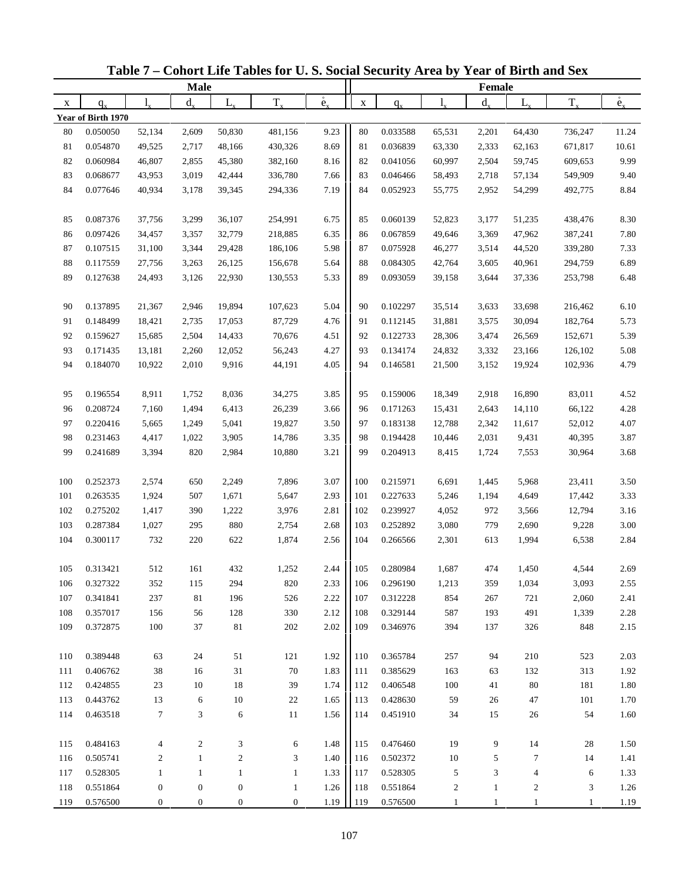# Table 7 – Cohort Life Tables for U. S. Social Security Area by Year of Birth and Sex

| Male | | | | | | | Female | | | | | | |
|---|---|---|---|---|---|---|---|---|---|---|---|---|---|
| x | $q_x$ | $l_x$ | $d_x$ | $L_x$ | $T_x$ | $\mathring{e}_x$ | x | $q_x$ | $l_x$ | $d_x$ | $L_x$ | $T_x$ | $\mathring{e}_x$ |
| **Year of Birth 1970** | | | | | | | | | | | | | |
| 80 | 0.050050 | 52,134 | 2,609 | 50,830 | 481,156 | 9.23 | 80 | 0.033588 | 65,531 | 2,201 | 64,430 | 736,247 | 11.24 |
| 81 | 0.054870 | 49,525 | 2,717 | 48,166 | 430,326 | 8.69 | 81 | 0.036839 | 63,330 | 2,333 | 62,163 | 671,817 | 10.61 |
| 82 | 0.060984 | 46,807 | 2,855 | 45,380 | 382,160 | 8.16 | 82 | 0.041056 | 60,997 | 2,504 | 59,745 | 609,653 | 9.99 |
| 83 | 0.068677 | 43,953 | 3,019 | 42,444 | 336,780 | 7.66 | 83 | 0.046466 | 58,493 | 2,718 | 57,134 | 549,909 | 9.40 |
| 84 | 0.077646 | 40,934 | 3,178 | 39,345 | 294,336 | 7.19 | 84 | 0.052923 | 55,775 | 2,952 | 54,299 | 492,775 | 8.84 |
| 85 | 0.087376 | 37,756 | 3,299 | 36,107 | 254,991 | 6.75 | 85 | 0.060139 | 52,823 | 3,177 | 51,235 | 438,476 | 8.30 |
| 86 | 0.097426 | 34,457 | 3,357 | 32,779 | 218,885 | 6.35 | 86 | 0.067859 | 49,646 | 3,369 | 47,962 | 387,241 | 7.80 |
| 87 | 0.107515 | 31,100 | 3,344 | 29,428 | 186,106 | 5.98 | 87 | 0.075928 | 46,277 | 3,514 | 44,520 | 339,280 | 7.33 |
| 88 | 0.117559 | 27,756 | 3,263 | 26,125 | 156,678 | 5.64 | 88 | 0.084305 | 42,764 | 3,605 | 40,961 | 294,759 | 6.89 |
| 89 | 0.127638 | 24,493 | 3,126 | 22,930 | 130,553 | 5.33 | 89 | 0.093059 | 39,158 | 3,644 | 37,336 | 253,798 | 6.48 |
| 90 | 0.137895 | 21,367 | 2,946 | 19,894 | 107,623 | 5.04 | 90 | 0.102297 | 35,514 | 3,633 | 33,698 | 216,462 | 6.10 |
| 91 | 0.148499 | 18,421 | 2,735 | 17,053 | 87,729 | 4.76 | 91 | 0.112145 | 31,881 | 3,575 | 30,094 | 182,764 | 5.73 |
| 92 | 0.159627 | 15,685 | 2,504 | 14,433 | 70,676 | 4.51 | 92 | 0.122733 | 28,306 | 3,474 | 26,569 | 152,671 | 5.39 |
| 93 | 0.171435 | 13,181 | 2,260 | 12,052 | 56,243 | 4.27 | 93 | 0.134174 | 24,832 | 3,332 | 23,166 | 126,102 | 5.08 |
| 94 | 0.184070 | 10,922 | 2,010 | 9,916 | 44,191 | 4.05 | 94 | 0.146581 | 21,500 | 3,152 | 19,924 | 102,936 | 4.79 |
| 95 | 0.196554 | 8,911 | 1,752 | 8,036 | 34,275 | 3.85 | 95 | 0.159006 | 18,349 | 2,918 | 16,890 | 83,011 | 4.52 |
| 96 | 0.208724 | 7,160 | 1,494 | 6,413 | 26,239 | 3.66 | 96 | 0.171263 | 15,431 | 2,643 | 14,110 | 66,122 | 4.28 |
| 97 | 0.220416 | 5,665 | 1,249 | 5,041 | 19,827 | 3.50 | 97 | 0.183138 | 12,788 | 2,342 | 11,617 | 52,012 | 4.07 |
| 98 | 0.231463 | 4,417 | 1,022 | 3,905 | 14,786 | 3.35 | 98 | 0.194428 | 10,446 | 2,031 | 9,431 | 40,395 | 3.87 |
| 99 | 0.241689 | 3,394 | 820 | 2,984 | 10,880 | 3.21 | 99 | 0.204913 | 8,415 | 1,724 | 7,553 | 30,964 | 3.68 |
| 100 | 0.252373 | 2,574 | 650 | 2,249 | 7,896 | 3.07 | 100 | 0.215971 | 6,691 | 1,445 | 5,968 | 23,411 | 3.50 |
| 101 | 0.263535 | 1,924 | 507 | 1,671 | 5,647 | 2.93 | 101 | 0.227633 | 5,246 | 1,194 | 4,649 | 17,442 | 3.33 |
| 102 | 0.275202 | 1,417 | 390 | 1,222 | 3,976 | 2.81 | 102 | 0.239927 | 4,052 | 972 | 3,566 | 12,794 | 3.16 |
| 103 | 0.287384 | 1,027 | 295 | 880 | 2,754 | 2.68 | 103 | 0.252892 | 3,080 | 779 | 2,690 | 9,228 | 3.00 |
| 104 | 0.300117 | 732 | 220 | 622 | 1,874 | 2.56 | 104 | 0.266566 | 2,301 | 613 | 1,994 | 6,538 | 2.84 |
| 105 | 0.313421 | 512 | 161 | 432 | 1,252 | 2.44 | 105 | 0.280984 | 1,687 | 474 | 1,450 | 4,544 | 2.69 |
| 106 | 0.327322 | 352 | 115 | 294 | 820 | 2.33 | 106 | 0.296190 | 1,213 | 359 | 1,034 | 3,093 | 2.55 |
| 107 | 0.341841 | 237 | 81 | 196 | 526 | 2.22 | 107 | 0.312228 | 854 | 267 | 721 | 2,060 | 2.41 |
| 108 | 0.357017 | 156 | 56 | 128 | 330 | 2.12 | 108 | 0.329144 | 587 | 193 | 491 | 1,339 | 2.28 |
| 109 | 0.372875 | 100 | 37 | 81 | 202 | 2.02 | 109 | 0.346976 | 394 | 137 | 326 | 848 | 2.15 |
| 110 | 0.389448 | 63 | 24 | 51 | 121 | 1.92 | 110 | 0.365784 | 257 | 94 | 210 | 523 | 2.03 |
| 111 | 0.406762 | 38 | 16 | 31 | 70 | 1.83 | 111 | 0.385629 | 163 | 63 | 132 | 313 | 1.92 |
| 112 | 0.424855 | 23 | 10 | 18 | 39 | 1.74 | 112 | 0.406548 | 100 | 41 | 80 | 181 | 1.80 |
| 113 | 0.443762 | 13 | 6 | 10 | 22 | 1.65 | 113 | 0.428630 | 59 | 26 | 47 | 101 | 1.70 |
| 114 | 0.463518 | 7 | 3 | 6 | 11 | 1.56 | 114 | 0.451910 | 34 | 15 | 26 | 54 | 1.60 |
| 115 | 0.484163 | 4 | 2 | 3 | 6 | 1.48 | 115 | 0.476460 | 19 | 9 | 14 | 28 | 1.50 |
| 116 | 0.505741 | 2 | 1 | 2 | 3 | 1.40 | 116 | 0.502372 | 10 | 5 | 7 | 14 | 1.41 |
| 117 | 0.528305 | 1 | 1 | 1 | 1 | 1.33 | 117 | 0.528305 | 5 | 3 | 4 | 6 | 1.33 |
| 118 | 0.551864 | 0 | 0 | 0 | 1 | 1.26 | 118 | 0.551864 | 2 | 1 | 2 | 3 | 1.26 |
| 119 | 0.576500 | 0 | 0 | 0 | 0 | 1.19 | 119 | 0.576500 | 1 | 1 | 1 | 1 | 1.19 |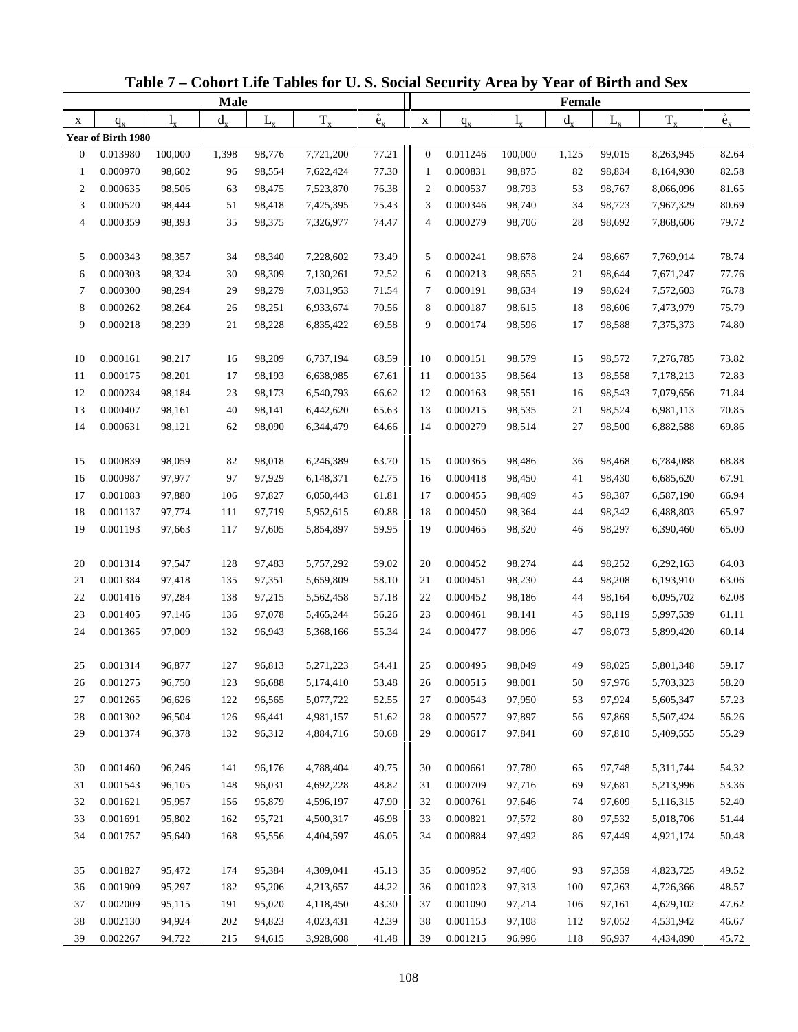# Table 7 – Cohort Life Tables for U. S. Social Security Area by Year of Birth and Sex

| Male | | | | | | | Female | | | | | | |
|---|---|---|---|---|---|---|---|---|---|---|---|---|---|
| x | $q_x$ | $l_x$ | $d_x$ | $L_x$ | $T_x$ | $\mathring{e}_x$ | x | $q_x$ | $l_x$ | $d_x$ | $L_x$ | $T_x$ | $\mathring{e}_x$ |
| **Year of Birth 1980** | | | | | | | | | | | | | |
| 0 | 0.013980 | 100,000 | 1,398 | 98,776 | 7,721,200 | 77.21 | 0 | 0.011246 | 100,000 | 1,125 | 99,015 | 8,263,945 | 82.64 |
| 1 | 0.000970 | 98,602 | 96 | 98,554 | 7,622,424 | 77.30 | 1 | 0.000831 | 98,875 | 82 | 98,834 | 8,164,930 | 82.58 |
| 2 | 0.000635 | 98,506 | 63 | 98,475 | 7,523,870 | 76.38 | 2 | 0.000537 | 98,793 | 53 | 98,767 | 8,066,096 | 81.65 |
| 3 | 0.000520 | 98,444 | 51 | 98,418 | 7,425,395 | 75.43 | 3 | 0.000346 | 98,740 | 34 | 98,723 | 7,967,329 | 80.69 |
| 4 | 0.000359 | 98,393 | 35 | 98,375 | 7,326,977 | 74.47 | 4 | 0.000279 | 98,706 | 28 | 98,692 | 7,868,606 | 79.72 |
| 5 | 0.000343 | 98,357 | 34 | 98,340 | 7,228,602 | 73.49 | 5 | 0.000241 | 98,678 | 24 | 98,667 | 7,769,914 | 78.74 |
| 6 | 0.000303 | 98,324 | 30 | 98,309 | 7,130,261 | 72.52 | 6 | 0.000213 | 98,655 | 21 | 98,644 | 7,671,247 | 77.76 |
| 7 | 0.000300 | 98,294 | 29 | 98,279 | 7,031,953 | 71.54 | 7 | 0.000191 | 98,634 | 19 | 98,624 | 7,572,603 | 76.78 |
| 8 | 0.000262 | 98,264 | 26 | 98,251 | 6,933,674 | 70.56 | 8 | 0.000187 | 98,615 | 18 | 98,606 | 7,473,979 | 75.79 |
| 9 | 0.000218 | 98,239 | 21 | 98,228 | 6,835,422 | 69.58 | 9 | 0.000174 | 98,596 | 17 | 98,588 | 7,375,373 | 74.80 |
| 10 | 0.000161 | 98,217 | 16 | 98,209 | 6,737,194 | 68.59 | 10 | 0.000151 | 98,579 | 15 | 98,572 | 7,276,785 | 73.82 |
| 11 | 0.000175 | 98,201 | 17 | 98,193 | 6,638,985 | 67.61 | 11 | 0.000135 | 98,564 | 13 | 98,558 | 7,178,213 | 72.83 |
| 12 | 0.000234 | 98,184 | 23 | 98,173 | 6,540,793 | 66.62 | 12 | 0.000163 | 98,551 | 16 | 98,543 | 7,079,656 | 71.84 |
| 13 | 0.000407 | 98,161 | 40 | 98,141 | 6,442,620 | 65.63 | 13 | 0.000215 | 98,535 | 21 | 98,524 | 6,981,113 | 70.85 |
| 14 | 0.000631 | 98,121 | 62 | 98,090 | 6,344,479 | 64.66 | 14 | 0.000279 | 98,514 | 27 | 98,500 | 6,882,588 | 69.86 |
| 15 | 0.000839 | 98,059 | 82 | 98,018 | 6,246,389 | 63.70 | 15 | 0.000365 | 98,486 | 36 | 98,468 | 6,784,088 | 68.88 |
| 16 | 0.000987 | 97,977 | 97 | 97,929 | 6,148,371 | 62.75 | 16 | 0.000418 | 98,450 | 41 | 98,430 | 6,685,620 | 67.91 |
| 17 | 0.001083 | 97,880 | 106 | 97,827 | 6,050,443 | 61.81 | 17 | 0.000455 | 98,409 | 45 | 98,387 | 6,587,190 | 66.94 |
| 18 | 0.001137 | 97,774 | 111 | 97,719 | 5,952,615 | 60.88 | 18 | 0.000450 | 98,364 | 44 | 98,342 | 6,488,803 | 65.97 |
| 19 | 0.001193 | 97,663 | 117 | 97,605 | 5,854,897 | 59.95 | 19 | 0.000465 | 98,320 | 46 | 98,297 | 6,390,460 | 65.00 |
| 20 | 0.001314 | 97,547 | 128 | 97,483 | 5,757,292 | 59.02 | 20 | 0.000452 | 98,274 | 44 | 98,252 | 6,292,163 | 64.03 |
| 21 | 0.001384 | 97,418 | 135 | 97,351 | 5,659,809 | 58.10 | 21 | 0.000451 | 98,230 | 44 | 98,208 | 6,193,910 | 63.06 |
| 22 | 0.001416 | 97,284 | 138 | 97,215 | 5,562,458 | 57.18 | 22 | 0.000452 | 98,186 | 44 | 98,164 | 6,095,702 | 62.08 |
| 23 | 0.001405 | 97,146 | 136 | 97,078 | 5,465,244 | 56.26 | 23 | 0.000461 | 98,141 | 45 | 98,119 | 5,997,539 | 61.11 |
| 24 | 0.001365 | 97,009 | 132 | 96,943 | 5,368,166 | 55.34 | 24 | 0.000477 | 98,096 | 47 | 98,073 | 5,899,420 | 60.14 |
| 25 | 0.001314 | 96,877 | 127 | 96,813 | 5,271,223 | 54.41 | 25 | 0.000495 | 98,049 | 49 | 98,025 | 5,801,348 | 59.17 |
| 26 | 0.001275 | 96,750 | 123 | 96,688 | 5,174,410 | 53.48 | 26 | 0.000515 | 98,001 | 50 | 97,976 | 5,703,323 | 58.20 |
| 27 | 0.001265 | 96,626 | 122 | 96,565 | 5,077,722 | 52.55 | 27 | 0.000543 | 97,950 | 53 | 97,924 | 5,605,347 | 57.23 |
| 28 | 0.001302 | 96,504 | 126 | 96,441 | 4,981,157 | 51.62 | 28 | 0.000577 | 97,897 | 56 | 97,869 | 5,507,424 | 56.26 |
| 29 | 0.001374 | 96,378 | 132 | 96,312 | 4,884,716 | 50.68 | 29 | 0.000617 | 97,841 | 60 | 97,810 | 5,409,555 | 55.29 |
| 30 | 0.001460 | 96,246 | 141 | 96,176 | 4,788,404 | 49.75 | 30 | 0.000661 | 97,780 | 65 | 97,748 | 5,311,744 | 54.32 |
| 31 | 0.001543 | 96,105 | 148 | 96,031 | 4,692,228 | 48.82 | 31 | 0.000709 | 97,716 | 69 | 97,681 | 5,213,996 | 53.36 |
| 32 | 0.001621 | 95,957 | 156 | 95,879 | 4,596,197 | 47.90 | 32 | 0.000761 | 97,646 | 74 | 97,609 | 5,116,315 | 52.40 |
| 33 | 0.001691 | 95,802 | 162 | 95,721 | 4,500,317 | 46.98 | 33 | 0.000821 | 97,572 | 80 | 97,532 | 5,018,706 | 51.44 |
| 34 | 0.001757 | 95,640 | 168 | 95,556 | 4,404,597 | 46.05 | 34 | 0.000884 | 97,492 | 86 | 97,449 | 4,921,174 | 50.48 |
| 35 | 0.001827 | 95,472 | 174 | 95,384 | 4,309,041 | 45.13 | 35 | 0.000952 | 97,406 | 93 | 97,359 | 4,823,725 | 49.52 |
| 36 | 0.001909 | 95,297 | 182 | 95,206 | 4,213,657 | 44.22 | 36 | 0.001023 | 97,313 | 100 | 97,263 | 4,726,366 | 48.57 |
| 37 | 0.002009 | 95,115 | 191 | 95,020 | 4,118,450 | 43.30 | 37 | 0.001090 | 97,214 | 106 | 97,161 | 4,629,102 | 47.62 |
| 38 | 0.002130 | 94,924 | 202 | 94,823 | 4,023,431 | 42.39 | 38 | 0.001153 | 97,108 | 112 | 97,052 | 4,531,942 | 46.67 |
| 39 | 0.002267 | 94,722 | 215 | 94,615 | 3,928,608 | 41.48 | 39 | 0.001215 | 96,996 | 118 | 96,937 | 4,434,890 | 45.72 |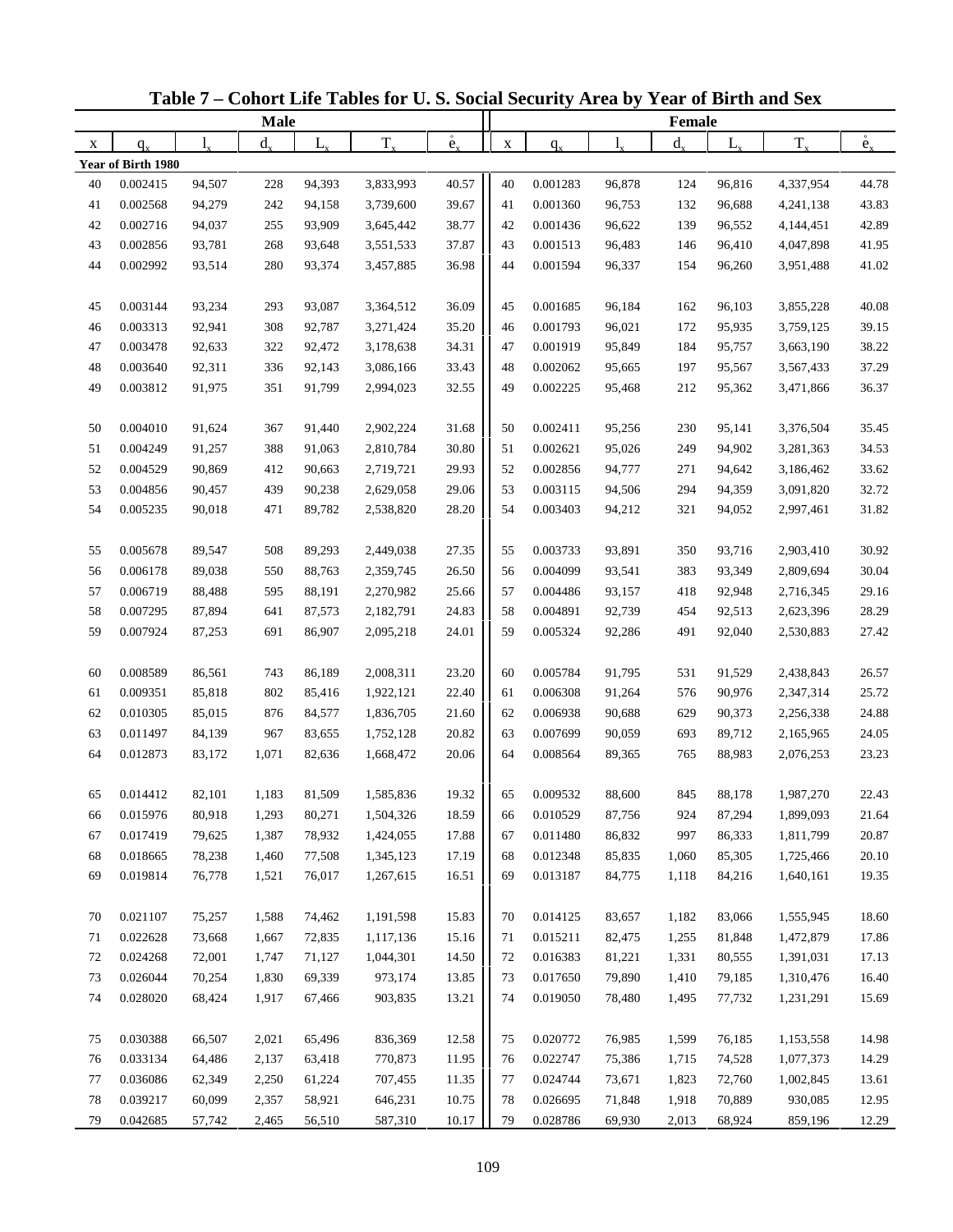# Table 7 – Cohort Life Tables for U. S. Social Security Area by Year of Birth and Sex

| Male | | | | | | | Female | | | | | | |
|---|---|---|---|---|---|---|---|---|---|---|---|---|---|
| x | $q_x$ | $l_x$ | $d_x$ | $L_x$ | $T_x$ | $\mathring{e}_x$ | x | $q_x$ | $l_x$ | $d_x$ | $L_x$ | $T_x$ | $\mathring{e}_x$ |
| **Year of Birth 1980** | | | | | | | | | | | | | |
| 40 | 0.002415 | 94,507 | 228 | 94,393 | 3,833,993 | 40.57 | 40 | 0.001283 | 96,878 | 124 | 96,816 | 4,337,954 | 44.78 |
| 41 | 0.002568 | 94,279 | 242 | 94,158 | 3,739,600 | 39.67 | 41 | 0.001360 | 96,753 | 132 | 96,688 | 4,241,138 | 43.83 |
| 42 | 0.002716 | 94,037 | 255 | 93,909 | 3,645,442 | 38.77 | 42 | 0.001436 | 96,622 | 139 | 96,552 | 4,144,451 | 42.89 |
| 43 | 0.002856 | 93,781 | 268 | 93,648 | 3,551,533 | 37.87 | 43 | 0.001513 | 96,483 | 146 | 96,410 | 4,047,898 | 41.95 |
| 44 | 0.002992 | 93,514 | 280 | 93,374 | 3,457,885 | 36.98 | 44 | 0.001594 | 96,337 | 154 | 96,260 | 3,951,488 | 41.02 |
| 45 | 0.003144 | 93,234 | 293 | 93,087 | 3,364,512 | 36.09 | 45 | 0.001685 | 96,184 | 162 | 96,103 | 3,855,228 | 40.08 |
| 46 | 0.003313 | 92,941 | 308 | 92,787 | 3,271,424 | 35.20 | 46 | 0.001793 | 96,021 | 172 | 95,935 | 3,759,125 | 39.15 |
| 47 | 0.003478 | 92,633 | 322 | 92,472 | 3,178,638 | 34.31 | 47 | 0.001919 | 95,849 | 184 | 95,757 | 3,663,190 | 38.22 |
| 48 | 0.003640 | 92,311 | 336 | 92,143 | 3,086,166 | 33.43 | 48 | 0.002062 | 95,665 | 197 | 95,567 | 3,567,433 | 37.29 |
| 49 | 0.003812 | 91,975 | 351 | 91,799 | 2,994,023 | 32.55 | 49 | 0.002225 | 95,468 | 212 | 95,362 | 3,471,866 | 36.37 |
| 50 | 0.004010 | 91,624 | 367 | 91,440 | 2,902,224 | 31.68 | 50 | 0.002411 | 95,256 | 230 | 95,141 | 3,376,504 | 35.45 |
| 51 | 0.004249 | 91,257 | 388 | 91,063 | 2,810,784 | 30.80 | 51 | 0.002621 | 95,026 | 249 | 94,902 | 3,281,363 | 34.53 |
| 52 | 0.004529 | 90,869 | 412 | 90,663 | 2,719,721 | 29.93 | 52 | 0.002856 | 94,777 | 271 | 94,642 | 3,186,462 | 33.62 |
| 53 | 0.004856 | 90,457 | 439 | 90,238 | 2,629,058 | 29.06 | 53 | 0.003115 | 94,506 | 294 | 94,359 | 3,091,820 | 32.72 |
| 54 | 0.005235 | 90,018 | 471 | 89,782 | 2,538,820 | 28.20 | 54 | 0.003403 | 94,212 | 321 | 94,052 | 2,997,461 | 31.82 |
| 55 | 0.005678 | 89,547 | 508 | 89,293 | 2,449,038 | 27.35 | 55 | 0.003733 | 93,891 | 350 | 93,716 | 2,903,410 | 30.92 |
| 56 | 0.006178 | 89,038 | 550 | 88,763 | 2,359,745 | 26.50 | 56 | 0.004099 | 93,541 | 383 | 93,349 | 2,809,694 | 30.04 |
| 57 | 0.006719 | 88,488 | 595 | 88,191 | 2,270,982 | 25.66 | 57 | 0.004486 | 93,157 | 418 | 92,948 | 2,716,345 | 29.16 |
| 58 | 0.007295 | 87,894 | 641 | 87,573 | 2,182,791 | 24.83 | 58 | 0.004891 | 92,739 | 454 | 92,513 | 2,623,396 | 28.29 |
| 59 | 0.007924 | 87,253 | 691 | 86,907 | 2,095,218 | 24.01 | 59 | 0.005324 | 92,286 | 491 | 92,040 | 2,530,883 | 27.42 |
| 60 | 0.008589 | 86,561 | 743 | 86,189 | 2,008,311 | 23.20 | 60 | 0.005784 | 91,795 | 531 | 91,529 | 2,438,843 | 26.57 |
| 61 | 0.009351 | 85,818 | 802 | 85,416 | 1,922,121 | 22.40 | 61 | 0.006308 | 91,264 | 576 | 90,976 | 2,347,314 | 25.72 |
| 62 | 0.010305 | 85,015 | 876 | 84,577 | 1,836,705 | 21.60 | 62 | 0.006938 | 90,688 | 629 | 90,373 | 2,256,338 | 24.88 |
| 63 | 0.011497 | 84,139 | 967 | 83,655 | 1,752,128 | 20.82 | 63 | 0.007699 | 90,059 | 693 | 89,712 | 2,165,965 | 24.05 |
| 64 | 0.012873 | 83,172 | 1,071 | 82,636 | 1,668,472 | 20.06 | 64 | 0.008564 | 89,365 | 765 | 88,983 | 2,076,253 | 23.23 |
| 65 | 0.014412 | 82,101 | 1,183 | 81,509 | 1,585,836 | 19.32 | 65 | 0.009532 | 88,600 | 845 | 88,178 | 1,987,270 | 22.43 |
| 66 | 0.015976 | 80,918 | 1,293 | 80,271 | 1,504,326 | 18.59 | 66 | 0.010529 | 87,756 | 924 | 87,294 | 1,899,093 | 21.64 |
| 67 | 0.017419 | 79,625 | 1,387 | 78,932 | 1,424,055 | 17.88 | 67 | 0.011480 | 86,832 | 997 | 86,333 | 1,811,799 | 20.87 |
| 68 | 0.018665 | 78,238 | 1,460 | 77,508 | 1,345,123 | 17.19 | 68 | 0.012348 | 85,835 | 1,060 | 85,305 | 1,725,466 | 20.10 |
| 69 | 0.019814 | 76,778 | 1,521 | 76,017 | 1,267,615 | 16.51 | 69 | 0.013187 | 84,775 | 1,118 | 84,216 | 1,640,161 | 19.35 |
| 70 | 0.021107 | 75,257 | 1,588 | 74,462 | 1,191,598 | 15.83 | 70 | 0.014125 | 83,657 | 1,182 | 83,066 | 1,555,945 | 18.60 |
| 71 | 0.022628 | 73,668 | 1,667 | 72,835 | 1,117,136 | 15.16 | 71 | 0.015211 | 82,475 | 1,255 | 81,848 | 1,472,879 | 17.86 |
| 72 | 0.024268 | 72,001 | 1,747 | 71,127 | 1,044,301 | 14.50 | 72 | 0.016383 | 81,221 | 1,331 | 80,555 | 1,391,031 | 17.13 |
| 73 | 0.026044 | 70,254 | 1,830 | 69,339 | 973,174 | 13.85 | 73 | 0.017650 | 79,890 | 1,410 | 79,185 | 1,310,476 | 16.40 |
| 74 | 0.028020 | 68,424 | 1,917 | 67,466 | 903,835 | 13.21 | 74 | 0.019050 | 78,480 | 1,495 | 77,732 | 1,231,291 | 15.69 |
| 75 | 0.030388 | 66,507 | 2,021 | 65,496 | 836,369 | 12.58 | 75 | 0.020772 | 76,985 | 1,599 | 76,185 | 1,153,558 | 14.98 |
| 76 | 0.033134 | 64,486 | 2,137 | 63,418 | 770,873 | 11.95 | 76 | 0.022747 | 75,386 | 1,715 | 74,528 | 1,077,373 | 14.29 |
| 77 | 0.036086 | 62,349 | 2,250 | 61,224 | 707,455 | 11.35 | 77 | 0.024744 | 73,671 | 1,823 | 72,760 | 1,002,845 | 13.61 |
| 78 | 0.039217 | 60,099 | 2,357 | 58,921 | 646,231 | 10.75 | 78 | 0.026695 | 71,848 | 1,918 | 70,889 | 930,085 | 12.95 |
| 79 | 0.042685 | 57,742 | 2,465 | 56,510 | 587,310 | 10.17 | 79 | 0.028786 | 69,930 | 2,013 | 68,924 | 859,196 | 12.29 |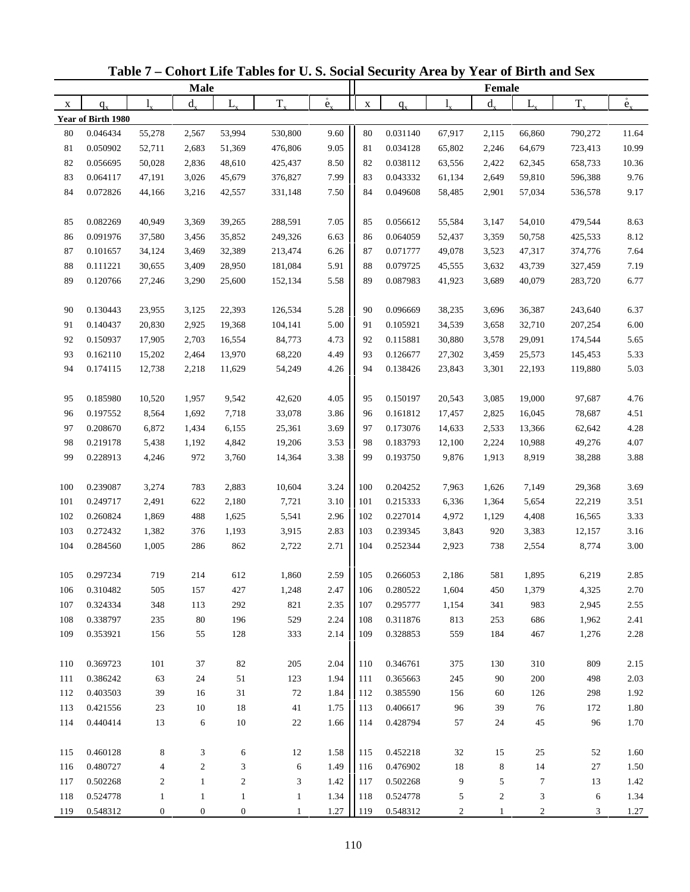# Table 7 – Cohort Life Tables for U. S. Social Security Area by Year of Birth and Sex

| Male | | | | | | | Female | | | | | | |
|---|---|---|---|---|---|---|---|---|---|---|---|---|---|
| x | $q_x$ | $l_x$ | $d_x$ | $L_x$ | $T_x$ | $\mathring{e}_x$ | x | $q_x$ | $l_x$ | $d_x$ | $L_x$ | $T_x$ | $\mathring{e}_x$ |
| **Year of Birth 1980** | | | | | | | | | | | | | |
| 80 | 0.046434 | 55,278 | 2,567 | 53,994 | 530,800 | 9.60 | 80 | 0.031140 | 67,917 | 2,115 | 66,860 | 790,272 | 11.64 |
| 81 | 0.050902 | 52,711 | 2,683 | 51,369 | 476,806 | 9.05 | 81 | 0.034128 | 65,802 | 2,246 | 64,679 | 723,413 | 10.99 |
| 82 | 0.056695 | 50,028 | 2,836 | 48,610 | 425,437 | 8.50 | 82 | 0.038112 | 63,556 | 2,422 | 62,345 | 658,733 | 10.36 |
| 83 | 0.064117 | 47,191 | 3,026 | 45,679 | 376,827 | 7.99 | 83 | 0.043332 | 61,134 | 2,649 | 59,810 | 596,388 | 9.76 |
| 84 | 0.072826 | 44,166 | 3,216 | 42,557 | 331,148 | 7.50 | 84 | 0.049608 | 58,485 | 2,901 | 57,034 | 536,578 | 9.17 |
| 85 | 0.082269 | 40,949 | 3,369 | 39,265 | 288,591 | 7.05 | 85 | 0.056612 | 55,584 | 3,147 | 54,010 | 479,544 | 8.63 |
| 86 | 0.091976 | 37,580 | 3,456 | 35,852 | 249,326 | 6.63 | 86 | 0.064059 | 52,437 | 3,359 | 50,758 | 425,533 | 8.12 |
| 87 | 0.101657 | 34,124 | 3,469 | 32,389 | 213,474 | 6.26 | 87 | 0.071777 | 49,078 | 3,523 | 47,317 | 374,776 | 7.64 |
| 88 | 0.111221 | 30,655 | 3,409 | 28,950 | 181,084 | 5.91 | 88 | 0.079725 | 45,555 | 3,632 | 43,739 | 327,459 | 7.19 |
| 89 | 0.120766 | 27,246 | 3,290 | 25,600 | 152,134 | 5.58 | 89 | 0.087983 | 41,923 | 3,689 | 40,079 | 283,720 | 6.77 |
| 90 | 0.130443 | 23,955 | 3,125 | 22,393 | 126,534 | 5.28 | 90 | 0.096669 | 38,235 | 3,696 | 36,387 | 243,640 | 6.37 |
| 91 | 0.140437 | 20,830 | 2,925 | 19,368 | 104,141 | 5.00 | 91 | 0.105921 | 34,539 | 3,658 | 32,710 | 207,254 | 6.00 |
| 92 | 0.150937 | 17,905 | 2,703 | 16,554 | 84,773 | 4.73 | 92 | 0.115881 | 30,880 | 3,578 | 29,091 | 174,544 | 5.65 |
| 93 | 0.162110 | 15,202 | 2,464 | 13,970 | 68,220 | 4.49 | 93 | 0.126677 | 27,302 | 3,459 | 25,573 | 145,453 | 5.33 |
| 94 | 0.174115 | 12,738 | 2,218 | 11,629 | 54,249 | 4.26 | 94 | 0.138426 | 23,843 | 3,301 | 22,193 | 119,880 | 5.03 |
| 95 | 0.185980 | 10,520 | 1,957 | 9,542 | 42,620 | 4.05 | 95 | 0.150197 | 20,543 | 3,085 | 19,000 | 97,687 | 4.76 |
| 96 | 0.197552 | 8,564 | 1,692 | 7,718 | 33,078 | 3.86 | 96 | 0.161812 | 17,457 | 2,825 | 16,045 | 78,687 | 4.51 |
| 97 | 0.208670 | 6,872 | 1,434 | 6,155 | 25,361 | 3.69 | 97 | 0.173076 | 14,633 | 2,533 | 13,366 | 62,642 | 4.28 |
| 98 | 0.219178 | 5,438 | 1,192 | 4,842 | 19,206 | 3.53 | 98 | 0.183793 | 12,100 | 2,224 | 10,988 | 49,276 | 4.07 |
| 99 | 0.228913 | 4,246 | 972 | 3,760 | 14,364 | 3.38 | 99 | 0.193750 | 9,876 | 1,913 | 8,919 | 38,288 | 3.88 |
| 100 | 0.239087 | 3,274 | 783 | 2,883 | 10,604 | 3.24 | 100 | 0.204252 | 7,963 | 1,626 | 7,149 | 29,368 | 3.69 |
| 101 | 0.249717 | 2,491 | 622 | 2,180 | 7,721 | 3.10 | 101 | 0.215333 | 6,336 | 1,364 | 5,654 | 22,219 | 3.51 |
| 102 | 0.260824 | 1,869 | 488 | 1,625 | 5,541 | 2.96 | 102 | 0.227014 | 4,972 | 1,129 | 4,408 | 16,565 | 3.33 |
| 103 | 0.272432 | 1,382 | 376 | 1,193 | 3,915 | 2.83 | 103 | 0.239345 | 3,843 | 920 | 3,383 | 12,157 | 3.16 |
| 104 | 0.284560 | 1,005 | 286 | 862 | 2,722 | 2.71 | 104 | 0.252344 | 2,923 | 738 | 2,554 | 8,774 | 3.00 |
| 105 | 0.297234 | 719 | 214 | 612 | 1,860 | 2.59 | 105 | 0.266053 | 2,186 | 581 | 1,895 | 6,219 | 2.85 |
| 106 | 0.310482 | 505 | 157 | 427 | 1,248 | 2.47 | 106 | 0.280522 | 1,604 | 450 | 1,379 | 4,325 | 2.70 |
| 107 | 0.324334 | 348 | 113 | 292 | 821 | 2.35 | 107 | 0.295777 | 1,154 | 341 | 983 | 2,945 | 2.55 |
| 108 | 0.338797 | 235 | 80 | 196 | 529 | 2.24 | 108 | 0.311876 | 813 | 253 | 686 | 1,962 | 2.41 |
| 109 | 0.353921 | 156 | 55 | 128 | 333 | 2.14 | 109 | 0.328853 | 559 | 184 | 467 | 1,276 | 2.28 |
| 110 | 0.369723 | 101 | 37 | 82 | 205 | 2.04 | 110 | 0.346761 | 375 | 130 | 310 | 809 | 2.15 |
| 111 | 0.386242 | 63 | 24 | 51 | 123 | 1.94 | 111 | 0.365663 | 245 | 90 | 200 | 498 | 2.03 |
| 112 | 0.403503 | 39 | 16 | 31 | 72 | 1.84 | 112 | 0.385590 | 156 | 60 | 126 | 298 | 1.92 |
| 113 | 0.421556 | 23 | 10 | 18 | 41 | 1.75 | 113 | 0.406617 | 96 | 39 | 76 | 172 | 1.80 |
| 114 | 0.440414 | 13 | 6 | 10 | 22 | 1.66 | 114 | 0.428794 | 57 | 24 | 45 | 96 | 1.70 |
| 115 | 0.460128 | 8 | 3 | 6 | 12 | 1.58 | 115 | 0.452218 | 32 | 15 | 25 | 52 | 1.60 |
| 116 | 0.480727 | 4 | 2 | 3 | 6 | 1.49 | 116 | 0.476902 | 18 | 8 | 14 | 27 | 1.50 |
| 117 | 0.502268 | 2 | 1 | 2 | 3 | 1.42 | 117 | 0.502268 | 9 | 5 | 7 | 13 | 1.42 |
| 118 | 0.524778 | 1 | 1 | 1 | 1 | 1.34 | 118 | 0.524778 | 5 | 2 | 3 | 6 | 1.34 |
| 119 | 0.548312 | 0 | 0 | 0 | 1 | 1.27 | 119 | 0.548312 | 2 | 1 | 2 | 3 | 1.27 |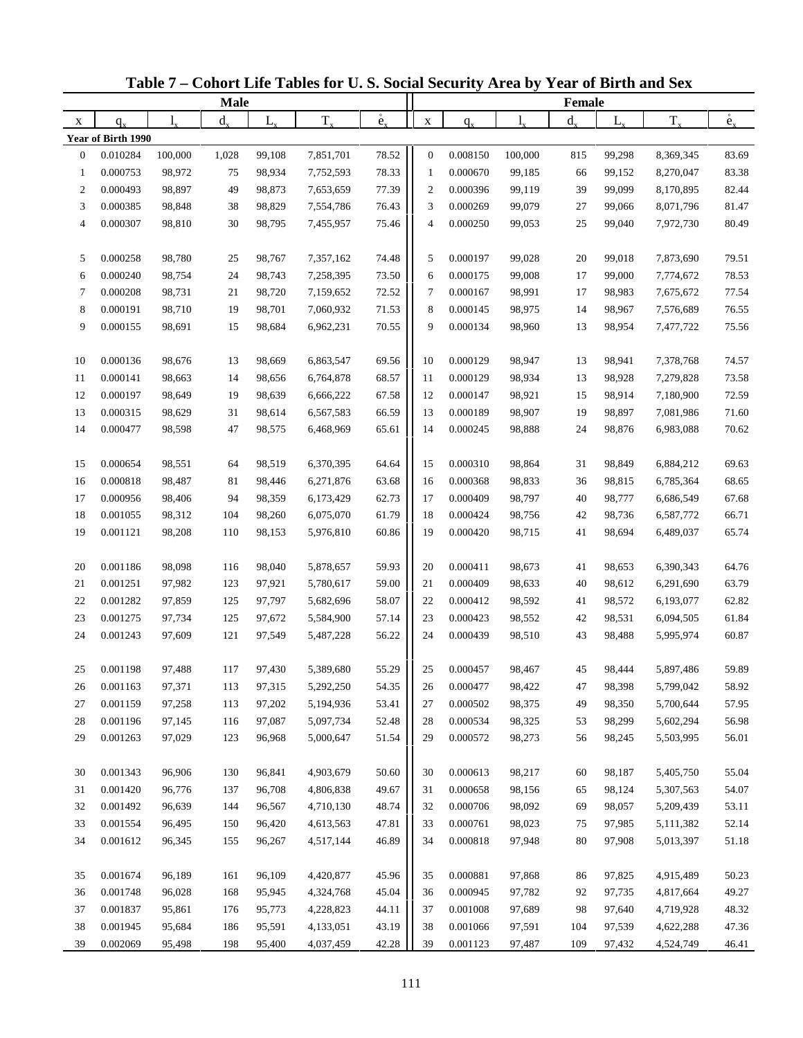# Table 7 – Cohort Life Tables for U. S. Social Security Area by Year of Birth and Sex

| Male | | | | | | | Female | | | | | | |
|---|---|---|---|---|---|---|---|---|---|---|---|---|---|
| x | $q_x$ | $l_x$ | $d_x$ | $L_x$ | $T_x$ | $\mathring{e}_x$ | x | $q_x$ | $l_x$ | $d_x$ | $L_x$ | $T_x$ | $\mathring{e}_x$ |
| **Year of Birth 1990** | | | | | | | | | | | | | |
| 0 | 0.010284 | 100,000 | 1,028 | 99,108 | 7,851,701 | 78.52 | 0 | 0.008150 | 100,000 | 815 | 99,298 | 8,369,345 | 83.69 |
| 1 | 0.000753 | 98,972 | 75 | 98,934 | 7,752,593 | 78.33 | 1 | 0.000670 | 99,185 | 66 | 99,152 | 8,270,047 | 83.38 |
| 2 | 0.000493 | 98,897 | 49 | 98,873 | 7,653,659 | 77.39 | 2 | 0.000396 | 99,119 | 39 | 99,099 | 8,170,895 | 82.44 |
| 3 | 0.000385 | 98,848 | 38 | 98,829 | 7,554,786 | 76.43 | 3 | 0.000269 | 99,079 | 27 | 99,066 | 8,071,796 | 81.47 |
| 4 | 0.000307 | 98,810 | 30 | 98,795 | 7,455,957 | 75.46 | 4 | 0.000250 | 99,053 | 25 | 99,040 | 7,972,730 | 80.49 |
| 5 | 0.000258 | 98,780 | 25 | 98,767 | 7,357,162 | 74.48 | 5 | 0.000197 | 99,028 | 20 | 99,018 | 7,873,690 | 79.51 |
| 6 | 0.000240 | 98,754 | 24 | 98,743 | 7,258,395 | 73.50 | 6 | 0.000175 | 99,008 | 17 | 99,000 | 7,774,672 | 78.53 |
| 7 | 0.000208 | 98,731 | 21 | 98,720 | 7,159,652 | 72.52 | 7 | 0.000167 | 98,991 | 17 | 98,983 | 7,675,672 | 77.54 |
| 8 | 0.000191 | 98,710 | 19 | 98,701 | 7,060,932 | 71.53 | 8 | 0.000145 | 98,975 | 14 | 98,967 | 7,576,689 | 76.55 |
| 9 | 0.000155 | 98,691 | 15 | 98,684 | 6,962,231 | 70.55 | 9 | 0.000134 | 98,960 | 13 | 98,954 | 7,477,722 | 75.56 |
| 10 | 0.000136 | 98,676 | 13 | 98,669 | 6,863,547 | 69.56 | 10 | 0.000129 | 98,947 | 13 | 98,941 | 7,378,768 | 74.57 |
| 11 | 0.000141 | 98,663 | 14 | 98,656 | 6,764,878 | 68.57 | 11 | 0.000129 | 98,934 | 13 | 98,928 | 7,279,828 | 73.58 |
| 12 | 0.000197 | 98,649 | 19 | 98,639 | 6,666,222 | 67.58 | 12 | 0.000147 | 98,921 | 15 | 98,914 | 7,180,900 | 72.59 |
| 13 | 0.000315 | 98,629 | 31 | 98,614 | 6,567,583 | 66.59 | 13 | 0.000189 | 98,907 | 19 | 98,897 | 7,081,986 | 71.60 |
| 14 | 0.000477 | 98,598 | 47 | 98,575 | 6,468,969 | 65.61 | 14 | 0.000245 | 98,888 | 24 | 98,876 | 6,983,088 | 70.62 |
| 15 | 0.000654 | 98,551 | 64 | 98,519 | 6,370,395 | 64.64 | 15 | 0.000310 | 98,864 | 31 | 98,849 | 6,884,212 | 69.63 |
| 16 | 0.000818 | 98,487 | 81 | 98,446 | 6,271,876 | 63.68 | 16 | 0.000368 | 98,833 | 36 | 98,815 | 6,785,364 | 68.65 |
| 17 | 0.000956 | 98,406 | 94 | 98,359 | 6,173,429 | 62.73 | 17 | 0.000409 | 98,797 | 40 | 98,777 | 6,686,549 | 67.68 |
| 18 | 0.001055 | 98,312 | 104 | 98,260 | 6,075,070 | 61.79 | 18 | 0.000424 | 98,756 | 42 | 98,736 | 6,587,772 | 66.71 |
| 19 | 0.001121 | 98,208 | 110 | 98,153 | 5,976,810 | 60.86 | 19 | 0.000420 | 98,715 | 41 | 98,694 | 6,489,037 | 65.74 |
| 20 | 0.001186 | 98,098 | 116 | 98,040 | 5,878,657 | 59.93 | 20 | 0.000411 | 98,673 | 41 | 98,653 | 6,390,343 | 64.76 |
| 21 | 0.001251 | 97,982 | 123 | 97,921 | 5,780,617 | 59.00 | 21 | 0.000409 | 98,633 | 40 | 98,612 | 6,291,690 | 63.79 |
| 22 | 0.001282 | 97,859 | 125 | 97,797 | 5,682,696 | 58.07 | 22 | 0.000412 | 98,592 | 41 | 98,572 | 6,193,077 | 62.82 |
| 23 | 0.001275 | 97,734 | 125 | 97,672 | 5,584,900 | 57.14 | 23 | 0.000423 | 98,552 | 42 | 98,531 | 6,094,505 | 61.84 |
| 24 | 0.001243 | 97,609 | 121 | 97,549 | 5,487,228 | 56.22 | 24 | 0.000439 | 98,510 | 43 | 98,488 | 5,995,974 | 60.87 |
| 25 | 0.001198 | 97,488 | 117 | 97,430 | 5,389,680 | 55.29 | 25 | 0.000457 | 98,467 | 45 | 98,444 | 5,897,486 | 59.89 |
| 26 | 0.001163 | 97,371 | 113 | 97,315 | 5,292,250 | 54.35 | 26 | 0.000477 | 98,422 | 47 | 98,398 | 5,799,042 | 58.92 |
| 27 | 0.001159 | 97,258 | 113 | 97,202 | 5,194,936 | 53.41 | 27 | 0.000502 | 98,375 | 49 | 98,350 | 5,700,644 | 57.95 |
| 28 | 0.001196 | 97,145 | 116 | 97,087 | 5,097,734 | 52.48 | 28 | 0.000534 | 98,325 | 53 | 98,299 | 5,602,294 | 56.98 |
| 29 | 0.001263 | 97,029 | 123 | 96,968 | 5,000,647 | 51.54 | 29 | 0.000572 | 98,273 | 56 | 98,245 | 5,503,995 | 56.01 |
| 30 | 0.001343 | 96,906 | 130 | 96,841 | 4,903,679 | 50.60 | 30 | 0.000613 | 98,217 | 60 | 98,187 | 5,405,750 | 55.04 |
| 31 | 0.001420 | 96,776 | 137 | 96,708 | 4,806,838 | 49.67 | 31 | 0.000658 | 98,156 | 65 | 98,124 | 5,307,563 | 54.07 |
| 32 | 0.001492 | 96,639 | 144 | 96,567 | 4,710,130 | 48.74 | 32 | 0.000706 | 98,092 | 69 | 98,057 | 5,209,439 | 53.11 |
| 33 | 0.001554 | 96,495 | 150 | 96,420 | 4,613,563 | 47.81 | 33 | 0.000761 | 98,023 | 75 | 97,985 | 5,111,382 | 52.14 |
| 34 | 0.001612 | 96,345 | 155 | 96,267 | 4,517,144 | 46.89 | 34 | 0.000818 | 97,948 | 80 | 97,908 | 5,013,397 | 51.18 |
| 35 | 0.001674 | 96,189 | 161 | 96,109 | 4,420,877 | 45.96 | 35 | 0.000881 | 97,868 | 86 | 97,825 | 4,915,489 | 50.23 |
| 36 | 0.001748 | 96,028 | 168 | 95,945 | 4,324,768 | 45.04 | 36 | 0.000945 | 97,782 | 92 | 97,735 | 4,817,664 | 49.27 |
| 37 | 0.001837 | 95,861 | 176 | 95,773 | 4,228,823 | 44.11 | 37 | 0.001008 | 97,689 | 98 | 97,640 | 4,719,928 | 48.32 |
| 38 | 0.001945 | 95,684 | 186 | 95,591 | 4,133,051 | 43.19 | 38 | 0.001066 | 97,591 | 104 | 97,539 | 4,622,288 | 47.36 |
| 39 | 0.002069 | 95,498 | 198 | 95,400 | 4,037,459 | 42.28 | 39 | 0.001123 | 97,487 | 109 | 97,432 | 4,524,749 | 46.41 |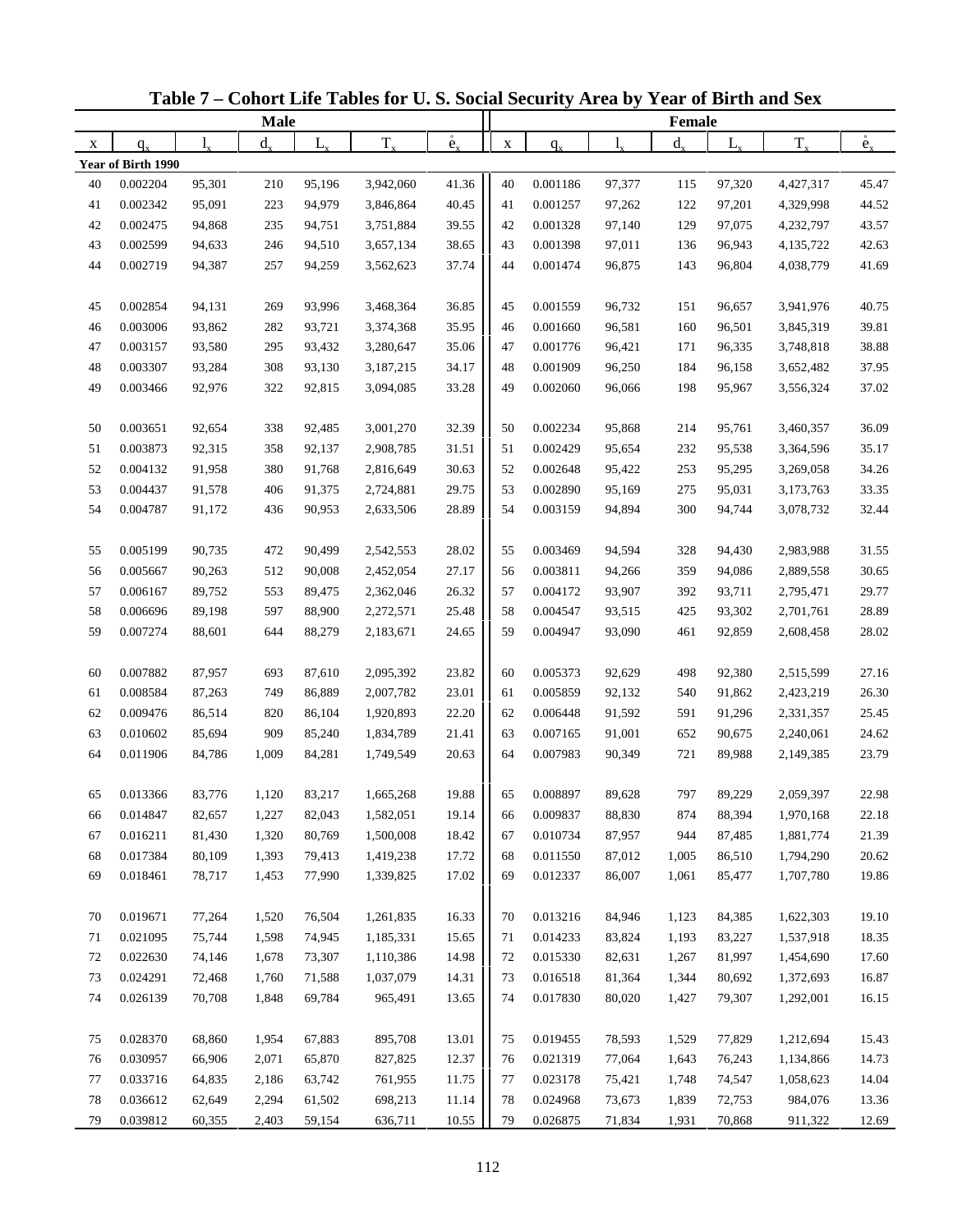# Table 7 – Cohort Life Tables for U. S. Social Security Area by Year of Birth and Sex

| Male | | | | | | | Female | | | | | | |
|---|---|---|---|---|---|---|---|---|---|---|---|---|---|
| x | $q_x$ | $l_x$ | $d_x$ | $L_x$ | $T_x$ | $\mathring{e}_x$ | x | $q_x$ | $l_x$ | $d_x$ | $L_x$ | $T_x$ | $\mathring{e}_x$ |
| **Year of Birth 1990** | | | | | | | | | | | | | |
| 40 | 0.002204 | 95,301 | 210 | 95,196 | 3,942,060 | 41.36 | 40 | 0.001186 | 97,377 | 115 | 97,320 | 4,427,317 | 45.47 |
| 41 | 0.002342 | 95,091 | 223 | 94,979 | 3,846,864 | 40.45 | 41 | 0.001257 | 97,262 | 122 | 97,201 | 4,329,998 | 44.52 |
| 42 | 0.002475 | 94,868 | 235 | 94,751 | 3,751,884 | 39.55 | 42 | 0.001328 | 97,140 | 129 | 97,075 | 4,232,797 | 43.57 |
| 43 | 0.002599 | 94,633 | 246 | 94,510 | 3,657,134 | 38.65 | 43 | 0.001398 | 97,011 | 136 | 96,943 | 4,135,722 | 42.63 |
| 44 | 0.002719 | 94,387 | 257 | 94,259 | 3,562,623 | 37.74 | 44 | 0.001474 | 96,875 | 143 | 96,804 | 4,038,779 | 41.69 |
| 45 | 0.002854 | 94,131 | 269 | 93,996 | 3,468,364 | 36.85 | 45 | 0.001559 | 96,732 | 151 | 96,657 | 3,941,976 | 40.75 |
| 46 | 0.003006 | 93,862 | 282 | 93,721 | 3,374,368 | 35.95 | 46 | 0.001660 | 96,581 | 160 | 96,501 | 3,845,319 | 39.81 |
| 47 | 0.003157 | 93,580 | 295 | 93,432 | 3,280,647 | 35.06 | 47 | 0.001776 | 96,421 | 171 | 96,335 | 3,748,818 | 38.88 |
| 48 | 0.003307 | 93,284 | 308 | 93,130 | 3,187,215 | 34.17 | 48 | 0.001909 | 96,250 | 184 | 96,158 | 3,652,482 | 37.95 |
| 49 | 0.003466 | 92,976 | 322 | 92,815 | 3,094,085 | 33.28 | 49 | 0.002060 | 96,066 | 198 | 95,967 | 3,556,324 | 37.02 |
| 50 | 0.003651 | 92,654 | 338 | 92,485 | 3,001,270 | 32.39 | 50 | 0.002234 | 95,868 | 214 | 95,761 | 3,460,357 | 36.09 |
| 51 | 0.003873 | 92,315 | 358 | 92,137 | 2,908,785 | 31.51 | 51 | 0.002429 | 95,654 | 232 | 95,538 | 3,364,596 | 35.17 |
| 52 | 0.004132 | 91,958 | 380 | 91,768 | 2,816,649 | 30.63 | 52 | 0.002648 | 95,422 | 253 | 95,295 | 3,269,058 | 34.26 |
| 53 | 0.004437 | 91,578 | 406 | 91,375 | 2,724,881 | 29.75 | 53 | 0.002890 | 95,169 | 275 | 95,031 | 3,173,763 | 33.35 |
| 54 | 0.004787 | 91,172 | 436 | 90,953 | 2,633,506 | 28.89 | 54 | 0.003159 | 94,894 | 300 | 94,744 | 3,078,732 | 32.44 |
| 55 | 0.005199 | 90,735 | 472 | 90,499 | 2,542,553 | 28.02 | 55 | 0.003469 | 94,594 | 328 | 94,430 | 2,983,988 | 31.55 |
| 56 | 0.005667 | 90,263 | 512 | 90,008 | 2,452,054 | 27.17 | 56 | 0.003811 | 94,266 | 359 | 94,086 | 2,889,558 | 30.65 |
| 57 | 0.006167 | 89,752 | 553 | 89,475 | 2,362,046 | 26.32 | 57 | 0.004172 | 93,907 | 392 | 93,711 | 2,795,471 | 29.77 |
| 58 | 0.006696 | 89,198 | 597 | 88,900 | 2,272,571 | 25.48 | 58 | 0.004547 | 93,515 | 425 | 93,302 | 2,701,761 | 28.89 |
| 59 | 0.007274 | 88,601 | 644 | 88,279 | 2,183,671 | 24.65 | 59 | 0.004947 | 93,090 | 461 | 92,859 | 2,608,458 | 28.02 |
| 60 | 0.007882 | 87,957 | 693 | 87,610 | 2,095,392 | 23.82 | 60 | 0.005373 | 92,629 | 498 | 92,380 | 2,515,599 | 27.16 |
| 61 | 0.008584 | 87,263 | 749 | 86,889 | 2,007,782 | 23.01 | 61 | 0.005859 | 92,132 | 540 | 91,862 | 2,423,219 | 26.30 |
| 62 | 0.009476 | 86,514 | 820 | 86,104 | 1,920,893 | 22.20 | 62 | 0.006448 | 91,592 | 591 | 91,296 | 2,331,357 | 25.45 |
| 63 | 0.010602 | 85,694 | 909 | 85,240 | 1,834,789 | 21.41 | 63 | 0.007165 | 91,001 | 652 | 90,675 | 2,240,061 | 24.62 |
| 64 | 0.011906 | 84,786 | 1,009 | 84,281 | 1,749,549 | 20.63 | 64 | 0.007983 | 90,349 | 721 | 89,988 | 2,149,385 | 23.79 |
| 65 | 0.013366 | 83,776 | 1,120 | 83,217 | 1,665,268 | 19.88 | 65 | 0.008897 | 89,628 | 797 | 89,229 | 2,059,397 | 22.98 |
| 66 | 0.014847 | 82,657 | 1,227 | 82,043 | 1,582,051 | 19.14 | 66 | 0.009837 | 88,830 | 874 | 88,394 | 1,970,168 | 22.18 |
| 67 | 0.016211 | 81,430 | 1,320 | 80,769 | 1,500,008 | 18.42 | 67 | 0.010734 | 87,957 | 944 | 87,485 | 1,881,774 | 21.39 |
| 68 | 0.017384 | 80,109 | 1,393 | 79,413 | 1,419,238 | 17.72 | 68 | 0.011550 | 87,012 | 1,005 | 86,510 | 1,794,290 | 20.62 |
| 69 | 0.018461 | 78,717 | 1,453 | 77,990 | 1,339,825 | 17.02 | 69 | 0.012337 | 86,007 | 1,061 | 85,477 | 1,707,780 | 19.86 |
| 70 | 0.019671 | 77,264 | 1,520 | 76,504 | 1,261,835 | 16.33 | 70 | 0.013216 | 84,946 | 1,123 | 84,385 | 1,622,303 | 19.10 |
| 71 | 0.021095 | 75,744 | 1,598 | 74,945 | 1,185,331 | 15.65 | 71 | 0.014233 | 83,824 | 1,193 | 83,227 | 1,537,918 | 18.35 |
| 72 | 0.022630 | 74,146 | 1,678 | 73,307 | 1,110,386 | 14.98 | 72 | 0.015330 | 82,631 | 1,267 | 81,997 | 1,454,690 | 17.60 |
| 73 | 0.024291 | 72,468 | 1,760 | 71,588 | 1,037,079 | 14.31 | 73 | 0.016518 | 81,364 | 1,344 | 80,692 | 1,372,693 | 16.87 |
| 74 | 0.026139 | 70,708 | 1,848 | 69,784 | 965,491 | 13.65 | 74 | 0.017830 | 80,020 | 1,427 | 79,307 | 1,292,001 | 16.15 |
| 75 | 0.028370 | 68,860 | 1,954 | 67,883 | 895,708 | 13.01 | 75 | 0.019455 | 78,593 | 1,529 | 77,829 | 1,212,694 | 15.43 |
| 76 | 0.030957 | 66,906 | 2,071 | 65,870 | 827,825 | 12.37 | 76 | 0.021319 | 77,064 | 1,643 | 76,243 | 1,134,866 | 14.73 |
| 77 | 0.033716 | 64,835 | 2,186 | 63,742 | 761,955 | 11.75 | 77 | 0.023178 | 75,421 | 1,748 | 74,547 | 1,058,623 | 14.04 |
| 78 | 0.036612 | 62,649 | 2,294 | 61,502 | 698,213 | 11.14 | 78 | 0.024968 | 73,673 | 1,839 | 72,753 | 984,076 | 13.36 |
| 79 | 0.039812 | 60,355 | 2,403 | 59,154 | 636,711 | 10.55 | 79 | 0.026875 | 71,834 | 1,931 | 70,868 | 911,322 | 12.69 |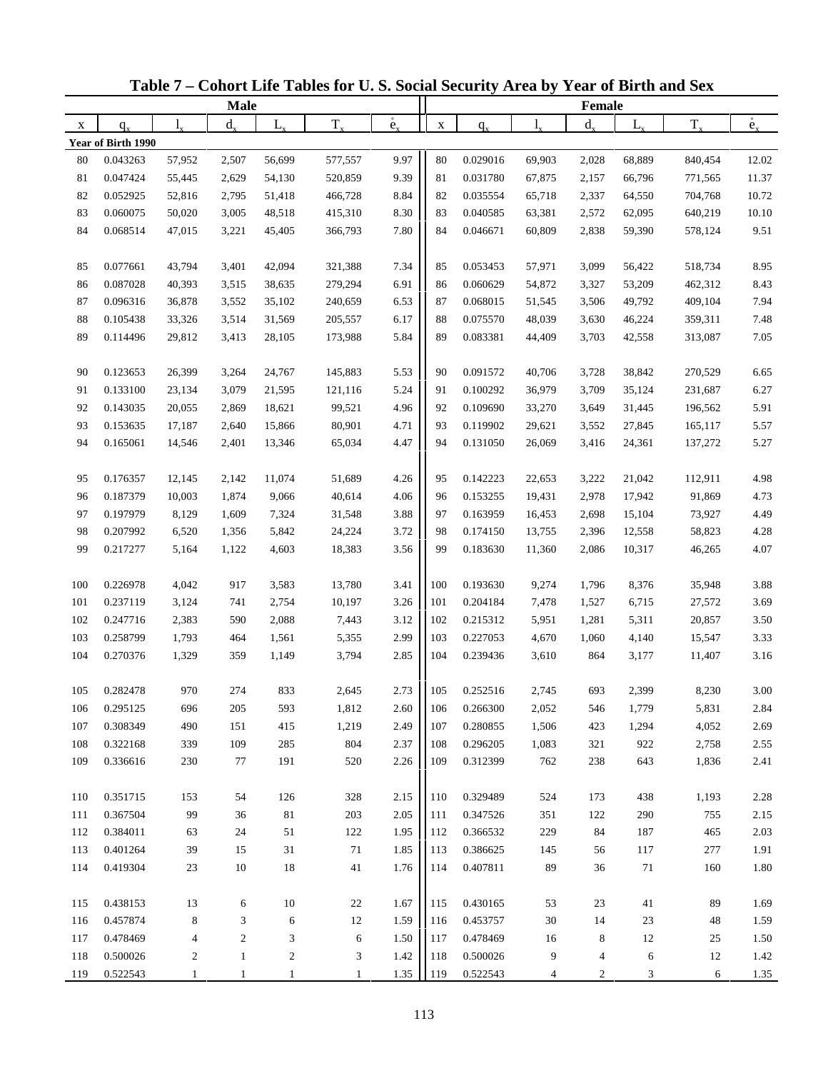# Table 7 – Cohort Life Tables for U. S. Social Security Area by Year of Birth and Sex

| Male | | | | | | | Female | | | | | | |
|---|---|---|---|---|---|---|---|---|---|---|---|---|---|
| x | $q_x$ | $l_x$ | $d_x$ | $L_x$ | $T_x$ | $\mathring{e}_x$ | x | $q_x$ | $l_x$ | $d_x$ | $L_x$ | $T_x$ | $\mathring{e}_x$ |
| **Year of Birth 1990** | | | | | | | | | | | | | |
| 80 | 0.043263 | 57,952 | 2,507 | 56,699 | 577,557 | 9.97 | 80 | 0.029016 | 69,903 | 2,028 | 68,889 | 840,454 | 12.02 |
| 81 | 0.047424 | 55,445 | 2,629 | 54,130 | 520,859 | 9.39 | 81 | 0.031780 | 67,875 | 2,157 | 66,796 | 771,565 | 11.37 |
| 82 | 0.052925 | 52,816 | 2,795 | 51,418 | 466,728 | 8.84 | 82 | 0.035554 | 65,718 | 2,337 | 64,550 | 704,768 | 10.72 |
| 83 | 0.060075 | 50,020 | 3,005 | 48,518 | 415,310 | 8.30 | 83 | 0.040585 | 63,381 | 2,572 | 62,095 | 640,219 | 10.10 |
| 84 | 0.068514 | 47,015 | 3,221 | 45,405 | 366,793 | 7.80 | 84 | 0.046671 | 60,809 | 2,838 | 59,390 | 578,124 | 9.51 |
| 85 | 0.077661 | 43,794 | 3,401 | 42,094 | 321,388 | 7.34 | 85 | 0.053453 | 57,971 | 3,099 | 56,422 | 518,734 | 8.95 |
| 86 | 0.087028 | 40,393 | 3,515 | 38,635 | 279,294 | 6.91 | 86 | 0.060629 | 54,872 | 3,327 | 53,209 | 462,312 | 8.43 |
| 87 | 0.096316 | 36,878 | 3,552 | 35,102 | 240,659 | 6.53 | 87 | 0.068015 | 51,545 | 3,506 | 49,792 | 409,104 | 7.94 |
| 88 | 0.105438 | 33,326 | 3,514 | 31,569 | 205,557 | 6.17 | 88 | 0.075570 | 48,039 | 3,630 | 46,224 | 359,311 | 7.48 |
| 89 | 0.114496 | 29,812 | 3,413 | 28,105 | 173,988 | 5.84 | 89 | 0.083381 | 44,409 | 3,703 | 42,558 | 313,087 | 7.05 |
| 90 | 0.123653 | 26,399 | 3,264 | 24,767 | 145,883 | 5.53 | 90 | 0.091572 | 40,706 | 3,728 | 38,842 | 270,529 | 6.65 |
| 91 | 0.133100 | 23,134 | 3,079 | 21,595 | 121,116 | 5.24 | 91 | 0.100292 | 36,979 | 3,709 | 35,124 | 231,687 | 6.27 |
| 92 | 0.143035 | 20,055 | 2,869 | 18,621 | 99,521 | 4.96 | 92 | 0.109690 | 33,270 | 3,649 | 31,445 | 196,562 | 5.91 |
| 93 | 0.153635 | 17,187 | 2,640 | 15,866 | 80,901 | 4.71 | 93 | 0.119902 | 29,621 | 3,552 | 27,845 | 165,117 | 5.57 |
| 94 | 0.165061 | 14,546 | 2,401 | 13,346 | 65,034 | 4.47 | 94 | 0.131050 | 26,069 | 3,416 | 24,361 | 137,272 | 5.27 |
| 95 | 0.176357 | 12,145 | 2,142 | 11,074 | 51,689 | 4.26 | 95 | 0.142223 | 22,653 | 3,222 | 21,042 | 112,911 | 4.98 |
| 96 | 0.187379 | 10,003 | 1,874 | 9,066 | 40,614 | 4.06 | 96 | 0.153255 | 19,431 | 2,978 | 17,942 | 91,869 | 4.73 |
| 97 | 0.197979 | 8,129 | 1,609 | 7,324 | 31,548 | 3.88 | 97 | 0.163959 | 16,453 | 2,698 | 15,104 | 73,927 | 4.49 |
| 98 | 0.207992 | 6,520 | 1,356 | 5,842 | 24,224 | 3.72 | 98 | 0.174150 | 13,755 | 2,396 | 12,558 | 58,823 | 4.28 |
| 99 | 0.217277 | 5,164 | 1,122 | 4,603 | 18,383 | 3.56 | 99 | 0.183630 | 11,360 | 2,086 | 10,317 | 46,265 | 4.07 |
| 100 | 0.226978 | 4,042 | 917 | 3,583 | 13,780 | 3.41 | 100 | 0.193630 | 9,274 | 1,796 | 8,376 | 35,948 | 3.88 |
| 101 | 0.237119 | 3,124 | 741 | 2,754 | 10,197 | 3.26 | 101 | 0.204184 | 7,478 | 1,527 | 6,715 | 27,572 | 3.69 |
| 102 | 0.247716 | 2,383 | 590 | 2,088 | 7,443 | 3.12 | 102 | 0.215312 | 5,951 | 1,281 | 5,311 | 20,857 | 3.50 |
| 103 | 0.258799 | 1,793 | 464 | 1,561 | 5,355 | 2.99 | 103 | 0.227053 | 4,670 | 1,060 | 4,140 | 15,547 | 3.33 |
| 104 | 0.270376 | 1,329 | 359 | 1,149 | 3,794 | 2.85 | 104 | 0.239436 | 3,610 | 864 | 3,177 | 11,407 | 3.16 |
| 105 | 0.282478 | 970 | 274 | 833 | 2,645 | 2.73 | 105 | 0.252516 | 2,745 | 693 | 2,399 | 8,230 | 3.00 |
| 106 | 0.295125 | 696 | 205 | 593 | 1,812 | 2.60 | 106 | 0.266300 | 2,052 | 546 | 1,779 | 5,831 | 2.84 |
| 107 | 0.308349 | 490 | 151 | 415 | 1,219 | 2.49 | 107 | 0.280855 | 1,506 | 423 | 1,294 | 4,052 | 2.69 |
| 108 | 0.322168 | 339 | 109 | 285 | 804 | 2.37 | 108 | 0.296205 | 1,083 | 321 | 922 | 2,758 | 2.55 |
| 109 | 0.336616 | 230 | 77 | 191 | 520 | 2.26 | 109 | 0.312399 | 762 | 238 | 643 | 1,836 | 2.41 |
| 110 | 0.351715 | 153 | 54 | 126 | 328 | 2.15 | 110 | 0.329489 | 524 | 173 | 438 | 1,193 | 2.28 |
| 111 | 0.367504 | 99 | 36 | 81 | 203 | 2.05 | 111 | 0.347526 | 351 | 122 | 290 | 755 | 2.15 |
| 112 | 0.384011 | 63 | 24 | 51 | 122 | 1.95 | 112 | 0.366532 | 229 | 84 | 187 | 465 | 2.03 |
| 113 | 0.401264 | 39 | 15 | 31 | 71 | 1.85 | 113 | 0.386625 | 145 | 56 | 117 | 277 | 1.91 |
| 114 | 0.419304 | 23 | 10 | 18 | 41 | 1.76 | 114 | 0.407811 | 89 | 36 | 71 | 160 | 1.80 |
| 115 | 0.438153 | 13 | 6 | 10 | 22 | 1.67 | 115 | 0.430165 | 53 | 23 | 41 | 89 | 1.69 |
| 116 | 0.457874 | 8 | 3 | 6 | 12 | 1.59 | 116 | 0.453757 | 30 | 14 | 23 | 48 | 1.59 |
| 117 | 0.478469 | 4 | 2 | 3 | 6 | 1.50 | 117 | 0.478469 | 16 | 8 | 12 | 25 | 1.50 |
| 118 | 0.500026 | 2 | 1 | 2 | 3 | 1.42 | 118 | 0.500026 | 9 | 4 | 6 | 12 | 1.42 |
| 119 | 0.522543 | 1 | 1 | 1 | 1 | 1.35 | 119 | 0.522543 | 4 | 2 | 3 | 6 | 1.35 |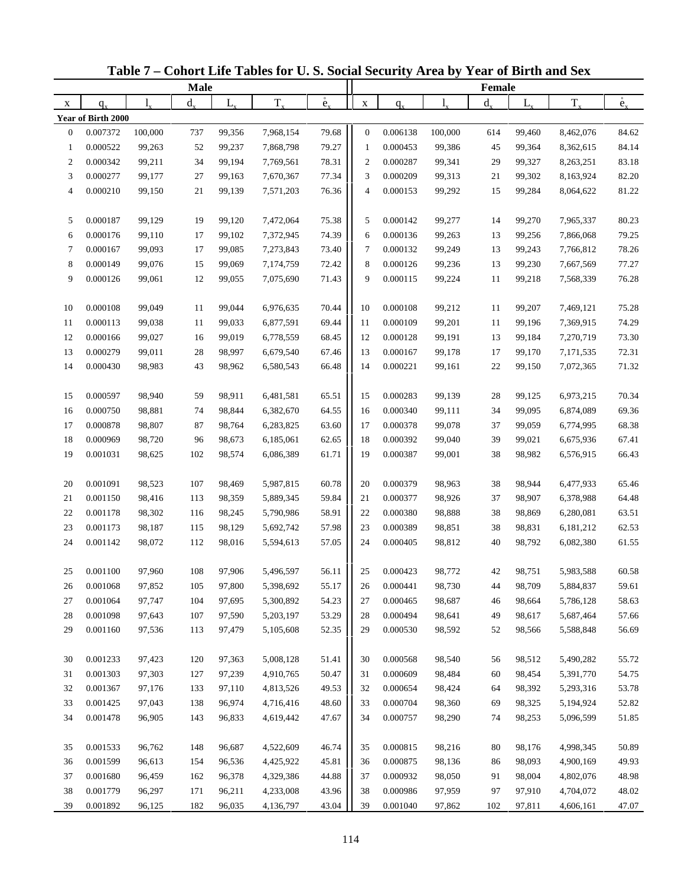## Table 7 – Cohort Life Tables for U. S. Social Security Area by Year of Birth and Sex

| Male | | | | | | | Female | | | | | | |
|---|---|---|---|---|---|---|---|---|---|---|---|---|---|
| x | $q_x$ | $l_x$ | $d_x$ | $L_x$ | $T_x$ | $\mathring{e}_x$ | x | $q_x$ | $l_x$ | $d_x$ | $L_x$ | $T_x$ | $\mathring{e}_x$ |
| **Year of Birth 2000** | | | | | | | | | | | | | |
| 0 | 0.007372 | 100,000 | 737 | 99,356 | 7,968,154 | 79.68 | 0 | 0.006138 | 100,000 | 614 | 99,460 | 8,462,076 | 84.62 |
| 1 | 0.000522 | 99,263 | 52 | 99,237 | 7,868,798 | 79.27 | 1 | 0.000453 | 99,386 | 45 | 99,364 | 8,362,615 | 84.14 |
| 2 | 0.000342 | 99,211 | 34 | 99,194 | 7,769,561 | 78.31 | 2 | 0.000287 | 99,341 | 29 | 99,327 | 8,263,251 | 83.18 |
| 3 | 0.000277 | 99,177 | 27 | 99,163 | 7,670,367 | 77.34 | 3 | 0.000209 | 99,313 | 21 | 99,302 | 8,163,924 | 82.20 |
| 4 | 0.000210 | 99,150 | 21 | 99,139 | 7,571,203 | 76.36 | 4 | 0.000153 | 99,292 | 15 | 99,284 | 8,064,622 | 81.22 |
| 5 | 0.000187 | 99,129 | 19 | 99,120 | 7,472,064 | 75.38 | 5 | 0.000142 | 99,277 | 14 | 99,270 | 7,965,337 | 80.23 |
| 6 | 0.000176 | 99,110 | 17 | 99,102 | 7,372,945 | 74.39 | 6 | 0.000136 | 99,263 | 13 | 99,256 | 7,866,068 | 79.25 |
| 7 | 0.000167 | 99,093 | 17 | 99,085 | 7,273,843 | 73.40 | 7 | 0.000132 | 99,249 | 13 | 99,243 | 7,766,812 | 78.26 |
| 8 | 0.000149 | 99,076 | 15 | 99,069 | 7,174,759 | 72.42 | 8 | 0.000126 | 99,236 | 13 | 99,230 | 7,667,569 | 77.27 |
| 9 | 0.000126 | 99,061 | 12 | 99,055 | 7,075,690 | 71.43 | 9 | 0.000115 | 99,224 | 11 | 99,218 | 7,568,339 | 76.28 |
| 10 | 0.000108 | 99,049 | 11 | 99,044 | 6,976,635 | 70.44 | 10 | 0.000108 | 99,212 | 11 | 99,207 | 7,469,121 | 75.28 |
| 11 | 0.000113 | 99,038 | 11 | 99,033 | 6,877,591 | 69.44 | 11 | 0.000109 | 99,201 | 11 | 99,196 | 7,369,915 | 74.29 |
| 12 | 0.000166 | 99,027 | 16 | 99,019 | 6,778,559 | 68.45 | 12 | 0.000128 | 99,191 | 13 | 99,184 | 7,270,719 | 73.30 |
| 13 | 0.000279 | 99,011 | 28 | 98,997 | 6,679,540 | 67.46 | 13 | 0.000167 | 99,178 | 17 | 99,170 | 7,171,535 | 72.31 |
| 14 | 0.000430 | 98,983 | 43 | 98,962 | 6,580,543 | 66.48 | 14 | 0.000221 | 99,161 | 22 | 99,150 | 7,072,365 | 71.32 |
| 15 | 0.000597 | 98,940 | 59 | 98,911 | 6,481,581 | 65.51 | 15 | 0.000283 | 99,139 | 28 | 99,125 | 6,973,215 | 70.34 |
| 16 | 0.000750 | 98,881 | 74 | 98,844 | 6,382,670 | 64.55 | 16 | 0.000340 | 99,111 | 34 | 99,095 | 6,874,089 | 69.36 |
| 17 | 0.000878 | 98,807 | 87 | 98,764 | 6,283,825 | 63.60 | 17 | 0.000378 | 99,078 | 37 | 99,059 | 6,774,995 | 68.38 |
| 18 | 0.000969 | 98,720 | 96 | 98,673 | 6,185,061 | 62.65 | 18 | 0.000392 | 99,040 | 39 | 99,021 | 6,675,936 | 67.41 |
| 19 | 0.001031 | 98,625 | 102 | 98,574 | 6,086,389 | 61.71 | 19 | 0.000387 | 99,001 | 38 | 98,982 | 6,576,915 | 66.43 |
| 20 | 0.001091 | 98,523 | 107 | 98,469 | 5,987,815 | 60.78 | 20 | 0.000379 | 98,963 | 38 | 98,944 | 6,477,933 | 65.46 |
| 21 | 0.001150 | 98,416 | 113 | 98,359 | 5,889,345 | 59.84 | 21 | 0.000377 | 98,926 | 37 | 98,907 | 6,378,988 | 64.48 |
| 22 | 0.001178 | 98,302 | 116 | 98,245 | 5,790,986 | 58.91 | 22 | 0.000380 | 98,888 | 38 | 98,869 | 6,280,081 | 63.51 |
| 23 | 0.001173 | 98,187 | 115 | 98,129 | 5,692,742 | 57.98 | 23 | 0.000389 | 98,851 | 38 | 98,831 | 6,181,212 | 62.53 |
| 24 | 0.001142 | 98,072 | 112 | 98,016 | 5,594,613 | 57.05 | 24 | 0.000405 | 98,812 | 40 | 98,792 | 6,082,380 | 61.55 |
| 25 | 0.001100 | 97,960 | 108 | 97,906 | 5,496,597 | 56.11 | 25 | 0.000423 | 98,772 | 42 | 98,751 | 5,983,588 | 60.58 |
| 26 | 0.001068 | 97,852 | 105 | 97,800 | 5,398,692 | 55.17 | 26 | 0.000441 | 98,730 | 44 | 98,709 | 5,884,837 | 59.61 |
| 27 | 0.001064 | 97,747 | 104 | 97,695 | 5,300,892 | 54.23 | 27 | 0.000465 | 98,687 | 46 | 98,664 | 5,786,128 | 58.63 |
| 28 | 0.001098 | 97,643 | 107 | 97,590 | 5,203,197 | 53.29 | 28 | 0.000494 | 98,641 | 49 | 98,617 | 5,687,464 | 57.66 |
| 29 | 0.001160 | 97,536 | 113 | 97,479 | 5,105,608 | 52.35 | 29 | 0.000530 | 98,592 | 52 | 98,566 | 5,588,848 | 56.69 |
| 30 | 0.001233 | 97,423 | 120 | 97,363 | 5,008,128 | 51.41 | 30 | 0.000568 | 98,540 | 56 | 98,512 | 5,490,282 | 55.72 |
| 31 | 0.001303 | 97,303 | 127 | 97,239 | 4,910,765 | 50.47 | 31 | 0.000609 | 98,484 | 60 | 98,454 | 5,391,770 | 54.75 |
| 32 | 0.001367 | 97,176 | 133 | 97,110 | 4,813,526 | 49.53 | 32 | 0.000654 | 98,424 | 64 | 98,392 | 5,293,316 | 53.78 |
| 33 | 0.001425 | 97,043 | 138 | 96,974 | 4,716,416 | 48.60 | 33 | 0.000704 | 98,360 | 69 | 98,325 | 5,194,924 | 52.82 |
| 34 | 0.001478 | 96,905 | 143 | 96,833 | 4,619,442 | 47.67 | 34 | 0.000757 | 98,290 | 74 | 98,253 | 5,096,599 | 51.85 |
| 35 | 0.001533 | 96,762 | 148 | 96,687 | 4,522,609 | 46.74 | 35 | 0.000815 | 98,216 | 80 | 98,176 | 4,998,345 | 50.89 |
| 36 | 0.001599 | 96,613 | 154 | 96,536 | 4,425,922 | 45.81 | 36 | 0.000875 | 98,136 | 86 | 98,093 | 4,900,169 | 49.93 |
| 37 | 0.001680 | 96,459 | 162 | 96,378 | 4,329,386 | 44.88 | 37 | 0.000932 | 98,050 | 91 | 98,004 | 4,802,076 | 48.98 |
| 38 | 0.001779 | 96,297 | 171 | 96,211 | 4,233,008 | 43.96 | 38 | 0.000986 | 97,959 | 97 | 97,910 | 4,704,072 | 48.02 |
| 39 | 0.001892 | 96,125 | 182 | 96,035 | 4,136,797 | 43.04 | 39 | 0.001040 | 97,862 | 102 | 97,811 | 4,606,161 | 47.07 |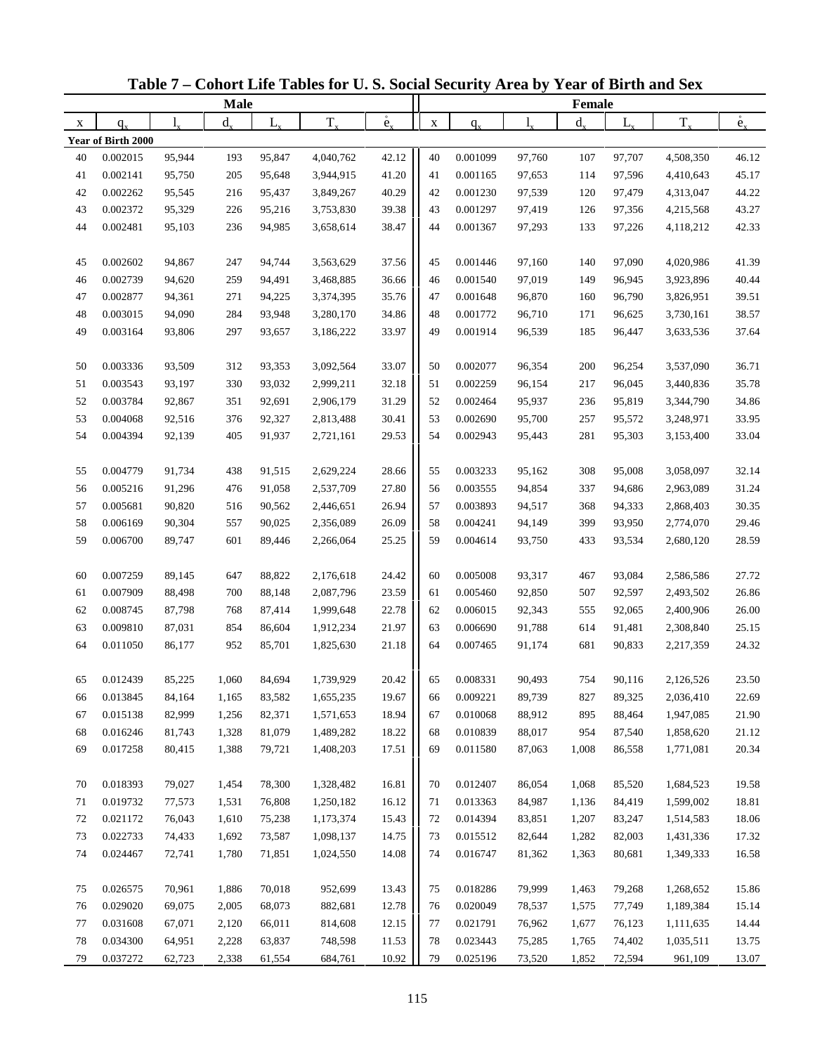# Table 7 – Cohort Life Tables for U. S. Social Security Area by Year of Birth and Sex

| Male | | | | | | | Female | | | | | | |
|---|---|---|---|---|---|---|---|---|---|---|---|---|---|
| x | $q_x$ | $l_x$ | $d_x$ | $L_x$ | $T_x$ | $\mathring{e}_x$ | x | $q_x$ | $l_x$ | $d_x$ | $L_x$ | $T_x$ | $\mathring{e}_x$ |
| **Year of Birth 2000** | | | | | | | | | | | | | |
| 40 | 0.002015 | 95,944 | 193 | 95,847 | 4,040,762 | 42.12 | 40 | 0.001099 | 97,760 | 107 | 97,707 | 4,508,350 | 46.12 |
| 41 | 0.002141 | 95,750 | 205 | 95,648 | 3,944,915 | 41.20 | 41 | 0.001165 | 97,653 | 114 | 97,596 | 4,410,643 | 45.17 |
| 42 | 0.002262 | 95,545 | 216 | 95,437 | 3,849,267 | 40.29 | 42 | 0.001230 | 97,539 | 120 | 97,479 | 4,313,047 | 44.22 |
| 43 | 0.002372 | 95,329 | 226 | 95,216 | 3,753,830 | 39.38 | 43 | 0.001297 | 97,419 | 126 | 97,356 | 4,215,568 | 43.27 |
| 44 | 0.002481 | 95,103 | 236 | 94,985 | 3,658,614 | 38.47 | 44 | 0.001367 | 97,293 | 133 | 97,226 | 4,118,212 | 42.33 |
| 45 | 0.002602 | 94,867 | 247 | 94,744 | 3,563,629 | 37.56 | 45 | 0.001446 | 97,160 | 140 | 97,090 | 4,020,986 | 41.39 |
| 46 | 0.002739 | 94,620 | 259 | 94,491 | 3,468,885 | 36.66 | 46 | 0.001540 | 97,019 | 149 | 96,945 | 3,923,896 | 40.44 |
| 47 | 0.002877 | 94,361 | 271 | 94,225 | 3,374,395 | 35.76 | 47 | 0.001648 | 96,870 | 160 | 96,790 | 3,826,951 | 39.51 |
| 48 | 0.003015 | 94,090 | 284 | 93,948 | 3,280,170 | 34.86 | 48 | 0.001772 | 96,710 | 171 | 96,625 | 3,730,161 | 38.57 |
| 49 | 0.003164 | 93,806 | 297 | 93,657 | 3,186,222 | 33.97 | 49 | 0.001914 | 96,539 | 185 | 96,447 | 3,633,536 | 37.64 |
| 50 | 0.003336 | 93,509 | 312 | 93,353 | 3,092,564 | 33.07 | 50 | 0.002077 | 96,354 | 200 | 96,254 | 3,537,090 | 36.71 |
| 51 | 0.003543 | 93,197 | 330 | 93,032 | 2,999,211 | 32.18 | 51 | 0.002259 | 96,154 | 217 | 96,045 | 3,440,836 | 35.78 |
| 52 | 0.003784 | 92,867 | 351 | 92,691 | 2,906,179 | 31.29 | 52 | 0.002464 | 95,937 | 236 | 95,819 | 3,344,790 | 34.86 |
| 53 | 0.004068 | 92,516 | 376 | 92,327 | 2,813,488 | 30.41 | 53 | 0.002690 | 95,700 | 257 | 95,572 | 3,248,971 | 33.95 |
| 54 | 0.004394 | 92,139 | 405 | 91,937 | 2,721,161 | 29.53 | 54 | 0.002943 | 95,443 | 281 | 95,303 | 3,153,400 | 33.04 |
| 55 | 0.004779 | 91,734 | 438 | 91,515 | 2,629,224 | 28.66 | 55 | 0.003233 | 95,162 | 308 | 95,008 | 3,058,097 | 32.14 |
| 56 | 0.005216 | 91,296 | 476 | 91,058 | 2,537,709 | 27.80 | 56 | 0.003555 | 94,854 | 337 | 94,686 | 2,963,089 | 31.24 |
| 57 | 0.005681 | 90,820 | 516 | 90,562 | 2,446,651 | 26.94 | 57 | 0.003893 | 94,517 | 368 | 94,333 | 2,868,403 | 30.35 |
| 58 | 0.006169 | 90,304 | 557 | 90,025 | 2,356,089 | 26.09 | 58 | 0.004241 | 94,149 | 399 | 93,950 | 2,774,070 | 29.46 |
| 59 | 0.006700 | 89,747 | 601 | 89,446 | 2,266,064 | 25.25 | 59 | 0.004614 | 93,750 | 433 | 93,534 | 2,680,120 | 28.59 |
| 60 | 0.007259 | 89,145 | 647 | 88,822 | 2,176,618 | 24.42 | 60 | 0.005008 | 93,317 | 467 | 93,084 | 2,586,586 | 27.72 |
| 61 | 0.007909 | 88,498 | 700 | 88,148 | 2,087,796 | 23.59 | 61 | 0.005460 | 92,850 | 507 | 92,597 | 2,493,502 | 26.86 |
| 62 | 0.008745 | 87,798 | 768 | 87,414 | 1,999,648 | 22.78 | 62 | 0.006015 | 92,343 | 555 | 92,065 | 2,400,906 | 26.00 |
| 63 | 0.009810 | 87,031 | 854 | 86,604 | 1,912,234 | 21.97 | 63 | 0.006690 | 91,788 | 614 | 91,481 | 2,308,840 | 25.15 |
| 64 | 0.011050 | 86,177 | 952 | 85,701 | 1,825,630 | 21.18 | 64 | 0.007465 | 91,174 | 681 | 90,833 | 2,217,359 | 24.32 |
| 65 | 0.012439 | 85,225 | 1,060 | 84,694 | 1,739,929 | 20.42 | 65 | 0.008331 | 90,493 | 754 | 90,116 | 2,126,526 | 23.50 |
| 66 | 0.013845 | 84,164 | 1,165 | 83,582 | 1,655,235 | 19.67 | 66 | 0.009221 | 89,739 | 827 | 89,325 | 2,036,410 | 22.69 |
| 67 | 0.015138 | 82,999 | 1,256 | 82,371 | 1,571,653 | 18.94 | 67 | 0.010068 | 88,912 | 895 | 88,464 | 1,947,085 | 21.90 |
| 68 | 0.016246 | 81,743 | 1,328 | 81,079 | 1,489,282 | 18.22 | 68 | 0.010839 | 88,017 | 954 | 87,540 | 1,858,620 | 21.12 |
| 69 | 0.017258 | 80,415 | 1,388 | 79,721 | 1,408,203 | 17.51 | 69 | 0.011580 | 87,063 | 1,008 | 86,558 | 1,771,081 | 20.34 |
| 70 | 0.018393 | 79,027 | 1,454 | 78,300 | 1,328,482 | 16.81 | 70 | 0.012407 | 86,054 | 1,068 | 85,520 | 1,684,523 | 19.58 |
| 71 | 0.019732 | 77,573 | 1,531 | 76,808 | 1,250,182 | 16.12 | 71 | 0.013363 | 84,987 | 1,136 | 84,419 | 1,599,002 | 18.81 |
| 72 | 0.021172 | 76,043 | 1,610 | 75,238 | 1,173,374 | 15.43 | 72 | 0.014394 | 83,851 | 1,207 | 83,247 | 1,514,583 | 18.06 |
| 73 | 0.022733 | 74,433 | 1,692 | 73,587 | 1,098,137 | 14.75 | 73 | 0.015512 | 82,644 | 1,282 | 82,003 | 1,431,336 | 17.32 |
| 74 | 0.024467 | 72,741 | 1,780 | 71,851 | 1,024,550 | 14.08 | 74 | 0.016747 | 81,362 | 1,363 | 80,681 | 1,349,333 | 16.58 |
| 75 | 0.026575 | 70,961 | 1,886 | 70,018 | 952,699 | 13.43 | 75 | 0.018286 | 79,999 | 1,463 | 79,268 | 1,268,652 | 15.86 |
| 76 | 0.029020 | 69,075 | 2,005 | 68,073 | 882,681 | 12.78 | 76 | 0.020049 | 78,537 | 1,575 | 77,749 | 1,189,384 | 15.14 |
| 77 | 0.031608 | 67,071 | 2,120 | 66,011 | 814,608 | 12.15 | 77 | 0.021791 | 76,962 | 1,677 | 76,123 | 1,111,635 | 14.44 |
| 78 | 0.034300 | 64,951 | 2,228 | 63,837 | 748,598 | 11.53 | 78 | 0.023443 | 75,285 | 1,765 | 74,402 | 1,035,511 | 13.75 |
| 79 | 0.037272 | 62,723 | 2,338 | 61,554 | 684,761 | 10.92 | 79 | 0.025196 | 73,520 | 1,852 | 72,594 | 961,109 | 13.07 |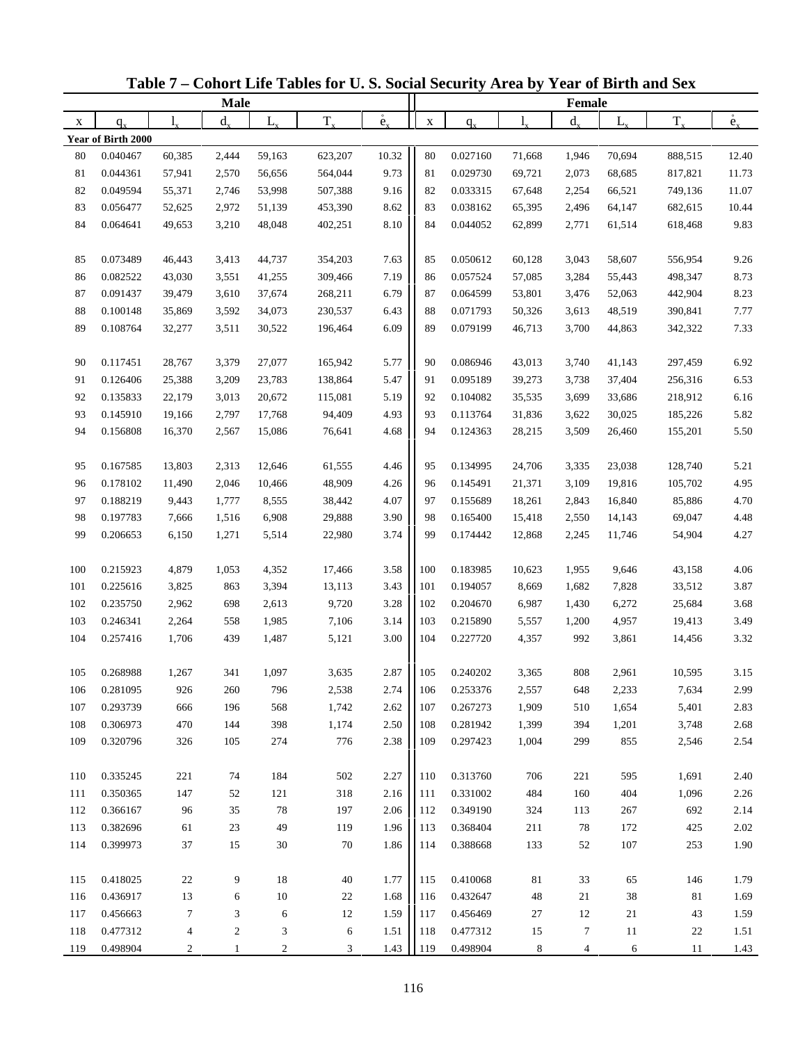# Table 7 – Cohort Life Tables for U. S. Social Security Area by Year of Birth and Sex

| Male | | | | | | | Female | | | | | | |
|---|---|---|---|---|---|---|---|---|---|---|---|---|---|
| x | $q_x$ | $l_x$ | $d_x$ | $L_x$ | $T_x$ | $\mathring{e}_x$ | x | $q_x$ | $l_x$ | $d_x$ | $L_x$ | $T_x$ | $\mathring{e}_x$ |
| **Year of Birth 2000** | | | | | | | | | | | | | |
| 80 | 0.040467 | 60,385 | 2,444 | 59,163 | 623,207 | 10.32 | 80 | 0.027160 | 71,668 | 1,946 | 70,694 | 888,515 | 12.40 |
| 81 | 0.044361 | 57,941 | 2,570 | 56,656 | 564,044 | 9.73 | 81 | 0.029730 | 69,721 | 2,073 | 68,685 | 817,821 | 11.73 |
| 82 | 0.049594 | 55,371 | 2,746 | 53,998 | 507,388 | 9.16 | 82 | 0.033315 | 67,648 | 2,254 | 66,521 | 749,136 | 11.07 |
| 83 | 0.056477 | 52,625 | 2,972 | 51,139 | 453,390 | 8.62 | 83 | 0.038162 | 65,395 | 2,496 | 64,147 | 682,615 | 10.44 |
| 84 | 0.064641 | 49,653 | 3,210 | 48,048 | 402,251 | 8.10 | 84 | 0.044052 | 62,899 | 2,771 | 61,514 | 618,468 | 9.83 |
| 85 | 0.073489 | 46,443 | 3,413 | 44,737 | 354,203 | 7.63 | 85 | 0.050612 | 60,128 | 3,043 | 58,607 | 556,954 | 9.26 |
| 86 | 0.082522 | 43,030 | 3,551 | 41,255 | 309,466 | 7.19 | 86 | 0.057524 | 57,085 | 3,284 | 55,443 | 498,347 | 8.73 |
| 87 | 0.091437 | 39,479 | 3,610 | 37,674 | 268,211 | 6.79 | 87 | 0.064599 | 53,801 | 3,476 | 52,063 | 442,904 | 8.23 |
| 88 | 0.100148 | 35,869 | 3,592 | 34,073 | 230,537 | 6.43 | 88 | 0.071793 | 50,326 | 3,613 | 48,519 | 390,841 | 7.77 |
| 89 | 0.108764 | 32,277 | 3,511 | 30,522 | 196,464 | 6.09 | 89 | 0.079199 | 46,713 | 3,700 | 44,863 | 342,322 | 7.33 |
| 90 | 0.117451 | 28,767 | 3,379 | 27,077 | 165,942 | 5.77 | 90 | 0.086946 | 43,013 | 3,740 | 41,143 | 297,459 | 6.92 |
| 91 | 0.126406 | 25,388 | 3,209 | 23,783 | 138,864 | 5.47 | 91 | 0.095189 | 39,273 | 3,738 | 37,404 | 256,316 | 6.53 |
| 92 | 0.135833 | 22,179 | 3,013 | 20,672 | 115,081 | 5.19 | 92 | 0.104082 | 35,535 | 3,699 | 33,686 | 218,912 | 6.16 |
| 93 | 0.145910 | 19,166 | 2,797 | 17,768 | 94,409 | 4.93 | 93 | 0.113764 | 31,836 | 3,622 | 30,025 | 185,226 | 5.82 |
| 94 | 0.156808 | 16,370 | 2,567 | 15,086 | 76,641 | 4.68 | 94 | 0.124363 | 28,215 | 3,509 | 26,460 | 155,201 | 5.50 |
| 95 | 0.167585 | 13,803 | 2,313 | 12,646 | 61,555 | 4.46 | 95 | 0.134995 | 24,706 | 3,335 | 23,038 | 128,740 | 5.21 |
| 96 | 0.178102 | 11,490 | 2,046 | 10,466 | 48,909 | 4.26 | 96 | 0.145491 | 21,371 | 3,109 | 19,816 | 105,702 | 4.95 |
| 97 | 0.188219 | 9,443 | 1,777 | 8,555 | 38,442 | 4.07 | 97 | 0.155689 | 18,261 | 2,843 | 16,840 | 85,886 | 4.70 |
| 98 | 0.197783 | 7,666 | 1,516 | 6,908 | 29,888 | 3.90 | 98 | 0.165400 | 15,418 | 2,550 | 14,143 | 69,047 | 4.48 |
| 99 | 0.206653 | 6,150 | 1,271 | 5,514 | 22,980 | 3.74 | 99 | 0.174442 | 12,868 | 2,245 | 11,746 | 54,904 | 4.27 |
| 100 | 0.215923 | 4,879 | 1,053 | 4,352 | 17,466 | 3.58 | 100 | 0.183985 | 10,623 | 1,955 | 9,646 | 43,158 | 4.06 |
| 101 | 0.225616 | 3,825 | 863 | 3,394 | 13,113 | 3.43 | 101 | 0.194057 | 8,669 | 1,682 | 7,828 | 33,512 | 3.87 |
| 102 | 0.235750 | 2,962 | 698 | 2,613 | 9,720 | 3.28 | 102 | 0.204670 | 6,987 | 1,430 | 6,272 | 25,684 | 3.68 |
| 103 | 0.246341 | 2,264 | 558 | 1,985 | 7,106 | 3.14 | 103 | 0.215890 | 5,557 | 1,200 | 4,957 | 19,413 | 3.49 |
| 104 | 0.257416 | 1,706 | 439 | 1,487 | 5,121 | 3.00 | 104 | 0.227720 | 4,357 | 992 | 3,861 | 14,456 | 3.32 |
| 105 | 0.268988 | 1,267 | 341 | 1,097 | 3,635 | 2.87 | 105 | 0.240202 | 3,365 | 808 | 2,961 | 10,595 | 3.15 |
| 106 | 0.281095 | 926 | 260 | 796 | 2,538 | 2.74 | 106 | 0.253376 | 2,557 | 648 | 2,233 | 7,634 | 2.99 |
| 107 | 0.293739 | 666 | 196 | 568 | 1,742 | 2.62 | 107 | 0.267273 | 1,909 | 510 | 1,654 | 5,401 | 2.83 |
| 108 | 0.306973 | 470 | 144 | 398 | 1,174 | 2.50 | 108 | 0.281942 | 1,399 | 394 | 1,201 | 3,748 | 2.68 |
| 109 | 0.320796 | 326 | 105 | 274 | 776 | 2.38 | 109 | 0.297423 | 1,004 | 299 | 855 | 2,546 | 2.54 |
| 110 | 0.335245 | 221 | 74 | 184 | 502 | 2.27 | 110 | 0.313760 | 706 | 221 | 595 | 1,691 | 2.40 |
| 111 | 0.350365 | 147 | 52 | 121 | 318 | 2.16 | 111 | 0.331002 | 484 | 160 | 404 | 1,096 | 2.26 |
| 112 | 0.366167 | 96 | 35 | 78 | 197 | 2.06 | 112 | 0.349190 | 324 | 113 | 267 | 692 | 2.14 |
| 113 | 0.382696 | 61 | 23 | 49 | 119 | 1.96 | 113 | 0.368404 | 211 | 78 | 172 | 425 | 2.02 |
| 114 | 0.399973 | 37 | 15 | 30 | 70 | 1.86 | 114 | 0.388668 | 133 | 52 | 107 | 253 | 1.90 |
| 115 | 0.418025 | 22 | 9 | 18 | 40 | 1.77 | 115 | 0.410068 | 81 | 33 | 65 | 146 | 1.79 |
| 116 | 0.436917 | 13 | 6 | 10 | 22 | 1.68 | 116 | 0.432647 | 48 | 21 | 38 | 81 | 1.69 |
| 117 | 0.456663 | 7 | 3 | 6 | 12 | 1.59 | 117 | 0.456469 | 27 | 12 | 21 | 43 | 1.59 |
| 118 | 0.477312 | 4 | 2 | 3 | 6 | 1.51 | 118 | 0.477312 | 15 | 7 | 11 | 22 | 1.51 |
| 119 | 0.498904 | 2 | 1 | 2 | 3 | 1.43 | 119 | 0.498904 | 8 | 4 | 6 | 11 | 1.43 |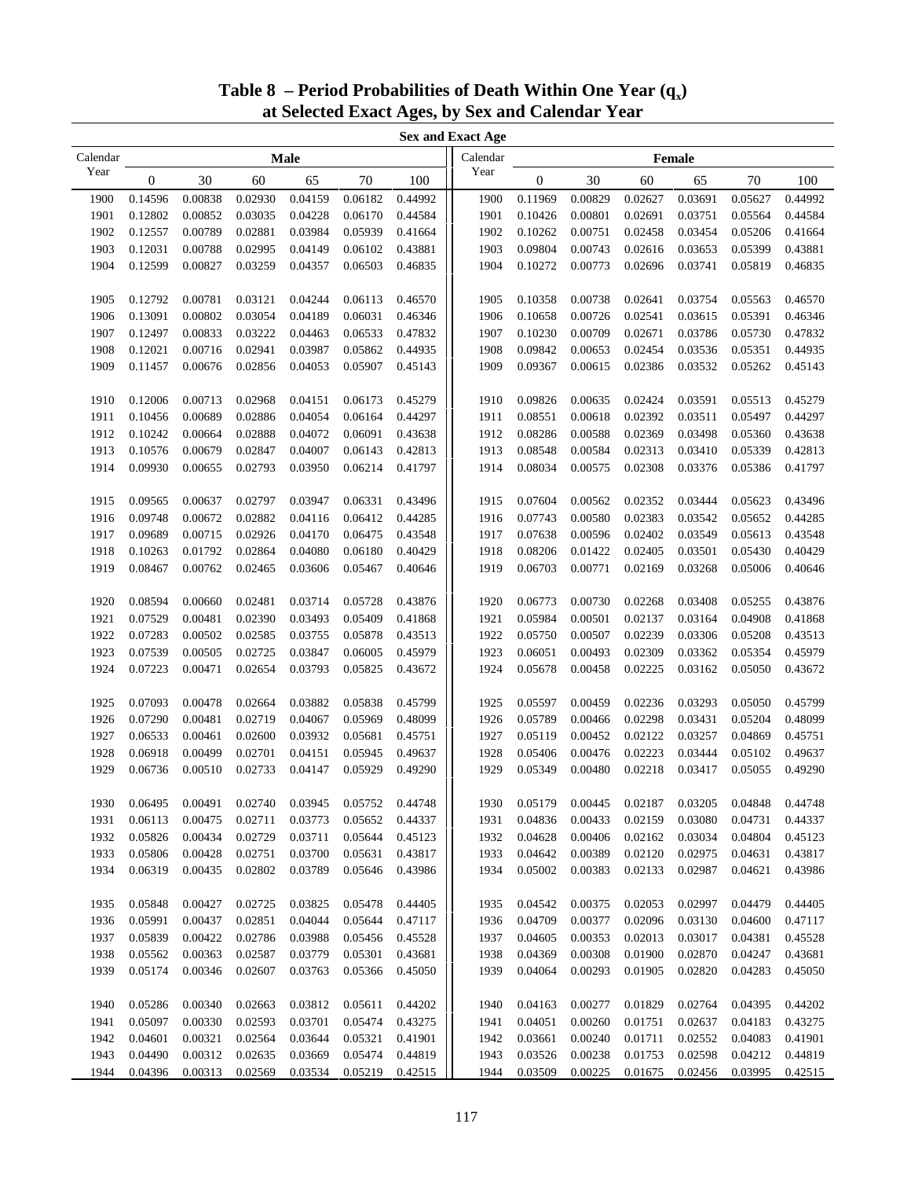# Table 8 – Period Probabilities of Death Within One Year ($q_x$) at Selected Exact Ages, by Sex and Calendar Year

| Calendar Year | Male 0 | Male 30 | Male 60 | Male 65 | Male 70 | Male 100 | Calendar Year | Female 0 | Female 30 | Female 60 | Female 65 | Female 70 | Female 100 |
|---|---|---|---|---|---|---|---|---|---|---|---|---|---|
| 1900 | 0.14596 | 0.00838 | 0.02930 | 0.04159 | 0.06182 | 0.44992 | 1900 | 0.11969 | 0.00829 | 0.02627 | 0.03691 | 0.05627 | 0.44992 |
| 1901 | 0.12802 | 0.00852 | 0.03035 | 0.04228 | 0.06170 | 0.44584 | 1901 | 0.10426 | 0.00801 | 0.02691 | 0.03751 | 0.05564 | 0.44584 |
| 1902 | 0.12557 | 0.00789 | 0.02881 | 0.03984 | 0.05939 | 0.41664 | 1902 | 0.10262 | 0.00751 | 0.02458 | 0.03454 | 0.05206 | 0.41664 |
| 1903 | 0.12031 | 0.00788 | 0.02995 | 0.04149 | 0.06102 | 0.43881 | 1903 | 0.09804 | 0.00743 | 0.02616 | 0.03653 | 0.05399 | 0.43881 |
| 1904 | 0.12599 | 0.00827 | 0.03259 | 0.04357 | 0.06503 | 0.46835 | 1904 | 0.10272 | 0.00773 | 0.02696 | 0.03741 | 0.05819 | 0.46835 |
| 1905 | 0.12792 | 0.00781 | 0.03121 | 0.04244 | 0.06113 | 0.46570 | 1905 | 0.10358 | 0.00738 | 0.02641 | 0.03754 | 0.05563 | 0.46570 |
| 1906 | 0.13091 | 0.00802 | 0.03054 | 0.04189 | 0.06031 | 0.46346 | 1906 | 0.10658 | 0.00726 | 0.02541 | 0.03615 | 0.05391 | 0.46346 |
| 1907 | 0.12497 | 0.00833 | 0.03222 | 0.04463 | 0.06533 | 0.47832 | 1907 | 0.10230 | 0.00709 | 0.02671 | 0.03786 | 0.05730 | 0.47832 |
| 1908 | 0.12021 | 0.00716 | 0.02941 | 0.03987 | 0.05862 | 0.44935 | 1908 | 0.09842 | 0.00653 | 0.02454 | 0.03536 | 0.05351 | 0.44935 |
| 1909 | 0.11457 | 0.00676 | 0.02856 | 0.04053 | 0.05907 | 0.45143 | 1909 | 0.09367 | 0.00615 | 0.02386 | 0.03532 | 0.05262 | 0.45143 |
| 1910 | 0.12006 | 0.00713 | 0.02968 | 0.04151 | 0.06173 | 0.45279 | 1910 | 0.09826 | 0.00635 | 0.02424 | 0.03591 | 0.05513 | 0.45279 |
| 1911 | 0.10456 | 0.00689 | 0.02886 | 0.04054 | 0.06164 | 0.44297 | 1911 | 0.08551 | 0.00618 | 0.02392 | 0.03511 | 0.05497 | 0.44297 |
| 1912 | 0.10242 | 0.00664 | 0.02888 | 0.04072 | 0.06091 | 0.43638 | 1912 | 0.08286 | 0.00588 | 0.02369 | 0.03498 | 0.05360 | 0.43638 |
| 1913 | 0.10576 | 0.00679 | 0.02847 | 0.04007 | 0.06143 | 0.42813 | 1913 | 0.08548 | 0.00584 | 0.02313 | 0.03410 | 0.05339 | 0.42813 |
| 1914 | 0.09930 | 0.00655 | 0.02793 | 0.03950 | 0.06214 | 0.41797 | 1914 | 0.08034 | 0.00575 | 0.02308 | 0.03376 | 0.05386 | 0.41797 |
| 1915 | 0.09565 | 0.00637 | 0.02797 | 0.03947 | 0.06331 | 0.43496 | 1915 | 0.07604 | 0.00562 | 0.02352 | 0.03444 | 0.05623 | 0.43496 |
| 1916 | 0.09748 | 0.00672 | 0.02882 | 0.04116 | 0.06412 | 0.44285 | 1916 | 0.07743 | 0.00580 | 0.02383 | 0.03542 | 0.05652 | 0.44285 |
| 1917 | 0.09689 | 0.00715 | 0.02926 | 0.04170 | 0.06475 | 0.43548 | 1917 | 0.07638 | 0.00596 | 0.02402 | 0.03549 | 0.05613 | 0.43548 |
| 1918 | 0.10263 | 0.01792 | 0.02864 | 0.04080 | 0.06180 | 0.40429 | 1918 | 0.08206 | 0.01422 | 0.02405 | 0.03501 | 0.05430 | 0.40429 |
| 1919 | 0.08467 | 0.00762 | 0.02465 | 0.03606 | 0.05467 | 0.40646 | 1919 | 0.06703 | 0.00771 | 0.02169 | 0.03268 | 0.05006 | 0.40646 |
| 1920 | 0.08594 | 0.00660 | 0.02481 | 0.03714 | 0.05728 | 0.43876 | 1920 | 0.06773 | 0.00730 | 0.02268 | 0.03408 | 0.05255 | 0.43876 |
| 1921 | 0.07529 | 0.00481 | 0.02390 | 0.03493 | 0.05409 | 0.41868 | 1921 | 0.05984 | 0.00501 | 0.02137 | 0.03164 | 0.04908 | 0.41868 |
| 1922 | 0.07283 | 0.00502 | 0.02585 | 0.03755 | 0.05878 | 0.43513 | 1922 | 0.05750 | 0.00507 | 0.02239 | 0.03306 | 0.05208 | 0.43513 |
| 1923 | 0.07539 | 0.00505 | 0.02725 | 0.03847 | 0.06005 | 0.45979 | 1923 | 0.06051 | 0.00493 | 0.02309 | 0.03362 | 0.05354 | 0.45979 |
| 1924 | 0.07223 | 0.00471 | 0.02654 | 0.03793 | 0.05825 | 0.43672 | 1924 | 0.05678 | 0.00458 | 0.02225 | 0.03162 | 0.05050 | 0.43672 |
| 1925 | 0.07093 | 0.00478 | 0.02664 | 0.03882 | 0.05838 | 0.45799 | 1925 | 0.05597 | 0.00459 | 0.02236 | 0.03293 | 0.05050 | 0.45799 |
| 1926 | 0.07290 | 0.00481 | 0.02719 | 0.04067 | 0.05969 | 0.48099 | 1926 | 0.05789 | 0.00466 | 0.02298 | 0.03431 | 0.05204 | 0.48099 |
| 1927 | 0.06533 | 0.00461 | 0.02600 | 0.03932 | 0.05681 | 0.45751 | 1927 | 0.05119 | 0.00452 | 0.02122 | 0.03257 | 0.04869 | 0.45751 |
| 1928 | 0.06918 | 0.00499 | 0.02701 | 0.04151 | 0.05945 | 0.49637 | 1928 | 0.05406 | 0.00476 | 0.02223 | 0.03444 | 0.05102 | 0.49637 |
| 1929 | 0.06736 | 0.00510 | 0.02733 | 0.04147 | 0.05929 | 0.49290 | 1929 | 0.05349 | 0.00480 | 0.02218 | 0.03417 | 0.05055 | 0.49290 |
| 1930 | 0.06495 | 0.00491 | 0.02740 | 0.03945 | 0.05752 | 0.44748 | 1930 | 0.05179 | 0.00445 | 0.02187 | 0.03205 | 0.04848 | 0.44748 |
| 1931 | 0.06113 | 0.00475 | 0.02711 | 0.03773 | 0.05652 | 0.44337 | 1931 | 0.04836 | 0.00433 | 0.02159 | 0.03080 | 0.04731 | 0.44337 |
| 1932 | 0.05826 | 0.00434 | 0.02729 | 0.03711 | 0.05644 | 0.45123 | 1932 | 0.04628 | 0.00406 | 0.02162 | 0.03034 | 0.04804 | 0.45123 |
| 1933 | 0.05806 | 0.00428 | 0.02751 | 0.03700 | 0.05631 | 0.43817 | 1933 | 0.04642 | 0.00389 | 0.02120 | 0.02975 | 0.04631 | 0.43817 |
| 1934 | 0.06319 | 0.00435 | 0.02802 | 0.03789 | 0.05646 | 0.43986 | 1934 | 0.05002 | 0.00383 | 0.02133 | 0.02987 | 0.04621 | 0.43986 |
| 1935 | 0.05848 | 0.00427 | 0.02725 | 0.03825 | 0.05478 | 0.44405 | 1935 | 0.04542 | 0.00375 | 0.02053 | 0.02997 | 0.04479 | 0.44405 |
| 1936 | 0.05991 | 0.00437 | 0.02851 | 0.04044 | 0.05644 | 0.47117 | 1936 | 0.04709 | 0.00377 | 0.02096 | 0.03130 | 0.04600 | 0.47117 |
| 1937 | 0.05839 | 0.00422 | 0.02786 | 0.03988 | 0.05456 | 0.45528 | 1937 | 0.04605 | 0.00353 | 0.02013 | 0.03017 | 0.04381 | 0.45528 |
| 1938 | 0.05562 | 0.00363 | 0.02587 | 0.03779 | 0.05301 | 0.43681 | 1938 | 0.04369 | 0.00308 | 0.01900 | 0.02870 | 0.04247 | 0.43681 |
| 1939 | 0.05174 | 0.00346 | 0.02607 | 0.03763 | 0.05366 | 0.45050 | 1939 | 0.04064 | 0.00293 | 0.01905 | 0.02820 | 0.04283 | 0.45050 |
| 1940 | 0.05286 | 0.00340 | 0.02663 | 0.03812 | 0.05611 | 0.44202 | 1940 | 0.04163 | 0.00277 | 0.01829 | 0.02764 | 0.04395 | 0.44202 |
| 1941 | 0.05097 | 0.00330 | 0.02593 | 0.03701 | 0.05474 | 0.43275 | 1941 | 0.04051 | 0.00260 | 0.01751 | 0.02637 | 0.04183 | 0.43275 |
| 1942 | 0.04601 | 0.00321 | 0.02564 | 0.03644 | 0.05321 | 0.41901 | 1942 | 0.03661 | 0.00240 | 0.01711 | 0.02552 | 0.04083 | 0.41901 |
| 1943 | 0.04490 | 0.00312 | 0.02635 | 0.03669 | 0.05474 | 0.44819 | 1943 | 0.03526 | 0.00238 | 0.01753 | 0.02598 | 0.04212 | 0.44819 |
| 1944 | 0.04396 | 0.00313 | 0.02569 | 0.03534 | 0.05219 | 0.42515 | 1944 | 0.03509 | 0.00225 | 0.01675 | 0.02456 | 0.03995 | 0.42515 |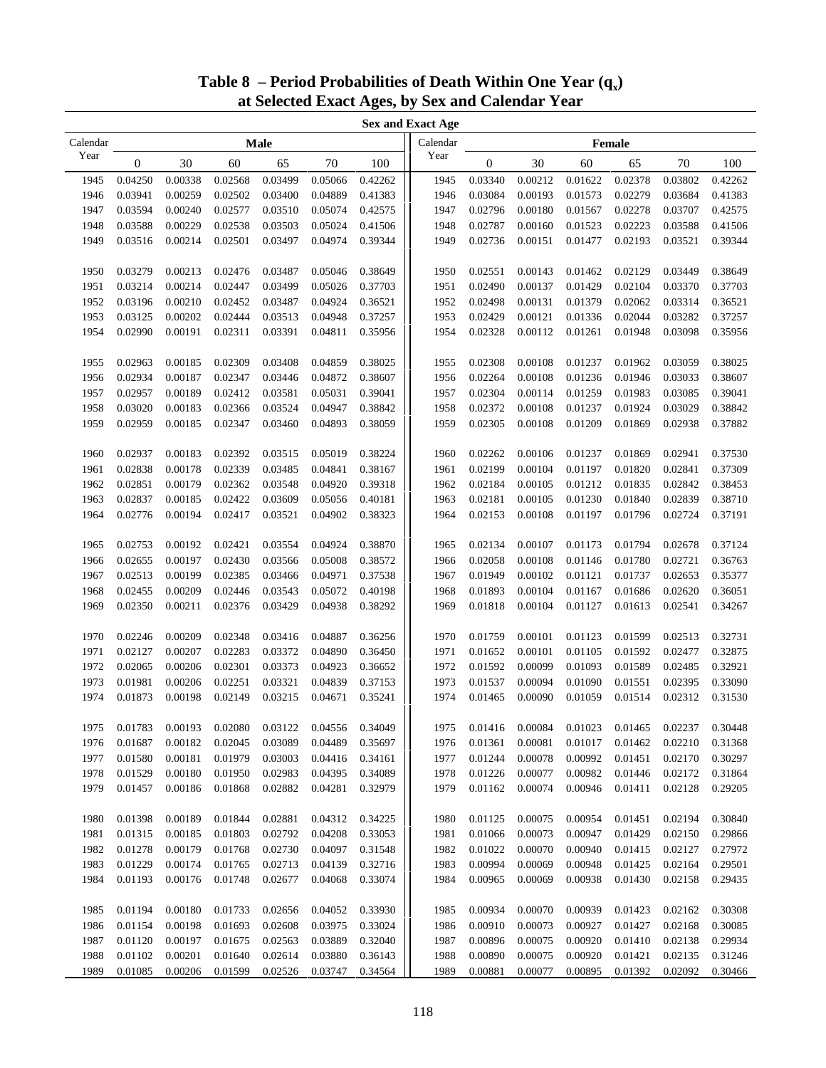# Table 8 – Period Probabilities of Death Within One Year ($q_x$) at Selected Exact Ages, by Sex and Calendar Year

| Calendar Year | Male 0 | Male 30 | Male 60 | Male 65 | Male 70 | Male 100 | Calendar Year | Female 0 | Female 30 | Female 60 | Female 65 | Female 70 | Female 100 |
|---|---|---|---|---|---|---|---|---|---|---|---|---|---|
| 1945 | 0.04250 | 0.00338 | 0.02568 | 0.03499 | 0.05066 | 0.42262 | 1945 | 0.03340 | 0.00212 | 0.01622 | 0.02378 | 0.03802 | 0.42262 |
| 1946 | 0.03941 | 0.00259 | 0.02502 | 0.03400 | 0.04889 | 0.41383 | 1946 | 0.03084 | 0.00193 | 0.01573 | 0.02279 | 0.03684 | 0.41383 |
| 1947 | 0.03594 | 0.00240 | 0.02577 | 0.03510 | 0.05074 | 0.42575 | 1947 | 0.02796 | 0.00180 | 0.01567 | 0.02278 | 0.03707 | 0.42575 |
| 1948 | 0.03588 | 0.00229 | 0.02538 | 0.03503 | 0.05024 | 0.41506 | 1948 | 0.02787 | 0.00160 | 0.01523 | 0.02223 | 0.03588 | 0.41506 |
| 1949 | 0.03516 | 0.00214 | 0.02501 | 0.03497 | 0.04974 | 0.39344 | 1949 | 0.02736 | 0.00151 | 0.01477 | 0.02193 | 0.03521 | 0.39344 |
| 1950 | 0.03279 | 0.00213 | 0.02476 | 0.03487 | 0.05046 | 0.38649 | 1950 | 0.02551 | 0.00143 | 0.01462 | 0.02129 | 0.03449 | 0.38649 |
| 1951 | 0.03214 | 0.00214 | 0.02447 | 0.03499 | 0.05026 | 0.37703 | 1951 | 0.02490 | 0.00137 | 0.01429 | 0.02104 | 0.03370 | 0.37703 |
| 1952 | 0.03196 | 0.00210 | 0.02452 | 0.03487 | 0.04924 | 0.36521 | 1952 | 0.02498 | 0.00131 | 0.01379 | 0.02062 | 0.03314 | 0.36521 |
| 1953 | 0.03125 | 0.00202 | 0.02444 | 0.03513 | 0.04948 | 0.37257 | 1953 | 0.02429 | 0.00121 | 0.01336 | 0.02044 | 0.03282 | 0.37257 |
| 1954 | 0.02990 | 0.00191 | 0.02311 | 0.03391 | 0.04811 | 0.35956 | 1954 | 0.02328 | 0.00112 | 0.01261 | 0.01948 | 0.03098 | 0.35956 |
| 1955 | 0.02963 | 0.00185 | 0.02309 | 0.03408 | 0.04859 | 0.38025 | 1955 | 0.02308 | 0.00108 | 0.01237 | 0.01962 | 0.03059 | 0.38025 |
| 1956 | 0.02934 | 0.00187 | 0.02347 | 0.03446 | 0.04872 | 0.38607 | 1956 | 0.02264 | 0.00108 | 0.01236 | 0.01946 | 0.03033 | 0.38607 |
| 1957 | 0.02957 | 0.00189 | 0.02412 | 0.03581 | 0.05031 | 0.39041 | 1957 | 0.02304 | 0.00114 | 0.01259 | 0.01983 | 0.03085 | 0.39041 |
| 1958 | 0.03020 | 0.00183 | 0.02366 | 0.03524 | 0.04947 | 0.38842 | 1958 | 0.02372 | 0.00108 | 0.01237 | 0.01924 | 0.03029 | 0.38842 |
| 1959 | 0.02959 | 0.00185 | 0.02347 | 0.03460 | 0.04893 | 0.38059 | 1959 | 0.02305 | 0.00108 | 0.01209 | 0.01869 | 0.02938 | 0.37882 |
| 1960 | 0.02937 | 0.00183 | 0.02392 | 0.03515 | 0.05019 | 0.38224 | 1960 | 0.02262 | 0.00106 | 0.01237 | 0.01869 | 0.02941 | 0.37530 |
| 1961 | 0.02838 | 0.00178 | 0.02339 | 0.03485 | 0.04841 | 0.38167 | 1961 | 0.02199 | 0.00104 | 0.01197 | 0.01820 | 0.02841 | 0.37309 |
| 1962 | 0.02851 | 0.00179 | 0.02362 | 0.03548 | 0.04920 | 0.39318 | 1962 | 0.02184 | 0.00105 | 0.01212 | 0.01835 | 0.02842 | 0.38453 |
| 1963 | 0.02837 | 0.00185 | 0.02422 | 0.03609 | 0.05056 | 0.40181 | 1963 | 0.02181 | 0.00105 | 0.01230 | 0.01840 | 0.02839 | 0.38710 |
| 1964 | 0.02776 | 0.00194 | 0.02417 | 0.03521 | 0.04902 | 0.38323 | 1964 | 0.02153 | 0.00108 | 0.01197 | 0.01796 | 0.02724 | 0.37191 |
| 1965 | 0.02753 | 0.00192 | 0.02421 | 0.03554 | 0.04924 | 0.38870 | 1965 | 0.02134 | 0.00107 | 0.01173 | 0.01794 | 0.02678 | 0.37124 |
| 1966 | 0.02655 | 0.00197 | 0.02430 | 0.03566 | 0.05008 | 0.38572 | 1966 | 0.02058 | 0.00108 | 0.01146 | 0.01780 | 0.02721 | 0.36763 |
| 1967 | 0.02513 | 0.00199 | 0.02385 | 0.03466 | 0.04971 | 0.37538 | 1967 | 0.01949 | 0.00102 | 0.01121 | 0.01737 | 0.02653 | 0.35377 |
| 1968 | 0.02455 | 0.00209 | 0.02446 | 0.03543 | 0.05072 | 0.40198 | 1968 | 0.01893 | 0.00104 | 0.01167 | 0.01686 | 0.02620 | 0.36051 |
| 1969 | 0.02350 | 0.00211 | 0.02376 | 0.03429 | 0.04938 | 0.38292 | 1969 | 0.01818 | 0.00104 | 0.01127 | 0.01613 | 0.02541 | 0.34267 |
| 1970 | 0.02246 | 0.00209 | 0.02348 | 0.03416 | 0.04887 | 0.36256 | 1970 | 0.01759 | 0.00101 | 0.01123 | 0.01599 | 0.02513 | 0.32731 |
| 1971 | 0.02127 | 0.00207 | 0.02283 | 0.03372 | 0.04890 | 0.36450 | 1971 | 0.01652 | 0.00101 | 0.01105 | 0.01592 | 0.02477 | 0.32875 |
| 1972 | 0.02065 | 0.00206 | 0.02301 | 0.03373 | 0.04923 | 0.36652 | 1972 | 0.01592 | 0.00099 | 0.01093 | 0.01589 | 0.02485 | 0.32921 |
| 1973 | 0.01981 | 0.00206 | 0.02251 | 0.03321 | 0.04839 | 0.37153 | 1973 | 0.01537 | 0.00094 | 0.01090 | 0.01551 | 0.02395 | 0.33090 |
| 1974 | 0.01873 | 0.00198 | 0.02149 | 0.03215 | 0.04671 | 0.35241 | 1974 | 0.01465 | 0.00090 | 0.01059 | 0.01514 | 0.02312 | 0.31530 |
| 1975 | 0.01783 | 0.00193 | 0.02080 | 0.03122 | 0.04556 | 0.34049 | 1975 | 0.01416 | 0.00084 | 0.01023 | 0.01465 | 0.02237 | 0.30448 |
| 1976 | 0.01687 | 0.00182 | 0.02045 | 0.03089 | 0.04489 | 0.35697 | 1976 | 0.01361 | 0.00081 | 0.01017 | 0.01462 | 0.02210 | 0.31368 |
| 1977 | 0.01580 | 0.00181 | 0.01979 | 0.03003 | 0.04416 | 0.34161 | 1977 | 0.01244 | 0.00078 | 0.00992 | 0.01451 | 0.02170 | 0.30297 |
| 1978 | 0.01529 | 0.00180 | 0.01950 | 0.02983 | 0.04395 | 0.34089 | 1978 | 0.01226 | 0.00077 | 0.00982 | 0.01446 | 0.02172 | 0.31864 |
| 1979 | 0.01457 | 0.00186 | 0.01868 | 0.02882 | 0.04281 | 0.32979 | 1979 | 0.01162 | 0.00074 | 0.00946 | 0.01411 | 0.02128 | 0.29205 |
| 1980 | 0.01398 | 0.00189 | 0.01844 | 0.02881 | 0.04312 | 0.34225 | 1980 | 0.01125 | 0.00075 | 0.00954 | 0.01451 | 0.02194 | 0.30840 |
| 1981 | 0.01315 | 0.00185 | 0.01803 | 0.02792 | 0.04208 | 0.33053 | 1981 | 0.01066 | 0.00073 | 0.00947 | 0.01429 | 0.02150 | 0.29866 |
| 1982 | 0.01278 | 0.00179 | 0.01768 | 0.02730 | 0.04097 | 0.31548 | 1982 | 0.01022 | 0.00070 | 0.00940 | 0.01415 | 0.02127 | 0.27972 |
| 1983 | 0.01229 | 0.00174 | 0.01765 | 0.02713 | 0.04139 | 0.32716 | 1983 | 0.00994 | 0.00069 | 0.00948 | 0.01425 | 0.02164 | 0.29501 |
| 1984 | 0.01193 | 0.00176 | 0.01748 | 0.02677 | 0.04068 | 0.33074 | 1984 | 0.00965 | 0.00069 | 0.00938 | 0.01430 | 0.02158 | 0.29435 |
| 1985 | 0.01194 | 0.00180 | 0.01733 | 0.02656 | 0.04052 | 0.33930 | 1985 | 0.00934 | 0.00070 | 0.00939 | 0.01423 | 0.02162 | 0.30308 |
| 1986 | 0.01154 | 0.00198 | 0.01693 | 0.02608 | 0.03975 | 0.33024 | 1986 | 0.00910 | 0.00073 | 0.00927 | 0.01427 | 0.02168 | 0.30085 |
| 1987 | 0.01120 | 0.00197 | 0.01675 | 0.02563 | 0.03889 | 0.32040 | 1987 | 0.00896 | 0.00075 | 0.00920 | 0.01410 | 0.02138 | 0.29934 |
| 1988 | 0.01102 | 0.00201 | 0.01640 | 0.02614 | 0.03880 | 0.36143 | 1988 | 0.00890 | 0.00075 | 0.00920 | 0.01421 | 0.02135 | 0.31246 |
| 1989 | 0.01085 | 0.00206 | 0.01599 | 0.02526 | 0.03747 | 0.34564 | 1989 | 0.00881 | 0.00077 | 0.00895 | 0.01392 | 0.02092 | 0.30466 |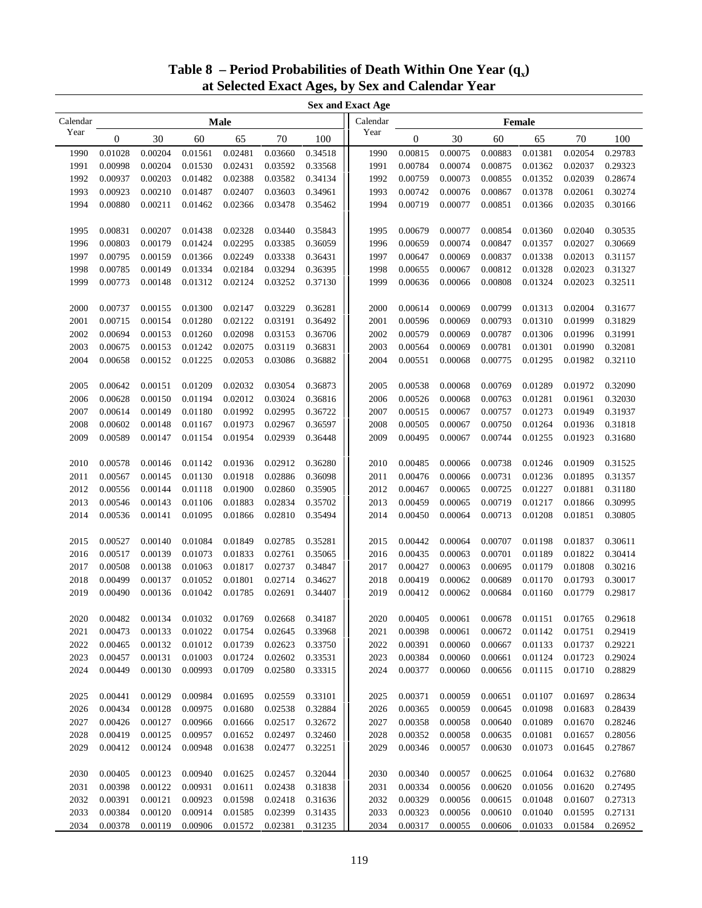# Table 8 – Period Probabilities of Death Within One Year ($q_x$) at Selected Exact Ages, by Sex and Calendar Year

| Calendar Year | Male 0 | Male 30 | Male 60 | Male 65 | Male 70 | Male 100 | Calendar Year | Female 0 | Female 30 | Female 60 | Female 65 | Female 70 | Female 100 |
|---|---|---|---|---|---|---|---|---|---|---|---|---|---|
| 1990 | 0.01028 | 0.00204 | 0.01561 | 0.02481 | 0.03660 | 0.34518 | 1990 | 0.00815 | 0.00075 | 0.00883 | 0.01381 | 0.02054 | 0.29783 |
| 1991 | 0.00998 | 0.00204 | 0.01530 | 0.02431 | 0.03592 | 0.33568 | 1991 | 0.00784 | 0.00074 | 0.00875 | 0.01362 | 0.02037 | 0.29323 |
| 1992 | 0.00937 | 0.00203 | 0.01482 | 0.02388 | 0.03582 | 0.34134 | 1992 | 0.00759 | 0.00073 | 0.00855 | 0.01352 | 0.02039 | 0.28674 |
| 1993 | 0.00923 | 0.00210 | 0.01487 | 0.02407 | 0.03603 | 0.34961 | 1993 | 0.00742 | 0.00076 | 0.00867 | 0.01378 | 0.02061 | 0.30274 |
| 1994 | 0.00880 | 0.00211 | 0.01462 | 0.02366 | 0.03478 | 0.35462 | 1994 | 0.00719 | 0.00077 | 0.00851 | 0.01366 | 0.02035 | 0.30166 |
| 1995 | 0.00831 | 0.00207 | 0.01438 | 0.02328 | 0.03440 | 0.35843 | 1995 | 0.00679 | 0.00077 | 0.00854 | 0.01360 | 0.02040 | 0.30535 |
| 1996 | 0.00803 | 0.00179 | 0.01424 | 0.02295 | 0.03385 | 0.36059 | 1996 | 0.00659 | 0.00074 | 0.00847 | 0.01357 | 0.02027 | 0.30669 |
| 1997 | 0.00795 | 0.00159 | 0.01366 | 0.02249 | 0.03338 | 0.36431 | 1997 | 0.00647 | 0.00069 | 0.00837 | 0.01338 | 0.02013 | 0.31157 |
| 1998 | 0.00785 | 0.00149 | 0.01334 | 0.02184 | 0.03294 | 0.36395 | 1998 | 0.00655 | 0.00067 | 0.00812 | 0.01328 | 0.02023 | 0.31327 |
| 1999 | 0.00773 | 0.00148 | 0.01312 | 0.02124 | 0.03252 | 0.37130 | 1999 | 0.00636 | 0.00066 | 0.00808 | 0.01324 | 0.02023 | 0.32511 |
| 2000 | 0.00737 | 0.00155 | 0.01300 | 0.02147 | 0.03229 | 0.36281 | 2000 | 0.00614 | 0.00069 | 0.00799 | 0.01313 | 0.02004 | 0.31677 |
| 2001 | 0.00715 | 0.00154 | 0.01280 | 0.02122 | 0.03191 | 0.36492 | 2001 | 0.00596 | 0.00069 | 0.00793 | 0.01310 | 0.01999 | 0.31829 |
| 2002 | 0.00694 | 0.00153 | 0.01260 | 0.02098 | 0.03153 | 0.36706 | 2002 | 0.00579 | 0.00069 | 0.00787 | 0.01306 | 0.01996 | 0.31991 |
| 2003 | 0.00675 | 0.00153 | 0.01242 | 0.02075 | 0.03119 | 0.36831 | 2003 | 0.00564 | 0.00069 | 0.00781 | 0.01301 | 0.01990 | 0.32081 |
| 2004 | 0.00658 | 0.00152 | 0.01225 | 0.02053 | 0.03086 | 0.36882 | 2004 | 0.00551 | 0.00068 | 0.00775 | 0.01295 | 0.01982 | 0.32110 |
| 2005 | 0.00642 | 0.00151 | 0.01209 | 0.02032 | 0.03054 | 0.36873 | 2005 | 0.00538 | 0.00068 | 0.00769 | 0.01289 | 0.01972 | 0.32090 |
| 2006 | 0.00628 | 0.00150 | 0.01194 | 0.02012 | 0.03024 | 0.36816 | 2006 | 0.00526 | 0.00068 | 0.00763 | 0.01281 | 0.01961 | 0.32030 |
| 2007 | 0.00614 | 0.00149 | 0.01180 | 0.01992 | 0.02995 | 0.36722 | 2007 | 0.00515 | 0.00067 | 0.00757 | 0.01273 | 0.01949 | 0.31937 |
| 2008 | 0.00602 | 0.00148 | 0.01167 | 0.01973 | 0.02967 | 0.36597 | 2008 | 0.00505 | 0.00067 | 0.00750 | 0.01264 | 0.01936 | 0.31818 |
| 2009 | 0.00589 | 0.00147 | 0.01154 | 0.01954 | 0.02939 | 0.36448 | 2009 | 0.00495 | 0.00067 | 0.00744 | 0.01255 | 0.01923 | 0.31680 |
| 2010 | 0.00578 | 0.00146 | 0.01142 | 0.01936 | 0.02912 | 0.36280 | 2010 | 0.00485 | 0.00066 | 0.00738 | 0.01246 | 0.01909 | 0.31525 |
| 2011 | 0.00567 | 0.00145 | 0.01130 | 0.01918 | 0.02886 | 0.36098 | 2011 | 0.00476 | 0.00066 | 0.00731 | 0.01236 | 0.01895 | 0.31357 |
| 2012 | 0.00556 | 0.00144 | 0.01118 | 0.01900 | 0.02860 | 0.35905 | 2012 | 0.00467 | 0.00065 | 0.00725 | 0.01227 | 0.01881 | 0.31180 |
| 2013 | 0.00546 | 0.00143 | 0.01106 | 0.01883 | 0.02834 | 0.35702 | 2013 | 0.00459 | 0.00065 | 0.00719 | 0.01217 | 0.01866 | 0.30995 |
| 2014 | 0.00536 | 0.00141 | 0.01095 | 0.01866 | 0.02810 | 0.35494 | 2014 | 0.00450 | 0.00064 | 0.00713 | 0.01208 | 0.01851 | 0.30805 |
| 2015 | 0.00527 | 0.00140 | 0.01084 | 0.01849 | 0.02785 | 0.35281 | 2015 | 0.00442 | 0.00064 | 0.00707 | 0.01198 | 0.01837 | 0.30611 |
| 2016 | 0.00517 | 0.00139 | 0.01073 | 0.01833 | 0.02761 | 0.35065 | 2016 | 0.00435 | 0.00063 | 0.00701 | 0.01189 | 0.01822 | 0.30414 |
| 2017 | 0.00508 | 0.00138 | 0.01063 | 0.01817 | 0.02737 | 0.34847 | 2017 | 0.00427 | 0.00063 | 0.00695 | 0.01179 | 0.01808 | 0.30216 |
| 2018 | 0.00499 | 0.00137 | 0.01052 | 0.01801 | 0.02714 | 0.34627 | 2018 | 0.00419 | 0.00062 | 0.00689 | 0.01170 | 0.01793 | 0.30017 |
| 2019 | 0.00490 | 0.00136 | 0.01042 | 0.01785 | 0.02691 | 0.34407 | 2019 | 0.00412 | 0.00062 | 0.00684 | 0.01160 | 0.01779 | 0.29817 |
| 2020 | 0.00482 | 0.00134 | 0.01032 | 0.01769 | 0.02668 | 0.34187 | 2020 | 0.00405 | 0.00061 | 0.00678 | 0.01151 | 0.01765 | 0.29618 |
| 2021 | 0.00473 | 0.00133 | 0.01022 | 0.01754 | 0.02645 | 0.33968 | 2021 | 0.00398 | 0.00061 | 0.00672 | 0.01142 | 0.01751 | 0.29419 |
| 2022 | 0.00465 | 0.00132 | 0.01012 | 0.01739 | 0.02623 | 0.33750 | 2022 | 0.00391 | 0.00060 | 0.00667 | 0.01133 | 0.01737 | 0.29221 |
| 2023 | 0.00457 | 0.00131 | 0.01003 | 0.01724 | 0.02602 | 0.33531 | 2023 | 0.00384 | 0.00060 | 0.00661 | 0.01124 | 0.01723 | 0.29024 |
| 2024 | 0.00449 | 0.00130 | 0.00993 | 0.01709 | 0.02580 | 0.33315 | 2024 | 0.00377 | 0.00060 | 0.00656 | 0.01115 | 0.01710 | 0.28829 |
| 2025 | 0.00441 | 0.00129 | 0.00984 | 0.01695 | 0.02559 | 0.33101 | 2025 | 0.00371 | 0.00059 | 0.00651 | 0.01107 | 0.01697 | 0.28634 |
| 2026 | 0.00434 | 0.00128 | 0.00975 | 0.01680 | 0.02538 | 0.32884 | 2026 | 0.00365 | 0.00059 | 0.00645 | 0.01098 | 0.01683 | 0.28439 |
| 2027 | 0.00426 | 0.00127 | 0.00966 | 0.01666 | 0.02517 | 0.32672 | 2027 | 0.00358 | 0.00058 | 0.00640 | 0.01089 | 0.01670 | 0.28246 |
| 2028 | 0.00419 | 0.00125 | 0.00957 | 0.01652 | 0.02497 | 0.32460 | 2028 | 0.00352 | 0.00058 | 0.00635 | 0.01081 | 0.01657 | 0.28056 |
| 2029 | 0.00412 | 0.00124 | 0.00948 | 0.01638 | 0.02477 | 0.32251 | 2029 | 0.00346 | 0.00057 | 0.00630 | 0.01073 | 0.01645 | 0.27867 |
| 2030 | 0.00405 | 0.00123 | 0.00940 | 0.01625 | 0.02457 | 0.32044 | 2030 | 0.00340 | 0.00057 | 0.00625 | 0.01064 | 0.01632 | 0.27680 |
| 2031 | 0.00398 | 0.00122 | 0.00931 | 0.01611 | 0.02438 | 0.31838 | 2031 | 0.00334 | 0.00056 | 0.00620 | 0.01056 | 0.01620 | 0.27495 |
| 2032 | 0.00391 | 0.00121 | 0.00923 | 0.01598 | 0.02418 | 0.31636 | 2032 | 0.00329 | 0.00056 | 0.00615 | 0.01048 | 0.01607 | 0.27313 |
| 2033 | 0.00384 | 0.00120 | 0.00914 | 0.01585 | 0.02399 | 0.31435 | 2033 | 0.00323 | 0.00056 | 0.00610 | 0.01040 | 0.01595 | 0.27131 |
| 2034 | 0.00378 | 0.00119 | 0.00906 | 0.01572 | 0.02381 | 0.31235 | 2034 | 0.00317 | 0.00055 | 0.00606 | 0.01033 | 0.01584 | 0.26952 |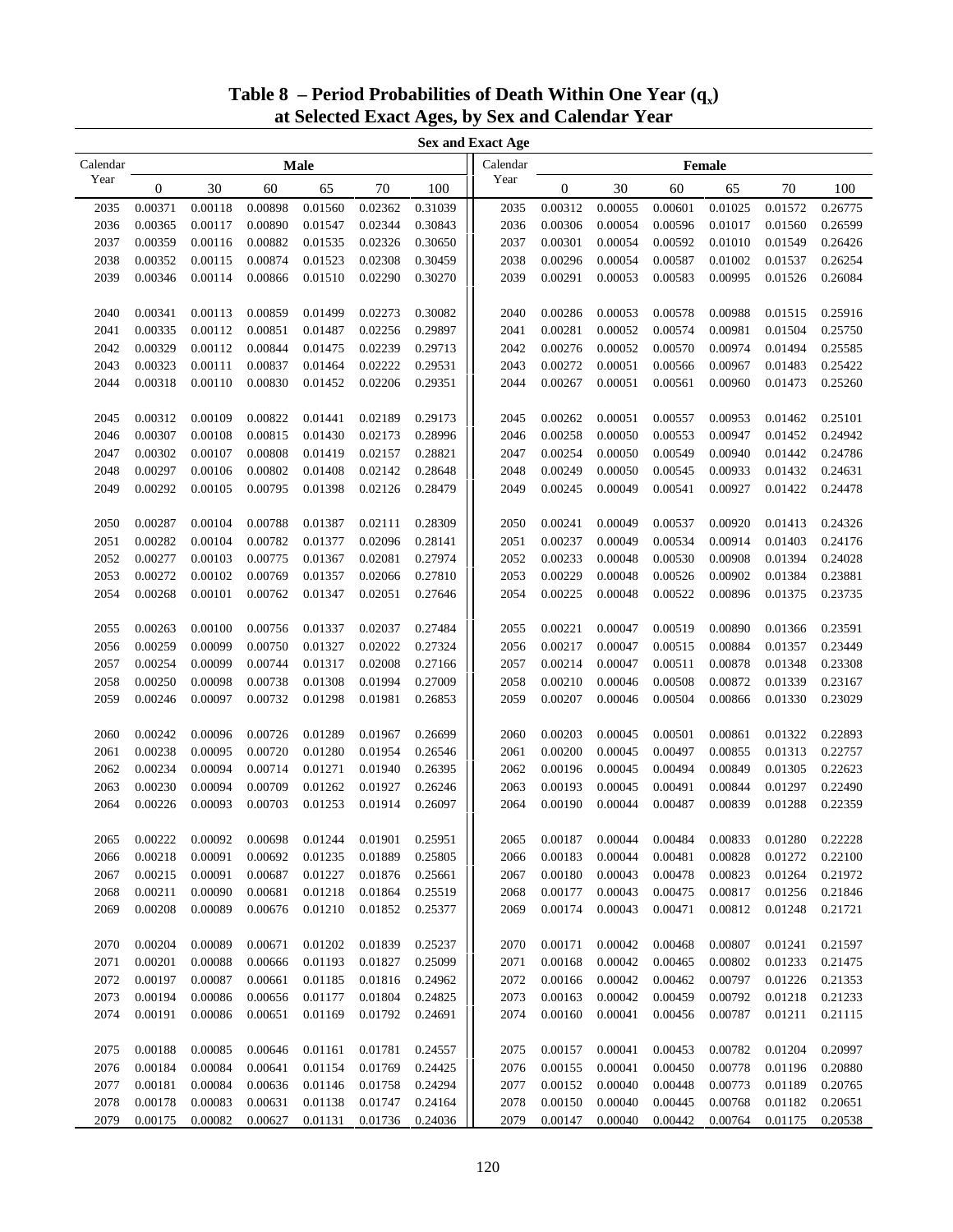# Table 8 – Period Probabilities of Death Within One Year ($q_x$) at Selected Exact Ages, by Sex and Calendar Year

| Calendar Year | Male 0 | Male 30 | Male 60 | Male 65 | Male 70 | Male 100 | Calendar Year | Female 0 | Female 30 | Female 60 | Female 65 | Female 70 | Female 100 |
|---|---|---|---|---|---|---|---|---|---|---|---|---|---|
| 2035 | 0.00371 | 0.00118 | 0.00898 | 0.01560 | 0.02362 | 0.31039 | 2035 | 0.00312 | 0.00055 | 0.00601 | 0.01025 | 0.01572 | 0.26775 |
| 2036 | 0.00365 | 0.00117 | 0.00890 | 0.01547 | 0.02344 | 0.30843 | 2036 | 0.00306 | 0.00054 | 0.00596 | 0.01017 | 0.01560 | 0.26599 |
| 2037 | 0.00359 | 0.00116 | 0.00882 | 0.01535 | 0.02326 | 0.30650 | 2037 | 0.00301 | 0.00054 | 0.00592 | 0.01010 | 0.01549 | 0.26426 |
| 2038 | 0.00352 | 0.00115 | 0.00874 | 0.01523 | 0.02308 | 0.30459 | 2038 | 0.00296 | 0.00054 | 0.00587 | 0.01002 | 0.01537 | 0.26254 |
| 2039 | 0.00346 | 0.00114 | 0.00866 | 0.01510 | 0.02290 | 0.30270 | 2039 | 0.00291 | 0.00053 | 0.00583 | 0.00995 | 0.01526 | 0.26084 |
| 2040 | 0.00341 | 0.00113 | 0.00859 | 0.01499 | 0.02273 | 0.30082 | 2040 | 0.00286 | 0.00053 | 0.00578 | 0.00988 | 0.01515 | 0.25916 |
| 2041 | 0.00335 | 0.00112 | 0.00851 | 0.01487 | 0.02256 | 0.29897 | 2041 | 0.00281 | 0.00052 | 0.00574 | 0.00981 | 0.01504 | 0.25750 |
| 2042 | 0.00329 | 0.00112 | 0.00844 | 0.01475 | 0.02239 | 0.29713 | 2042 | 0.00276 | 0.00052 | 0.00570 | 0.00974 | 0.01494 | 0.25585 |
| 2043 | 0.00323 | 0.00111 | 0.00837 | 0.01464 | 0.02222 | 0.29531 | 2043 | 0.00272 | 0.00051 | 0.00566 | 0.00967 | 0.01483 | 0.25422 |
| 2044 | 0.00318 | 0.00110 | 0.00830 | 0.01452 | 0.02206 | 0.29351 | 2044 | 0.00267 | 0.00051 | 0.00561 | 0.00960 | 0.01473 | 0.25260 |
| 2045 | 0.00312 | 0.00109 | 0.00822 | 0.01441 | 0.02189 | 0.29173 | 2045 | 0.00262 | 0.00051 | 0.00557 | 0.00953 | 0.01462 | 0.25101 |
| 2046 | 0.00307 | 0.00108 | 0.00815 | 0.01430 | 0.02173 | 0.28996 | 2046 | 0.00258 | 0.00050 | 0.00553 | 0.00947 | 0.01452 | 0.24942 |
| 2047 | 0.00302 | 0.00107 | 0.00808 | 0.01419 | 0.02157 | 0.28821 | 2047 | 0.00254 | 0.00050 | 0.00549 | 0.00940 | 0.01442 | 0.24786 |
| 2048 | 0.00297 | 0.00106 | 0.00802 | 0.01408 | 0.02142 | 0.28648 | 2048 | 0.00249 | 0.00050 | 0.00545 | 0.00933 | 0.01432 | 0.24631 |
| 2049 | 0.00292 | 0.00105 | 0.00795 | 0.01398 | 0.02126 | 0.28479 | 2049 | 0.00245 | 0.00049 | 0.00541 | 0.00927 | 0.01422 | 0.24478 |
| 2050 | 0.00287 | 0.00104 | 0.00788 | 0.01387 | 0.02111 | 0.28309 | 2050 | 0.00241 | 0.00049 | 0.00537 | 0.00920 | 0.01413 | 0.24326 |
| 2051 | 0.00282 | 0.00104 | 0.00782 | 0.01377 | 0.02096 | 0.28141 | 2051 | 0.00237 | 0.00049 | 0.00534 | 0.00914 | 0.01403 | 0.24176 |
| 2052 | 0.00277 | 0.00103 | 0.00775 | 0.01367 | 0.02081 | 0.27974 | 2052 | 0.00233 | 0.00048 | 0.00530 | 0.00908 | 0.01394 | 0.24028 |
| 2053 | 0.00272 | 0.00102 | 0.00769 | 0.01357 | 0.02066 | 0.27810 | 2053 | 0.00229 | 0.00048 | 0.00526 | 0.00902 | 0.01384 | 0.23881 |
| 2054 | 0.00268 | 0.00101 | 0.00762 | 0.01347 | 0.02051 | 0.27646 | 2054 | 0.00225 | 0.00048 | 0.00522 | 0.00896 | 0.01375 | 0.23735 |
| 2055 | 0.00263 | 0.00100 | 0.00756 | 0.01337 | 0.02037 | 0.27484 | 2055 | 0.00221 | 0.00047 | 0.00519 | 0.00890 | 0.01366 | 0.23591 |
| 2056 | 0.00259 | 0.00099 | 0.00750 | 0.01327 | 0.02022 | 0.27324 | 2056 | 0.00217 | 0.00047 | 0.00515 | 0.00884 | 0.01357 | 0.23449 |
| 2057 | 0.00254 | 0.00099 | 0.00744 | 0.01317 | 0.02008 | 0.27166 | 2057 | 0.00214 | 0.00047 | 0.00511 | 0.00878 | 0.01348 | 0.23308 |
| 2058 | 0.00250 | 0.00098 | 0.00738 | 0.01308 | 0.01994 | 0.27009 | 2058 | 0.00210 | 0.00046 | 0.00508 | 0.00872 | 0.01339 | 0.23167 |
| 2059 | 0.00246 | 0.00097 | 0.00732 | 0.01298 | 0.01981 | 0.26853 | 2059 | 0.00207 | 0.00046 | 0.00504 | 0.00866 | 0.01330 | 0.23029 |
| 2060 | 0.00242 | 0.00096 | 0.00726 | 0.01289 | 0.01967 | 0.26699 | 2060 | 0.00203 | 0.00045 | 0.00501 | 0.00861 | 0.01322 | 0.22893 |
| 2061 | 0.00238 | 0.00095 | 0.00720 | 0.01280 | 0.01954 | 0.26546 | 2061 | 0.00200 | 0.00045 | 0.00497 | 0.00855 | 0.01313 | 0.22757 |
| 2062 | 0.00234 | 0.00094 | 0.00714 | 0.01271 | 0.01940 | 0.26395 | 2062 | 0.00196 | 0.00045 | 0.00494 | 0.00849 | 0.01305 | 0.22623 |
| 2063 | 0.00230 | 0.00094 | 0.00709 | 0.01262 | 0.01927 | 0.26246 | 2063 | 0.00193 | 0.00045 | 0.00491 | 0.00844 | 0.01297 | 0.22490 |
| 2064 | 0.00226 | 0.00093 | 0.00703 | 0.01253 | 0.01914 | 0.26097 | 2064 | 0.00190 | 0.00044 | 0.00487 | 0.00839 | 0.01288 | 0.22359 |
| 2065 | 0.00222 | 0.00092 | 0.00698 | 0.01244 | 0.01901 | 0.25951 | 2065 | 0.00187 | 0.00044 | 0.00484 | 0.00833 | 0.01280 | 0.22228 |
| 2066 | 0.00218 | 0.00091 | 0.00692 | 0.01235 | 0.01889 | 0.25805 | 2066 | 0.00183 | 0.00044 | 0.00481 | 0.00828 | 0.01272 | 0.22100 |
| 2067 | 0.00215 | 0.00091 | 0.00687 | 0.01227 | 0.01876 | 0.25661 | 2067 | 0.00180 | 0.00043 | 0.00478 | 0.00823 | 0.01264 | 0.21972 |
| 2068 | 0.00211 | 0.00090 | 0.00681 | 0.01218 | 0.01864 | 0.25519 | 2068 | 0.00177 | 0.00043 | 0.00475 | 0.00817 | 0.01256 | 0.21846 |
| 2069 | 0.00208 | 0.00089 | 0.00676 | 0.01210 | 0.01852 | 0.25377 | 2069 | 0.00174 | 0.00043 | 0.00471 | 0.00812 | 0.01248 | 0.21721 |
| 2070 | 0.00204 | 0.00089 | 0.00671 | 0.01202 | 0.01839 | 0.25237 | 2070 | 0.00171 | 0.00042 | 0.00468 | 0.00807 | 0.01241 | 0.21597 |
| 2071 | 0.00201 | 0.00088 | 0.00666 | 0.01193 | 0.01827 | 0.25099 | 2071 | 0.00168 | 0.00042 | 0.00465 | 0.00802 | 0.01233 | 0.21475 |
| 2072 | 0.00197 | 0.00087 | 0.00661 | 0.01185 | 0.01816 | 0.24962 | 2072 | 0.00166 | 0.00042 | 0.00462 | 0.00797 | 0.01226 | 0.21353 |
| 2073 | 0.00194 | 0.00086 | 0.00656 | 0.01177 | 0.01804 | 0.24825 | 2073 | 0.00163 | 0.00042 | 0.00459 | 0.00792 | 0.01218 | 0.21233 |
| 2074 | 0.00191 | 0.00086 | 0.00651 | 0.01169 | 0.01792 | 0.24691 | 2074 | 0.00160 | 0.00041 | 0.00456 | 0.00787 | 0.01211 | 0.21115 |
| 2075 | 0.00188 | 0.00085 | 0.00646 | 0.01161 | 0.01781 | 0.24557 | 2075 | 0.00157 | 0.00041 | 0.00453 | 0.00782 | 0.01204 | 0.20997 |
| 2076 | 0.00184 | 0.00084 | 0.00641 | 0.01154 | 0.01769 | 0.24425 | 2076 | 0.00155 | 0.00041 | 0.00450 | 0.00778 | 0.01196 | 0.20880 |
| 2077 | 0.00181 | 0.00084 | 0.00636 | 0.01146 | 0.01758 | 0.24294 | 2077 | 0.00152 | 0.00040 | 0.00448 | 0.00773 | 0.01189 | 0.20765 |
| 2078 | 0.00178 | 0.00083 | 0.00631 | 0.01138 | 0.01747 | 0.24164 | 2078 | 0.00150 | 0.00040 | 0.00445 | 0.00768 | 0.01182 | 0.20651 |
| 2079 | 0.00175 | 0.00082 | 0.00627 | 0.01131 | 0.01736 | 0.24036 | 2079 | 0.00147 | 0.00040 | 0.00442 | 0.00764 | 0.01175 | 0.20538 |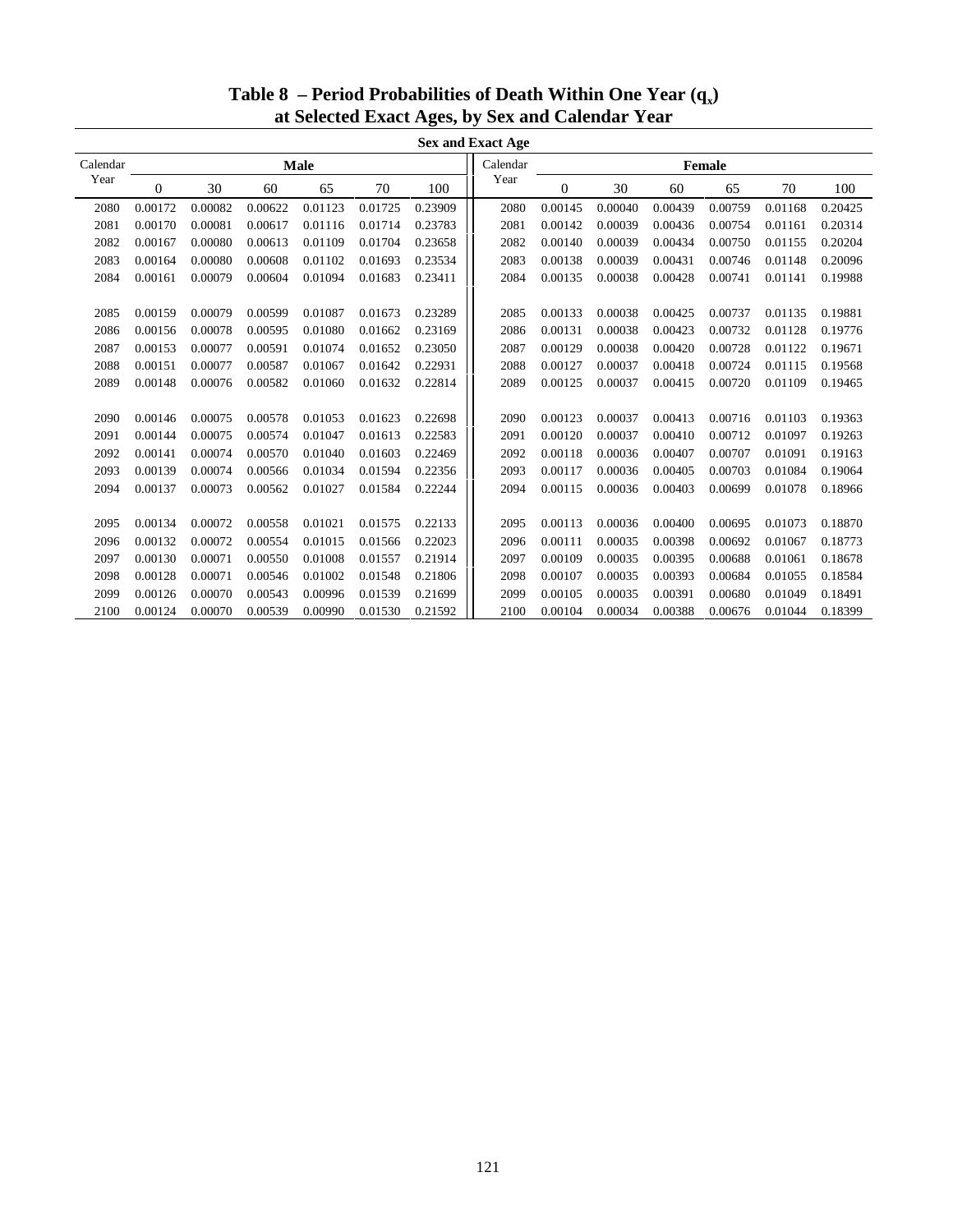# Table 8 – Period Probabilities of Death Within One Year ($q_x$) at Selected Exact Ages, by Sex and Calendar Year

| Calendar Year | Male 0 | Male 30 | Male 60 | Male 65 | Male 70 | Male 100 | Calendar Year | Female 0 | Female 30 | Female 60 | Female 65 | Female 70 | Female 100 |
|---|---|---|---|---|---|---|---|---|---|---|---|---|---|
| 2080 | 0.00172 | 0.00082 | 0.00622 | 0.01123 | 0.01725 | 0.23909 | 2080 | 0.00145 | 0.00040 | 0.00439 | 0.00759 | 0.01168 | 0.20425 |
| 2081 | 0.00170 | 0.00081 | 0.00617 | 0.01116 | 0.01714 | 0.23783 | 2081 | 0.00142 | 0.00039 | 0.00436 | 0.00754 | 0.01161 | 0.20314 |
| 2082 | 0.00167 | 0.00080 | 0.00613 | 0.01109 | 0.01704 | 0.23658 | 2082 | 0.00140 | 0.00039 | 0.00434 | 0.00750 | 0.01155 | 0.20204 |
| 2083 | 0.00164 | 0.00080 | 0.00608 | 0.01102 | 0.01693 | 0.23534 | 2083 | 0.00138 | 0.00039 | 0.00431 | 0.00746 | 0.01148 | 0.20096 |
| 2084 | 0.00161 | 0.00079 | 0.00604 | 0.01094 | 0.01683 | 0.23411 | 2084 | 0.00135 | 0.00038 | 0.00428 | 0.00741 | 0.01141 | 0.19988 |
| 2085 | 0.00159 | 0.00079 | 0.00599 | 0.01087 | 0.01673 | 0.23289 | 2085 | 0.00133 | 0.00038 | 0.00425 | 0.00737 | 0.01135 | 0.19881 |
| 2086 | 0.00156 | 0.00078 | 0.00595 | 0.01080 | 0.01662 | 0.23169 | 2086 | 0.00131 | 0.00038 | 0.00423 | 0.00732 | 0.01128 | 0.19776 |
| 2087 | 0.00153 | 0.00077 | 0.00591 | 0.01074 | 0.01652 | 0.23050 | 2087 | 0.00129 | 0.00038 | 0.00420 | 0.00728 | 0.01122 | 0.19671 |
| 2088 | 0.00151 | 0.00077 | 0.00587 | 0.01067 | 0.01642 | 0.22931 | 2088 | 0.00127 | 0.00037 | 0.00418 | 0.00724 | 0.01115 | 0.19568 |
| 2089 | 0.00148 | 0.00076 | 0.00582 | 0.01060 | 0.01632 | 0.22814 | 2089 | 0.00125 | 0.00037 | 0.00415 | 0.00720 | 0.01109 | 0.19465 |
| 2090 | 0.00146 | 0.00075 | 0.00578 | 0.01053 | 0.01623 | 0.22698 | 2090 | 0.00123 | 0.00037 | 0.00413 | 0.00716 | 0.01103 | 0.19363 |
| 2091 | 0.00144 | 0.00075 | 0.00574 | 0.01047 | 0.01613 | 0.22583 | 2091 | 0.00120 | 0.00037 | 0.00410 | 0.00712 | 0.01097 | 0.19263 |
| 2092 | 0.00141 | 0.00074 | 0.00570 | 0.01040 | 0.01603 | 0.22469 | 2092 | 0.00118 | 0.00036 | 0.00407 | 0.00707 | 0.01091 | 0.19163 |
| 2093 | 0.00139 | 0.00074 | 0.00566 | 0.01034 | 0.01594 | 0.22356 | 2093 | 0.00117 | 0.00036 | 0.00405 | 0.00703 | 0.01084 | 0.19064 |
| 2094 | 0.00137 | 0.00073 | 0.00562 | 0.01027 | 0.01584 | 0.22244 | 2094 | 0.00115 | 0.00036 | 0.00403 | 0.00699 | 0.01078 | 0.18966 |
| 2095 | 0.00134 | 0.00072 | 0.00558 | 0.01021 | 0.01575 | 0.22133 | 2095 | 0.00113 | 0.00036 | 0.00400 | 0.00695 | 0.01073 | 0.18870 |
| 2096 | 0.00132 | 0.00072 | 0.00554 | 0.01015 | 0.01566 | 0.22023 | 2096 | 0.00111 | 0.00035 | 0.00398 | 0.00692 | 0.01067 | 0.18773 |
| 2097 | 0.00130 | 0.00071 | 0.00550 | 0.01008 | 0.01557 | 0.21914 | 2097 | 0.00109 | 0.00035 | 0.00395 | 0.00688 | 0.01061 | 0.18678 |
| 2098 | 0.00128 | 0.00071 | 0.00546 | 0.01002 | 0.01548 | 0.21806 | 2098 | 0.00107 | 0.00035 | 0.00393 | 0.00684 | 0.01055 | 0.18584 |
| 2099 | 0.00126 | 0.00070 | 0.00543 | 0.00996 | 0.01539 | 0.21699 | 2099 | 0.00105 | 0.00035 | 0.00391 | 0.00680 | 0.01049 | 0.18491 |
| 2100 | 0.00124 | 0.00070 | 0.00539 | 0.00990 | 0.01530 | 0.21592 | 2100 | 0.00104 | 0.00034 | 0.00388 | 0.00676 | 0.01044 | 0.18399 |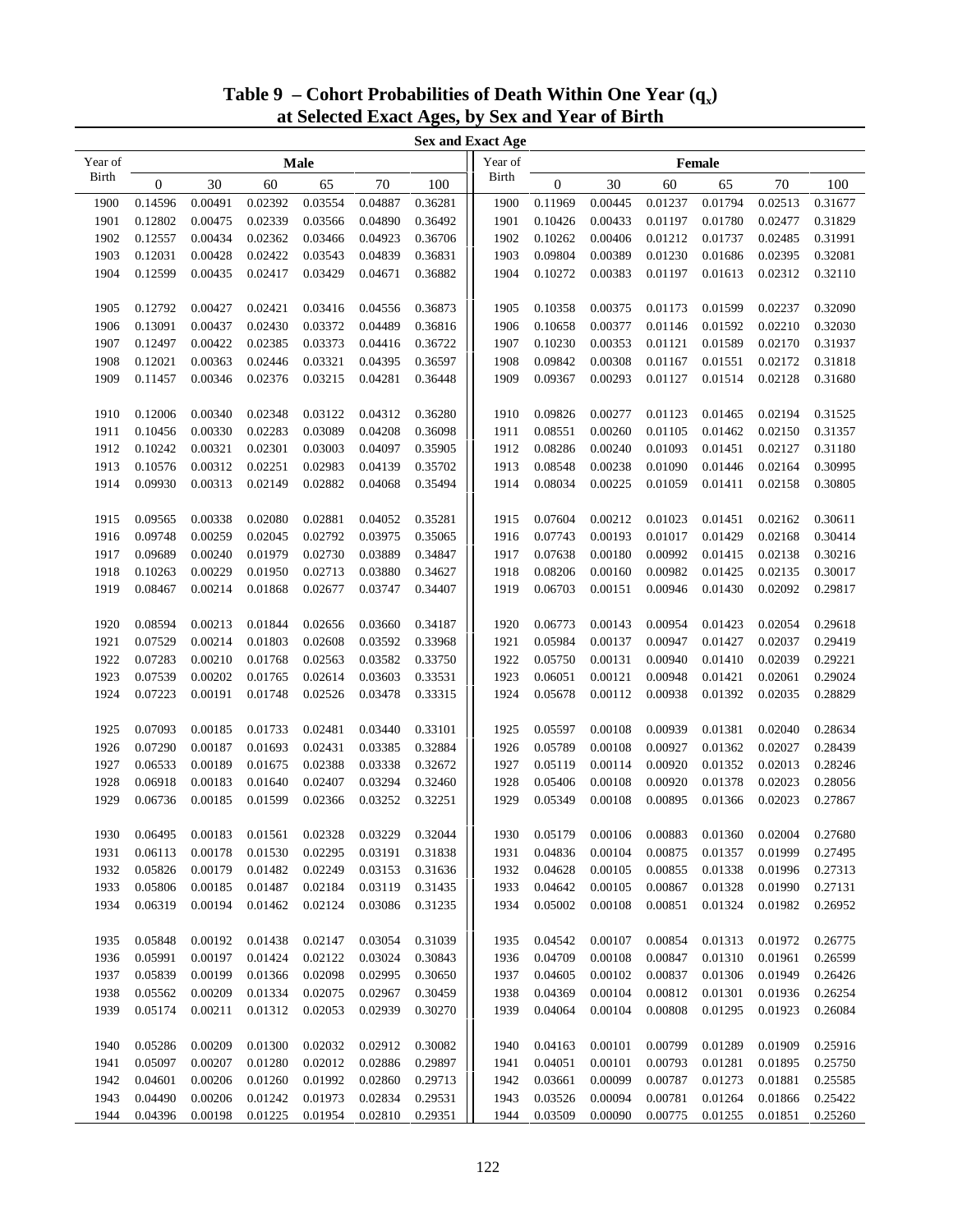# Table 9 – Cohort Probabilities of Death Within One Year ($q_x$) at Selected Exact Ages, by Sex and Year of Birth

| | Sex and Exact Age | | | | | | | | | | | | |
|---|---|---|---|---|---|---|---|---|---|---|---|---|---|
| Year of Birth | Male | | | | | | Year of Birth | Female | | | | | |
| | 0 | 30 | 60 | 65 | 70 | 100 | | 0 | 30 | 60 | 65 | 70 | 100 |
| 1900 | 0.14596 | 0.00491 | 0.02392 | 0.03554 | 0.04887 | 0.36281 | 1900 | 0.11969 | 0.00445 | 0.01237 | 0.01794 | 0.02513 | 0.31677 |
| 1901 | 0.12802 | 0.00475 | 0.02339 | 0.03566 | 0.04890 | 0.36492 | 1901 | 0.10426 | 0.00433 | 0.01197 | 0.01780 | 0.02477 | 0.31829 |
| 1902 | 0.12557 | 0.00434 | 0.02362 | 0.03466 | 0.04923 | 0.36706 | 1902 | 0.10262 | 0.00406 | 0.01212 | 0.01737 | 0.02485 | 0.31991 |
| 1903 | 0.12031 | 0.00428 | 0.02422 | 0.03543 | 0.04839 | 0.36831 | 1903 | 0.09804 | 0.00389 | 0.01230 | 0.01686 | 0.02395 | 0.32081 |
| 1904 | 0.12599 | 0.00435 | 0.02417 | 0.03429 | 0.04671 | 0.36882 | 1904 | 0.10272 | 0.00383 | 0.01197 | 0.01613 | 0.02312 | 0.32110 |
| 1905 | 0.12792 | 0.00427 | 0.02421 | 0.03416 | 0.04556 | 0.36873 | 1905 | 0.10358 | 0.00375 | 0.01173 | 0.01599 | 0.02237 | 0.32090 |
| 1906 | 0.13091 | 0.00437 | 0.02430 | 0.03372 | 0.04489 | 0.36816 | 1906 | 0.10658 | 0.00377 | 0.01146 | 0.01592 | 0.02210 | 0.32030 |
| 1907 | 0.12497 | 0.00422 | 0.02385 | 0.03373 | 0.04416 | 0.36722 | 1907 | 0.10230 | 0.00353 | 0.01121 | 0.01589 | 0.02170 | 0.31937 |
| 1908 | 0.12021 | 0.00363 | 0.02446 | 0.03321 | 0.04395 | 0.36597 | 1908 | 0.09842 | 0.00308 | 0.01167 | 0.01551 | 0.02172 | 0.31818 |
| 1909 | 0.11457 | 0.00346 | 0.02376 | 0.03215 | 0.04281 | 0.36448 | 1909 | 0.09367 | 0.00293 | 0.01127 | 0.01514 | 0.02128 | 0.31680 |
| 1910 | 0.12006 | 0.00340 | 0.02348 | 0.03122 | 0.04312 | 0.36280 | 1910 | 0.09826 | 0.00277 | 0.01123 | 0.01465 | 0.02194 | 0.31525 |
| 1911 | 0.10456 | 0.00330 | 0.02283 | 0.03089 | 0.04208 | 0.36098 | 1911 | 0.08551 | 0.00260 | 0.01105 | 0.01462 | 0.02150 | 0.31357 |
| 1912 | 0.10242 | 0.00321 | 0.02301 | 0.03003 | 0.04097 | 0.35905 | 1912 | 0.08286 | 0.00240 | 0.01093 | 0.01451 | 0.02127 | 0.31180 |
| 1913 | 0.10576 | 0.00312 | 0.02251 | 0.02983 | 0.04139 | 0.35702 | 1913 | 0.08548 | 0.00238 | 0.01090 | 0.01446 | 0.02164 | 0.30995 |
| 1914 | 0.09930 | 0.00313 | 0.02149 | 0.02882 | 0.04068 | 0.35494 | 1914 | 0.08034 | 0.00225 | 0.01059 | 0.01411 | 0.02158 | 0.30805 |
| 1915 | 0.09565 | 0.00338 | 0.02080 | 0.02881 | 0.04052 | 0.35281 | 1915 | 0.07604 | 0.00212 | 0.01023 | 0.01451 | 0.02162 | 0.30611 |
| 1916 | 0.09748 | 0.00259 | 0.02045 | 0.02792 | 0.03975 | 0.35065 | 1916 | 0.07743 | 0.00193 | 0.01017 | 0.01429 | 0.02168 | 0.30414 |
| 1917 | 0.09689 | 0.00240 | 0.01979 | 0.02730 | 0.03889 | 0.34847 | 1917 | 0.07638 | 0.00180 | 0.00992 | 0.01415 | 0.02138 | 0.30216 |
| 1918 | 0.10263 | 0.00229 | 0.01950 | 0.02713 | 0.03880 | 0.34627 | 1918 | 0.08206 | 0.00160 | 0.00982 | 0.01425 | 0.02135 | 0.30017 |
| 1919 | 0.08467 | 0.00214 | 0.01868 | 0.02677 | 0.03747 | 0.34407 | 1919 | 0.06703 | 0.00151 | 0.00946 | 0.01430 | 0.02092 | 0.29817 |
| 1920 | 0.08594 | 0.00213 | 0.01844 | 0.02656 | 0.03660 | 0.34187 | 1920 | 0.06773 | 0.00143 | 0.00954 | 0.01423 | 0.02054 | 0.29618 |
| 1921 | 0.07529 | 0.00214 | 0.01803 | 0.02608 | 0.03592 | 0.33968 | 1921 | 0.05984 | 0.00137 | 0.00947 | 0.01427 | 0.02037 | 0.29419 |
| 1922 | 0.07283 | 0.00210 | 0.01768 | 0.02563 | 0.03582 | 0.33750 | 1922 | 0.05750 | 0.00131 | 0.00940 | 0.01410 | 0.02039 | 0.29221 |
| 1923 | 0.07539 | 0.00202 | 0.01765 | 0.02614 | 0.03603 | 0.33531 | 1923 | 0.06051 | 0.00121 | 0.00948 | 0.01421 | 0.02061 | 0.29024 |
| 1924 | 0.07223 | 0.00191 | 0.01748 | 0.02526 | 0.03478 | 0.33315 | 1924 | 0.05678 | 0.00112 | 0.00938 | 0.01392 | 0.02035 | 0.28829 |
| 1925 | 0.07093 | 0.00185 | 0.01733 | 0.02481 | 0.03440 | 0.33101 | 1925 | 0.05597 | 0.00108 | 0.00939 | 0.01381 | 0.02040 | 0.28634 |
| 1926 | 0.07290 | 0.00187 | 0.01693 | 0.02431 | 0.03385 | 0.32884 | 1926 | 0.05789 | 0.00108 | 0.00927 | 0.01362 | 0.02027 | 0.28439 |
| 1927 | 0.06533 | 0.00189 | 0.01675 | 0.02388 | 0.03338 | 0.32672 | 1927 | 0.05119 | 0.00114 | 0.00920 | 0.01352 | 0.02013 | 0.28246 |
| 1928 | 0.06918 | 0.00183 | 0.01640 | 0.02407 | 0.03294 | 0.32460 | 1928 | 0.05406 | 0.00108 | 0.00920 | 0.01378 | 0.02023 | 0.28056 |
| 1929 | 0.06736 | 0.00185 | 0.01599 | 0.02366 | 0.03252 | 0.32251 | 1929 | 0.05349 | 0.00108 | 0.00895 | 0.01366 | 0.02023 | 0.27867 |
| 1930 | 0.06495 | 0.00183 | 0.01561 | 0.02328 | 0.03229 | 0.32044 | 1930 | 0.05179 | 0.00106 | 0.00883 | 0.01360 | 0.02004 | 0.27680 |
| 1931 | 0.06113 | 0.00178 | 0.01530 | 0.02295 | 0.03191 | 0.31838 | 1931 | 0.04836 | 0.00104 | 0.00875 | 0.01357 | 0.01999 | 0.27495 |
| 1932 | 0.05826 | 0.00179 | 0.01482 | 0.02249 | 0.03153 | 0.31636 | 1932 | 0.04628 | 0.00105 | 0.00855 | 0.01338 | 0.01996 | 0.27313 |
| 1933 | 0.05806 | 0.00185 | 0.01487 | 0.02184 | 0.03119 | 0.31435 | 1933 | 0.04642 | 0.00105 | 0.00867 | 0.01328 | 0.01990 | 0.27131 |
| 1934 | 0.06319 | 0.00194 | 0.01462 | 0.02124 | 0.03086 | 0.31235 | 1934 | 0.05002 | 0.00108 | 0.00851 | 0.01324 | 0.01982 | 0.26952 |
| 1935 | 0.05848 | 0.00192 | 0.01438 | 0.02147 | 0.03054 | 0.31039 | 1935 | 0.04542 | 0.00107 | 0.00854 | 0.01313 | 0.01972 | 0.26775 |
| 1936 | 0.05991 | 0.00197 | 0.01424 | 0.02122 | 0.03024 | 0.30843 | 1936 | 0.04709 | 0.00108 | 0.00847 | 0.01310 | 0.01961 | 0.26599 |
| 1937 | 0.05839 | 0.00199 | 0.01366 | 0.02098 | 0.02995 | 0.30650 | 1937 | 0.04605 | 0.00102 | 0.00837 | 0.01306 | 0.01949 | 0.26426 |
| 1938 | 0.05562 | 0.00209 | 0.01334 | 0.02075 | 0.02967 | 0.30459 | 1938 | 0.04369 | 0.00104 | 0.00812 | 0.01301 | 0.01936 | 0.26254 |
| 1939 | 0.05174 | 0.00211 | 0.01312 | 0.02053 | 0.02939 | 0.30270 | 1939 | 0.04064 | 0.00104 | 0.00808 | 0.01295 | 0.01923 | 0.26084 |
| 1940 | 0.05286 | 0.00209 | 0.01300 | 0.02032 | 0.02912 | 0.30082 | 1940 | 0.04163 | 0.00101 | 0.00799 | 0.01289 | 0.01909 | 0.25916 |
| 1941 | 0.05097 | 0.00207 | 0.01280 | 0.02012 | 0.02886 | 0.29897 | 1941 | 0.04051 | 0.00101 | 0.00793 | 0.01281 | 0.01895 | 0.25750 |
| 1942 | 0.04601 | 0.00206 | 0.01260 | 0.01992 | 0.02860 | 0.29713 | 1942 | 0.03661 | 0.00099 | 0.00787 | 0.01273 | 0.01881 | 0.25585 |
| 1943 | 0.04490 | 0.00206 | 0.01242 | 0.01973 | 0.02834 | 0.29531 | 1943 | 0.03526 | 0.00094 | 0.00781 | 0.01264 | 0.01866 | 0.25422 |
| 1944 | 0.04396 | 0.00198 | 0.01225 | 0.01954 | 0.02810 | 0.29351 | 1944 | 0.03509 | 0.00090 | 0.00775 | 0.01255 | 0.01851 | 0.25260 |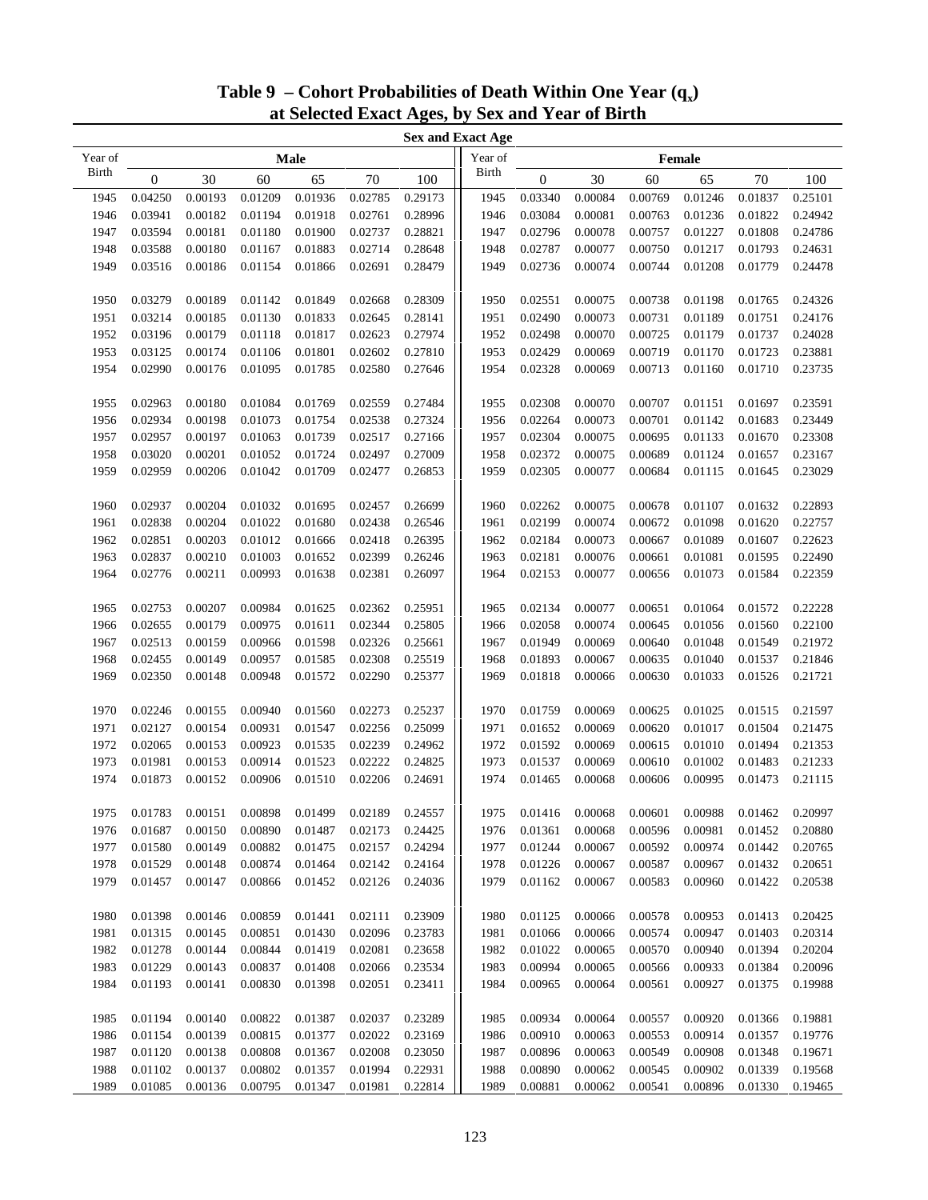# Table 9 – Cohort Probabilities of Death Within One Year ($q_x$) at Selected Exact Ages, by Sex and Year of Birth

| Year of Birth | Male 0 | Male 30 | Male 60 | Male 65 | Male 70 | Male 100 | Year of Birth | Female 0 | Female 30 | Female 60 | Female 65 | Female 70 | Female 100 |
|---|---|---|---|---|---|---|---|---|---|---|---|---|---|
| 1945 | 0.04250 | 0.00193 | 0.01209 | 0.01936 | 0.02785 | 0.29173 | 1945 | 0.03340 | 0.00084 | 0.00769 | 0.01246 | 0.01837 | 0.25101 |
| 1946 | 0.03941 | 0.00182 | 0.01194 | 0.01918 | 0.02761 | 0.28996 | 1946 | 0.03084 | 0.00081 | 0.00763 | 0.01236 | 0.01822 | 0.24942 |
| 1947 | 0.03594 | 0.00181 | 0.01180 | 0.01900 | 0.02737 | 0.28821 | 1947 | 0.02796 | 0.00078 | 0.00757 | 0.01227 | 0.01808 | 0.24786 |
| 1948 | 0.03588 | 0.00180 | 0.01167 | 0.01883 | 0.02714 | 0.28648 | 1948 | 0.02787 | 0.00077 | 0.00750 | 0.01217 | 0.01793 | 0.24631 |
| 1949 | 0.03516 | 0.00186 | 0.01154 | 0.01866 | 0.02691 | 0.28479 | 1949 | 0.02736 | 0.00074 | 0.00744 | 0.01208 | 0.01779 | 0.24478 |
| 1950 | 0.03279 | 0.00189 | 0.01142 | 0.01849 | 0.02668 | 0.28309 | 1950 | 0.02551 | 0.00075 | 0.00738 | 0.01198 | 0.01765 | 0.24326 |
| 1951 | 0.03214 | 0.00185 | 0.01130 | 0.01833 | 0.02645 | 0.28141 | 1951 | 0.02490 | 0.00073 | 0.00731 | 0.01189 | 0.01751 | 0.24176 |
| 1952 | 0.03196 | 0.00179 | 0.01118 | 0.01817 | 0.02623 | 0.27974 | 1952 | 0.02498 | 0.00070 | 0.00725 | 0.01179 | 0.01737 | 0.24028 |
| 1953 | 0.03125 | 0.00174 | 0.01106 | 0.01801 | 0.02602 | 0.27810 | 1953 | 0.02429 | 0.00069 | 0.00719 | 0.01170 | 0.01723 | 0.23881 |
| 1954 | 0.02990 | 0.00176 | 0.01095 | 0.01785 | 0.02580 | 0.27646 | 1954 | 0.02328 | 0.00069 | 0.00713 | 0.01160 | 0.01710 | 0.23735 |
| 1955 | 0.02963 | 0.00180 | 0.01084 | 0.01769 | 0.02559 | 0.27484 | 1955 | 0.02308 | 0.00070 | 0.00707 | 0.01151 | 0.01697 | 0.23591 |
| 1956 | 0.02934 | 0.00198 | 0.01073 | 0.01754 | 0.02538 | 0.27324 | 1956 | 0.02264 | 0.00073 | 0.00701 | 0.01142 | 0.01683 | 0.23449 |
| 1957 | 0.02957 | 0.00197 | 0.01063 | 0.01739 | 0.02517 | 0.27166 | 1957 | 0.02304 | 0.00075 | 0.00695 | 0.01133 | 0.01670 | 0.23308 |
| 1958 | 0.03020 | 0.00201 | 0.01052 | 0.01724 | 0.02497 | 0.27009 | 1958 | 0.02372 | 0.00075 | 0.00689 | 0.01124 | 0.01657 | 0.23167 |
| 1959 | 0.02959 | 0.00206 | 0.01042 | 0.01709 | 0.02477 | 0.26853 | 1959 | 0.02305 | 0.00077 | 0.00684 | 0.01115 | 0.01645 | 0.23029 |
| 1960 | 0.02937 | 0.00204 | 0.01032 | 0.01695 | 0.02457 | 0.26699 | 1960 | 0.02262 | 0.00075 | 0.00678 | 0.01107 | 0.01632 | 0.22893 |
| 1961 | 0.02838 | 0.00204 | 0.01022 | 0.01680 | 0.02438 | 0.26546 | 1961 | 0.02199 | 0.00074 | 0.00672 | 0.01098 | 0.01620 | 0.22757 |
| 1962 | 0.02851 | 0.00203 | 0.01012 | 0.01666 | 0.02418 | 0.26395 | 1962 | 0.02184 | 0.00073 | 0.00667 | 0.01089 | 0.01607 | 0.22623 |
| 1963 | 0.02837 | 0.00210 | 0.01003 | 0.01652 | 0.02399 | 0.26246 | 1963 | 0.02181 | 0.00076 | 0.00661 | 0.01081 | 0.01595 | 0.22490 |
| 1964 | 0.02776 | 0.00211 | 0.00993 | 0.01638 | 0.02381 | 0.26097 | 1964 | 0.02153 | 0.00077 | 0.00656 | 0.01073 | 0.01584 | 0.22359 |
| 1965 | 0.02753 | 0.00207 | 0.00984 | 0.01625 | 0.02362 | 0.25951 | 1965 | 0.02134 | 0.00077 | 0.00651 | 0.01064 | 0.01572 | 0.22228 |
| 1966 | 0.02655 | 0.00179 | 0.00975 | 0.01611 | 0.02344 | 0.25805 | 1966 | 0.02058 | 0.00074 | 0.00645 | 0.01056 | 0.01560 | 0.22100 |
| 1967 | 0.02513 | 0.00159 | 0.00966 | 0.01598 | 0.02326 | 0.25661 | 1967 | 0.01949 | 0.00069 | 0.00640 | 0.01048 | 0.01549 | 0.21972 |
| 1968 | 0.02455 | 0.00149 | 0.00957 | 0.01585 | 0.02308 | 0.25519 | 1968 | 0.01893 | 0.00067 | 0.00635 | 0.01040 | 0.01537 | 0.21846 |
| 1969 | 0.02350 | 0.00148 | 0.00948 | 0.01572 | 0.02290 | 0.25377 | 1969 | 0.01818 | 0.00066 | 0.00630 | 0.01033 | 0.01526 | 0.21721 |
| 1970 | 0.02246 | 0.00155 | 0.00940 | 0.01560 | 0.02273 | 0.25237 | 1970 | 0.01759 | 0.00069 | 0.00625 | 0.01025 | 0.01515 | 0.21597 |
| 1971 | 0.02127 | 0.00154 | 0.00931 | 0.01547 | 0.02256 | 0.25099 | 1971 | 0.01652 | 0.00069 | 0.00620 | 0.01017 | 0.01504 | 0.21475 |
| 1972 | 0.02065 | 0.00153 | 0.00923 | 0.01535 | 0.02239 | 0.24962 | 1972 | 0.01592 | 0.00069 | 0.00615 | 0.01010 | 0.01494 | 0.21353 |
| 1973 | 0.01981 | 0.00153 | 0.00914 | 0.01523 | 0.02222 | 0.24825 | 1973 | 0.01537 | 0.00069 | 0.00610 | 0.01002 | 0.01483 | 0.21233 |
| 1974 | 0.01873 | 0.00152 | 0.00906 | 0.01510 | 0.02206 | 0.24691 | 1974 | 0.01465 | 0.00068 | 0.00606 | 0.00995 | 0.01473 | 0.21115 |
| 1975 | 0.01783 | 0.00151 | 0.00898 | 0.01499 | 0.02189 | 0.24557 | 1975 | 0.01416 | 0.00068 | 0.00601 | 0.00988 | 0.01462 | 0.20997 |
| 1976 | 0.01687 | 0.00150 | 0.00890 | 0.01487 | 0.02173 | 0.24425 | 1976 | 0.01361 | 0.00068 | 0.00596 | 0.00981 | 0.01452 | 0.20880 |
| 1977 | 0.01580 | 0.00149 | 0.00882 | 0.01475 | 0.02157 | 0.24294 | 1977 | 0.01244 | 0.00067 | 0.00592 | 0.00974 | 0.01442 | 0.20765 |
| 1978 | 0.01529 | 0.00148 | 0.00874 | 0.01464 | 0.02142 | 0.24164 | 1978 | 0.01226 | 0.00067 | 0.00587 | 0.00967 | 0.01432 | 0.20651 |
| 1979 | 0.01457 | 0.00147 | 0.00866 | 0.01452 | 0.02126 | 0.24036 | 1979 | 0.01162 | 0.00067 | 0.00583 | 0.00960 | 0.01422 | 0.20538 |
| 1980 | 0.01398 | 0.00146 | 0.00859 | 0.01441 | 0.02111 | 0.23909 | 1980 | 0.01125 | 0.00066 | 0.00578 | 0.00953 | 0.01413 | 0.20425 |
| 1981 | 0.01315 | 0.00145 | 0.00851 | 0.01430 | 0.02096 | 0.23783 | 1981 | 0.01066 | 0.00066 | 0.00574 | 0.00947 | 0.01403 | 0.20314 |
| 1982 | 0.01278 | 0.00144 | 0.00844 | 0.01419 | 0.02081 | 0.23658 | 1982 | 0.01022 | 0.00065 | 0.00570 | 0.00940 | 0.01394 | 0.20204 |
| 1983 | 0.01229 | 0.00143 | 0.00837 | 0.01408 | 0.02066 | 0.23534 | 1983 | 0.00994 | 0.00065 | 0.00566 | 0.00933 | 0.01384 | 0.20096 |
| 1984 | 0.01193 | 0.00141 | 0.00830 | 0.01398 | 0.02051 | 0.23411 | 1984 | 0.00965 | 0.00064 | 0.00561 | 0.00927 | 0.01375 | 0.19988 |
| 1985 | 0.01194 | 0.00140 | 0.00822 | 0.01387 | 0.02037 | 0.23289 | 1985 | 0.00934 | 0.00064 | 0.00557 | 0.00920 | 0.01366 | 0.19881 |
| 1986 | 0.01154 | 0.00139 | 0.00815 | 0.01377 | 0.02022 | 0.23169 | 1986 | 0.00910 | 0.00063 | 0.00553 | 0.00914 | 0.01357 | 0.19776 |
| 1987 | 0.01120 | 0.00138 | 0.00808 | 0.01367 | 0.02008 | 0.23050 | 1987 | 0.00896 | 0.00063 | 0.00549 | 0.00908 | 0.01348 | 0.19671 |
| 1988 | 0.01102 | 0.00137 | 0.00802 | 0.01357 | 0.01994 | 0.22931 | 1988 | 0.00890 | 0.00062 | 0.00545 | 0.00902 | 0.01339 | 0.19568 |
| 1989 | 0.01085 | 0.00136 | 0.00795 | 0.01347 | 0.01981 | 0.22814 | 1989 | 0.00881 | 0.00062 | 0.00541 | 0.00896 | 0.01330 | 0.19465 |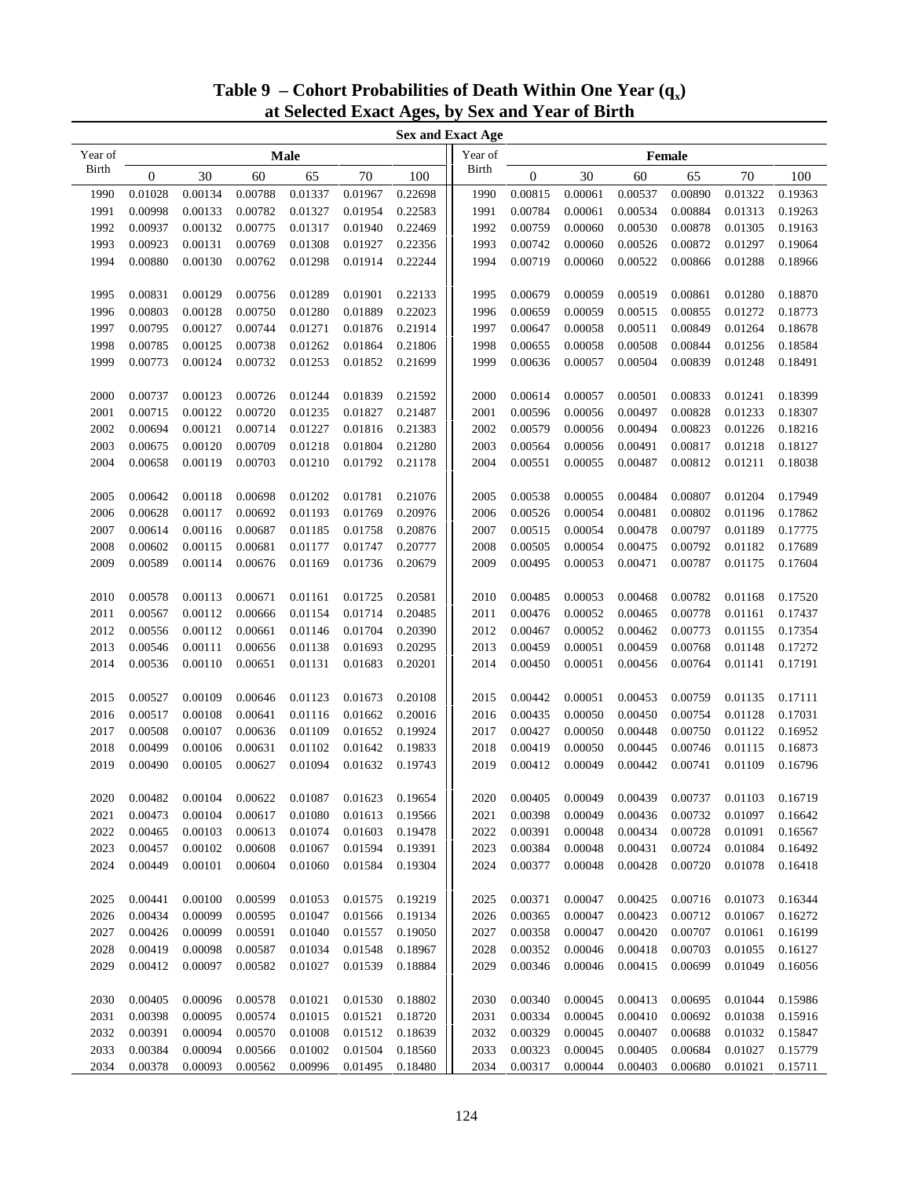# Table 9 – Cohort Probabilities of Death Within One Year ($q_x$) at Selected Exact Ages, by Sex and Year of Birth

| Year of Birth | Male 0 | Male 30 | Male 60 | Male 65 | Male 70 | Male 100 | Year of Birth | Female 0 | Female 30 | Female 60 | Female 65 | Female 70 | Female 100 |
|---|---|---|---|---|---|---|---|---|---|---|---|---|---|
| 1990 | 0.01028 | 0.00134 | 0.00788 | 0.01337 | 0.01967 | 0.22698 | 1990 | 0.00815 | 0.00061 | 0.00537 | 0.00890 | 0.01322 | 0.19363 |
| 1991 | 0.00998 | 0.00133 | 0.00782 | 0.01327 | 0.01954 | 0.22583 | 1991 | 0.00784 | 0.00061 | 0.00534 | 0.00884 | 0.01313 | 0.19263 |
| 1992 | 0.00937 | 0.00132 | 0.00775 | 0.01317 | 0.01940 | 0.22469 | 1992 | 0.00759 | 0.00060 | 0.00530 | 0.00878 | 0.01305 | 0.19163 |
| 1993 | 0.00923 | 0.00131 | 0.00769 | 0.01308 | 0.01927 | 0.22356 | 1993 | 0.00742 | 0.00060 | 0.00526 | 0.00872 | 0.01297 | 0.19064 |
| 1994 | 0.00880 | 0.00130 | 0.00762 | 0.01298 | 0.01914 | 0.22244 | 1994 | 0.00719 | 0.00060 | 0.00522 | 0.00866 | 0.01288 | 0.18966 |
| 1995 | 0.00831 | 0.00129 | 0.00756 | 0.01289 | 0.01901 | 0.22133 | 1995 | 0.00679 | 0.00059 | 0.00519 | 0.00861 | 0.01280 | 0.18870 |
| 1996 | 0.00803 | 0.00128 | 0.00750 | 0.01280 | 0.01889 | 0.22023 | 1996 | 0.00659 | 0.00059 | 0.00515 | 0.00855 | 0.01272 | 0.18773 |
| 1997 | 0.00795 | 0.00127 | 0.00744 | 0.01271 | 0.01876 | 0.21914 | 1997 | 0.00647 | 0.00058 | 0.00511 | 0.00849 | 0.01264 | 0.18678 |
| 1998 | 0.00785 | 0.00125 | 0.00738 | 0.01262 | 0.01864 | 0.21806 | 1998 | 0.00655 | 0.00058 | 0.00508 | 0.00844 | 0.01256 | 0.18584 |
| 1999 | 0.00773 | 0.00124 | 0.00732 | 0.01253 | 0.01852 | 0.21699 | 1999 | 0.00636 | 0.00057 | 0.00504 | 0.00839 | 0.01248 | 0.18491 |
| 2000 | 0.00737 | 0.00123 | 0.00726 | 0.01244 | 0.01839 | 0.21592 | 2000 | 0.00614 | 0.00057 | 0.00501 | 0.00833 | 0.01241 | 0.18399 |
| 2001 | 0.00715 | 0.00122 | 0.00720 | 0.01235 | 0.01827 | 0.21487 | 2001 | 0.00596 | 0.00056 | 0.00497 | 0.00828 | 0.01233 | 0.18307 |
| 2002 | 0.00694 | 0.00121 | 0.00714 | 0.01227 | 0.01816 | 0.21383 | 2002 | 0.00579 | 0.00056 | 0.00494 | 0.00823 | 0.01226 | 0.18216 |
| 2003 | 0.00675 | 0.00120 | 0.00709 | 0.01218 | 0.01804 | 0.21280 | 2003 | 0.00564 | 0.00056 | 0.00491 | 0.00817 | 0.01218 | 0.18127 |
| 2004 | 0.00658 | 0.00119 | 0.00703 | 0.01210 | 0.01792 | 0.21178 | 2004 | 0.00551 | 0.00055 | 0.00487 | 0.00812 | 0.01211 | 0.18038 |
| 2005 | 0.00642 | 0.00118 | 0.00698 | 0.01202 | 0.01781 | 0.21076 | 2005 | 0.00538 | 0.00055 | 0.00484 | 0.00807 | 0.01204 | 0.17949 |
| 2006 | 0.00628 | 0.00117 | 0.00692 | 0.01193 | 0.01769 | 0.20976 | 2006 | 0.00526 | 0.00054 | 0.00481 | 0.00802 | 0.01196 | 0.17862 |
| 2007 | 0.00614 | 0.00116 | 0.00687 | 0.01185 | 0.01758 | 0.20876 | 2007 | 0.00515 | 0.00054 | 0.00478 | 0.00797 | 0.01189 | 0.17775 |
| 2008 | 0.00602 | 0.00115 | 0.00681 | 0.01177 | 0.01747 | 0.20777 | 2008 | 0.00505 | 0.00054 | 0.00475 | 0.00792 | 0.01182 | 0.17689 |
| 2009 | 0.00589 | 0.00114 | 0.00676 | 0.01169 | 0.01736 | 0.20679 | 2009 | 0.00495 | 0.00053 | 0.00471 | 0.00787 | 0.01175 | 0.17604 |
| 2010 | 0.00578 | 0.00113 | 0.00671 | 0.01161 | 0.01725 | 0.20581 | 2010 | 0.00485 | 0.00053 | 0.00468 | 0.00782 | 0.01168 | 0.17520 |
| 2011 | 0.00567 | 0.00112 | 0.00666 | 0.01154 | 0.01714 | 0.20485 | 2011 | 0.00476 | 0.00052 | 0.00465 | 0.00778 | 0.01161 | 0.17437 |
| 2012 | 0.00556 | 0.00112 | 0.00661 | 0.01146 | 0.01704 | 0.20390 | 2012 | 0.00467 | 0.00052 | 0.00462 | 0.00773 | 0.01155 | 0.17354 |
| 2013 | 0.00546 | 0.00111 | 0.00656 | 0.01138 | 0.01693 | 0.20295 | 2013 | 0.00459 | 0.00051 | 0.00459 | 0.00768 | 0.01148 | 0.17272 |
| 2014 | 0.00536 | 0.00110 | 0.00651 | 0.01131 | 0.01683 | 0.20201 | 2014 | 0.00450 | 0.00051 | 0.00456 | 0.00764 | 0.01141 | 0.17191 |
| 2015 | 0.00527 | 0.00109 | 0.00646 | 0.01123 | 0.01673 | 0.20108 | 2015 | 0.00442 | 0.00051 | 0.00453 | 0.00759 | 0.01135 | 0.17111 |
| 2016 | 0.00517 | 0.00108 | 0.00641 | 0.01116 | 0.01662 | 0.20016 | 2016 | 0.00435 | 0.00050 | 0.00450 | 0.00754 | 0.01128 | 0.17031 |
| 2017 | 0.00508 | 0.00107 | 0.00636 | 0.01109 | 0.01652 | 0.19924 | 2017 | 0.00427 | 0.00050 | 0.00448 | 0.00750 | 0.01122 | 0.16952 |
| 2018 | 0.00499 | 0.00106 | 0.00631 | 0.01102 | 0.01642 | 0.19833 | 2018 | 0.00419 | 0.00050 | 0.00445 | 0.00746 | 0.01115 | 0.16873 |
| 2019 | 0.00490 | 0.00105 | 0.00627 | 0.01094 | 0.01632 | 0.19743 | 2019 | 0.00412 | 0.00049 | 0.00442 | 0.00741 | 0.01109 | 0.16796 |
| 2020 | 0.00482 | 0.00104 | 0.00622 | 0.01087 | 0.01623 | 0.19654 | 2020 | 0.00405 | 0.00049 | 0.00439 | 0.00737 | 0.01103 | 0.16719 |
| 2021 | 0.00473 | 0.00104 | 0.00617 | 0.01080 | 0.01613 | 0.19566 | 2021 | 0.00398 | 0.00049 | 0.00436 | 0.00732 | 0.01097 | 0.16642 |
| 2022 | 0.00465 | 0.00103 | 0.00613 | 0.01074 | 0.01603 | 0.19478 | 2022 | 0.00391 | 0.00048 | 0.00434 | 0.00728 | 0.01091 | 0.16567 |
| 2023 | 0.00457 | 0.00102 | 0.00608 | 0.01067 | 0.01594 | 0.19391 | 2023 | 0.00384 | 0.00048 | 0.00431 | 0.00724 | 0.01084 | 0.16492 |
| 2024 | 0.00449 | 0.00101 | 0.00604 | 0.01060 | 0.01584 | 0.19304 | 2024 | 0.00377 | 0.00048 | 0.00428 | 0.00720 | 0.01078 | 0.16418 |
| 2025 | 0.00441 | 0.00100 | 0.00599 | 0.01053 | 0.01575 | 0.19219 | 2025 | 0.00371 | 0.00047 | 0.00425 | 0.00716 | 0.01073 | 0.16344 |
| 2026 | 0.00434 | 0.00099 | 0.00595 | 0.01047 | 0.01566 | 0.19134 | 2026 | 0.00365 | 0.00047 | 0.00423 | 0.00712 | 0.01067 | 0.16272 |
| 2027 | 0.00426 | 0.00099 | 0.00591 | 0.01040 | 0.01557 | 0.19050 | 2027 | 0.00358 | 0.00047 | 0.00420 | 0.00707 | 0.01061 | 0.16199 |
| 2028 | 0.00419 | 0.00098 | 0.00587 | 0.01034 | 0.01548 | 0.18967 | 2028 | 0.00352 | 0.00046 | 0.00418 | 0.00703 | 0.01055 | 0.16127 |
| 2029 | 0.00412 | 0.00097 | 0.00582 | 0.01027 | 0.01539 | 0.18884 | 2029 | 0.00346 | 0.00046 | 0.00415 | 0.00699 | 0.01049 | 0.16056 |
| 2030 | 0.00405 | 0.00096 | 0.00578 | 0.01021 | 0.01530 | 0.18802 | 2030 | 0.00340 | 0.00045 | 0.00413 | 0.00695 | 0.01044 | 0.15986 |
| 2031 | 0.00398 | 0.00095 | 0.00574 | 0.01015 | 0.01521 | 0.18720 | 2031 | 0.00334 | 0.00045 | 0.00410 | 0.00692 | 0.01038 | 0.15916 |
| 2032 | 0.00391 | 0.00094 | 0.00570 | 0.01008 | 0.01512 | 0.18639 | 2032 | 0.00329 | 0.00045 | 0.00407 | 0.00688 | 0.01032 | 0.15847 |
| 2033 | 0.00384 | 0.00094 | 0.00566 | 0.01002 | 0.01504 | 0.18560 | 2033 | 0.00323 | 0.00045 | 0.00405 | 0.00684 | 0.01027 | 0.15779 |
| 2034 | 0.00378 | 0.00093 | 0.00562 | 0.00996 | 0.01495 | 0.18480 | 2034 | 0.00317 | 0.00044 | 0.00403 | 0.00680 | 0.01021 | 0.15711 |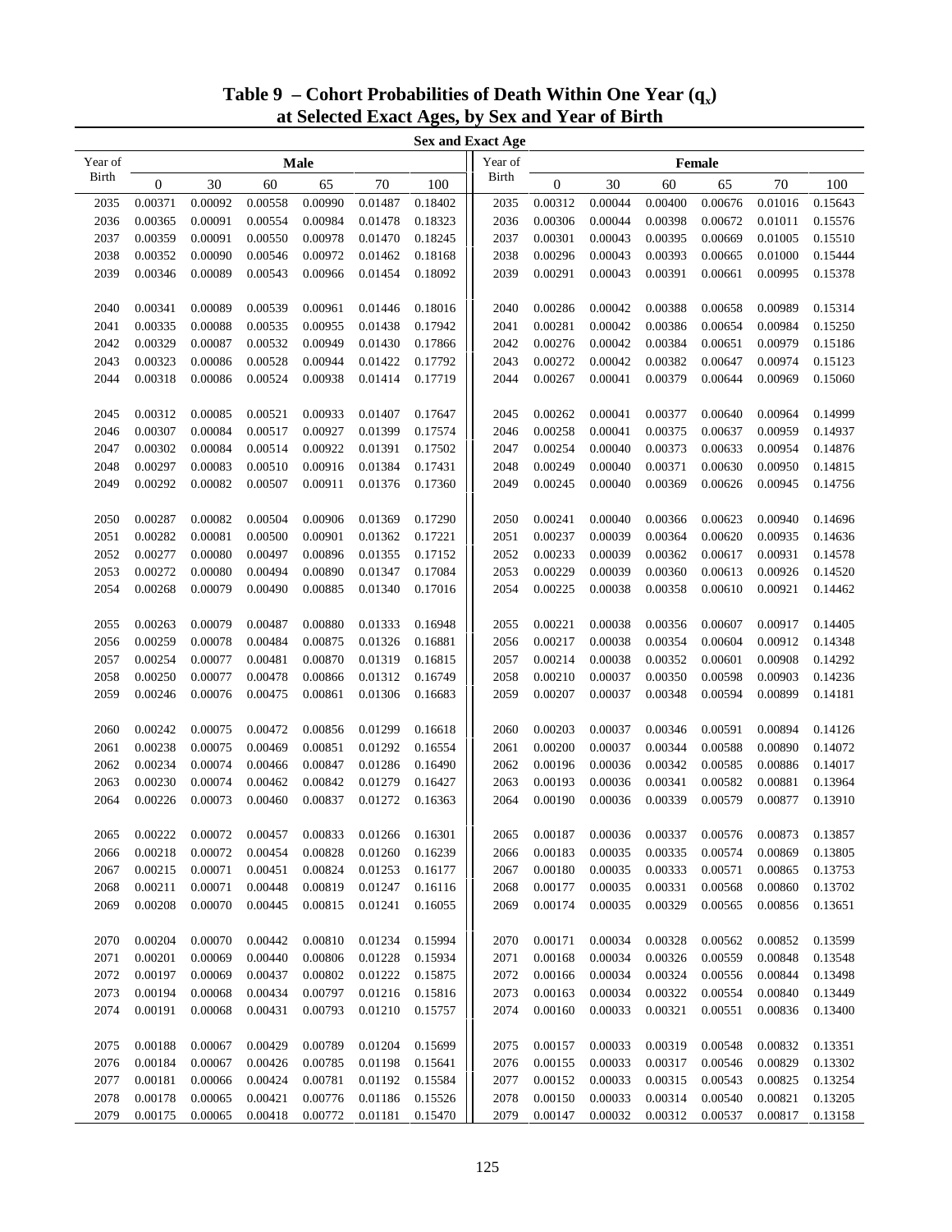# Table 9 – Cohort Probabilities of Death Within One Year ($q_x$) at Selected Exact Ages, by Sex and Year of Birth

| | Sex and Exact Age | | | | | | | | | | | | |
|---|---|---|---|---|---|---|---|---|---|---|---|---|---|
| Year of Birth | Male | | | | | | Year of Birth | Female | | | | | |
| | 0 | 30 | 60 | 65 | 70 | 100 | | 0 | 30 | 60 | 65 | 70 | 100 |
| 2035 | 0.00371 | 0.00092 | 0.00558 | 0.00990 | 0.01487 | 0.18402 | 2035 | 0.00312 | 0.00044 | 0.00400 | 0.00676 | 0.01016 | 0.15643 |
| 2036 | 0.00365 | 0.00091 | 0.00554 | 0.00984 | 0.01478 | 0.18323 | 2036 | 0.00306 | 0.00044 | 0.00398 | 0.00672 | 0.01011 | 0.15576 |
| 2037 | 0.00359 | 0.00091 | 0.00550 | 0.00978 | 0.01470 | 0.18245 | 2037 | 0.00301 | 0.00043 | 0.00395 | 0.00669 | 0.01005 | 0.15510 |
| 2038 | 0.00352 | 0.00090 | 0.00546 | 0.00972 | 0.01462 | 0.18168 | 2038 | 0.00296 | 0.00043 | 0.00393 | 0.00665 | 0.01000 | 0.15444 |
| 2039 | 0.00346 | 0.00089 | 0.00543 | 0.00966 | 0.01454 | 0.18092 | 2039 | 0.00291 | 0.00043 | 0.00391 | 0.00661 | 0.00995 | 0.15378 |
| 2040 | 0.00341 | 0.00089 | 0.00539 | 0.00961 | 0.01446 | 0.18016 | 2040 | 0.00286 | 0.00042 | 0.00388 | 0.00658 | 0.00989 | 0.15314 |
| 2041 | 0.00335 | 0.00088 | 0.00535 | 0.00955 | 0.01438 | 0.17942 | 2041 | 0.00281 | 0.00042 | 0.00386 | 0.00654 | 0.00984 | 0.15250 |
| 2042 | 0.00329 | 0.00087 | 0.00532 | 0.00949 | 0.01430 | 0.17866 | 2042 | 0.00276 | 0.00042 | 0.00384 | 0.00651 | 0.00979 | 0.15186 |
| 2043 | 0.00323 | 0.00086 | 0.00528 | 0.00944 | 0.01422 | 0.17792 | 2043 | 0.00272 | 0.00042 | 0.00382 | 0.00647 | 0.00974 | 0.15123 |
| 2044 | 0.00318 | 0.00086 | 0.00524 | 0.00938 | 0.01414 | 0.17719 | 2044 | 0.00267 | 0.00041 | 0.00379 | 0.00644 | 0.00969 | 0.15060 |
| 2045 | 0.00312 | 0.00085 | 0.00521 | 0.00933 | 0.01407 | 0.17647 | 2045 | 0.00262 | 0.00041 | 0.00377 | 0.00640 | 0.00964 | 0.14999 |
| 2046 | 0.00307 | 0.00084 | 0.00517 | 0.00927 | 0.01399 | 0.17574 | 2046 | 0.00258 | 0.00041 | 0.00375 | 0.00637 | 0.00959 | 0.14937 |
| 2047 | 0.00302 | 0.00084 | 0.00514 | 0.00922 | 0.01391 | 0.17502 | 2047 | 0.00254 | 0.00040 | 0.00373 | 0.00633 | 0.00954 | 0.14876 |
| 2048 | 0.00297 | 0.00083 | 0.00510 | 0.00916 | 0.01384 | 0.17431 | 2048 | 0.00249 | 0.00040 | 0.00371 | 0.00630 | 0.00950 | 0.14815 |
| 2049 | 0.00292 | 0.00082 | 0.00507 | 0.00911 | 0.01376 | 0.17360 | 2049 | 0.00245 | 0.00040 | 0.00369 | 0.00626 | 0.00945 | 0.14756 |
| 2050 | 0.00287 | 0.00082 | 0.00504 | 0.00906 | 0.01369 | 0.17290 | 2050 | 0.00241 | 0.00040 | 0.00366 | 0.00623 | 0.00940 | 0.14696 |
| 2051 | 0.00282 | 0.00081 | 0.00500 | 0.00901 | 0.01362 | 0.17221 | 2051 | 0.00237 | 0.00039 | 0.00364 | 0.00620 | 0.00935 | 0.14636 |
| 2052 | 0.00277 | 0.00080 | 0.00497 | 0.00896 | 0.01355 | 0.17152 | 2052 | 0.00233 | 0.00039 | 0.00362 | 0.00617 | 0.00931 | 0.14578 |
| 2053 | 0.00272 | 0.00080 | 0.00494 | 0.00890 | 0.01347 | 0.17084 | 2053 | 0.00229 | 0.00039 | 0.00360 | 0.00613 | 0.00926 | 0.14520 |
| 2054 | 0.00268 | 0.00079 | 0.00490 | 0.00885 | 0.01340 | 0.17016 | 2054 | 0.00225 | 0.00038 | 0.00358 | 0.00610 | 0.00921 | 0.14462 |
| 2055 | 0.00263 | 0.00079 | 0.00487 | 0.00880 | 0.01333 | 0.16948 | 2055 | 0.00221 | 0.00038 | 0.00356 | 0.00607 | 0.00917 | 0.14405 |
| 2056 | 0.00259 | 0.00078 | 0.00484 | 0.00875 | 0.01326 | 0.16881 | 2056 | 0.00217 | 0.00038 | 0.00354 | 0.00604 | 0.00912 | 0.14348 |
| 2057 | 0.00254 | 0.00077 | 0.00481 | 0.00870 | 0.01319 | 0.16815 | 2057 | 0.00214 | 0.00038 | 0.00352 | 0.00601 | 0.00908 | 0.14292 |
| 2058 | 0.00250 | 0.00077 | 0.00478 | 0.00866 | 0.01312 | 0.16749 | 2058 | 0.00210 | 0.00037 | 0.00350 | 0.00598 | 0.00903 | 0.14236 |
| 2059 | 0.00246 | 0.00076 | 0.00475 | 0.00861 | 0.01306 | 0.16683 | 2059 | 0.00207 | 0.00037 | 0.00348 | 0.00594 | 0.00899 | 0.14181 |
| 2060 | 0.00242 | 0.00075 | 0.00472 | 0.00856 | 0.01299 | 0.16618 | 2060 | 0.00203 | 0.00037 | 0.00346 | 0.00591 | 0.00894 | 0.14126 |
| 2061 | 0.00238 | 0.00075 | 0.00469 | 0.00851 | 0.01292 | 0.16554 | 2061 | 0.00200 | 0.00037 | 0.00344 | 0.00588 | 0.00890 | 0.14072 |
| 2062 | 0.00234 | 0.00074 | 0.00466 | 0.00847 | 0.01286 | 0.16490 | 2062 | 0.00196 | 0.00036 | 0.00342 | 0.00585 | 0.00886 | 0.14017 |
| 2063 | 0.00230 | 0.00074 | 0.00462 | 0.00842 | 0.01279 | 0.16427 | 2063 | 0.00193 | 0.00036 | 0.00341 | 0.00582 | 0.00881 | 0.13964 |
| 2064 | 0.00226 | 0.00073 | 0.00460 | 0.00837 | 0.01272 | 0.16363 | 2064 | 0.00190 | 0.00036 | 0.00339 | 0.00579 | 0.00877 | 0.13910 |
| 2065 | 0.00222 | 0.00072 | 0.00457 | 0.00833 | 0.01266 | 0.16301 | 2065 | 0.00187 | 0.00036 | 0.00337 | 0.00576 | 0.00873 | 0.13857 |
| 2066 | 0.00218 | 0.00072 | 0.00454 | 0.00828 | 0.01260 | 0.16239 | 2066 | 0.00183 | 0.00035 | 0.00335 | 0.00574 | 0.00869 | 0.13805 |
| 2067 | 0.00215 | 0.00071 | 0.00451 | 0.00824 | 0.01253 | 0.16177 | 2067 | 0.00180 | 0.00035 | 0.00333 | 0.00571 | 0.00865 | 0.13753 |
| 2068 | 0.00211 | 0.00071 | 0.00448 | 0.00819 | 0.01247 | 0.16116 | 2068 | 0.00177 | 0.00035 | 0.00331 | 0.00568 | 0.00860 | 0.13702 |
| 2069 | 0.00208 | 0.00070 | 0.00445 | 0.00815 | 0.01241 | 0.16055 | 2069 | 0.00174 | 0.00035 | 0.00329 | 0.00565 | 0.00856 | 0.13651 |
| 2070 | 0.00204 | 0.00070 | 0.00442 | 0.00810 | 0.01234 | 0.15994 | 2070 | 0.00171 | 0.00034 | 0.00328 | 0.00562 | 0.00852 | 0.13599 |
| 2071 | 0.00201 | 0.00069 | 0.00440 | 0.00806 | 0.01228 | 0.15934 | 2071 | 0.00168 | 0.00034 | 0.00326 | 0.00559 | 0.00848 | 0.13548 |
| 2072 | 0.00197 | 0.00069 | 0.00437 | 0.00802 | 0.01222 | 0.15875 | 2072 | 0.00166 | 0.00034 | 0.00324 | 0.00556 | 0.00844 | 0.13498 |
| 2073 | 0.00194 | 0.00068 | 0.00434 | 0.00797 | 0.01216 | 0.15816 | 2073 | 0.00163 | 0.00034 | 0.00322 | 0.00554 | 0.00840 | 0.13449 |
| 2074 | 0.00191 | 0.00068 | 0.00431 | 0.00793 | 0.01210 | 0.15757 | 2074 | 0.00160 | 0.00033 | 0.00321 | 0.00551 | 0.00836 | 0.13400 |
| 2075 | 0.00188 | 0.00067 | 0.00429 | 0.00789 | 0.01204 | 0.15699 | 2075 | 0.00157 | 0.00033 | 0.00319 | 0.00548 | 0.00832 | 0.13351 |
| 2076 | 0.00184 | 0.00067 | 0.00426 | 0.00785 | 0.01198 | 0.15641 | 2076 | 0.00155 | 0.00033 | 0.00317 | 0.00546 | 0.00829 | 0.13302 |
| 2077 | 0.00181 | 0.00066 | 0.00424 | 0.00781 | 0.01192 | 0.15584 | 2077 | 0.00152 | 0.00033 | 0.00315 | 0.00543 | 0.00825 | 0.13254 |
| 2078 | 0.00178 | 0.00065 | 0.00421 | 0.00776 | 0.01186 | 0.15526 | 2078 | 0.00150 | 0.00033 | 0.00314 | 0.00540 | 0.00821 | 0.13205 |
| 2079 | 0.00175 | 0.00065 | 0.00418 | 0.00772 | 0.01181 | 0.15470 | 2079 | 0.00147 | 0.00032 | 0.00312 | 0.00537 | 0.00817 | 0.13158 |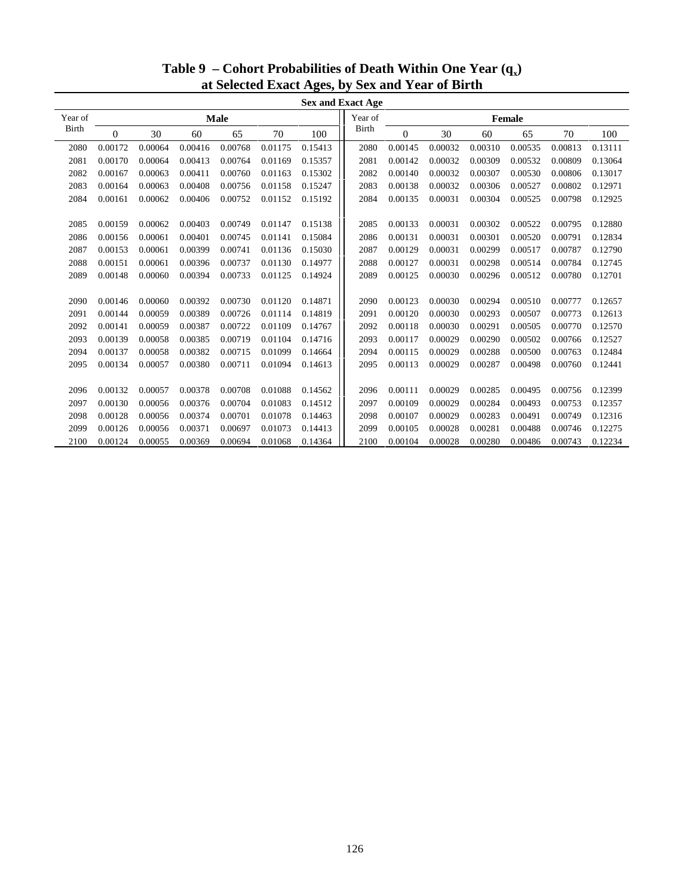# Table 9 – Cohort Probabilities of Death Within One Year ($q_x$) at Selected Exact Ages, by Sex and Year of Birth

| Year of Birth | Male 0 | Male 30 | Male 60 | Male 65 | Male 70 | Male 100 | Year of Birth | Female 0 | Female 30 | Female 60 | Female 65 | Female 70 | Female 100 |
|---|---|---|---|---|---|---|---|---|---|---|---|---|---|
| 2080 | 0.00172 | 0.00064 | 0.00416 | 0.00768 | 0.01175 | 0.15413 | 2080 | 0.00145 | 0.00032 | 0.00310 | 0.00535 | 0.00813 | 0.13111 |
| 2081 | 0.00170 | 0.00064 | 0.00413 | 0.00764 | 0.01169 | 0.15357 | 2081 | 0.00142 | 0.00032 | 0.00309 | 0.00532 | 0.00809 | 0.13064 |
| 2082 | 0.00167 | 0.00063 | 0.00411 | 0.00760 | 0.01163 | 0.15302 | 2082 | 0.00140 | 0.00032 | 0.00307 | 0.00530 | 0.00806 | 0.13017 |
| 2083 | 0.00164 | 0.00063 | 0.00408 | 0.00756 | 0.01158 | 0.15247 | 2083 | 0.00138 | 0.00032 | 0.00306 | 0.00527 | 0.00802 | 0.12971 |
| 2084 | 0.00161 | 0.00062 | 0.00406 | 0.00752 | 0.01152 | 0.15192 | 2084 | 0.00135 | 0.00031 | 0.00304 | 0.00525 | 0.00798 | 0.12925 |
| 2085 | 0.00159 | 0.00062 | 0.00403 | 0.00749 | 0.01147 | 0.15138 | 2085 | 0.00133 | 0.00031 | 0.00302 | 0.00522 | 0.00795 | 0.12880 |
| 2086 | 0.00156 | 0.00061 | 0.00401 | 0.00745 | 0.01141 | 0.15084 | 2086 | 0.00131 | 0.00031 | 0.00301 | 0.00520 | 0.00791 | 0.12834 |
| 2087 | 0.00153 | 0.00061 | 0.00399 | 0.00741 | 0.01136 | 0.15030 | 2087 | 0.00129 | 0.00031 | 0.00299 | 0.00517 | 0.00787 | 0.12790 |
| 2088 | 0.00151 | 0.00061 | 0.00396 | 0.00737 | 0.01130 | 0.14977 | 2088 | 0.00127 | 0.00031 | 0.00298 | 0.00514 | 0.00784 | 0.12745 |
| 2089 | 0.00148 | 0.00060 | 0.00394 | 0.00733 | 0.01125 | 0.14924 | 2089 | 0.00125 | 0.00030 | 0.00296 | 0.00512 | 0.00780 | 0.12701 |
| 2090 | 0.00146 | 0.00060 | 0.00392 | 0.00730 | 0.01120 | 0.14871 | 2090 | 0.00123 | 0.00030 | 0.00294 | 0.00510 | 0.00777 | 0.12657 |
| 2091 | 0.00144 | 0.00059 | 0.00389 | 0.00726 | 0.01114 | 0.14819 | 2091 | 0.00120 | 0.00030 | 0.00293 | 0.00507 | 0.00773 | 0.12613 |
| 2092 | 0.00141 | 0.00059 | 0.00387 | 0.00722 | 0.01109 | 0.14767 | 2092 | 0.00118 | 0.00030 | 0.00291 | 0.00505 | 0.00770 | 0.12570 |
| 2093 | 0.00139 | 0.00058 | 0.00385 | 0.00719 | 0.01104 | 0.14716 | 2093 | 0.00117 | 0.00029 | 0.00290 | 0.00502 | 0.00766 | 0.12527 |
| 2094 | 0.00137 | 0.00058 | 0.00382 | 0.00715 | 0.01099 | 0.14664 | 2094 | 0.00115 | 0.00029 | 0.00288 | 0.00500 | 0.00763 | 0.12484 |
| 2095 | 0.00134 | 0.00057 | 0.00380 | 0.00711 | 0.01094 | 0.14613 | 2095 | 0.00113 | 0.00029 | 0.00287 | 0.00498 | 0.00760 | 0.12441 |
| 2096 | 0.00132 | 0.00057 | 0.00378 | 0.00708 | 0.01088 | 0.14562 | 2096 | 0.00111 | 0.00029 | 0.00285 | 0.00495 | 0.00756 | 0.12399 |
| 2097 | 0.00130 | 0.00056 | 0.00376 | 0.00704 | 0.01083 | 0.14512 | 2097 | 0.00109 | 0.00029 | 0.00284 | 0.00493 | 0.00753 | 0.12357 |
| 2098 | 0.00128 | 0.00056 | 0.00374 | 0.00701 | 0.01078 | 0.14463 | 2098 | 0.00107 | 0.00029 | 0.00283 | 0.00491 | 0.00749 | 0.12316 |
| 2099 | 0.00126 | 0.00056 | 0.00371 | 0.00697 | 0.01073 | 0.14413 | 2099 | 0.00105 | 0.00028 | 0.00281 | 0.00488 | 0.00746 | 0.12275 |
| 2100 | 0.00124 | 0.00055 | 0.00369 | 0.00694 | 0.01068 | 0.14364 | 2100 | 0.00104 | 0.00028 | 0.00280 | 0.00486 | 0.00743 | 0.12234 |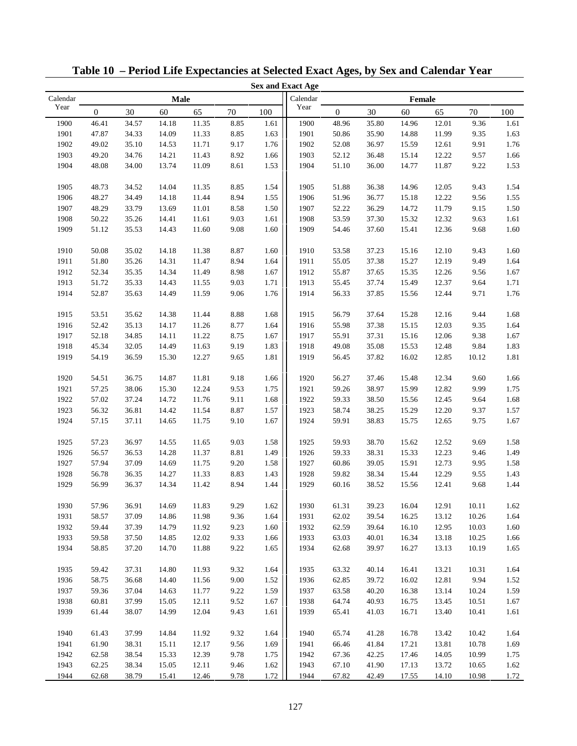# Table 10 – Period Life Expectancies at Selected Exact Ages, by Sex and Calendar Year

| Calendar Year | Male 0 | Male 30 | Male 60 | Male 65 | Male 70 | Male 100 | Calendar Year | Female 0 | Female 30 | Female 60 | Female 65 | Female 70 | Female 100 |
|---|---|---|---|---|---|---|---|---|---|---|---|---|---|
| 1900 | 46.41 | 34.57 | 14.18 | 11.35 | 8.85 | 1.61 | 1900 | 48.96 | 35.80 | 14.96 | 12.01 | 9.36 | 1.61 |
| 1901 | 47.87 | 34.33 | 14.09 | 11.33 | 8.85 | 1.63 | 1901 | 50.86 | 35.90 | 14.88 | 11.99 | 9.35 | 1.63 |
| 1902 | 49.02 | 35.10 | 14.53 | 11.71 | 9.17 | 1.76 | 1902 | 52.08 | 36.97 | 15.59 | 12.61 | 9.91 | 1.76 |
| 1903 | 49.20 | 34.76 | 14.21 | 11.43 | 8.92 | 1.66 | 1903 | 52.12 | 36.48 | 15.14 | 12.22 | 9.57 | 1.66 |
| 1904 | 48.08 | 34.00 | 13.74 | 11.09 | 8.61 | 1.53 | 1904 | 51.10 | 36.00 | 14.77 | 11.87 | 9.22 | 1.53 |
| 1905 | 48.73 | 34.52 | 14.04 | 11.35 | 8.85 | 1.54 | 1905 | 51.88 | 36.38 | 14.96 | 12.05 | 9.43 | 1.54 |
| 1906 | 48.27 | 34.49 | 14.18 | 11.44 | 8.94 | 1.55 | 1906 | 51.96 | 36.77 | 15.18 | 12.22 | 9.56 | 1.55 |
| 1907 | 48.29 | 33.79 | 13.69 | 11.01 | 8.58 | 1.50 | 1907 | 52.22 | 36.29 | 14.72 | 11.79 | 9.15 | 1.50 |
| 1908 | 50.22 | 35.26 | 14.41 | 11.61 | 9.03 | 1.61 | 1908 | 53.59 | 37.30 | 15.32 | 12.32 | 9.63 | 1.61 |
| 1909 | 51.12 | 35.53 | 14.43 | 11.60 | 9.08 | 1.60 | 1909 | 54.46 | 37.60 | 15.41 | 12.36 | 9.68 | 1.60 |
| 1910 | 50.08 | 35.02 | 14.18 | 11.38 | 8.87 | 1.60 | 1910 | 53.58 | 37.23 | 15.16 | 12.10 | 9.43 | 1.60 |
| 1911 | 51.80 | 35.26 | 14.31 | 11.47 | 8.94 | 1.64 | 1911 | 55.05 | 37.38 | 15.27 | 12.19 | 9.49 | 1.64 |
| 1912 | 52.34 | 35.35 | 14.34 | 11.49 | 8.98 | 1.67 | 1912 | 55.87 | 37.65 | 15.35 | 12.26 | 9.56 | 1.67 |
| 1913 | 51.72 | 35.33 | 14.43 | 11.55 | 9.03 | 1.71 | 1913 | 55.45 | 37.74 | 15.49 | 12.37 | 9.64 | 1.71 |
| 1914 | 52.87 | 35.63 | 14.49 | 11.59 | 9.06 | 1.76 | 1914 | 56.33 | 37.85 | 15.56 | 12.44 | 9.71 | 1.76 |
| 1915 | 53.51 | 35.62 | 14.38 | 11.44 | 8.88 | 1.68 | 1915 | 56.79 | 37.64 | 15.28 | 12.16 | 9.44 | 1.68 |
| 1916 | 52.42 | 35.13 | 14.17 | 11.26 | 8.77 | 1.64 | 1916 | 55.98 | 37.38 | 15.15 | 12.03 | 9.35 | 1.64 |
| 1917 | 52.18 | 34.85 | 14.11 | 11.22 | 8.75 | 1.67 | 1917 | 55.91 | 37.31 | 15.16 | 12.06 | 9.38 | 1.67 |
| 1918 | 45.34 | 32.05 | 14.49 | 11.63 | 9.19 | 1.83 | 1918 | 49.08 | 35.08 | 15.53 | 12.48 | 9.84 | 1.83 |
| 1919 | 54.19 | 36.59 | 15.30 | 12.27 | 9.65 | 1.81 | 1919 | 56.45 | 37.82 | 16.02 | 12.85 | 10.12 | 1.81 |
| 1920 | 54.51 | 36.75 | 14.87 | 11.81 | 9.18 | 1.66 | 1920 | 56.27 | 37.46 | 15.48 | 12.34 | 9.60 | 1.66 |
| 1921 | 57.25 | 38.06 | 15.30 | 12.24 | 9.53 | 1.75 | 1921 | 59.26 | 38.97 | 15.99 | 12.82 | 9.99 | 1.75 |
| 1922 | 57.02 | 37.24 | 14.72 | 11.76 | 9.11 | 1.68 | 1922 | 59.33 | 38.50 | 15.56 | 12.45 | 9.64 | 1.68 |
| 1923 | 56.32 | 36.81 | 14.42 | 11.54 | 8.87 | 1.57 | 1923 | 58.74 | 38.25 | 15.29 | 12.20 | 9.37 | 1.57 |
| 1924 | 57.15 | 37.11 | 14.65 | 11.75 | 9.10 | 1.67 | 1924 | 59.91 | 38.83 | 15.75 | 12.65 | 9.75 | 1.67 |
| 1925 | 57.23 | 36.97 | 14.55 | 11.65 | 9.03 | 1.58 | 1925 | 59.93 | 38.70 | 15.62 | 12.52 | 9.69 | 1.58 |
| 1926 | 56.57 | 36.53 | 14.28 | 11.37 | 8.81 | 1.49 | 1926 | 59.33 | 38.31 | 15.33 | 12.23 | 9.46 | 1.49 |
| 1927 | 57.94 | 37.09 | 14.69 | 11.75 | 9.20 | 1.58 | 1927 | 60.86 | 39.05 | 15.91 | 12.73 | 9.95 | 1.58 |
| 1928 | 56.78 | 36.35 | 14.27 | 11.33 | 8.83 | 1.43 | 1928 | 59.82 | 38.34 | 15.44 | 12.29 | 9.55 | 1.43 |
| 1929 | 56.99 | 36.37 | 14.34 | 11.42 | 8.94 | 1.44 | 1929 | 60.16 | 38.52 | 15.56 | 12.41 | 9.68 | 1.44 |
| 1930 | 57.96 | 36.91 | 14.69 | 11.83 | 9.29 | 1.62 | 1930 | 61.31 | 39.23 | 16.04 | 12.91 | 10.11 | 1.62 |
| 1931 | 58.57 | 37.09 | 14.86 | 11.98 | 9.36 | 1.64 | 1931 | 62.02 | 39.54 | 16.25 | 13.12 | 10.26 | 1.64 |
| 1932 | 59.44 | 37.39 | 14.79 | 11.92 | 9.23 | 1.60 | 1932 | 62.59 | 39.64 | 16.10 | 12.95 | 10.03 | 1.60 |
| 1933 | 59.58 | 37.50 | 14.85 | 12.02 | 9.33 | 1.66 | 1933 | 63.03 | 40.01 | 16.34 | 13.18 | 10.25 | 1.66 |
| 1934 | 58.85 | 37.20 | 14.70 | 11.88 | 9.22 | 1.65 | 1934 | 62.68 | 39.97 | 16.27 | 13.13 | 10.19 | 1.65 |
| 1935 | 59.42 | 37.31 | 14.80 | 11.93 | 9.32 | 1.64 | 1935 | 63.32 | 40.14 | 16.41 | 13.21 | 10.31 | 1.64 |
| 1936 | 58.75 | 36.68 | 14.40 | 11.56 | 9.00 | 1.52 | 1936 | 62.85 | 39.72 | 16.02 | 12.81 | 9.94 | 1.52 |
| 1937 | 59.36 | 37.04 | 14.63 | 11.77 | 9.22 | 1.59 | 1937 | 63.58 | 40.20 | 16.38 | 13.14 | 10.24 | 1.59 |
| 1938 | 60.81 | 37.99 | 15.05 | 12.11 | 9.52 | 1.67 | 1938 | 64.74 | 40.93 | 16.75 | 13.45 | 10.51 | 1.67 |
| 1939 | 61.44 | 38.07 | 14.99 | 12.04 | 9.43 | 1.61 | 1939 | 65.41 | 41.03 | 16.71 | 13.40 | 10.41 | 1.61 |
| 1940 | 61.43 | 37.99 | 14.84 | 11.92 | 9.32 | 1.64 | 1940 | 65.74 | 41.28 | 16.78 | 13.42 | 10.42 | 1.64 |
| 1941 | 61.90 | 38.31 | 15.11 | 12.17 | 9.56 | 1.69 | 1941 | 66.46 | 41.84 | 17.21 | 13.81 | 10.78 | 1.69 |
| 1942 | 62.58 | 38.54 | 15.33 | 12.39 | 9.78 | 1.75 | 1942 | 67.36 | 42.25 | 17.46 | 14.05 | 10.99 | 1.75 |
| 1943 | 62.25 | 38.34 | 15.05 | 12.11 | 9.46 | 1.62 | 1943 | 67.10 | 41.90 | 17.13 | 13.72 | 10.65 | 1.62 |
| 1944 | 62.68 | 38.79 | 15.41 | 12.46 | 9.78 | 1.72 | 1944 | 67.82 | 42.49 | 17.55 | 14.10 | 10.98 | 1.72 |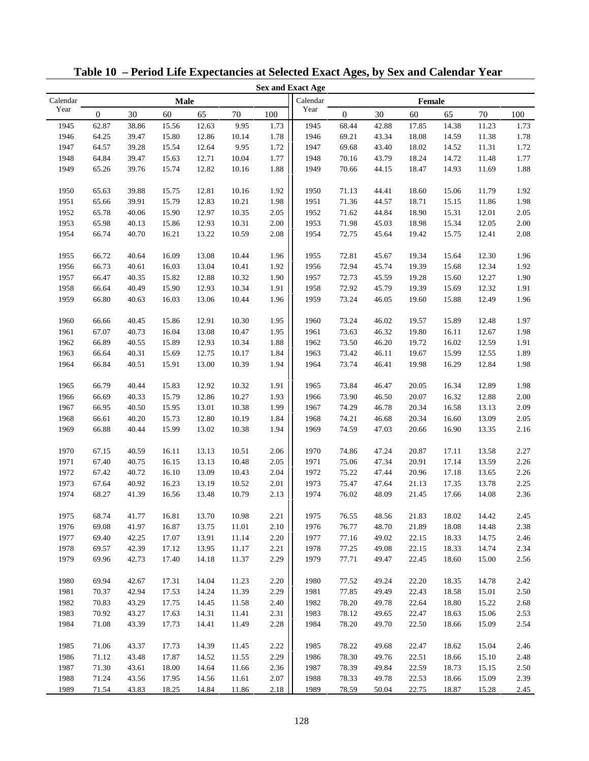# Table 10 – Period Life Expectancies at Selected Exact Ages, by Sex and Calendar Year

| | Sex and Exact Age | | | | | | | | | | | | |
|---|---|---|---|---|---|---|---|---|---|---|---|---|---|
| Calendar Year | Male | | | | | | Calendar Year | Female | | | | | |
| | 0 | 30 | 60 | 65 | 70 | 100 | | 0 | 30 | 60 | 65 | 70 | 100 |
| 1945 | 62.87 | 38.86 | 15.56 | 12.63 | 9.95 | 1.73 | 1945 | 68.44 | 42.88 | 17.85 | 14.38 | 11.23 | 1.73 |
| 1946 | 64.25 | 39.47 | 15.80 | 12.86 | 10.14 | 1.78 | 1946 | 69.21 | 43.34 | 18.08 | 14.59 | 11.38 | 1.78 |
| 1947 | 64.57 | 39.28 | 15.54 | 12.64 | 9.95 | 1.72 | 1947 | 69.68 | 43.40 | 18.02 | 14.52 | 11.31 | 1.72 |
| 1948 | 64.84 | 39.47 | 15.63 | 12.71 | 10.04 | 1.77 | 1948 | 70.16 | 43.79 | 18.24 | 14.72 | 11.48 | 1.77 |
| 1949 | 65.26 | 39.76 | 15.74 | 12.82 | 10.16 | 1.88 | 1949 | 70.66 | 44.15 | 18.47 | 14.93 | 11.69 | 1.88 |
| 1950 | 65.63 | 39.88 | 15.75 | 12.81 | 10.16 | 1.92 | 1950 | 71.13 | 44.41 | 18.60 | 15.06 | 11.79 | 1.92 |
| 1951 | 65.66 | 39.91 | 15.79 | 12.83 | 10.21 | 1.98 | 1951 | 71.36 | 44.57 | 18.71 | 15.15 | 11.86 | 1.98 |
| 1952 | 65.78 | 40.06 | 15.90 | 12.97 | 10.35 | 2.05 | 1952 | 71.62 | 44.84 | 18.90 | 15.31 | 12.01 | 2.05 |
| 1953 | 65.98 | 40.13 | 15.86 | 12.93 | 10.31 | 2.00 | 1953 | 71.98 | 45.03 | 18.98 | 15.34 | 12.05 | 2.00 |
| 1954 | 66.74 | 40.70 | 16.21 | 13.22 | 10.59 | 2.08 | 1954 | 72.75 | 45.64 | 19.42 | 15.75 | 12.41 | 2.08 |
| 1955 | 66.72 | 40.64 | 16.09 | 13.08 | 10.44 | 1.96 | 1955 | 72.81 | 45.67 | 19.34 | 15.64 | 12.30 | 1.96 |
| 1956 | 66.73 | 40.61 | 16.03 | 13.04 | 10.41 | 1.92 | 1956 | 72.94 | 45.74 | 19.39 | 15.68 | 12.34 | 1.92 |
| 1957 | 66.47 | 40.35 | 15.82 | 12.88 | 10.32 | 1.90 | 1957 | 72.73 | 45.59 | 19.28 | 15.60 | 12.27 | 1.90 |
| 1958 | 66.64 | 40.49 | 15.90 | 12.93 | 10.34 | 1.91 | 1958 | 72.92 | 45.79 | 19.39 | 15.69 | 12.32 | 1.91 |
| 1959 | 66.80 | 40.63 | 16.03 | 13.06 | 10.44 | 1.96 | 1959 | 73.24 | 46.05 | 19.60 | 15.88 | 12.49 | 1.96 |
| 1960 | 66.66 | 40.45 | 15.86 | 12.91 | 10.30 | 1.95 | 1960 | 73.24 | 46.02 | 19.57 | 15.89 | 12.48 | 1.97 |
| 1961 | 67.07 | 40.73 | 16.04 | 13.08 | 10.47 | 1.95 | 1961 | 73.63 | 46.32 | 19.80 | 16.11 | 12.67 | 1.98 |
| 1962 | 66.89 | 40.55 | 15.89 | 12.93 | 10.34 | 1.88 | 1962 | 73.50 | 46.20 | 19.72 | 16.02 | 12.59 | 1.91 |
| 1963 | 66.64 | 40.31 | 15.69 | 12.75 | 10.17 | 1.84 | 1963 | 73.42 | 46.11 | 19.67 | 15.99 | 12.55 | 1.89 |
| 1964 | 66.84 | 40.51 | 15.91 | 13.00 | 10.39 | 1.94 | 1964 | 73.74 | 46.41 | 19.98 | 16.29 | 12.84 | 1.98 |
| 1965 | 66.79 | 40.44 | 15.83 | 12.92 | 10.32 | 1.91 | 1965 | 73.84 | 46.47 | 20.05 | 16.34 | 12.89 | 1.98 |
| 1966 | 66.69 | 40.33 | 15.79 | 12.86 | 10.27 | 1.93 | 1966 | 73.90 | 46.50 | 20.07 | 16.32 | 12.88 | 2.00 |
| 1967 | 66.95 | 40.50 | 15.95 | 13.01 | 10.38 | 1.99 | 1967 | 74.29 | 46.78 | 20.34 | 16.58 | 13.13 | 2.09 |
| 1968 | 66.61 | 40.20 | 15.73 | 12.80 | 10.19 | 1.84 | 1968 | 74.21 | 46.68 | 20.34 | 16.60 | 13.09 | 2.05 |
| 1969 | 66.88 | 40.44 | 15.99 | 13.02 | 10.38 | 1.94 | 1969 | 74.59 | 47.03 | 20.66 | 16.90 | 13.35 | 2.16 |
| 1970 | 67.15 | 40.59 | 16.11 | 13.13 | 10.51 | 2.06 | 1970 | 74.86 | 47.24 | 20.87 | 17.11 | 13.58 | 2.27 |
| 1971 | 67.40 | 40.75 | 16.15 | 13.13 | 10.48 | 2.05 | 1971 | 75.06 | 47.34 | 20.91 | 17.14 | 13.59 | 2.26 |
| 1972 | 67.42 | 40.72 | 16.10 | 13.09 | 10.43 | 2.04 | 1972 | 75.22 | 47.44 | 20.96 | 17.18 | 13.65 | 2.26 |
| 1973 | 67.64 | 40.92 | 16.23 | 13.19 | 10.52 | 2.01 | 1973 | 75.47 | 47.64 | 21.13 | 17.35 | 13.78 | 2.25 |
| 1974 | 68.27 | 41.39 | 16.56 | 13.48 | 10.79 | 2.13 | 1974 | 76.02 | 48.09 | 21.45 | 17.66 | 14.08 | 2.36 |
| 1975 | 68.74 | 41.77 | 16.81 | 13.70 | 10.98 | 2.21 | 1975 | 76.55 | 48.56 | 21.83 | 18.02 | 14.42 | 2.45 |
| 1976 | 69.08 | 41.97 | 16.87 | 13.75 | 11.01 | 2.10 | 1976 | 76.77 | 48.70 | 21.89 | 18.08 | 14.48 | 2.38 |
| 1977 | 69.40 | 42.25 | 17.07 | 13.91 | 11.14 | 2.20 | 1977 | 77.16 | 49.02 | 22.15 | 18.33 | 14.75 | 2.46 |
| 1978 | 69.57 | 42.39 | 17.12 | 13.95 | 11.17 | 2.21 | 1978 | 77.25 | 49.08 | 22.15 | 18.33 | 14.74 | 2.34 |
| 1979 | 69.96 | 42.73 | 17.40 | 14.18 | 11.37 | 2.29 | 1979 | 77.71 | 49.47 | 22.45 | 18.60 | 15.00 | 2.56 |
| 1980 | 69.94 | 42.67 | 17.31 | 14.04 | 11.23 | 2.20 | 1980 | 77.52 | 49.24 | 22.20 | 18.35 | 14.78 | 2.42 |
| 1981 | 70.37 | 42.94 | 17.53 | 14.24 | 11.39 | 2.29 | 1981 | 77.85 | 49.49 | 22.43 | 18.58 | 15.01 | 2.50 |
| 1982 | 70.83 | 43.29 | 17.75 | 14.45 | 11.58 | 2.40 | 1982 | 78.20 | 49.78 | 22.64 | 18.80 | 15.22 | 2.68 |
| 1983 | 70.92 | 43.27 | 17.63 | 14.31 | 11.41 | 2.31 | 1983 | 78.12 | 49.65 | 22.47 | 18.63 | 15.06 | 2.53 |
| 1984 | 71.08 | 43.39 | 17.73 | 14.41 | 11.49 | 2.28 | 1984 | 78.20 | 49.70 | 22.50 | 18.66 | 15.09 | 2.54 |
| 1985 | 71.06 | 43.37 | 17.73 | 14.39 | 11.45 | 2.22 | 1985 | 78.22 | 49.68 | 22.47 | 18.62 | 15.04 | 2.46 |
| 1986 | 71.12 | 43.48 | 17.87 | 14.52 | 11.55 | 2.29 | 1986 | 78.30 | 49.76 | 22.51 | 18.66 | 15.10 | 2.48 |
| 1987 | 71.30 | 43.61 | 18.00 | 14.64 | 11.66 | 2.36 | 1987 | 78.39 | 49.84 | 22.59 | 18.73 | 15.15 | 2.50 |
| 1988 | 71.24 | 43.56 | 17.95 | 14.56 | 11.61 | 2.07 | 1988 | 78.33 | 49.78 | 22.53 | 18.66 | 15.09 | 2.39 |
| 1989 | 71.54 | 43.83 | 18.25 | 14.84 | 11.86 | 2.18 | 1989 | 78.59 | 50.04 | 22.75 | 18.87 | 15.28 | 2.45 |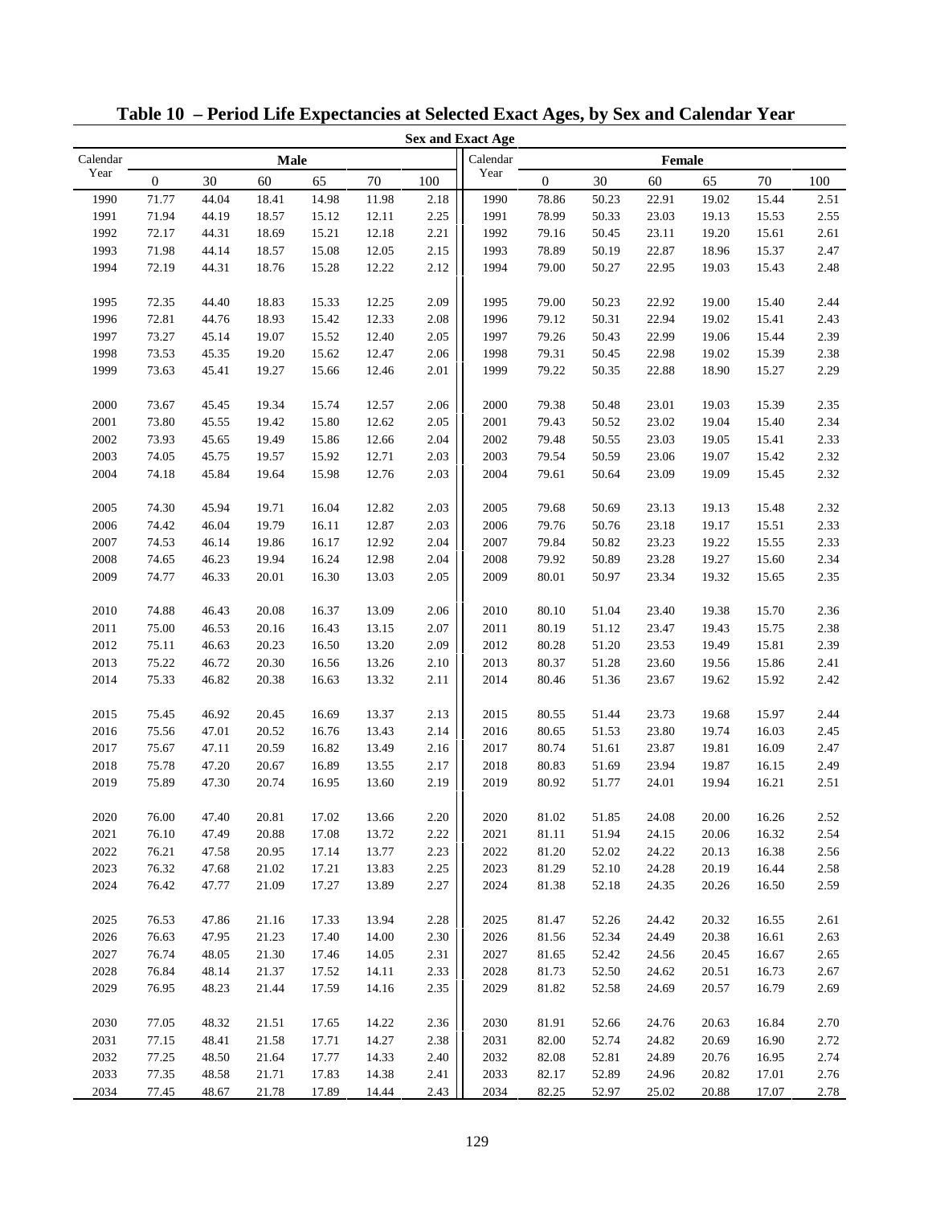# Table 10 – Period Life Expectancies at Selected Exact Ages, by Sex and Calendar Year

| | Sex and Exact Age | | | | | | | | | | | | |
|---|---|---|---|---|---|---|---|---|---|---|---|---|---|
| Calendar Year | Male | | | | | | Calendar Year | Female | | | | | |
| | 0 | 30 | 60 | 65 | 70 | 100 | | 0 | 30 | 60 | 65 | 70 | 100 |
| 1990 | 71.77 | 44.04 | 18.41 | 14.98 | 11.98 | 2.18 | 1990 | 78.86 | 50.23 | 22.91 | 19.02 | 15.44 | 2.51 |
| 1991 | 71.94 | 44.19 | 18.57 | 15.12 | 12.11 | 2.25 | 1991 | 78.99 | 50.33 | 23.03 | 19.13 | 15.53 | 2.55 |
| 1992 | 72.17 | 44.31 | 18.69 | 15.21 | 12.18 | 2.21 | 1992 | 79.16 | 50.45 | 23.11 | 19.20 | 15.61 | 2.61 |
| 1993 | 71.98 | 44.14 | 18.57 | 15.08 | 12.05 | 2.15 | 1993 | 78.89 | 50.19 | 22.87 | 18.96 | 15.37 | 2.47 |
| 1994 | 72.19 | 44.31 | 18.76 | 15.28 | 12.22 | 2.12 | 1994 | 79.00 | 50.27 | 22.95 | 19.03 | 15.43 | 2.48 |
| 1995 | 72.35 | 44.40 | 18.83 | 15.33 | 12.25 | 2.09 | 1995 | 79.00 | 50.23 | 22.92 | 19.00 | 15.40 | 2.44 |
| 1996 | 72.81 | 44.76 | 18.93 | 15.42 | 12.33 | 2.08 | 1996 | 79.12 | 50.31 | 22.94 | 19.02 | 15.41 | 2.43 |
| 1997 | 73.27 | 45.14 | 19.07 | 15.52 | 12.40 | 2.05 | 1997 | 79.26 | 50.43 | 22.99 | 19.06 | 15.44 | 2.39 |
| 1998 | 73.53 | 45.35 | 19.20 | 15.62 | 12.47 | 2.06 | 1998 | 79.31 | 50.45 | 22.98 | 19.02 | 15.39 | 2.38 |
| 1999 | 73.63 | 45.41 | 19.27 | 15.66 | 12.46 | 2.01 | 1999 | 79.22 | 50.35 | 22.88 | 18.90 | 15.27 | 2.29 |
| 2000 | 73.67 | 45.45 | 19.34 | 15.74 | 12.57 | 2.06 | 2000 | 79.38 | 50.48 | 23.01 | 19.03 | 15.39 | 2.35 |
| 2001 | 73.80 | 45.55 | 19.42 | 15.80 | 12.62 | 2.05 | 2001 | 79.43 | 50.52 | 23.02 | 19.04 | 15.40 | 2.34 |
| 2002 | 73.93 | 45.65 | 19.49 | 15.86 | 12.66 | 2.04 | 2002 | 79.48 | 50.55 | 23.03 | 19.05 | 15.41 | 2.33 |
| 2003 | 74.05 | 45.75 | 19.57 | 15.92 | 12.71 | 2.03 | 2003 | 79.54 | 50.59 | 23.06 | 19.07 | 15.42 | 2.32 |
| 2004 | 74.18 | 45.84 | 19.64 | 15.98 | 12.76 | 2.03 | 2004 | 79.61 | 50.64 | 23.09 | 19.09 | 15.45 | 2.32 |
| 2005 | 74.30 | 45.94 | 19.71 | 16.04 | 12.82 | 2.03 | 2005 | 79.68 | 50.69 | 23.13 | 19.13 | 15.48 | 2.32 |
| 2006 | 74.42 | 46.04 | 19.79 | 16.11 | 12.87 | 2.03 | 2006 | 79.76 | 50.76 | 23.18 | 19.17 | 15.51 | 2.33 |
| 2007 | 74.53 | 46.14 | 19.86 | 16.17 | 12.92 | 2.04 | 2007 | 79.84 | 50.82 | 23.23 | 19.22 | 15.55 | 2.33 |
| 2008 | 74.65 | 46.23 | 19.94 | 16.24 | 12.98 | 2.04 | 2008 | 79.92 | 50.89 | 23.28 | 19.27 | 15.60 | 2.34 |
| 2009 | 74.77 | 46.33 | 20.01 | 16.30 | 13.03 | 2.05 | 2009 | 80.01 | 50.97 | 23.34 | 19.32 | 15.65 | 2.35 |
| 2010 | 74.88 | 46.43 | 20.08 | 16.37 | 13.09 | 2.06 | 2010 | 80.10 | 51.04 | 23.40 | 19.38 | 15.70 | 2.36 |
| 2011 | 75.00 | 46.53 | 20.16 | 16.43 | 13.15 | 2.07 | 2011 | 80.19 | 51.12 | 23.47 | 19.43 | 15.75 | 2.38 |
| 2012 | 75.11 | 46.63 | 20.23 | 16.50 | 13.20 | 2.09 | 2012 | 80.28 | 51.20 | 23.53 | 19.49 | 15.81 | 2.39 |
| 2013 | 75.22 | 46.72 | 20.30 | 16.56 | 13.26 | 2.10 | 2013 | 80.37 | 51.28 | 23.60 | 19.56 | 15.86 | 2.41 |
| 2014 | 75.33 | 46.82 | 20.38 | 16.63 | 13.32 | 2.11 | 2014 | 80.46 | 51.36 | 23.67 | 19.62 | 15.92 | 2.42 |
| 2015 | 75.45 | 46.92 | 20.45 | 16.69 | 13.37 | 2.13 | 2015 | 80.55 | 51.44 | 23.73 | 19.68 | 15.97 | 2.44 |
| 2016 | 75.56 | 47.01 | 20.52 | 16.76 | 13.43 | 2.14 | 2016 | 80.65 | 51.53 | 23.80 | 19.74 | 16.03 | 2.45 |
| 2017 | 75.67 | 47.11 | 20.59 | 16.82 | 13.49 | 2.16 | 2017 | 80.74 | 51.61 | 23.87 | 19.81 | 16.09 | 2.47 |
| 2018 | 75.78 | 47.20 | 20.67 | 16.89 | 13.55 | 2.17 | 2018 | 80.83 | 51.69 | 23.94 | 19.87 | 16.15 | 2.49 |
| 2019 | 75.89 | 47.30 | 20.74 | 16.95 | 13.60 | 2.19 | 2019 | 80.92 | 51.77 | 24.01 | 19.94 | 16.21 | 2.51 |
| 2020 | 76.00 | 47.40 | 20.81 | 17.02 | 13.66 | 2.20 | 2020 | 81.02 | 51.85 | 24.08 | 20.00 | 16.26 | 2.52 |
| 2021 | 76.10 | 47.49 | 20.88 | 17.08 | 13.72 | 2.22 | 2021 | 81.11 | 51.94 | 24.15 | 20.06 | 16.32 | 2.54 |
| 2022 | 76.21 | 47.58 | 20.95 | 17.14 | 13.77 | 2.23 | 2022 | 81.20 | 52.02 | 24.22 | 20.13 | 16.38 | 2.56 |
| 2023 | 76.32 | 47.68 | 21.02 | 17.21 | 13.83 | 2.25 | 2023 | 81.29 | 52.10 | 24.28 | 20.19 | 16.44 | 2.58 |
| 2024 | 76.42 | 47.77 | 21.09 | 17.27 | 13.89 | 2.27 | 2024 | 81.38 | 52.18 | 24.35 | 20.26 | 16.50 | 2.59 |
| 2025 | 76.53 | 47.86 | 21.16 | 17.33 | 13.94 | 2.28 | 2025 | 81.47 | 52.26 | 24.42 | 20.32 | 16.55 | 2.61 |
| 2026 | 76.63 | 47.95 | 21.23 | 17.40 | 14.00 | 2.30 | 2026 | 81.56 | 52.34 | 24.49 | 20.38 | 16.61 | 2.63 |
| 2027 | 76.74 | 48.05 | 21.30 | 17.46 | 14.05 | 2.31 | 2027 | 81.65 | 52.42 | 24.56 | 20.45 | 16.67 | 2.65 |
| 2028 | 76.84 | 48.14 | 21.37 | 17.52 | 14.11 | 2.33 | 2028 | 81.73 | 52.50 | 24.62 | 20.51 | 16.73 | 2.67 |
| 2029 | 76.95 | 48.23 | 21.44 | 17.59 | 14.16 | 2.35 | 2029 | 81.82 | 52.58 | 24.69 | 20.57 | 16.79 | 2.69 |
| 2030 | 77.05 | 48.32 | 21.51 | 17.65 | 14.22 | 2.36 | 2030 | 81.91 | 52.66 | 24.76 | 20.63 | 16.84 | 2.70 |
| 2031 | 77.15 | 48.41 | 21.58 | 17.71 | 14.27 | 2.38 | 2031 | 82.00 | 52.74 | 24.82 | 20.69 | 16.90 | 2.72 |
| 2032 | 77.25 | 48.50 | 21.64 | 17.77 | 14.33 | 2.40 | 2032 | 82.08 | 52.81 | 24.89 | 20.76 | 16.95 | 2.74 |
| 2033 | 77.35 | 48.58 | 21.71 | 17.83 | 14.38 | 2.41 | 2033 | 82.17 | 52.89 | 24.96 | 20.82 | 17.01 | 2.76 |
| 2034 | 77.45 | 48.67 | 21.78 | 17.89 | 14.44 | 2.43 | 2034 | 82.25 | 52.97 | 25.02 | 20.88 | 17.07 | 2.78 |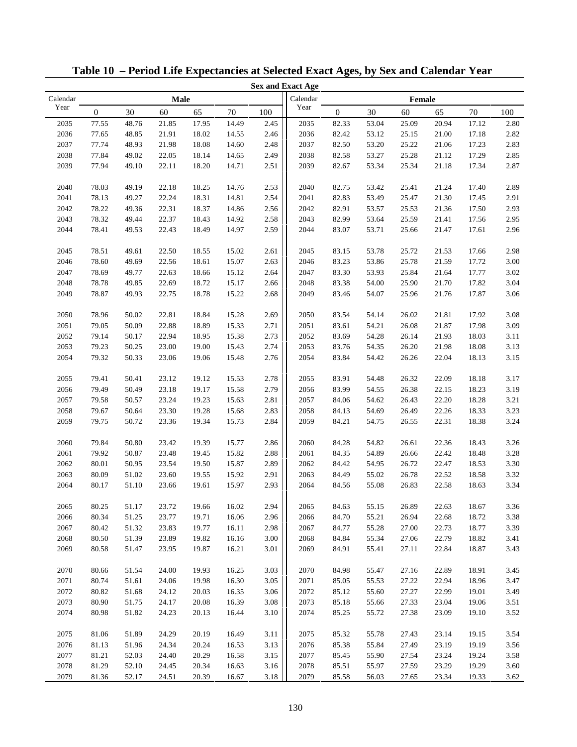# Table 10 – Period Life Expectancies at Selected Exact Ages, by Sex and Calendar Year

| Calendar Year | Male 0 | Male 30 | Male 60 | Male 65 | Male 70 | Male 100 | Calendar Year | Female 0 | Female 30 | Female 60 | Female 65 | Female 70 | Female 100 |
|---|---|---|---|---|---|---|---|---|---|---|---|---|---|
| 2035 | 77.55 | 48.76 | 21.85 | 17.95 | 14.49 | 2.45 | 2035 | 82.33 | 53.04 | 25.09 | 20.94 | 17.12 | 2.80 |
| 2036 | 77.65 | 48.85 | 21.91 | 18.02 | 14.55 | 2.46 | 2036 | 82.42 | 53.12 | 25.15 | 21.00 | 17.18 | 2.82 |
| 2037 | 77.74 | 48.93 | 21.98 | 18.08 | 14.60 | 2.48 | 2037 | 82.50 | 53.20 | 25.22 | 21.06 | 17.23 | 2.83 |
| 2038 | 77.84 | 49.02 | 22.05 | 18.14 | 14.65 | 2.49 | 2038 | 82.58 | 53.27 | 25.28 | 21.12 | 17.29 | 2.85 |
| 2039 | 77.94 | 49.10 | 22.11 | 18.20 | 14.71 | 2.51 | 2039 | 82.67 | 53.34 | 25.34 | 21.18 | 17.34 | 2.87 |
| 2040 | 78.03 | 49.19 | 22.18 | 18.25 | 14.76 | 2.53 | 2040 | 82.75 | 53.42 | 25.41 | 21.24 | 17.40 | 2.89 |
| 2041 | 78.13 | 49.27 | 22.24 | 18.31 | 14.81 | 2.54 | 2041 | 82.83 | 53.49 | 25.47 | 21.30 | 17.45 | 2.91 |
| 2042 | 78.22 | 49.36 | 22.31 | 18.37 | 14.86 | 2.56 | 2042 | 82.91 | 53.57 | 25.53 | 21.36 | 17.50 | 2.93 |
| 2043 | 78.32 | 49.44 | 22.37 | 18.43 | 14.92 | 2.58 | 2043 | 82.99 | 53.64 | 25.59 | 21.41 | 17.56 | 2.95 |
| 2044 | 78.41 | 49.53 | 22.43 | 18.49 | 14.97 | 2.59 | 2044 | 83.07 | 53.71 | 25.66 | 21.47 | 17.61 | 2.96 |
| 2045 | 78.51 | 49.61 | 22.50 | 18.55 | 15.02 | 2.61 | 2045 | 83.15 | 53.78 | 25.72 | 21.53 | 17.66 | 2.98 |
| 2046 | 78.60 | 49.69 | 22.56 | 18.61 | 15.07 | 2.63 | 2046 | 83.23 | 53.86 | 25.78 | 21.59 | 17.72 | 3.00 |
| 2047 | 78.69 | 49.77 | 22.63 | 18.66 | 15.12 | 2.64 | 2047 | 83.30 | 53.93 | 25.84 | 21.64 | 17.77 | 3.02 |
| 2048 | 78.78 | 49.85 | 22.69 | 18.72 | 15.17 | 2.66 | 2048 | 83.38 | 54.00 | 25.90 | 21.70 | 17.82 | 3.04 |
| 2049 | 78.87 | 49.93 | 22.75 | 18.78 | 15.22 | 2.68 | 2049 | 83.46 | 54.07 | 25.96 | 21.76 | 17.87 | 3.06 |
| 2050 | 78.96 | 50.02 | 22.81 | 18.84 | 15.28 | 2.69 | 2050 | 83.54 | 54.14 | 26.02 | 21.81 | 17.92 | 3.08 |
| 2051 | 79.05 | 50.09 | 22.88 | 18.89 | 15.33 | 2.71 | 2051 | 83.61 | 54.21 | 26.08 | 21.87 | 17.98 | 3.09 |
| 2052 | 79.14 | 50.17 | 22.94 | 18.95 | 15.38 | 2.73 | 2052 | 83.69 | 54.28 | 26.14 | 21.93 | 18.03 | 3.11 |
| 2053 | 79.23 | 50.25 | 23.00 | 19.00 | 15.43 | 2.74 | 2053 | 83.76 | 54.35 | 26.20 | 21.98 | 18.08 | 3.13 |
| 2054 | 79.32 | 50.33 | 23.06 | 19.06 | 15.48 | 2.76 | 2054 | 83.84 | 54.42 | 26.26 | 22.04 | 18.13 | 3.15 |
| 2055 | 79.41 | 50.41 | 23.12 | 19.12 | 15.53 | 2.78 | 2055 | 83.91 | 54.48 | 26.32 | 22.09 | 18.18 | 3.17 |
| 2056 | 79.49 | 50.49 | 23.18 | 19.17 | 15.58 | 2.79 | 2056 | 83.99 | 54.55 | 26.38 | 22.15 | 18.23 | 3.19 |
| 2057 | 79.58 | 50.57 | 23.24 | 19.23 | 15.63 | 2.81 | 2057 | 84.06 | 54.62 | 26.43 | 22.20 | 18.28 | 3.21 |
| 2058 | 79.67 | 50.64 | 23.30 | 19.28 | 15.68 | 2.83 | 2058 | 84.13 | 54.69 | 26.49 | 22.26 | 18.33 | 3.23 |
| 2059 | 79.75 | 50.72 | 23.36 | 19.34 | 15.73 | 2.84 | 2059 | 84.21 | 54.75 | 26.55 | 22.31 | 18.38 | 3.24 |
| 2060 | 79.84 | 50.80 | 23.42 | 19.39 | 15.77 | 2.86 | 2060 | 84.28 | 54.82 | 26.61 | 22.36 | 18.43 | 3.26 |
| 2061 | 79.92 | 50.87 | 23.48 | 19.45 | 15.82 | 2.88 | 2061 | 84.35 | 54.89 | 26.66 | 22.42 | 18.48 | 3.28 |
| 2062 | 80.01 | 50.95 | 23.54 | 19.50 | 15.87 | 2.89 | 2062 | 84.42 | 54.95 | 26.72 | 22.47 | 18.53 | 3.30 |
| 2063 | 80.09 | 51.02 | 23.60 | 19.55 | 15.92 | 2.91 | 2063 | 84.49 | 55.02 | 26.78 | 22.52 | 18.58 | 3.32 |
| 2064 | 80.17 | 51.10 | 23.66 | 19.61 | 15.97 | 2.93 | 2064 | 84.56 | 55.08 | 26.83 | 22.58 | 18.63 | 3.34 |
| 2065 | 80.25 | 51.17 | 23.72 | 19.66 | 16.02 | 2.94 | 2065 | 84.63 | 55.15 | 26.89 | 22.63 | 18.67 | 3.36 |
| 2066 | 80.34 | 51.25 | 23.77 | 19.71 | 16.06 | 2.96 | 2066 | 84.70 | 55.21 | 26.94 | 22.68 | 18.72 | 3.38 |
| 2067 | 80.42 | 51.32 | 23.83 | 19.77 | 16.11 | 2.98 | 2067 | 84.77 | 55.28 | 27.00 | 22.73 | 18.77 | 3.39 |
| 2068 | 80.50 | 51.39 | 23.89 | 19.82 | 16.16 | 3.00 | 2068 | 84.84 | 55.34 | 27.06 | 22.79 | 18.82 | 3.41 |
| 2069 | 80.58 | 51.47 | 23.95 | 19.87 | 16.21 | 3.01 | 2069 | 84.91 | 55.41 | 27.11 | 22.84 | 18.87 | 3.43 |
| 2070 | 80.66 | 51.54 | 24.00 | 19.93 | 16.25 | 3.03 | 2070 | 84.98 | 55.47 | 27.16 | 22.89 | 18.91 | 3.45 |
| 2071 | 80.74 | 51.61 | 24.06 | 19.98 | 16.30 | 3.05 | 2071 | 85.05 | 55.53 | 27.22 | 22.94 | 18.96 | 3.47 |
| 2072 | 80.82 | 51.68 | 24.12 | 20.03 | 16.35 | 3.06 | 2072 | 85.12 | 55.60 | 27.27 | 22.99 | 19.01 | 3.49 |
| 2073 | 80.90 | 51.75 | 24.17 | 20.08 | 16.39 | 3.08 | 2073 | 85.18 | 55.66 | 27.33 | 23.04 | 19.06 | 3.51 |
| 2074 | 80.98 | 51.82 | 24.23 | 20.13 | 16.44 | 3.10 | 2074 | 85.25 | 55.72 | 27.38 | 23.09 | 19.10 | 3.52 |
| 2075 | 81.06 | 51.89 | 24.29 | 20.19 | 16.49 | 3.11 | 2075 | 85.32 | 55.78 | 27.43 | 23.14 | 19.15 | 3.54 |
| 2076 | 81.13 | 51.96 | 24.34 | 20.24 | 16.53 | 3.13 | 2076 | 85.38 | 55.84 | 27.49 | 23.19 | 19.19 | 3.56 |
| 2077 | 81.21 | 52.03 | 24.40 | 20.29 | 16.58 | 3.15 | 2077 | 85.45 | 55.90 | 27.54 | 23.24 | 19.24 | 3.58 |
| 2078 | 81.29 | 52.10 | 24.45 | 20.34 | 16.63 | 3.16 | 2078 | 85.51 | 55.97 | 27.59 | 23.29 | 19.29 | 3.60 |
| 2079 | 81.36 | 52.17 | 24.51 | 20.39 | 16.67 | 3.18 | 2079 | 85.58 | 56.03 | 27.65 | 23.34 | 19.33 | 3.62 |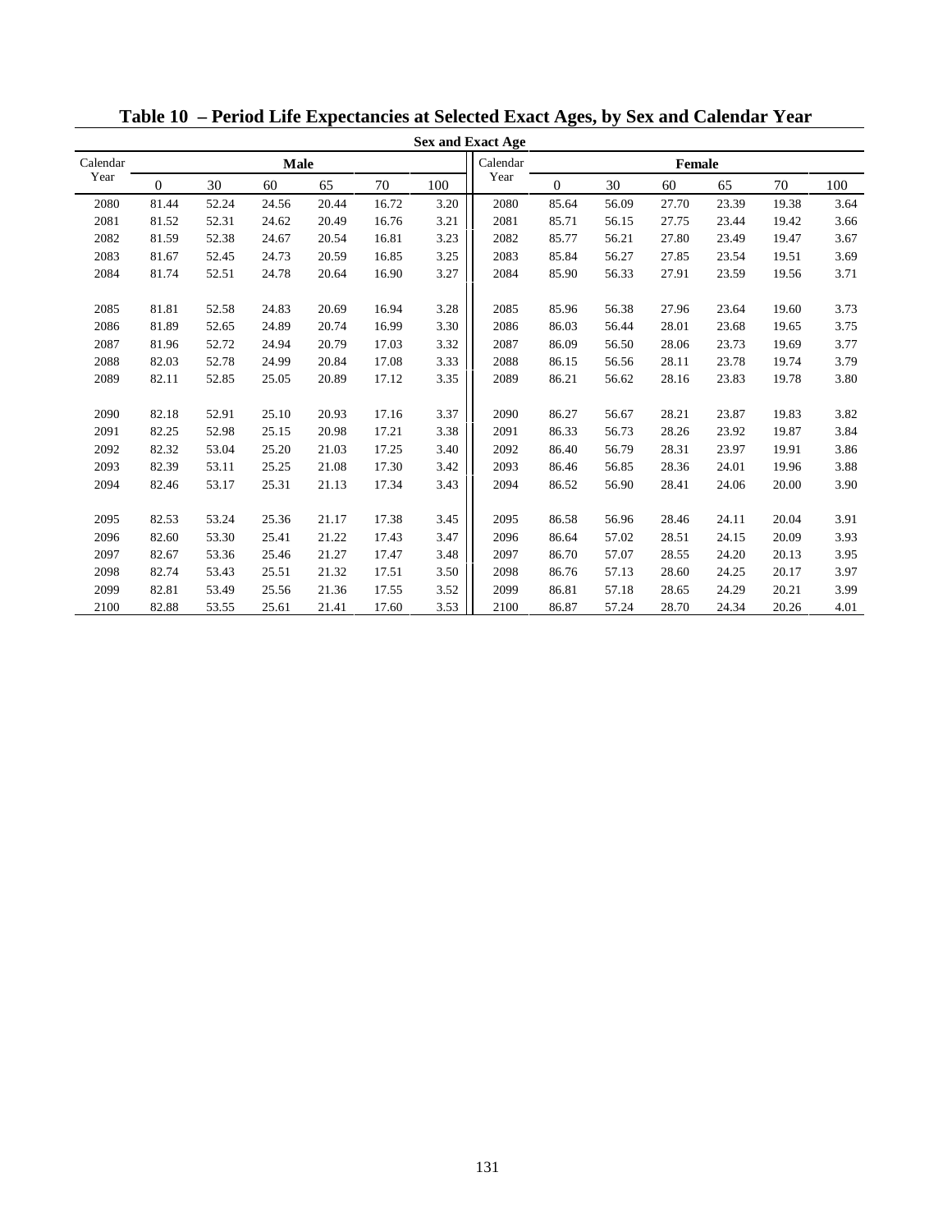# Table 10 – Period Life Expectancies at Selected Exact Ages, by Sex and Calendar Year

| Calendar Year | Male | | | | | | Calendar Year | Female | | | | | |
|---|---|---|---|---|---|---|---|---|---|---|---|---|---|
| | 0 | 30 | 60 | 65 | 70 | 100 | | 0 | 30 | 60 | 65 | 70 | 100 |
| 2080 | 81.44 | 52.24 | 24.56 | 20.44 | 16.72 | 3.20 | 2080 | 85.64 | 56.09 | 27.70 | 23.39 | 19.38 | 3.64 |
| 2081 | 81.52 | 52.31 | 24.62 | 20.49 | 16.76 | 3.21 | 2081 | 85.71 | 56.15 | 27.75 | 23.44 | 19.42 | 3.66 |
| 2082 | 81.59 | 52.38 | 24.67 | 20.54 | 16.81 | 3.23 | 2082 | 85.77 | 56.21 | 27.80 | 23.49 | 19.47 | 3.67 |
| 2083 | 81.67 | 52.45 | 24.73 | 20.59 | 16.85 | 3.25 | 2083 | 85.84 | 56.27 | 27.85 | 23.54 | 19.51 | 3.69 |
| 2084 | 81.74 | 52.51 | 24.78 | 20.64 | 16.90 | 3.27 | 2084 | 85.90 | 56.33 | 27.91 | 23.59 | 19.56 | 3.71 |
| 2085 | 81.81 | 52.58 | 24.83 | 20.69 | 16.94 | 3.28 | 2085 | 85.96 | 56.38 | 27.96 | 23.64 | 19.60 | 3.73 |
| 2086 | 81.89 | 52.65 | 24.89 | 20.74 | 16.99 | 3.30 | 2086 | 86.03 | 56.44 | 28.01 | 23.68 | 19.65 | 3.75 |
| 2087 | 81.96 | 52.72 | 24.94 | 20.79 | 17.03 | 3.32 | 2087 | 86.09 | 56.50 | 28.06 | 23.73 | 19.69 | 3.77 |
| 2088 | 82.03 | 52.78 | 24.99 | 20.84 | 17.08 | 3.33 | 2088 | 86.15 | 56.56 | 28.11 | 23.78 | 19.74 | 3.79 |
| 2089 | 82.11 | 52.85 | 25.05 | 20.89 | 17.12 | 3.35 | 2089 | 86.21 | 56.62 | 28.16 | 23.83 | 19.78 | 3.80 |
| 2090 | 82.18 | 52.91 | 25.10 | 20.93 | 17.16 | 3.37 | 2090 | 86.27 | 56.67 | 28.21 | 23.87 | 19.83 | 3.82 |
| 2091 | 82.25 | 52.98 | 25.15 | 20.98 | 17.21 | 3.38 | 2091 | 86.33 | 56.73 | 28.26 | 23.92 | 19.87 | 3.84 |
| 2092 | 82.32 | 53.04 | 25.20 | 21.03 | 17.25 | 3.40 | 2092 | 86.40 | 56.79 | 28.31 | 23.97 | 19.91 | 3.86 |
| 2093 | 82.39 | 53.11 | 25.25 | 21.08 | 17.30 | 3.42 | 2093 | 86.46 | 56.85 | 28.36 | 24.01 | 19.96 | 3.88 |
| 2094 | 82.46 | 53.17 | 25.31 | 21.13 | 17.34 | 3.43 | 2094 | 86.52 | 56.90 | 28.41 | 24.06 | 20.00 | 3.90 |
| 2095 | 82.53 | 53.24 | 25.36 | 21.17 | 17.38 | 3.45 | 2095 | 86.58 | 56.96 | 28.46 | 24.11 | 20.04 | 3.91 |
| 2096 | 82.60 | 53.30 | 25.41 | 21.22 | 17.43 | 3.47 | 2096 | 86.64 | 57.02 | 28.51 | 24.15 | 20.09 | 3.93 |
| 2097 | 82.67 | 53.36 | 25.46 | 21.27 | 17.47 | 3.48 | 2097 | 86.70 | 57.07 | 28.55 | 24.20 | 20.13 | 3.95 |
| 2098 | 82.74 | 53.43 | 25.51 | 21.32 | 17.51 | 3.50 | 2098 | 86.76 | 57.13 | 28.60 | 24.25 | 20.17 | 3.97 |
| 2099 | 82.81 | 53.49 | 25.56 | 21.36 | 17.55 | 3.52 | 2099 | 86.81 | 57.18 | 28.65 | 24.29 | 20.21 | 3.99 |
| 2100 | 82.88 | 53.55 | 25.61 | 21.41 | 17.60 | 3.53 | 2100 | 86.87 | 57.24 | 28.70 | 24.34 | 20.26 | 4.01 |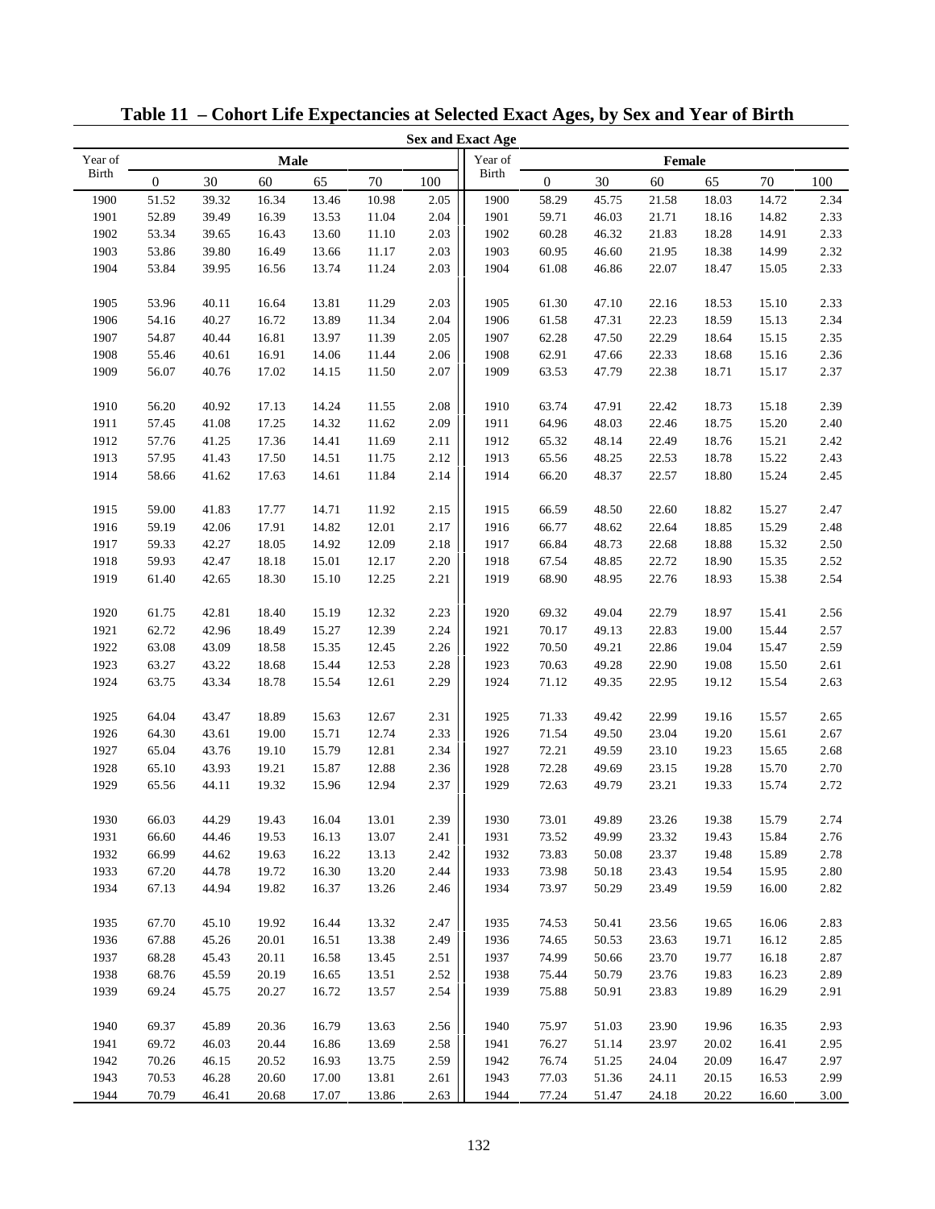# Table 11 – Cohort Life Expectancies at Selected Exact Ages, by Sex and Year of Birth

| | Sex and Exact Age | | | | | | | | | | | | |
|---|---|---|---|---|---|---|---|---|---|---|---|---|---|
| Year of Birth | Male | | | | | | Year of Birth | Female | | | | | |
| | 0 | 30 | 60 | 65 | 70 | 100 | | 0 | 30 | 60 | 65 | 70 | 100 |
| 1900 | 51.52 | 39.32 | 16.34 | 13.46 | 10.98 | 2.05 | 1900 | 58.29 | 45.75 | 21.58 | 18.03 | 14.72 | 2.34 |
| 1901 | 52.89 | 39.49 | 16.39 | 13.53 | 11.04 | 2.04 | 1901 | 59.71 | 46.03 | 21.71 | 18.16 | 14.82 | 2.33 |
| 1902 | 53.34 | 39.65 | 16.43 | 13.60 | 11.10 | 2.03 | 1902 | 60.28 | 46.32 | 21.83 | 18.28 | 14.91 | 2.33 |
| 1903 | 53.86 | 39.80 | 16.49 | 13.66 | 11.17 | 2.03 | 1903 | 60.95 | 46.60 | 21.95 | 18.38 | 14.99 | 2.32 |
| 1904 | 53.84 | 39.95 | 16.56 | 13.74 | 11.24 | 2.03 | 1904 | 61.08 | 46.86 | 22.07 | 18.47 | 15.05 | 2.33 |
| 1905 | 53.96 | 40.11 | 16.64 | 13.81 | 11.29 | 2.03 | 1905 | 61.30 | 47.10 | 22.16 | 18.53 | 15.10 | 2.33 |
| 1906 | 54.16 | 40.27 | 16.72 | 13.89 | 11.34 | 2.04 | 1906 | 61.58 | 47.31 | 22.23 | 18.59 | 15.13 | 2.34 |
| 1907 | 54.87 | 40.44 | 16.81 | 13.97 | 11.39 | 2.05 | 1907 | 62.28 | 47.50 | 22.29 | 18.64 | 15.15 | 2.35 |
| 1908 | 55.46 | 40.61 | 16.91 | 14.06 | 11.44 | 2.06 | 1908 | 62.91 | 47.66 | 22.33 | 18.68 | 15.16 | 2.36 |
| 1909 | 56.07 | 40.76 | 17.02 | 14.15 | 11.50 | 2.07 | 1909 | 63.53 | 47.79 | 22.38 | 18.71 | 15.17 | 2.37 |
| 1910 | 56.20 | 40.92 | 17.13 | 14.24 | 11.55 | 2.08 | 1910 | 63.74 | 47.91 | 22.42 | 18.73 | 15.18 | 2.39 |
| 1911 | 57.45 | 41.08 | 17.25 | 14.32 | 11.62 | 2.09 | 1911 | 64.96 | 48.03 | 22.46 | 18.75 | 15.20 | 2.40 |
| 1912 | 57.76 | 41.25 | 17.36 | 14.41 | 11.69 | 2.11 | 1912 | 65.32 | 48.14 | 22.49 | 18.76 | 15.21 | 2.42 |
| 1913 | 57.95 | 41.43 | 17.50 | 14.51 | 11.75 | 2.12 | 1913 | 65.56 | 48.25 | 22.53 | 18.78 | 15.22 | 2.43 |
| 1914 | 58.66 | 41.62 | 17.63 | 14.61 | 11.84 | 2.14 | 1914 | 66.20 | 48.37 | 22.57 | 18.80 | 15.24 | 2.45 |
| 1915 | 59.00 | 41.83 | 17.77 | 14.71 | 11.92 | 2.15 | 1915 | 66.59 | 48.50 | 22.60 | 18.82 | 15.27 | 2.47 |
| 1916 | 59.19 | 42.06 | 17.91 | 14.82 | 12.01 | 2.17 | 1916 | 66.77 | 48.62 | 22.64 | 18.85 | 15.29 | 2.48 |
| 1917 | 59.33 | 42.27 | 18.05 | 14.92 | 12.09 | 2.18 | 1917 | 66.84 | 48.73 | 22.68 | 18.88 | 15.32 | 2.50 |
| 1918 | 59.93 | 42.47 | 18.18 | 15.01 | 12.17 | 2.20 | 1918 | 67.54 | 48.85 | 22.72 | 18.90 | 15.35 | 2.52 |
| 1919 | 61.40 | 42.65 | 18.30 | 15.10 | 12.25 | 2.21 | 1919 | 68.90 | 48.95 | 22.76 | 18.93 | 15.38 | 2.54 |
| 1920 | 61.75 | 42.81 | 18.40 | 15.19 | 12.32 | 2.23 | 1920 | 69.32 | 49.04 | 22.79 | 18.97 | 15.41 | 2.56 |
| 1921 | 62.72 | 42.96 | 18.49 | 15.27 | 12.39 | 2.24 | 1921 | 70.17 | 49.13 | 22.83 | 19.00 | 15.44 | 2.57 |
| 1922 | 63.08 | 43.09 | 18.58 | 15.35 | 12.45 | 2.26 | 1922 | 70.50 | 49.21 | 22.86 | 19.04 | 15.47 | 2.59 |
| 1923 | 63.27 | 43.22 | 18.68 | 15.44 | 12.53 | 2.28 | 1923 | 70.63 | 49.28 | 22.90 | 19.08 | 15.50 | 2.61 |
| 1924 | 63.75 | 43.34 | 18.78 | 15.54 | 12.61 | 2.29 | 1924 | 71.12 | 49.35 | 22.95 | 19.12 | 15.54 | 2.63 |
| 1925 | 64.04 | 43.47 | 18.89 | 15.63 | 12.67 | 2.31 | 1925 | 71.33 | 49.42 | 22.99 | 19.16 | 15.57 | 2.65 |
| 1926 | 64.30 | 43.61 | 19.00 | 15.71 | 12.74 | 2.33 | 1926 | 71.54 | 49.50 | 23.04 | 19.20 | 15.61 | 2.67 |
| 1927 | 65.04 | 43.76 | 19.10 | 15.79 | 12.81 | 2.34 | 1927 | 72.21 | 49.59 | 23.10 | 19.23 | 15.65 | 2.68 |
| 1928 | 65.10 | 43.93 | 19.21 | 15.87 | 12.88 | 2.36 | 1928 | 72.28 | 49.69 | 23.15 | 19.28 | 15.70 | 2.70 |
| 1929 | 65.56 | 44.11 | 19.32 | 15.96 | 12.94 | 2.37 | 1929 | 72.63 | 49.79 | 23.21 | 19.33 | 15.74 | 2.72 |
| 1930 | 66.03 | 44.29 | 19.43 | 16.04 | 13.01 | 2.39 | 1930 | 73.01 | 49.89 | 23.26 | 19.38 | 15.79 | 2.74 |
| 1931 | 66.60 | 44.46 | 19.53 | 16.13 | 13.07 | 2.41 | 1931 | 73.52 | 49.99 | 23.32 | 19.43 | 15.84 | 2.76 |
| 1932 | 66.99 | 44.62 | 19.63 | 16.22 | 13.13 | 2.42 | 1932 | 73.83 | 50.08 | 23.37 | 19.48 | 15.89 | 2.78 |
| 1933 | 67.20 | 44.78 | 19.72 | 16.30 | 13.20 | 2.44 | 1933 | 73.98 | 50.18 | 23.43 | 19.54 | 15.95 | 2.80 |
| 1934 | 67.13 | 44.94 | 19.82 | 16.37 | 13.26 | 2.46 | 1934 | 73.97 | 50.29 | 23.49 | 19.59 | 16.00 | 2.82 |
| 1935 | 67.70 | 45.10 | 19.92 | 16.44 | 13.32 | 2.47 | 1935 | 74.53 | 50.41 | 23.56 | 19.65 | 16.06 | 2.83 |
| 1936 | 67.88 | 45.26 | 20.01 | 16.51 | 13.38 | 2.49 | 1936 | 74.65 | 50.53 | 23.63 | 19.71 | 16.12 | 2.85 |
| 1937 | 68.28 | 45.43 | 20.11 | 16.58 | 13.45 | 2.51 | 1937 | 74.99 | 50.66 | 23.70 | 19.77 | 16.18 | 2.87 |
| 1938 | 68.76 | 45.59 | 20.19 | 16.65 | 13.51 | 2.52 | 1938 | 75.44 | 50.79 | 23.76 | 19.83 | 16.23 | 2.89 |
| 1939 | 69.24 | 45.75 | 20.27 | 16.72 | 13.57 | 2.54 | 1939 | 75.88 | 50.91 | 23.83 | 19.89 | 16.29 | 2.91 |
| 1940 | 69.37 | 45.89 | 20.36 | 16.79 | 13.63 | 2.56 | 1940 | 75.97 | 51.03 | 23.90 | 19.96 | 16.35 | 2.93 |
| 1941 | 69.72 | 46.03 | 20.44 | 16.86 | 13.69 | 2.58 | 1941 | 76.27 | 51.14 | 23.97 | 20.02 | 16.41 | 2.95 |
| 1942 | 70.26 | 46.15 | 20.52 | 16.93 | 13.75 | 2.59 | 1942 | 76.74 | 51.25 | 24.04 | 20.09 | 16.47 | 2.97 |
| 1943 | 70.53 | 46.28 | 20.60 | 17.00 | 13.81 | 2.61 | 1943 | 77.03 | 51.36 | 24.11 | 20.15 | 16.53 | 2.99 |
| 1944 | 70.79 | 46.41 | 20.68 | 17.07 | 13.86 | 2.63 | 1944 | 77.24 | 51.47 | 24.18 | 20.22 | 16.60 | 3.00 |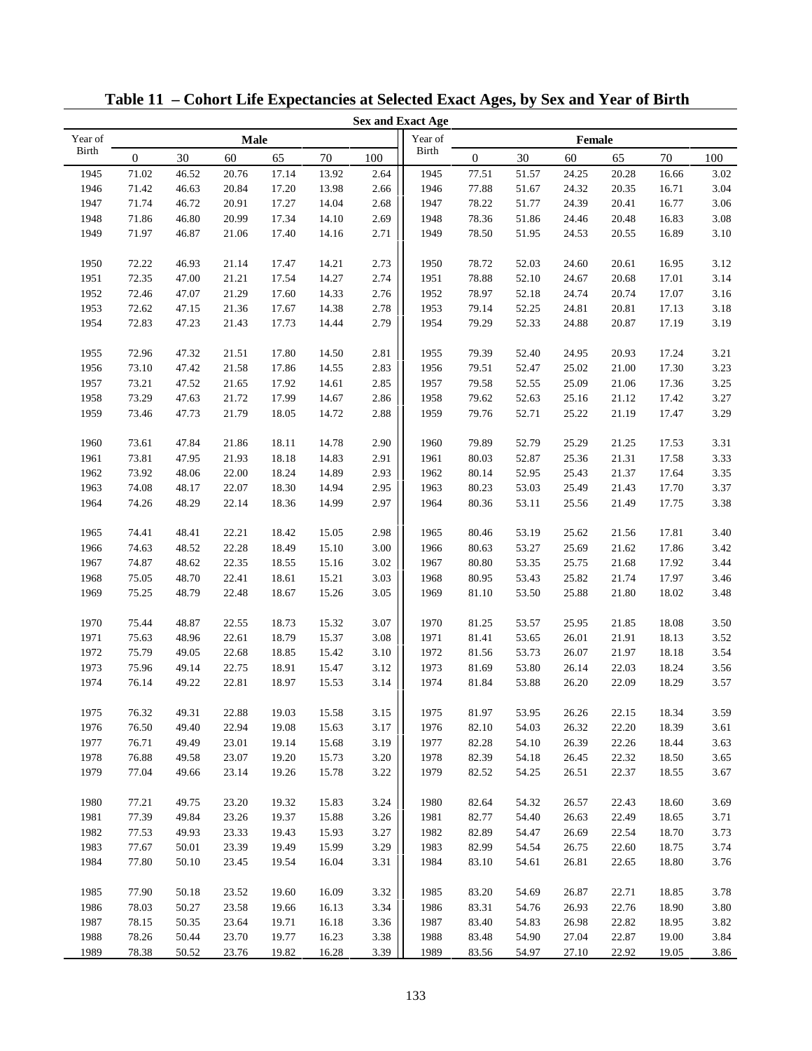# Table 11 – Cohort Life Expectancies at Selected Exact Ages, by Sex and Year of Birth

| | Sex and Exact Age | | | | | | | | | | | | |
|---|---|---|---|---|---|---|---|---|---|---|---|---|---|
| Year of Birth | Male | | | | | | Year of Birth | Female | | | | | |
| | 0 | 30 | 60 | 65 | 70 | 100 | | 0 | 30 | 60 | 65 | 70 | 100 |
| 1945 | 71.02 | 46.52 | 20.76 | 17.14 | 13.92 | 2.64 | 1945 | 77.51 | 51.57 | 24.25 | 20.28 | 16.66 | 3.02 |
| 1946 | 71.42 | 46.63 | 20.84 | 17.20 | 13.98 | 2.66 | 1946 | 77.88 | 51.67 | 24.32 | 20.35 | 16.71 | 3.04 |
| 1947 | 71.74 | 46.72 | 20.91 | 17.27 | 14.04 | 2.68 | 1947 | 78.22 | 51.77 | 24.39 | 20.41 | 16.77 | 3.06 |
| 1948 | 71.86 | 46.80 | 20.99 | 17.34 | 14.10 | 2.69 | 1948 | 78.36 | 51.86 | 24.46 | 20.48 | 16.83 | 3.08 |
| 1949 | 71.97 | 46.87 | 21.06 | 17.40 | 14.16 | 2.71 | 1949 | 78.50 | 51.95 | 24.53 | 20.55 | 16.89 | 3.10 |
| 1950 | 72.22 | 46.93 | 21.14 | 17.47 | 14.21 | 2.73 | 1950 | 78.72 | 52.03 | 24.60 | 20.61 | 16.95 | 3.12 |
| 1951 | 72.35 | 47.00 | 21.21 | 17.54 | 14.27 | 2.74 | 1951 | 78.88 | 52.10 | 24.67 | 20.68 | 17.01 | 3.14 |
| 1952 | 72.46 | 47.07 | 21.29 | 17.60 | 14.33 | 2.76 | 1952 | 78.97 | 52.18 | 24.74 | 20.74 | 17.07 | 3.16 |
| 1953 | 72.62 | 47.15 | 21.36 | 17.67 | 14.38 | 2.78 | 1953 | 79.14 | 52.25 | 24.81 | 20.81 | 17.13 | 3.18 |
| 1954 | 72.83 | 47.23 | 21.43 | 17.73 | 14.44 | 2.79 | 1954 | 79.29 | 52.33 | 24.88 | 20.87 | 17.19 | 3.19 |
| 1955 | 72.96 | 47.32 | 21.51 | 17.80 | 14.50 | 2.81 | 1955 | 79.39 | 52.40 | 24.95 | 20.93 | 17.24 | 3.21 |
| 1956 | 73.10 | 47.42 | 21.58 | 17.86 | 14.55 | 2.83 | 1956 | 79.51 | 52.47 | 25.02 | 21.00 | 17.30 | 3.23 |
| 1957 | 73.21 | 47.52 | 21.65 | 17.92 | 14.61 | 2.85 | 1957 | 79.58 | 52.55 | 25.09 | 21.06 | 17.36 | 3.25 |
| 1958 | 73.29 | 47.63 | 21.72 | 17.99 | 14.67 | 2.86 | 1958 | 79.62 | 52.63 | 25.16 | 21.12 | 17.42 | 3.27 |
| 1959 | 73.46 | 47.73 | 21.79 | 18.05 | 14.72 | 2.88 | 1959 | 79.76 | 52.71 | 25.22 | 21.19 | 17.47 | 3.29 |
| 1960 | 73.61 | 47.84 | 21.86 | 18.11 | 14.78 | 2.90 | 1960 | 79.89 | 52.79 | 25.29 | 21.25 | 17.53 | 3.31 |
| 1961 | 73.81 | 47.95 | 21.93 | 18.18 | 14.83 | 2.91 | 1961 | 80.03 | 52.87 | 25.36 | 21.31 | 17.58 | 3.33 |
| 1962 | 73.92 | 48.06 | 22.00 | 18.24 | 14.89 | 2.93 | 1962 | 80.14 | 52.95 | 25.43 | 21.37 | 17.64 | 3.35 |
| 1963 | 74.08 | 48.17 | 22.07 | 18.30 | 14.94 | 2.95 | 1963 | 80.23 | 53.03 | 25.49 | 21.43 | 17.70 | 3.37 |
| 1964 | 74.26 | 48.29 | 22.14 | 18.36 | 14.99 | 2.97 | 1964 | 80.36 | 53.11 | 25.56 | 21.49 | 17.75 | 3.38 |
| 1965 | 74.41 | 48.41 | 22.21 | 18.42 | 15.05 | 2.98 | 1965 | 80.46 | 53.19 | 25.62 | 21.56 | 17.81 | 3.40 |
| 1966 | 74.63 | 48.52 | 22.28 | 18.49 | 15.10 | 3.00 | 1966 | 80.63 | 53.27 | 25.69 | 21.62 | 17.86 | 3.42 |
| 1967 | 74.87 | 48.62 | 22.35 | 18.55 | 15.16 | 3.02 | 1967 | 80.80 | 53.35 | 25.75 | 21.68 | 17.92 | 3.44 |
| 1968 | 75.05 | 48.70 | 22.41 | 18.61 | 15.21 | 3.03 | 1968 | 80.95 | 53.43 | 25.82 | 21.74 | 17.97 | 3.46 |
| 1969 | 75.25 | 48.79 | 22.48 | 18.67 | 15.26 | 3.05 | 1969 | 81.10 | 53.50 | 25.88 | 21.80 | 18.02 | 3.48 |
| 1970 | 75.44 | 48.87 | 22.55 | 18.73 | 15.32 | 3.07 | 1970 | 81.25 | 53.57 | 25.95 | 21.85 | 18.08 | 3.50 |
| 1971 | 75.63 | 48.96 | 22.61 | 18.79 | 15.37 | 3.08 | 1971 | 81.41 | 53.65 | 26.01 | 21.91 | 18.13 | 3.52 |
| 1972 | 75.79 | 49.05 | 22.68 | 18.85 | 15.42 | 3.10 | 1972 | 81.56 | 53.73 | 26.07 | 21.97 | 18.18 | 3.54 |
| 1973 | 75.96 | 49.14 | 22.75 | 18.91 | 15.47 | 3.12 | 1973 | 81.69 | 53.80 | 26.14 | 22.03 | 18.24 | 3.56 |
| 1974 | 76.14 | 49.22 | 22.81 | 18.97 | 15.53 | 3.14 | 1974 | 81.84 | 53.88 | 26.20 | 22.09 | 18.29 | 3.57 |
| 1975 | 76.32 | 49.31 | 22.88 | 19.03 | 15.58 | 3.15 | 1975 | 81.97 | 53.95 | 26.26 | 22.15 | 18.34 | 3.59 |
| 1976 | 76.50 | 49.40 | 22.94 | 19.08 | 15.63 | 3.17 | 1976 | 82.10 | 54.03 | 26.32 | 22.20 | 18.39 | 3.61 |
| 1977 | 76.71 | 49.49 | 23.01 | 19.14 | 15.68 | 3.19 | 1977 | 82.28 | 54.10 | 26.39 | 22.26 | 18.44 | 3.63 |
| 1978 | 76.88 | 49.58 | 23.07 | 19.20 | 15.73 | 3.20 | 1978 | 82.39 | 54.18 | 26.45 | 22.32 | 18.50 | 3.65 |
| 1979 | 77.04 | 49.66 | 23.14 | 19.26 | 15.78 | 3.22 | 1979 | 82.52 | 54.25 | 26.51 | 22.37 | 18.55 | 3.67 |
| 1980 | 77.21 | 49.75 | 23.20 | 19.32 | 15.83 | 3.24 | 1980 | 82.64 | 54.32 | 26.57 | 22.43 | 18.60 | 3.69 |
| 1981 | 77.39 | 49.84 | 23.26 | 19.37 | 15.88 | 3.26 | 1981 | 82.77 | 54.40 | 26.63 | 22.49 | 18.65 | 3.71 |
| 1982 | 77.53 | 49.93 | 23.33 | 19.43 | 15.93 | 3.27 | 1982 | 82.89 | 54.47 | 26.69 | 22.54 | 18.70 | 3.73 |
| 1983 | 77.67 | 50.01 | 23.39 | 19.49 | 15.99 | 3.29 | 1983 | 82.99 | 54.54 | 26.75 | 22.60 | 18.75 | 3.74 |
| 1984 | 77.80 | 50.10 | 23.45 | 19.54 | 16.04 | 3.31 | 1984 | 83.10 | 54.61 | 26.81 | 22.65 | 18.80 | 3.76 |
| 1985 | 77.90 | 50.18 | 23.52 | 19.60 | 16.09 | 3.32 | 1985 | 83.20 | 54.69 | 26.87 | 22.71 | 18.85 | 3.78 |
| 1986 | 78.03 | 50.27 | 23.58 | 19.66 | 16.13 | 3.34 | 1986 | 83.31 | 54.76 | 26.93 | 22.76 | 18.90 | 3.80 |
| 1987 | 78.15 | 50.35 | 23.64 | 19.71 | 16.18 | 3.36 | 1987 | 83.40 | 54.83 | 26.98 | 22.82 | 18.95 | 3.82 |
| 1988 | 78.26 | 50.44 | 23.70 | 19.77 | 16.23 | 3.38 | 1988 | 83.48 | 54.90 | 27.04 | 22.87 | 19.00 | 3.84 |
| 1989 | 78.38 | 50.52 | 23.76 | 19.82 | 16.28 | 3.39 | 1989 | 83.56 | 54.97 | 27.10 | 22.92 | 19.05 | 3.86 |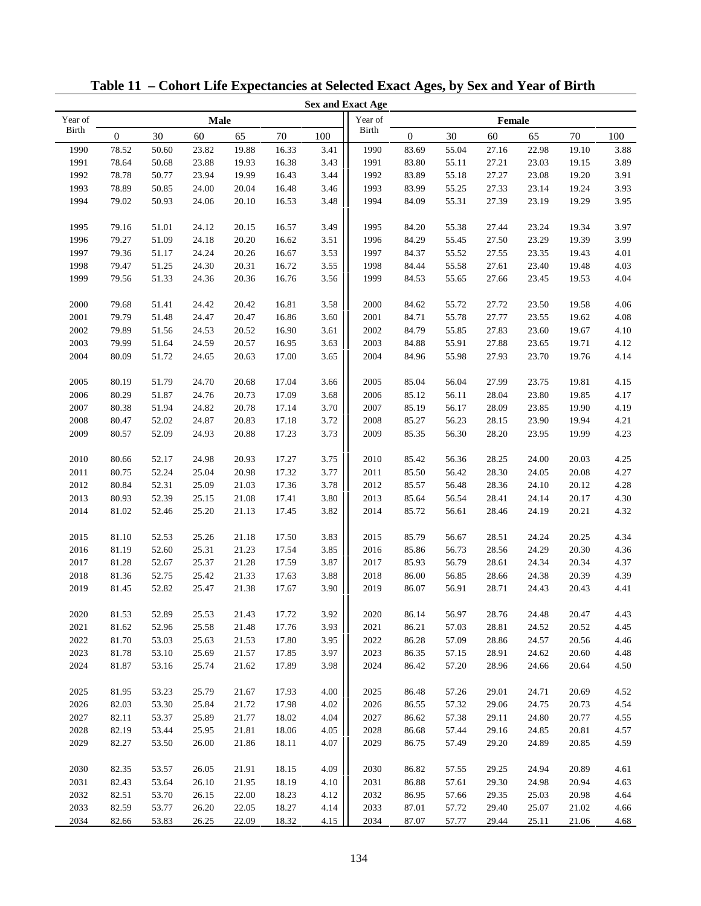# Table 11 – Cohort Life Expectancies at Selected Exact Ages, by Sex and Year of Birth

| | Sex and Exact Age | | | | | | | | | | | | |
|---|---|---|---|---|---|---|---|---|---|---|---|---|---|
| Year of Birth | Male | | | | | | Year of Birth | Female | | | | | |
| | 0 | 30 | 60 | 65 | 70 | 100 | | 0 | 30 | 60 | 65 | 70 | 100 |
| 1990 | 78.52 | 50.60 | 23.82 | 19.88 | 16.33 | 3.41 | 1990 | 83.69 | 55.04 | 27.16 | 22.98 | 19.10 | 3.88 |
| 1991 | 78.64 | 50.68 | 23.88 | 19.93 | 16.38 | 3.43 | 1991 | 83.80 | 55.11 | 27.21 | 23.03 | 19.15 | 3.89 |
| 1992 | 78.78 | 50.77 | 23.94 | 19.99 | 16.43 | 3.44 | 1992 | 83.89 | 55.18 | 27.27 | 23.08 | 19.20 | 3.91 |
| 1993 | 78.89 | 50.85 | 24.00 | 20.04 | 16.48 | 3.46 | 1993 | 83.99 | 55.25 | 27.33 | 23.14 | 19.24 | 3.93 |
| 1994 | 79.02 | 50.93 | 24.06 | 20.10 | 16.53 | 3.48 | 1994 | 84.09 | 55.31 | 27.39 | 23.19 | 19.29 | 3.95 |
| 1995 | 79.16 | 51.01 | 24.12 | 20.15 | 16.57 | 3.49 | 1995 | 84.20 | 55.38 | 27.44 | 23.24 | 19.34 | 3.97 |
| 1996 | 79.27 | 51.09 | 24.18 | 20.20 | 16.62 | 3.51 | 1996 | 84.29 | 55.45 | 27.50 | 23.29 | 19.39 | 3.99 |
| 1997 | 79.36 | 51.17 | 24.24 | 20.26 | 16.67 | 3.53 | 1997 | 84.37 | 55.52 | 27.55 | 23.35 | 19.43 | 4.01 |
| 1998 | 79.47 | 51.25 | 24.30 | 20.31 | 16.72 | 3.55 | 1998 | 84.44 | 55.58 | 27.61 | 23.40 | 19.48 | 4.03 |
| 1999 | 79.56 | 51.33 | 24.36 | 20.36 | 16.76 | 3.56 | 1999 | 84.53 | 55.65 | 27.66 | 23.45 | 19.53 | 4.04 |
| 2000 | 79.68 | 51.41 | 24.42 | 20.42 | 16.81 | 3.58 | 2000 | 84.62 | 55.72 | 27.72 | 23.50 | 19.58 | 4.06 |
| 2001 | 79.79 | 51.48 | 24.47 | 20.47 | 16.86 | 3.60 | 2001 | 84.71 | 55.78 | 27.77 | 23.55 | 19.62 | 4.08 |
| 2002 | 79.89 | 51.56 | 24.53 | 20.52 | 16.90 | 3.61 | 2002 | 84.79 | 55.85 | 27.83 | 23.60 | 19.67 | 4.10 |
| 2003 | 79.99 | 51.64 | 24.59 | 20.57 | 16.95 | 3.63 | 2003 | 84.88 | 55.91 | 27.88 | 23.65 | 19.71 | 4.12 |
| 2004 | 80.09 | 51.72 | 24.65 | 20.63 | 17.00 | 3.65 | 2004 | 84.96 | 55.98 | 27.93 | 23.70 | 19.76 | 4.14 |
| 2005 | 80.19 | 51.79 | 24.70 | 20.68 | 17.04 | 3.66 | 2005 | 85.04 | 56.04 | 27.99 | 23.75 | 19.81 | 4.15 |
| 2006 | 80.29 | 51.87 | 24.76 | 20.73 | 17.09 | 3.68 | 2006 | 85.12 | 56.11 | 28.04 | 23.80 | 19.85 | 4.17 |
| 2007 | 80.38 | 51.94 | 24.82 | 20.78 | 17.14 | 3.70 | 2007 | 85.19 | 56.17 | 28.09 | 23.85 | 19.90 | 4.19 |
| 2008 | 80.47 | 52.02 | 24.87 | 20.83 | 17.18 | 3.72 | 2008 | 85.27 | 56.23 | 28.15 | 23.90 | 19.94 | 4.21 |
| 2009 | 80.57 | 52.09 | 24.93 | 20.88 | 17.23 | 3.73 | 2009 | 85.35 | 56.30 | 28.20 | 23.95 | 19.99 | 4.23 |
| 2010 | 80.66 | 52.17 | 24.98 | 20.93 | 17.27 | 3.75 | 2010 | 85.42 | 56.36 | 28.25 | 24.00 | 20.03 | 4.25 |
| 2011 | 80.75 | 52.24 | 25.04 | 20.98 | 17.32 | 3.77 | 2011 | 85.50 | 56.42 | 28.30 | 24.05 | 20.08 | 4.27 |
| 2012 | 80.84 | 52.31 | 25.09 | 21.03 | 17.36 | 3.78 | 2012 | 85.57 | 56.48 | 28.36 | 24.10 | 20.12 | 4.28 |
| 2013 | 80.93 | 52.39 | 25.15 | 21.08 | 17.41 | 3.80 | 2013 | 85.64 | 56.54 | 28.41 | 24.14 | 20.17 | 4.30 |
| 2014 | 81.02 | 52.46 | 25.20 | 21.13 | 17.45 | 3.82 | 2014 | 85.72 | 56.61 | 28.46 | 24.19 | 20.21 | 4.32 |
| 2015 | 81.10 | 52.53 | 25.26 | 21.18 | 17.50 | 3.83 | 2015 | 85.79 | 56.67 | 28.51 | 24.24 | 20.25 | 4.34 |
| 2016 | 81.19 | 52.60 | 25.31 | 21.23 | 17.54 | 3.85 | 2016 | 85.86 | 56.73 | 28.56 | 24.29 | 20.30 | 4.36 |
| 2017 | 81.28 | 52.67 | 25.37 | 21.28 | 17.59 | 3.87 | 2017 | 85.93 | 56.79 | 28.61 | 24.34 | 20.34 | 4.37 |
| 2018 | 81.36 | 52.75 | 25.42 | 21.33 | 17.63 | 3.88 | 2018 | 86.00 | 56.85 | 28.66 | 24.38 | 20.39 | 4.39 |
| 2019 | 81.45 | 52.82 | 25.47 | 21.38 | 17.67 | 3.90 | 2019 | 86.07 | 56.91 | 28.71 | 24.43 | 20.43 | 4.41 |
| 2020 | 81.53 | 52.89 | 25.53 | 21.43 | 17.72 | 3.92 | 2020 | 86.14 | 56.97 | 28.76 | 24.48 | 20.47 | 4.43 |
| 2021 | 81.62 | 52.96 | 25.58 | 21.48 | 17.76 | 3.93 | 2021 | 86.21 | 57.03 | 28.81 | 24.52 | 20.52 | 4.45 |
| 2022 | 81.70 | 53.03 | 25.63 | 21.53 | 17.80 | 3.95 | 2022 | 86.28 | 57.09 | 28.86 | 24.57 | 20.56 | 4.46 |
| 2023 | 81.78 | 53.10 | 25.69 | 21.57 | 17.85 | 3.97 | 2023 | 86.35 | 57.15 | 28.91 | 24.62 | 20.60 | 4.48 |
| 2024 | 81.87 | 53.16 | 25.74 | 21.62 | 17.89 | 3.98 | 2024 | 86.42 | 57.20 | 28.96 | 24.66 | 20.64 | 4.50 |
| 2025 | 81.95 | 53.23 | 25.79 | 21.67 | 17.93 | 4.00 | 2025 | 86.48 | 57.26 | 29.01 | 24.71 | 20.69 | 4.52 |
| 2026 | 82.03 | 53.30 | 25.84 | 21.72 | 17.98 | 4.02 | 2026 | 86.55 | 57.32 | 29.06 | 24.75 | 20.73 | 4.54 |
| 2027 | 82.11 | 53.37 | 25.89 | 21.77 | 18.02 | 4.04 | 2027 | 86.62 | 57.38 | 29.11 | 24.80 | 20.77 | 4.55 |
| 2028 | 82.19 | 53.44 | 25.95 | 21.81 | 18.06 | 4.05 | 2028 | 86.68 | 57.44 | 29.16 | 24.85 | 20.81 | 4.57 |
| 2029 | 82.27 | 53.50 | 26.00 | 21.86 | 18.11 | 4.07 | 2029 | 86.75 | 57.49 | 29.20 | 24.89 | 20.85 | 4.59 |
| 2030 | 82.35 | 53.57 | 26.05 | 21.91 | 18.15 | 4.09 | 2030 | 86.82 | 57.55 | 29.25 | 24.94 | 20.89 | 4.61 |
| 2031 | 82.43 | 53.64 | 26.10 | 21.95 | 18.19 | 4.10 | 2031 | 86.88 | 57.61 | 29.30 | 24.98 | 20.94 | 4.63 |
| 2032 | 82.51 | 53.70 | 26.15 | 22.00 | 18.23 | 4.12 | 2032 | 86.95 | 57.66 | 29.35 | 25.03 | 20.98 | 4.64 |
| 2033 | 82.59 | 53.77 | 26.20 | 22.05 | 18.27 | 4.14 | 2033 | 87.01 | 57.72 | 29.40 | 25.07 | 21.02 | 4.66 |
| 2034 | 82.66 | 53.83 | 26.25 | 22.09 | 18.32 | 4.15 | 2034 | 87.07 | 57.77 | 29.44 | 25.11 | 21.06 | 4.68 |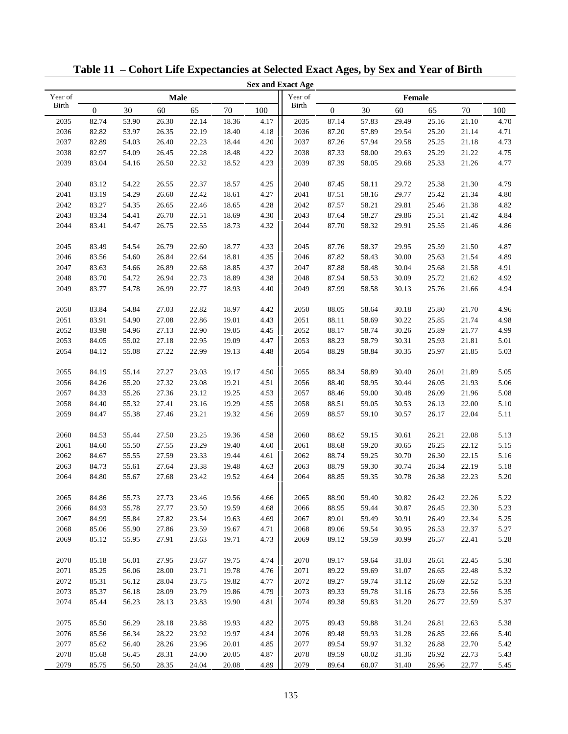# Table 11 – Cohort Life Expectancies at Selected Exact Ages, by Sex and Year of Birth

| | Sex and Exact Age | | | | | | | | | | | | |
|---|---|---|---|---|---|---|---|---|---|---|---|---|---|
| Year of Birth | Male | | | | | | Year of Birth | Female | | | | | |
| | 0 | 30 | 60 | 65 | 70 | 100 | | 0 | 30 | 60 | 65 | 70 | 100 |
| 2035 | 82.74 | 53.90 | 26.30 | 22.14 | 18.36 | 4.17 | 2035 | 87.14 | 57.83 | 29.49 | 25.16 | 21.10 | 4.70 |
| 2036 | 82.82 | 53.97 | 26.35 | 22.19 | 18.40 | 4.18 | 2036 | 87.20 | 57.89 | 29.54 | 25.20 | 21.14 | 4.71 |
| 2037 | 82.89 | 54.03 | 26.40 | 22.23 | 18.44 | 4.20 | 2037 | 87.26 | 57.94 | 29.58 | 25.25 | 21.18 | 4.73 |
| 2038 | 82.97 | 54.09 | 26.45 | 22.28 | 18.48 | 4.22 | 2038 | 87.33 | 58.00 | 29.63 | 25.29 | 21.22 | 4.75 |
| 2039 | 83.04 | 54.16 | 26.50 | 22.32 | 18.52 | 4.23 | 2039 | 87.39 | 58.05 | 29.68 | 25.33 | 21.26 | 4.77 |
| 2040 | 83.12 | 54.22 | 26.55 | 22.37 | 18.57 | 4.25 | 2040 | 87.45 | 58.11 | 29.72 | 25.38 | 21.30 | 4.79 |
| 2041 | 83.19 | 54.29 | 26.60 | 22.42 | 18.61 | 4.27 | 2041 | 87.51 | 58.16 | 29.77 | 25.42 | 21.34 | 4.80 |
| 2042 | 83.27 | 54.35 | 26.65 | 22.46 | 18.65 | 4.28 | 2042 | 87.57 | 58.21 | 29.81 | 25.46 | 21.38 | 4.82 |
| 2043 | 83.34 | 54.41 | 26.70 | 22.51 | 18.69 | 4.30 | 2043 | 87.64 | 58.27 | 29.86 | 25.51 | 21.42 | 4.84 |
| 2044 | 83.41 | 54.47 | 26.75 | 22.55 | 18.73 | 4.32 | 2044 | 87.70 | 58.32 | 29.91 | 25.55 | 21.46 | 4.86 |
| 2045 | 83.49 | 54.54 | 26.79 | 22.60 | 18.77 | 4.33 | 2045 | 87.76 | 58.37 | 29.95 | 25.59 | 21.50 | 4.87 |
| 2046 | 83.56 | 54.60 | 26.84 | 22.64 | 18.81 | 4.35 | 2046 | 87.82 | 58.43 | 30.00 | 25.63 | 21.54 | 4.89 |
| 2047 | 83.63 | 54.66 | 26.89 | 22.68 | 18.85 | 4.37 | 2047 | 87.88 | 58.48 | 30.04 | 25.68 | 21.58 | 4.91 |
| 2048 | 83.70 | 54.72 | 26.94 | 22.73 | 18.89 | 4.38 | 2048 | 87.94 | 58.53 | 30.09 | 25.72 | 21.62 | 4.92 |
| 2049 | 83.77 | 54.78 | 26.99 | 22.77 | 18.93 | 4.40 | 2049 | 87.99 | 58.58 | 30.13 | 25.76 | 21.66 | 4.94 |
| 2050 | 83.84 | 54.84 | 27.03 | 22.82 | 18.97 | 4.42 | 2050 | 88.05 | 58.64 | 30.18 | 25.80 | 21.70 | 4.96 |
| 2051 | 83.91 | 54.90 | 27.08 | 22.86 | 19.01 | 4.43 | 2051 | 88.11 | 58.69 | 30.22 | 25.85 | 21.74 | 4.98 |
| 2052 | 83.98 | 54.96 | 27.13 | 22.90 | 19.05 | 4.45 | 2052 | 88.17 | 58.74 | 30.26 | 25.89 | 21.77 | 4.99 |
| 2053 | 84.05 | 55.02 | 27.18 | 22.95 | 19.09 | 4.47 | 2053 | 88.23 | 58.79 | 30.31 | 25.93 | 21.81 | 5.01 |
| 2054 | 84.12 | 55.08 | 27.22 | 22.99 | 19.13 | 4.48 | 2054 | 88.29 | 58.84 | 30.35 | 25.97 | 21.85 | 5.03 |
| 2055 | 84.19 | 55.14 | 27.27 | 23.03 | 19.17 | 4.50 | 2055 | 88.34 | 58.89 | 30.40 | 26.01 | 21.89 | 5.05 |
| 2056 | 84.26 | 55.20 | 27.32 | 23.08 | 19.21 | 4.51 | 2056 | 88.40 | 58.95 | 30.44 | 26.05 | 21.93 | 5.06 |
| 2057 | 84.33 | 55.26 | 27.36 | 23.12 | 19.25 | 4.53 | 2057 | 88.46 | 59.00 | 30.48 | 26.09 | 21.96 | 5.08 |
| 2058 | 84.40 | 55.32 | 27.41 | 23.16 | 19.29 | 4.55 | 2058 | 88.51 | 59.05 | 30.53 | 26.13 | 22.00 | 5.10 |
| 2059 | 84.47 | 55.38 | 27.46 | 23.21 | 19.32 | 4.56 | 2059 | 88.57 | 59.10 | 30.57 | 26.17 | 22.04 | 5.11 |
| 2060 | 84.53 | 55.44 | 27.50 | 23.25 | 19.36 | 4.58 | 2060 | 88.62 | 59.15 | 30.61 | 26.21 | 22.08 | 5.13 |
| 2061 | 84.60 | 55.50 | 27.55 | 23.29 | 19.40 | 4.60 | 2061 | 88.68 | 59.20 | 30.65 | 26.25 | 22.12 | 5.15 |
| 2062 | 84.67 | 55.55 | 27.59 | 23.33 | 19.44 | 4.61 | 2062 | 88.74 | 59.25 | 30.70 | 26.30 | 22.15 | 5.16 |
| 2063 | 84.73 | 55.61 | 27.64 | 23.38 | 19.48 | 4.63 | 2063 | 88.79 | 59.30 | 30.74 | 26.34 | 22.19 | 5.18 |
| 2064 | 84.80 | 55.67 | 27.68 | 23.42 | 19.52 | 4.64 | 2064 | 88.85 | 59.35 | 30.78 | 26.38 | 22.23 | 5.20 |
| 2065 | 84.86 | 55.73 | 27.73 | 23.46 | 19.56 | 4.66 | 2065 | 88.90 | 59.40 | 30.82 | 26.42 | 22.26 | 5.22 |
| 2066 | 84.93 | 55.78 | 27.77 | 23.50 | 19.59 | 4.68 | 2066 | 88.95 | 59.44 | 30.87 | 26.45 | 22.30 | 5.23 |
| 2067 | 84.99 | 55.84 | 27.82 | 23.54 | 19.63 | 4.69 | 2067 | 89.01 | 59.49 | 30.91 | 26.49 | 22.34 | 5.25 |
| 2068 | 85.06 | 55.90 | 27.86 | 23.59 | 19.67 | 4.71 | 2068 | 89.06 | 59.54 | 30.95 | 26.53 | 22.37 | 5.27 |
| 2069 | 85.12 | 55.95 | 27.91 | 23.63 | 19.71 | 4.73 | 2069 | 89.12 | 59.59 | 30.99 | 26.57 | 22.41 | 5.28 |
| 2070 | 85.18 | 56.01 | 27.95 | 23.67 | 19.75 | 4.74 | 2070 | 89.17 | 59.64 | 31.03 | 26.61 | 22.45 | 5.30 |
| 2071 | 85.25 | 56.06 | 28.00 | 23.71 | 19.78 | 4.76 | 2071 | 89.22 | 59.69 | 31.07 | 26.65 | 22.48 | 5.32 |
| 2072 | 85.31 | 56.12 | 28.04 | 23.75 | 19.82 | 4.77 | 2072 | 89.27 | 59.74 | 31.12 | 26.69 | 22.52 | 5.33 |
| 2073 | 85.37 | 56.18 | 28.09 | 23.79 | 19.86 | 4.79 | 2073 | 89.33 | 59.78 | 31.16 | 26.73 | 22.56 | 5.35 |
| 2074 | 85.44 | 56.23 | 28.13 | 23.83 | 19.90 | 4.81 | 2074 | 89.38 | 59.83 | 31.20 | 26.77 | 22.59 | 5.37 |
| 2075 | 85.50 | 56.29 | 28.18 | 23.88 | 19.93 | 4.82 | 2075 | 89.43 | 59.88 | 31.24 | 26.81 | 22.63 | 5.38 |
| 2076 | 85.56 | 56.34 | 28.22 | 23.92 | 19.97 | 4.84 | 2076 | 89.48 | 59.93 | 31.28 | 26.85 | 22.66 | 5.40 |
| 2077 | 85.62 | 56.40 | 28.26 | 23.96 | 20.01 | 4.85 | 2077 | 89.54 | 59.97 | 31.32 | 26.88 | 22.70 | 5.42 |
| 2078 | 85.68 | 56.45 | 28.31 | 24.00 | 20.05 | 4.87 | 2078 | 89.59 | 60.02 | 31.36 | 26.92 | 22.73 | 5.43 |
| 2079 | 85.75 | 56.50 | 28.35 | 24.04 | 20.08 | 4.89 | 2079 | 89.64 | 60.07 | 31.40 | 26.96 | 22.77 | 5.45 |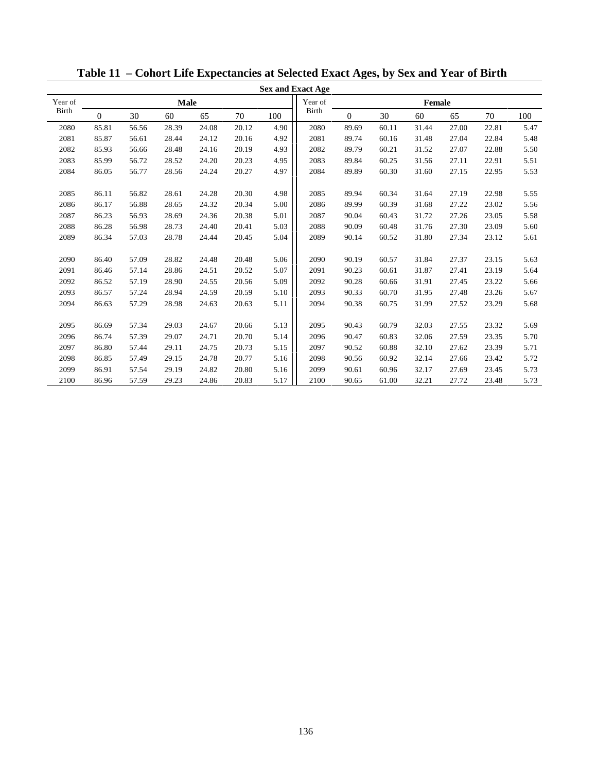# Table 11 – Cohort Life Expectancies at Selected Exact Ages, by Sex and Year of Birth

| Year of Birth | Male 0 | Male 30 | Male 60 | Male 65 | Male 70 | Male 100 | Year of Birth | Female 0 | Female 30 | Female 60 | Female 65 | Female 70 | Female 100 |
|---|---|---|---|---|---|---|---|---|---|---|---|---|---|
| 2080 | 85.81 | 56.56 | 28.39 | 24.08 | 20.12 | 4.90 | 2080 | 89.69 | 60.11 | 31.44 | 27.00 | 22.81 | 5.47 |
| 2081 | 85.87 | 56.61 | 28.44 | 24.12 | 20.16 | 4.92 | 2081 | 89.74 | 60.16 | 31.48 | 27.04 | 22.84 | 5.48 |
| 2082 | 85.93 | 56.66 | 28.48 | 24.16 | 20.19 | 4.93 | 2082 | 89.79 | 60.21 | 31.52 | 27.07 | 22.88 | 5.50 |
| 2083 | 85.99 | 56.72 | 28.52 | 24.20 | 20.23 | 4.95 | 2083 | 89.84 | 60.25 | 31.56 | 27.11 | 22.91 | 5.51 |
| 2084 | 86.05 | 56.77 | 28.56 | 24.24 | 20.27 | 4.97 | 2084 | 89.89 | 60.30 | 31.60 | 27.15 | 22.95 | 5.53 |
| 2085 | 86.11 | 56.82 | 28.61 | 24.28 | 20.30 | 4.98 | 2085 | 89.94 | 60.34 | 31.64 | 27.19 | 22.98 | 5.55 |
| 2086 | 86.17 | 56.88 | 28.65 | 24.32 | 20.34 | 5.00 | 2086 | 89.99 | 60.39 | 31.68 | 27.22 | 23.02 | 5.56 |
| 2087 | 86.23 | 56.93 | 28.69 | 24.36 | 20.38 | 5.01 | 2087 | 90.04 | 60.43 | 31.72 | 27.26 | 23.05 | 5.58 |
| 2088 | 86.28 | 56.98 | 28.73 | 24.40 | 20.41 | 5.03 | 2088 | 90.09 | 60.48 | 31.76 | 27.30 | 23.09 | 5.60 |
| 2089 | 86.34 | 57.03 | 28.78 | 24.44 | 20.45 | 5.04 | 2089 | 90.14 | 60.52 | 31.80 | 27.34 | 23.12 | 5.61 |
| 2090 | 86.40 | 57.09 | 28.82 | 24.48 | 20.48 | 5.06 | 2090 | 90.19 | 60.57 | 31.84 | 27.37 | 23.15 | 5.63 |
| 2091 | 86.46 | 57.14 | 28.86 | 24.51 | 20.52 | 5.07 | 2091 | 90.23 | 60.61 | 31.87 | 27.41 | 23.19 | 5.64 |
| 2092 | 86.52 | 57.19 | 28.90 | 24.55 | 20.56 | 5.09 | 2092 | 90.28 | 60.66 | 31.91 | 27.45 | 23.22 | 5.66 |
| 2093 | 86.57 | 57.24 | 28.94 | 24.59 | 20.59 | 5.10 | 2093 | 90.33 | 60.70 | 31.95 | 27.48 | 23.26 | 5.67 |
| 2094 | 86.63 | 57.29 | 28.98 | 24.63 | 20.63 | 5.11 | 2094 | 90.38 | 60.75 | 31.99 | 27.52 | 23.29 | 5.68 |
| 2095 | 86.69 | 57.34 | 29.03 | 24.67 | 20.66 | 5.13 | 2095 | 90.43 | 60.79 | 32.03 | 27.55 | 23.32 | 5.69 |
| 2096 | 86.74 | 57.39 | 29.07 | 24.71 | 20.70 | 5.14 | 2096 | 90.47 | 60.83 | 32.06 | 27.59 | 23.35 | 5.70 |
| 2097 | 86.80 | 57.44 | 29.11 | 24.75 | 20.73 | 5.15 | 2097 | 90.52 | 60.88 | 32.10 | 27.62 | 23.39 | 5.71 |
| 2098 | 86.85 | 57.49 | 29.15 | 24.78 | 20.77 | 5.16 | 2098 | 90.56 | 60.92 | 32.14 | 27.66 | 23.42 | 5.72 |
| 2099 | 86.91 | 57.54 | 29.19 | 24.82 | 20.80 | 5.16 | 2099 | 90.61 | 60.96 | 32.17 | 27.69 | 23.45 | 5.73 |
| 2100 | 86.96 | 57.59 | 29.23 | 24.86 | 20.83 | 5.17 | 2100 | 90.65 | 61.00 | 32.21 | 27.72 | 23.48 | 5.73 |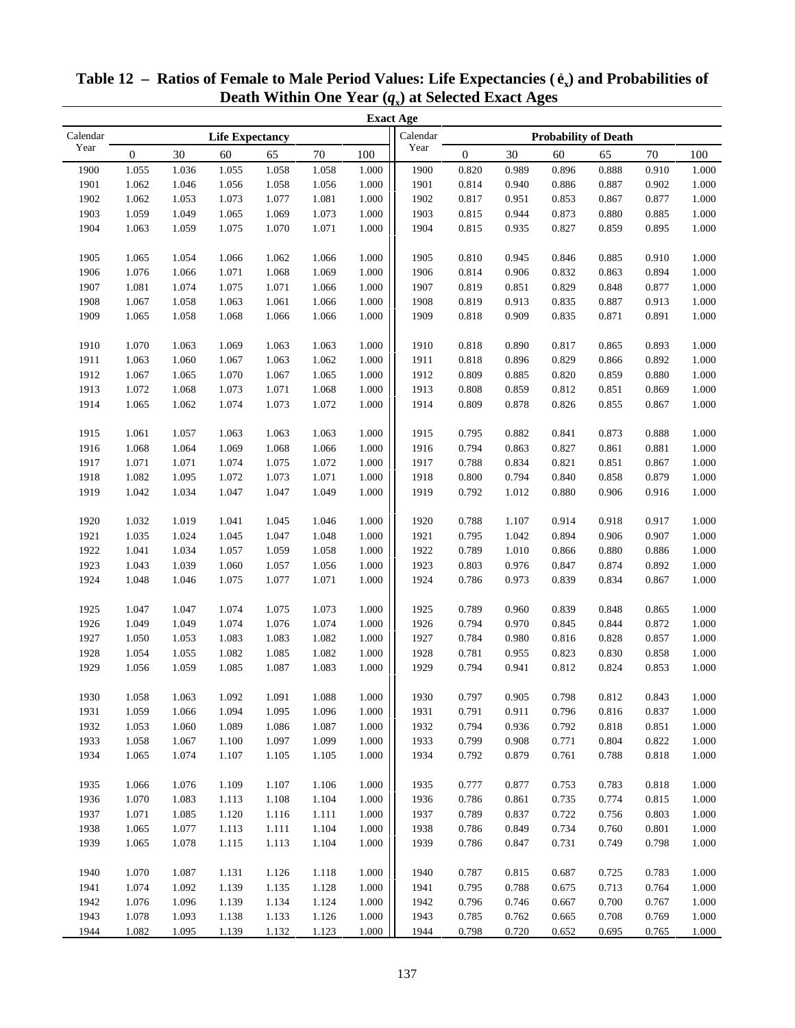# Table 12 – Ratios of Female to Male Period Values: Life Expectancies ($\mathring{e}_x$) and Probabilities of Death Within One Year ($q_x$) at Selected Exact Ages

| Calendar Year | Life Expectancy 0 | 30 | 60 | 65 | 70 | 100 | Calendar Year | Probability of Death 0 | 30 | 60 | 65 | 70 | 100 |
|---|---|---|---|---|---|---|---|---|---|---|---|---|---|
| 1900 | 1.055 | 1.036 | 1.055 | 1.058 | 1.058 | 1.000 | 1900 | 0.820 | 0.989 | 0.896 | 0.888 | 0.910 | 1.000 |
| 1901 | 1.062 | 1.046 | 1.056 | 1.058 | 1.056 | 1.000 | 1901 | 0.814 | 0.940 | 0.886 | 0.887 | 0.902 | 1.000 |
| 1902 | 1.062 | 1.053 | 1.073 | 1.077 | 1.081 | 1.000 | 1902 | 0.817 | 0.951 | 0.853 | 0.867 | 0.877 | 1.000 |
| 1903 | 1.059 | 1.049 | 1.065 | 1.069 | 1.073 | 1.000 | 1903 | 0.815 | 0.944 | 0.873 | 0.880 | 0.885 | 1.000 |
| 1904 | 1.063 | 1.059 | 1.075 | 1.070 | 1.071 | 1.000 | 1904 | 0.815 | 0.935 | 0.827 | 0.859 | 0.895 | 1.000 |
| 1905 | 1.065 | 1.054 | 1.066 | 1.062 | 1.066 | 1.000 | 1905 | 0.810 | 0.945 | 0.846 | 0.885 | 0.910 | 1.000 |
| 1906 | 1.076 | 1.066 | 1.071 | 1.068 | 1.069 | 1.000 | 1906 | 0.814 | 0.906 | 0.832 | 0.863 | 0.894 | 1.000 |
| 1907 | 1.081 | 1.074 | 1.075 | 1.071 | 1.066 | 1.000 | 1907 | 0.819 | 0.851 | 0.829 | 0.848 | 0.877 | 1.000 |
| 1908 | 1.067 | 1.058 | 1.063 | 1.061 | 1.066 | 1.000 | 1908 | 0.819 | 0.913 | 0.835 | 0.887 | 0.913 | 1.000 |
| 1909 | 1.065 | 1.058 | 1.068 | 1.066 | 1.066 | 1.000 | 1909 | 0.818 | 0.909 | 0.835 | 0.871 | 0.891 | 1.000 |
| 1910 | 1.070 | 1.063 | 1.069 | 1.063 | 1.063 | 1.000 | 1910 | 0.818 | 0.890 | 0.817 | 0.865 | 0.893 | 1.000 |
| 1911 | 1.063 | 1.060 | 1.067 | 1.063 | 1.062 | 1.000 | 1911 | 0.818 | 0.896 | 0.829 | 0.866 | 0.892 | 1.000 |
| 1912 | 1.067 | 1.065 | 1.070 | 1.067 | 1.065 | 1.000 | 1912 | 0.809 | 0.885 | 0.820 | 0.859 | 0.880 | 1.000 |
| 1913 | 1.072 | 1.068 | 1.073 | 1.071 | 1.068 | 1.000 | 1913 | 0.808 | 0.859 | 0.812 | 0.851 | 0.869 | 1.000 |
| 1914 | 1.065 | 1.062 | 1.074 | 1.073 | 1.072 | 1.000 | 1914 | 0.809 | 0.878 | 0.826 | 0.855 | 0.867 | 1.000 |
| 1915 | 1.061 | 1.057 | 1.063 | 1.063 | 1.063 | 1.000 | 1915 | 0.795 | 0.882 | 0.841 | 0.873 | 0.888 | 1.000 |
| 1916 | 1.068 | 1.064 | 1.069 | 1.068 | 1.066 | 1.000 | 1916 | 0.794 | 0.863 | 0.827 | 0.861 | 0.881 | 1.000 |
| 1917 | 1.071 | 1.071 | 1.074 | 1.075 | 1.072 | 1.000 | 1917 | 0.788 | 0.834 | 0.821 | 0.851 | 0.867 | 1.000 |
| 1918 | 1.082 | 1.095 | 1.072 | 1.073 | 1.071 | 1.000 | 1918 | 0.800 | 0.794 | 0.840 | 0.858 | 0.879 | 1.000 |
| 1919 | 1.042 | 1.034 | 1.047 | 1.047 | 1.049 | 1.000 | 1919 | 0.792 | 1.012 | 0.880 | 0.906 | 0.916 | 1.000 |
| 1920 | 1.032 | 1.019 | 1.041 | 1.045 | 1.046 | 1.000 | 1920 | 0.788 | 1.107 | 0.914 | 0.918 | 0.917 | 1.000 |
| 1921 | 1.035 | 1.024 | 1.045 | 1.047 | 1.048 | 1.000 | 1921 | 0.795 | 1.042 | 0.894 | 0.906 | 0.907 | 1.000 |
| 1922 | 1.041 | 1.034 | 1.057 | 1.059 | 1.058 | 1.000 | 1922 | 0.789 | 1.010 | 0.866 | 0.880 | 0.886 | 1.000 |
| 1923 | 1.043 | 1.039 | 1.060 | 1.057 | 1.056 | 1.000 | 1923 | 0.803 | 0.976 | 0.847 | 0.874 | 0.892 | 1.000 |
| 1924 | 1.048 | 1.046 | 1.075 | 1.077 | 1.071 | 1.000 | 1924 | 0.786 | 0.973 | 0.839 | 0.834 | 0.867 | 1.000 |
| 1925 | 1.047 | 1.047 | 1.074 | 1.075 | 1.073 | 1.000 | 1925 | 0.789 | 0.960 | 0.839 | 0.848 | 0.865 | 1.000 |
| 1926 | 1.049 | 1.049 | 1.074 | 1.076 | 1.074 | 1.000 | 1926 | 0.794 | 0.970 | 0.845 | 0.844 | 0.872 | 1.000 |
| 1927 | 1.050 | 1.053 | 1.083 | 1.083 | 1.082 | 1.000 | 1927 | 0.784 | 0.980 | 0.816 | 0.828 | 0.857 | 1.000 |
| 1928 | 1.054 | 1.055 | 1.082 | 1.085 | 1.082 | 1.000 | 1928 | 0.781 | 0.955 | 0.823 | 0.830 | 0.858 | 1.000 |
| 1929 | 1.056 | 1.059 | 1.085 | 1.087 | 1.083 | 1.000 | 1929 | 0.794 | 0.941 | 0.812 | 0.824 | 0.853 | 1.000 |
| 1930 | 1.058 | 1.063 | 1.092 | 1.091 | 1.088 | 1.000 | 1930 | 0.797 | 0.905 | 0.798 | 0.812 | 0.843 | 1.000 |
| 1931 | 1.059 | 1.066 | 1.094 | 1.095 | 1.096 | 1.000 | 1931 | 0.791 | 0.911 | 0.796 | 0.816 | 0.837 | 1.000 |
| 1932 | 1.053 | 1.060 | 1.089 | 1.086 | 1.087 | 1.000 | 1932 | 0.794 | 0.936 | 0.792 | 0.818 | 0.851 | 1.000 |
| 1933 | 1.058 | 1.067 | 1.100 | 1.097 | 1.099 | 1.000 | 1933 | 0.799 | 0.908 | 0.771 | 0.804 | 0.822 | 1.000 |
| 1934 | 1.065 | 1.074 | 1.107 | 1.105 | 1.105 | 1.000 | 1934 | 0.792 | 0.879 | 0.761 | 0.788 | 0.818 | 1.000 |
| 1935 | 1.066 | 1.076 | 1.109 | 1.107 | 1.106 | 1.000 | 1935 | 0.777 | 0.877 | 0.753 | 0.783 | 0.818 | 1.000 |
| 1936 | 1.070 | 1.083 | 1.113 | 1.108 | 1.104 | 1.000 | 1936 | 0.786 | 0.861 | 0.735 | 0.774 | 0.815 | 1.000 |
| 1937 | 1.071 | 1.085 | 1.120 | 1.116 | 1.111 | 1.000 | 1937 | 0.789 | 0.837 | 0.722 | 0.756 | 0.803 | 1.000 |
| 1938 | 1.065 | 1.077 | 1.113 | 1.111 | 1.104 | 1.000 | 1938 | 0.786 | 0.849 | 0.734 | 0.760 | 0.801 | 1.000 |
| 1939 | 1.065 | 1.078 | 1.115 | 1.113 | 1.104 | 1.000 | 1939 | 0.786 | 0.847 | 0.731 | 0.749 | 0.798 | 1.000 |
| 1940 | 1.070 | 1.087 | 1.131 | 1.126 | 1.118 | 1.000 | 1940 | 0.787 | 0.815 | 0.687 | 0.725 | 0.783 | 1.000 |
| 1941 | 1.074 | 1.092 | 1.139 | 1.135 | 1.128 | 1.000 | 1941 | 0.795 | 0.788 | 0.675 | 0.713 | 0.764 | 1.000 |
| 1942 | 1.076 | 1.096 | 1.139 | 1.134 | 1.124 | 1.000 | 1942 | 0.796 | 0.746 | 0.667 | 0.700 | 0.767 | 1.000 |
| 1943 | 1.078 | 1.093 | 1.138 | 1.133 | 1.126 | 1.000 | 1943 | 0.785 | 0.762 | 0.665 | 0.708 | 0.769 | 1.000 |
| 1944 | 1.082 | 1.095 | 1.139 | 1.132 | 1.123 | 1.000 | 1944 | 0.798 | 0.720 | 0.652 | 0.695 | 0.765 | 1.000 |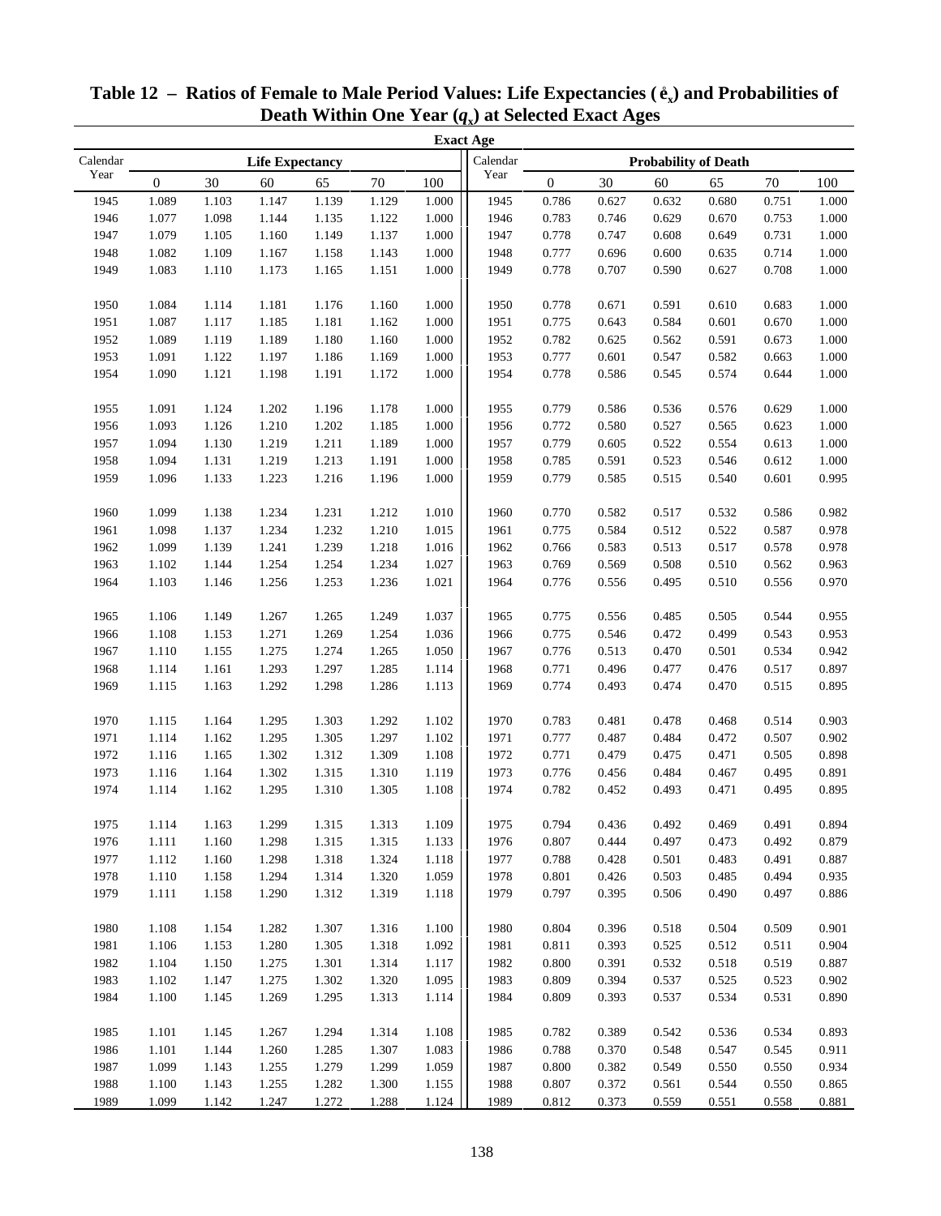# Table 12 – Ratios of Female to Male Period Values: Life Expectancies ($\mathring{e}_x$) and Probabilities of Death Within One Year ($q_x$) at Selected Exact Ages

| Calendar Year | Life Expectancy | | | | | | Calendar Year | Probability of Death | | | | | |
|---|---|---|---|---|---|---|---|---|---|---|---|---|---|
| | Exact Age 0 | 30 | 60 | 65 | 70 | 100 | | 0 | 30 | 60 | 65 | 70 | 100 |
| 1945 | 1.089 | 1.103 | 1.147 | 1.139 | 1.129 | 1.000 | 1945 | 0.786 | 0.627 | 0.632 | 0.680 | 0.751 | 1.000 |
| 1946 | 1.077 | 1.098 | 1.144 | 1.135 | 1.122 | 1.000 | 1946 | 0.783 | 0.746 | 0.629 | 0.670 | 0.753 | 1.000 |
| 1947 | 1.079 | 1.105 | 1.160 | 1.149 | 1.137 | 1.000 | 1947 | 0.778 | 0.747 | 0.608 | 0.649 | 0.731 | 1.000 |
| 1948 | 1.082 | 1.109 | 1.167 | 1.158 | 1.143 | 1.000 | 1948 | 0.777 | 0.696 | 0.600 | 0.635 | 0.714 | 1.000 |
| 1949 | 1.083 | 1.110 | 1.173 | 1.165 | 1.151 | 1.000 | 1949 | 0.778 | 0.707 | 0.590 | 0.627 | 0.708 | 1.000 |
| 1950 | 1.084 | 1.114 | 1.181 | 1.176 | 1.160 | 1.000 | 1950 | 0.778 | 0.671 | 0.591 | 0.610 | 0.683 | 1.000 |
| 1951 | 1.087 | 1.117 | 1.185 | 1.181 | 1.162 | 1.000 | 1951 | 0.775 | 0.643 | 0.584 | 0.601 | 0.670 | 1.000 |
| 1952 | 1.089 | 1.119 | 1.189 | 1.180 | 1.160 | 1.000 | 1952 | 0.782 | 0.625 | 0.562 | 0.591 | 0.673 | 1.000 |
| 1953 | 1.091 | 1.122 | 1.197 | 1.186 | 1.169 | 1.000 | 1953 | 0.777 | 0.601 | 0.547 | 0.582 | 0.663 | 1.000 |
| 1954 | 1.090 | 1.121 | 1.198 | 1.191 | 1.172 | 1.000 | 1954 | 0.778 | 0.586 | 0.545 | 0.574 | 0.644 | 1.000 |
| 1955 | 1.091 | 1.124 | 1.202 | 1.196 | 1.178 | 1.000 | 1955 | 0.779 | 0.586 | 0.536 | 0.576 | 0.629 | 1.000 |
| 1956 | 1.093 | 1.126 | 1.210 | 1.202 | 1.185 | 1.000 | 1956 | 0.772 | 0.580 | 0.527 | 0.565 | 0.623 | 1.000 |
| 1957 | 1.094 | 1.130 | 1.219 | 1.211 | 1.189 | 1.000 | 1957 | 0.779 | 0.605 | 0.522 | 0.554 | 0.613 | 1.000 |
| 1958 | 1.094 | 1.131 | 1.219 | 1.213 | 1.191 | 1.000 | 1958 | 0.785 | 0.591 | 0.523 | 0.546 | 0.612 | 1.000 |
| 1959 | 1.096 | 1.133 | 1.223 | 1.216 | 1.196 | 1.000 | 1959 | 0.779 | 0.585 | 0.515 | 0.540 | 0.601 | 0.995 |
| 1960 | 1.099 | 1.138 | 1.234 | 1.231 | 1.212 | 1.010 | 1960 | 0.770 | 0.582 | 0.517 | 0.532 | 0.586 | 0.982 |
| 1961 | 1.098 | 1.137 | 1.234 | 1.232 | 1.210 | 1.015 | 1961 | 0.775 | 0.584 | 0.512 | 0.522 | 0.587 | 0.978 |
| 1962 | 1.099 | 1.139 | 1.241 | 1.239 | 1.218 | 1.016 | 1962 | 0.766 | 0.583 | 0.513 | 0.517 | 0.578 | 0.978 |
| 1963 | 1.102 | 1.144 | 1.254 | 1.254 | 1.234 | 1.027 | 1963 | 0.769 | 0.569 | 0.508 | 0.510 | 0.562 | 0.963 |
| 1964 | 1.103 | 1.146 | 1.256 | 1.253 | 1.236 | 1.021 | 1964 | 0.776 | 0.556 | 0.495 | 0.510 | 0.556 | 0.970 |
| 1965 | 1.106 | 1.149 | 1.267 | 1.265 | 1.249 | 1.037 | 1965 | 0.775 | 0.556 | 0.485 | 0.505 | 0.544 | 0.955 |
| 1966 | 1.108 | 1.153 | 1.271 | 1.269 | 1.254 | 1.036 | 1966 | 0.775 | 0.546 | 0.472 | 0.499 | 0.543 | 0.953 |
| 1967 | 1.110 | 1.155 | 1.275 | 1.274 | 1.265 | 1.050 | 1967 | 0.776 | 0.513 | 0.470 | 0.501 | 0.534 | 0.942 |
| 1968 | 1.114 | 1.161 | 1.293 | 1.297 | 1.285 | 1.114 | 1968 | 0.771 | 0.496 | 0.477 | 0.476 | 0.517 | 0.897 |
| 1969 | 1.115 | 1.163 | 1.292 | 1.298 | 1.286 | 1.113 | 1969 | 0.774 | 0.493 | 0.474 | 0.470 | 0.515 | 0.895 |
| 1970 | 1.115 | 1.164 | 1.295 | 1.303 | 1.292 | 1.102 | 1970 | 0.783 | 0.481 | 0.478 | 0.468 | 0.514 | 0.903 |
| 1971 | 1.114 | 1.162 | 1.295 | 1.305 | 1.297 | 1.102 | 1971 | 0.777 | 0.487 | 0.484 | 0.472 | 0.507 | 0.902 |
| 1972 | 1.116 | 1.165 | 1.302 | 1.312 | 1.309 | 1.108 | 1972 | 0.771 | 0.479 | 0.475 | 0.471 | 0.505 | 0.898 |
| 1973 | 1.116 | 1.164 | 1.302 | 1.315 | 1.310 | 1.119 | 1973 | 0.776 | 0.456 | 0.484 | 0.467 | 0.495 | 0.891 |
| 1974 | 1.114 | 1.162 | 1.295 | 1.310 | 1.305 | 1.108 | 1974 | 0.782 | 0.452 | 0.493 | 0.471 | 0.495 | 0.895 |
| 1975 | 1.114 | 1.163 | 1.299 | 1.315 | 1.313 | 1.109 | 1975 | 0.794 | 0.436 | 0.492 | 0.469 | 0.491 | 0.894 |
| 1976 | 1.111 | 1.160 | 1.298 | 1.315 | 1.315 | 1.133 | 1976 | 0.807 | 0.444 | 0.497 | 0.473 | 0.492 | 0.879 |
| 1977 | 1.112 | 1.160 | 1.298 | 1.318 | 1.324 | 1.118 | 1977 | 0.788 | 0.428 | 0.501 | 0.483 | 0.491 | 0.887 |
| 1978 | 1.110 | 1.158 | 1.294 | 1.314 | 1.320 | 1.059 | 1978 | 0.801 | 0.426 | 0.503 | 0.485 | 0.494 | 0.935 |
| 1979 | 1.111 | 1.158 | 1.290 | 1.312 | 1.319 | 1.118 | 1979 | 0.797 | 0.395 | 0.506 | 0.490 | 0.497 | 0.886 |
| 1980 | 1.108 | 1.154 | 1.282 | 1.307 | 1.316 | 1.100 | 1980 | 0.804 | 0.396 | 0.518 | 0.504 | 0.509 | 0.901 |
| 1981 | 1.106 | 1.153 | 1.280 | 1.305 | 1.318 | 1.092 | 1981 | 0.811 | 0.393 | 0.525 | 0.512 | 0.511 | 0.904 |
| 1982 | 1.104 | 1.150 | 1.275 | 1.301 | 1.314 | 1.117 | 1982 | 0.800 | 0.391 | 0.532 | 0.518 | 0.519 | 0.887 |
| 1983 | 1.102 | 1.147 | 1.275 | 1.302 | 1.320 | 1.095 | 1983 | 0.809 | 0.394 | 0.537 | 0.525 | 0.523 | 0.902 |
| 1984 | 1.100 | 1.145 | 1.269 | 1.295 | 1.313 | 1.114 | 1984 | 0.809 | 0.393 | 0.537 | 0.534 | 0.531 | 0.890 |
| 1985 | 1.101 | 1.145 | 1.267 | 1.294 | 1.314 | 1.108 | 1985 | 0.782 | 0.389 | 0.542 | 0.536 | 0.534 | 0.893 |
| 1986 | 1.101 | 1.144 | 1.260 | 1.285 | 1.307 | 1.083 | 1986 | 0.788 | 0.370 | 0.548 | 0.547 | 0.545 | 0.911 |
| 1987 | 1.099 | 1.143 | 1.255 | 1.279 | 1.299 | 1.059 | 1987 | 0.800 | 0.382 | 0.549 | 0.550 | 0.550 | 0.934 |
| 1988 | 1.100 | 1.143 | 1.255 | 1.282 | 1.300 | 1.155 | 1988 | 0.807 | 0.372 | 0.561 | 0.544 | 0.550 | 0.865 |
| 1989 | 1.099 | 1.142 | 1.247 | 1.272 | 1.288 | 1.124 | 1989 | 0.812 | 0.373 | 0.559 | 0.551 | 0.558 | 0.881 |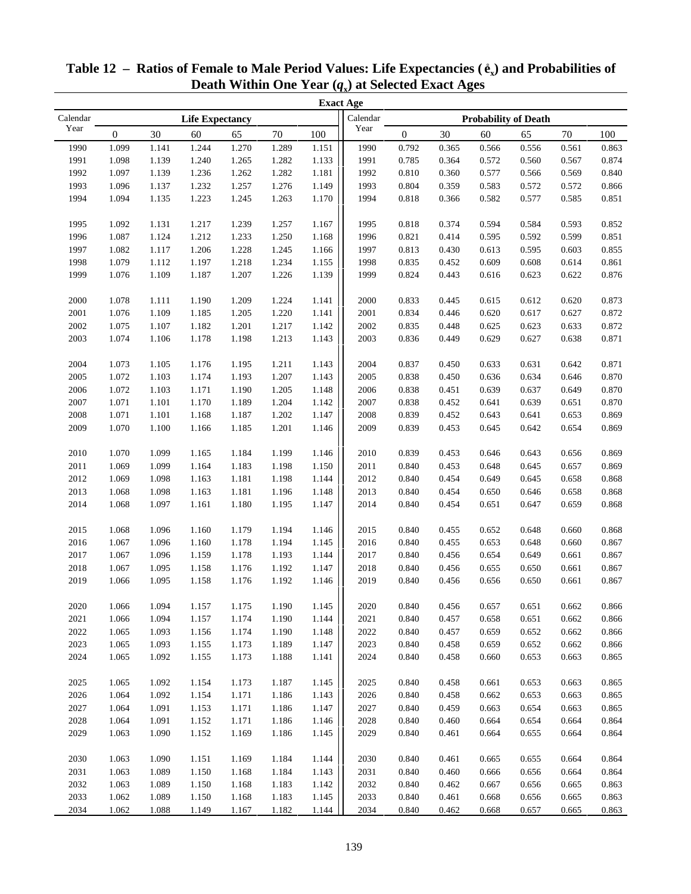# Table 12 – Ratios of Female to Male Period Values: Life Expectancies ($\mathring{e}_x$) and Probabilities of Death Within One Year ($q_x$) at Selected Exact Ages

| Calendar Year | Life Expectancy 0 | 30 | 60 | 65 | 70 | 100 | Calendar Year | Probability of Death 0 | 30 | 60 | 65 | 70 | 100 |
|---|---|---|---|---|---|---|---|---|---|---|---|---|---|
| 1990 | 1.099 | 1.141 | 1.244 | 1.270 | 1.289 | 1.151 | 1990 | 0.792 | 0.365 | 0.566 | 0.556 | 0.561 | 0.863 |
| 1991 | 1.098 | 1.139 | 1.240 | 1.265 | 1.282 | 1.133 | 1991 | 0.785 | 0.364 | 0.572 | 0.560 | 0.567 | 0.874 |
| 1992 | 1.097 | 1.139 | 1.236 | 1.262 | 1.282 | 1.181 | 1992 | 0.810 | 0.360 | 0.577 | 0.566 | 0.569 | 0.840 |
| 1993 | 1.096 | 1.137 | 1.232 | 1.257 | 1.276 | 1.149 | 1993 | 0.804 | 0.359 | 0.583 | 0.572 | 0.572 | 0.866 |
| 1994 | 1.094 | 1.135 | 1.223 | 1.245 | 1.263 | 1.170 | 1994 | 0.818 | 0.366 | 0.582 | 0.577 | 0.585 | 0.851 |
| 1995 | 1.092 | 1.131 | 1.217 | 1.239 | 1.257 | 1.167 | 1995 | 0.818 | 0.374 | 0.594 | 0.584 | 0.593 | 0.852 |
| 1996 | 1.087 | 1.124 | 1.212 | 1.233 | 1.250 | 1.168 | 1996 | 0.821 | 0.414 | 0.595 | 0.592 | 0.599 | 0.851 |
| 1997 | 1.082 | 1.117 | 1.206 | 1.228 | 1.245 | 1.166 | 1997 | 0.813 | 0.430 | 0.613 | 0.595 | 0.603 | 0.855 |
| 1998 | 1.079 | 1.112 | 1.197 | 1.218 | 1.234 | 1.155 | 1998 | 0.835 | 0.452 | 0.609 | 0.608 | 0.614 | 0.861 |
| 1999 | 1.076 | 1.109 | 1.187 | 1.207 | 1.226 | 1.139 | 1999 | 0.824 | 0.443 | 0.616 | 0.623 | 0.622 | 0.876 |
| 2000 | 1.078 | 1.111 | 1.190 | 1.209 | 1.224 | 1.141 | 2000 | 0.833 | 0.445 | 0.615 | 0.612 | 0.620 | 0.873 |
| 2001 | 1.076 | 1.109 | 1.185 | 1.205 | 1.220 | 1.141 | 2001 | 0.834 | 0.446 | 0.620 | 0.617 | 0.627 | 0.872 |
| 2002 | 1.075 | 1.107 | 1.182 | 1.201 | 1.217 | 1.142 | 2002 | 0.835 | 0.448 | 0.625 | 0.623 | 0.633 | 0.872 |
| 2003 | 1.074 | 1.106 | 1.178 | 1.198 | 1.213 | 1.143 | 2003 | 0.836 | 0.449 | 0.629 | 0.627 | 0.638 | 0.871 |
| 2004 | 1.073 | 1.105 | 1.176 | 1.195 | 1.211 | 1.143 | 2004 | 0.837 | 0.450 | 0.633 | 0.631 | 0.642 | 0.871 |
| 2005 | 1.072 | 1.103 | 1.174 | 1.193 | 1.207 | 1.143 | 2005 | 0.838 | 0.450 | 0.636 | 0.634 | 0.646 | 0.870 |
| 2006 | 1.072 | 1.103 | 1.171 | 1.190 | 1.205 | 1.148 | 2006 | 0.838 | 0.451 | 0.639 | 0.637 | 0.649 | 0.870 |
| 2007 | 1.071 | 1.101 | 1.170 | 1.189 | 1.204 | 1.142 | 2007 | 0.838 | 0.452 | 0.641 | 0.639 | 0.651 | 0.870 |
| 2008 | 1.071 | 1.101 | 1.168 | 1.187 | 1.202 | 1.147 | 2008 | 0.839 | 0.452 | 0.643 | 0.641 | 0.653 | 0.869 |
| 2009 | 1.070 | 1.100 | 1.166 | 1.185 | 1.201 | 1.146 | 2009 | 0.839 | 0.453 | 0.645 | 0.642 | 0.654 | 0.869 |
| 2010 | 1.070 | 1.099 | 1.165 | 1.184 | 1.199 | 1.146 | 2010 | 0.839 | 0.453 | 0.646 | 0.643 | 0.656 | 0.869 |
| 2011 | 1.069 | 1.099 | 1.164 | 1.183 | 1.198 | 1.150 | 2011 | 0.840 | 0.453 | 0.648 | 0.645 | 0.657 | 0.869 |
| 2012 | 1.069 | 1.098 | 1.163 | 1.181 | 1.198 | 1.144 | 2012 | 0.840 | 0.454 | 0.649 | 0.645 | 0.658 | 0.868 |
| 2013 | 1.068 | 1.098 | 1.163 | 1.181 | 1.196 | 1.148 | 2013 | 0.840 | 0.454 | 0.650 | 0.646 | 0.658 | 0.868 |
| 2014 | 1.068 | 1.097 | 1.161 | 1.180 | 1.195 | 1.147 | 2014 | 0.840 | 0.454 | 0.651 | 0.647 | 0.659 | 0.868 |
| 2015 | 1.068 | 1.096 | 1.160 | 1.179 | 1.194 | 1.146 | 2015 | 0.840 | 0.455 | 0.652 | 0.648 | 0.660 | 0.868 |
| 2016 | 1.067 | 1.096 | 1.160 | 1.178 | 1.194 | 1.145 | 2016 | 0.840 | 0.455 | 0.653 | 0.648 | 0.660 | 0.867 |
| 2017 | 1.067 | 1.096 | 1.159 | 1.178 | 1.193 | 1.144 | 2017 | 0.840 | 0.456 | 0.654 | 0.649 | 0.661 | 0.867 |
| 2018 | 1.067 | 1.095 | 1.158 | 1.176 | 1.192 | 1.147 | 2018 | 0.840 | 0.456 | 0.655 | 0.650 | 0.661 | 0.867 |
| 2019 | 1.066 | 1.095 | 1.158 | 1.176 | 1.192 | 1.146 | 2019 | 0.840 | 0.456 | 0.656 | 0.650 | 0.661 | 0.867 |
| 2020 | 1.066 | 1.094 | 1.157 | 1.175 | 1.190 | 1.145 | 2020 | 0.840 | 0.456 | 0.657 | 0.651 | 0.662 | 0.866 |
| 2021 | 1.066 | 1.094 | 1.157 | 1.174 | 1.190 | 1.144 | 2021 | 0.840 | 0.457 | 0.658 | 0.651 | 0.662 | 0.866 |
| 2022 | 1.065 | 1.093 | 1.156 | 1.174 | 1.190 | 1.148 | 2022 | 0.840 | 0.457 | 0.659 | 0.652 | 0.662 | 0.866 |
| 2023 | 1.065 | 1.093 | 1.155 | 1.173 | 1.189 | 1.147 | 2023 | 0.840 | 0.458 | 0.659 | 0.652 | 0.662 | 0.866 |
| 2024 | 1.065 | 1.092 | 1.155 | 1.173 | 1.188 | 1.141 | 2024 | 0.840 | 0.458 | 0.660 | 0.653 | 0.663 | 0.865 |
| 2025 | 1.065 | 1.092 | 1.154 | 1.173 | 1.187 | 1.145 | 2025 | 0.840 | 0.458 | 0.661 | 0.653 | 0.663 | 0.865 |
| 2026 | 1.064 | 1.092 | 1.154 | 1.171 | 1.186 | 1.143 | 2026 | 0.840 | 0.458 | 0.662 | 0.653 | 0.663 | 0.865 |
| 2027 | 1.064 | 1.091 | 1.153 | 1.171 | 1.186 | 1.147 | 2027 | 0.840 | 0.459 | 0.663 | 0.654 | 0.663 | 0.865 |
| 2028 | 1.064 | 1.091 | 1.152 | 1.171 | 1.186 | 1.146 | 2028 | 0.840 | 0.460 | 0.664 | 0.654 | 0.664 | 0.864 |
| 2029 | 1.063 | 1.090 | 1.152 | 1.169 | 1.186 | 1.145 | 2029 | 0.840 | 0.461 | 0.664 | 0.655 | 0.664 | 0.864 |
| 2030 | 1.063 | 1.090 | 1.151 | 1.169 | 1.184 | 1.144 | 2030 | 0.840 | 0.461 | 0.665 | 0.655 | 0.664 | 0.864 |
| 2031 | 1.063 | 1.089 | 1.150 | 1.168 | 1.184 | 1.143 | 2031 | 0.840 | 0.460 | 0.666 | 0.656 | 0.664 | 0.864 |
| 2032 | 1.063 | 1.089 | 1.150 | 1.168 | 1.183 | 1.142 | 2032 | 0.840 | 0.462 | 0.667 | 0.656 | 0.665 | 0.863 |
| 2033 | 1.062 | 1.089 | 1.150 | 1.168 | 1.183 | 1.145 | 2033 | 0.840 | 0.461 | 0.668 | 0.656 | 0.665 | 0.863 |
| 2034 | 1.062 | 1.088 | 1.149 | 1.167 | 1.182 | 1.144 | 2034 | 0.840 | 0.462 | 0.668 | 0.657 | 0.665 | 0.863 |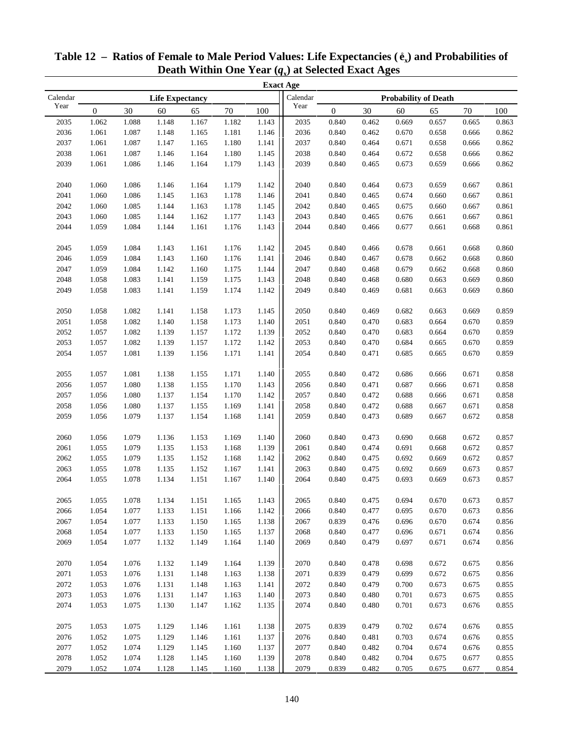# Table 12 – Ratios of Female to Male Period Values: Life Expectancies ($\mathring{e}_x$) and Probabilities of Death Within One Year ($q_x$) at Selected Exact Ages

| Calendar Year | Life Expectancy | | | | | | Calendar Year | Probability of Death | | | | | |
|---|---|---|---|---|---|---|---|---|---|---|---|---|---|
| | 0 | 30 | 60 | 65 | 70 | 100 | | 0 | 30 | 60 | 65 | 70 | 100 |
| 2035 | 1.062 | 1.088 | 1.148 | 1.167 | 1.182 | 1.143 | 2035 | 0.840 | 0.462 | 0.669 | 0.657 | 0.665 | 0.863 |
| 2036 | 1.061 | 1.087 | 1.148 | 1.165 | 1.181 | 1.146 | 2036 | 0.840 | 0.462 | 0.670 | 0.658 | 0.666 | 0.862 |
| 2037 | 1.061 | 1.087 | 1.147 | 1.165 | 1.180 | 1.141 | 2037 | 0.840 | 0.464 | 0.671 | 0.658 | 0.666 | 0.862 |
| 2038 | 1.061 | 1.087 | 1.146 | 1.164 | 1.180 | 1.145 | 2038 | 0.840 | 0.464 | 0.672 | 0.658 | 0.666 | 0.862 |
| 2039 | 1.061 | 1.086 | 1.146 | 1.164 | 1.179 | 1.143 | 2039 | 0.840 | 0.465 | 0.673 | 0.659 | 0.666 | 0.862 |
| 2040 | 1.060 | 1.086 | 1.146 | 1.164 | 1.179 | 1.142 | 2040 | 0.840 | 0.464 | 0.673 | 0.659 | 0.667 | 0.861 |
| 2041 | 1.060 | 1.086 | 1.145 | 1.163 | 1.178 | 1.146 | 2041 | 0.840 | 0.465 | 0.674 | 0.660 | 0.667 | 0.861 |
| 2042 | 1.060 | 1.085 | 1.144 | 1.163 | 1.178 | 1.145 | 2042 | 0.840 | 0.465 | 0.675 | 0.660 | 0.667 | 0.861 |
| 2043 | 1.060 | 1.085 | 1.144 | 1.162 | 1.177 | 1.143 | 2043 | 0.840 | 0.465 | 0.676 | 0.661 | 0.667 | 0.861 |
| 2044 | 1.059 | 1.084 | 1.144 | 1.161 | 1.176 | 1.143 | 2044 | 0.840 | 0.466 | 0.677 | 0.661 | 0.668 | 0.861 |
| 2045 | 1.059 | 1.084 | 1.143 | 1.161 | 1.176 | 1.142 | 2045 | 0.840 | 0.466 | 0.678 | 0.661 | 0.668 | 0.860 |
| 2046 | 1.059 | 1.084 | 1.143 | 1.160 | 1.176 | 1.141 | 2046 | 0.840 | 0.467 | 0.678 | 0.662 | 0.668 | 0.860 |
| 2047 | 1.059 | 1.084 | 1.142 | 1.160 | 1.175 | 1.144 | 2047 | 0.840 | 0.468 | 0.679 | 0.662 | 0.668 | 0.860 |
| 2048 | 1.058 | 1.083 | 1.141 | 1.159 | 1.175 | 1.143 | 2048 | 0.840 | 0.468 | 0.680 | 0.663 | 0.669 | 0.860 |
| 2049 | 1.058 | 1.083 | 1.141 | 1.159 | 1.174 | 1.142 | 2049 | 0.840 | 0.469 | 0.681 | 0.663 | 0.669 | 0.860 |
| 2050 | 1.058 | 1.082 | 1.141 | 1.158 | 1.173 | 1.145 | 2050 | 0.840 | 0.469 | 0.682 | 0.663 | 0.669 | 0.859 |
| 2051 | 1.058 | 1.082 | 1.140 | 1.158 | 1.173 | 1.140 | 2051 | 0.840 | 0.470 | 0.683 | 0.664 | 0.670 | 0.859 |
| 2052 | 1.057 | 1.082 | 1.139 | 1.157 | 1.172 | 1.139 | 2052 | 0.840 | 0.470 | 0.683 | 0.664 | 0.670 | 0.859 |
| 2053 | 1.057 | 1.082 | 1.139 | 1.157 | 1.172 | 1.142 | 2053 | 0.840 | 0.470 | 0.684 | 0.665 | 0.670 | 0.859 |
| 2054 | 1.057 | 1.081 | 1.139 | 1.156 | 1.171 | 1.141 | 2054 | 0.840 | 0.471 | 0.685 | 0.665 | 0.670 | 0.859 |
| 2055 | 1.057 | 1.081 | 1.138 | 1.155 | 1.171 | 1.140 | 2055 | 0.840 | 0.472 | 0.686 | 0.666 | 0.671 | 0.858 |
| 2056 | 1.057 | 1.080 | 1.138 | 1.155 | 1.170 | 1.143 | 2056 | 0.840 | 0.471 | 0.687 | 0.666 | 0.671 | 0.858 |
| 2057 | 1.056 | 1.080 | 1.137 | 1.154 | 1.170 | 1.142 | 2057 | 0.840 | 0.472 | 0.688 | 0.666 | 0.671 | 0.858 |
| 2058 | 1.056 | 1.080 | 1.137 | 1.155 | 1.169 | 1.141 | 2058 | 0.840 | 0.472 | 0.688 | 0.667 | 0.671 | 0.858 |
| 2059 | 1.056 | 1.079 | 1.137 | 1.154 | 1.168 | 1.141 | 2059 | 0.840 | 0.473 | 0.689 | 0.667 | 0.672 | 0.858 |
| 2060 | 1.056 | 1.079 | 1.136 | 1.153 | 1.169 | 1.140 | 2060 | 0.840 | 0.473 | 0.690 | 0.668 | 0.672 | 0.857 |
| 2061 | 1.055 | 1.079 | 1.135 | 1.153 | 1.168 | 1.139 | 2061 | 0.840 | 0.474 | 0.691 | 0.668 | 0.672 | 0.857 |
| 2062 | 1.055 | 1.079 | 1.135 | 1.152 | 1.168 | 1.142 | 2062 | 0.840 | 0.475 | 0.692 | 0.669 | 0.672 | 0.857 |
| 2063 | 1.055 | 1.078 | 1.135 | 1.152 | 1.167 | 1.141 | 2063 | 0.840 | 0.475 | 0.692 | 0.669 | 0.673 | 0.857 |
| 2064 | 1.055 | 1.078 | 1.134 | 1.151 | 1.167 | 1.140 | 2064 | 0.840 | 0.475 | 0.693 | 0.669 | 0.673 | 0.857 |
| 2065 | 1.055 | 1.078 | 1.134 | 1.151 | 1.165 | 1.143 | 2065 | 0.840 | 0.475 | 0.694 | 0.670 | 0.673 | 0.857 |
| 2066 | 1.054 | 1.077 | 1.133 | 1.151 | 1.166 | 1.142 | 2066 | 0.840 | 0.477 | 0.695 | 0.670 | 0.673 | 0.856 |
| 2067 | 1.054 | 1.077 | 1.133 | 1.150 | 1.165 | 1.138 | 2067 | 0.839 | 0.476 | 0.696 | 0.670 | 0.674 | 0.856 |
| 2068 | 1.054 | 1.077 | 1.133 | 1.150 | 1.165 | 1.137 | 2068 | 0.840 | 0.477 | 0.696 | 0.671 | 0.674 | 0.856 |
| 2069 | 1.054 | 1.077 | 1.132 | 1.149 | 1.164 | 1.140 | 2069 | 0.840 | 0.479 | 0.697 | 0.671 | 0.674 | 0.856 |
| 2070 | 1.054 | 1.076 | 1.132 | 1.149 | 1.164 | 1.139 | 2070 | 0.840 | 0.478 | 0.698 | 0.672 | 0.675 | 0.856 |
| 2071 | 1.053 | 1.076 | 1.131 | 1.148 | 1.163 | 1.138 | 2071 | 0.839 | 0.479 | 0.699 | 0.672 | 0.675 | 0.856 |
| 2072 | 1.053 | 1.076 | 1.131 | 1.148 | 1.163 | 1.141 | 2072 | 0.840 | 0.479 | 0.700 | 0.673 | 0.675 | 0.855 |
| 2073 | 1.053 | 1.076 | 1.131 | 1.147 | 1.163 | 1.140 | 2073 | 0.840 | 0.480 | 0.701 | 0.673 | 0.675 | 0.855 |
| 2074 | 1.053 | 1.075 | 1.130 | 1.147 | 1.162 | 1.135 | 2074 | 0.840 | 0.480 | 0.701 | 0.673 | 0.676 | 0.855 |
| 2075 | 1.053 | 1.075 | 1.129 | 1.146 | 1.161 | 1.138 | 2075 | 0.839 | 0.479 | 0.702 | 0.674 | 0.676 | 0.855 |
| 2076 | 1.052 | 1.075 | 1.129 | 1.146 | 1.161 | 1.137 | 2076 | 0.840 | 0.481 | 0.703 | 0.674 | 0.676 | 0.855 |
| 2077 | 1.052 | 1.074 | 1.129 | 1.145 | 1.160 | 1.137 | 2077 | 0.840 | 0.482 | 0.704 | 0.674 | 0.676 | 0.855 |
| 2078 | 1.052 | 1.074 | 1.128 | 1.145 | 1.160 | 1.139 | 2078 | 0.840 | 0.482 | 0.704 | 0.675 | 0.677 | 0.855 |
| 2079 | 1.052 | 1.074 | 1.128 | 1.145 | 1.160 | 1.138 | 2079 | 0.839 | 0.482 | 0.705 | 0.675 | 0.677 | 0.854 |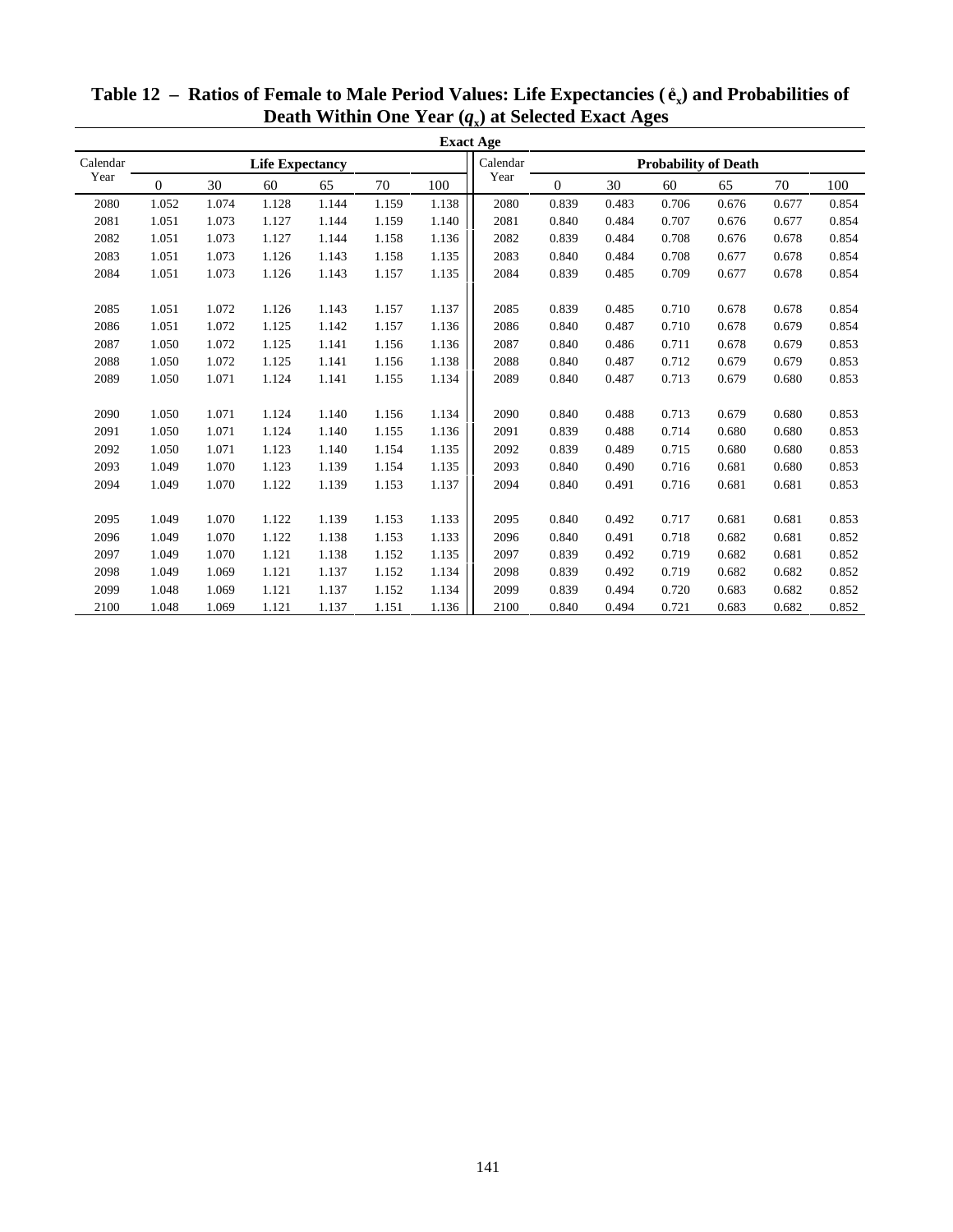## Table 12 – Ratios of Female to Male Period Values: Life Expectancies ($\mathring{e}_x$) and Probabilities of Death Within One Year ($q_x$) at Selected Exact Ages

| Calendar Year | Life Expectancy 0 | 30 | 60 | 65 | 70 | 100 | Calendar Year | Probability of Death 0 | 30 | 60 | 65 | 70 | 100 |
|---|---|---|---|---|---|---|---|---|---|---|---|---|---|
| 2080 | 1.052 | 1.074 | 1.128 | 1.144 | 1.159 | 1.138 | 2080 | 0.839 | 0.483 | 0.706 | 0.676 | 0.677 | 0.854 |
| 2081 | 1.051 | 1.073 | 1.127 | 1.144 | 1.159 | 1.140 | 2081 | 0.840 | 0.484 | 0.707 | 0.676 | 0.677 | 0.854 |
| 2082 | 1.051 | 1.073 | 1.127 | 1.144 | 1.158 | 1.136 | 2082 | 0.839 | 0.484 | 0.708 | 0.676 | 0.678 | 0.854 |
| 2083 | 1.051 | 1.073 | 1.126 | 1.143 | 1.158 | 1.135 | 2083 | 0.840 | 0.484 | 0.708 | 0.677 | 0.678 | 0.854 |
| 2084 | 1.051 | 1.073 | 1.126 | 1.143 | 1.157 | 1.135 | 2084 | 0.839 | 0.485 | 0.709 | 0.677 | 0.678 | 0.854 |
| 2085 | 1.051 | 1.072 | 1.126 | 1.143 | 1.157 | 1.137 | 2085 | 0.839 | 0.485 | 0.710 | 0.678 | 0.678 | 0.854 |
| 2086 | 1.051 | 1.072 | 1.125 | 1.142 | 1.157 | 1.136 | 2086 | 0.840 | 0.487 | 0.710 | 0.678 | 0.679 | 0.854 |
| 2087 | 1.050 | 1.072 | 1.125 | 1.141 | 1.156 | 1.136 | 2087 | 0.840 | 0.486 | 0.711 | 0.678 | 0.679 | 0.853 |
| 2088 | 1.050 | 1.072 | 1.125 | 1.141 | 1.156 | 1.138 | 2088 | 0.840 | 0.487 | 0.712 | 0.679 | 0.679 | 0.853 |
| 2089 | 1.050 | 1.071 | 1.124 | 1.141 | 1.155 | 1.134 | 2089 | 0.840 | 0.487 | 0.713 | 0.679 | 0.680 | 0.853 |
| 2090 | 1.050 | 1.071 | 1.124 | 1.140 | 1.156 | 1.134 | 2090 | 0.840 | 0.488 | 0.713 | 0.679 | 0.680 | 0.853 |
| 2091 | 1.050 | 1.071 | 1.124 | 1.140 | 1.155 | 1.136 | 2091 | 0.839 | 0.488 | 0.714 | 0.680 | 0.680 | 0.853 |
| 2092 | 1.050 | 1.071 | 1.123 | 1.140 | 1.154 | 1.135 | 2092 | 0.839 | 0.489 | 0.715 | 0.680 | 0.680 | 0.853 |
| 2093 | 1.049 | 1.070 | 1.123 | 1.139 | 1.154 | 1.135 | 2093 | 0.840 | 0.490 | 0.716 | 0.681 | 0.680 | 0.853 |
| 2094 | 1.049 | 1.070 | 1.122 | 1.139 | 1.153 | 1.137 | 2094 | 0.840 | 0.491 | 0.716 | 0.681 | 0.681 | 0.853 |
| 2095 | 1.049 | 1.070 | 1.122 | 1.139 | 1.153 | 1.133 | 2095 | 0.840 | 0.492 | 0.717 | 0.681 | 0.681 | 0.853 |
| 2096 | 1.049 | 1.070 | 1.122 | 1.138 | 1.153 | 1.133 | 2096 | 0.840 | 0.491 | 0.718 | 0.682 | 0.681 | 0.852 |
| 2097 | 1.049 | 1.070 | 1.121 | 1.138 | 1.152 | 1.135 | 2097 | 0.839 | 0.492 | 0.719 | 0.682 | 0.681 | 0.852 |
| 2098 | 1.049 | 1.069 | 1.121 | 1.137 | 1.152 | 1.134 | 2098 | 0.839 | 0.492 | 0.719 | 0.682 | 0.682 | 0.852 |
| 2099 | 1.048 | 1.069 | 1.121 | 1.137 | 1.152 | 1.134 | 2099 | 0.839 | 0.494 | 0.720 | 0.683 | 0.682 | 0.852 |
| 2100 | 1.048 | 1.069 | 1.121 | 1.137 | 1.151 | 1.136 | 2100 | 0.840 | 0.494 | 0.721 | 0.683 | 0.682 | 0.852 |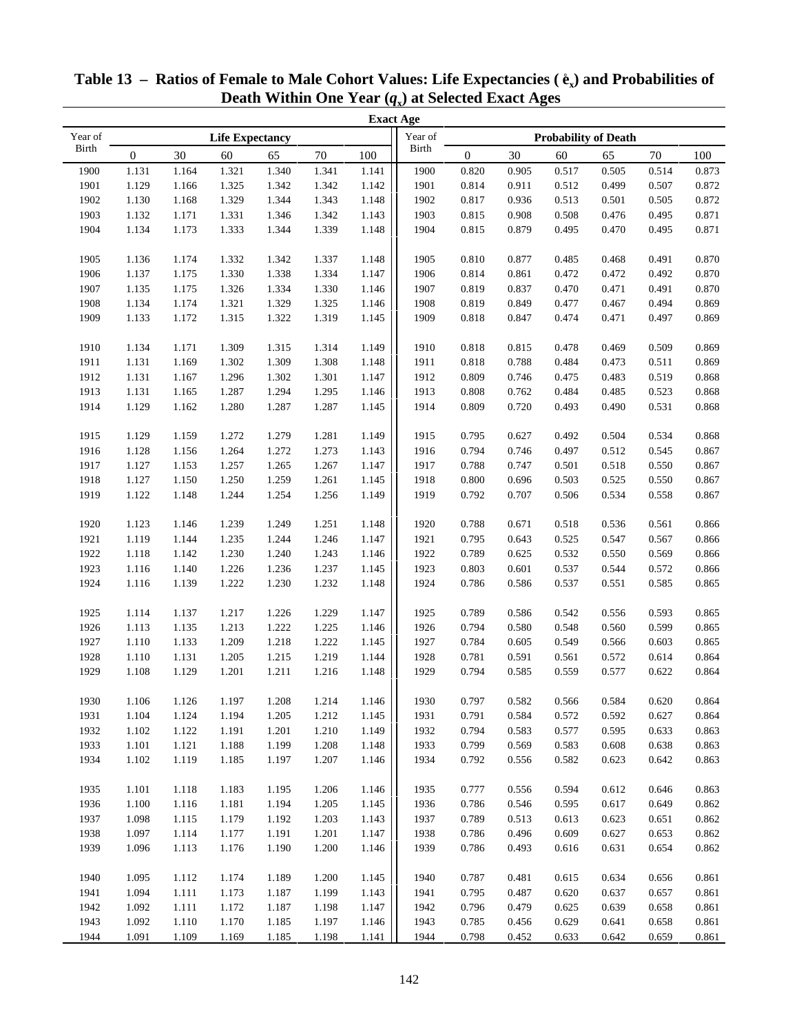# Table 13 – Ratios of Female to Male Cohort Values: Life Expectancies ($\mathring{e}_x$) and Probabilities of Death Within One Year ($q_x$) at Selected Exact Ages

| | Exact Age | | | | | | | | | | | | |
|---|---|---|---|---|---|---|---|---|---|---|---|---|---|
| Year of Birth | Life Expectancy | | | | | | Year of Birth | Probability of Death | | | | | |
| | 0 | 30 | 60 | 65 | 70 | 100 | | 0 | 30 | 60 | 65 | 70 | 100 |
| 1900 | 1.131 | 1.164 | 1.321 | 1.340 | 1.341 | 1.141 | 1900 | 0.820 | 0.905 | 0.517 | 0.505 | 0.514 | 0.873 |
| 1901 | 1.129 | 1.166 | 1.325 | 1.342 | 1.342 | 1.142 | 1901 | 0.814 | 0.911 | 0.512 | 0.499 | 0.507 | 0.872 |
| 1902 | 1.130 | 1.168 | 1.329 | 1.344 | 1.343 | 1.148 | 1902 | 0.817 | 0.936 | 0.513 | 0.501 | 0.505 | 0.872 |
| 1903 | 1.132 | 1.171 | 1.331 | 1.346 | 1.342 | 1.143 | 1903 | 0.815 | 0.908 | 0.508 | 0.476 | 0.495 | 0.871 |
| 1904 | 1.134 | 1.173 | 1.333 | 1.344 | 1.339 | 1.148 | 1904 | 0.815 | 0.879 | 0.495 | 0.470 | 0.495 | 0.871 |
| 1905 | 1.136 | 1.174 | 1.332 | 1.342 | 1.337 | 1.148 | 1905 | 0.810 | 0.877 | 0.485 | 0.468 | 0.491 | 0.870 |
| 1906 | 1.137 | 1.175 | 1.330 | 1.338 | 1.334 | 1.147 | 1906 | 0.814 | 0.861 | 0.472 | 0.472 | 0.492 | 0.870 |
| 1907 | 1.135 | 1.175 | 1.326 | 1.334 | 1.330 | 1.146 | 1907 | 0.819 | 0.837 | 0.470 | 0.471 | 0.491 | 0.870 |
| 1908 | 1.134 | 1.174 | 1.321 | 1.329 | 1.325 | 1.146 | 1908 | 0.819 | 0.849 | 0.477 | 0.467 | 0.494 | 0.869 |
| 1909 | 1.133 | 1.172 | 1.315 | 1.322 | 1.319 | 1.145 | 1909 | 0.818 | 0.847 | 0.474 | 0.471 | 0.497 | 0.869 |
| 1910 | 1.134 | 1.171 | 1.309 | 1.315 | 1.314 | 1.149 | 1910 | 0.818 | 0.815 | 0.478 | 0.469 | 0.509 | 0.869 |
| 1911 | 1.131 | 1.169 | 1.302 | 1.309 | 1.308 | 1.148 | 1911 | 0.818 | 0.788 | 0.484 | 0.473 | 0.511 | 0.869 |
| 1912 | 1.131 | 1.167 | 1.296 | 1.302 | 1.301 | 1.147 | 1912 | 0.809 | 0.746 | 0.475 | 0.483 | 0.519 | 0.868 |
| 1913 | 1.131 | 1.165 | 1.287 | 1.294 | 1.295 | 1.146 | 1913 | 0.808 | 0.762 | 0.484 | 0.485 | 0.523 | 0.868 |
| 1914 | 1.129 | 1.162 | 1.280 | 1.287 | 1.287 | 1.145 | 1914 | 0.809 | 0.720 | 0.493 | 0.490 | 0.531 | 0.868 |
| 1915 | 1.129 | 1.159 | 1.272 | 1.279 | 1.281 | 1.149 | 1915 | 0.795 | 0.627 | 0.492 | 0.504 | 0.534 | 0.868 |
| 1916 | 1.128 | 1.156 | 1.264 | 1.272 | 1.273 | 1.143 | 1916 | 0.794 | 0.746 | 0.497 | 0.512 | 0.545 | 0.867 |
| 1917 | 1.127 | 1.153 | 1.257 | 1.265 | 1.267 | 1.147 | 1917 | 0.788 | 0.747 | 0.501 | 0.518 | 0.550 | 0.867 |
| 1918 | 1.127 | 1.150 | 1.250 | 1.259 | 1.261 | 1.145 | 1918 | 0.800 | 0.696 | 0.503 | 0.525 | 0.550 | 0.867 |
| 1919 | 1.122 | 1.148 | 1.244 | 1.254 | 1.256 | 1.149 | 1919 | 0.792 | 0.707 | 0.506 | 0.534 | 0.558 | 0.867 |
| 1920 | 1.123 | 1.146 | 1.239 | 1.249 | 1.251 | 1.148 | 1920 | 0.788 | 0.671 | 0.518 | 0.536 | 0.561 | 0.866 |
| 1921 | 1.119 | 1.144 | 1.235 | 1.244 | 1.246 | 1.147 | 1921 | 0.795 | 0.643 | 0.525 | 0.547 | 0.567 | 0.866 |
| 1922 | 1.118 | 1.142 | 1.230 | 1.240 | 1.243 | 1.146 | 1922 | 0.789 | 0.625 | 0.532 | 0.550 | 0.569 | 0.866 |
| 1923 | 1.116 | 1.140 | 1.226 | 1.236 | 1.237 | 1.145 | 1923 | 0.803 | 0.601 | 0.537 | 0.544 | 0.572 | 0.866 |
| 1924 | 1.116 | 1.139 | 1.222 | 1.230 | 1.232 | 1.148 | 1924 | 0.786 | 0.586 | 0.537 | 0.551 | 0.585 | 0.865 |
| 1925 | 1.114 | 1.137 | 1.217 | 1.226 | 1.229 | 1.147 | 1925 | 0.789 | 0.586 | 0.542 | 0.556 | 0.593 | 0.865 |
| 1926 | 1.113 | 1.135 | 1.213 | 1.222 | 1.225 | 1.146 | 1926 | 0.794 | 0.580 | 0.548 | 0.560 | 0.599 | 0.865 |
| 1927 | 1.110 | 1.133 | 1.209 | 1.218 | 1.222 | 1.145 | 1927 | 0.784 | 0.605 | 0.549 | 0.566 | 0.603 | 0.865 |
| 1928 | 1.110 | 1.131 | 1.205 | 1.215 | 1.219 | 1.144 | 1928 | 0.781 | 0.591 | 0.561 | 0.572 | 0.614 | 0.864 |
| 1929 | 1.108 | 1.129 | 1.201 | 1.211 | 1.216 | 1.148 | 1929 | 0.794 | 0.585 | 0.559 | 0.577 | 0.622 | 0.864 |
| 1930 | 1.106 | 1.126 | 1.197 | 1.208 | 1.214 | 1.146 | 1930 | 0.797 | 0.582 | 0.566 | 0.584 | 0.620 | 0.864 |
| 1931 | 1.104 | 1.124 | 1.194 | 1.205 | 1.212 | 1.145 | 1931 | 0.791 | 0.584 | 0.572 | 0.592 | 0.627 | 0.864 |
| 1932 | 1.102 | 1.122 | 1.191 | 1.201 | 1.210 | 1.149 | 1932 | 0.794 | 0.583 | 0.577 | 0.595 | 0.633 | 0.863 |
| 1933 | 1.101 | 1.121 | 1.188 | 1.199 | 1.208 | 1.148 | 1933 | 0.799 | 0.569 | 0.583 | 0.608 | 0.638 | 0.863 |
| 1934 | 1.102 | 1.119 | 1.185 | 1.197 | 1.207 | 1.146 | 1934 | 0.792 | 0.556 | 0.582 | 0.623 | 0.642 | 0.863 |
| 1935 | 1.101 | 1.118 | 1.183 | 1.195 | 1.206 | 1.146 | 1935 | 0.777 | 0.556 | 0.594 | 0.612 | 0.646 | 0.863 |
| 1936 | 1.100 | 1.116 | 1.181 | 1.194 | 1.205 | 1.145 | 1936 | 0.786 | 0.546 | 0.595 | 0.617 | 0.649 | 0.862 |
| 1937 | 1.098 | 1.115 | 1.179 | 1.192 | 1.203 | 1.143 | 1937 | 0.789 | 0.513 | 0.613 | 0.623 | 0.651 | 0.862 |
| 1938 | 1.097 | 1.114 | 1.177 | 1.191 | 1.201 | 1.147 | 1938 | 0.786 | 0.496 | 0.609 | 0.627 | 0.653 | 0.862 |
| 1939 | 1.096 | 1.113 | 1.176 | 1.190 | 1.200 | 1.146 | 1939 | 0.786 | 0.493 | 0.616 | 0.631 | 0.654 | 0.862 |
| 1940 | 1.095 | 1.112 | 1.174 | 1.189 | 1.200 | 1.145 | 1940 | 0.787 | 0.481 | 0.615 | 0.634 | 0.656 | 0.861 |
| 1941 | 1.094 | 1.111 | 1.173 | 1.187 | 1.199 | 1.143 | 1941 | 0.795 | 0.487 | 0.620 | 0.637 | 0.657 | 0.861 |
| 1942 | 1.092 | 1.111 | 1.172 | 1.187 | 1.198 | 1.147 | 1942 | 0.796 | 0.479 | 0.625 | 0.639 | 0.658 | 0.861 |
| 1943 | 1.092 | 1.110 | 1.170 | 1.185 | 1.197 | 1.146 | 1943 | 0.785 | 0.456 | 0.629 | 0.641 | 0.658 | 0.861 |
| 1944 | 1.091 | 1.109 | 1.169 | 1.185 | 1.198 | 1.141 | 1944 | 0.798 | 0.452 | 0.633 | 0.642 | 0.659 | 0.861 |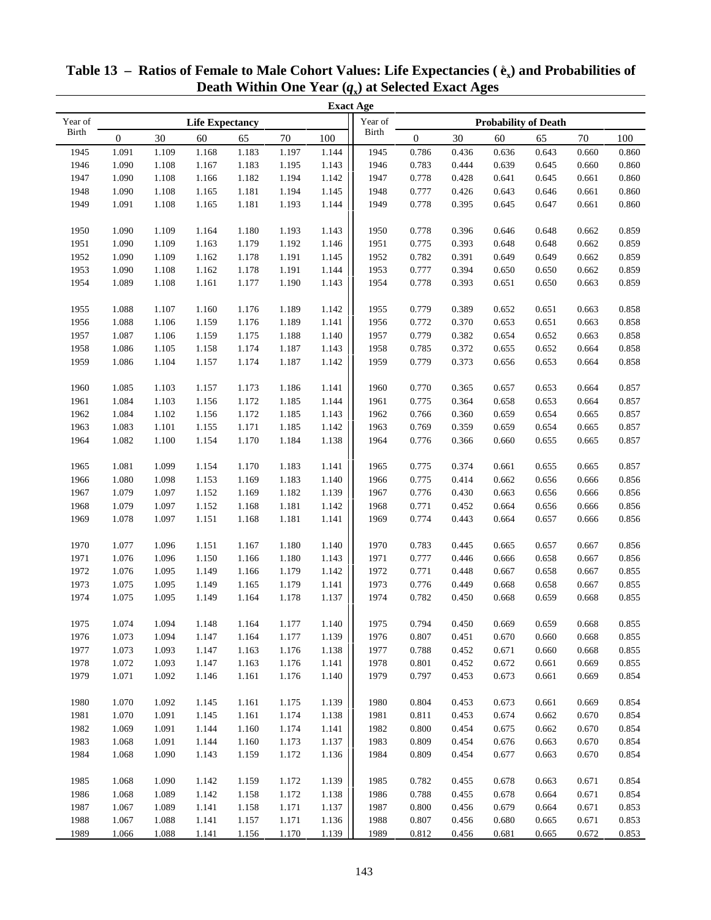# Table 13 – Ratios of Female to Male Cohort Values: Life Expectancies ($\mathring{e}_x$) and Probabilities of Death Within One Year ($q_x$) at Selected Exact Ages

| | Exact Age | | | | | | | | | | | | |
|---|---|---|---|---|---|---|---|---|---|---|---|---|---|
| Year of Birth | Life Expectancy | | | | | | Year of Birth | Probability of Death | | | | | |
| | 0 | 30 | 60 | 65 | 70 | 100 | | 0 | 30 | 60 | 65 | 70 | 100 |
| 1945 | 1.091 | 1.109 | 1.168 | 1.183 | 1.197 | 1.144 | 1945 | 0.786 | 0.436 | 0.636 | 0.643 | 0.660 | 0.860 |
| 1946 | 1.090 | 1.108 | 1.167 | 1.183 | 1.195 | 1.143 | 1946 | 0.783 | 0.444 | 0.639 | 0.645 | 0.660 | 0.860 |
| 1947 | 1.090 | 1.108 | 1.166 | 1.182 | 1.194 | 1.142 | 1947 | 0.778 | 0.428 | 0.641 | 0.645 | 0.661 | 0.860 |
| 1948 | 1.090 | 1.108 | 1.165 | 1.181 | 1.194 | 1.145 | 1948 | 0.777 | 0.426 | 0.643 | 0.646 | 0.661 | 0.860 |
| 1949 | 1.091 | 1.108 | 1.165 | 1.181 | 1.193 | 1.144 | 1949 | 0.778 | 0.395 | 0.645 | 0.647 | 0.661 | 0.860 |
| 1950 | 1.090 | 1.109 | 1.164 | 1.180 | 1.193 | 1.143 | 1950 | 0.778 | 0.396 | 0.646 | 0.648 | 0.662 | 0.859 |
| 1951 | 1.090 | 1.109 | 1.163 | 1.179 | 1.192 | 1.146 | 1951 | 0.775 | 0.393 | 0.648 | 0.648 | 0.662 | 0.859 |
| 1952 | 1.090 | 1.109 | 1.162 | 1.178 | 1.191 | 1.145 | 1952 | 0.782 | 0.391 | 0.649 | 0.649 | 0.662 | 0.859 |
| 1953 | 1.090 | 1.108 | 1.162 | 1.178 | 1.191 | 1.144 | 1953 | 0.777 | 0.394 | 0.650 | 0.650 | 0.662 | 0.859 |
| 1954 | 1.089 | 1.108 | 1.161 | 1.177 | 1.190 | 1.143 | 1954 | 0.778 | 0.393 | 0.651 | 0.650 | 0.663 | 0.859 |
| 1955 | 1.088 | 1.107 | 1.160 | 1.176 | 1.189 | 1.142 | 1955 | 0.779 | 0.389 | 0.652 | 0.651 | 0.663 | 0.858 |
| 1956 | 1.088 | 1.106 | 1.159 | 1.176 | 1.189 | 1.141 | 1956 | 0.772 | 0.370 | 0.653 | 0.651 | 0.663 | 0.858 |
| 1957 | 1.087 | 1.106 | 1.159 | 1.175 | 1.188 | 1.140 | 1957 | 0.779 | 0.382 | 0.654 | 0.652 | 0.663 | 0.858 |
| 1958 | 1.086 | 1.105 | 1.158 | 1.174 | 1.187 | 1.143 | 1958 | 0.785 | 0.372 | 0.655 | 0.652 | 0.664 | 0.858 |
| 1959 | 1.086 | 1.104 | 1.157 | 1.174 | 1.187 | 1.142 | 1959 | 0.779 | 0.373 | 0.656 | 0.653 | 0.664 | 0.858 |
| 1960 | 1.085 | 1.103 | 1.157 | 1.173 | 1.186 | 1.141 | 1960 | 0.770 | 0.365 | 0.657 | 0.653 | 0.664 | 0.857 |
| 1961 | 1.084 | 1.103 | 1.156 | 1.172 | 1.185 | 1.144 | 1961 | 0.775 | 0.364 | 0.658 | 0.653 | 0.664 | 0.857 |
| 1962 | 1.084 | 1.102 | 1.156 | 1.172 | 1.185 | 1.143 | 1962 | 0.766 | 0.360 | 0.659 | 0.654 | 0.665 | 0.857 |
| 1963 | 1.083 | 1.101 | 1.155 | 1.171 | 1.185 | 1.142 | 1963 | 0.769 | 0.359 | 0.659 | 0.654 | 0.665 | 0.857 |
| 1964 | 1.082 | 1.100 | 1.154 | 1.170 | 1.184 | 1.138 | 1964 | 0.776 | 0.366 | 0.660 | 0.655 | 0.665 | 0.857 |
| 1965 | 1.081 | 1.099 | 1.154 | 1.170 | 1.183 | 1.141 | 1965 | 0.775 | 0.374 | 0.661 | 0.655 | 0.665 | 0.857 |
| 1966 | 1.080 | 1.098 | 1.153 | 1.169 | 1.183 | 1.140 | 1966 | 0.775 | 0.414 | 0.662 | 0.656 | 0.666 | 0.856 |
| 1967 | 1.079 | 1.097 | 1.152 | 1.169 | 1.182 | 1.139 | 1967 | 0.776 | 0.430 | 0.663 | 0.656 | 0.666 | 0.856 |
| 1968 | 1.079 | 1.097 | 1.152 | 1.168 | 1.181 | 1.142 | 1968 | 0.771 | 0.452 | 0.664 | 0.656 | 0.666 | 0.856 |
| 1969 | 1.078 | 1.097 | 1.151 | 1.168 | 1.181 | 1.141 | 1969 | 0.774 | 0.443 | 0.664 | 0.657 | 0.666 | 0.856 |
| 1970 | 1.077 | 1.096 | 1.151 | 1.167 | 1.180 | 1.140 | 1970 | 0.783 | 0.445 | 0.665 | 0.657 | 0.667 | 0.856 |
| 1971 | 1.076 | 1.096 | 1.150 | 1.166 | 1.180 | 1.143 | 1971 | 0.777 | 0.446 | 0.666 | 0.658 | 0.667 | 0.856 |
| 1972 | 1.076 | 1.095 | 1.149 | 1.166 | 1.179 | 1.142 | 1972 | 0.771 | 0.448 | 0.667 | 0.658 | 0.667 | 0.855 |
| 1973 | 1.075 | 1.095 | 1.149 | 1.165 | 1.179 | 1.141 | 1973 | 0.776 | 0.449 | 0.668 | 0.658 | 0.667 | 0.855 |
| 1974 | 1.075 | 1.095 | 1.149 | 1.164 | 1.178 | 1.137 | 1974 | 0.782 | 0.450 | 0.668 | 0.659 | 0.668 | 0.855 |
| 1975 | 1.074 | 1.094 | 1.148 | 1.164 | 1.177 | 1.140 | 1975 | 0.794 | 0.450 | 0.669 | 0.659 | 0.668 | 0.855 |
| 1976 | 1.073 | 1.094 | 1.147 | 1.164 | 1.177 | 1.139 | 1976 | 0.807 | 0.451 | 0.670 | 0.660 | 0.668 | 0.855 |
| 1977 | 1.073 | 1.093 | 1.147 | 1.163 | 1.176 | 1.138 | 1977 | 0.788 | 0.452 | 0.671 | 0.660 | 0.668 | 0.855 |
| 1978 | 1.072 | 1.093 | 1.147 | 1.163 | 1.176 | 1.141 | 1978 | 0.801 | 0.452 | 0.672 | 0.661 | 0.669 | 0.855 |
| 1979 | 1.071 | 1.092 | 1.146 | 1.161 | 1.176 | 1.140 | 1979 | 0.797 | 0.453 | 0.673 | 0.661 | 0.669 | 0.854 |
| 1980 | 1.070 | 1.092 | 1.145 | 1.161 | 1.175 | 1.139 | 1980 | 0.804 | 0.453 | 0.673 | 0.661 | 0.669 | 0.854 |
| 1981 | 1.070 | 1.091 | 1.145 | 1.161 | 1.174 | 1.138 | 1981 | 0.811 | 0.453 | 0.674 | 0.662 | 0.670 | 0.854 |
| 1982 | 1.069 | 1.091 | 1.144 | 1.160 | 1.174 | 1.141 | 1982 | 0.800 | 0.454 | 0.675 | 0.662 | 0.670 | 0.854 |
| 1983 | 1.068 | 1.091 | 1.144 | 1.160 | 1.173 | 1.137 | 1983 | 0.809 | 0.454 | 0.676 | 0.663 | 0.670 | 0.854 |
| 1984 | 1.068 | 1.090 | 1.143 | 1.159 | 1.172 | 1.136 | 1984 | 0.809 | 0.454 | 0.677 | 0.663 | 0.670 | 0.854 |
| 1985 | 1.068 | 1.090 | 1.142 | 1.159 | 1.172 | 1.139 | 1985 | 0.782 | 0.455 | 0.678 | 0.663 | 0.671 | 0.854 |
| 1986 | 1.068 | 1.089 | 1.142 | 1.158 | 1.172 | 1.138 | 1986 | 0.788 | 0.455 | 0.678 | 0.664 | 0.671 | 0.854 |
| 1987 | 1.067 | 1.089 | 1.141 | 1.158 | 1.171 | 1.137 | 1987 | 0.800 | 0.456 | 0.679 | 0.664 | 0.671 | 0.853 |
| 1988 | 1.067 | 1.088 | 1.141 | 1.157 | 1.171 | 1.136 | 1988 | 0.807 | 0.456 | 0.680 | 0.665 | 0.671 | 0.853 |
| 1989 | 1.066 | 1.088 | 1.141 | 1.156 | 1.170 | 1.139 | 1989 | 0.812 | 0.456 | 0.681 | 0.665 | 0.672 | 0.853 |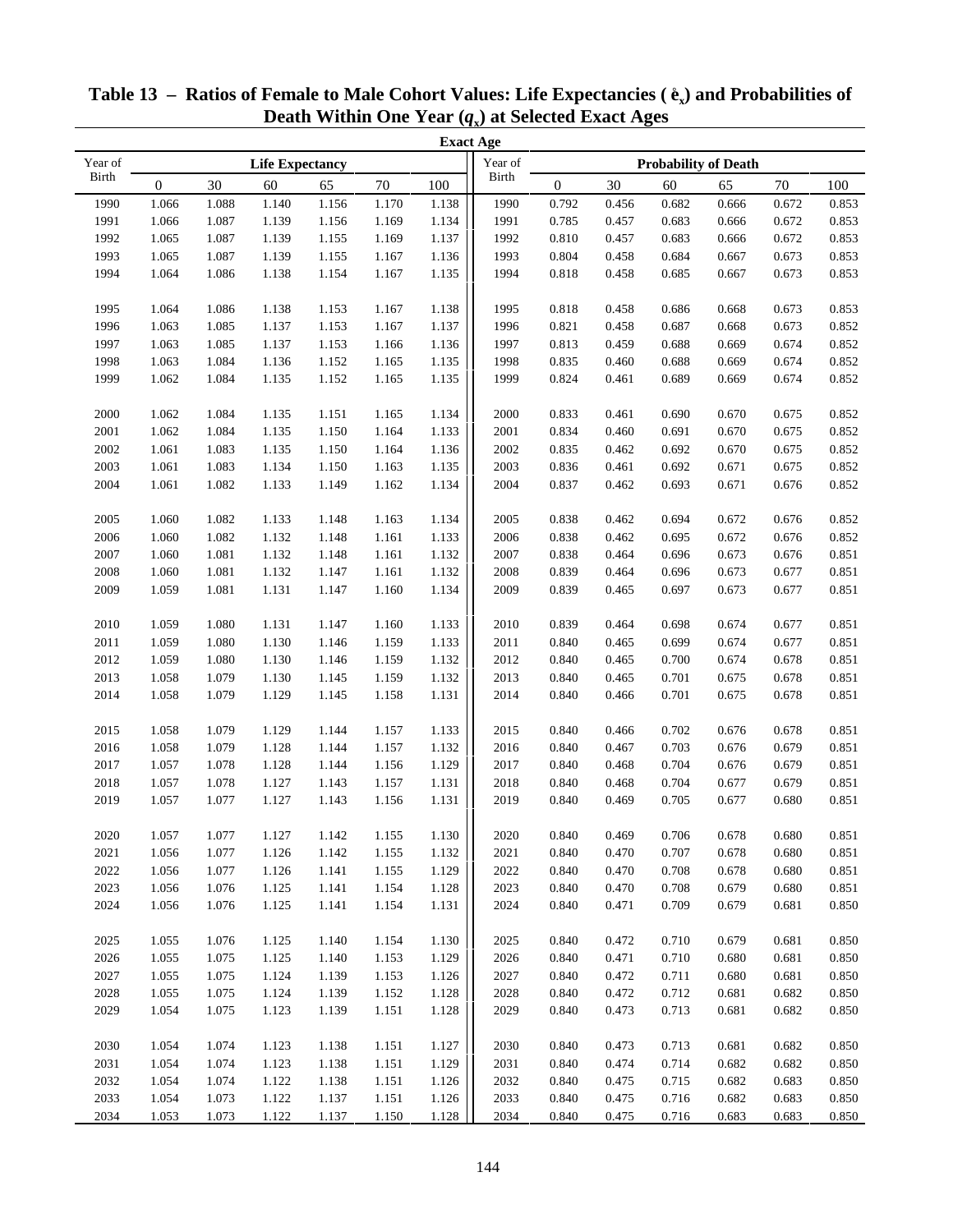# Table 13 – Ratios of Female to Male Cohort Values: Life Expectancies ($\mathring{e}_x$) and Probabilities of Death Within One Year ($q_x$) at Selected Exact Ages

| Year of Birth | Life Expectancy | | | | | | Year of Birth | Probability of Death | | | | | |
|---|---|---|---|---|---|---|---|---|---|---|---|---|---|
| | 0 | 30 | 60 | 65 | 70 | 100 | | 0 | 30 | 60 | 65 | 70 | 100 |
| 1990 | 1.066 | 1.088 | 1.140 | 1.156 | 1.170 | 1.138 | 1990 | 0.792 | 0.456 | 0.682 | 0.666 | 0.672 | 0.853 |
| 1991 | 1.066 | 1.087 | 1.139 | 1.156 | 1.169 | 1.134 | 1991 | 0.785 | 0.457 | 0.683 | 0.666 | 0.672 | 0.853 |
| 1992 | 1.065 | 1.087 | 1.139 | 1.155 | 1.169 | 1.137 | 1992 | 0.810 | 0.457 | 0.683 | 0.666 | 0.672 | 0.853 |
| 1993 | 1.065 | 1.087 | 1.139 | 1.155 | 1.167 | 1.136 | 1993 | 0.804 | 0.458 | 0.684 | 0.667 | 0.673 | 0.853 |
| 1994 | 1.064 | 1.086 | 1.138 | 1.154 | 1.167 | 1.135 | 1994 | 0.818 | 0.458 | 0.685 | 0.667 | 0.673 | 0.853 |
| 1995 | 1.064 | 1.086 | 1.138 | 1.153 | 1.167 | 1.138 | 1995 | 0.818 | 0.458 | 0.686 | 0.668 | 0.673 | 0.853 |
| 1996 | 1.063 | 1.085 | 1.137 | 1.153 | 1.167 | 1.137 | 1996 | 0.821 | 0.458 | 0.687 | 0.668 | 0.673 | 0.852 |
| 1997 | 1.063 | 1.085 | 1.137 | 1.153 | 1.166 | 1.136 | 1997 | 0.813 | 0.459 | 0.688 | 0.669 | 0.674 | 0.852 |
| 1998 | 1.063 | 1.084 | 1.136 | 1.152 | 1.165 | 1.135 | 1998 | 0.835 | 0.460 | 0.688 | 0.669 | 0.674 | 0.852 |
| 1999 | 1.062 | 1.084 | 1.135 | 1.152 | 1.165 | 1.135 | 1999 | 0.824 | 0.461 | 0.689 | 0.669 | 0.674 | 0.852 |
| 2000 | 1.062 | 1.084 | 1.135 | 1.151 | 1.165 | 1.134 | 2000 | 0.833 | 0.461 | 0.690 | 0.670 | 0.675 | 0.852 |
| 2001 | 1.062 | 1.084 | 1.135 | 1.150 | 1.164 | 1.133 | 2001 | 0.834 | 0.460 | 0.691 | 0.670 | 0.675 | 0.852 |
| 2002 | 1.061 | 1.083 | 1.135 | 1.150 | 1.164 | 1.136 | 2002 | 0.835 | 0.462 | 0.692 | 0.670 | 0.675 | 0.852 |
| 2003 | 1.061 | 1.083 | 1.134 | 1.150 | 1.163 | 1.135 | 2003 | 0.836 | 0.461 | 0.692 | 0.671 | 0.675 | 0.852 |
| 2004 | 1.061 | 1.082 | 1.133 | 1.149 | 1.162 | 1.134 | 2004 | 0.837 | 0.462 | 0.693 | 0.671 | 0.676 | 0.852 |
| 2005 | 1.060 | 1.082 | 1.133 | 1.148 | 1.163 | 1.134 | 2005 | 0.838 | 0.462 | 0.694 | 0.672 | 0.676 | 0.852 |
| 2006 | 1.060 | 1.082 | 1.132 | 1.148 | 1.161 | 1.133 | 2006 | 0.838 | 0.462 | 0.695 | 0.672 | 0.676 | 0.852 |
| 2007 | 1.060 | 1.081 | 1.132 | 1.148 | 1.161 | 1.132 | 2007 | 0.838 | 0.464 | 0.696 | 0.673 | 0.676 | 0.851 |
| 2008 | 1.060 | 1.081 | 1.132 | 1.147 | 1.161 | 1.132 | 2008 | 0.839 | 0.464 | 0.696 | 0.673 | 0.677 | 0.851 |
| 2009 | 1.059 | 1.081 | 1.131 | 1.147 | 1.160 | 1.134 | 2009 | 0.839 | 0.465 | 0.697 | 0.673 | 0.677 | 0.851 |
| 2010 | 1.059 | 1.080 | 1.131 | 1.147 | 1.160 | 1.133 | 2010 | 0.839 | 0.464 | 0.698 | 0.674 | 0.677 | 0.851 |
| 2011 | 1.059 | 1.080 | 1.130 | 1.146 | 1.159 | 1.133 | 2011 | 0.840 | 0.465 | 0.699 | 0.674 | 0.677 | 0.851 |
| 2012 | 1.059 | 1.080 | 1.130 | 1.146 | 1.159 | 1.132 | 2012 | 0.840 | 0.465 | 0.700 | 0.674 | 0.678 | 0.851 |
| 2013 | 1.058 | 1.079 | 1.130 | 1.145 | 1.159 | 1.132 | 2013 | 0.840 | 0.465 | 0.701 | 0.675 | 0.678 | 0.851 |
| 2014 | 1.058 | 1.079 | 1.129 | 1.145 | 1.158 | 1.131 | 2014 | 0.840 | 0.466 | 0.701 | 0.675 | 0.678 | 0.851 |
| 2015 | 1.058 | 1.079 | 1.129 | 1.144 | 1.157 | 1.133 | 2015 | 0.840 | 0.466 | 0.702 | 0.676 | 0.678 | 0.851 |
| 2016 | 1.058 | 1.079 | 1.128 | 1.144 | 1.157 | 1.132 | 2016 | 0.840 | 0.467 | 0.703 | 0.676 | 0.679 | 0.851 |
| 2017 | 1.057 | 1.078 | 1.128 | 1.144 | 1.156 | 1.129 | 2017 | 0.840 | 0.468 | 0.704 | 0.676 | 0.679 | 0.851 |
| 2018 | 1.057 | 1.078 | 1.127 | 1.143 | 1.157 | 1.131 | 2018 | 0.840 | 0.468 | 0.704 | 0.677 | 0.679 | 0.851 |
| 2019 | 1.057 | 1.077 | 1.127 | 1.143 | 1.156 | 1.131 | 2019 | 0.840 | 0.469 | 0.705 | 0.677 | 0.680 | 0.851 |
| 2020 | 1.057 | 1.077 | 1.127 | 1.142 | 1.155 | 1.130 | 2020 | 0.840 | 0.469 | 0.706 | 0.678 | 0.680 | 0.851 |
| 2021 | 1.056 | 1.077 | 1.126 | 1.142 | 1.155 | 1.132 | 2021 | 0.840 | 0.470 | 0.707 | 0.678 | 0.680 | 0.851 |
| 2022 | 1.056 | 1.077 | 1.126 | 1.141 | 1.155 | 1.129 | 2022 | 0.840 | 0.470 | 0.708 | 0.678 | 0.680 | 0.851 |
| 2023 | 1.056 | 1.076 | 1.125 | 1.141 | 1.154 | 1.128 | 2023 | 0.840 | 0.470 | 0.708 | 0.679 | 0.680 | 0.851 |
| 2024 | 1.056 | 1.076 | 1.125 | 1.141 | 1.154 | 1.131 | 2024 | 0.840 | 0.471 | 0.709 | 0.679 | 0.681 | 0.850 |
| 2025 | 1.055 | 1.076 | 1.125 | 1.140 | 1.154 | 1.130 | 2025 | 0.840 | 0.472 | 0.710 | 0.679 | 0.681 | 0.850 |
| 2026 | 1.055 | 1.075 | 1.125 | 1.140 | 1.153 | 1.129 | 2026 | 0.840 | 0.471 | 0.710 | 0.680 | 0.681 | 0.850 |
| 2027 | 1.055 | 1.075 | 1.124 | 1.139 | 1.153 | 1.126 | 2027 | 0.840 | 0.472 | 0.711 | 0.680 | 0.681 | 0.850 |
| 2028 | 1.055 | 1.075 | 1.124 | 1.139 | 1.152 | 1.128 | 2028 | 0.840 | 0.472 | 0.712 | 0.681 | 0.682 | 0.850 |
| 2029 | 1.054 | 1.075 | 1.123 | 1.139 | 1.151 | 1.128 | 2029 | 0.840 | 0.473 | 0.713 | 0.681 | 0.682 | 0.850 |
| 2030 | 1.054 | 1.074 | 1.123 | 1.138 | 1.151 | 1.127 | 2030 | 0.840 | 0.473 | 0.713 | 0.681 | 0.682 | 0.850 |
| 2031 | 1.054 | 1.074 | 1.123 | 1.138 | 1.151 | 1.129 | 2031 | 0.840 | 0.474 | 0.714 | 0.682 | 0.682 | 0.850 |
| 2032 | 1.054 | 1.074 | 1.122 | 1.138 | 1.151 | 1.126 | 2032 | 0.840 | 0.475 | 0.715 | 0.682 | 0.683 | 0.850 |
| 2033 | 1.054 | 1.073 | 1.122 | 1.137 | 1.151 | 1.126 | 2033 | 0.840 | 0.475 | 0.716 | 0.682 | 0.683 | 0.850 |
| 2034 | 1.053 | 1.073 | 1.122 | 1.137 | 1.150 | 1.128 | 2034 | 0.840 | 0.475 | 0.716 | 0.683 | 0.683 | 0.850 |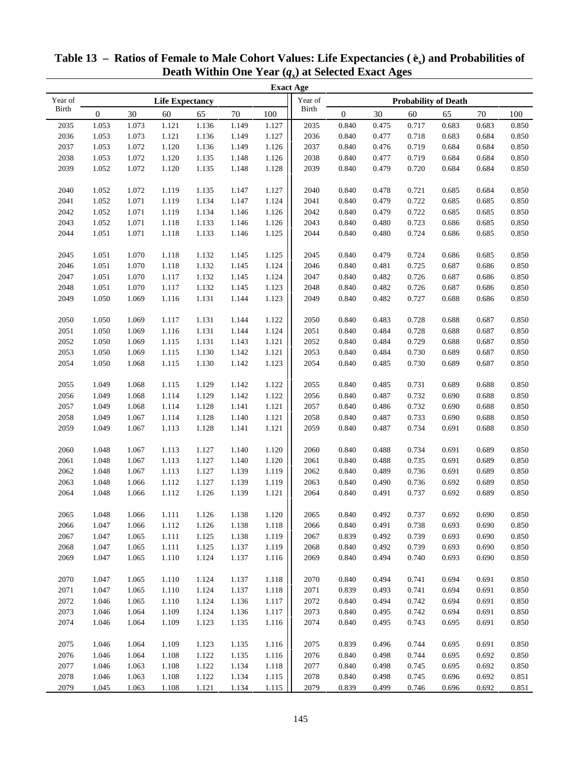## Table 13 – Ratios of Female to Male Cohort Values: Life Expectancies ($\mathring{e}_x$) and Probabilities of Death Within One Year ($q_x$) at Selected Exact Ages

| Year of Birth | Life Expectancy 0 | 30 | 60 | 65 | 70 | 100 | Year of Birth | Probability of Death 0 | 30 | 60 | 65 | 70 | 100 |
|---|---|---|---|---|---|---|---|---|---|---|---|---|---|
| 2035 | 1.053 | 1.073 | 1.121 | 1.136 | 1.149 | 1.127 | 2035 | 0.840 | 0.475 | 0.717 | 0.683 | 0.683 | 0.850 |
| 2036 | 1.053 | 1.073 | 1.121 | 1.136 | 1.149 | 1.127 | 2036 | 0.840 | 0.477 | 0.718 | 0.683 | 0.684 | 0.850 |
| 2037 | 1.053 | 1.072 | 1.120 | 1.136 | 1.149 | 1.126 | 2037 | 0.840 | 0.476 | 0.719 | 0.684 | 0.684 | 0.850 |
| 2038 | 1.053 | 1.072 | 1.120 | 1.135 | 1.148 | 1.126 | 2038 | 0.840 | 0.477 | 0.719 | 0.684 | 0.684 | 0.850 |
| 2039 | 1.052 | 1.072 | 1.120 | 1.135 | 1.148 | 1.128 | 2039 | 0.840 | 0.479 | 0.720 | 0.684 | 0.684 | 0.850 |
| 2040 | 1.052 | 1.072 | 1.119 | 1.135 | 1.147 | 1.127 | 2040 | 0.840 | 0.478 | 0.721 | 0.685 | 0.684 | 0.850 |
| 2041 | 1.052 | 1.071 | 1.119 | 1.134 | 1.147 | 1.124 | 2041 | 0.840 | 0.479 | 0.722 | 0.685 | 0.685 | 0.850 |
| 2042 | 1.052 | 1.071 | 1.119 | 1.134 | 1.146 | 1.126 | 2042 | 0.840 | 0.479 | 0.722 | 0.685 | 0.685 | 0.850 |
| 2043 | 1.052 | 1.071 | 1.118 | 1.133 | 1.146 | 1.126 | 2043 | 0.840 | 0.480 | 0.723 | 0.686 | 0.685 | 0.850 |
| 2044 | 1.051 | 1.071 | 1.118 | 1.133 | 1.146 | 1.125 | 2044 | 0.840 | 0.480 | 0.724 | 0.686 | 0.685 | 0.850 |
| 2045 | 1.051 | 1.070 | 1.118 | 1.132 | 1.145 | 1.125 | 2045 | 0.840 | 0.479 | 0.724 | 0.686 | 0.685 | 0.850 |
| 2046 | 1.051 | 1.070 | 1.118 | 1.132 | 1.145 | 1.124 | 2046 | 0.840 | 0.481 | 0.725 | 0.687 | 0.686 | 0.850 |
| 2047 | 1.051 | 1.070 | 1.117 | 1.132 | 1.145 | 1.124 | 2047 | 0.840 | 0.482 | 0.726 | 0.687 | 0.686 | 0.850 |
| 2048 | 1.051 | 1.070 | 1.117 | 1.132 | 1.145 | 1.123 | 2048 | 0.840 | 0.482 | 0.726 | 0.687 | 0.686 | 0.850 |
| 2049 | 1.050 | 1.069 | 1.116 | 1.131 | 1.144 | 1.123 | 2049 | 0.840 | 0.482 | 0.727 | 0.688 | 0.686 | 0.850 |
| 2050 | 1.050 | 1.069 | 1.117 | 1.131 | 1.144 | 1.122 | 2050 | 0.840 | 0.483 | 0.728 | 0.688 | 0.687 | 0.850 |
| 2051 | 1.050 | 1.069 | 1.116 | 1.131 | 1.144 | 1.124 | 2051 | 0.840 | 0.484 | 0.728 | 0.688 | 0.687 | 0.850 |
| 2052 | 1.050 | 1.069 | 1.115 | 1.131 | 1.143 | 1.121 | 2052 | 0.840 | 0.484 | 0.729 | 0.688 | 0.687 | 0.850 |
| 2053 | 1.050 | 1.069 | 1.115 | 1.130 | 1.142 | 1.121 | 2053 | 0.840 | 0.484 | 0.730 | 0.689 | 0.687 | 0.850 |
| 2054 | 1.050 | 1.068 | 1.115 | 1.130 | 1.142 | 1.123 | 2054 | 0.840 | 0.485 | 0.730 | 0.689 | 0.687 | 0.850 |
| 2055 | 1.049 | 1.068 | 1.115 | 1.129 | 1.142 | 1.122 | 2055 | 0.840 | 0.485 | 0.731 | 0.689 | 0.688 | 0.850 |
| 2056 | 1.049 | 1.068 | 1.114 | 1.129 | 1.142 | 1.122 | 2056 | 0.840 | 0.487 | 0.732 | 0.690 | 0.688 | 0.850 |
| 2057 | 1.049 | 1.068 | 1.114 | 1.128 | 1.141 | 1.121 | 2057 | 0.840 | 0.486 | 0.732 | 0.690 | 0.688 | 0.850 |
| 2058 | 1.049 | 1.067 | 1.114 | 1.128 | 1.140 | 1.121 | 2058 | 0.840 | 0.487 | 0.733 | 0.690 | 0.688 | 0.850 |
| 2059 | 1.049 | 1.067 | 1.113 | 1.128 | 1.141 | 1.121 | 2059 | 0.840 | 0.487 | 0.734 | 0.691 | 0.688 | 0.850 |
| 2060 | 1.048 | 1.067 | 1.113 | 1.127 | 1.140 | 1.120 | 2060 | 0.840 | 0.488 | 0.734 | 0.691 | 0.689 | 0.850 |
| 2061 | 1.048 | 1.067 | 1.113 | 1.127 | 1.140 | 1.120 | 2061 | 0.840 | 0.488 | 0.735 | 0.691 | 0.689 | 0.850 |
| 2062 | 1.048 | 1.067 | 1.113 | 1.127 | 1.139 | 1.119 | 2062 | 0.840 | 0.489 | 0.736 | 0.691 | 0.689 | 0.850 |
| 2063 | 1.048 | 1.066 | 1.112 | 1.127 | 1.139 | 1.119 | 2063 | 0.840 | 0.490 | 0.736 | 0.692 | 0.689 | 0.850 |
| 2064 | 1.048 | 1.066 | 1.112 | 1.126 | 1.139 | 1.121 | 2064 | 0.840 | 0.491 | 0.737 | 0.692 | 0.689 | 0.850 |
| 2065 | 1.048 | 1.066 | 1.111 | 1.126 | 1.138 | 1.120 | 2065 | 0.840 | 0.492 | 0.737 | 0.692 | 0.690 | 0.850 |
| 2066 | 1.047 | 1.066 | 1.112 | 1.126 | 1.138 | 1.118 | 2066 | 0.840 | 0.491 | 0.738 | 0.693 | 0.690 | 0.850 |
| 2067 | 1.047 | 1.065 | 1.111 | 1.125 | 1.138 | 1.119 | 2067 | 0.839 | 0.492 | 0.739 | 0.693 | 0.690 | 0.850 |
| 2068 | 1.047 | 1.065 | 1.111 | 1.125 | 1.137 | 1.119 | 2068 | 0.840 | 0.492 | 0.739 | 0.693 | 0.690 | 0.850 |
| 2069 | 1.047 | 1.065 | 1.110 | 1.124 | 1.137 | 1.116 | 2069 | 0.840 | 0.494 | 0.740 | 0.693 | 0.690 | 0.850 |
| 2070 | 1.047 | 1.065 | 1.110 | 1.124 | 1.137 | 1.118 | 2070 | 0.840 | 0.494 | 0.741 | 0.694 | 0.691 | 0.850 |
| 2071 | 1.047 | 1.065 | 1.110 | 1.124 | 1.137 | 1.118 | 2071 | 0.839 | 0.493 | 0.741 | 0.694 | 0.691 | 0.850 |
| 2072 | 1.046 | 1.065 | 1.110 | 1.124 | 1.136 | 1.117 | 2072 | 0.840 | 0.494 | 0.742 | 0.694 | 0.691 | 0.850 |
| 2073 | 1.046 | 1.064 | 1.109 | 1.124 | 1.136 | 1.117 | 2073 | 0.840 | 0.495 | 0.742 | 0.694 | 0.691 | 0.850 |
| 2074 | 1.046 | 1.064 | 1.109 | 1.123 | 1.135 | 1.116 | 2074 | 0.840 | 0.495 | 0.743 | 0.695 | 0.691 | 0.850 |
| 2075 | 1.046 | 1.064 | 1.109 | 1.123 | 1.135 | 1.116 | 2075 | 0.839 | 0.496 | 0.744 | 0.695 | 0.691 | 0.850 |
| 2076 | 1.046 | 1.064 | 1.108 | 1.122 | 1.135 | 1.116 | 2076 | 0.840 | 0.498 | 0.744 | 0.695 | 0.692 | 0.850 |
| 2077 | 1.046 | 1.063 | 1.108 | 1.122 | 1.134 | 1.118 | 2077 | 0.840 | 0.498 | 0.745 | 0.695 | 0.692 | 0.850 |
| 2078 | 1.046 | 1.063 | 1.108 | 1.122 | 1.134 | 1.115 | 2078 | 0.840 | 0.498 | 0.745 | 0.696 | 0.692 | 0.851 |
| 2079 | 1.045 | 1.063 | 1.108 | 1.121 | 1.134 | 1.115 | 2079 | 0.839 | 0.499 | 0.746 | 0.696 | 0.692 | 0.851 |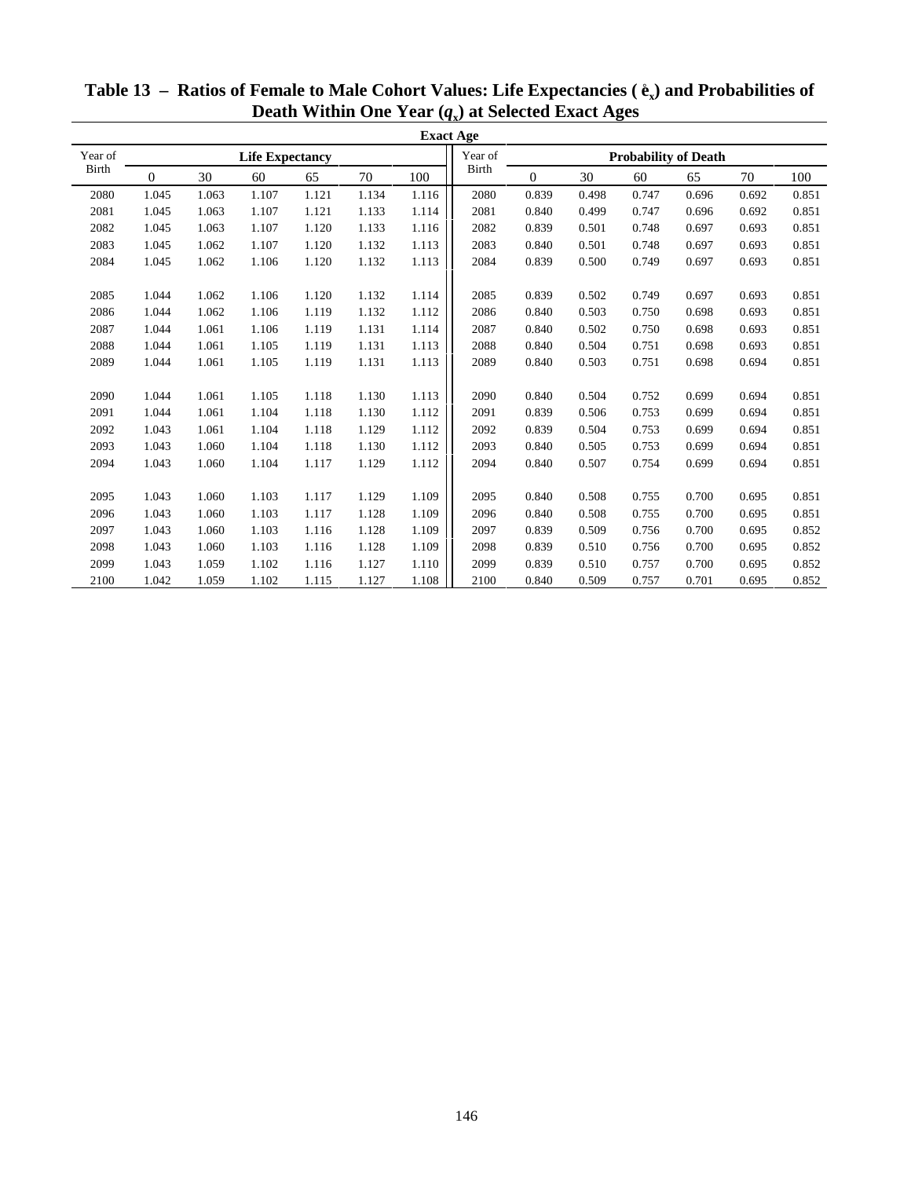# Table 13 – Ratios of Female to Male Cohort Values: Life Expectancies ($\mathring{e}_x$) and Probabilities of Death Within One Year ($q_x$) at Selected Exact Ages

| | Exact Age | | | | | | | | | | | | |
|---|---|---|---|---|---|---|---|---|---|---|---|---|---|
| Year of Birth | Life Expectancy | | | | | | Year of Birth | Probability of Death | | | | | |
| | 0 | 30 | 60 | 65 | 70 | 100 | | 0 | 30 | 60 | 65 | 70 | 100 |
| 2080 | 1.045 | 1.063 | 1.107 | 1.121 | 1.134 | 1.116 | 2080 | 0.839 | 0.498 | 0.747 | 0.696 | 0.692 | 0.851 |
| 2081 | 1.045 | 1.063 | 1.107 | 1.121 | 1.133 | 1.114 | 2081 | 0.840 | 0.499 | 0.747 | 0.696 | 0.692 | 0.851 |
| 2082 | 1.045 | 1.063 | 1.107 | 1.120 | 1.133 | 1.116 | 2082 | 0.839 | 0.501 | 0.748 | 0.697 | 0.693 | 0.851 |
| 2083 | 1.045 | 1.062 | 1.107 | 1.120 | 1.132 | 1.113 | 2083 | 0.840 | 0.501 | 0.748 | 0.697 | 0.693 | 0.851 |
| 2084 | 1.045 | 1.062 | 1.106 | 1.120 | 1.132 | 1.113 | 2084 | 0.839 | 0.500 | 0.749 | 0.697 | 0.693 | 0.851 |
| 2085 | 1.044 | 1.062 | 1.106 | 1.120 | 1.132 | 1.114 | 2085 | 0.839 | 0.502 | 0.749 | 0.697 | 0.693 | 0.851 |
| 2086 | 1.044 | 1.062 | 1.106 | 1.119 | 1.132 | 1.112 | 2086 | 0.840 | 0.503 | 0.750 | 0.698 | 0.693 | 0.851 |
| 2087 | 1.044 | 1.061 | 1.106 | 1.119 | 1.131 | 1.114 | 2087 | 0.840 | 0.502 | 0.750 | 0.698 | 0.693 | 0.851 |
| 2088 | 1.044 | 1.061 | 1.105 | 1.119 | 1.131 | 1.113 | 2088 | 0.840 | 0.504 | 0.751 | 0.698 | 0.693 | 0.851 |
| 2089 | 1.044 | 1.061 | 1.105 | 1.119 | 1.131 | 1.113 | 2089 | 0.840 | 0.503 | 0.751 | 0.698 | 0.694 | 0.851 |
| 2090 | 1.044 | 1.061 | 1.105 | 1.118 | 1.130 | 1.113 | 2090 | 0.840 | 0.504 | 0.752 | 0.699 | 0.694 | 0.851 |
| 2091 | 1.044 | 1.061 | 1.104 | 1.118 | 1.130 | 1.112 | 2091 | 0.839 | 0.506 | 0.753 | 0.699 | 0.694 | 0.851 |
| 2092 | 1.043 | 1.061 | 1.104 | 1.118 | 1.129 | 1.112 | 2092 | 0.839 | 0.504 | 0.753 | 0.699 | 0.694 | 0.851 |
| 2093 | 1.043 | 1.060 | 1.104 | 1.118 | 1.130 | 1.112 | 2093 | 0.840 | 0.505 | 0.753 | 0.699 | 0.694 | 0.851 |
| 2094 | 1.043 | 1.060 | 1.104 | 1.117 | 1.129 | 1.112 | 2094 | 0.840 | 0.507 | 0.754 | 0.699 | 0.694 | 0.851 |
| 2095 | 1.043 | 1.060 | 1.103 | 1.117 | 1.129 | 1.109 | 2095 | 0.840 | 0.508 | 0.755 | 0.700 | 0.695 | 0.851 |
| 2096 | 1.043 | 1.060 | 1.103 | 1.117 | 1.128 | 1.109 | 2096 | 0.840 | 0.508 | 0.755 | 0.700 | 0.695 | 0.851 |
| 2097 | 1.043 | 1.060 | 1.103 | 1.116 | 1.128 | 1.109 | 2097 | 0.839 | 0.509 | 0.756 | 0.700 | 0.695 | 0.852 |
| 2098 | 1.043 | 1.060 | 1.103 | 1.116 | 1.128 | 1.109 | 2098 | 0.839 | 0.510 | 0.756 | 0.700 | 0.695 | 0.852 |
| 2099 | 1.043 | 1.059 | 1.102 | 1.116 | 1.127 | 1.110 | 2099 | 0.839 | 0.510 | 0.757 | 0.700 | 0.695 | 0.852 |
| 2100 | 1.042 | 1.059 | 1.102 | 1.115 | 1.127 | 1.108 | 2100 | 0.840 | 0.509 | 0.757 | 0.701 | 0.695 | 0.852 |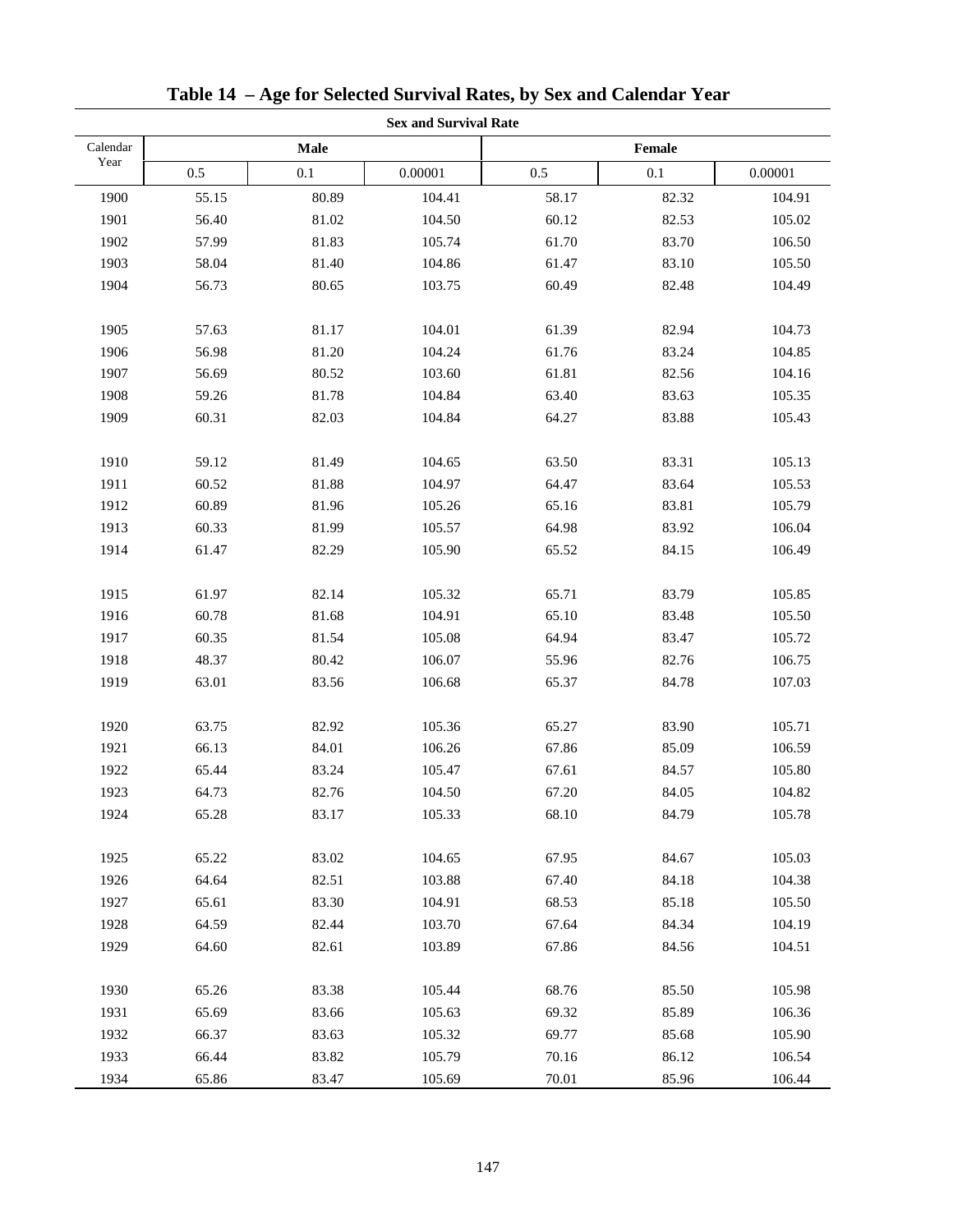# Table 14 – Age for Selected Survival Rates, by Sex and Calendar Year

| Calendar Year | Sex and Survival Rate | | | | | |
|---|---|---|---|---|---|---|
| | Male | | | Female | | |
| | 0.5 | 0.1 | 0.00001 | 0.5 | 0.1 | 0.00001 |
| 1900 | 55.15 | 80.89 | 104.41 | 58.17 | 82.32 | 104.91 |
| 1901 | 56.40 | 81.02 | 104.50 | 60.12 | 82.53 | 105.02 |
| 1902 | 57.99 | 81.83 | 105.74 | 61.70 | 83.70 | 106.50 |
| 1903 | 58.04 | 81.40 | 104.86 | 61.47 | 83.10 | 105.50 |
| 1904 | 56.73 | 80.65 | 103.75 | 60.49 | 82.48 | 104.49 |
| 1905 | 57.63 | 81.17 | 104.01 | 61.39 | 82.94 | 104.73 |
| 1906 | 56.98 | 81.20 | 104.24 | 61.76 | 83.24 | 104.85 |
| 1907 | 56.69 | 80.52 | 103.60 | 61.81 | 82.56 | 104.16 |
| 1908 | 59.26 | 81.78 | 104.84 | 63.40 | 83.63 | 105.35 |
| 1909 | 60.31 | 82.03 | 104.84 | 64.27 | 83.88 | 105.43 |
| 1910 | 59.12 | 81.49 | 104.65 | 63.50 | 83.31 | 105.13 |
| 1911 | 60.52 | 81.88 | 104.97 | 64.47 | 83.64 | 105.53 |
| 1912 | 60.89 | 81.96 | 105.26 | 65.16 | 83.81 | 105.79 |
| 1913 | 60.33 | 81.99 | 105.57 | 64.98 | 83.92 | 106.04 |
| 1914 | 61.47 | 82.29 | 105.90 | 65.52 | 84.15 | 106.49 |
| 1915 | 61.97 | 82.14 | 105.32 | 65.71 | 83.79 | 105.85 |
| 1916 | 60.78 | 81.68 | 104.91 | 65.10 | 83.48 | 105.50 |
| 1917 | 60.35 | 81.54 | 105.08 | 64.94 | 83.47 | 105.72 |
| 1918 | 48.37 | 80.42 | 106.07 | 55.96 | 82.76 | 106.75 |
| 1919 | 63.01 | 83.56 | 106.68 | 65.37 | 84.78 | 107.03 |
| 1920 | 63.75 | 82.92 | 105.36 | 65.27 | 83.90 | 105.71 |
| 1921 | 66.13 | 84.01 | 106.26 | 67.86 | 85.09 | 106.59 |
| 1922 | 65.44 | 83.24 | 105.47 | 67.61 | 84.57 | 105.80 |
| 1923 | 64.73 | 82.76 | 104.50 | 67.20 | 84.05 | 104.82 |
| 1924 | 65.28 | 83.17 | 105.33 | 68.10 | 84.79 | 105.78 |
| 1925 | 65.22 | 83.02 | 104.65 | 67.95 | 84.67 | 105.03 |
| 1926 | 64.64 | 82.51 | 103.88 | 67.40 | 84.18 | 104.38 |
| 1927 | 65.61 | 83.30 | 104.91 | 68.53 | 85.18 | 105.50 |
| 1928 | 64.59 | 82.44 | 103.70 | 67.64 | 84.34 | 104.19 |
| 1929 | 64.60 | 82.61 | 103.89 | 67.86 | 84.56 | 104.51 |
| 1930 | 65.26 | 83.38 | 105.44 | 68.76 | 85.50 | 105.98 |
| 1931 | 65.69 | 83.66 | 105.63 | 69.32 | 85.89 | 106.36 |
| 1932 | 66.37 | 83.63 | 105.32 | 69.77 | 85.68 | 105.90 |
| 1933 | 66.44 | 83.82 | 105.79 | 70.16 | 86.12 | 106.54 |
| 1934 | 65.86 | 83.47 | 105.69 | 70.01 | 85.96 | 106.44 |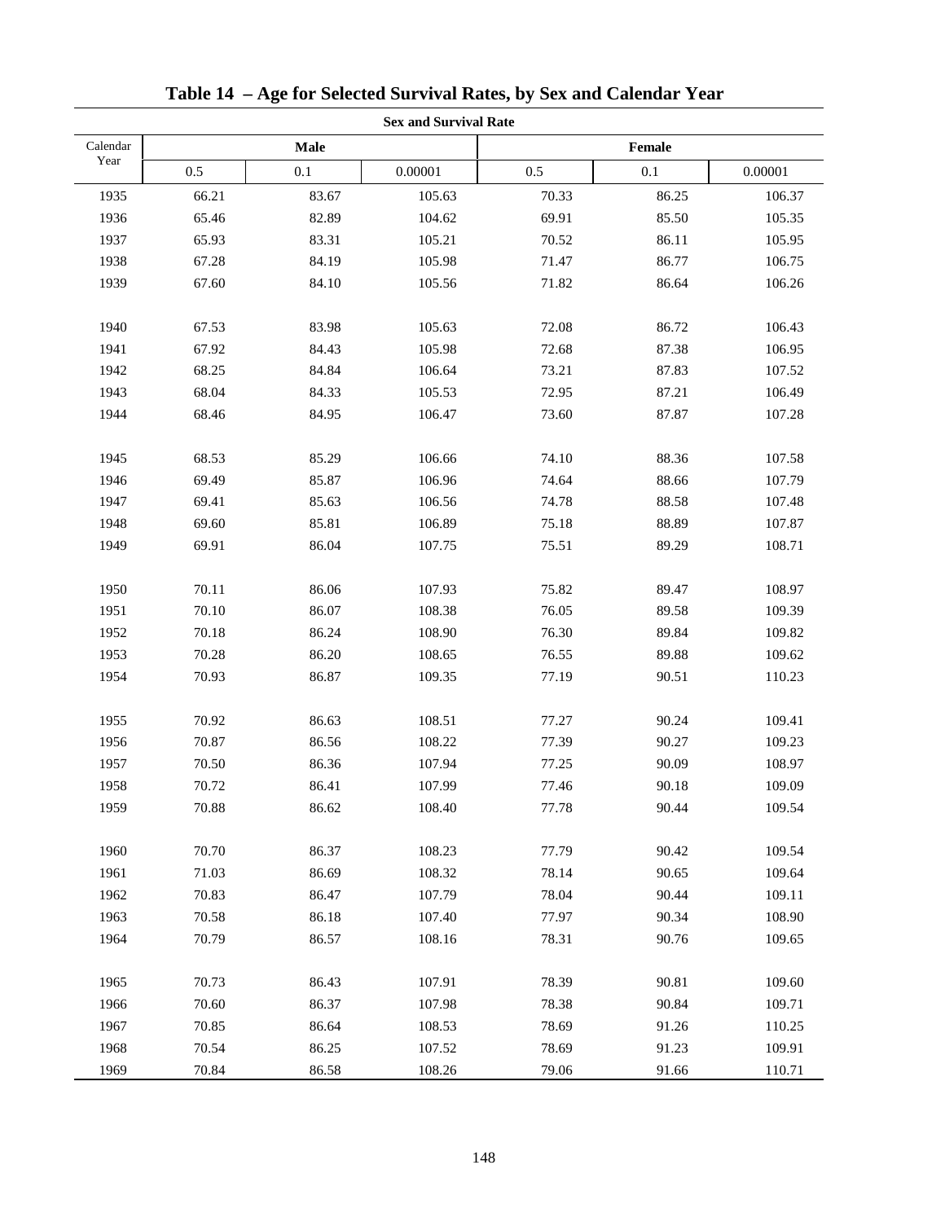# Table 14 – Age for Selected Survival Rates, by Sex and Calendar Year

| Calendar Year | Sex and Survival Rate | | | | | |
|---|---|---|---|---|---|---|
| | Male | | | Female | | |
| | 0.5 | 0.1 | 0.00001 | 0.5 | 0.1 | 0.00001 |
| 1935 | 66.21 | 83.67 | 105.63 | 70.33 | 86.25 | 106.37 |
| 1936 | 65.46 | 82.89 | 104.62 | 69.91 | 85.50 | 105.35 |
| 1937 | 65.93 | 83.31 | 105.21 | 70.52 | 86.11 | 105.95 |
| 1938 | 67.28 | 84.19 | 105.98 | 71.47 | 86.77 | 106.75 |
| 1939 | 67.60 | 84.10 | 105.56 | 71.82 | 86.64 | 106.26 |
| 1940 | 67.53 | 83.98 | 105.63 | 72.08 | 86.72 | 106.43 |
| 1941 | 67.92 | 84.43 | 105.98 | 72.68 | 87.38 | 106.95 |
| 1942 | 68.25 | 84.84 | 106.64 | 73.21 | 87.83 | 107.52 |
| 1943 | 68.04 | 84.33 | 105.53 | 72.95 | 87.21 | 106.49 |
| 1944 | 68.46 | 84.95 | 106.47 | 73.60 | 87.87 | 107.28 |
| 1945 | 68.53 | 85.29 | 106.66 | 74.10 | 88.36 | 107.58 |
| 1946 | 69.49 | 85.87 | 106.96 | 74.64 | 88.66 | 107.79 |
| 1947 | 69.41 | 85.63 | 106.56 | 74.78 | 88.58 | 107.48 |
| 1948 | 69.60 | 85.81 | 106.89 | 75.18 | 88.89 | 107.87 |
| 1949 | 69.91 | 86.04 | 107.75 | 75.51 | 89.29 | 108.71 |
| 1950 | 70.11 | 86.06 | 107.93 | 75.82 | 89.47 | 108.97 |
| 1951 | 70.10 | 86.07 | 108.38 | 76.05 | 89.58 | 109.39 |
| 1952 | 70.18 | 86.24 | 108.90 | 76.30 | 89.84 | 109.82 |
| 1953 | 70.28 | 86.20 | 108.65 | 76.55 | 89.88 | 109.62 |
| 1954 | 70.93 | 86.87 | 109.35 | 77.19 | 90.51 | 110.23 |
| 1955 | 70.92 | 86.63 | 108.51 | 77.27 | 90.24 | 109.41 |
| 1956 | 70.87 | 86.56 | 108.22 | 77.39 | 90.27 | 109.23 |
| 1957 | 70.50 | 86.36 | 107.94 | 77.25 | 90.09 | 108.97 |
| 1958 | 70.72 | 86.41 | 107.99 | 77.46 | 90.18 | 109.09 |
| 1959 | 70.88 | 86.62 | 108.40 | 77.78 | 90.44 | 109.54 |
| 1960 | 70.70 | 86.37 | 108.23 | 77.79 | 90.42 | 109.54 |
| 1961 | 71.03 | 86.69 | 108.32 | 78.14 | 90.65 | 109.64 |
| 1962 | 70.83 | 86.47 | 107.79 | 78.04 | 90.44 | 109.11 |
| 1963 | 70.58 | 86.18 | 107.40 | 77.97 | 90.34 | 108.90 |
| 1964 | 70.79 | 86.57 | 108.16 | 78.31 | 90.76 | 109.65 |
| 1965 | 70.73 | 86.43 | 107.91 | 78.39 | 90.81 | 109.60 |
| 1966 | 70.60 | 86.37 | 107.98 | 78.38 | 90.84 | 109.71 |
| 1967 | 70.85 | 86.64 | 108.53 | 78.69 | 91.26 | 110.25 |
| 1968 | 70.54 | 86.25 | 107.52 | 78.69 | 91.23 | 109.91 |
| 1969 | 70.84 | 86.58 | 108.26 | 79.06 | 91.66 | 110.71 |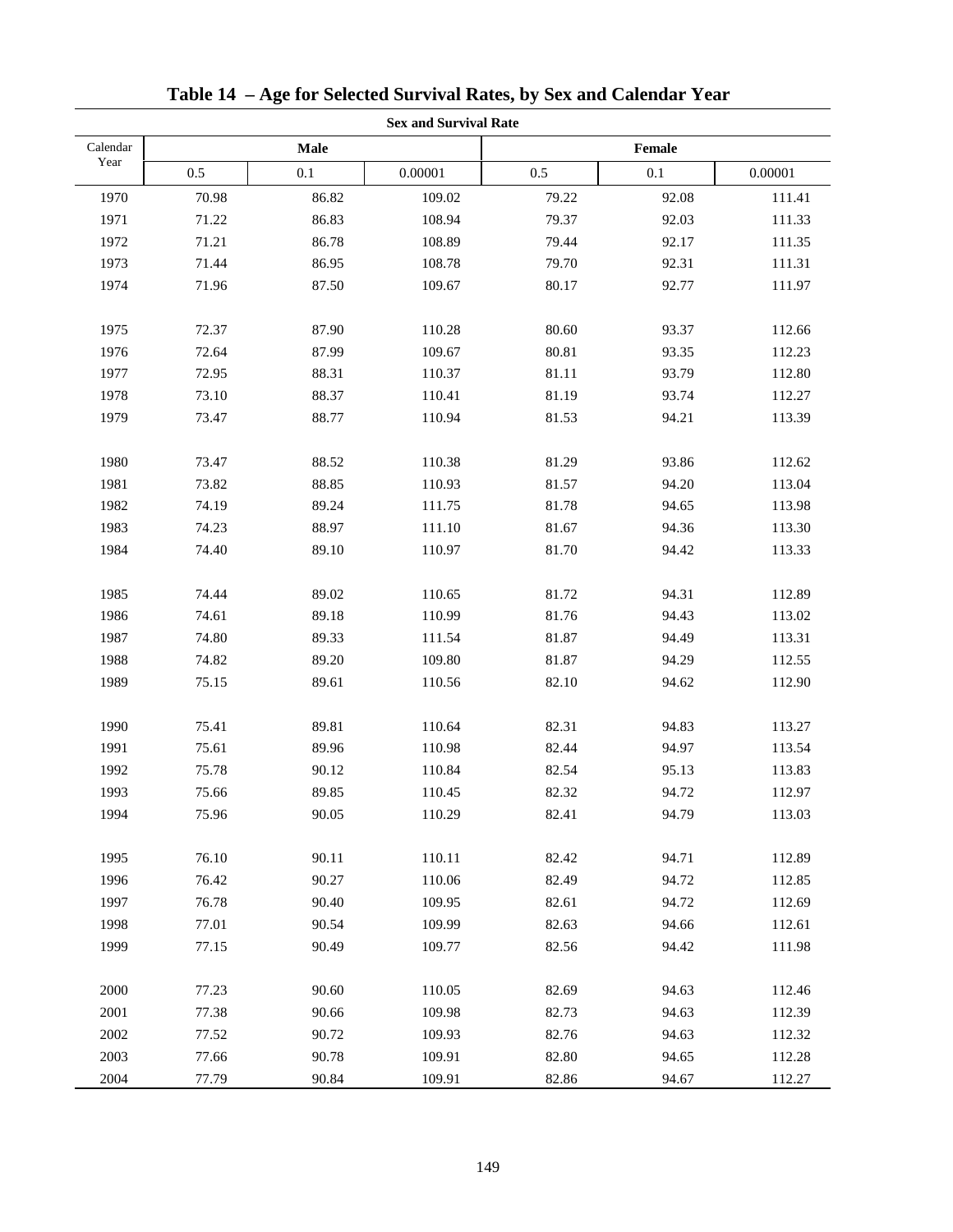# Table 14 – Age for Selected Survival Rates, by Sex and Calendar Year

| Calendar Year | Sex and Survival Rate | | | | | |
|---|---|---|---|---|---|---|
| | Male | | | Female | | |
| | 0.5 | 0.1 | 0.00001 | 0.5 | 0.1 | 0.00001 |
| 1970 | 70.98 | 86.82 | 109.02 | 79.22 | 92.08 | 111.41 |
| 1971 | 71.22 | 86.83 | 108.94 | 79.37 | 92.03 | 111.33 |
| 1972 | 71.21 | 86.78 | 108.89 | 79.44 | 92.17 | 111.35 |
| 1973 | 71.44 | 86.95 | 108.78 | 79.70 | 92.31 | 111.31 |
| 1974 | 71.96 | 87.50 | 109.67 | 80.17 | 92.77 | 111.97 |
| 1975 | 72.37 | 87.90 | 110.28 | 80.60 | 93.37 | 112.66 |
| 1976 | 72.64 | 87.99 | 109.67 | 80.81 | 93.35 | 112.23 |
| 1977 | 72.95 | 88.31 | 110.37 | 81.11 | 93.79 | 112.80 |
| 1978 | 73.10 | 88.37 | 110.41 | 81.19 | 93.74 | 112.27 |
| 1979 | 73.47 | 88.77 | 110.94 | 81.53 | 94.21 | 113.39 |
| 1980 | 73.47 | 88.52 | 110.38 | 81.29 | 93.86 | 112.62 |
| 1981 | 73.82 | 88.85 | 110.93 | 81.57 | 94.20 | 113.04 |
| 1982 | 74.19 | 89.24 | 111.75 | 81.78 | 94.65 | 113.98 |
| 1983 | 74.23 | 88.97 | 111.10 | 81.67 | 94.36 | 113.30 |
| 1984 | 74.40 | 89.10 | 110.97 | 81.70 | 94.42 | 113.33 |
| 1985 | 74.44 | 89.02 | 110.65 | 81.72 | 94.31 | 112.89 |
| 1986 | 74.61 | 89.18 | 110.99 | 81.76 | 94.43 | 113.02 |
| 1987 | 74.80 | 89.33 | 111.54 | 81.87 | 94.49 | 113.31 |
| 1988 | 74.82 | 89.20 | 109.80 | 81.87 | 94.29 | 112.55 |
| 1989 | 75.15 | 89.61 | 110.56 | 82.10 | 94.62 | 112.90 |
| 1990 | 75.41 | 89.81 | 110.64 | 82.31 | 94.83 | 113.27 |
| 1991 | 75.61 | 89.96 | 110.98 | 82.44 | 94.97 | 113.54 |
| 1992 | 75.78 | 90.12 | 110.84 | 82.54 | 95.13 | 113.83 |
| 1993 | 75.66 | 89.85 | 110.45 | 82.32 | 94.72 | 112.97 |
| 1994 | 75.96 | 90.05 | 110.29 | 82.41 | 94.79 | 113.03 |
| 1995 | 76.10 | 90.11 | 110.11 | 82.42 | 94.71 | 112.89 |
| 1996 | 76.42 | 90.27 | 110.06 | 82.49 | 94.72 | 112.85 |
| 1997 | 76.78 | 90.40 | 109.95 | 82.61 | 94.72 | 112.69 |
| 1998 | 77.01 | 90.54 | 109.99 | 82.63 | 94.66 | 112.61 |
| 1999 | 77.15 | 90.49 | 109.77 | 82.56 | 94.42 | 111.98 |
| 2000 | 77.23 | 90.60 | 110.05 | 82.69 | 94.63 | 112.46 |
| 2001 | 77.38 | 90.66 | 109.98 | 82.73 | 94.63 | 112.39 |
| 2002 | 77.52 | 90.72 | 109.93 | 82.76 | 94.63 | 112.32 |
| 2003 | 77.66 | 90.78 | 109.91 | 82.80 | 94.65 | 112.28 |
| 2004 | 77.79 | 90.84 | 109.91 | 82.86 | 94.67 | 112.27 |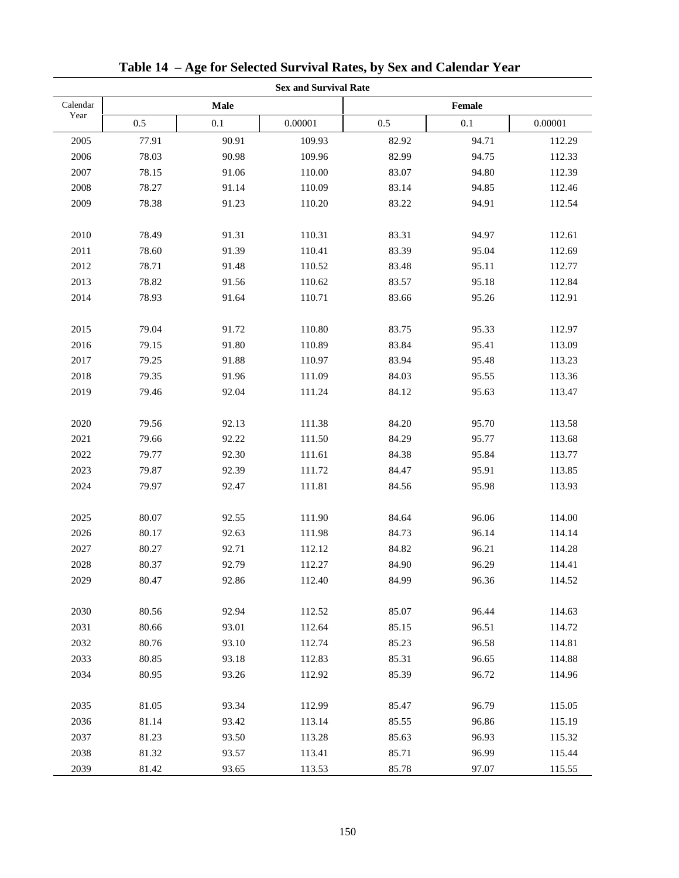## Table 14 – Age for Selected Survival Rates, by Sex and Calendar Year

| Calendar Year | Sex and Survival Rate | | | | | |
|---|---|---|---|---|---|---|
| | Male | | | Female | | |
| | 0.5 | 0.1 | 0.00001 | 0.5 | 0.1 | 0.00001 |
| 2005 | 77.91 | 90.91 | 109.93 | 82.92 | 94.71 | 112.29 |
| 2006 | 78.03 | 90.98 | 109.96 | 82.99 | 94.75 | 112.33 |
| 2007 | 78.15 | 91.06 | 110.00 | 83.07 | 94.80 | 112.39 |
| 2008 | 78.27 | 91.14 | 110.09 | 83.14 | 94.85 | 112.46 |
| 2009 | 78.38 | 91.23 | 110.20 | 83.22 | 94.91 | 112.54 |
| 2010 | 78.49 | 91.31 | 110.31 | 83.31 | 94.97 | 112.61 |
| 2011 | 78.60 | 91.39 | 110.41 | 83.39 | 95.04 | 112.69 |
| 2012 | 78.71 | 91.48 | 110.52 | 83.48 | 95.11 | 112.77 |
| 2013 | 78.82 | 91.56 | 110.62 | 83.57 | 95.18 | 112.84 |
| 2014 | 78.93 | 91.64 | 110.71 | 83.66 | 95.26 | 112.91 |
| 2015 | 79.04 | 91.72 | 110.80 | 83.75 | 95.33 | 112.97 |
| 2016 | 79.15 | 91.80 | 110.89 | 83.84 | 95.41 | 113.09 |
| 2017 | 79.25 | 91.88 | 110.97 | 83.94 | 95.48 | 113.23 |
| 2018 | 79.35 | 91.96 | 111.09 | 84.03 | 95.55 | 113.36 |
| 2019 | 79.46 | 92.04 | 111.24 | 84.12 | 95.63 | 113.47 |
| 2020 | 79.56 | 92.13 | 111.38 | 84.20 | 95.70 | 113.58 |
| 2021 | 79.66 | 92.22 | 111.50 | 84.29 | 95.77 | 113.68 |
| 2022 | 79.77 | 92.30 | 111.61 | 84.38 | 95.84 | 113.77 |
| 2023 | 79.87 | 92.39 | 111.72 | 84.47 | 95.91 | 113.85 |
| 2024 | 79.97 | 92.47 | 111.81 | 84.56 | 95.98 | 113.93 |
| 2025 | 80.07 | 92.55 | 111.90 | 84.64 | 96.06 | 114.00 |
| 2026 | 80.17 | 92.63 | 111.98 | 84.73 | 96.14 | 114.14 |
| 2027 | 80.27 | 92.71 | 112.12 | 84.82 | 96.21 | 114.28 |
| 2028 | 80.37 | 92.79 | 112.27 | 84.90 | 96.29 | 114.41 |
| 2029 | 80.47 | 92.86 | 112.40 | 84.99 | 96.36 | 114.52 |
| 2030 | 80.56 | 92.94 | 112.52 | 85.07 | 96.44 | 114.63 |
| 2031 | 80.66 | 93.01 | 112.64 | 85.15 | 96.51 | 114.72 |
| 2032 | 80.76 | 93.10 | 112.74 | 85.23 | 96.58 | 114.81 |
| 2033 | 80.85 | 93.18 | 112.83 | 85.31 | 96.65 | 114.88 |
| 2034 | 80.95 | 93.26 | 112.92 | 85.39 | 96.72 | 114.96 |
| 2035 | 81.05 | 93.34 | 112.99 | 85.47 | 96.79 | 115.05 |
| 2036 | 81.14 | 93.42 | 113.14 | 85.55 | 96.86 | 115.19 |
| 2037 | 81.23 | 93.50 | 113.28 | 85.63 | 96.93 | 115.32 |
| 2038 | 81.32 | 93.57 | 113.41 | 85.71 | 96.99 | 115.44 |
| 2039 | 81.42 | 93.65 | 113.53 | 85.78 | 97.07 | 115.55 |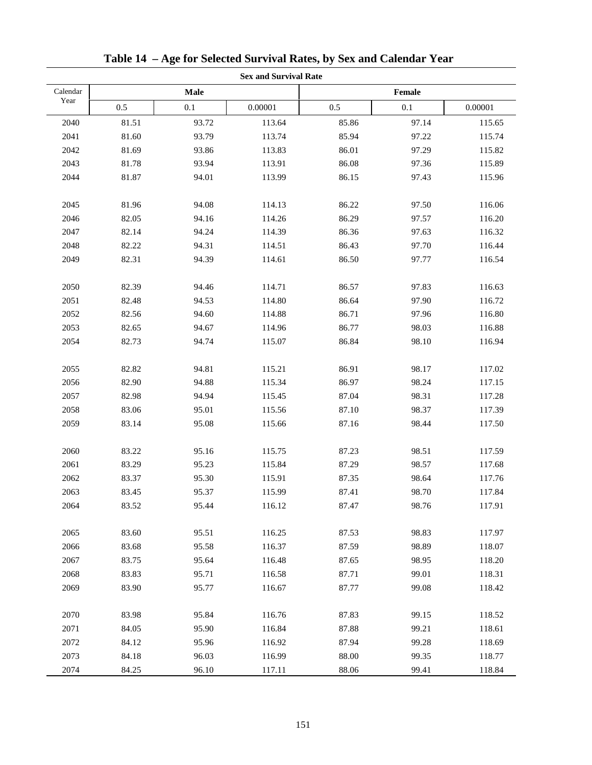# Table 14 – Age for Selected Survival Rates, by Sex and Calendar Year

| Calendar Year | Male | | | Female | | |
|---|---|---|---|---|---|---|
| | 0.5 | 0.1 | 0.00001 | 0.5 | 0.1 | 0.00001 |
| 2040 | 81.51 | 93.72 | 113.64 | 85.86 | 97.14 | 115.65 |
| 2041 | 81.60 | 93.79 | 113.74 | 85.94 | 97.22 | 115.74 |
| 2042 | 81.69 | 93.86 | 113.83 | 86.01 | 97.29 | 115.82 |
| 2043 | 81.78 | 93.94 | 113.91 | 86.08 | 97.36 | 115.89 |
| 2044 | 81.87 | 94.01 | 113.99 | 86.15 | 97.43 | 115.96 |
| 2045 | 81.96 | 94.08 | 114.13 | 86.22 | 97.50 | 116.06 |
| 2046 | 82.05 | 94.16 | 114.26 | 86.29 | 97.57 | 116.20 |
| 2047 | 82.14 | 94.24 | 114.39 | 86.36 | 97.63 | 116.32 |
| 2048 | 82.22 | 94.31 | 114.51 | 86.43 | 97.70 | 116.44 |
| 2049 | 82.31 | 94.39 | 114.61 | 86.50 | 97.77 | 116.54 |
| 2050 | 82.39 | 94.46 | 114.71 | 86.57 | 97.83 | 116.63 |
| 2051 | 82.48 | 94.53 | 114.80 | 86.64 | 97.90 | 116.72 |
| 2052 | 82.56 | 94.60 | 114.88 | 86.71 | 97.96 | 116.80 |
| 2053 | 82.65 | 94.67 | 114.96 | 86.77 | 98.03 | 116.88 |
| 2054 | 82.73 | 94.74 | 115.07 | 86.84 | 98.10 | 116.94 |
| 2055 | 82.82 | 94.81 | 115.21 | 86.91 | 98.17 | 117.02 |
| 2056 | 82.90 | 94.88 | 115.34 | 86.97 | 98.24 | 117.15 |
| 2057 | 82.98 | 94.94 | 115.45 | 87.04 | 98.31 | 117.28 |
| 2058 | 83.06 | 95.01 | 115.56 | 87.10 | 98.37 | 117.39 |
| 2059 | 83.14 | 95.08 | 115.66 | 87.16 | 98.44 | 117.50 |
| 2060 | 83.22 | 95.16 | 115.75 | 87.23 | 98.51 | 117.59 |
| 2061 | 83.29 | 95.23 | 115.84 | 87.29 | 98.57 | 117.68 |
| 2062 | 83.37 | 95.30 | 115.91 | 87.35 | 98.64 | 117.76 |
| 2063 | 83.45 | 95.37 | 115.99 | 87.41 | 98.70 | 117.84 |
| 2064 | 83.52 | 95.44 | 116.12 | 87.47 | 98.76 | 117.91 |
| 2065 | 83.60 | 95.51 | 116.25 | 87.53 | 98.83 | 117.97 |
| 2066 | 83.68 | 95.58 | 116.37 | 87.59 | 98.89 | 118.07 |
| 2067 | 83.75 | 95.64 | 116.48 | 87.65 | 98.95 | 118.20 |
| 2068 | 83.83 | 95.71 | 116.58 | 87.71 | 99.01 | 118.31 |
| 2069 | 83.90 | 95.77 | 116.67 | 87.77 | 99.08 | 118.42 |
| 2070 | 83.98 | 95.84 | 116.76 | 87.83 | 99.15 | 118.52 |
| 2071 | 84.05 | 95.90 | 116.84 | 87.88 | 99.21 | 118.61 |
| 2072 | 84.12 | 95.96 | 116.92 | 87.94 | 99.28 | 118.69 |
| 2073 | 84.18 | 96.03 | 116.99 | 88.00 | 99.35 | 118.77 |
| 2074 | 84.25 | 96.10 | 117.11 | 88.06 | 99.41 | 118.84 |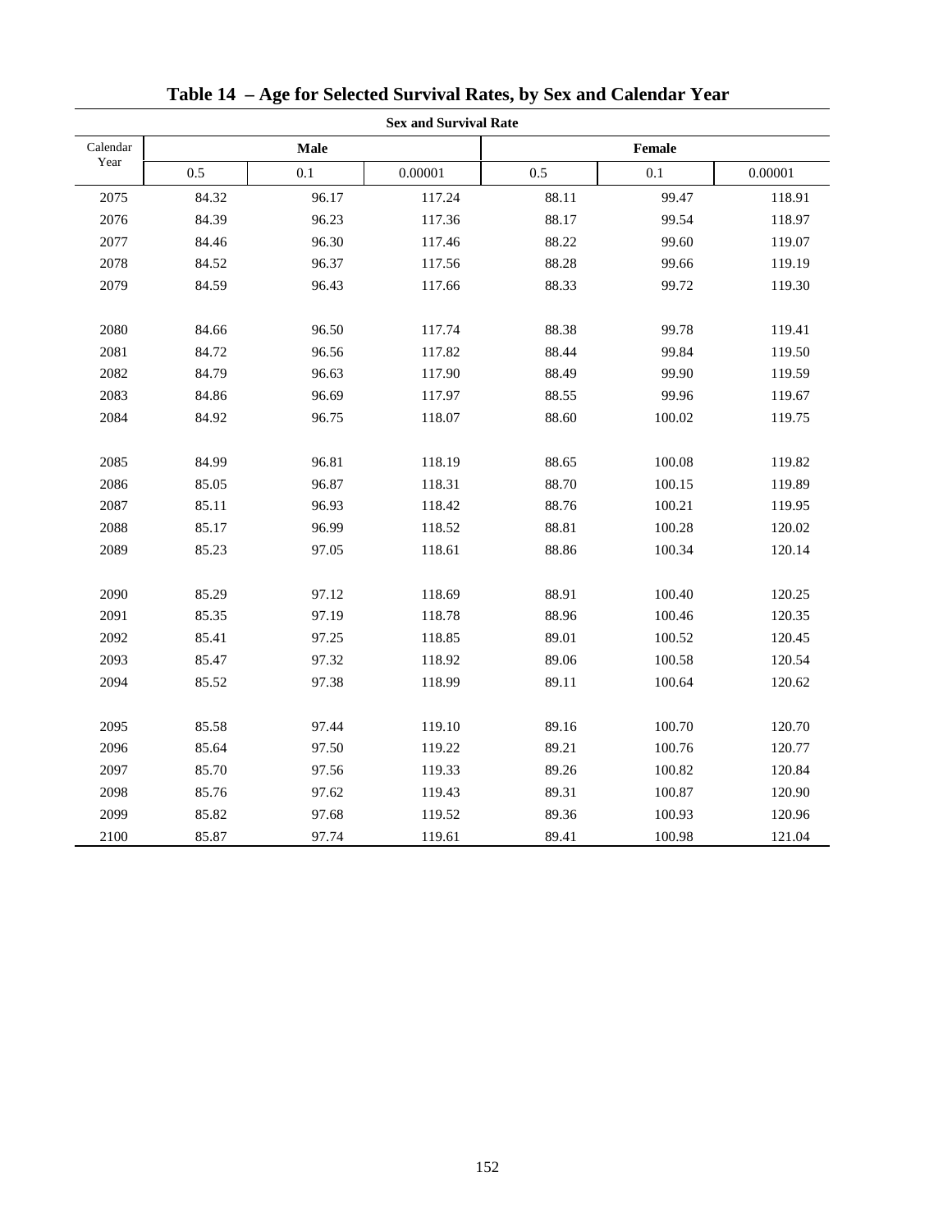# Table 14 – Age for Selected Survival Rates, by Sex and Calendar Year

| Calendar Year | Male | | | Female | | |
|---|---|---|---|---|---|---|
| | 0.5 | 0.1 | 0.00001 | 0.5 | 0.1 | 0.00001 |
| 2075 | 84.32 | 96.17 | 117.24 | 88.11 | 99.47 | 118.91 |
| 2076 | 84.39 | 96.23 | 117.36 | 88.17 | 99.54 | 118.97 |
| 2077 | 84.46 | 96.30 | 117.46 | 88.22 | 99.60 | 119.07 |
| 2078 | 84.52 | 96.37 | 117.56 | 88.28 | 99.66 | 119.19 |
| 2079 | 84.59 | 96.43 | 117.66 | 88.33 | 99.72 | 119.30 |
| 2080 | 84.66 | 96.50 | 117.74 | 88.38 | 99.78 | 119.41 |
| 2081 | 84.72 | 96.56 | 117.82 | 88.44 | 99.84 | 119.50 |
| 2082 | 84.79 | 96.63 | 117.90 | 88.49 | 99.90 | 119.59 |
| 2083 | 84.86 | 96.69 | 117.97 | 88.55 | 99.96 | 119.67 |
| 2084 | 84.92 | 96.75 | 118.07 | 88.60 | 100.02 | 119.75 |
| 2085 | 84.99 | 96.81 | 118.19 | 88.65 | 100.08 | 119.82 |
| 2086 | 85.05 | 96.87 | 118.31 | 88.70 | 100.15 | 119.89 |
| 2087 | 85.11 | 96.93 | 118.42 | 88.76 | 100.21 | 119.95 |
| 2088 | 85.17 | 96.99 | 118.52 | 88.81 | 100.28 | 120.02 |
| 2089 | 85.23 | 97.05 | 118.61 | 88.86 | 100.34 | 120.14 |
| 2090 | 85.29 | 97.12 | 118.69 | 88.91 | 100.40 | 120.25 |
| 2091 | 85.35 | 97.19 | 118.78 | 88.96 | 100.46 | 120.35 |
| 2092 | 85.41 | 97.25 | 118.85 | 89.01 | 100.52 | 120.45 |
| 2093 | 85.47 | 97.32 | 118.92 | 89.06 | 100.58 | 120.54 |
| 2094 | 85.52 | 97.38 | 118.99 | 89.11 | 100.64 | 120.62 |
| 2095 | 85.58 | 97.44 | 119.10 | 89.16 | 100.70 | 120.70 |
| 2096 | 85.64 | 97.50 | 119.22 | 89.21 | 100.76 | 120.77 |
| 2097 | 85.70 | 97.56 | 119.33 | 89.26 | 100.82 | 120.84 |
| 2098 | 85.76 | 97.62 | 119.43 | 89.31 | 100.87 | 120.90 |
| 2099 | 85.82 | 97.68 | 119.52 | 89.36 | 100.93 | 120.96 |
| 2100 | 85.87 | 97.74 | 119.61 | 89.41 | 100.98 | 121.04 |